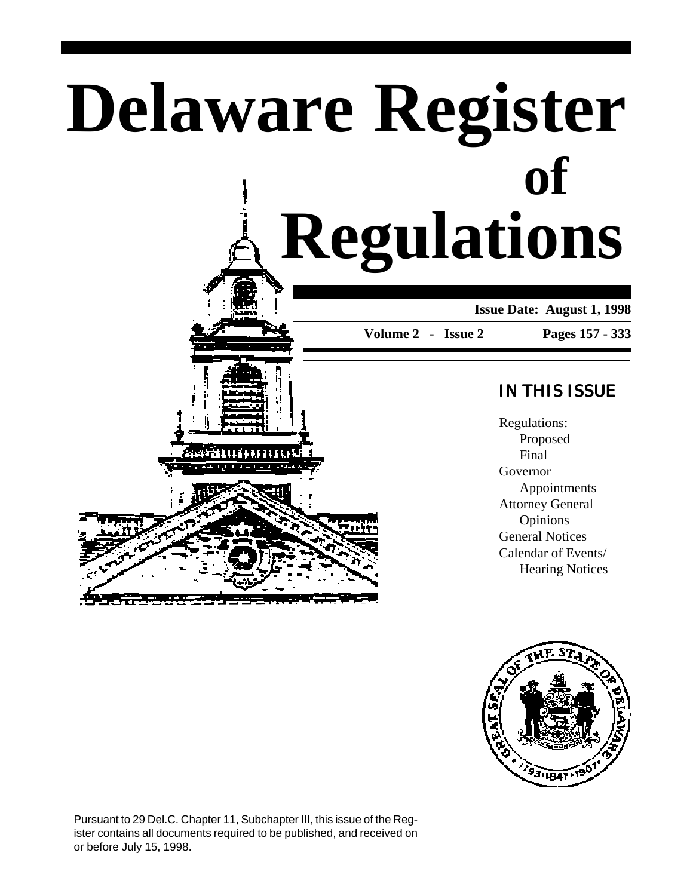# Delaware Register of Regulations

**Issue Date: August 1, 1998**

**Volume 2 - Issue 2** **Pages 157 - 333**

## IN THIS ISSUE

Regulations:
- Proposed
- Final

Governor
- Appointments

Attorney General
- Opinions

General Notices

Calendar of Events/
- Hearing Notices

Pursuant to 29 Del.C. Chapter 11, Subchapter III, this issue of the Register contains all documents required to be published, and received on or before July 15, 1998.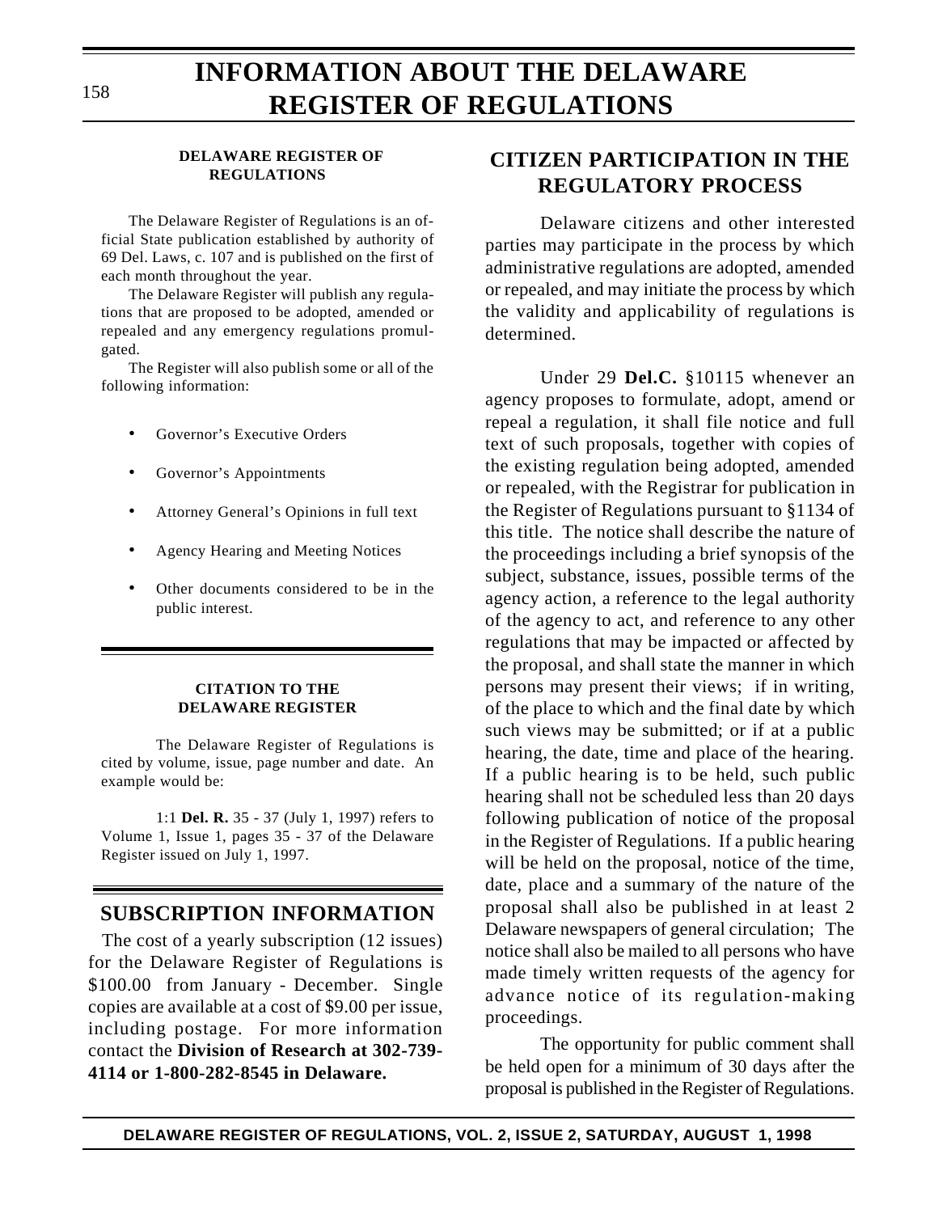# INFORMATION ABOUT THE DELAWARE REGISTER OF REGULATIONS

### DELAWARE REGISTER OF REGULATIONS

The Delaware Register of Regulations is an official State publication established by authority of 69 Del. Laws, c. 107 and is published on the first of each month throughout the year.

The Delaware Register will publish any regulations that are proposed to be adopted, amended or repealed and any emergency regulations promulgated.

The Register will also publish some or all of the following information:

- Governor's Executive Orders
- Governor's Appointments
- Attorney General's Opinions in full text
- Agency Hearing and Meeting Notices
- Other documents considered to be in the public interest.

### CITATION TO THE DELAWARE REGISTER

The Delaware Register of Regulations is cited by volume, issue, page number and date. An example would be:

1:1 **Del. R.** 35 - 37 (July 1, 1997) refers to Volume 1, Issue 1, pages 35 - 37 of the Delaware Register issued on July 1, 1997.

## SUBSCRIPTION INFORMATION

The cost of a yearly subscription (12 issues) for the Delaware Register of Regulations is $100.00 from January - December. Single copies are available at a cost of $9.00 per issue, including postage. For more information contact the **Division of Research at 302-739-4114 or 1-800-282-8545 in Delaware.**

## CITIZEN PARTICIPATION IN THE REGULATORY PROCESS

Delaware citizens and other interested parties may participate in the process by which administrative regulations are adopted, amended or repealed, and may initiate the process by which the validity and applicability of regulations is determined.

Under 29 **Del.C.** §10115 whenever an agency proposes to formulate, adopt, amend or repeal a regulation, it shall file notice and full text of such proposals, together with copies of the existing regulation being adopted, amended or repealed, with the Registrar for publication in the Register of Regulations pursuant to §1134 of this title. The notice shall describe the nature of the proceedings including a brief synopsis of the subject, substance, issues, possible terms of the agency action, a reference to the legal authority of the agency to act, and reference to any other regulations that may be impacted or affected by the proposal, and shall state the manner in which persons may present their views; if in writing, of the place to which and the final date by which such views may be submitted; or if at a public hearing, the date, time and place of the hearing. If a public hearing is to be held, such public hearing shall not be scheduled less than 20 days following publication of notice of the proposal in the Register of Regulations. If a public hearing will be held on the proposal, notice of the time, date, place and a summary of the nature of the proposal shall also be published in at least 2 Delaware newspapers of general circulation; The notice shall also be mailed to all persons who have made timely written requests of the agency for advance notice of its regulation-making proceedings.

The opportunity for public comment shall be held open for a minimum of 30 days after the proposal is published in the Register of Regulations.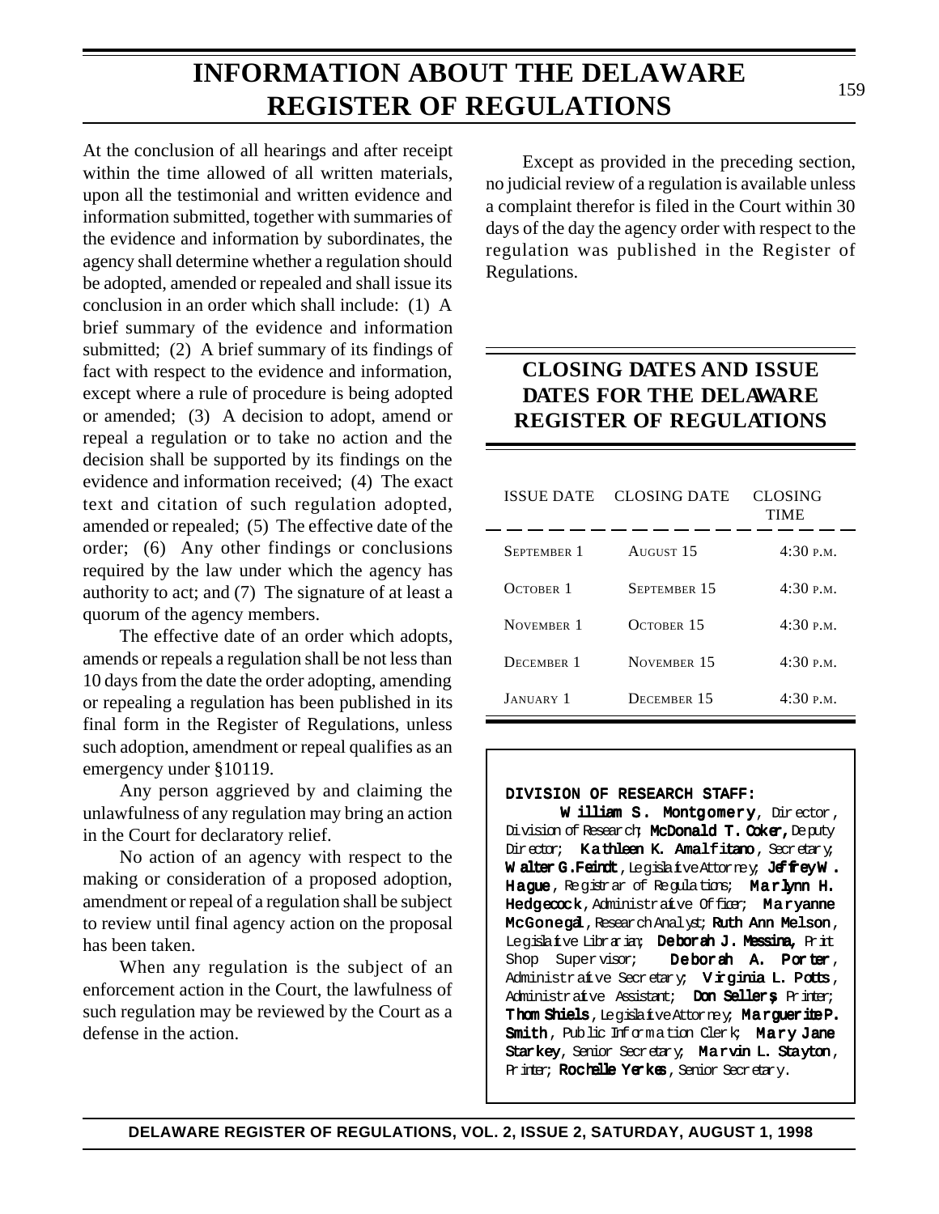# INFORMATION ABOUT THE DELAWARE REGISTER OF REGULATIONS

At the conclusion of all hearings and after receipt within the time allowed of all written materials, upon all the testimonial and written evidence and information submitted, together with summaries of the evidence and information by subordinates, the agency shall determine whether a regulation should be adopted, amended or repealed and shall issue its conclusion in an order which shall include: (1) A brief summary of the evidence and information submitted; (2) A brief summary of its findings of fact with respect to the evidence and information, except where a rule of procedure is being adopted or amended; (3) A decision to adopt, amend or repeal a regulation or to take no action and the decision shall be supported by its findings on the evidence and information received; (4) The exact text and citation of such regulation adopted, amended or repealed; (5) The effective date of the order; (6) Any other findings or conclusions required by the law under which the agency has authority to act; and (7) The signature of at least a quorum of the agency members.

The effective date of an order which adopts, amends or repeals a regulation shall be not less than 10 days from the date the order adopting, amending or repealing a regulation has been published in its final form in the Register of Regulations, unless such adoption, amendment or repeal qualifies as an emergency under §10119.

Any person aggrieved by and claiming the unlawfulness of any regulation may bring an action in the Court for declaratory relief.

No action of an agency with respect to the making or consideration of a proposed adoption, amendment or repeal of a regulation shall be subject to review until final agency action on the proposal has been taken.

When any regulation is the subject of an enforcement action in the Court, the lawfulness of such regulation may be reviewed by the Court as a defense in the action.

Except as provided in the preceding section, no judicial review of a regulation is available unless a complaint therefor is filed in the Court within 30 days of the day the agency order with respect to the regulation was published in the Register of Regulations.

## CLOSING DATES AND ISSUE DATES FOR THE DELAWARE REGISTER OF REGULATIONS

| ISSUE DATE | CLOSING DATE | CLOSING TIME |
|---|---|---|
| September 1 | August 15 | 4:30 p.m. |
| October 1 | September 15 | 4:30 p.m. |
| November 1 | October 15 | 4:30 p.m. |
| December 1 | November 15 | 4:30 p.m. |
| January 1 | December 15 | 4:30 p.m. |

**DIVISION OF RESEARCH STAFF:**

**William S. Montgomery**, Director, Division of Research; **McDonald T. Coker,** Deputy Director; **Kathleen K. Amalfitano**, Secretary; **Walter G. Feindt**, Legislative Attorney; **Jeffrey W. Hague**, Registrar of Regulations; **Marlynn H. Hedgecock**, Administrative Officer; **Maryanne McGonegal**, Research Analyst; **Ruth Ann Melson**, Legislative Librarian; **Deborah J. Messina,** Print Shop Supervisor; **Deborah A. Porter**, Administrative Secretary; **Virginia L. Potts**, Administrative Assistant; **Don Sellers,** Printer; **Thom Shiels**, Legislative Attorney; **Marguerite P. Smith**, Public Information Clerk; **Mary Jane Starkey**, Senior Secretary; **Marvin L. Stayton**, Printer; **Rochelle Yerkes**, Senior Secretary.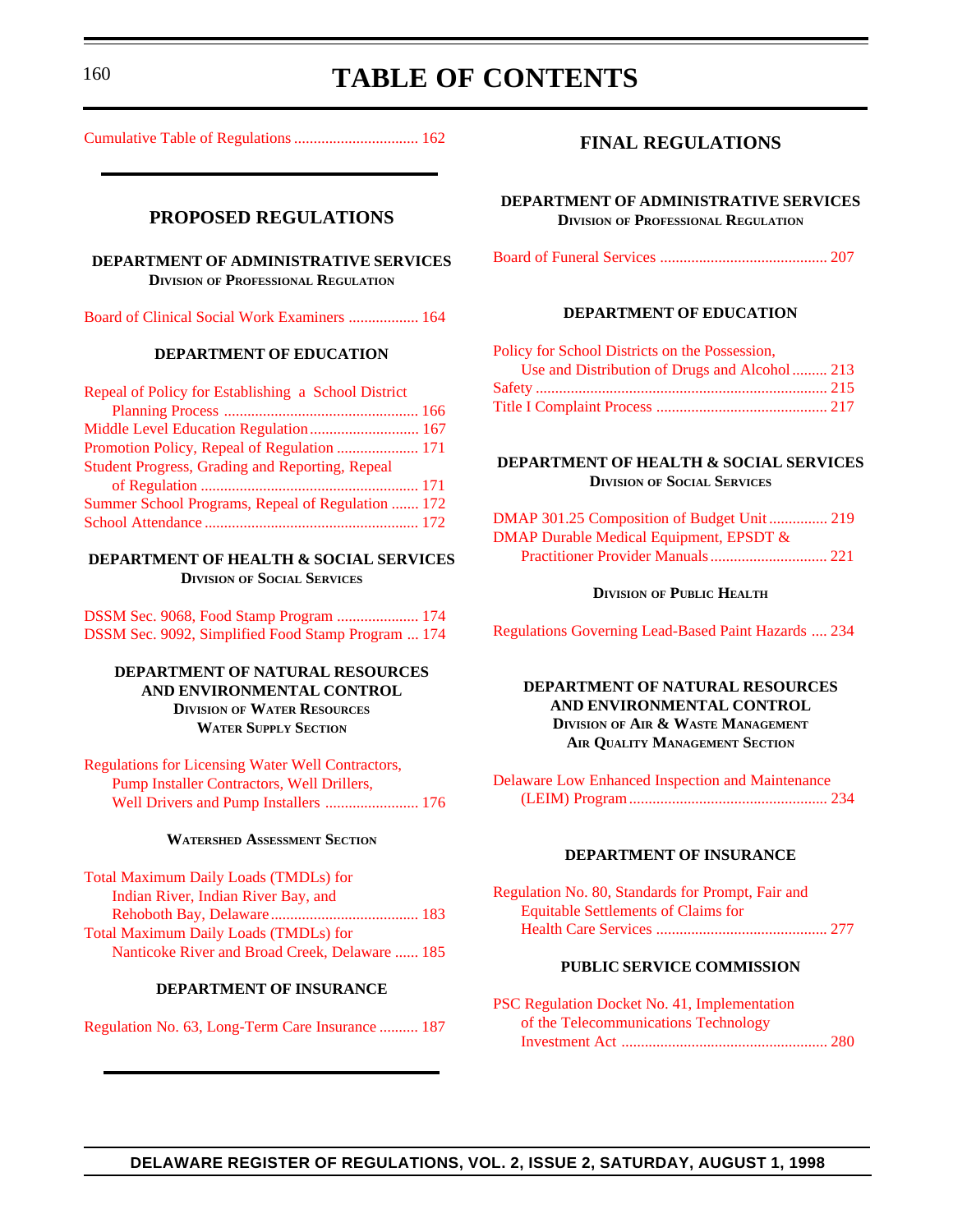# TABLE OF CONTENTS

Cumulative Table of Regulations ................................ 162

## PROPOSED REGULATIONS

### DEPARTMENT OF ADMINISTRATIVE SERVICES
**Division of Professional Regulation**

Board of Clinical Social Work Examiners .................. 164

### DEPARTMENT OF EDUCATION

Repeal of Policy for Establishing a School District Planning Process .................................................. 166
Middle Level Education Regulation............................ 167
Promotion Policy, Repeal of Regulation ..................... 171
Student Progress, Grading and Reporting, Repeal of Regulation ........................................................ 171
Summer School Programs, Repeal of Regulation ....... 172
School Attendance ....................................................... 172

### DEPARTMENT OF HEALTH & SOCIAL SERVICES
**Division of Social Services**

DSSM Sec. 9068, Food Stamp Program ..................... 174
DSSM Sec. 9092, Simplified Food Stamp Program ... 174

### DEPARTMENT OF NATURAL RESOURCES AND ENVIRONMENTAL CONTROL
**Division of Water Resources**
**Water Supply Section**

Regulations for Licensing Water Well Contractors, Pump Installer Contractors, Well Drillers, Well Drivers and Pump Installers ........................ 176

**Watershed Assessment Section**

Total Maximum Daily Loads (TMDLs) for Indian River, Indian River Bay, and Rehoboth Bay, Delaware...................................... 183
Total Maximum Daily Loads (TMDLs) for Nanticoke River and Broad Creek, Delaware ...... 185

### DEPARTMENT OF INSURANCE

Regulation No. 63, Long-Term Care Insurance .......... 187

## FINAL REGULATIONS

### DEPARTMENT OF ADMINISTRATIVE SERVICES
**Division of Professional Regulation**

Board of Funeral Services ........................................... 207

### DEPARTMENT OF EDUCATION

Policy for School Districts on the Possession, Use and Distribution of Drugs and Alcohol......... 213
Safety .......................................................................... 215
Title I Complaint Process ............................................ 217

### DEPARTMENT OF HEALTH & SOCIAL SERVICES
**Division of Social Services**

DMAP 301.25 Composition of Budget Unit............... 219
DMAP Durable Medical Equipment, EPSDT & Practitioner Provider Manuals.............................. 221

**Division of Public Health**

Regulations Governing Lead-Based Paint Hazards .... 234

### DEPARTMENT OF NATURAL RESOURCES AND ENVIRONMENTAL CONTROL
**Division of Air & Waste Management**
**Air Quality Management Section**

Delaware Low Enhanced Inspection and Maintenance (LEIM) Program................................................... 234

### DEPARTMENT OF INSURANCE

Regulation No. 80, Standards for Prompt, Fair and Equitable Settlements of Claims for Health Care Services ............................................ 277

### PUBLIC SERVICE COMMISSION

PSC Regulation Docket No. 41, Implementation of the Telecommunications Technology Investment Act ..................................................... 280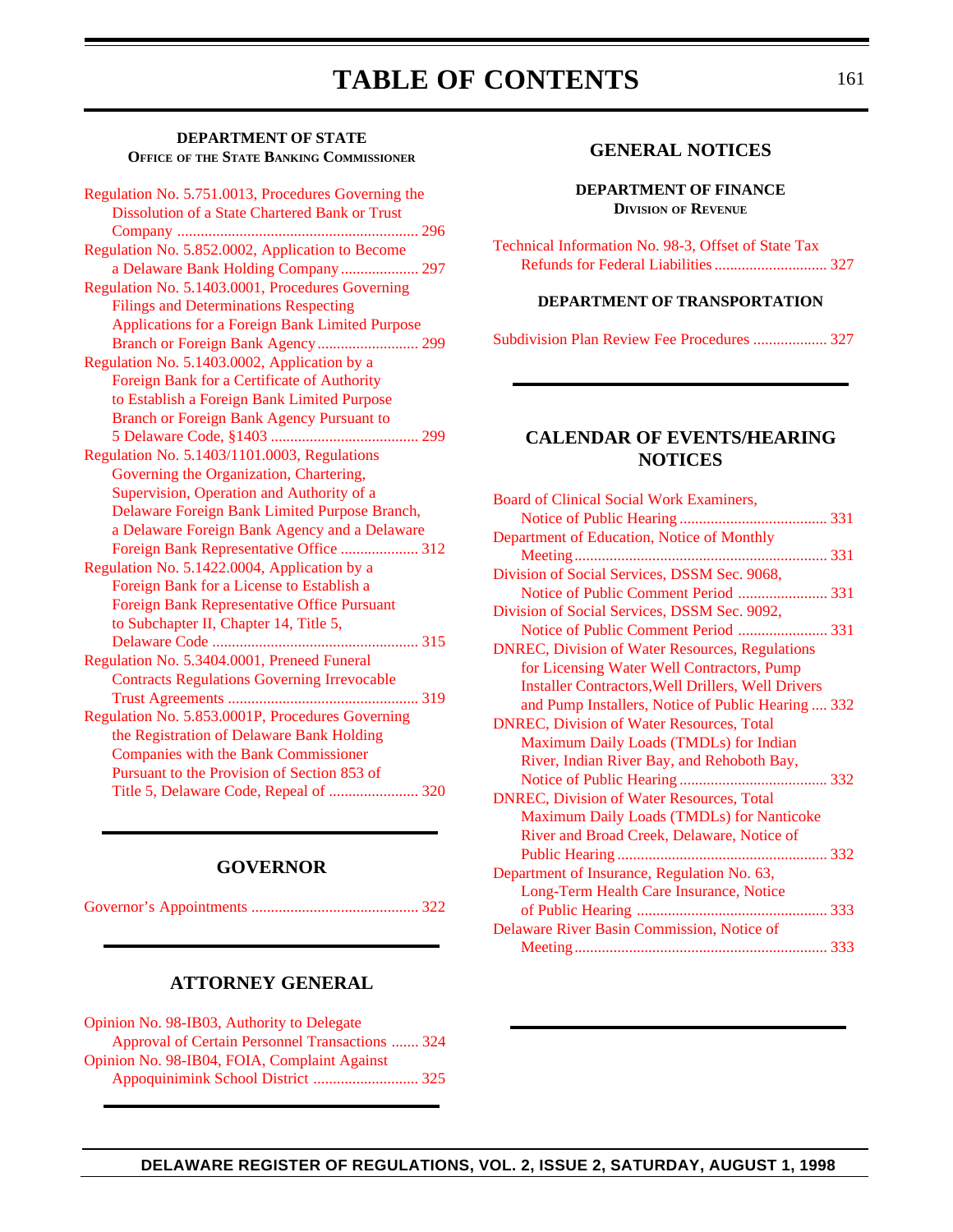# TABLE OF CONTENTS

### DEPARTMENT OF STATE
**Office of the State Banking Commissioner**

Regulation No. 5.751.0013, Procedures Governing the Dissolution of a State Chartered Bank or Trust Company ............................................................ 296

Regulation No. 5.852.0002, Application to Become a Delaware Bank Holding Company .................... 297

Regulation No. 5.1403.0001, Procedures Governing Filings and Determinations Respecting Applications for a Foreign Bank Limited Purpose Branch or Foreign Bank Agency .......................... 299

Regulation No. 5.1403.0002, Application by a Foreign Bank for a Certificate of Authority to Establish a Foreign Bank Limited Purpose Branch or Foreign Bank Agency Pursuant to 5 Delaware Code, §1403 ...................................... 299

Regulation No. 5.1403/1101.0003, Regulations Governing the Organization, Chartering, Supervision, Operation and Authority of a Delaware Foreign Bank Limited Purpose Branch, a Delaware Foreign Bank Agency and a Delaware Foreign Bank Representative Office .................... 312

Regulation No. 5.1422.0004, Application by a Foreign Bank for a License to Establish a Foreign Bank Representative Office Pursuant to Subchapter II, Chapter 14, Title 5, Delaware Code ..................................................... 315

Regulation No. 5.3404.0001, Preneed Funeral Contracts Regulations Governing Irrevocable Trust Agreements ................................................ 319

Regulation No. 5.853.0001P, Procedures Governing the Registration of Delaware Bank Holding Companies with the Bank Commissioner Pursuant to the Provision of Section 853 of Title 5, Delaware Code, Repeal of ....................... 320

## GOVERNOR

Governor's Appointments ........................................... 322

## ATTORNEY GENERAL

Opinion No. 98-IB03, Authority to Delegate Approval of Certain Personnel Transactions ....... 324

Opinion No. 98-IB04, FOIA, Complaint Against Appoquinimink School District ........................... 325

## GENERAL NOTICES

### DEPARTMENT OF FINANCE
**Division of Revenue**

Technical Information No. 98-3, Offset of State Tax Refunds for Federal Liabilities ............................. 327

### DEPARTMENT OF TRANSPORTATION

Subdivision Plan Review Fee Procedures ................... 327

## CALENDAR OF EVENTS/HEARING NOTICES

Board of Clinical Social Work Examiners, Notice of Public Hearing ...................................... 331

Department of Education, Notice of Monthly Meeting ................................................................. 331

Division of Social Services, DSSM Sec. 9068, Notice of Public Comment Period ....................... 331

Division of Social Services, DSSM Sec. 9092, Notice of Public Comment Period ....................... 331

DNREC, Division of Water Resources, Regulations for Licensing Water Well Contractors, Pump Installer Contractors,Well Drillers, Well Drivers and Pump Installers, Notice of Public Hearing .... 332

DNREC, Division of Water Resources, Total Maximum Daily Loads (TMDLs) for Indian River, Indian River Bay, and Rehoboth Bay, Notice of Public Hearing ...................................... 332

DNREC, Division of Water Resources, Total Maximum Daily Loads (TMDLs) for Nanticoke River and Broad Creek, Delaware, Notice of Public Hearing ...................................................... 332

Department of Insurance, Regulation No. 63, Long-Term Health Care Insurance, Notice of Public Hearing ................................................ 333

Delaware River Basin Commission, Notice of Meeting ................................................................. 333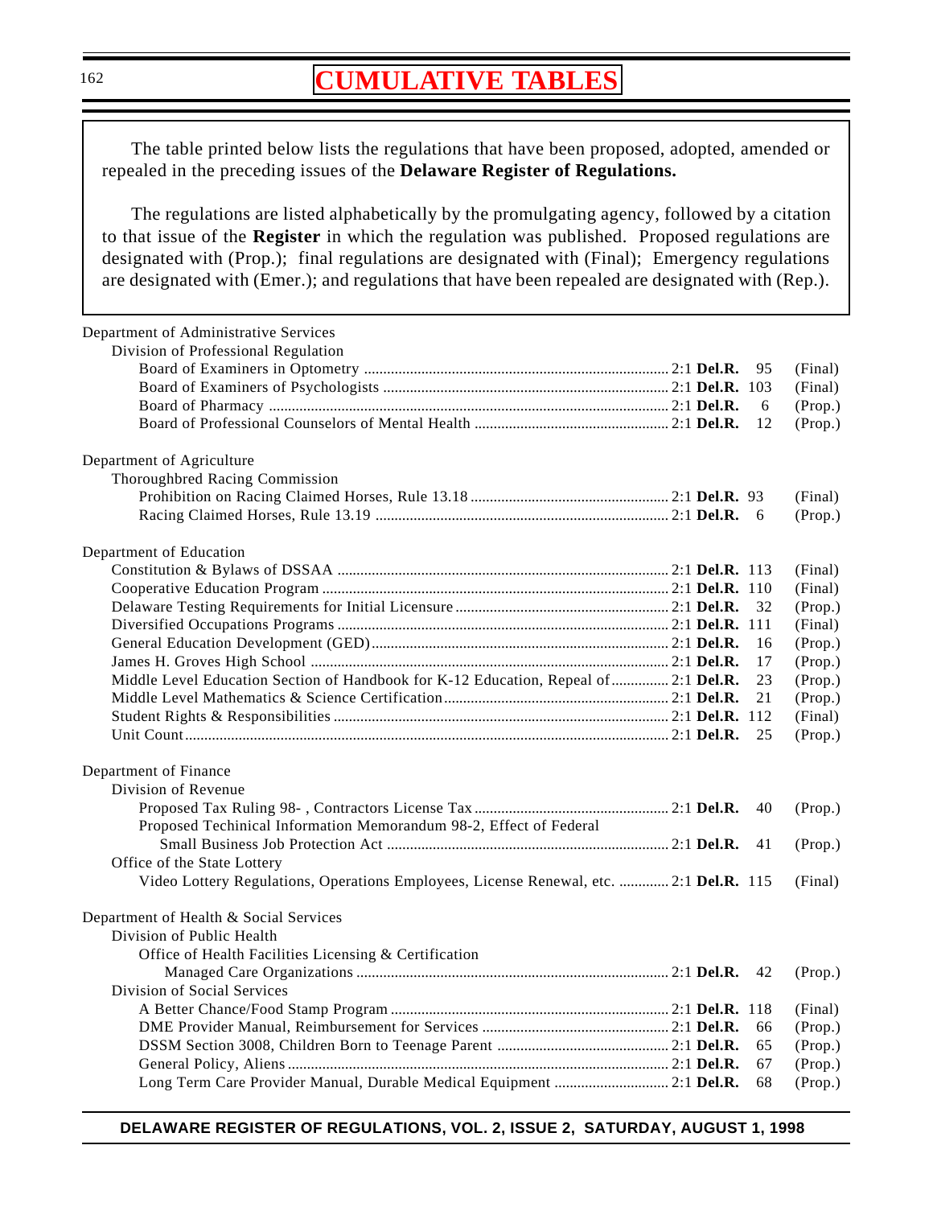# CUMULATIVE TABLES

The table printed below lists the regulations that have been proposed, adopted, amended or repealed in the preceding issues of the **Delaware Register of Regulations.**

The regulations are listed alphabetically by the promulgating agency, followed by a citation to that issue of the **Register** in which the regulation was published. Proposed regulations are designated with (Prop.); final regulations are designated with (Final); Emergency regulations are designated with (Emer.); and regulations that have been repealed are designated with (Rep.).

Department of Administrative Services

- Division of Professional Regulation
  - Board of Examiners in Optometry ........ 2:1 **Del.R.** 95 (Final)
  - Board of Examiners of Psychologists ........ 2:1 **Del.R.** 103 (Final)
  - Board of Pharmacy ........ 2:1 **Del.R.** 6 (Prop.)
  - Board of Professional Counselors of Mental Health ........ 2:1 **Del.R.** 12 (Prop.)

Department of Agriculture

- Thoroughbred Racing Commission
  - Prohibition on Racing Claimed Horses, Rule 13.18 ........ 2:1 **Del.R.** 93 (Final)
  - Racing Claimed Horses, Rule 13.19 ........ 2:1 **Del.R.** 6 (Prop.)

Department of Education

- Constitution & Bylaws of DSSAA ........ 2:1 **Del.R.** 113 (Final)
- Cooperative Education Program ........ 2:1 **Del.R.** 110 (Final)
- Delaware Testing Requirements for Initial Licensure ........ 2:1 **Del.R.** 32 (Prop.)
- Diversified Occupations Programs ........ 2:1 **Del.R.** 111 (Final)
- General Education Development (GED) ........ 2:1 **Del.R.** 16 (Prop.)
- James H. Groves High School ........ 2:1 **Del.R.** 17 (Prop.)
- Middle Level Education Section of Handbook for K-12 Education, Repeal of ........ 2:1 **Del.R.** 23 (Prop.)
- Middle Level Mathematics & Science Certification ........ 2:1 **Del.R.** 21 (Prop.)
- Student Rights & Responsibilities ........ 2:1 **Del.R.** 112 (Final)
- Unit Count ........ 2:1 **Del.R.** 25 (Prop.)

Department of Finance

- Division of Revenue
  - Proposed Tax Ruling 98- , Contractors License Tax ........ 2:1 **Del.R.** 40 (Prop.)
  - Proposed Techinical Information Memorandum 98-2, Effect of Federal Small Business Job Protection Act ........ 2:1 **Del.R.** 41 (Prop.)
- Office of the State Lottery
  - Video Lottery Regulations, Operations Employees, License Renewal, etc. ........ 2:1 **Del.R.** 115 (Final)

Department of Health & Social Services

- Division of Public Health
  - Office of Health Facilities Licensing & Certification
    - Managed Care Organizations ........ 2:1 **Del.R.** 42 (Prop.)
- Division of Social Services
  - A Better Chance/Food Stamp Program ........ 2:1 **Del.R.** 118 (Final)
  - DME Provider Manual, Reimbursement for Services ........ 2:1 **Del.R.** 66 (Prop.)
  - DSSM Section 3008, Children Born to Teenage Parent ........ 2:1 **Del.R.** 65 (Prop.)
  - General Policy, Aliens ........ 2:1 **Del.R.** 67 (Prop.)
  - Long Term Care Provider Manual, Durable Medical Equipment ........ 2:1 **Del.R.** 68 (Prop.)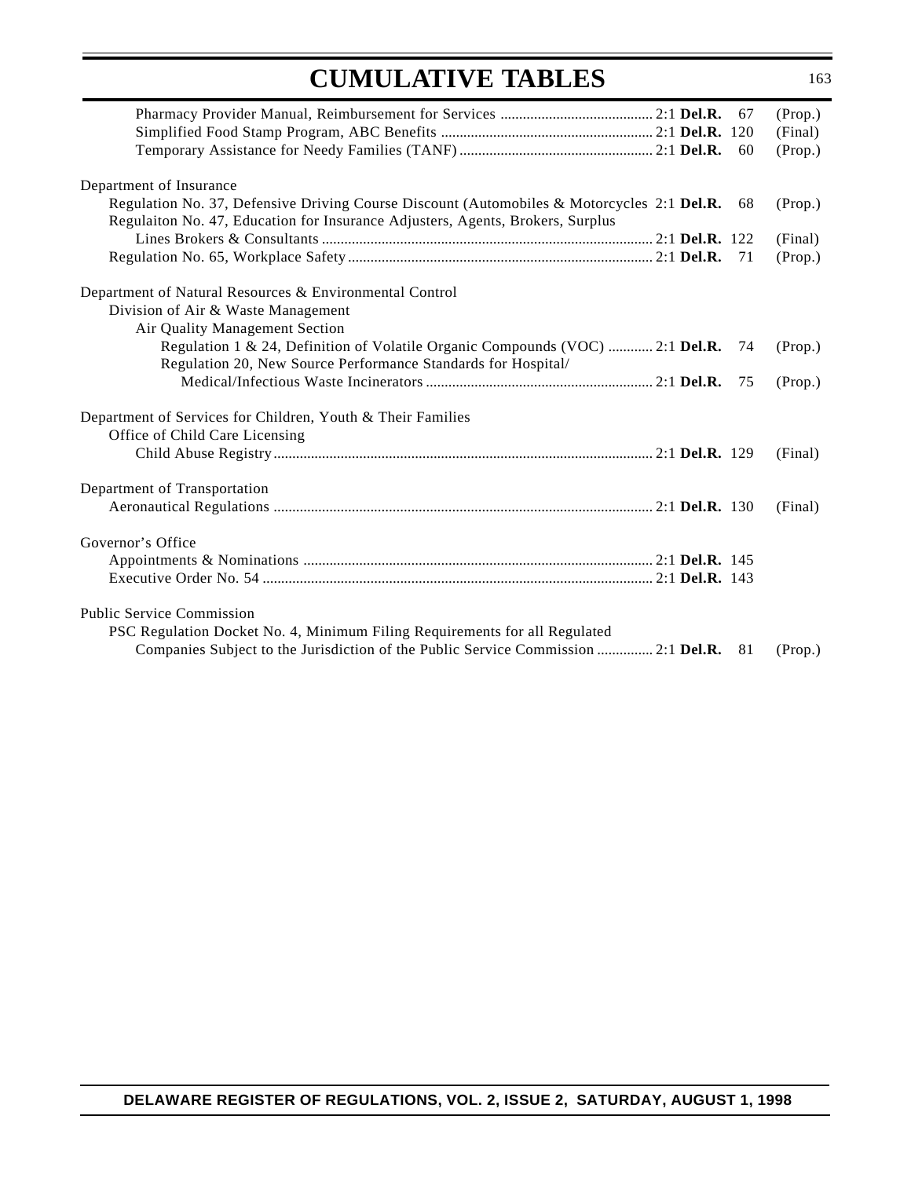Pharmacy Provider Manual, Reimbursement for Services ........................................ 2:1 **Del.R.** 67 (Prop.)
Simplified Food Stamp Program, ABC Benefits ........................................................ 2:1 **Del.R.** 120 (Final)
Temporary Assistance for Needy Families (TANF) .................................................... 2:1 **Del.R.** 60 (Prop.)

Department of Insurance
Regulation No. 37, Defensive Driving Course Discount (Automobiles & Motorcycles 2:1 **Del.R.** 68 (Prop.)
Regulaiton No. 47, Education for Insurance Adjusters, Agents, Brokers, Surplus
Lines Brokers & Consultants ......................................................................................... 2:1 **Del.R.** 122 (Final)
Regulation No. 65, Workplace Safety ................................................................................. 2:1 **Del.R.** 71 (Prop.)

Department of Natural Resources & Environmental Control
Division of Air & Waste Management
Air Quality Management Section
Regulation 1 & 24, Definition of Volatile Organic Compounds (VOC) ............ 2:1 **Del.R.** 74 (Prop.)
Regulation 20, New Source Performance Standards for Hospital/
Medical/Infectious Waste Incinerators ............................................................ 2:1 **Del.R.** 75 (Prop.)

Department of Services for Children, Youth & Their Families
Office of Child Care Licensing
Child Abuse Registry ..................................................................................................... 2:1 **Del.R.** 129 (Final)

Department of Transportation
Aeronautical Regulations ..................................................................................................... 2:1 **Del.R.** 130 (Final)

Governor's Office
Appointments & Nominations ............................................................................................. 2:1 **Del.R.** 145
Executive Order No. 54 ........................................................................................................ 2:1 **Del.R.** 143

Public Service Commission
PSC Regulation Docket No. 4, Minimum Filing Requirements for all Regulated
Companies Subject to the Jurisdiction of the Public Service Commission ............... 2:1 **Del.R.** 81 (Prop.)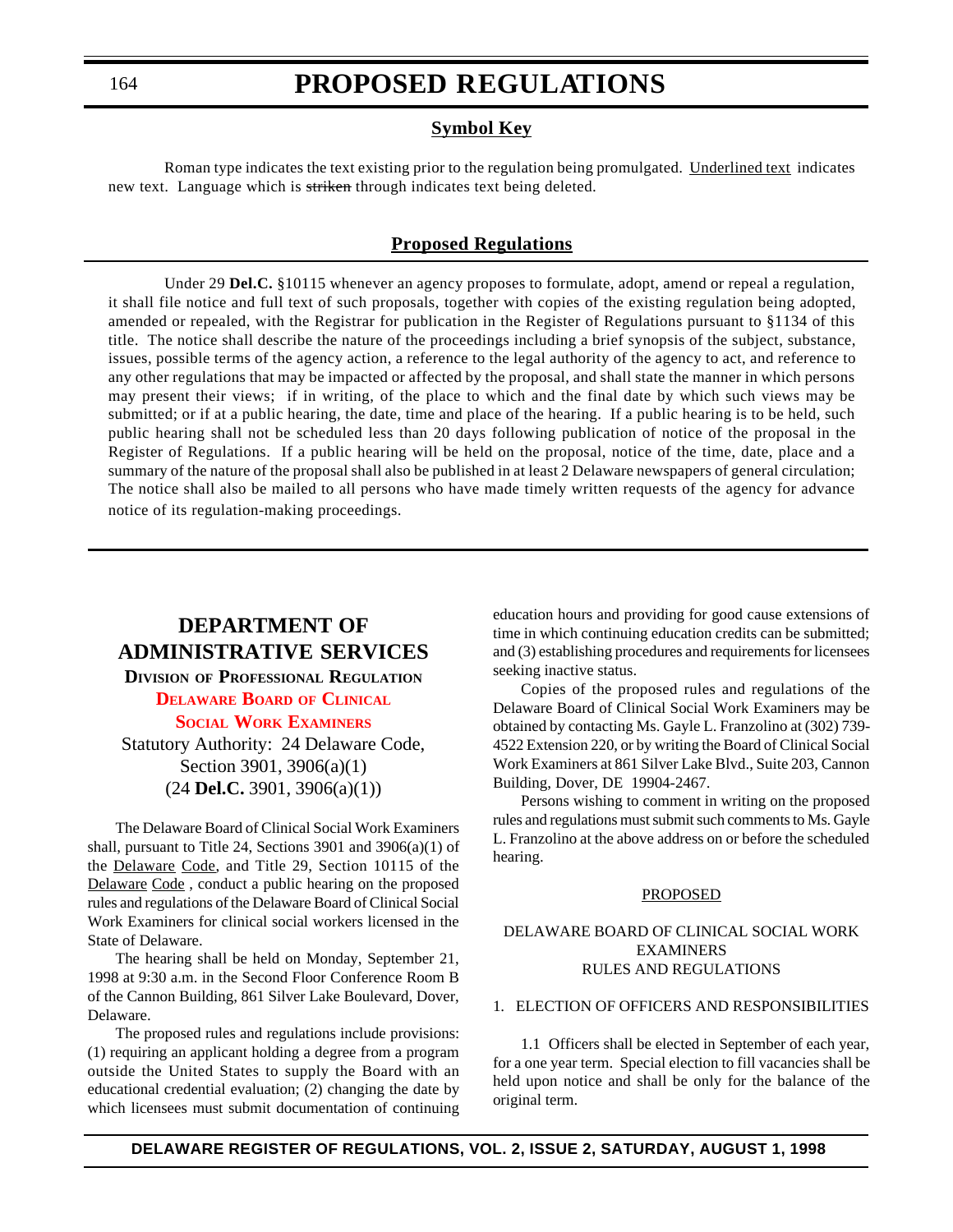# PROPOSED REGULATIONS

## Symbol Key

Roman type indicates the text existing prior to the regulation being promulgated. Underlined text indicates new text. Language which is ~~striken~~ through indicates text being deleted.

## Proposed Regulations

Under 29 **Del.C.** §10115 whenever an agency proposes to formulate, adopt, amend or repeal a regulation, it shall file notice and full text of such proposals, together with copies of the existing regulation being adopted, amended or repealed, with the Registrar for publication in the Register of Regulations pursuant to §1134 of this title. The notice shall describe the nature of the proceedings including a brief synopsis of the subject, substance, issues, possible terms of the agency action, a reference to the legal authority of the agency to act, and reference to any other regulations that may be impacted or affected by the proposal, and shall state the manner in which persons may present their views; if in writing, of the place to which and the final date by which such views may be submitted; or if at a public hearing, the date, time and place of the hearing. If a public hearing is to be held, such public hearing shall not be scheduled less than 20 days following publication of notice of the proposal in the Register of Regulations. If a public hearing will be held on the proposal, notice of the time, date, place and a summary of the nature of the proposal shall also be published in at least 2 Delaware newspapers of general circulation; The notice shall also be mailed to all persons who have made timely written requests of the agency for advance notice of its regulation-making proceedings.

# DEPARTMENT OF ADMINISTRATIVE SERVICES

### Division of Professional Regulation

### Delaware Board of Clinical Social Work Examiners

Statutory Authority: 24 Delaware Code, Section 3901, 3906(a)(1) (24 **Del.C.** 3901, 3906(a)(1))

The Delaware Board of Clinical Social Work Examiners shall, pursuant to Title 24, Sections 3901 and 3906(a)(1) of the Delaware Code, and Title 29, Section 10115 of the Delaware Code , conduct a public hearing on the proposed rules and regulations of the Delaware Board of Clinical Social Work Examiners for clinical social workers licensed in the State of Delaware.

The hearing shall be held on Monday, September 21, 1998 at 9:30 a.m. in the Second Floor Conference Room B of the Cannon Building, 861 Silver Lake Boulevard, Dover, Delaware.

The proposed rules and regulations include provisions: (1) requiring an applicant holding a degree from a program outside the United States to supply the Board with an educational credential evaluation; (2) changing the date by which licensees must submit documentation of continuing education hours and providing for good cause extensions of time in which continuing education credits can be submitted; and (3) establishing procedures and requirements for licensees seeking inactive status.

Copies of the proposed rules and regulations of the Delaware Board of Clinical Social Work Examiners may be obtained by contacting Ms. Gayle L. Franzolino at (302) 739-4522 Extension 220, or by writing the Board of Clinical Social Work Examiners at 861 Silver Lake Blvd., Suite 203, Cannon Building, Dover, DE 19904-2467.

Persons wishing to comment in writing on the proposed rules and regulations must submit such comments to Ms. Gayle L. Franzolino at the above address on or before the scheduled hearing.

PROPOSED

DELAWARE BOARD OF CLINICAL SOCIAL WORK EXAMINERS RULES AND REGULATIONS

1. ELECTION OF OFFICERS AND RESPONSIBILITIES

1.1 Officers shall be elected in September of each year, for a one year term. Special election to fill vacancies shall be held upon notice and shall be only for the balance of the original term.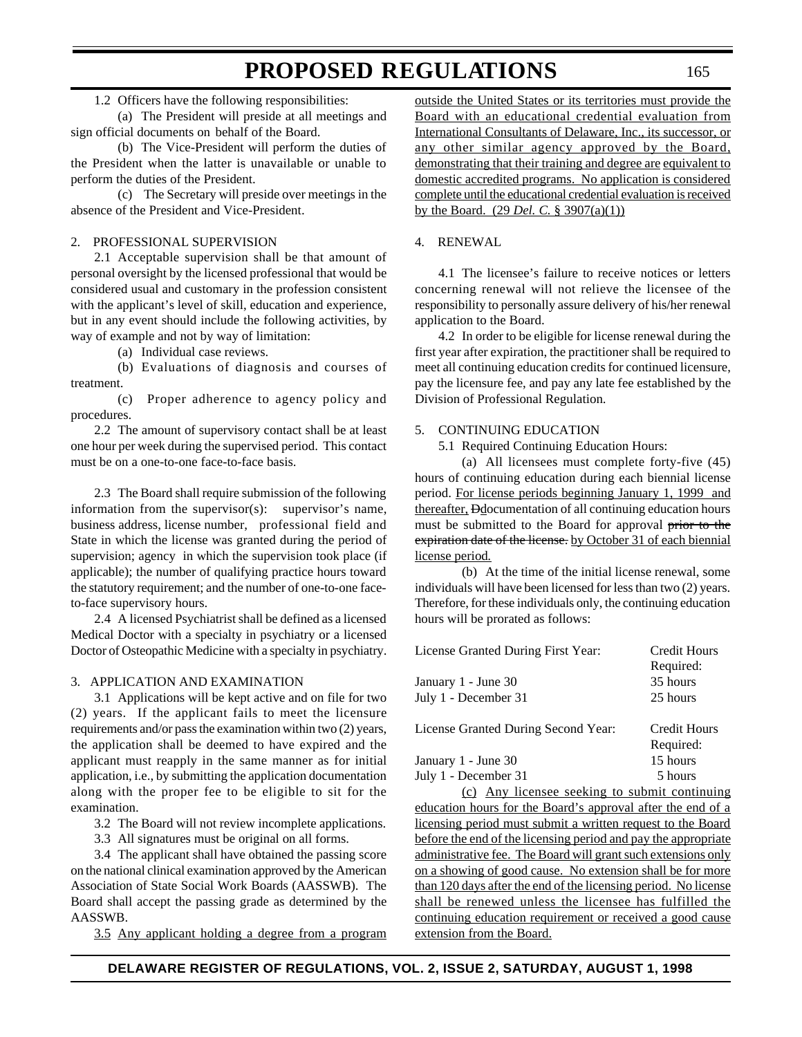1.2 Officers have the following responsibilities:

(a) The President will preside at all meetings and sign official documents on behalf of the Board.

(b) The Vice-President will perform the duties of the President when the latter is unavailable or unable to perform the duties of the President.

(c) The Secretary will preside over meetings in the absence of the President and Vice-President.

2. PROFESSIONAL SUPERVISION

2.1 Acceptable supervision shall be that amount of personal oversight by the licensed professional that would be considered usual and customary in the profession consistent with the applicant's level of skill, education and experience, but in any event should include the following activities, by way of example and not by way of limitation:

(a) Individual case reviews.

(b) Evaluations of diagnosis and courses of treatment.

(c) Proper adherence to agency policy and procedures.

2.2 The amount of supervisory contact shall be at least one hour per week during the supervised period. This contact must be on a one-to-one face-to-face basis.

2.3 The Board shall require submission of the following information from the supervisor(s): supervisor's name, business address, license number, professional field and State in which the license was granted during the period of supervision; agency in which the supervision took place (if applicable); the number of qualifying practice hours toward the statutory requirement; and the number of one-to-one face-to-face supervisory hours.

2.4 A licensed Psychiatrist shall be defined as a licensed Medical Doctor with a specialty in psychiatry or a licensed Doctor of Osteopathic Medicine with a specialty in psychiatry.

3. APPLICATION AND EXAMINATION

3.1 Applications will be kept active and on file for two (2) years. If the applicant fails to meet the licensure requirements and/or pass the examination within two (2) years, the application shall be deemed to have expired and the applicant must reapply in the same manner as for initial application, i.e., by submitting the application documentation along with the proper fee to be eligible to sit for the examination.

3.2 The Board will not review incomplete applications.

3.3 All signatures must be original on all forms.

3.4 The applicant shall have obtained the passing score on the national clinical examination approved by the American Association of State Social Work Boards (AASSWB). The Board shall accept the passing grade as determined by the AASSWB.

<u>3.5 Any applicant holding a degree from a program outside the United States or its territories must provide the Board with an educational credential evaluation from International Consultants of Delaware, Inc., its successor, or any other similar agency approved by the Board, demonstrating that their training and degree are equivalent to domestic accredited programs. No application is considered complete until the educational credential evaluation is received by the Board. (29 *Del. C.* § 3907(a)(1))</u>

4. RENEWAL

4.1 The licensee's failure to receive notices or letters concerning renewal will not relieve the licensee of the responsibility to personally assure delivery of his/her renewal application to the Board.

4.2 In order to be eligible for license renewal during the first year after expiration, the practitioner shall be required to meet all continuing education credits for continued licensure, pay the licensure fee, and pay any late fee established by the Division of Professional Regulation.

5. CONTINUING EDUCATION

5.1 Required Continuing Education Hours:

(a) All licensees must complete forty-five (45) hours of continuing education during each biennial license period. <u>For license periods beginning January 1, 1999 and thereafter,</u> ~~D~~<u>d</u>ocumentation of all continuing education hours must be submitted to the Board for approval ~~prior to the expiration date of the license.~~ <u>by October 31 of each biennial license period.</u>

(b) At the time of the initial license renewal, some individuals will have been licensed for less than two (2) years. Therefore, for these individuals only, the continuing education hours will be prorated as follows:

| License Granted During First Year: | Credit Hours Required: |
|---|---|
| January 1 - June 30 | 35 hours |
| July 1 - December 31 | 25 hours |

| License Granted During Second Year: | Credit Hours Required: |
|---|---|
| January 1 - June 30 | 15 hours |
| July 1 - December 31 | 5 hours |

<u>(c) Any licensee seeking to submit continuing education hours for the Board's approval after the end of a licensing period must submit a written request to the Board before the end of the licensing period and pay the appropriate administrative fee. The Board will grant such extensions only on a showing of good cause. No extension shall be for more than 120 days after the end of the licensing period. No license shall be renewed unless the licensee has fulfilled the continuing education requirement or received a good cause extension from the Board.</u>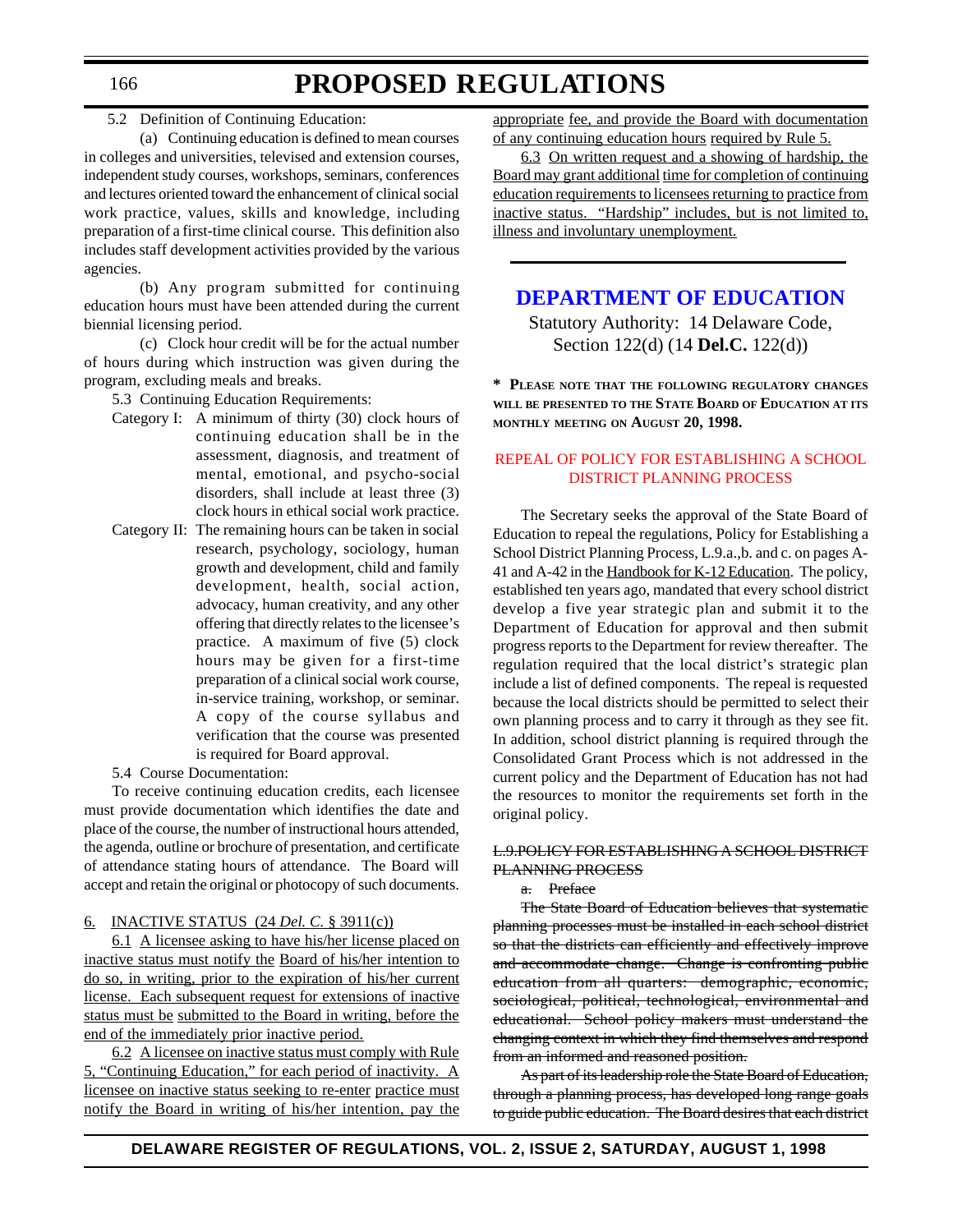5.2 Definition of Continuing Education:

(a) Continuing education is defined to mean courses in colleges and universities, televised and extension courses, independent study courses, workshops, seminars, conferences and lectures oriented toward the enhancement of clinical social work practice, values, skills and knowledge, including preparation of a first-time clinical course. This definition also includes staff development activities provided by the various agencies.

(b) Any program submitted for continuing education hours must have been attended during the current biennial licensing period.

(c) Clock hour credit will be for the actual number of hours during which instruction was given during the program, excluding meals and breaks.

5.3 Continuing Education Requirements:

Category I: A minimum of thirty (30) clock hours of continuing education shall be in the assessment, diagnosis, and treatment of mental, emotional, and psycho-social disorders, shall include at least three (3) clock hours in ethical social work practice.

Category II: The remaining hours can be taken in social research, psychology, sociology, human growth and development, child and family development, health, social action, advocacy, human creativity, and any other offering that directly relates to the licensee's practice. A maximum of five (5) clock hours may be given for a first-time preparation of a clinical social work course, in-service training, workshop, or seminar. A copy of the course syllabus and verification that the course was presented is required for Board approval.

5.4 Course Documentation:

To receive continuing education credits, each licensee must provide documentation which identifies the date and place of the course, the number of instructional hours attended, the agenda, outline or brochure of presentation, and certificate of attendance stating hours of attendance. The Board will accept and retain the original or photocopy of such documents.

<u>6. INACTIVE STATUS (24 *Del. C.* § 3911(c))</u>

<u>6.1 A licensee asking to have his/her license placed on inactive status must notify the Board of his/her intention to do so, in writing, prior to the expiration of his/her current license. Each subsequent request for extensions of inactive status must be submitted to the Board in writing, before the end of the immediately prior inactive period.</u>

<u>6.2 A licensee on inactive status must comply with Rule 5, "Continuing Education," for each period of inactivity. A licensee on inactive status seeking to re-enter practice must notify the Board in writing of his/her intention, pay the appropriate fee, and provide the Board with documentation of any continuing education hours required by Rule 5.</u>

<u>6.3 On written request and a showing of hardship, the Board may grant additional time for completion of continuing education requirements to licensees returning to practice from inactive status. "Hardship" includes, but is not limited to, illness and involuntary unemployment.</u>

---

## DEPARTMENT OF EDUCATION

Statutory Authority: 14 Delaware Code, Section 122(d) (14 **Del.C.** 122(d))

**\* Please note that the following regulatory changes will be presented to the State Board of Education at its monthly meeting on August 20, 1998.**

### REPEAL OF POLICY FOR ESTABLISHING A SCHOOL DISTRICT PLANNING PROCESS

The Secretary seeks the approval of the State Board of Education to repeal the regulations, Policy for Establishing a School District Planning Process, L.9.a.,b. and c. on pages A-41 and A-42 in the <u>Handbook for K-12 Education</u>. The policy, established ten years ago, mandated that every school district develop a five year strategic plan and submit it to the Department of Education for approval and then submit progress reports to the Department for review thereafter. The regulation required that the local district's strategic plan include a list of defined components. The repeal is requested because the local districts should be permitted to select their own planning process and to carry it through as they see fit. In addition, school district planning is required through the Consolidated Grant Process which is not addressed in the current policy and the Department of Education has not had the resources to monitor the requirements set forth in the original policy.

~~L.9.POLICY FOR ESTABLISHING A SCHOOL DISTRICT PLANNING PROCESS~~

~~a. Preface~~

~~The State Board of Education believes that systematic planning processes must be installed in each school district so that the districts can efficiently and effectively improve and accommodate change. Change is confronting public education from all quarters: demographic, economic, sociological, political, technological, environmental and educational. School policy makers must understand the changing context in which they find themselves and respond from an informed and reasoned position.~~

~~As part of its leadership role the State Board of Education, through a planning process, has developed long range goals to guide public education. The Board desires that each district~~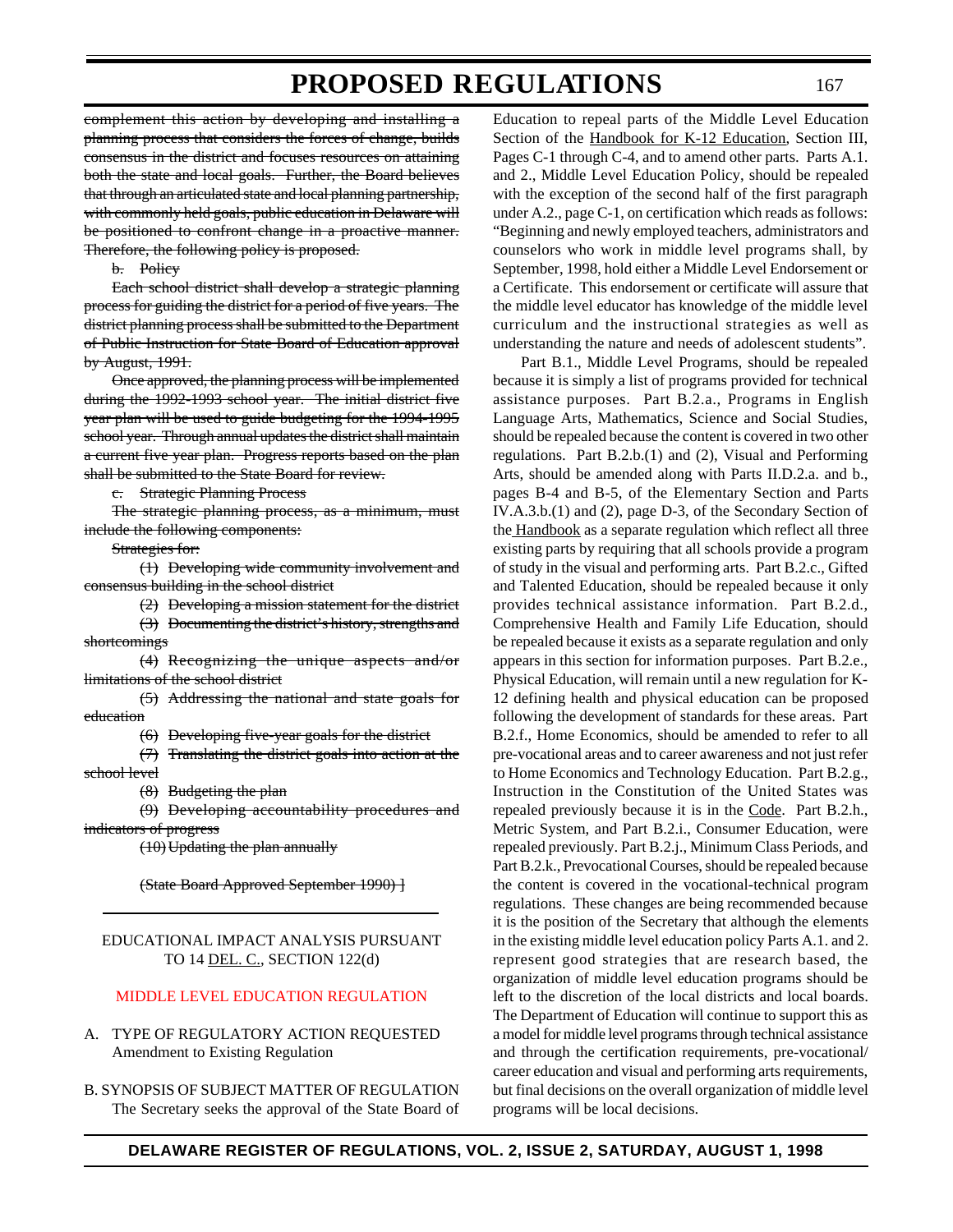~~complement this action by developing and installing a planning process that considers the forces of change, builds consensus in the district and focuses resources on attaining both the state and local goals. Further, the Board believes that through an articulated state and local planning partnership, with commonly held goals, public education in Delaware will be positioned to confront change in a proactive manner. Therefore, the following policy is proposed.~~

~~b. Policy~~

~~Each school district shall develop a strategic planning process for guiding the district for a period of five years. The district planning process shall be submitted to the Department of Public Instruction for State Board of Education approval by August, 1991.~~

~~Once approved, the planning process will be implemented during the 1992-1993 school year. The initial district five year plan will be used to guide budgeting for the 1994-1995 school year. Through annual updates the district shall maintain a current five year plan. Progress reports based on the plan shall be submitted to the State Board for review.~~

~~c. Strategic Planning Process~~

~~The strategic planning process, as a minimum, must include the following components:~~

~~Strategies for:~~

~~(1) Developing wide community involvement and consensus building in the school district~~

~~(2) Developing a mission statement for the district~~

~~(3) Documenting the district's history, strengths and shortcomings~~

~~(4) Recognizing the unique aspects and/or limitations of the school district~~

~~(5) Addressing the national and state goals for education~~

~~(6) Developing five-year goals for the district~~

~~(7) Translating the district goals into action at the school level~~

~~(8) Budgeting the plan~~

~~(9) Developing accountability procedures and indicators of progress~~

~~(10) Updating the plan annually~~

~~(State Board Approved September 1990) ]~~

---

EDUCATIONAL IMPACT ANALYSIS PURSUANT TO 14 DEL. C., SECTION 122(d)

MIDDLE LEVEL EDUCATION REGULATION

A. TYPE OF REGULATORY ACTION REQUESTED
Amendment to Existing Regulation

B. SYNOPSIS OF SUBJECT MATTER OF REGULATION
The Secretary seeks the approval of the State Board of Education to repeal parts of the Middle Level Education Section of the Handbook for K-12 Education, Section III, Pages C-1 through C-4, and to amend other parts. Parts A.1. and 2., Middle Level Education Policy, should be repealed with the exception of the second half of the first paragraph under A.2., page C-1, on certification which reads as follows: "Beginning and newly employed teachers, administrators and counselors who work in middle level programs shall, by September, 1998, hold either a Middle Level Endorsement or a Certificate. This endorsement or certificate will assure that the middle level educator has knowledge of the middle level curriculum and the instructional strategies as well as understanding the nature and needs of adolescent students".

Part B.1., Middle Level Programs, should be repealed because it is simply a list of programs provided for technical assistance purposes. Part B.2.a., Programs in English Language Arts, Mathematics, Science and Social Studies, should be repealed because the content is covered in two other regulations. Part B.2.b.(1) and (2), Visual and Performing Arts, should be amended along with Parts II.D.2.a. and b., pages B-4 and B-5, of the Elementary Section and Parts IV.A.3.b.(1) and (2), page D-3, of the Secondary Section of the Handbook as a separate regulation which reflect all three existing parts by requiring that all schools provide a program of study in the visual and performing arts. Part B.2.c., Gifted and Talented Education, should be repealed because it only provides technical assistance information. Part B.2.d., Comprehensive Health and Family Life Education, should be repealed because it exists as a separate regulation and only appears in this section for information purposes. Part B.2.e., Physical Education, will remain until a new regulation for K-12 defining health and physical education can be proposed following the development of standards for these areas. Part B.2.f., Home Economics, should be amended to refer to all pre-vocational areas and to career awareness and not just refer to Home Economics and Technology Education. Part B.2.g., Instruction in the Constitution of the United States was repealed previously because it is in the Code. Part B.2.h., Metric System, and Part B.2.i., Consumer Education, were repealed previously. Part B.2.j., Minimum Class Periods, and Part B.2.k., Prevocational Courses, should be repealed because the content is covered in the vocational-technical program regulations. These changes are being recommended because it is the position of the Secretary that although the elements in the existing middle level education policy Parts A.1. and 2. represent good strategies that are research based, the organization of middle level education programs should be left to the discretion of the local districts and local boards. The Department of Education will continue to support this as a model for middle level programs through technical assistance and through the certification requirements, pre-vocational/ career education and visual and performing arts requirements, but final decisions on the overall organization of middle level programs will be local decisions.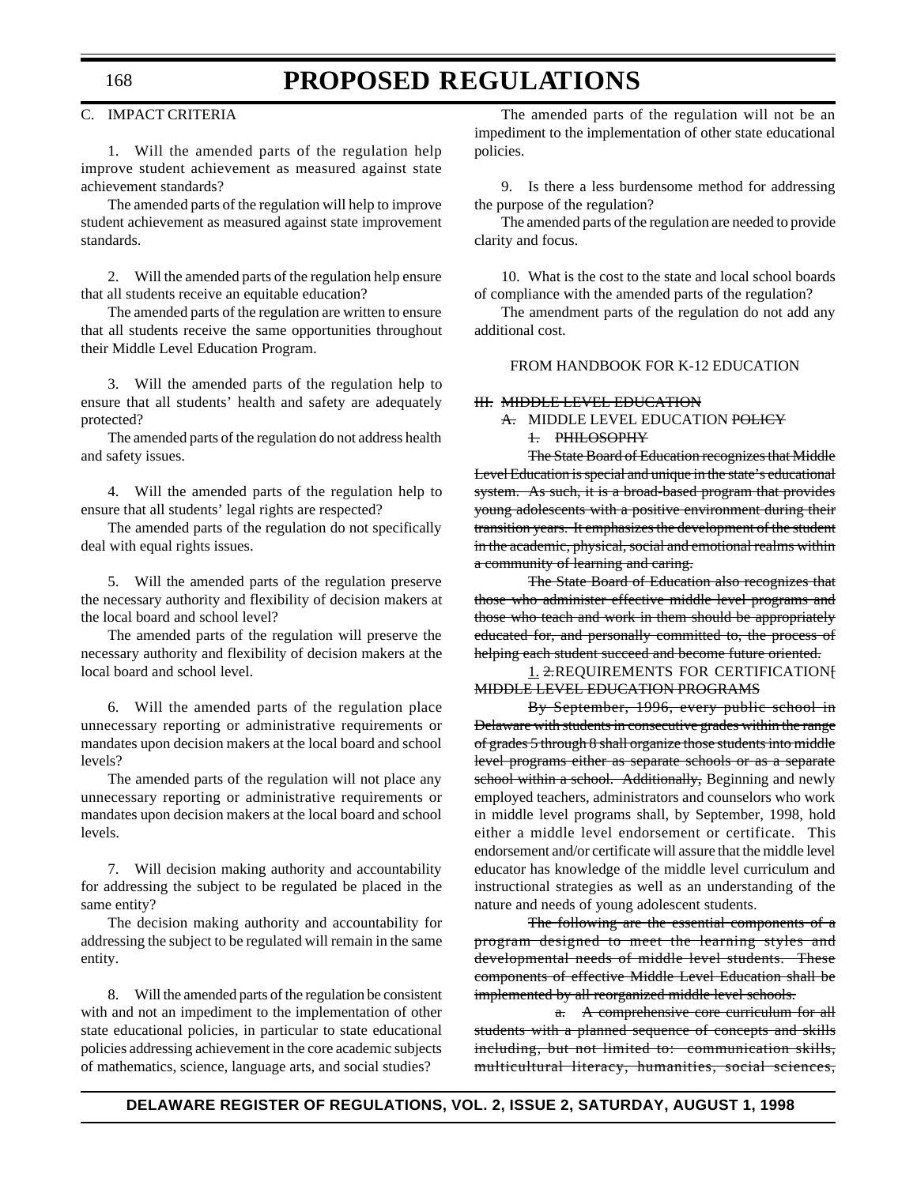C. IMPACT CRITERIA

1. Will the amended parts of the regulation help improve student achievement as measured against state achievement standards?

The amended parts of the regulation will help to improve student achievement as measured against state improvement standards.

2. Will the amended parts of the regulation help ensure that all students receive an equitable education?

The amended parts of the regulation are written to ensure that all students receive the same opportunities throughout their Middle Level Education Program.

3. Will the amended parts of the regulation help to ensure that all students' health and safety are adequately protected?

The amended parts of the regulation do not address health and safety issues.

4. Will the amended parts of the regulation help to ensure that all students' legal rights are respected?

The amended parts of the regulation do not specifically deal with equal rights issues.

5. Will the amended parts of the regulation preserve the necessary authority and flexibility of decision makers at the local board and school level?

The amended parts of the regulation will preserve the necessary authority and flexibility of decision makers at the local board and school level.

6. Will the amended parts of the regulation place unnecessary reporting or administrative requirements or mandates upon decision makers at the local board and school levels?

The amended parts of the regulation will not place any unnecessary reporting or administrative requirements or mandates upon decision makers at the local board and school levels.

7. Will decision making authority and accountability for addressing the subject to be regulated be placed in the same entity?

The decision making authority and accountability for addressing the subject to be regulated will remain in the same entity.

8. Will the amended parts of the regulation be consistent with and not an impediment to the implementation of other state educational policies, in particular to state educational policies addressing achievement in the core academic subjects of mathematics, science, language arts, and social studies?

The amended parts of the regulation will not be an impediment to the implementation of other state educational policies.

9. Is there a less burdensome method for addressing the purpose of the regulation?

The amended parts of the regulation are needed to provide clarity and focus.

10. What is the cost to the state and local school boards of compliance with the amended parts of the regulation?

The amendment parts of the regulation do not add any additional cost.

FROM HANDBOOK FOR K-12 EDUCATION

~~III. MIDDLE LEVEL EDUCATION~~

~~A.~~ MIDDLE LEVEL EDUCATION ~~POLICY~~

~~1. PHILOSOPHY~~

~~The State Board of Education recognizes that Middle Level Education is special and unique in the state's educational system. As such, it is a broad-based program that provides young adolescents with a positive environment during their transition years. It emphasizes the development of the student in the academic, physical, social and emotional realms within a community of learning and caring.~~

~~The State Board of Education also recognizes that those who administer effective middle level programs and those who teach and work in them should be appropriately educated for, and personally committed to, the process of helping each student succeed and become future oriented.~~

1. ~~2.~~REQUIREMENTS FOR CERTIFICATION~~[ MIDDLE LEVEL EDUCATION PROGRAMS~~

~~By September, 1996, every public school in Delaware with students in consecutive grades within the range of grades 5 through 8 shall organize those students into middle level programs either as separate schools or as a separate school within a school. Additionally,~~ Beginning and newly employed teachers, administrators and counselors who work in middle level programs shall, by September, 1998, hold either a middle level endorsement or certificate. This endorsement and/or certificate will assure that the middle level educator has knowledge of the middle level curriculum and instructional strategies as well as an understanding of the nature and needs of young adolescent students.

~~The following are the essential components of a program designed to meet the learning styles and developmental needs of middle level students. These components of effective Middle Level Education shall be implemented by all reorganized middle level schools.~~

~~a. A comprehensive core curriculum for all students with a planned sequence of concepts and skills including, but not limited to: communication skills, multicultural literacy, humanities, social sciences,~~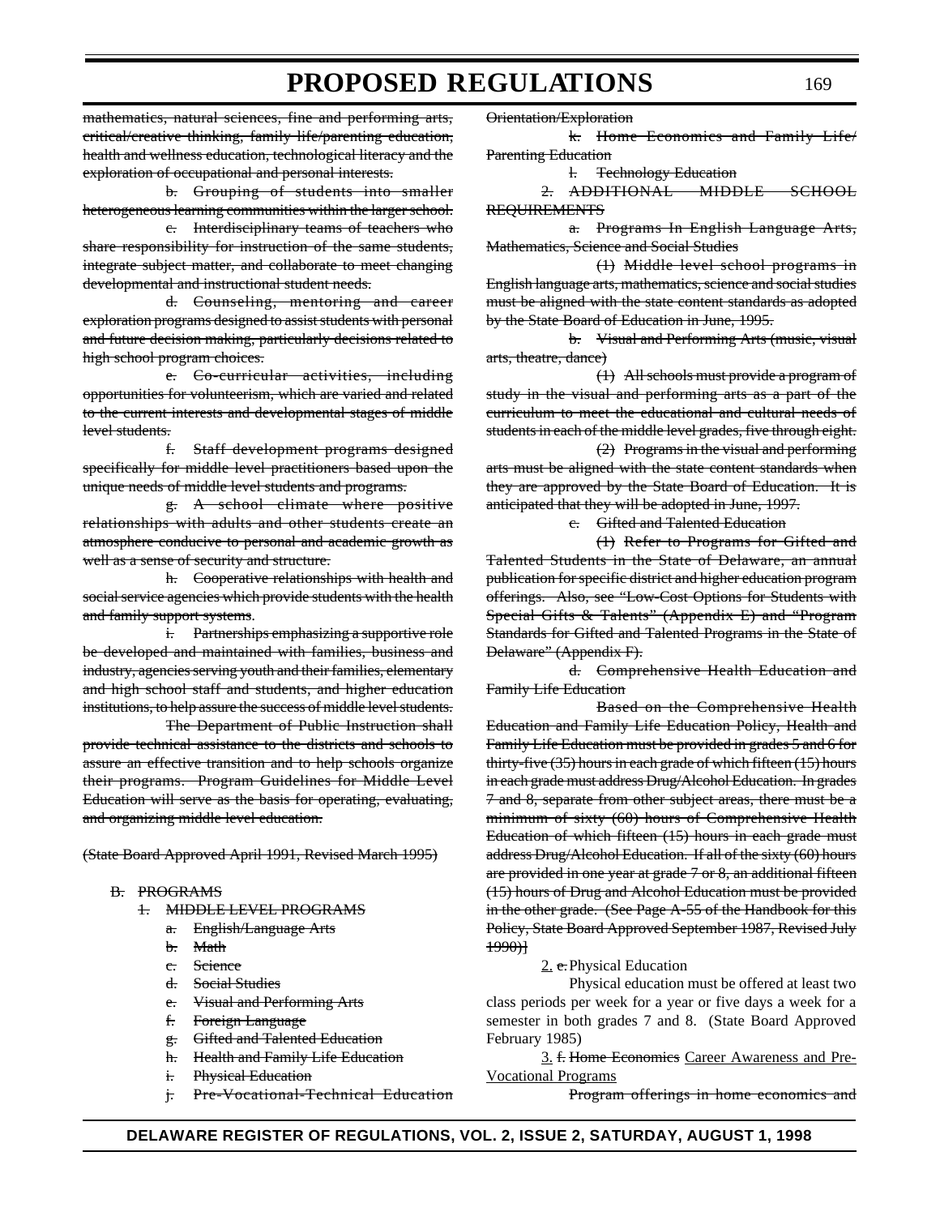~~mathematics, natural sciences, fine and performing arts, critical/creative thinking, family life/parenting education, health and wellness education, technological literacy and the exploration of occupational and personal interests.~~

~~b. Grouping of students into smaller heterogeneous learning communities within the larger school.~~

~~c. Interdisciplinary teams of teachers who share responsibility for instruction of the same students, integrate subject matter, and collaborate to meet changing developmental and instructional student needs.~~

~~d. Counseling, mentoring and career exploration programs designed to assist students with personal and future decision making, particularly decisions related to high school program choices.~~

~~e. Co-curricular activities, including opportunities for volunteerism, which are varied and related to the current interests and developmental stages of middle level students.~~

~~f. Staff development programs designed specifically for middle level practitioners based upon the unique needs of middle level students and programs.~~

~~g. A school climate where positive relationships with adults and other students create an atmosphere conducive to personal and academic growth as well as a sense of security and structure.~~

~~h. Cooperative relationships with health and social service agencies which provide students with the health and family support systems.~~

~~i. Partnerships emphasizing a supportive role be developed and maintained with families, business and industry, agencies serving youth and their families, elementary and high school staff and students, and higher education institutions, to help assure the success of middle level students.~~

~~The Department of Public Instruction shall provide technical assistance to the districts and schools to assure an effective transition and to help schools organize their programs. Program Guidelines for Middle Level Education will serve as the basis for operating, evaluating, and organizing middle level education.~~

~~(State Board Approved April 1991, Revised March 1995)~~

~~B. PROGRAMS~~

~~1. MIDDLE LEVEL PROGRAMS~~

~~a. English/Language Arts~~

~~b. Math~~

~~c. Science~~

~~d. Social Studies~~

~~e. Visual and Performing Arts~~

~~f. Foreign Language~~

~~g. Gifted and Talented Education~~

~~h. Health and Family Life Education~~

~~i. Physical Education~~

~~j. Pre-Vocational-Technical Education Orientation/Exploration~~

~~k. Home Economics and Family Life/ Parenting Education~~

~~l. Technology Education~~

~~2. ADDITIONAL MIDDLE SCHOOL REQUIREMENTS~~

~~a. Programs In English Language Arts, Mathematics, Science and Social Studies~~

~~(1) Middle level school programs in English language arts, mathematics, science and social studies must be aligned with the state content standards as adopted by the State Board of Education in June, 1995.~~

~~b. Visual and Performing Arts (music, visual arts, theatre, dance)~~

~~(1) All schools must provide a program of study in the visual and performing arts as a part of the curriculum to meet the educational and cultural needs of students in each of the middle level grades, five through eight.~~

~~(2) Programs in the visual and performing arts must be aligned with the state content standards when they are approved by the State Board of Education. It is anticipated that they will be adopted in June, 1997.~~

~~c. Gifted and Talented Education~~

~~(1) Refer to Programs for Gifted and Talented Students in the State of Delaware, an annual publication for specific district and higher education program offerings. Also, see "Low-Cost Options for Students with Special Gifts & Talents" (Appendix E) and "Program Standards for Gifted and Talented Programs in the State of Delaware" (Appendix F).~~

~~d. Comprehensive Health Education and Family Life Education~~

~~Based on the Comprehensive Health Education and Family Life Education Policy, Health and Family Life Education must be provided in grades 5 and 6 for thirty-five (35) hours in each grade of which fifteen (15) hours in each grade must address Drug/Alcohol Education. In grades 7 and 8, separate from other subject areas, there must be a minimum of sixty (60) hours of Comprehensive Health Education of which fifteen (15) hours in each grade must address Drug/Alcohol Education. If all of the sixty (60) hours are provided in one year at grade 7 or 8, an additional fifteen (15) hours of Drug and Alcohol Education must be provided in the other grade. (See Page A-55 of the Handbook for this Policy, State Board Approved September 1987, Revised July 1990)]~~

2. ~~e.~~ Physical Education

Physical education must be offered at least two class periods per week for a year or five days a week for a semester in both grades 7 and 8. (State Board Approved February 1985)

3. ~~f. Home Economics~~ Career Awareness and Pre-Vocational Programs

~~Program offerings in home economics and~~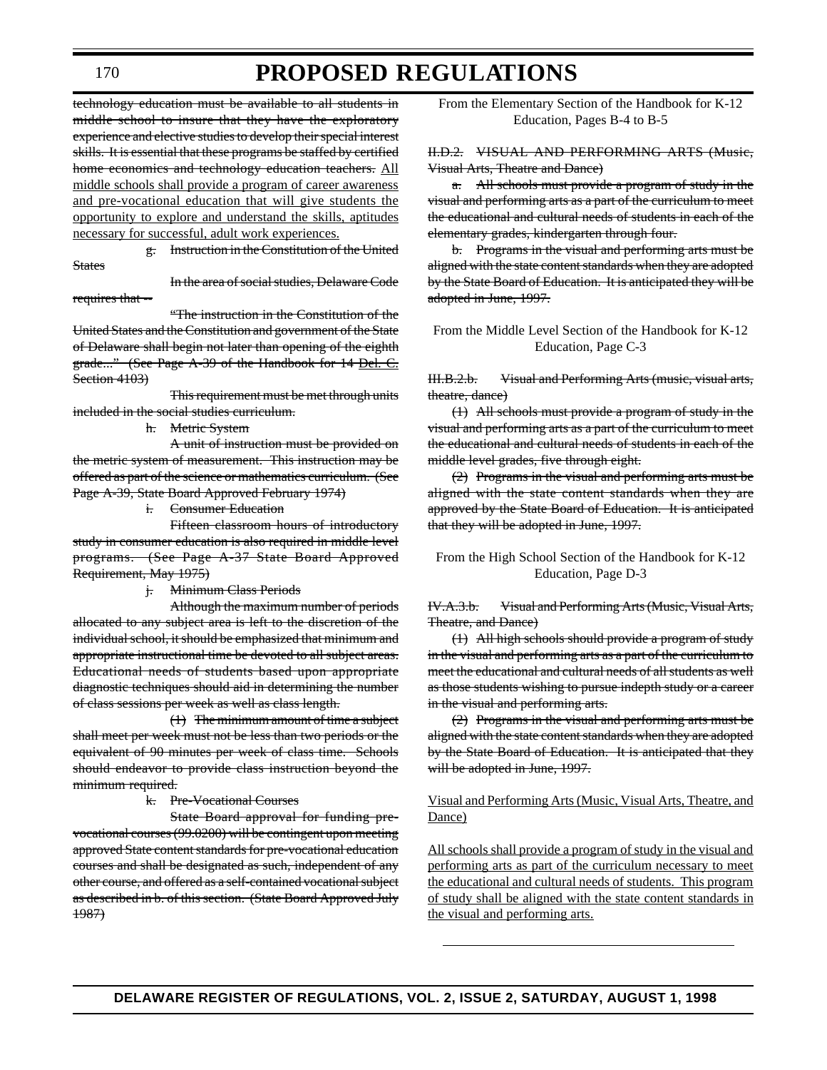~~technology education must be available to all students in middle school to insure that they have the exploratory experience and elective studies to develop their special interest skills. It is essential that these programs be staffed by certified home economics and technology education teachers.~~ <u>All middle schools shall provide a program of career awareness and pre-vocational education that will give students the opportunity to explore and understand the skills, aptitudes necessary for successful, adult work experiences.</u>

~~g. Instruction in the Constitution of the United States~~

~~In the area of social studies, Delaware Code requires that --~~

~~"The instruction in the Constitution of the United States and the Constitution and government of the State of Delaware shall begin not later than opening of the eighth grade..." (See Page A-39 of the Handbook for 14 Del. C. Section 4103)~~

~~This requirement must be met through units included in the social studies curriculum.~~

~~h. Metric System~~

~~A unit of instruction must be provided on the metric system of measurement. This instruction may be offered as part of the science or mathematics curriculum. (See Page A-39, State Board Approved February 1974)~~

~~i. Consumer Education~~

~~Fifteen classroom hours of introductory study in consumer education is also required in middle level programs. (See Page A-37 State Board Approved Requirement, May 1975)~~

~~j. Minimum Class Periods~~

~~Although the maximum number of periods allocated to any subject area is left to the discretion of the individual school, it should be emphasized that minimum and appropriate instructional time be devoted to all subject areas. Educational needs of students based upon appropriate diagnostic techniques should aid in determining the number of class sessions per week as well as class length.~~

~~(1) The minimum amount of time a subject shall meet per week must not be less than two periods or the equivalent of 90 minutes per week of class time. Schools should endeavor to provide class instruction beyond the minimum required.~~

~~k. Pre-Vocational Courses~~

~~State Board approval for funding pre-vocational courses (99.0200) will be contingent upon meeting approved State content standards for pre-vocational education courses and shall be designated as such, independent of any other course, and offered as a self-contained vocational subject as described in b. of this section. (State Board Approved July 1987)~~

From the Elementary Section of the Handbook for K-12 Education, Pages B-4 to B-5

~~II.D.2. VISUAL AND PERFORMING ARTS (Music, Visual Arts, Theatre and Dance)~~

~~a. All schools must provide a program of study in the visual and performing arts as a part of the curriculum to meet the educational and cultural needs of students in each of the elementary grades, kindergarten through four.~~

~~b. Programs in the visual and performing arts must be aligned with the state content standards when they are adopted by the State Board of Education. It is anticipated they will be adopted in June, 1997.~~

From the Middle Level Section of the Handbook for K-12 Education, Page C-3

~~III.B.2.b. Visual and Performing Arts (music, visual arts, theatre, dance)~~

~~(1) All schools must provide a program of study in the visual and performing arts as a part of the curriculum to meet the educational and cultural needs of students in each of the middle level grades, five through eight.~~

~~(2) Programs in the visual and performing arts must be aligned with the state content standards when they are approved by the State Board of Education. It is anticipated that they will be adopted in June, 1997.~~

From the High School Section of the Handbook for K-12 Education, Page D-3

~~IV.A.3.b. Visual and Performing Arts (Music, Visual Arts, Theatre, and Dance)~~

~~(1) All high schools should provide a program of study in the visual and performing arts as a part of the curriculum to meet the educational and cultural needs of all students as well as those students wishing to pursue indepth study or a career in the visual and performing arts.~~

~~(2) Programs in the visual and performing arts must be aligned with the state content standards when they are adopted by the State Board of Education. It is anticipated that they will be adopted in June, 1997.~~

<u>Visual and Performing Arts (Music, Visual Arts, Theatre, and Dance)</u>

<u>All schools shall provide a program of study in the visual and performing arts as part of the curriculum necessary to meet the educational and cultural needs of students. This program of study shall be aligned with the state content standards in the visual and performing arts.</u>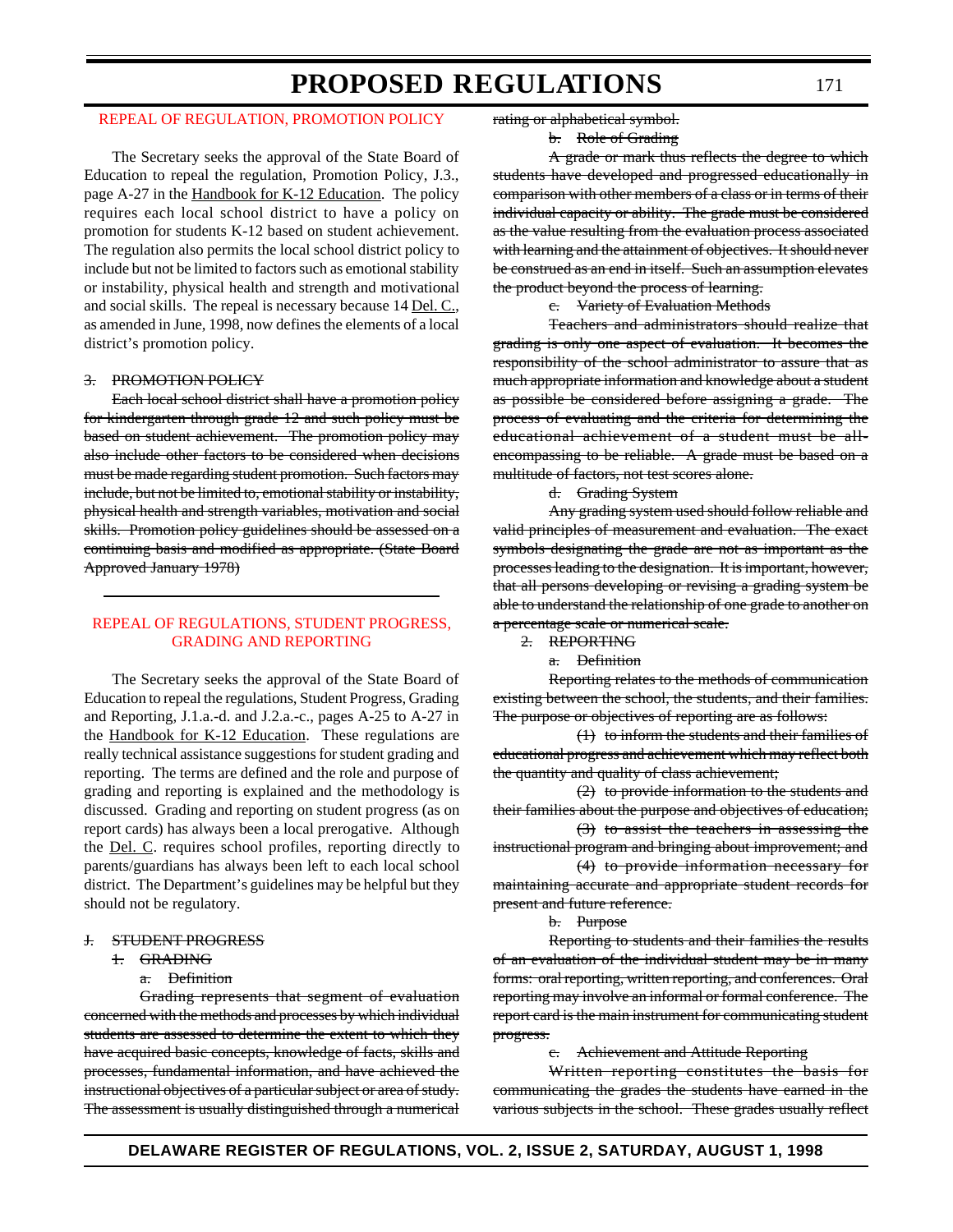# PROPOSED REGULATIONS

## REPEAL OF REGULATION, PROMOTION POLICY

The Secretary seeks the approval of the State Board of Education to repeal the regulation, Promotion Policy, J.3., page A-27 in the Handbook for K-12 Education. The policy requires each local school district to have a policy on promotion for students K-12 based on student achievement. The regulation also permits the local school district policy to include but not be limited to factors such as emotional stability or instability, physical health and strength and motivational and social skills. The repeal is necessary because 14 Del. C., as amended in June, 1998, now defines the elements of a local district's promotion policy.

~~3. PROMOTION POLICY~~

~~Each local school district shall have a promotion policy for kindergarten through grade 12 and such policy must be based on student achievement. The promotion policy may also include other factors to be considered when decisions must be made regarding student promotion. Such factors may include, but not be limited to, emotional stability or instability, physical health and strength variables, motivation and social skills. Promotion policy guidelines should be assessed on a continuing basis and modified as appropriate. (State Board Approved January 1978)~~

---

## REPEAL OF REGULATIONS, STUDENT PROGRESS, GRADING AND REPORTING

The Secretary seeks the approval of the State Board of Education to repeal the regulations, Student Progress, Grading and Reporting, J.1.a.-d. and J.2.a.-c., pages A-25 to A-27 in the Handbook for K-12 Education. These regulations are really technical assistance suggestions for student grading and reporting. The terms are defined and the role and purpose of grading and reporting is explained and the methodology is discussed. Grading and reporting on student progress (as on report cards) has always been a local prerogative. Although the Del. C. requires school profiles, reporting directly to parents/guardians has always been left to each local school district. The Department's guidelines may be helpful but they should not be regulatory.

~~J. STUDENT PROGRESS~~

~~1. GRADING~~

~~a. Definition~~

~~Grading represents that segment of evaluation concerned with the methods and processes by which individual students are assessed to determine the extent to which they have acquired basic concepts, knowledge of facts, skills and processes, fundamental information, and have achieved the instructional objectives of a particular subject or area of study. The assessment is usually distinguished through a numerical rating or alphabetical symbol.~~

~~b. Role of Grading~~

~~A grade or mark thus reflects the degree to which students have developed and progressed educationally in comparison with other members of a class or in terms of their individual capacity or ability. The grade must be considered as the value resulting from the evaluation process associated with learning and the attainment of objectives. It should never be construed as an end in itself. Such an assumption elevates the product beyond the process of learning.~~

~~c. Variety of Evaluation Methods~~

~~Teachers and administrators should realize that grading is only one aspect of evaluation. It becomes the responsibility of the school administrator to assure that as much appropriate information and knowledge about a student as possible be considered before assigning a grade. The process of evaluating and the criteria for determining the educational achievement of a student must be all-encompassing to be reliable. A grade must be based on a multitude of factors, not test scores alone.~~

~~d. Grading System~~

~~Any grading system used should follow reliable and valid principles of measurement and evaluation. The exact symbols designating the grade are not as important as the processes leading to the designation. It is important, however, that all persons developing or revising a grading system be able to understand the relationship of one grade to another on a percentage scale or numerical scale.~~

~~2. REPORTING~~

~~a. Definition~~

~~Reporting relates to the methods of communication existing between the school, the students, and their families. The purpose or objectives of reporting are as follows:~~

~~(1) to inform the students and their families of educational progress and achievement which may reflect both the quantity and quality of class achievement;~~

~~(2) to provide information to the students and their families about the purpose and objectives of education;~~

~~(3) to assist the teachers in assessing the instructional program and bringing about improvement; and~~

~~(4) to provide information necessary for maintaining accurate and appropriate student records for present and future reference.~~

~~b. Purpose~~

~~Reporting to students and their families the results of an evaluation of the individual student may be in many forms: oral reporting, written reporting, and conferences. Oral reporting may involve an informal or formal conference. The report card is the main instrument for communicating student progress.~~

~~c. Achievement and Attitude Reporting~~

~~Written reporting constitutes the basis for communicating the grades the students have earned in the various subjects in the school. These grades usually reflect~~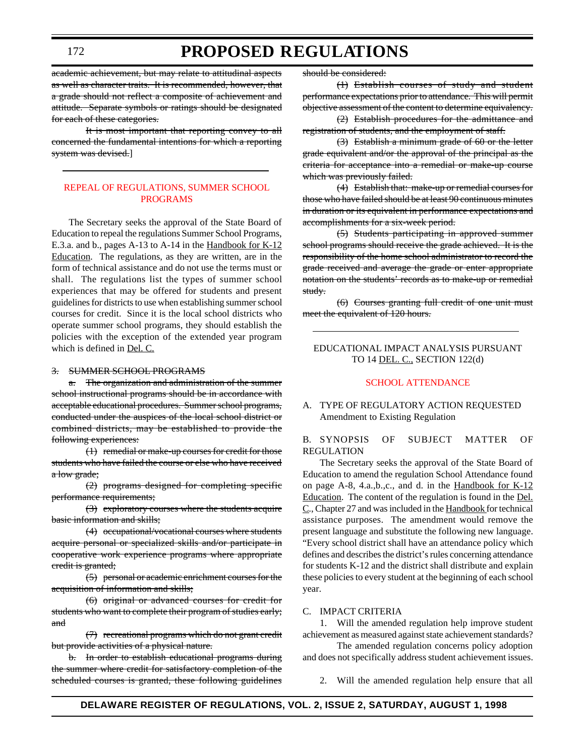~~academic achievement, but may relate to attitudinal aspects as well as character traits. It is recommended, however, that a grade should not reflect a composite of achievement and attitude. Separate symbols or ratings should be designated for each of these categories.~~

~~It is most important that reporting convey to all concerned the fundamental intentions for which a reporting system was devised.~~]

---

## REPEAL OF REGULATIONS, SUMMER SCHOOL PROGRAMS

The Secretary seeks the approval of the State Board of Education to repeal the regulations Summer School Programs, E.3.a. and b., pages A-13 to A-14 in the Handbook for K-12 Education. The regulations, as they are written, are in the form of technical assistance and do not use the terms must or shall. The regulations list the types of summer school experiences that may be offered for students and present guidelines for districts to use when establishing summer school courses for credit. Since it is the local school districts who operate summer school programs, they should establish the policies with the exception of the extended year program which is defined in Del. C.

~~3. SUMMER SCHOOL PROGRAMS~~

~~a. The organization and administration of the summer school instructional programs should be in accordance with acceptable educational procedures. Summer school programs, conducted under the auspices of the local school district or combined districts, may be established to provide the following experiences:~~

~~(1) remedial or make-up courses for credit for those students who have failed the course or else who have received a low grade;~~

~~(2) programs designed for completing specific performance requirements;~~

~~(3) exploratory courses where the students acquire basic information and skills;~~

~~(4) occupational/vocational courses where students acquire personal or specialized skills and/or participate in cooperative work experience programs where appropriate credit is granted;~~

~~(5) personal or academic enrichment courses for the acquisition of information and skills;~~

~~(6) original or advanced courses for credit for students who want to complete their program of studies early; and~~

~~(7) recreational programs which do not grant credit but provide activities of a physical nature.~~

~~b. In order to establish educational programs during the summer where credit for satisfactory completion of the scheduled courses is granted, these following guidelines should be considered:~~

~~(1) Establish courses of study and student performance expectations prior to attendance. This will permit objective assessment of the content to determine equivalency.~~

~~(2) Establish procedures for the admittance and registration of students, and the employment of staff.~~

~~(3) Establish a minimum grade of 60 or the letter grade equivalent and/or the approval of the principal as the criteria for acceptance into a remedial or make-up course which was previously failed.~~

~~(4) Establish that: make-up or remedial courses for those who have failed should be at least 90 continuous minutes in duration or its equivalent in performance expectations and accomplishments for a six-week period.~~

~~(5) Students participating in approved summer school programs should receive the grade achieved. It is the responsibility of the home school administrator to record the grade received and average the grade or enter appropriate notation on the students' records as to make-up or remedial study.~~

~~(6) Courses granting full credit of one unit must meet the equivalent of 120 hours.~~

---

EDUCATIONAL IMPACT ANALYSIS PURSUANT TO 14 DEL. C., SECTION 122(d)

## SCHOOL ATTENDANCE

A. TYPE OF REGULATORY ACTION REQUESTED
Amendment to Existing Regulation

B. SYNOPSIS OF SUBJECT MATTER OF REGULATION

The Secretary seeks the approval of the State Board of Education to amend the regulation School Attendance found on page A-8, 4.a.,b.,c., and d. in the Handbook for K-12 Education. The content of the regulation is found in the Del. C., Chapter 27 and was included in the Handbook for technical assistance purposes. The amendment would remove the present language and substitute the following new language. "Every school district shall have an attendance policy which defines and describes the district's rules concerning attendance for students K-12 and the district shall distribute and explain these policies to every student at the beginning of each school year.

C. IMPACT CRITERIA

1. Will the amended regulation help improve student achievement as measured against state achievement standards?

The amended regulation concerns policy adoption and does not specifically address student achievement issues.

2. Will the amended regulation help ensure that all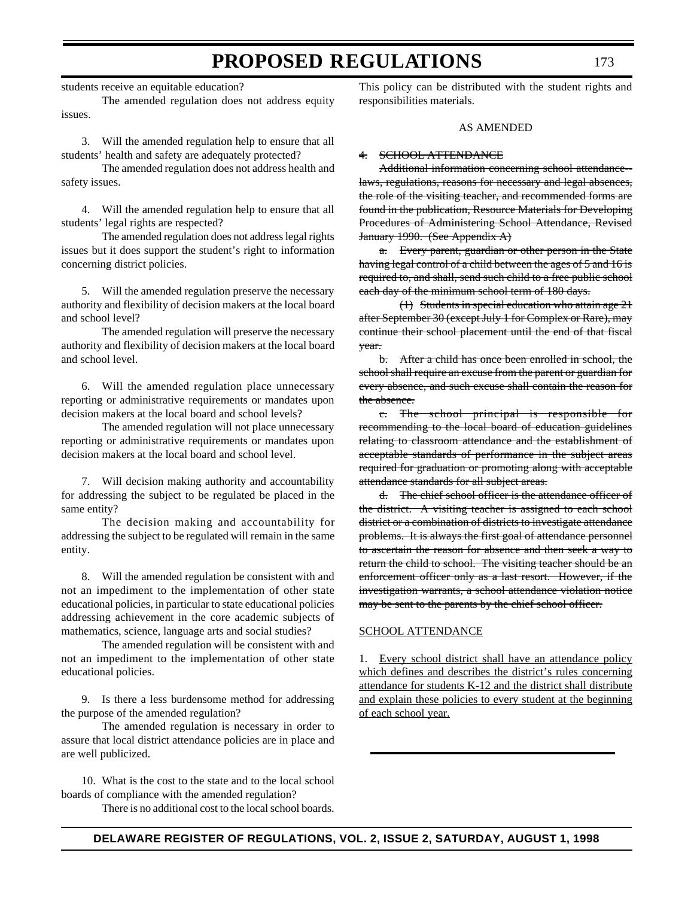students receive an equitable education?

The amended regulation does not address equity issues.

3. Will the amended regulation help to ensure that all students' health and safety are adequately protected?

The amended regulation does not address health and safety issues.

4. Will the amended regulation help to ensure that all students' legal rights are respected?

The amended regulation does not address legal rights issues but it does support the student's right to information concerning district policies.

5. Will the amended regulation preserve the necessary authority and flexibility of decision makers at the local board and school level?

The amended regulation will preserve the necessary authority and flexibility of decision makers at the local board and school level.

6. Will the amended regulation place unnecessary reporting or administrative requirements or mandates upon decision makers at the local board and school levels?

The amended regulation will not place unnecessary reporting or administrative requirements or mandates upon decision makers at the local board and school level.

7. Will decision making authority and accountability for addressing the subject to be regulated be placed in the same entity?

The decision making and accountability for addressing the subject to be regulated will remain in the same entity.

8. Will the amended regulation be consistent with and not an impediment to the implementation of other state educational policies, in particular to state educational policies addressing achievement in the core academic subjects of mathematics, science, language arts and social studies?

The amended regulation will be consistent with and not an impediment to the implementation of other state educational policies.

9. Is there a less burdensome method for addressing the purpose of the amended regulation?

The amended regulation is necessary in order to assure that local district attendance policies are in place and are well publicized.

10. What is the cost to the state and to the local school boards of compliance with the amended regulation?

There is no additional cost to the local school boards. This policy can be distributed with the student rights and responsibilities materials.

AS AMENDED

~~4. SCHOOL ATTENDANCE~~

~~Additional information concerning school attendance--laws, regulations, reasons for necessary and legal absences, the role of the visiting teacher, and recommended forms are found in the publication, Resource Materials for Developing Procedures of Administering School Attendance, Revised January 1990. (See Appendix A)~~

~~a. Every parent, guardian or other person in the State having legal control of a child between the ages of 5 and 16 is required to, and shall, send such child to a free public school each day of the minimum school term of 180 days.~~

~~(1) Students in special education who attain age 21 after September 30 (except July 1 for Complex or Rare), may continue their school placement until the end of that fiscal year.~~

~~b. After a child has once been enrolled in school, the school shall require an excuse from the parent or guardian for every absence, and such excuse shall contain the reason for the absence.~~

~~c. The school principal is responsible for recommending to the local board of education guidelines relating to classroom attendance and the establishment of acceptable standards of performance in the subject areas required for graduation or promoting along with acceptable attendance standards for all subject areas.~~

~~d. The chief school officer is the attendance officer of the district. A visiting teacher is assigned to each school district or a combination of districts to investigate attendance problems. It is always the first goal of attendance personnel to ascertain the reason for absence and then seek a way to return the child to school. The visiting teacher should be an enforcement officer only as a last resort. However, if the investigation warrants, a school attendance violation notice may be sent to the parents by the chief school officer.~~

<u>SCHOOL ATTENDANCE</u>

1. <u>Every school district shall have an attendance policy which defines and describes the district's rules concerning attendance for students K-12 and the district shall distribute and explain these policies to every student at the beginning of each school year.</u>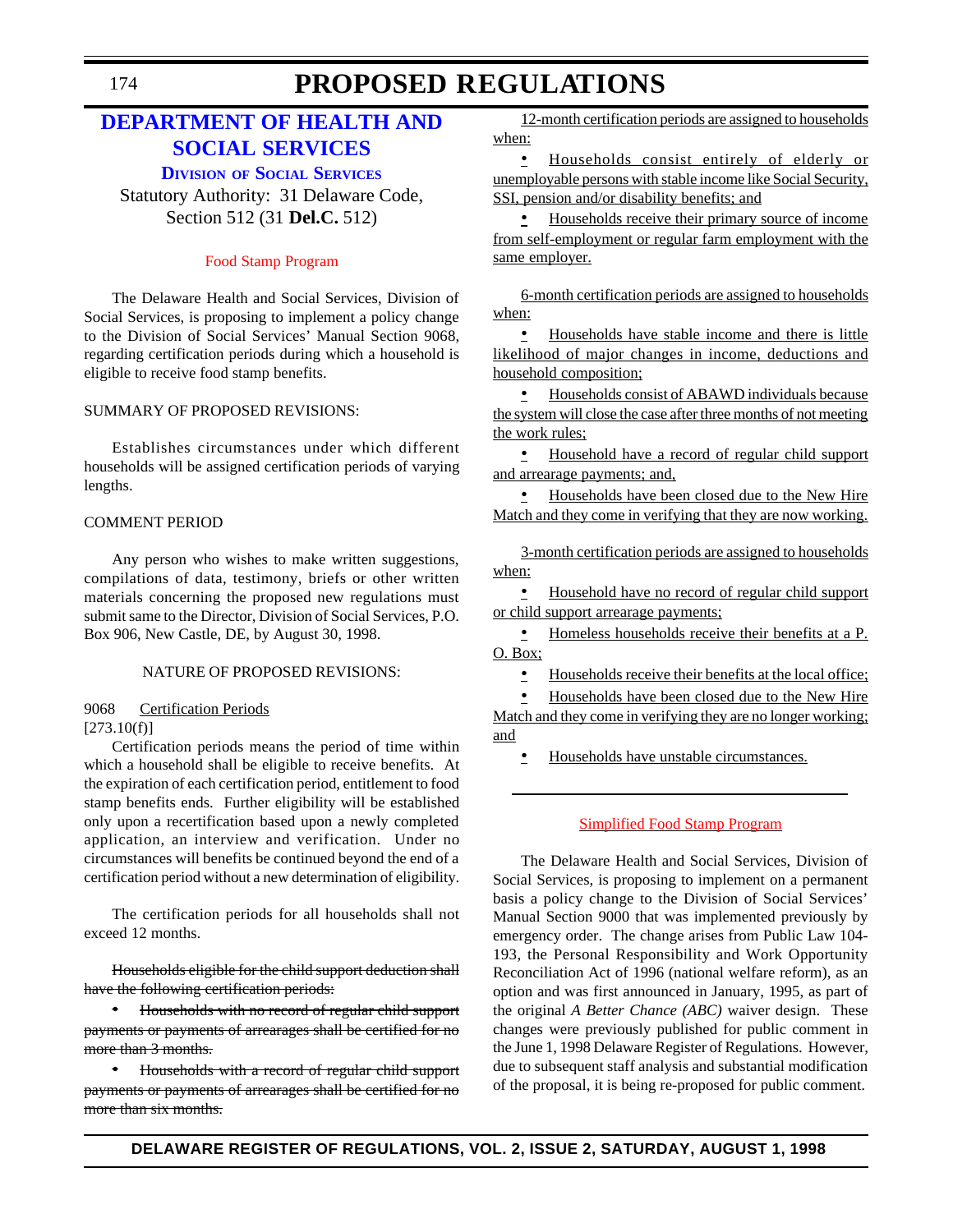# DEPARTMENT OF HEALTH AND SOCIAL SERVICES

## Division of Social Services

Statutory Authority: 31 Delaware Code, Section 512 (31 **Del.C.** 512)

### Food Stamp Program

The Delaware Health and Social Services, Division of Social Services, is proposing to implement a policy change to the Division of Social Services' Manual Section 9068, regarding certification periods during which a household is eligible to receive food stamp benefits.

SUMMARY OF PROPOSED REVISIONS:

Establishes circumstances under which different households will be assigned certification periods of varying lengths.

COMMENT PERIOD

Any person who wishes to make written suggestions, compilations of data, testimony, briefs or other written materials concerning the proposed new regulations must submit same to the Director, Division of Social Services, P.O. Box 906, New Castle, DE, by August 30, 1998.

NATURE OF PROPOSED REVISIONS:

9068 Certification Periods
[273.10(f)]

Certification periods means the period of time within which a household shall be eligible to receive benefits. At the expiration of each certification period, entitlement to food stamp benefits ends. Further eligibility will be established only upon a recertification based upon a newly completed application, an interview and verification. Under no circumstances will benefits be continued beyond the end of a certification period without a new determination of eligibility.

The certification periods for all households shall not exceed 12 months.

~~Households eligible for the child support deduction shall have the following certification periods:~~

- ~~Households with no record of regular child support payments or payments of arrearages shall be certified for no more than 3 months.~~
- ~~Households with a record of regular child support payments or payments of arrearages shall be certified for no more than six months.~~

12-month certification periods are assigned to households when:

- Households consist entirely of elderly or unemployable persons with stable income like Social Security, SSI, pension and/or disability benefits; and
- Households receive their primary source of income from self-employment or regular farm employment with the same employer.

6-month certification periods are assigned to households when:

- Households have stable income and there is little likelihood of major changes in income, deductions and household composition;
- Households consist of ABAWD individuals because the system will close the case after three months of not meeting the work rules;
- Household have a record of regular child support and arrearage payments; and,
- Households have been closed due to the New Hire Match and they come in verifying that they are now working.

3-month certification periods are assigned to households when:

- Household have no record of regular child support or child support arrearage payments;
- Homeless households receive their benefits at a P. O. Box;
- Households receive their benefits at the local office;
- Households have been closed due to the New Hire Match and they come in verifying they are no longer working; and
- Households have unstable circumstances.

---

### Simplified Food Stamp Program

The Delaware Health and Social Services, Division of Social Services, is proposing to implement on a permanent basis a policy change to the Division of Social Services' Manual Section 9000 that was implemented previously by emergency order. The change arises from Public Law 104-193, the Personal Responsibility and Work Opportunity Reconciliation Act of 1996 (national welfare reform), as an option and was first announced in January, 1995, as part of the original *A Better Chance (ABC)* waiver design. These changes were previously published for public comment in the June 1, 1998 Delaware Register of Regulations. However, due to subsequent staff analysis and substantial modification of the proposal, it is being re-proposed for public comment.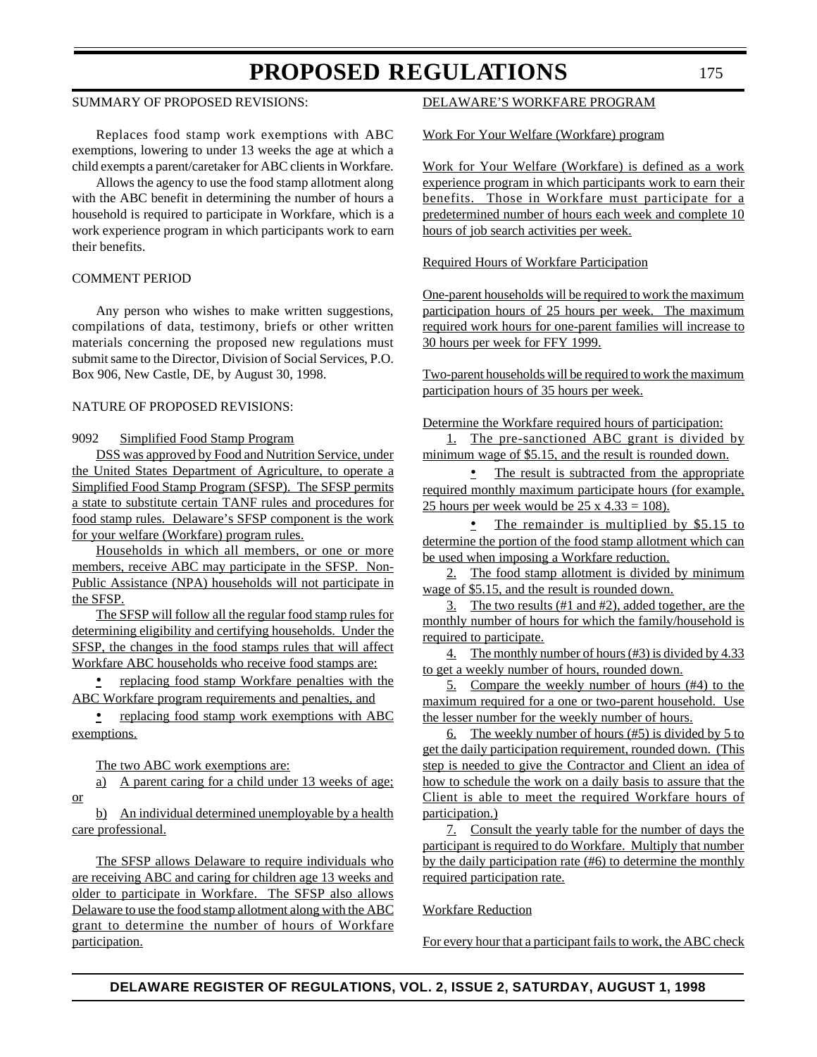SUMMARY OF PROPOSED REVISIONS:

Replaces food stamp work exemptions with ABC exemptions, lowering to under 13 weeks the age at which a child exempts a parent/caretaker for ABC clients in Workfare.

Allows the agency to use the food stamp allotment along with the ABC benefit in determining the number of hours a household is required to participate in Workfare, which is a work experience program in which participants work to earn their benefits.

COMMENT PERIOD

Any person who wishes to make written suggestions, compilations of data, testimony, briefs or other written materials concerning the proposed new regulations must submit same to the Director, Division of Social Services, P.O. Box 906, New Castle, DE, by August 30, 1998.

NATURE OF PROPOSED REVISIONS:

9092 Simplified Food Stamp Program

DSS was approved by Food and Nutrition Service, under the United States Department of Agriculture, to operate a Simplified Food Stamp Program (SFSP). The SFSP permits a state to substitute certain TANF rules and procedures for food stamp rules. Delaware's SFSP component is the work for your welfare (Workfare) program rules.

Households in which all members, or one or more members, receive ABC may participate in the SFSP. Non-Public Assistance (NPA) households will not participate in the SFSP.

The SFSP will follow all the regular food stamp rules for determining eligibility and certifying households. Under the SFSP, the changes in the food stamps rules that will affect Workfare ABC households who receive food stamps are:

- replacing food stamp Workfare penalties with the ABC Workfare program requirements and penalties, and
- replacing food stamp work exemptions with ABC exemptions.

The two ABC work exemptions are:

a) A parent caring for a child under 13 weeks of age; or

b) An individual determined unemployable by a health care professional.

The SFSP allows Delaware to require individuals who are receiving ABC and caring for children age 13 weeks and older to participate in Workfare. The SFSP also allows Delaware to use the food stamp allotment along with the ABC grant to determine the number of hours of Workfare participation.

DELAWARE'S WORKFARE PROGRAM

Work For Your Welfare (Workfare) program

Work for Your Welfare (Workfare) is defined as a work experience program in which participants work to earn their benefits. Those in Workfare must participate for a predetermined number of hours each week and complete 10 hours of job search activities per week.

Required Hours of Workfare Participation

One-parent households will be required to work the maximum participation hours of 25 hours per week. The maximum required work hours for one-parent families will increase to 30 hours per week for FFY 1999.

Two-parent households will be required to work the maximum participation hours of 35 hours per week.

Determine the Workfare required hours of participation:

1. The pre-sanctioned ABC grant is divided by minimum wage of $5.15, and the result is rounded down.
   - The result is subtracted from the appropriate required monthly maximum participate hours (for example, 25 hours per week would be 25 x 4.33 = 108).
   - The remainder is multiplied by $5.15 to determine the portion of the food stamp allotment which can be used when imposing a Workfare reduction.
2. The food stamp allotment is divided by minimum wage of $5.15, and the result is rounded down.
3. The two results (#1 and #2), added together, are the monthly number of hours for which the family/household is required to participate.
4. The monthly number of hours (#3) is divided by 4.33 to get a weekly number of hours, rounded down.
5. Compare the weekly number of hours (#4) to the maximum required for a one or two-parent household. Use the lesser number for the weekly number of hours.
6. The weekly number of hours (#5) is divided by 5 to get the daily participation requirement, rounded down. (This step is needed to give the Contractor and Client an idea of how to schedule the work on a daily basis to assure that the Client is able to meet the required Workfare hours of participation.)
7. Consult the yearly table for the number of days the participant is required to do Workfare. Multiply that number by the daily participation rate (#6) to determine the monthly required participation rate.

Workfare Reduction

For every hour that a participant fails to work, the ABC check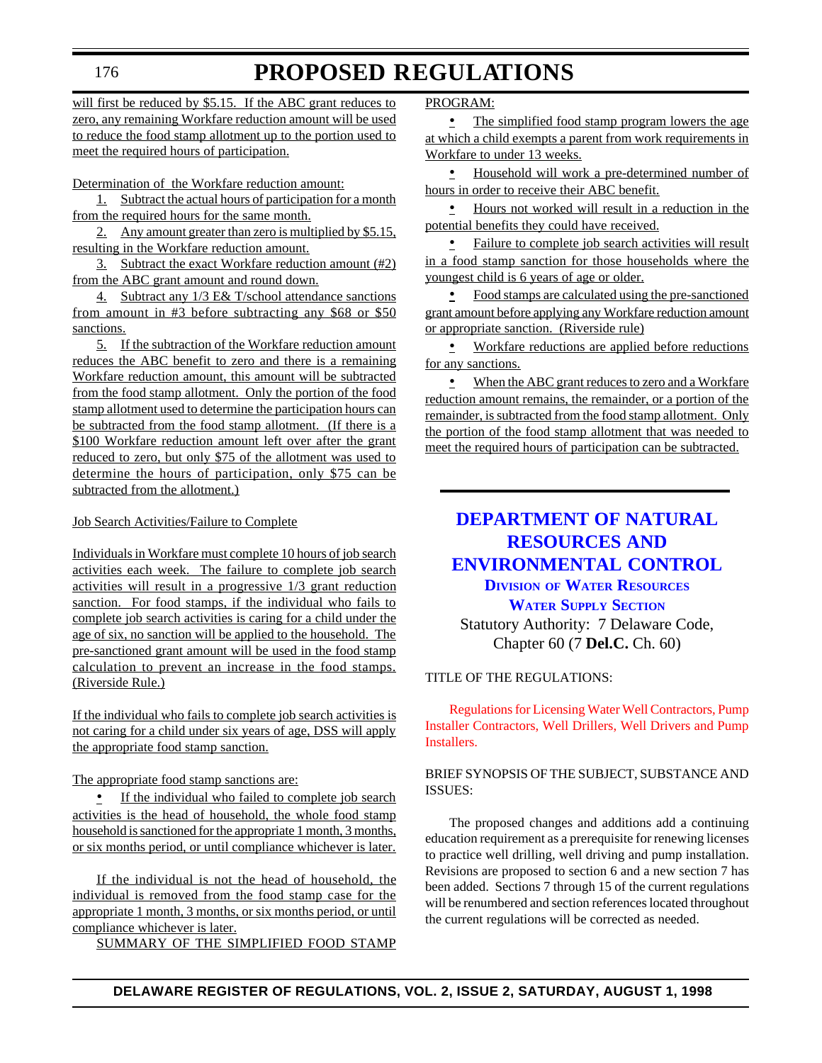will first be reduced by $5.15. If the ABC grant reduces to zero, any remaining Workfare reduction amount will be used to reduce the food stamp allotment up to the portion used to meet the required hours of participation.

Determination of the Workfare reduction amount:

1. Subtract the actual hours of participation for a month from the required hours for the same month.

2. Any amount greater than zero is multiplied by $5.15, resulting in the Workfare reduction amount.

3. Subtract the exact Workfare reduction amount (#2) from the ABC grant amount and round down.

4. Subtract any 1/3 E& T/school attendance sanctions from amount in #3 before subtracting any $68 or $50 sanctions.

5. If the subtraction of the Workfare reduction amount reduces the ABC benefit to zero and there is a remaining Workfare reduction amount, this amount will be subtracted from the food stamp allotment. Only the portion of the food stamp allotment used to determine the participation hours can be subtracted from the food stamp allotment. (If there is a $100 Workfare reduction amount left over after the grant reduced to zero, but only $75 of the allotment was used to determine the hours of participation, only $75 can be subtracted from the allotment.)

Job Search Activities/Failure to Complete

Individuals in Workfare must complete 10 hours of job search activities each week. The failure to complete job search activities will result in a progressive 1/3 grant reduction sanction. For food stamps, if the individual who fails to complete job search activities is caring for a child under the age of six, no sanction will be applied to the household. The pre-sanctioned grant amount will be used in the food stamp calculation to prevent an increase in the food stamps. (Riverside Rule.)

If the individual who fails to complete job search activities is not caring for a child under six years of age, DSS will apply the appropriate food stamp sanction.

The appropriate food stamp sanctions are:

- If the individual who failed to complete job search activities is the head of household, the whole food stamp household is sanctioned for the appropriate 1 month, 3 months, or six months period, or until compliance whichever is later.

If the individual is not the head of household, the individual is removed from the food stamp case for the appropriate 1 month, 3 months, or six months period, or until compliance whichever is later.

SUMMARY OF THE SIMPLIFIED FOOD STAMP PROGRAM:

- The simplified food stamp program lowers the age at which a child exempts a parent from work requirements in Workfare to under 13 weeks.
- Household will work a pre-determined number of hours in order to receive their ABC benefit.
- Hours not worked will result in a reduction in the potential benefits they could have received.
- Failure to complete job search activities will result in a food stamp sanction for those households where the youngest child is 6 years of age or older.
- Food stamps are calculated using the pre-sanctioned grant amount before applying any Workfare reduction amount or appropriate sanction. (Riverside rule)
- Workfare reductions are applied before reductions for any sanctions.
- When the ABC grant reduces to zero and a Workfare reduction amount remains, the remainder, or a portion of the remainder, is subtracted from the food stamp allotment. Only the portion of the food stamp allotment that was needed to meet the required hours of participation can be subtracted.

# DEPARTMENT OF NATURAL RESOURCES AND ENVIRONMENTAL CONTROL

## Division of Water Resources

## Water Supply Section

Statutory Authority: 7 Delaware Code, Chapter 60 (7 **Del.C.** Ch. 60)

TITLE OF THE REGULATIONS:

Regulations for Licensing Water Well Contractors, Pump Installer Contractors, Well Drillers, Well Drivers and Pump Installers.

BRIEF SYNOPSIS OF THE SUBJECT, SUBSTANCE AND ISSUES:

The proposed changes and additions add a continuing education requirement as a prerequisite for renewing licenses to practice well drilling, well driving and pump installation. Revisions are proposed to section 6 and a new section 7 has been added. Sections 7 through 15 of the current regulations will be renumbered and section references located throughout the current regulations will be corrected as needed.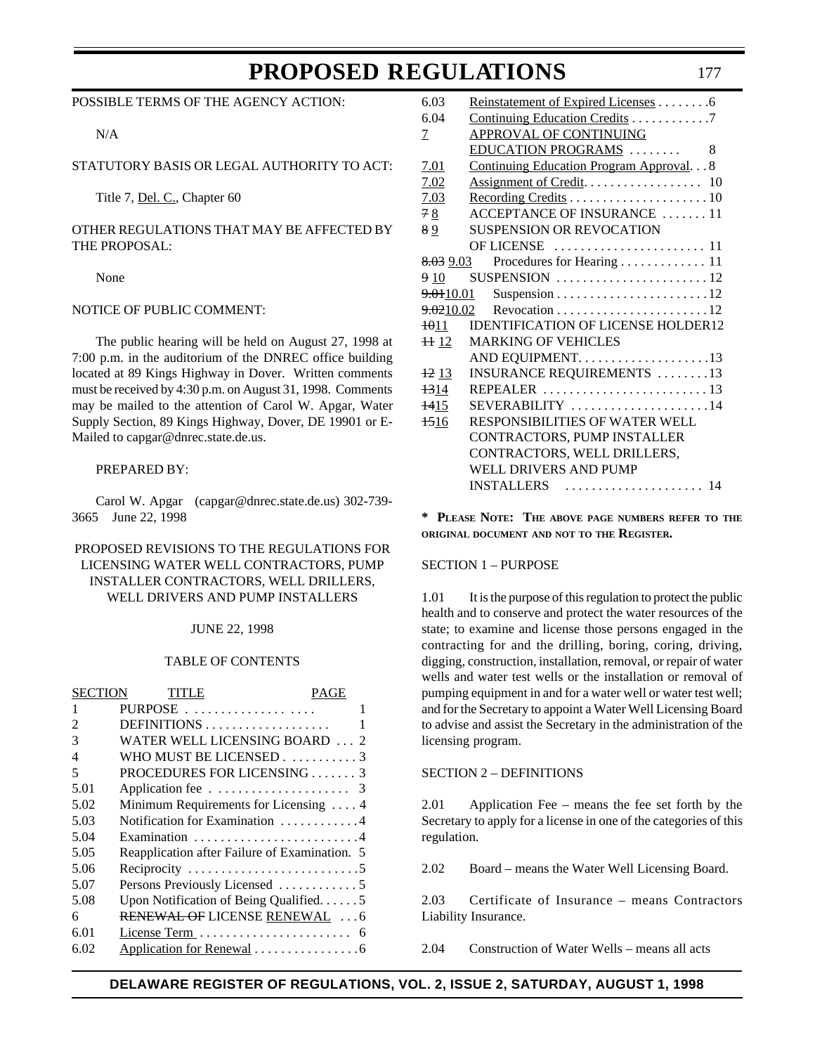POSSIBLE TERMS OF THE AGENCY ACTION:

N/A

STATUTORY BASIS OR LEGAL AUTHORITY TO ACT:

Title 7, Del. C., Chapter 60

OTHER REGULATIONS THAT MAY BE AFFECTED BY THE PROPOSAL:

None

NOTICE OF PUBLIC COMMENT:

The public hearing will be held on August 27, 1998 at 7:00 p.m. in the auditorium of the DNREC office building located at 89 Kings Highway in Dover. Written comments must be received by 4:30 p.m. on August 31, 1998. Comments may be mailed to the attention of Carol W. Apgar, Water Supply Section, 89 Kings Highway, Dover, DE 19901 or E-Mailed to capgar@dnrec.state.de.us.

PREPARED BY:

Carol W. Apgar (capgar@dnrec.state.de.us) 302-739-3665 June 22, 1998

PROPOSED REVISIONS TO THE REGULATIONS FOR LICENSING WATER WELL CONTRACTORS, PUMP INSTALLER CONTRACTORS, WELL DRILLERS, WELL DRIVERS AND PUMP INSTALLERS

JUNE 22, 1998

TABLE OF CONTENTS

| SECTION | TITLE | PAGE |
|---|---|---|
| 1 | PURPOSE | 1 |
| 2 | DEFINITIONS | 1 |
| 3 | WATER WELL LICENSING BOARD | 2 |
| 4 | WHO MUST BE LICENSED | 3 |
| 5 | PROCEDURES FOR LICENSING | 3 |
| 5.01 | Application fee | 3 |
| 5.02 | Minimum Requirements for Licensing | 4 |
| 5.03 | Notification for Examination | 4 |
| 5.04 | Examination | 4 |
| 5.05 | Reapplication after Failure of Examination. | 5 |
| 5.06 | Reciprocity | 5 |
| 5.07 | Persons Previously Licensed | 5 |
| 5.08 | Upon Notification of Being Qualified. | 5 |
| 6 | ~~RENEWAL OF~~ LICENSE RENEWAL | 6 |
| 6.01 | License Term | 6 |
| 6.02 | Application for Renewal | 6 |
| 6.03 | Reinstatement of Expired Licenses | 6 |
| 6.04 | Continuing Education Credits | 7 |
| 7 | APPROVAL OF CONTINUING EDUCATION PROGRAMS | 8 |
| 7.01 | Continuing Education Program Approval. | 8 |
| 7.02 | Assignment of Credit. | 10 |
| 7.03 | Recording Credits | 10 |
| ~~7~~ 8 | ACCEPTANCE OF INSURANCE | 11 |
| ~~8~~ 9 | SUSPENSION OR REVOCATION OF LICENSE | 11 |
| ~~8.03~~ 9.03 | Procedures for Hearing | 11 |
| ~~9~~ 10 | SUSPENSION | 12 |
| ~~9.01~~10.01 | Suspension | 12 |
| ~~9.02~~10.02 | Revocation | 12 |
| ~~10~~11 | IDENTIFICATION OF LICENSE HOLDER | 12 |
| ~~11~~ 12 | MARKING OF VEHICLES AND EQUIPMENT. | 13 |
| ~~12~~ 13 | INSURANCE REQUIREMENTS | 13 |
| ~~13~~14 | REPEALER | 13 |
| ~~14~~15 | SEVERABILITY | 14 |
| ~~15~~16 | RESPONSIBILITIES OF WATER WELL CONTRACTORS, PUMP INSTALLER CONTRACTORS, WELL DRILLERS, WELL DRIVERS AND PUMP INSTALLERS | 14 |

**\* Please Note: The above page numbers refer to the original document and not to the Register.**

SECTION 1 – PURPOSE

1.01 It is the purpose of this regulation to protect the public health and to conserve and protect the water resources of the state; to examine and license those persons engaged in the contracting for and the drilling, boring, coring, driving, digging, construction, installation, removal, or repair of water wells and water test wells or the installation or removal of pumping equipment in and for a water well or water test well; and for the Secretary to appoint a Water Well Licensing Board to advise and assist the Secretary in the administration of the licensing program.

SECTION 2 – DEFINITIONS

2.01 Application Fee – means the fee set forth by the Secretary to apply for a license in one of the categories of this regulation.

2.02 Board – means the Water Well Licensing Board.

2.03 Certificate of Insurance – means Contractors Liability Insurance.

2.04 Construction of Water Wells – means all acts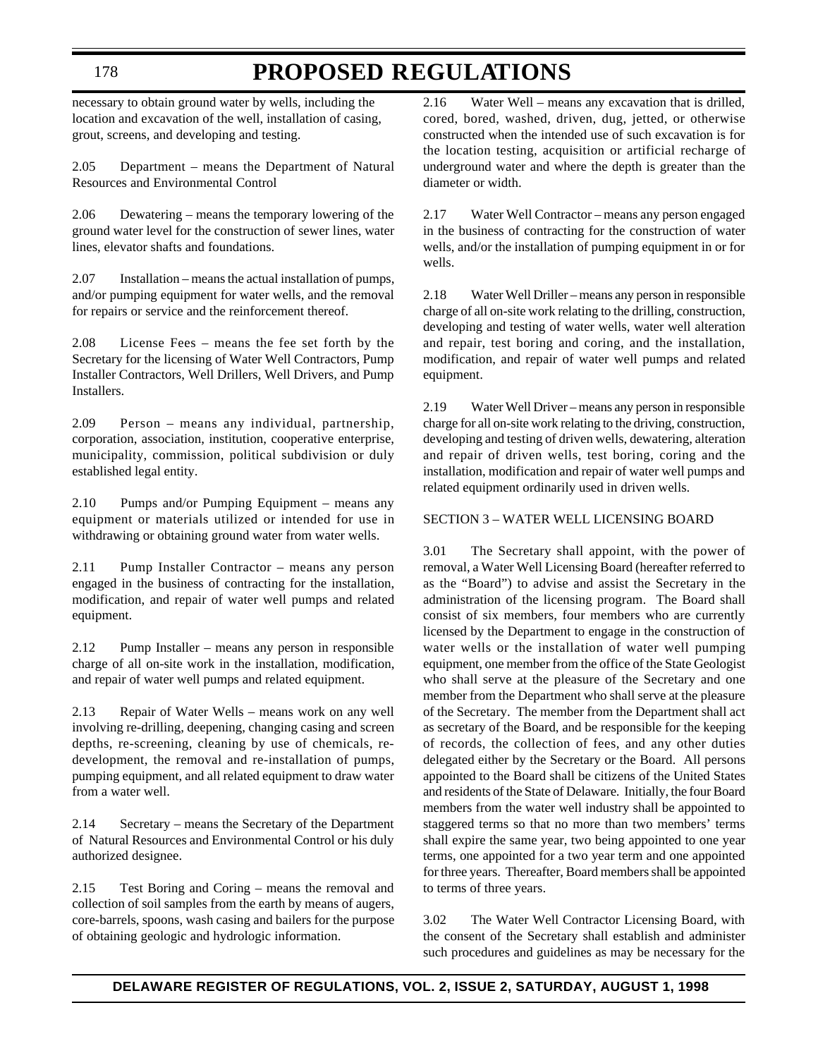necessary to obtain ground water by wells, including the location and excavation of the well, installation of casing, grout, screens, and developing and testing.

2.05 Department – means the Department of Natural Resources and Environmental Control

2.06 Dewatering – means the temporary lowering of the ground water level for the construction of sewer lines, water lines, elevator shafts and foundations.

2.07 Installation – means the actual installation of pumps, and/or pumping equipment for water wells, and the removal for repairs or service and the reinforcement thereof.

2.08 License Fees – means the fee set forth by the Secretary for the licensing of Water Well Contractors, Pump Installer Contractors, Well Drillers, Well Drivers, and Pump Installers.

2.09 Person – means any individual, partnership, corporation, association, institution, cooperative enterprise, municipality, commission, political subdivision or duly established legal entity.

2.10 Pumps and/or Pumping Equipment – means any equipment or materials utilized or intended for use in withdrawing or obtaining ground water from water wells.

2.11 Pump Installer Contractor – means any person engaged in the business of contracting for the installation, modification, and repair of water well pumps and related equipment.

2.12 Pump Installer – means any person in responsible charge of all on-site work in the installation, modification, and repair of water well pumps and related equipment.

2.13 Repair of Water Wells – means work on any well involving re-drilling, deepening, changing casing and screen depths, re-screening, cleaning by use of chemicals, re-development, the removal and re-installation of pumps, pumping equipment, and all related equipment to draw water from a water well.

2.14 Secretary – means the Secretary of the Department of Natural Resources and Environmental Control or his duly authorized designee.

2.15 Test Boring and Coring – means the removal and collection of soil samples from the earth by means of augers, core-barrels, spoons, wash casing and bailers for the purpose of obtaining geologic and hydrologic information.

2.16 Water Well – means any excavation that is drilled, cored, bored, washed, driven, dug, jetted, or otherwise constructed when the intended use of such excavation is for the location testing, acquisition or artificial recharge of underground water and where the depth is greater than the diameter or width.

2.17 Water Well Contractor – means any person engaged in the business of contracting for the construction of water wells, and/or the installation of pumping equipment in or for wells.

2.18 Water Well Driller – means any person in responsible charge of all on-site work relating to the drilling, construction, developing and testing of water wells, water well alteration and repair, test boring and coring, and the installation, modification, and repair of water well pumps and related equipment.

2.19 Water Well Driver – means any person in responsible charge for all on-site work relating to the driving, construction, developing and testing of driven wells, dewatering, alteration and repair of driven wells, test boring, coring and the installation, modification and repair of water well pumps and related equipment ordinarily used in driven wells.

SECTION 3 – WATER WELL LICENSING BOARD

3.01 The Secretary shall appoint, with the power of removal, a Water Well Licensing Board (hereafter referred to as the "Board") to advise and assist the Secretary in the administration of the licensing program. The Board shall consist of six members, four members who are currently licensed by the Department to engage in the construction of water wells or the installation of water well pumping equipment, one member from the office of the State Geologist who shall serve at the pleasure of the Secretary and one member from the Department who shall serve at the pleasure of the Secretary. The member from the Department shall act as secretary of the Board, and be responsible for the keeping of records, the collection of fees, and any other duties delegated either by the Secretary or the Board. All persons appointed to the Board shall be citizens of the United States and residents of the State of Delaware. Initially, the four Board members from the water well industry shall be appointed to staggered terms so that no more than two members' terms shall expire the same year, two being appointed to one year terms, one appointed for a two year term and one appointed for three years. Thereafter, Board members shall be appointed to terms of three years.

3.02 The Water Well Contractor Licensing Board, with the consent of the Secretary shall establish and administer such procedures and guidelines as may be necessary for the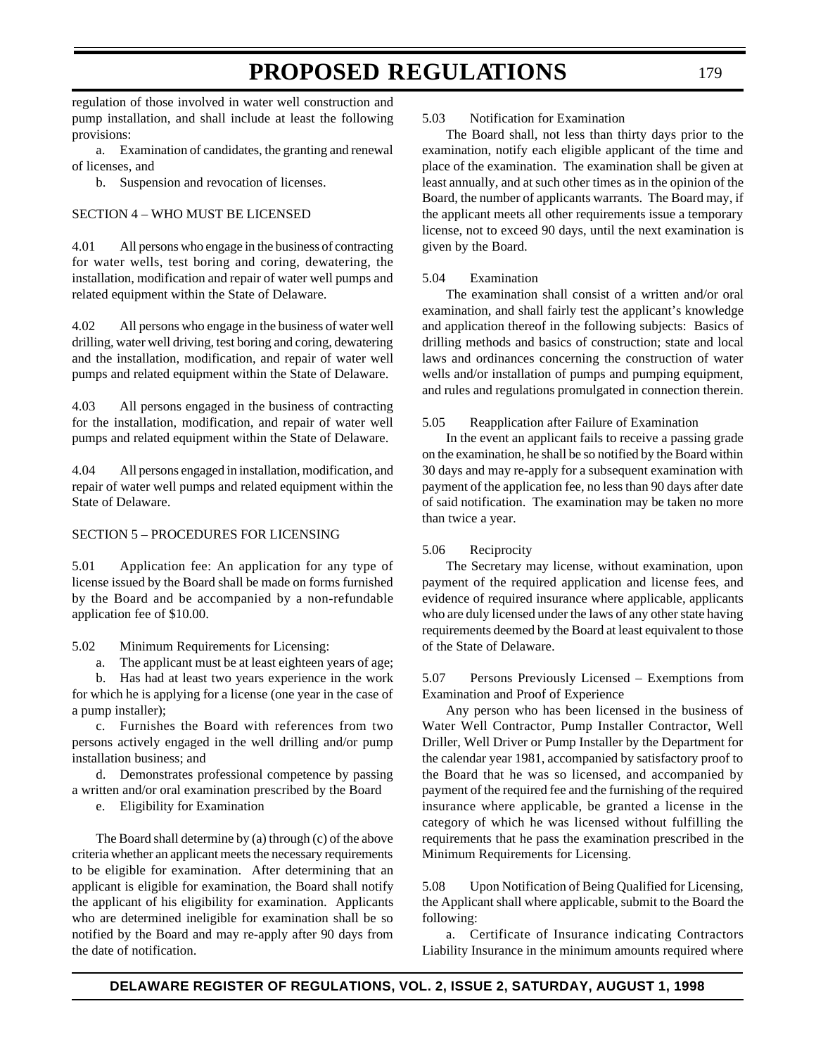regulation of those involved in water well construction and pump installation, and shall include at least the following provisions:

a. Examination of candidates, the granting and renewal of licenses, and

b. Suspension and revocation of licenses.

SECTION 4 – WHO MUST BE LICENSED

4.01 All persons who engage in the business of contracting for water wells, test boring and coring, dewatering, the installation, modification and repair of water well pumps and related equipment within the State of Delaware.

4.02 All persons who engage in the business of water well drilling, water well driving, test boring and coring, dewatering and the installation, modification, and repair of water well pumps and related equipment within the State of Delaware.

4.03 All persons engaged in the business of contracting for the installation, modification, and repair of water well pumps and related equipment within the State of Delaware.

4.04 All persons engaged in installation, modification, and repair of water well pumps and related equipment within the State of Delaware.

SECTION 5 – PROCEDURES FOR LICENSING

5.01 Application fee: An application for any type of license issued by the Board shall be made on forms furnished by the Board and be accompanied by a non-refundable application fee of $10.00.

5.02 Minimum Requirements for Licensing:

a. The applicant must be at least eighteen years of age;

b. Has had at least two years experience in the work for which he is applying for a license (one year in the case of a pump installer);

c. Furnishes the Board with references from two persons actively engaged in the well drilling and/or pump installation business; and

d. Demonstrates professional competence by passing a written and/or oral examination prescribed by the Board

e. Eligibility for Examination

The Board shall determine by (a) through (c) of the above criteria whether an applicant meets the necessary requirements to be eligible for examination. After determining that an applicant is eligible for examination, the Board shall notify the applicant of his eligibility for examination. Applicants who are determined ineligible for examination shall be so notified by the Board and may re-apply after 90 days from the date of notification.

5.03 Notification for Examination

The Board shall, not less than thirty days prior to the examination, notify each eligible applicant of the time and place of the examination. The examination shall be given at least annually, and at such other times as in the opinion of the Board, the number of applicants warrants. The Board may, if the applicant meets all other requirements issue a temporary license, not to exceed 90 days, until the next examination is given by the Board.

5.04 Examination

The examination shall consist of a written and/or oral examination, and shall fairly test the applicant's knowledge and application thereof in the following subjects: Basics of drilling methods and basics of construction; state and local laws and ordinances concerning the construction of water wells and/or installation of pumps and pumping equipment, and rules and regulations promulgated in connection therein.

5.05 Reapplication after Failure of Examination

In the event an applicant fails to receive a passing grade on the examination, he shall be so notified by the Board within 30 days and may re-apply for a subsequent examination with payment of the application fee, no less than 90 days after date of said notification. The examination may be taken no more than twice a year.

5.06 Reciprocity

The Secretary may license, without examination, upon payment of the required application and license fees, and evidence of required insurance where applicable, applicants who are duly licensed under the laws of any other state having requirements deemed by the Board at least equivalent to those of the State of Delaware.

5.07 Persons Previously Licensed – Exemptions from Examination and Proof of Experience

Any person who has been licensed in the business of Water Well Contractor, Pump Installer Contractor, Well Driller, Well Driver or Pump Installer by the Department for the calendar year 1981, accompanied by satisfactory proof to the Board that he was so licensed, and accompanied by payment of the required fee and the furnishing of the required insurance where applicable, be granted a license in the category of which he was licensed without fulfilling the requirements that he pass the examination prescribed in the Minimum Requirements for Licensing.

5.08 Upon Notification of Being Qualified for Licensing, the Applicant shall where applicable, submit to the Board the following:

a. Certificate of Insurance indicating Contractors Liability Insurance in the minimum amounts required where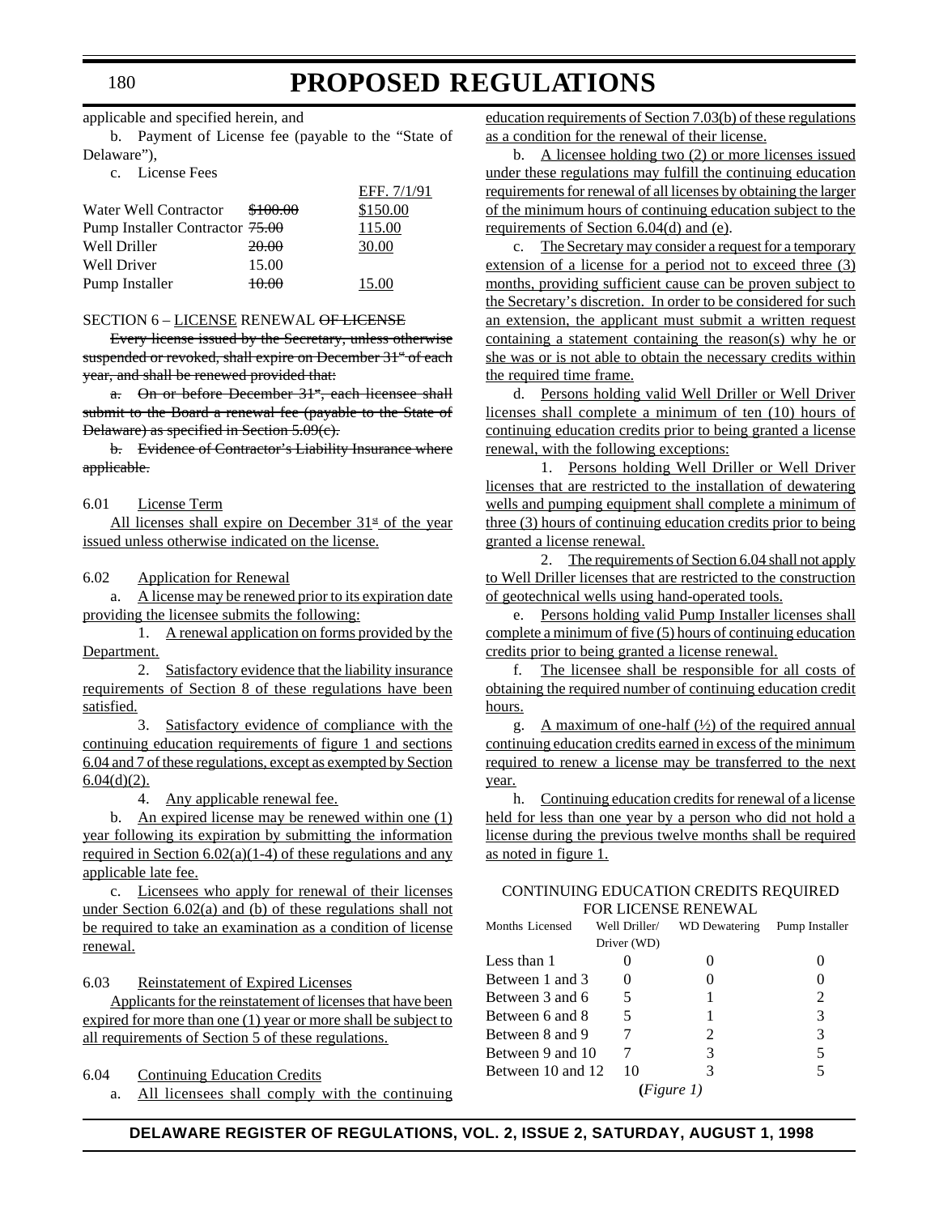applicable and specified herein, and

b. Payment of License fee (payable to the "State of Delaware"),

c. License Fees

| | | EFF. 7/1/91 |
|---|---|---|
| Water Well Contractor | ~~\$100.00~~ | \$150.00 |
| Pump Installer Contractor | ~~75.00~~ | 115.00 |
| Well Driller | ~~20.00~~ | 30.00 |
| Well Driver | 15.00 | |
| Pump Installer | ~~10.00~~ | 15.00 |

SECTION 6 – LICENSE RENEWAL ~~OF LICENSE~~

~~Every license issued by the Secretary, unless otherwise suspended or revoked, shall expire on December 31st of each year, and shall be renewed provided that:~~

~~a. On or before December 31st, each licensee shall submit to the Board a renewal fee (payable to the State of Delaware) as specified in Section 5.09(c).~~

~~b. Evidence of Contractor's Liability Insurance where applicable.~~

6.01 License Term

All licenses shall expire on December 31st of the year issued unless otherwise indicated on the license.

6.02 Application for Renewal

a. A license may be renewed prior to its expiration date providing the licensee submits the following:

1. A renewal application on forms provided by the Department.

2. Satisfactory evidence that the liability insurance requirements of Section 8 of these regulations have been satisfied.

3. Satisfactory evidence of compliance with the continuing education requirements of figure 1 and sections 6.04 and 7 of these regulations, except as exempted by Section 6.04(d)(2).

4. Any applicable renewal fee.

b. An expired license may be renewed within one (1) year following its expiration by submitting the information required in Section 6.02(a)(1-4) of these regulations and any applicable late fee.

c. Licensees who apply for renewal of their licenses under Section 6.02(a) and (b) of these regulations shall not be required to take an examination as a condition of license renewal.

6.03 Reinstatement of Expired Licenses

Applicants for the reinstatement of licenses that have been expired for more than one (1) year or more shall be subject to all requirements of Section 5 of these regulations.

6.04 Continuing Education Credits

a. All licensees shall comply with the continuing education requirements of Section 7.03(b) of these regulations as a condition for the renewal of their license.

b. A licensee holding two (2) or more licenses issued under these regulations may fulfill the continuing education requirements for renewal of all licenses by obtaining the larger of the minimum hours of continuing education subject to the requirements of Section 6.04(d) and (e).

c. The Secretary may consider a request for a temporary extension of a license for a period not to exceed three (3) months, providing sufficient cause can be proven subject to the Secretary's discretion. In order to be considered for such an extension, the applicant must submit a written request containing a statement containing the reason(s) why he or she was or is not able to obtain the necessary credits within the required time frame.

d. Persons holding valid Well Driller or Well Driver licenses shall complete a minimum of ten (10) hours of continuing education credits prior to being granted a license renewal, with the following exceptions:

1. Persons holding Well Driller or Well Driver licenses that are restricted to the installation of dewatering wells and pumping equipment shall complete a minimum of three (3) hours of continuing education credits prior to being granted a license renewal.

2. The requirements of Section 6.04 shall not apply to Well Driller licenses that are restricted to the construction of geotechnical wells using hand-operated tools.

e. Persons holding valid Pump Installer licenses shall complete a minimum of five (5) hours of continuing education credits prior to being granted a license renewal.

f. The licensee shall be responsible for all costs of obtaining the required number of continuing education credit hours.

g. A maximum of one-half (½) of the required annual continuing education credits earned in excess of the minimum required to renew a license may be transferred to the next year.

h. Continuing education credits for renewal of a license held for less than one year by a person who did not hold a license during the previous twelve months shall be required as noted in figure 1.

CONTINUING EDUCATION CREDITS REQUIRED FOR LICENSE RENEWAL

| Months Licensed | Well Driller/ Driver (WD) | WD Dewatering | Pump Installer |
|---|---|---|---|
| Less than 1 | 0 | 0 | 0 |
| Between 1 and 3 | 0 | 0 | 0 |
| Between 3 and 6 | 5 | 1 | 2 |
| Between 6 and 8 | 5 | 1 | 3 |
| Between 8 and 9 | 7 | 2 | 3 |
| Between 9 and 10 | 7 | 3 | 5 |
| Between 10 and 12 | 10 | 3 | 5 |

(*Figure 1)*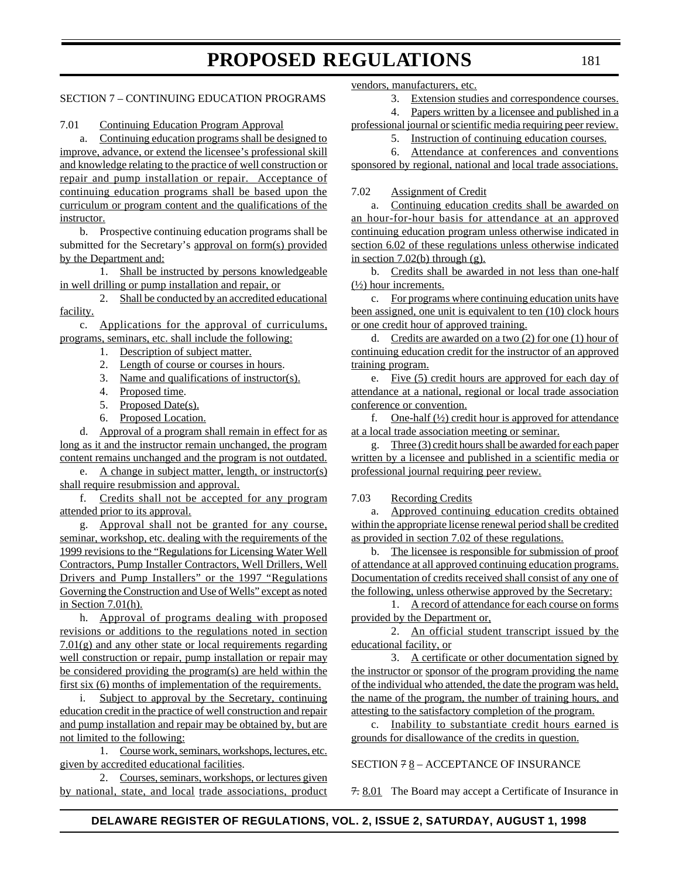SECTION 7 – CONTINUING EDUCATION PROGRAMS

7.01 Continuing Education Program Approval

a. Continuing education programs shall be designed to improve, advance, or extend the licensee's professional skill and knowledge relating to the practice of well construction or repair and pump installation or repair. Acceptance of continuing education programs shall be based upon the curriculum or program content and the qualifications of the instructor.

b. Prospective continuing education programs shall be submitted for the Secretary's approval on form(s) provided by the Department and:

1. Shall be instructed by persons knowledgeable in well drilling or pump installation and repair, or

2. Shall be conducted by an accredited educational facility.

c. Applications for the approval of curriculums, programs, seminars, etc. shall include the following:

1. Description of subject matter.
2. Length of course or courses in hours.
3. Name and qualifications of instructor(s).
4. Proposed time.
5. Proposed Date(s).
6. Proposed Location.

d. Approval of a program shall remain in effect for as long as it and the instructor remain unchanged, the program content remains unchanged and the program is not outdated.

e. A change in subject matter, length, or instructor(s) shall require resubmission and approval.

f. Credits shall not be accepted for any program attended prior to its approval.

g. Approval shall not be granted for any course, seminar, workshop, etc. dealing with the requirements of the 1999 revisions to the "Regulations for Licensing Water Well Contractors, Pump Installer Contractors, Well Drillers, Well Drivers and Pump Installers" or the 1997 "Regulations Governing the Construction and Use of Wells" except as noted in Section 7.01(h).

h. Approval of programs dealing with proposed revisions or additions to the regulations noted in section 7.01(g) and any other state or local requirements regarding well construction or repair, pump installation or repair may be considered providing the program(s) are held within the first six (6) months of implementation of the requirements.

i. Subject to approval by the Secretary, continuing education credit in the practice of well construction and repair and pump installation and repair may be obtained by, but are not limited to the following:

1. Course work, seminars, workshops, lectures, etc. given by accredited educational facilities.

2. Courses, seminars, workshops, or lectures given by national, state, and local trade associations, product vendors, manufacturers, etc.

3. Extension studies and correspondence courses.

4. Papers written by a licensee and published in a professional journal or scientific media requiring peer review.

5. Instruction of continuing education courses.

6. Attendance at conferences and conventions sponsored by regional, national and local trade associations.

7.02 Assignment of Credit

a. Continuing education credits shall be awarded on an hour-for-hour basis for attendance at an approved continuing education program unless otherwise indicated in section 6.02 of these regulations unless otherwise indicated in section 7.02(b) through (g).

b. Credits shall be awarded in not less than one-half (½) hour increments.

c. For programs where continuing education units have been assigned, one unit is equivalent to ten (10) clock hours or one credit hour of approved training.

d. Credits are awarded on a two (2) for one (1) hour of continuing education credit for the instructor of an approved training program.

e. Five (5) credit hours are approved for each day of attendance at a national, regional or local trade association conference or convention.

f. One-half (½) credit hour is approved for attendance at a local trade association meeting or seminar.

g. Three (3) credit hours shall be awarded for each paper written by a licensee and published in a scientific media or professional journal requiring peer review.

7.03 Recording Credits

a. Approved continuing education credits obtained within the appropriate license renewal period shall be credited as provided in section 7.02 of these regulations.

b. The licensee is responsible for submission of proof of attendance at all approved continuing education programs. Documentation of credits received shall consist of any one of the following, unless otherwise approved by the Secretary:

1. A record of attendance for each course on forms provided by the Department or,

2. An official student transcript issued by the educational facility, or

3. A certificate or other documentation signed by the instructor or sponsor of the program providing the name of the individual who attended, the date the program was held, the name of the program, the number of training hours, and attesting to the satisfactory completion of the program.

c. Inability to substantiate credit hours earned is grounds for disallowance of the credits in question.

SECTION ~~7~~ 8 – ACCEPTANCE OF INSURANCE

~~7.~~ 8.01 The Board may accept a Certificate of Insurance in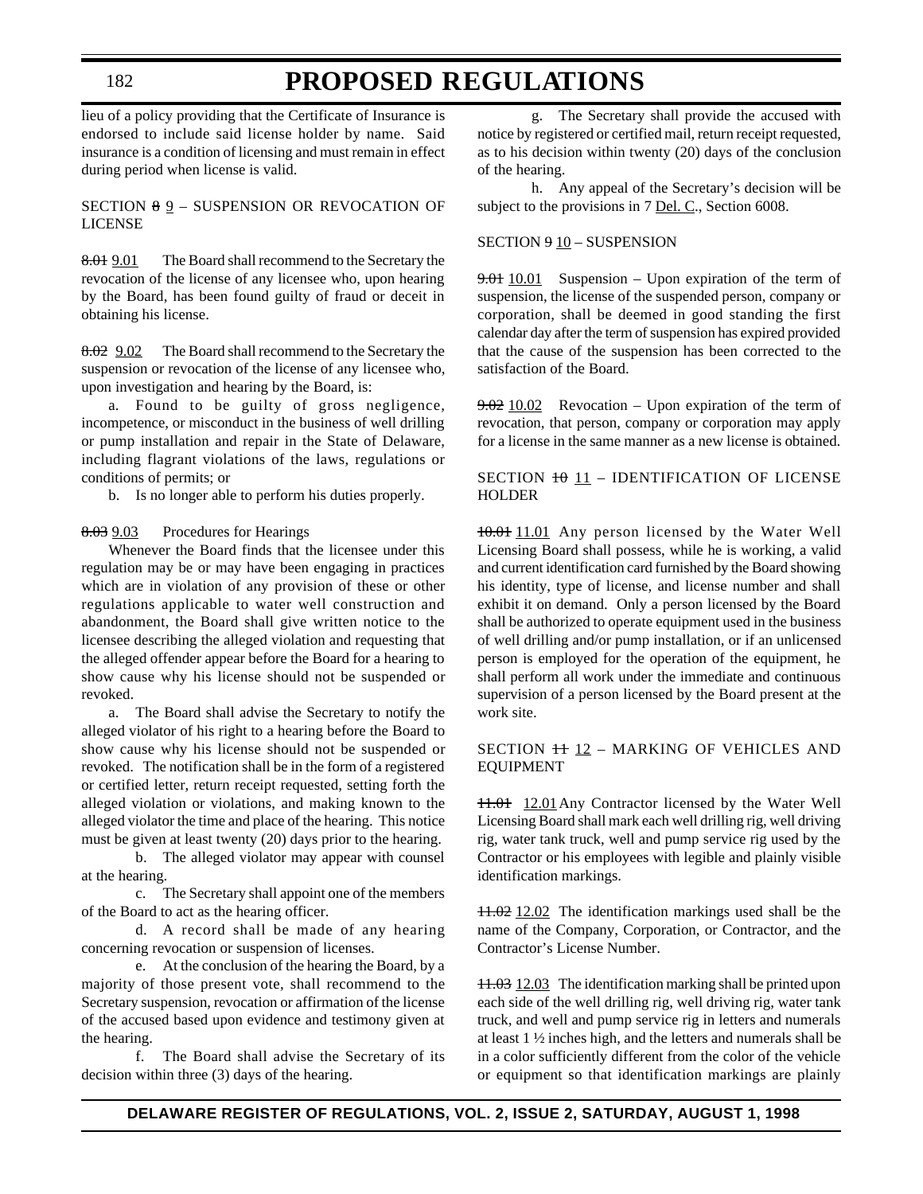lieu of a policy providing that the Certificate of Insurance is endorsed to include said license holder by name. Said insurance is a condition of licensing and must remain in effect during period when license is valid.

SECTION ~~8~~ 9 – SUSPENSION OR REVOCATION OF LICENSE

~~8.01~~ 9.01 The Board shall recommend to the Secretary the revocation of the license of any licensee who, upon hearing by the Board, has been found guilty of fraud or deceit in obtaining his license.

~~8.02~~ 9.02 The Board shall recommend to the Secretary the suspension or revocation of the license of any licensee who, upon investigation and hearing by the Board, is:

a. Found to be guilty of gross negligence, incompetence, or misconduct in the business of well drilling or pump installation and repair in the State of Delaware, including flagrant violations of the laws, regulations or conditions of permits; or

b. Is no longer able to perform his duties properly.

~~8.03~~ 9.03 Procedures for Hearings

Whenever the Board finds that the licensee under this regulation may be or may have been engaging in practices which are in violation of any provision of these or other regulations applicable to water well construction and abandonment, the Board shall give written notice to the licensee describing the alleged violation and requesting that the alleged offender appear before the Board for a hearing to show cause why his license should not be suspended or revoked.

a. The Board shall advise the Secretary to notify the alleged violator of his right to a hearing before the Board to show cause why his license should not be suspended or revoked. The notification shall be in the form of a registered or certified letter, return receipt requested, setting forth the alleged violation or violations, and making known to the alleged violator the time and place of the hearing. This notice must be given at least twenty (20) days prior to the hearing.

b. The alleged violator may appear with counsel at the hearing.

c. The Secretary shall appoint one of the members of the Board to act as the hearing officer.

d. A record shall be made of any hearing concerning revocation or suspension of licenses.

e. At the conclusion of the hearing the Board, by a majority of those present vote, shall recommend to the Secretary suspension, revocation or affirmation of the license of the accused based upon evidence and testimony given at the hearing.

f. The Board shall advise the Secretary of its decision within three (3) days of the hearing.

g. The Secretary shall provide the accused with notice by registered or certified mail, return receipt requested, as to his decision within twenty (20) days of the conclusion of the hearing.

h. Any appeal of the Secretary's decision will be subject to the provisions in 7 Del. C., Section 6008.

SECTION ~~9~~ 10 – SUSPENSION

~~9.01~~ 10.01 Suspension – Upon expiration of the term of suspension, the license of the suspended person, company or corporation, shall be deemed in good standing the first calendar day after the term of suspension has expired provided that the cause of the suspension has been corrected to the satisfaction of the Board.

~~9.02~~ 10.02 Revocation – Upon expiration of the term of revocation, that person, company or corporation may apply for a license in the same manner as a new license is obtained.

SECTION ~~10~~ 11 – IDENTIFICATION OF LICENSE HOLDER

~~10.01~~ 11.01 Any person licensed by the Water Well Licensing Board shall possess, while he is working, a valid and current identification card furnished by the Board showing his identity, type of license, and license number and shall exhibit it on demand. Only a person licensed by the Board shall be authorized to operate equipment used in the business of well drilling and/or pump installation, or if an unlicensed person is employed for the operation of the equipment, he shall perform all work under the immediate and continuous supervision of a person licensed by the Board present at the work site.

SECTION ~~11~~ 12 – MARKING OF VEHICLES AND EQUIPMENT

~~11.01~~ 12.01 Any Contractor licensed by the Water Well Licensing Board shall mark each well drilling rig, well driving rig, water tank truck, well and pump service rig used by the Contractor or his employees with legible and plainly visible identification markings.

~~11.02~~ 12.02 The identification markings used shall be the name of the Company, Corporation, or Contractor, and the Contractor's License Number.

~~11.03~~ 12.03 The identification marking shall be printed upon each side of the well drilling rig, well driving rig, water tank truck, and well and pump service rig in letters and numerals at least 1 ½ inches high, and the letters and numerals shall be in a color sufficiently different from the color of the vehicle or equipment so that identification markings are plainly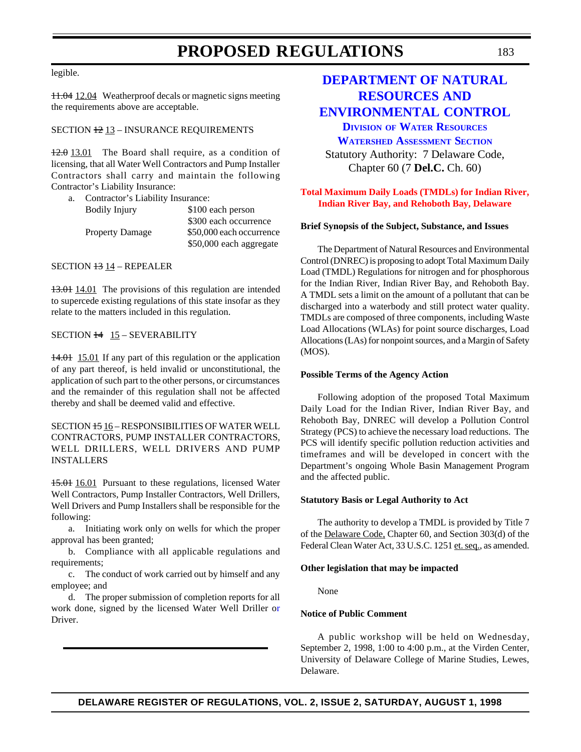legible.

~~11.04~~ 12.04 Weatherproof decals or magnetic signs meeting the requirements above are acceptable.

SECTION ~~12~~ 13 – INSURANCE REQUIREMENTS

~~12.0~~ 13.01 The Board shall require, as a condition of licensing, that all Water Well Contractors and Pump Installer Contractors shall carry and maintain the following Contractor's Liability Insurance:

a. Contractor's Liability Insurance:

| | |
|---|---|
| Bodily Injury | $100 each person |
| | $300 each occurrence |
| Property Damage | $50,000 each occurrence |
| | $50,000 each aggregate |

SECTION ~~13~~ 14 – REPEALER

~~13.01~~ 14.01 The provisions of this regulation are intended to supercede existing regulations of this state insofar as they relate to the matters included in this regulation.

SECTION ~~14~~ 15 – SEVERABILITY

~~14.01~~ 15.01 If any part of this regulation or the application of any part thereof, is held invalid or unconstitutional, the application of such part to the other persons, or circumstances and the remainder of this regulation shall not be affected thereby and shall be deemed valid and effective.

SECTION ~~15~~ 16 – RESPONSIBILITIES OF WATER WELL CONTRACTORS, PUMP INSTALLER CONTRACTORS, WELL DRILLERS, WELL DRIVERS AND PUMP INSTALLERS

~~15.01~~ 16.01 Pursuant to these regulations, licensed Water Well Contractors, Pump Installer Contractors, Well Drillers, Well Drivers and Pump Installers shall be responsible for the following:

a. Initiating work only on wells for which the proper approval has been granted;

b. Compliance with all applicable regulations and requirements;

c. The conduct of work carried out by himself and any employee; and

d. The proper submission of completion reports for all work done, signed by the licensed Water Well Driller or Driver.

# DEPARTMENT OF NATURAL RESOURCES AND ENVIRONMENTAL CONTROL

## Division of Water Resources

## Watershed Assessment Section

Statutory Authority: 7 Delaware Code, Chapter 60 (7 **Del.C.** Ch. 60)

### Total Maximum Daily Loads (TMDLs) for Indian River, Indian River Bay, and Rehoboth Bay, Delaware

**Brief Synopsis of the Subject, Substance, and Issues**

The Department of Natural Resources and Environmental Control (DNREC) is proposing to adopt Total Maximum Daily Load (TMDL) Regulations for nitrogen and for phosphorous for the Indian River, Indian River Bay, and Rehoboth Bay. A TMDL sets a limit on the amount of a pollutant that can be discharged into a waterbody and still protect water quality. TMDLs are composed of three components, including Waste Load Allocations (WLAs) for point source discharges, Load Allocations (LAs) for nonpoint sources, and a Margin of Safety (MOS).

**Possible Terms of the Agency Action**

Following adoption of the proposed Total Maximum Daily Load for the Indian River, Indian River Bay, and Rehoboth Bay, DNREC will develop a Pollution Control Strategy (PCS) to achieve the necessary load reductions. The PCS will identify specific pollution reduction activities and timeframes and will be developed in concert with the Department's ongoing Whole Basin Management Program and the affected public.

**Statutory Basis or Legal Authority to Act**

The authority to develop a TMDL is provided by Title 7 of the Delaware Code, Chapter 60, and Section 303(d) of the Federal Clean Water Act, 33 U.S.C. 1251 et. seq., as amended.

**Other legislation that may be impacted**

None

**Notice of Public Comment**

A public workshop will be held on Wednesday, September 2, 1998, 1:00 to 4:00 p.m., at the Virden Center, University of Delaware College of Marine Studies, Lewes, Delaware.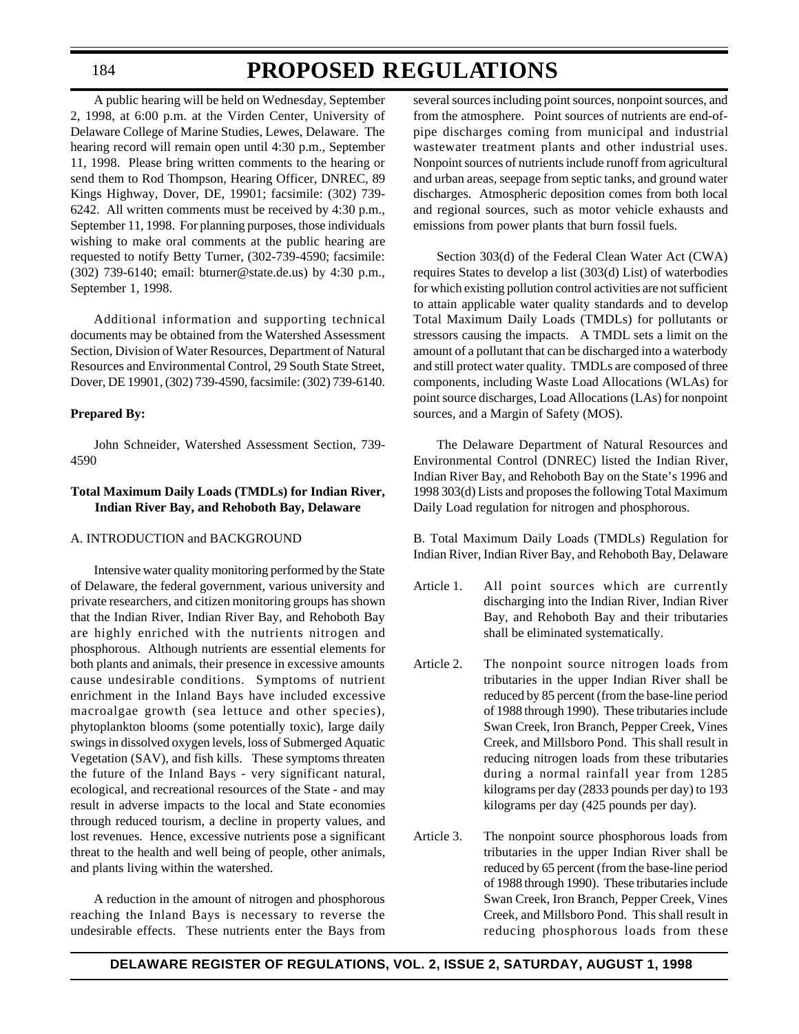A public hearing will be held on Wednesday, September 2, 1998, at 6:00 p.m. at the Virden Center, University of Delaware College of Marine Studies, Lewes, Delaware. The hearing record will remain open until 4:30 p.m., September 11, 1998. Please bring written comments to the hearing or send them to Rod Thompson, Hearing Officer, DNREC, 89 Kings Highway, Dover, DE, 19901; facsimile: (302) 739-6242. All written comments must be received by 4:30 p.m., September 11, 1998. For planning purposes, those individuals wishing to make oral comments at the public hearing are requested to notify Betty Turner, (302-739-4590; facsimile: (302) 739-6140; email: bturner@state.de.us) by 4:30 p.m., September 1, 1998.

Additional information and supporting technical documents may be obtained from the Watershed Assessment Section, Division of Water Resources, Department of Natural Resources and Environmental Control, 29 South State Street, Dover, DE 19901, (302) 739-4590, facsimile: (302) 739-6140.

**Prepared By:**

John Schneider, Watershed Assessment Section, 739-4590

**Total Maximum Daily Loads (TMDLs) for Indian River, Indian River Bay, and Rehoboth Bay, Delaware**

A. INTRODUCTION and BACKGROUND

Intensive water quality monitoring performed by the State of Delaware, the federal government, various university and private researchers, and citizen monitoring groups has shown that the Indian River, Indian River Bay, and Rehoboth Bay are highly enriched with the nutrients nitrogen and phosphorous. Although nutrients are essential elements for both plants and animals, their presence in excessive amounts cause undesirable conditions. Symptoms of nutrient enrichment in the Inland Bays have included excessive macroalgae growth (sea lettuce and other species), phytoplankton blooms (some potentially toxic), large daily swings in dissolved oxygen levels, loss of Submerged Aquatic Vegetation (SAV), and fish kills. These symptoms threaten the future of the Inland Bays - very significant natural, ecological, and recreational resources of the State - and may result in adverse impacts to the local and State economies through reduced tourism, a decline in property values, and lost revenues. Hence, excessive nutrients pose a significant threat to the health and well being of people, other animals, and plants living within the watershed.

A reduction in the amount of nitrogen and phosphorous reaching the Inland Bays is necessary to reverse the undesirable effects. These nutrients enter the Bays from several sources including point sources, nonpoint sources, and from the atmosphere. Point sources of nutrients are end-of-pipe discharges coming from municipal and industrial wastewater treatment plants and other industrial uses. Nonpoint sources of nutrients include runoff from agricultural and urban areas, seepage from septic tanks, and ground water discharges. Atmospheric deposition comes from both local and regional sources, such as motor vehicle exhausts and emissions from power plants that burn fossil fuels.

Section 303(d) of the Federal Clean Water Act (CWA) requires States to develop a list (303(d) List) of waterbodies for which existing pollution control activities are not sufficient to attain applicable water quality standards and to develop Total Maximum Daily Loads (TMDLs) for pollutants or stressors causing the impacts. A TMDL sets a limit on the amount of a pollutant that can be discharged into a waterbody and still protect water quality. TMDLs are composed of three components, including Waste Load Allocations (WLAs) for point source discharges, Load Allocations (LAs) for nonpoint sources, and a Margin of Safety (MOS).

The Delaware Department of Natural Resources and Environmental Control (DNREC) listed the Indian River, Indian River Bay, and Rehoboth Bay on the State's 1996 and 1998 303(d) Lists and proposes the following Total Maximum Daily Load regulation for nitrogen and phosphorous.

B. Total Maximum Daily Loads (TMDLs) Regulation for Indian River, Indian River Bay, and Rehoboth Bay, Delaware

Article 1. All point sources which are currently discharging into the Indian River, Indian River Bay, and Rehoboth Bay and their tributaries shall be eliminated systematically.

Article 2. The nonpoint source nitrogen loads from tributaries in the upper Indian River shall be reduced by 85 percent (from the base-line period of 1988 through 1990). These tributaries include Swan Creek, Iron Branch, Pepper Creek, Vines Creek, and Millsboro Pond. This shall result in reducing nitrogen loads from these tributaries during a normal rainfall year from 1285 kilograms per day (2833 pounds per day) to 193 kilograms per day (425 pounds per day).

Article 3. The nonpoint source phosphorous loads from tributaries in the upper Indian River shall be reduced by 65 percent (from the base-line period of 1988 through 1990). These tributaries include Swan Creek, Iron Branch, Pepper Creek, Vines Creek, and Millsboro Pond. This shall result in reducing phosphorous loads from these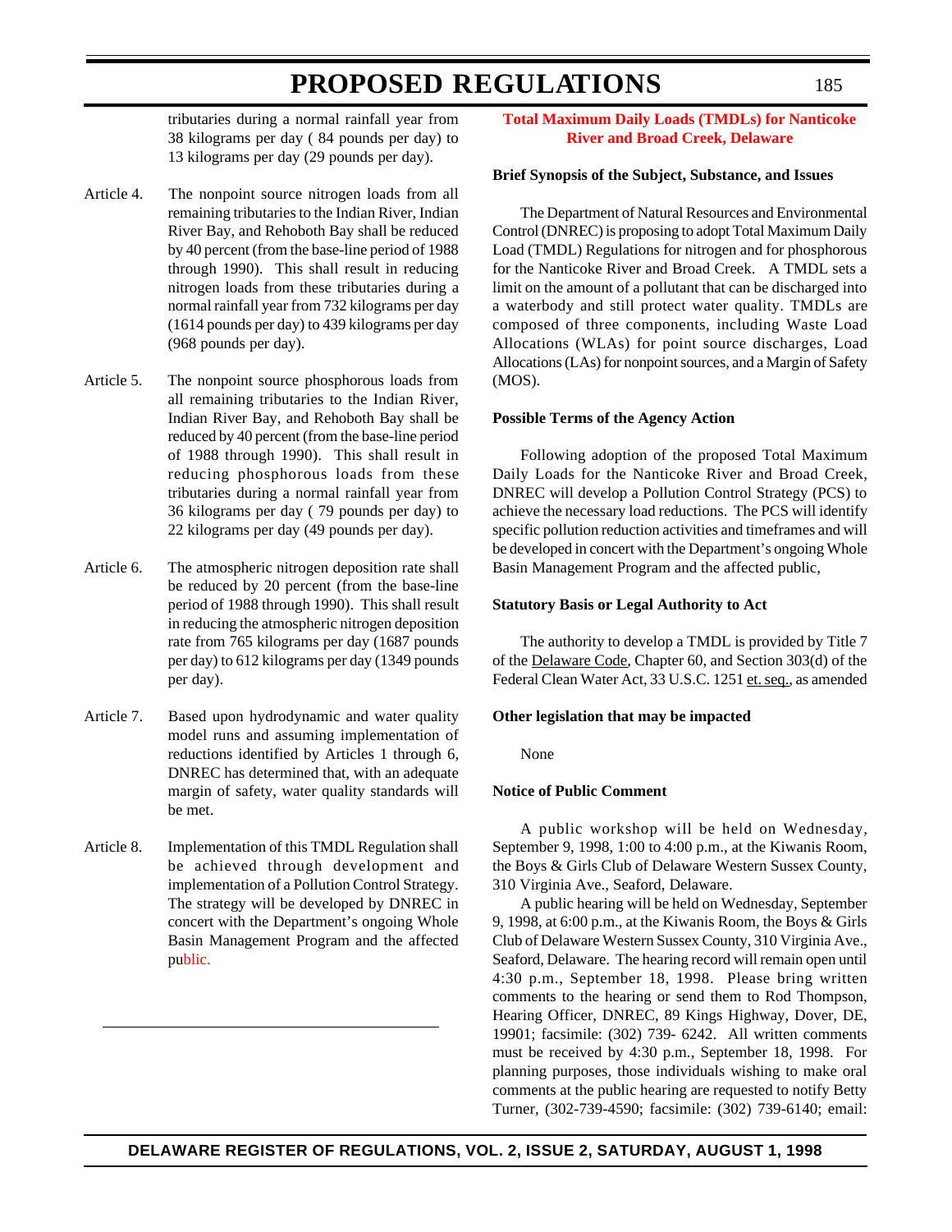tributaries during a normal rainfall year from 38 kilograms per day ( 84 pounds per day) to 13 kilograms per day (29 pounds per day).

Article 4. The nonpoint source nitrogen loads from all remaining tributaries to the Indian River, Indian River Bay, and Rehoboth Bay shall be reduced by 40 percent (from the base-line period of 1988 through 1990). This shall result in reducing nitrogen loads from these tributaries during a normal rainfall year from 732 kilograms per day (1614 pounds per day) to 439 kilograms per day (968 pounds per day).

Article 5. The nonpoint source phosphorous loads from all remaining tributaries to the Indian River, Indian River Bay, and Rehoboth Bay shall be reduced by 40 percent (from the base-line period of 1988 through 1990). This shall result in reducing phosphorous loads from these tributaries during a normal rainfall year from 36 kilograms per day ( 79 pounds per day) to 22 kilograms per day (49 pounds per day).

Article 6. The atmospheric nitrogen deposition rate shall be reduced by 20 percent (from the base-line period of 1988 through 1990). This shall result in reducing the atmospheric nitrogen deposition rate from 765 kilograms per day (1687 pounds per day) to 612 kilograms per day (1349 pounds per day).

Article 7. Based upon hydrodynamic and water quality model runs and assuming implementation of reductions identified by Articles 1 through 6, DNREC has determined that, with an adequate margin of safety, water quality standards will be met.

Article 8. Implementation of this TMDL Regulation shall be achieved through development and implementation of a Pollution Control Strategy. The strategy will be developed by DNREC in concert with the Department's ongoing Whole Basin Management Program and the affected public.

---

## Total Maximum Daily Loads (TMDLs) for Nanticoke River and Broad Creek, Delaware

**Brief Synopsis of the Subject, Substance, and Issues**

The Department of Natural Resources and Environmental Control (DNREC) is proposing to adopt Total Maximum Daily Load (TMDL) Regulations for nitrogen and for phosphorous for the Nanticoke River and Broad Creek. A TMDL sets a limit on the amount of a pollutant that can be discharged into a waterbody and still protect water quality. TMDLs are composed of three components, including Waste Load Allocations (WLAs) for point source discharges, Load Allocations (LAs) for nonpoint sources, and a Margin of Safety (MOS).

**Possible Terms of the Agency Action**

Following adoption of the proposed Total Maximum Daily Loads for the Nanticoke River and Broad Creek, DNREC will develop a Pollution Control Strategy (PCS) to achieve the necessary load reductions. The PCS will identify specific pollution reduction activities and timeframes and will be developed in concert with the Department's ongoing Whole Basin Management Program and the affected public,

**Statutory Basis or Legal Authority to Act**

The authority to develop a TMDL is provided by Title 7 of the Delaware Code, Chapter 60, and Section 303(d) of the Federal Clean Water Act, 33 U.S.C. 1251 et. seq., as amended

**Other legislation that may be impacted**

None

**Notice of Public Comment**

A public workshop will be held on Wednesday, September 9, 1998, 1:00 to 4:00 p.m., at the Kiwanis Room, the Boys & Girls Club of Delaware Western Sussex County, 310 Virginia Ave., Seaford, Delaware.

A public hearing will be held on Wednesday, September 9, 1998, at 6:00 p.m., at the Kiwanis Room, the Boys & Girls Club of Delaware Western Sussex County, 310 Virginia Ave., Seaford, Delaware. The hearing record will remain open until 4:30 p.m., September 18, 1998. Please bring written comments to the hearing or send them to Rod Thompson, Hearing Officer, DNREC, 89 Kings Highway, Dover, DE, 19901; facsimile: (302) 739- 6242. All written comments must be received by 4:30 p.m., September 18, 1998. For planning purposes, those individuals wishing to make oral comments at the public hearing are requested to notify Betty Turner, (302-739-4590; facsimile: (302) 739-6140; email: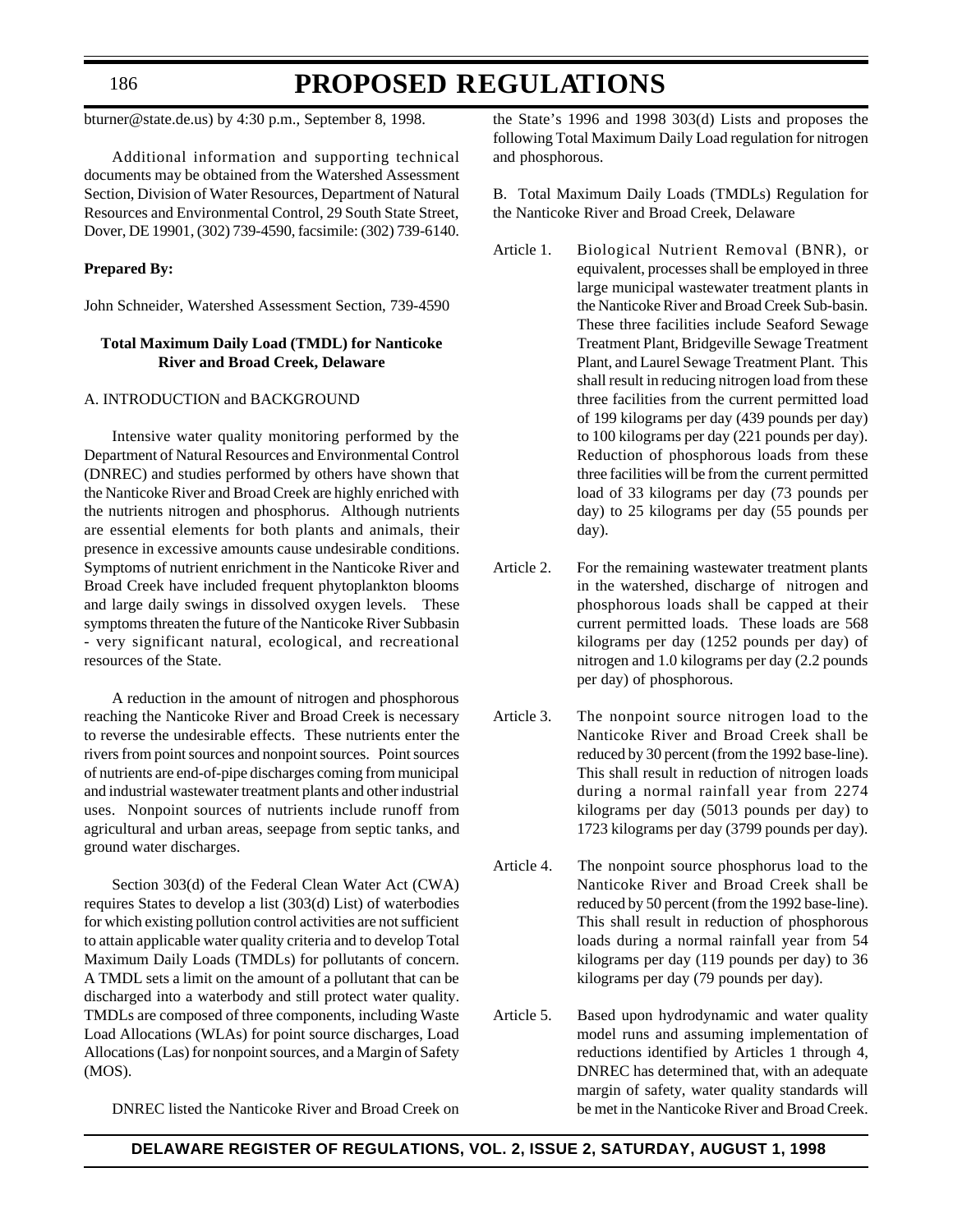bturner@state.de.us) by 4:30 p.m., September 8, 1998.

Additional information and supporting technical documents may be obtained from the Watershed Assessment Section, Division of Water Resources, Department of Natural Resources and Environmental Control, 29 South State Street, Dover, DE 19901, (302) 739-4590, facsimile: (302) 739-6140.

**Prepared By:**

John Schneider, Watershed Assessment Section, 739-4590

**Total Maximum Daily Load (TMDL) for Nanticoke River and Broad Creek, Delaware**

A. INTRODUCTION and BACKGROUND

Intensive water quality monitoring performed by the Department of Natural Resources and Environmental Control (DNREC) and studies performed by others have shown that the Nanticoke River and Broad Creek are highly enriched with the nutrients nitrogen and phosphorus. Although nutrients are essential elements for both plants and animals, their presence in excessive amounts cause undesirable conditions. Symptoms of nutrient enrichment in the Nanticoke River and Broad Creek have included frequent phytoplankton blooms and large daily swings in dissolved oxygen levels. These symptoms threaten the future of the Nanticoke River Subbasin - very significant natural, ecological, and recreational resources of the State.

A reduction in the amount of nitrogen and phosphorous reaching the Nanticoke River and Broad Creek is necessary to reverse the undesirable effects. These nutrients enter the rivers from point sources and nonpoint sources. Point sources of nutrients are end-of-pipe discharges coming from municipal and industrial wastewater treatment plants and other industrial uses. Nonpoint sources of nutrients include runoff from agricultural and urban areas, seepage from septic tanks, and ground water discharges.

Section 303(d) of the Federal Clean Water Act (CWA) requires States to develop a list (303(d) List) of waterbodies for which existing pollution control activities are not sufficient to attain applicable water quality criteria and to develop Total Maximum Daily Loads (TMDLs) for pollutants of concern. A TMDL sets a limit on the amount of a pollutant that can be discharged into a waterbody and still protect water quality. TMDLs are composed of three components, including Waste Load Allocations (WLAs) for point source discharges, Load Allocations (Las) for nonpoint sources, and a Margin of Safety (MOS).

DNREC listed the Nanticoke River and Broad Creek on the State's 1996 and 1998 303(d) Lists and proposes the following Total Maximum Daily Load regulation for nitrogen and phosphorous.

B. Total Maximum Daily Loads (TMDLs) Regulation for the Nanticoke River and Broad Creek, Delaware

Article 1. Biological Nutrient Removal (BNR), or equivalent, processes shall be employed in three large municipal wastewater treatment plants in the Nanticoke River and Broad Creek Sub-basin. These three facilities include Seaford Sewage Treatment Plant, Bridgeville Sewage Treatment Plant, and Laurel Sewage Treatment Plant. This shall result in reducing nitrogen load from these three facilities from the current permitted load of 199 kilograms per day (439 pounds per day) to 100 kilograms per day (221 pounds per day). Reduction of phosphorous loads from these three facilities will be from the current permitted load of 33 kilograms per day (73 pounds per day) to 25 kilograms per day (55 pounds per day).

Article 2. For the remaining wastewater treatment plants in the watershed, discharge of nitrogen and phosphorous loads shall be capped at their current permitted loads. These loads are 568 kilograms per day (1252 pounds per day) of nitrogen and 1.0 kilograms per day (2.2 pounds per day) of phosphorous.

Article 3. The nonpoint source nitrogen load to the Nanticoke River and Broad Creek shall be reduced by 30 percent (from the 1992 base-line). This shall result in reduction of nitrogen loads during a normal rainfall year from 2274 kilograms per day (5013 pounds per day) to 1723 kilograms per day (3799 pounds per day).

Article 4. The nonpoint source phosphorus load to the Nanticoke River and Broad Creek shall be reduced by 50 percent (from the 1992 base-line). This shall result in reduction of phosphorous loads during a normal rainfall year from 54 kilograms per day (119 pounds per day) to 36 kilograms per day (79 pounds per day).

Article 5. Based upon hydrodynamic and water quality model runs and assuming implementation of reductions identified by Articles 1 through 4, DNREC has determined that, with an adequate margin of safety, water quality standards will be met in the Nanticoke River and Broad Creek.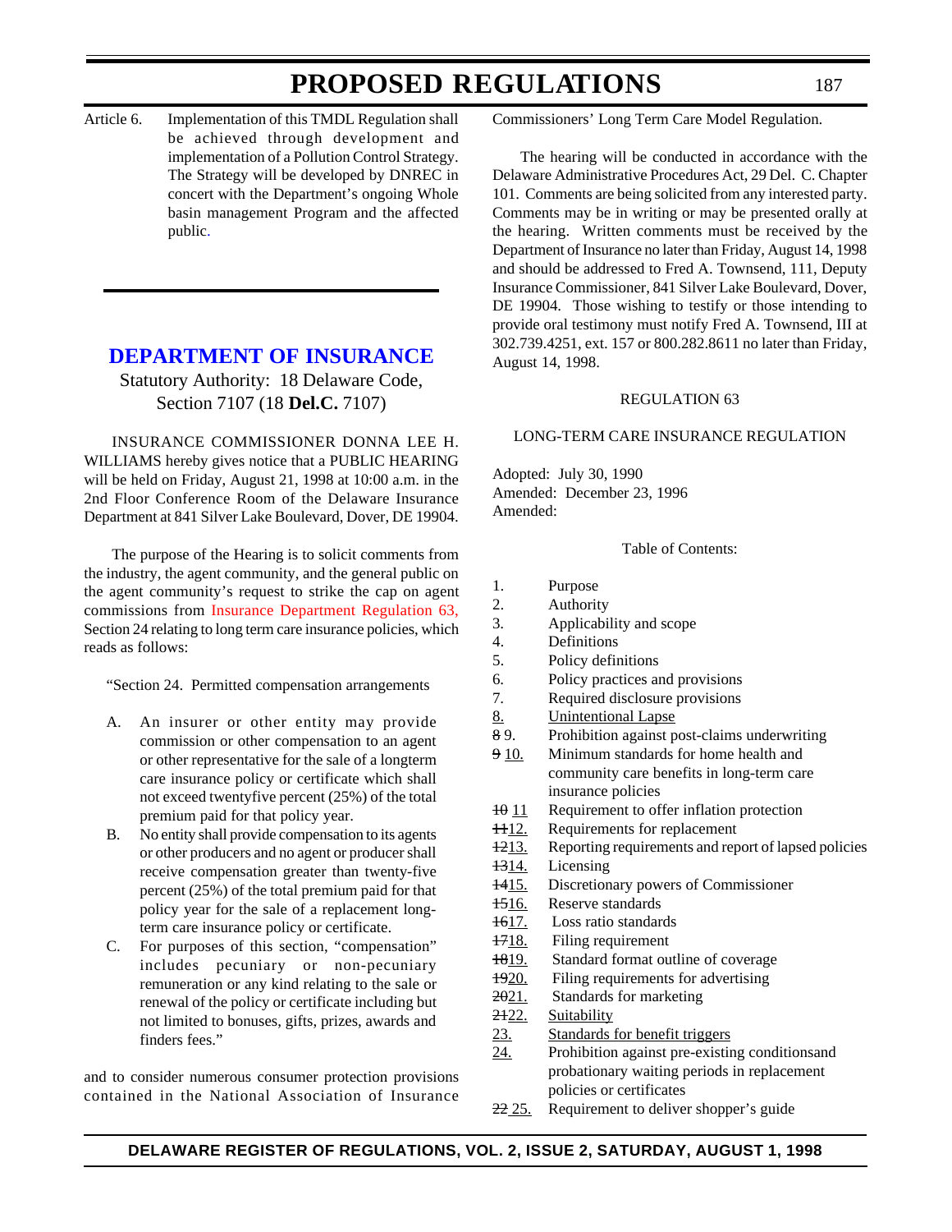Article 6. Implementation of this TMDL Regulation shall be achieved through development and implementation of a Pollution Control Strategy. The Strategy will be developed by DNREC in concert with the Department's ongoing Whole basin management Program and the affected public.

## DEPARTMENT OF INSURANCE

Statutory Authority: 18 Delaware Code, Section 7107 (18 **Del.C.** 7107)

INSURANCE COMMISSIONER DONNA LEE H. WILLIAMS hereby gives notice that a PUBLIC HEARING will be held on Friday, August 21, 1998 at 10:00 a.m. in the 2nd Floor Conference Room of the Delaware Insurance Department at 841 Silver Lake Boulevard, Dover, DE 19904.

The purpose of the Hearing is to solicit comments from the industry, the agent community, and the general public on the agent community's request to strike the cap on agent commissions from Insurance Department Regulation 63, Section 24 relating to long term care insurance policies, which reads as follows:

"Section 24. Permitted compensation arrangements

A. An insurer or other entity may provide commission or other compensation to an agent or other representative for the sale of a longterm care insurance policy or certificate which shall not exceed twentyfive percent (25%) of the total premium paid for that policy year.

B. No entity shall provide compensation to its agents or other producers and no agent or producer shall receive compensation greater than twenty-five percent (25%) of the total premium paid for that policy year for the sale of a replacement long-term care insurance policy or certificate.

C. For purposes of this section, "compensation" includes pecuniary or non-pecuniary remuneration or any kind relating to the sale or renewal of the policy or certificate including but not limited to bonuses, gifts, prizes, awards and finders fees."

and to consider numerous consumer protection provisions contained in the National Association of Insurance Commissioners' Long Term Care Model Regulation.

The hearing will be conducted in accordance with the Delaware Administrative Procedures Act, 29 Del. C. Chapter 101. Comments are being solicited from any interested party. Comments may be in writing or may be presented orally at the hearing. Written comments must be received by the Department of Insurance no later than Friday, August 14, 1998 and should be addressed to Fred A. Townsend, 111, Deputy Insurance Commissioner, 841 Silver Lake Boulevard, Dover, DE 19904. Those wishing to testify or those intending to provide oral testimony must notify Fred A. Townsend, III at 302.739.4251, ext. 157 or 800.282.8611 no later than Friday, August 14, 1998.

REGULATION 63

LONG-TERM CARE INSURANCE REGULATION

Adopted: July 30, 1990
Amended: December 23, 1996
Amended:

Table of Contents:

1. Purpose
2. Authority
3. Applicability and scope
4. Definitions
5. Policy definitions
6. Policy practices and provisions
7. Required disclosure provisions
8. Unintentional Lapse
~~8~~ 9. Prohibition against post-claims underwriting
~~9~~ 10. Minimum standards for home health and community care benefits in long-term care insurance policies
~~10~~ 11 Requirement to offer inflation protection
~~11~~12. Requirements for replacement
~~12~~13. Reporting requirements and report of lapsed policies
~~13~~14. Licensing
~~14~~15. Discretionary powers of Commissioner
~~15~~16. Reserve standards
~~16~~17. Loss ratio standards
~~17~~18. Filing requirement
~~18~~19. Standard format outline of coverage
~~19~~20. Filing requirements for advertising
~~20~~21. Standards for marketing
~~21~~22. Suitability
23. Standards for benefit triggers
24. Prohibition against pre-existing conditionsand probationary waiting periods in replacement policies or certificates
~~22~~ 25. Requirement to deliver shopper's guide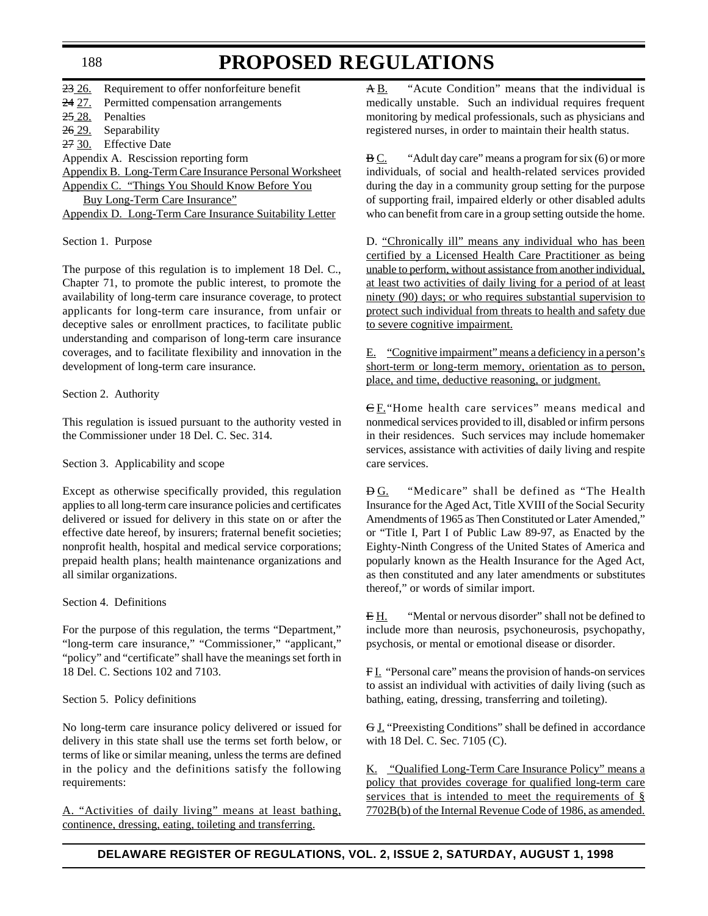~~23~~ 26. Requirement to offer nonforfeiture benefit
~~24~~ 27. Permitted compensation arrangements
~~25~~ 28. Penalties
~~26~~ 29. Separability
~~27~~ 30. Effective Date
Appendix A. Rescission reporting form
Appendix B. Long-Term Care Insurance Personal Worksheet
Appendix C. "Things You Should Know Before You Buy Long-Term Care Insurance"
Appendix D. Long-Term Care Insurance Suitability Letter

Section 1. Purpose

The purpose of this regulation is to implement 18 Del. C., Chapter 71, to promote the public interest, to promote the availability of long-term care insurance coverage, to protect applicants for long-term care insurance, from unfair or deceptive sales or enrollment practices, to facilitate public understanding and comparison of long-term care insurance coverages, and to facilitate flexibility and innovation in the development of long-term care insurance.

Section 2. Authority

This regulation is issued pursuant to the authority vested in the Commissioner under 18 Del. C. Sec. 314.

Section 3. Applicability and scope

Except as otherwise specifically provided, this regulation applies to all long-term care insurance policies and certificates delivered or issued for delivery in this state on or after the effective date hereof, by insurers; fraternal benefit societies; nonprofit health, hospital and medical service corporations; prepaid health plans; health maintenance organizations and all similar organizations.

Section 4. Definitions

For the purpose of this regulation, the terms "Department," "long-term care insurance," "Commissioner," "applicant," "policy" and "certificate" shall have the meanings set forth in 18 Del. C. Sections 102 and 7103.

Section 5. Policy definitions

No long-term care insurance policy delivered or issued for delivery in this state shall use the terms set forth below, or terms of like or similar meaning, unless the terms are defined in the policy and the definitions satisfy the following requirements:

A. "Activities of daily living" means at least bathing, continence, dressing, eating, toileting and transferring.

~~A~~ B. "Acute Condition" means that the individual is medically unstable. Such an individual requires frequent monitoring by medical professionals, such as physicians and registered nurses, in order to maintain their health status.

~~B~~ C. "Adult day care" means a program for six (6) or more individuals, of social and health-related services provided during the day in a community group setting for the purpose of supporting frail, impaired elderly or other disabled adults who can benefit from care in a group setting outside the home.

D. "Chronically ill" means any individual who has been certified by a Licensed Health Care Practitioner as being unable to perform, without assistance from another individual, at least two activities of daily living for a period of at least ninety (90) days; or who requires substantial supervision to protect such individual from threats to health and safety due to severe cognitive impairment.

E. "Cognitive impairment" means a deficiency in a person's short-term or long-term memory, orientation as to person, place, and time, deductive reasoning, or judgment.

~~C~~ F. "Home health care services" means medical and nonmedical services provided to ill, disabled or infirm persons in their residences. Such services may include homemaker services, assistance with activities of daily living and respite care services.

~~D~~ G. "Medicare" shall be defined as "The Health Insurance for the Aged Act, Title XVIII of the Social Security Amendments of 1965 as Then Constituted or Later Amended," or "Title I, Part I of Public Law 89-97, as Enacted by the Eighty-Ninth Congress of the United States of America and popularly known as the Health Insurance for the Aged Act, as then constituted and any later amendments or substitutes thereof," or words of similar import.

~~E~~ H. "Mental or nervous disorder" shall not be defined to include more than neurosis, psychoneurosis, psychopathy, psychosis, or mental or emotional disease or disorder.

~~F~~ I. "Personal care" means the provision of hands-on services to assist an individual with activities of daily living (such as bathing, eating, dressing, transferring and toileting).

~~G~~ J. "Preexisting Conditions" shall be defined in accordance with 18 Del. C. Sec. 7105 (C).

K. "Qualified Long-Term Care Insurance Policy" means a policy that provides coverage for qualified long-term care services that is intended to meet the requirements of § 7702B(b) of the Internal Revenue Code of 1986, as amended.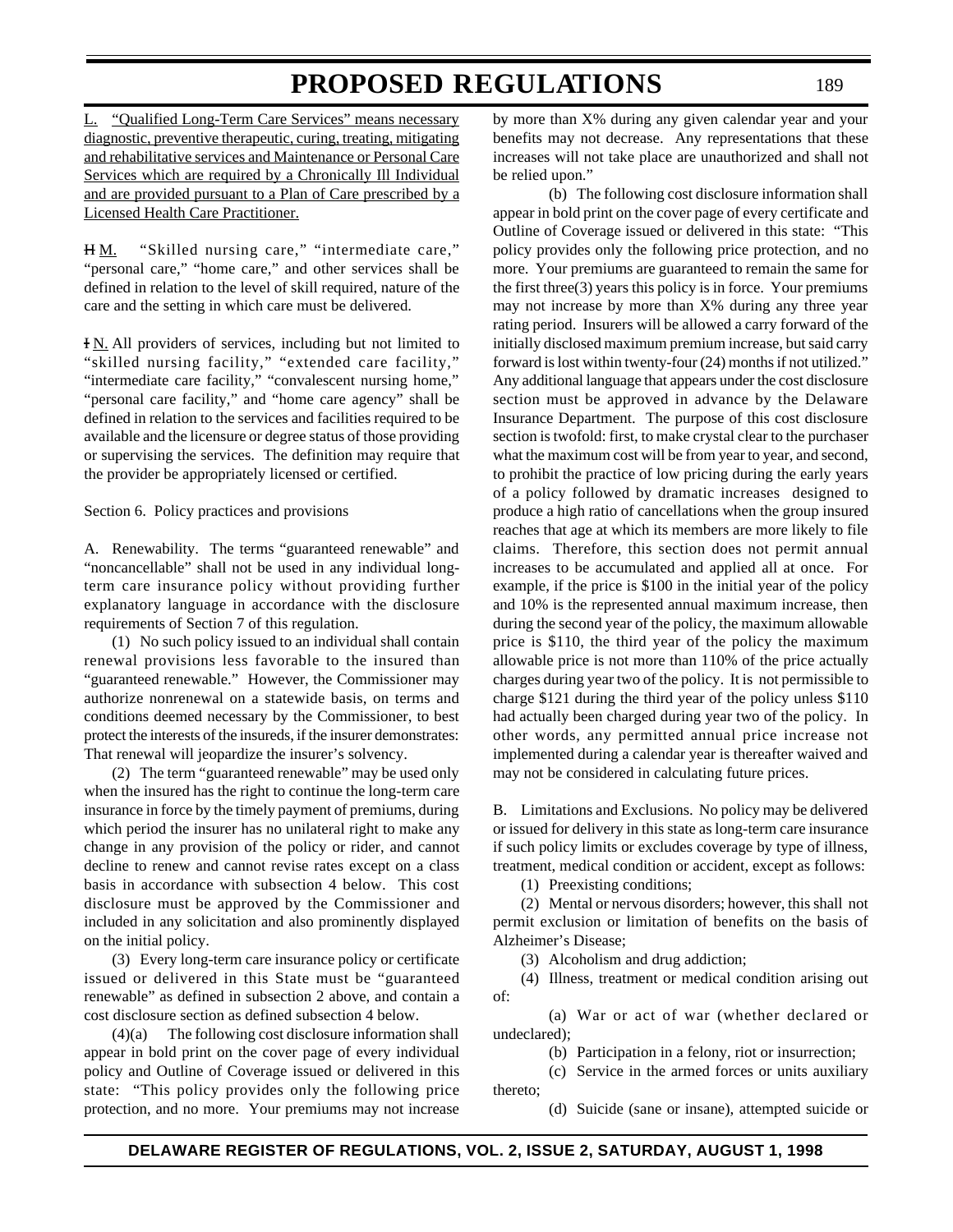L. "Qualified Long-Term Care Services" means necessary diagnostic, preventive therapeutic, curing, treating, mitigating and rehabilitative services and Maintenance or Personal Care Services which are required by a Chronically Ill Individual and are provided pursuant to a Plan of Care prescribed by a Licensed Health Care Practitioner.

~~H~~ M. "Skilled nursing care," "intermediate care," "personal care," "home care," and other services shall be defined in relation to the level of skill required, nature of the care and the setting in which care must be delivered.

~~I~~ N. All providers of services, including but not limited to "skilled nursing facility," "extended care facility," "intermediate care facility," "convalescent nursing home," "personal care facility," and "home care agency" shall be defined in relation to the services and facilities required to be available and the licensure or degree status of those providing or supervising the services. The definition may require that the provider be appropriately licensed or certified.

Section 6. Policy practices and provisions

A. Renewability. The terms "guaranteed renewable" and "noncancellable" shall not be used in any individual long-term care insurance policy without providing further explanatory language in accordance with the disclosure requirements of Section 7 of this regulation.

(1) No such policy issued to an individual shall contain renewal provisions less favorable to the insured than "guaranteed renewable." However, the Commissioner may authorize nonrenewal on a statewide basis, on terms and conditions deemed necessary by the Commissioner, to best protect the interests of the insureds, if the insurer demonstrates: That renewal will jeopardize the insurer's solvency.

(2) The term "guaranteed renewable" may be used only when the insured has the right to continue the long-term care insurance in force by the timely payment of premiums, during which period the insurer has no unilateral right to make any change in any provision of the policy or rider, and cannot decline to renew and cannot revise rates except on a class basis in accordance with subsection 4 below. This cost disclosure must be approved by the Commissioner and included in any solicitation and also prominently displayed on the initial policy.

(3) Every long-term care insurance policy or certificate issued or delivered in this State must be "guaranteed renewable" as defined in subsection 2 above, and contain a cost disclosure section as defined subsection 4 below.

(4)(a) The following cost disclosure information shall appear in bold print on the cover page of every individual policy and Outline of Coverage issued or delivered in this state: "This policy provides only the following price protection, and no more. Your premiums may not increase by more than X% during any given calendar year and your benefits may not decrease. Any representations that these increases will not take place are unauthorized and shall not be relied upon."

(b) The following cost disclosure information shall appear in bold print on the cover page of every certificate and Outline of Coverage issued or delivered in this state: "This policy provides only the following price protection, and no more. Your premiums are guaranteed to remain the same for the first three(3) years this policy is in force. Your premiums may not increase by more than X% during any three year rating period. Insurers will be allowed a carry forward of the initially disclosed maximum premium increase, but said carry forward is lost within twenty-four (24) months if not utilized." Any additional language that appears under the cost disclosure section must be approved in advance by the Delaware Insurance Department. The purpose of this cost disclosure section is twofold: first, to make crystal clear to the purchaser what the maximum cost will be from year to year, and second, to prohibit the practice of low pricing during the early years of a policy followed by dramatic increases designed to produce a high ratio of cancellations when the group insured reaches that age at which its members are more likely to file claims. Therefore, this section does not permit annual increases to be accumulated and applied all at once. For example, if the price is \$100 in the initial year of the policy and 10% is the represented annual maximum increase, then during the second year of the policy, the maximum allowable price is \$110, the third year of the policy the maximum allowable price is not more than 110% of the price actually charges during year two of the policy. It is not permissible to charge \$121 during the third year of the policy unless \$110 had actually been charged during year two of the policy. In other words, any permitted annual price increase not implemented during a calendar year is thereafter waived and may not be considered in calculating future prices.

B. Limitations and Exclusions. No policy may be delivered or issued for delivery in this state as long-term care insurance if such policy limits or excludes coverage by type of illness, treatment, medical condition or accident, except as follows:

(1) Preexisting conditions;

(2) Mental or nervous disorders; however, this shall not permit exclusion or limitation of benefits on the basis of Alzheimer's Disease;

(3) Alcoholism and drug addiction;

(4) Illness, treatment or medical condition arising out of:

(a) War or act of war (whether declared or undeclared);

(b) Participation in a felony, riot or insurrection;

(c) Service in the armed forces or units auxiliary thereto;

(d) Suicide (sane or insane), attempted suicide or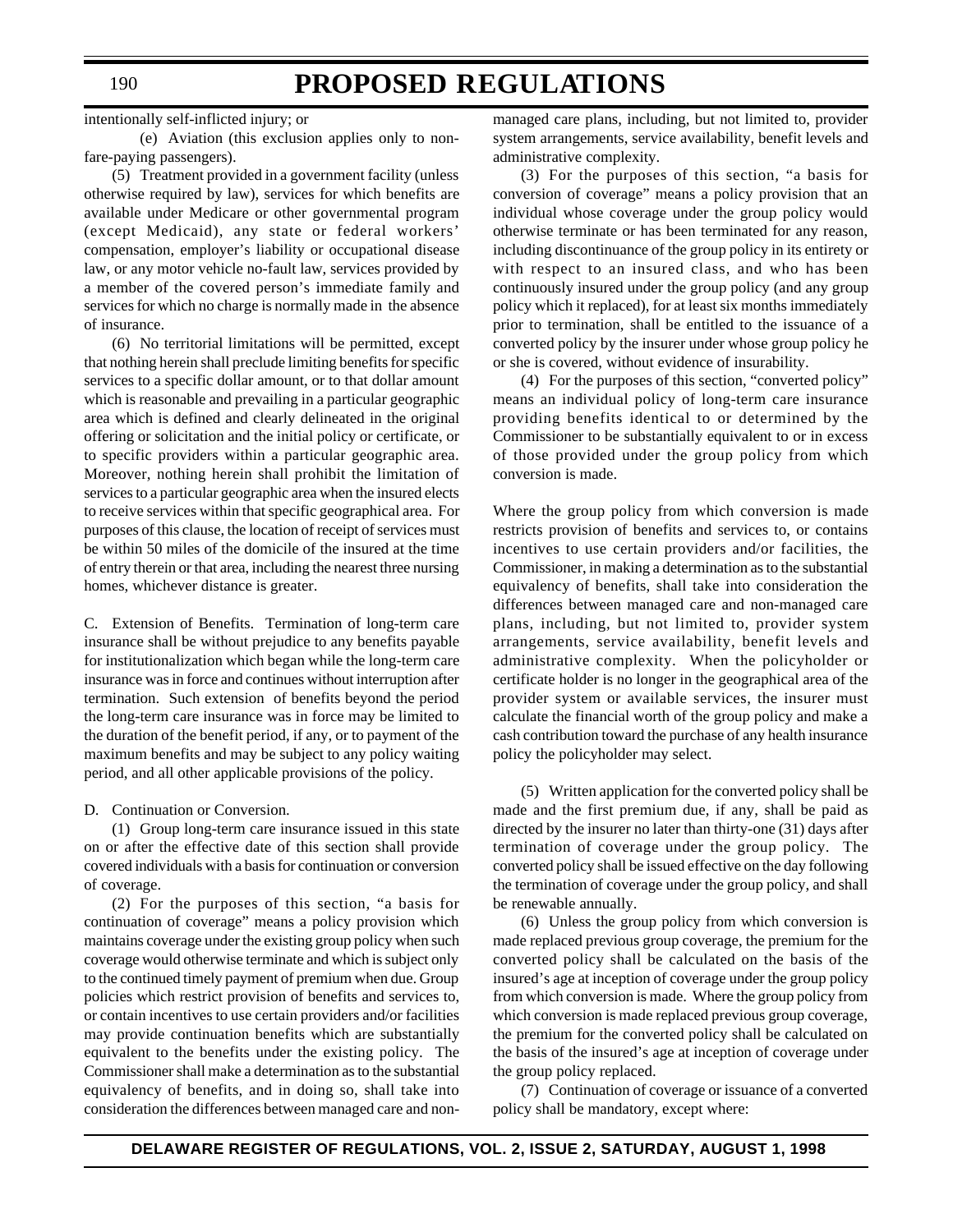intentionally self-inflicted injury; or

(e) Aviation (this exclusion applies only to non-fare-paying passengers).

(5) Treatment provided in a government facility (unless otherwise required by law), services for which benefits are available under Medicare or other governmental program (except Medicaid), any state or federal workers' compensation, employer's liability or occupational disease law, or any motor vehicle no-fault law, services provided by a member of the covered person's immediate family and services for which no charge is normally made in the absence of insurance.

(6) No territorial limitations will be permitted, except that nothing herein shall preclude limiting benefits for specific services to a specific dollar amount, or to that dollar amount which is reasonable and prevailing in a particular geographic area which is defined and clearly delineated in the original offering or solicitation and the initial policy or certificate, or to specific providers within a particular geographic area. Moreover, nothing herein shall prohibit the limitation of services to a particular geographic area when the insured elects to receive services within that specific geographical area. For purposes of this clause, the location of receipt of services must be within 50 miles of the domicile of the insured at the time of entry therein or that area, including the nearest three nursing homes, whichever distance is greater.

C. Extension of Benefits. Termination of long-term care insurance shall be without prejudice to any benefits payable for institutionalization which began while the long-term care insurance was in force and continues without interruption after termination. Such extension of benefits beyond the period the long-term care insurance was in force may be limited to the duration of the benefit period, if any, or to payment of the maximum benefits and may be subject to any policy waiting period, and all other applicable provisions of the policy.

D. Continuation or Conversion.

(1) Group long-term care insurance issued in this state on or after the effective date of this section shall provide covered individuals with a basis for continuation or conversion of coverage.

(2) For the purposes of this section, "a basis for continuation of coverage" means a policy provision which maintains coverage under the existing group policy when such coverage would otherwise terminate and which is subject only to the continued timely payment of premium when due. Group policies which restrict provision of benefits and services to, or contain incentives to use certain providers and/or facilities may provide continuation benefits which are substantially equivalent to the benefits under the existing policy. The Commissioner shall make a determination as to the substantial equivalency of benefits, and in doing so, shall take into consideration the differences between managed care and non-managed care plans, including, but not limited to, provider system arrangements, service availability, benefit levels and administrative complexity.

(3) For the purposes of this section, "a basis for conversion of coverage" means a policy provision that an individual whose coverage under the group policy would otherwise terminate or has been terminated for any reason, including discontinuance of the group policy in its entirety or with respect to an insured class, and who has been continuously insured under the group policy (and any group policy which it replaced), for at least six months immediately prior to termination, shall be entitled to the issuance of a converted policy by the insurer under whose group policy he or she is covered, without evidence of insurability.

(4) For the purposes of this section, "converted policy" means an individual policy of long-term care insurance providing benefits identical to or determined by the Commissioner to be substantially equivalent to or in excess of those provided under the group policy from which conversion is made.

Where the group policy from which conversion is made restricts provision of benefits and services to, or contains incentives to use certain providers and/or facilities, the Commissioner, in making a determination as to the substantial equivalency of benefits, shall take into consideration the differences between managed care and non-managed care plans, including, but not limited to, provider system arrangements, service availability, benefit levels and administrative complexity. When the policyholder or certificate holder is no longer in the geographical area of the provider system or available services, the insurer must calculate the financial worth of the group policy and make a cash contribution toward the purchase of any health insurance policy the policyholder may select.

(5) Written application for the converted policy shall be made and the first premium due, if any, shall be paid as directed by the insurer no later than thirty-one (31) days after termination of coverage under the group policy. The converted policy shall be issued effective on the day following the termination of coverage under the group policy, and shall be renewable annually.

(6) Unless the group policy from which conversion is made replaced previous group coverage, the premium for the converted policy shall be calculated on the basis of the insured's age at inception of coverage under the group policy from which conversion is made. Where the group policy from which conversion is made replaced previous group coverage, the premium for the converted policy shall be calculated on the basis of the insured's age at inception of coverage under the group policy replaced.

(7) Continuation of coverage or issuance of a converted policy shall be mandatory, except where: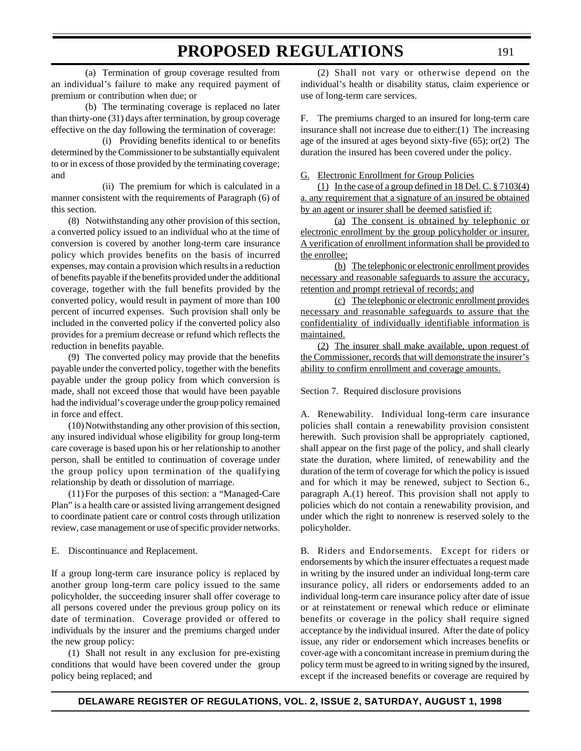(a) Termination of group coverage resulted from an individual's failure to make any required payment of premium or contribution when due; or

(b) The terminating coverage is replaced no later than thirty-one (31) days after termination, by group coverage effective on the day following the termination of coverage:

(i) Providing benefits identical to or benefits determined by the Commissioner to be substantially equivalent to or in excess of those provided by the terminating coverage; and

(ii) The premium for which is calculated in a manner consistent with the requirements of Paragraph (6) of this section.

(8) Notwithstanding any other provision of this section, a converted policy issued to an individual who at the time of conversion is covered by another long-term care insurance policy which provides benefits on the basis of incurred expenses, may contain a provision which results in a reduction of benefits payable if the benefits provided under the additional coverage, together with the full benefits provided by the converted policy, would result in payment of more than 100 percent of incurred expenses. Such provision shall only be included in the converted policy if the converted policy also provides for a premium decrease or refund which reflects the reduction in benefits payable.

(9) The converted policy may provide that the benefits payable under the converted policy, together with the benefits payable under the group policy from which conversion is made, shall not exceed those that would have been payable had the individual's coverage under the group policy remained in force and effect.

(10) Notwithstanding any other provision of this section, any insured individual whose eligibility for group long-term care coverage is based upon his or her relationship to another person, shall be entitled to continuation of coverage under the group policy upon termination of the qualifying relationship by death or dissolution of marriage.

(11) For the purposes of this section: a "Managed-Care Plan" is a health care or assisted living arrangement designed to coordinate patient care or control costs through utilization review, case management or use of specific provider networks.

E. Discontinuance and Replacement.

If a group long-term care insurance policy is replaced by another group long-term care policy issued to the same policyholder, the succeeding insurer shall offer coverage to all persons covered under the previous group policy on its date of termination. Coverage provided or offered to individuals by the insurer and the premiums charged under the new group policy:

(1) Shall not result in any exclusion for pre-existing conditions that would have been covered under the group policy being replaced; and

(2) Shall not vary or otherwise depend on the individual's health or disability status, claim experience or use of long-term care services.

F. The premiums charged to an insured for long-term care insurance shall not increase due to either:(1) The increasing age of the insured at ages beyond sixty-five (65); or(2) The duration the insured has been covered under the policy.

G. Electronic Enrollment for Group Policies

(1) In the case of a group defined in 18 Del. C. § 7103(4) a. any requirement that a signature of an insured be obtained by an agent or insurer shall be deemed satisfied if:

(a) The consent is obtained by telephonic or electronic enrollment by the group policyholder or insurer. A verification of enrollment information shall be provided to the enrollee;

(b) The telephonic or electronic enrollment provides necessary and reasonable safeguards to assure the accuracy, retention and prompt retrieval of records; and

(c) The telephonic or electronic enrollment provides necessary and reasonable safeguards to assure that the confidentiality of individually identifiable information is maintained.

(2) The insurer shall make available, upon request of the Commissioner, records that will demonstrate the insurer's ability to confirm enrollment and coverage amounts.

Section 7. Required disclosure provisions

A. Renewability. Individual long-term care insurance policies shall contain a renewability provision consistent herewith. Such provision shall be appropriately captioned, shall appear on the first page of the policy, and shall clearly state the duration, where limited, of renewability and the duration of the term of coverage for which the policy is issued and for which it may be renewed, subject to Section 6., paragraph A.(1) hereof. This provision shall not apply to policies which do not contain a renewability provision, and under which the right to nonrenew is reserved solely to the policyholder.

B. Riders and Endorsements. Except for riders or endorsements by which the insurer effectuates a request made in writing by the insured under an individual long-term care insurance policy, all riders or endorsements added to an individual long-term care insurance policy after date of issue or at reinstatement or renewal which reduce or eliminate benefits or coverage in the policy shall require signed acceptance by the individual insured. After the date of policy issue, any rider or endorsement which increases benefits or cover-age with a concomitant increase in premium during the policy term must be agreed to in writing signed by the insured, except if the increased benefits or coverage are required by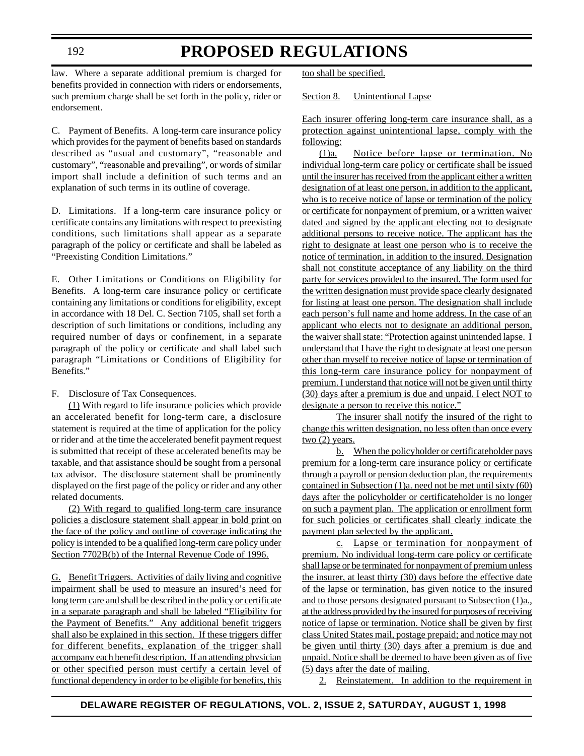law. Where a separate additional premium is charged for benefits provided in connection with riders or endorsements, such premium charge shall be set forth in the policy, rider or endorsement.

C. Payment of Benefits. A long-term care insurance policy which provides for the payment of benefits based on standards described as "usual and customary", "reasonable and customary", "reasonable and prevailing", or words of similar import shall include a definition of such terms and an explanation of such terms in its outline of coverage.

D. Limitations. If a long-term care insurance policy or certificate contains any limitations with respect to preexisting conditions, such limitations shall appear as a separate paragraph of the policy or certificate and shall be labeled as "Preexisting Condition Limitations."

E. Other Limitations or Conditions on Eligibility for Benefits. A long-term care insurance policy or certificate containing any limitations or conditions for eligibility, except in accordance with 18 Del. C. Section 7105, shall set forth a description of such limitations or conditions, including any required number of days or confinement, in a separate paragraph of the policy or certificate and shall label such paragraph "Limitations or Conditions of Eligibility for Benefits."

F. Disclosure of Tax Consequences.

(1) With regard to life insurance policies which provide an accelerated benefit for long-term care, a disclosure statement is required at the time of application for the policy or rider and at the time the accelerated benefit payment request is submitted that receipt of these accelerated benefits may be taxable, and that assistance should be sought from a personal tax advisor. The disclosure statement shall be prominently displayed on the first page of the policy or rider and any other related documents.

(2) With regard to qualified long-term care insurance policies a disclosure statement shall appear in bold print on the face of the policy and outline of coverage indicating the policy is intended to be a qualified long-term care policy under Section 7702B(b) of the Internal Revenue Code of 1996.

G. Benefit Triggers. Activities of daily living and cognitive impairment shall be used to measure an insured's need for long term care and shall be described in the policy or certificate in a separate paragraph and shall be labeled "Eligibility for the Payment of Benefits." Any additional benefit triggers shall also be explained in this section. If these triggers differ for different benefits, explanation of the trigger shall accompany each benefit description. If an attending physician or other specified person must certify a certain level of functional dependency in order to be eligible for benefits, this too shall be specified.

Section 8. Unintentional Lapse

Each insurer offering long-term care insurance shall, as a protection against unintentional lapse, comply with the following:

(1)a. Notice before lapse or termination. No individual long-term care policy or certificate shall be issued until the insurer has received from the applicant either a written designation of at least one person, in addition to the applicant, who is to receive notice of lapse or termination of the policy or certificate for nonpayment of premium, or a written waiver dated and signed by the applicant electing not to designate additional persons to receive notice. The applicant has the right to designate at least one person who is to receive the notice of termination, in addition to the insured. Designation shall not constitute acceptance of any liability on the third party for services provided to the insured. The form used for the written designation must provide space clearly designated for listing at least one person. The designation shall include each person's full name and home address. In the case of an applicant who elects not to designate an additional person, the waiver shall state: "Protection against unintended lapse. I understand that I have the right to designate at least one person other than myself to receive notice of lapse or termination of this long-term care insurance policy for nonpayment of premium. I understand that notice will not be given until thirty (30) days after a premium is due and unpaid. I elect NOT to designate a person to receive this notice."

The insurer shall notify the insured of the right to change this written designation, no less often than once every two (2) years.

b. When the policyholder or certificateholder pays premium for a long-term care insurance policy or certificate through a payroll or pension deduction plan, the requirements contained in Subsection (1)a. need not be met until sixty (60) days after the policyholder or certificateholder is no longer on such a payment plan. The application or enrollment form for such policies or certificates shall clearly indicate the payment plan selected by the applicant.

c. Lapse or termination for nonpayment of premium. No individual long-term care policy or certificate shall lapse or be terminated for nonpayment of premium unless the insurer, at least thirty (30) days before the effective date of the lapse or termination, has given notice to the insured and to those persons designated pursuant to Subsection (1)a., at the address provided by the insured for purposes of receiving notice of lapse or termination. Notice shall be given by first class United States mail, postage prepaid; and notice may not be given until thirty (30) days after a premium is due and unpaid. Notice shall be deemed to have been given as of five (5) days after the date of mailing.

2. Reinstatement. In addition to the requirement in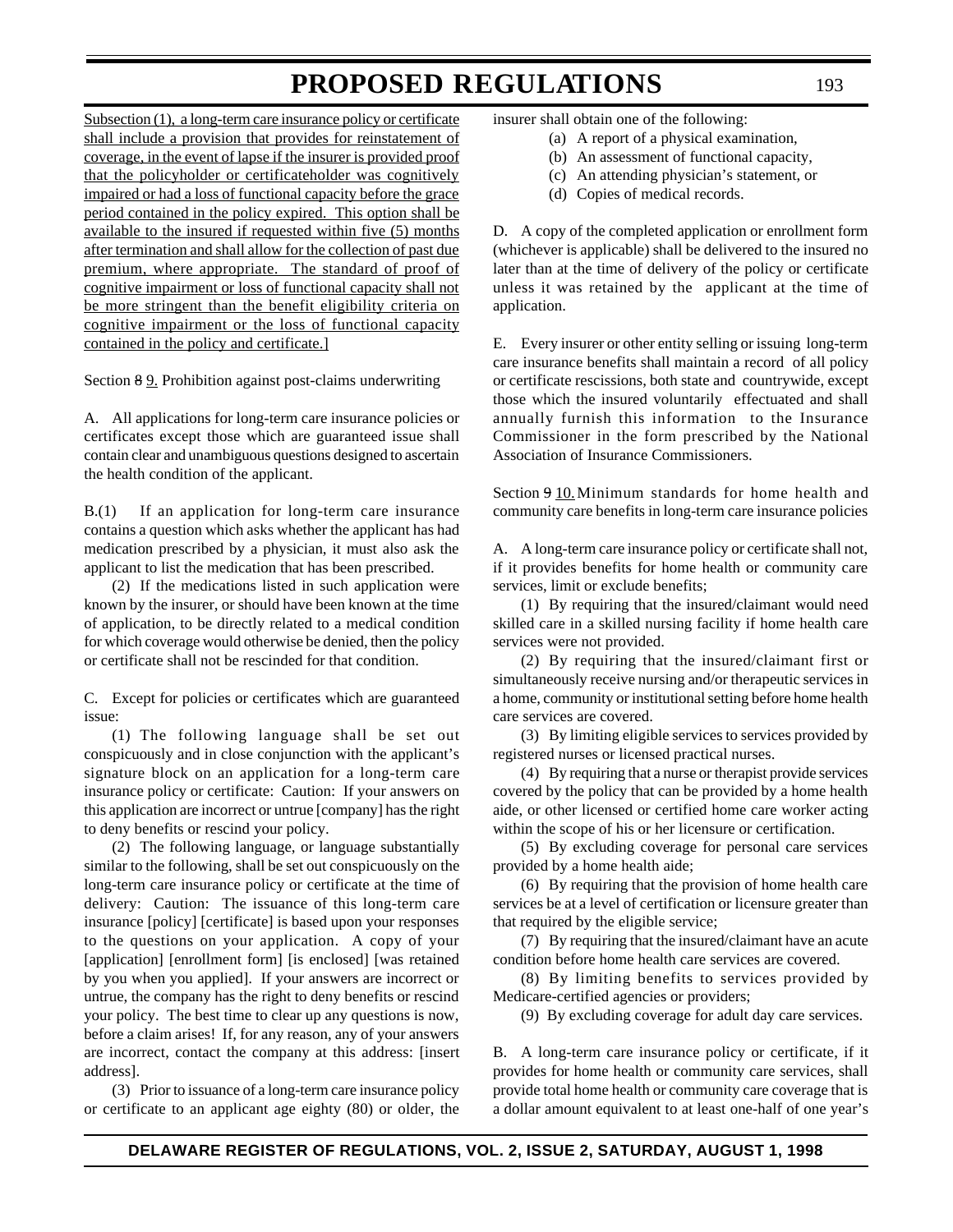<u>Subsection (1), a long-term care insurance policy or certificate shall include a provision that provides for reinstatement of coverage, in the event of lapse if the insurer is provided proof that the policyholder or certificateholder was cognitively impaired or had a loss of functional capacity before the grace period contained in the policy expired. This option shall be available to the insured if requested within five (5) months after termination and shall allow for the collection of past due premium, where appropriate. The standard of proof of cognitive impairment or loss of functional capacity shall not be more stringent than the benefit eligibility criteria on cognitive impairment or the loss of functional capacity contained in the policy and certificate.]</u>

Section ~~8~~ <u>9.</u> Prohibition against post-claims underwriting

A. All applications for long-term care insurance policies or certificates except those which are guaranteed issue shall contain clear and unambiguous questions designed to ascertain the health condition of the applicant.

B.(1) If an application for long-term care insurance contains a question which asks whether the applicant has had medication prescribed by a physician, it must also ask the applicant to list the medication that has been prescribed.

(2) If the medications listed in such application were known by the insurer, or should have been known at the time of application, to be directly related to a medical condition for which coverage would otherwise be denied, then the policy or certificate shall not be rescinded for that condition.

C. Except for policies or certificates which are guaranteed issue:

(1) The following language shall be set out conspicuously and in close conjunction with the applicant's signature block on an application for a long-term care insurance policy or certificate: Caution: If your answers on this application are incorrect or untrue [company] has the right to deny benefits or rescind your policy.

(2) The following language, or language substantially similar to the following, shall be set out conspicuously on the long-term care insurance policy or certificate at the time of delivery: Caution: The issuance of this long-term care insurance [policy] [certificate] is based upon your responses to the questions on your application. A copy of your [application] [enrollment form] [is enclosed] [was retained by you when you applied]. If your answers are incorrect or untrue, the company has the right to deny benefits or rescind your policy. The best time to clear up any questions is now, before a claim arises! If, for any reason, any of your answers are incorrect, contact the company at this address: [insert address].

(3) Prior to issuance of a long-term care insurance policy or certificate to an applicant age eighty (80) or older, the insurer shall obtain one of the following:

(a) A report of a physical examination,
(b) An assessment of functional capacity,
(c) An attending physician's statement, or
(d) Copies of medical records.

D. A copy of the completed application or enrollment form (whichever is applicable) shall be delivered to the insured no later than at the time of delivery of the policy or certificate unless it was retained by the applicant at the time of application.

E. Every insurer or other entity selling or issuing long-term care insurance benefits shall maintain a record of all policy or certificate rescissions, both state and countrywide, except those which the insured voluntarily effectuated and shall annually furnish this information to the Insurance Commissioner in the form prescribed by the National Association of Insurance Commissioners.

Section ~~9~~ <u>10.</u> Minimum standards for home health and community care benefits in long-term care insurance policies

A. A long-term care insurance policy or certificate shall not, if it provides benefits for home health or community care services, limit or exclude benefits;

(1) By requiring that the insured/claimant would need skilled care in a skilled nursing facility if home health care services were not provided.

(2) By requiring that the insured/claimant first or simultaneously receive nursing and/or therapeutic services in a home, community or institutional setting before home health care services are covered.

(3) By limiting eligible services to services provided by registered nurses or licensed practical nurses.

(4) By requiring that a nurse or therapist provide services covered by the policy that can be provided by a home health aide, or other licensed or certified home care worker acting within the scope of his or her licensure or certification.

(5) By excluding coverage for personal care services provided by a home health aide;

(6) By requiring that the provision of home health care services be at a level of certification or licensure greater than that required by the eligible service;

(7) By requiring that the insured/claimant have an acute condition before home health care services are covered.

(8) By limiting benefits to services provided by Medicare-certified agencies or providers;

(9) By excluding coverage for adult day care services.

B. A long-term care insurance policy or certificate, if it provides for home health or community care services, shall provide total home health or community care coverage that is a dollar amount equivalent to at least one-half of one year's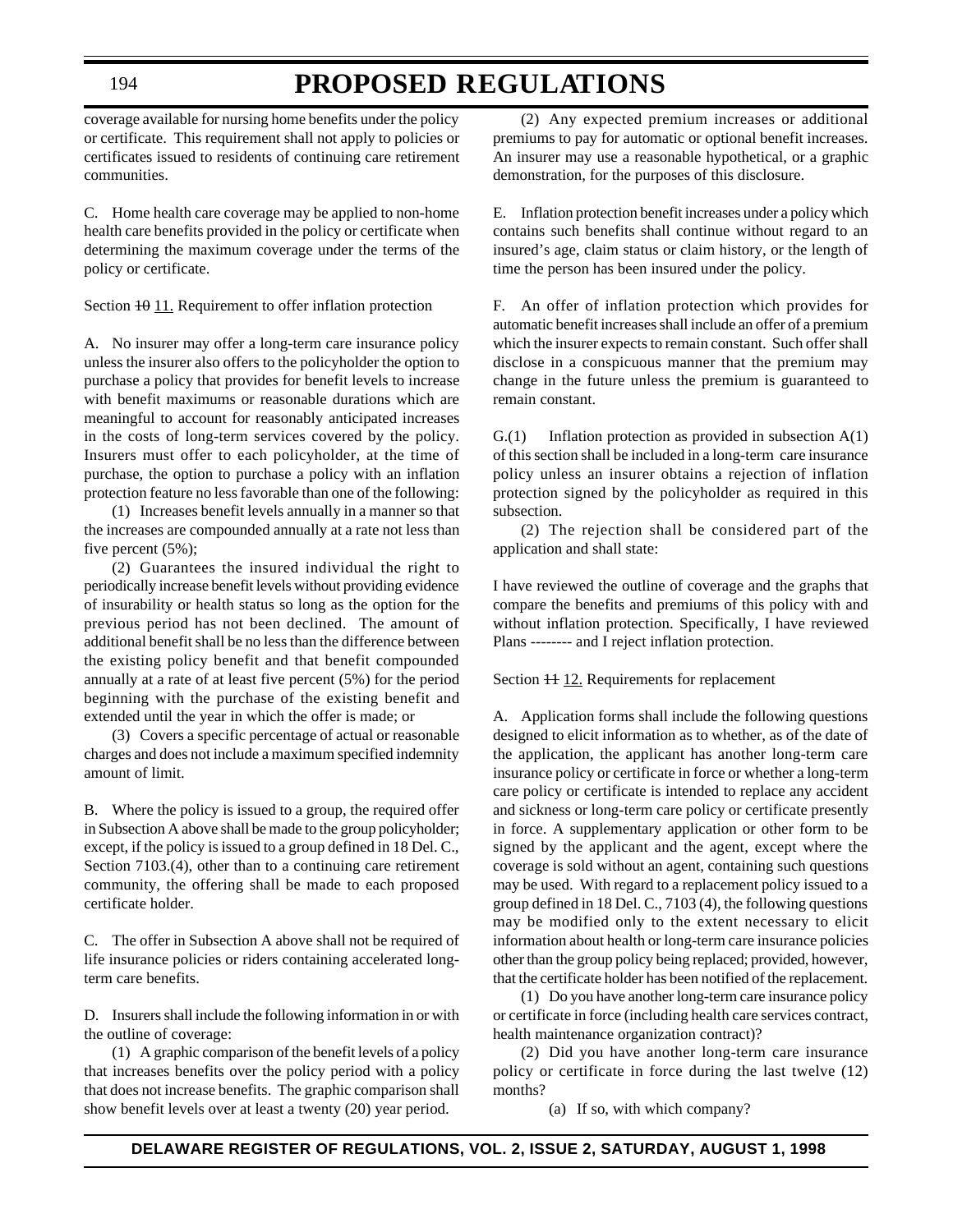coverage available for nursing home benefits under the policy or certificate. This requirement shall not apply to policies or certificates issued to residents of continuing care retirement communities.

C. Home health care coverage may be applied to non-home health care benefits provided in the policy or certificate when determining the maximum coverage under the terms of the policy or certificate.

Section ~~10~~ 11. Requirement to offer inflation protection

A. No insurer may offer a long-term care insurance policy unless the insurer also offers to the policyholder the option to purchase a policy that provides for benefit levels to increase with benefit maximums or reasonable durations which are meaningful to account for reasonably anticipated increases in the costs of long-term services covered by the policy. Insurers must offer to each policyholder, at the time of purchase, the option to purchase a policy with an inflation protection feature no less favorable than one of the following:

(1) Increases benefit levels annually in a manner so that the increases are compounded annually at a rate not less than five percent (5%);

(2) Guarantees the insured individual the right to periodically increase benefit levels without providing evidence of insurability or health status so long as the option for the previous period has not been declined. The amount of additional benefit shall be no less than the difference between the existing policy benefit and that benefit compounded annually at a rate of at least five percent (5%) for the period beginning with the purchase of the existing benefit and extended until the year in which the offer is made; or

(3) Covers a specific percentage of actual or reasonable charges and does not include a maximum specified indemnity amount of limit.

B. Where the policy is issued to a group, the required offer in Subsection A above shall be made to the group policyholder; except, if the policy is issued to a group defined in 18 Del. C., Section 7103.(4), other than to a continuing care retirement community, the offering shall be made to each proposed certificate holder.

C. The offer in Subsection A above shall not be required of life insurance policies or riders containing accelerated long-term care benefits.

D. Insurers shall include the following information in or with the outline of coverage:

(1) A graphic comparison of the benefit levels of a policy that increases benefits over the policy period with a policy that does not increase benefits. The graphic comparison shall show benefit levels over at least a twenty (20) year period.

(2) Any expected premium increases or additional premiums to pay for automatic or optional benefit increases. An insurer may use a reasonable hypothetical, or a graphic demonstration, for the purposes of this disclosure.

E. Inflation protection benefit increases under a policy which contains such benefits shall continue without regard to an insured's age, claim status or claim history, or the length of time the person has been insured under the policy.

F. An offer of inflation protection which provides for automatic benefit increases shall include an offer of a premium which the insurer expects to remain constant. Such offer shall disclose in a conspicuous manner that the premium may change in the future unless the premium is guaranteed to remain constant.

G.(1) Inflation protection as provided in subsection A(1) of this section shall be included in a long-term care insurance policy unless an insurer obtains a rejection of inflation protection signed by the policyholder as required in this subsection.

(2) The rejection shall be considered part of the application and shall state:

I have reviewed the outline of coverage and the graphs that compare the benefits and premiums of this policy with and without inflation protection. Specifically, I have reviewed Plans -------- and I reject inflation protection.

Section ~~11~~ 12. Requirements for replacement

A. Application forms shall include the following questions designed to elicit information as to whether, as of the date of the application, the applicant has another long-term care insurance policy or certificate in force or whether a long-term care policy or certificate is intended to replace any accident and sickness or long-term care policy or certificate presently in force. A supplementary application or other form to be signed by the applicant and the agent, except where the coverage is sold without an agent, containing such questions may be used. With regard to a replacement policy issued to a group defined in 18 Del. C., 7103 (4), the following questions may be modified only to the extent necessary to elicit information about health or long-term care insurance policies other than the group policy being replaced; provided, however, that the certificate holder has been notified of the replacement.

(1) Do you have another long-term care insurance policy or certificate in force (including health care services contract, health maintenance organization contract)?

(2) Did you have another long-term care insurance policy or certificate in force during the last twelve (12) months?

(a) If so, with which company?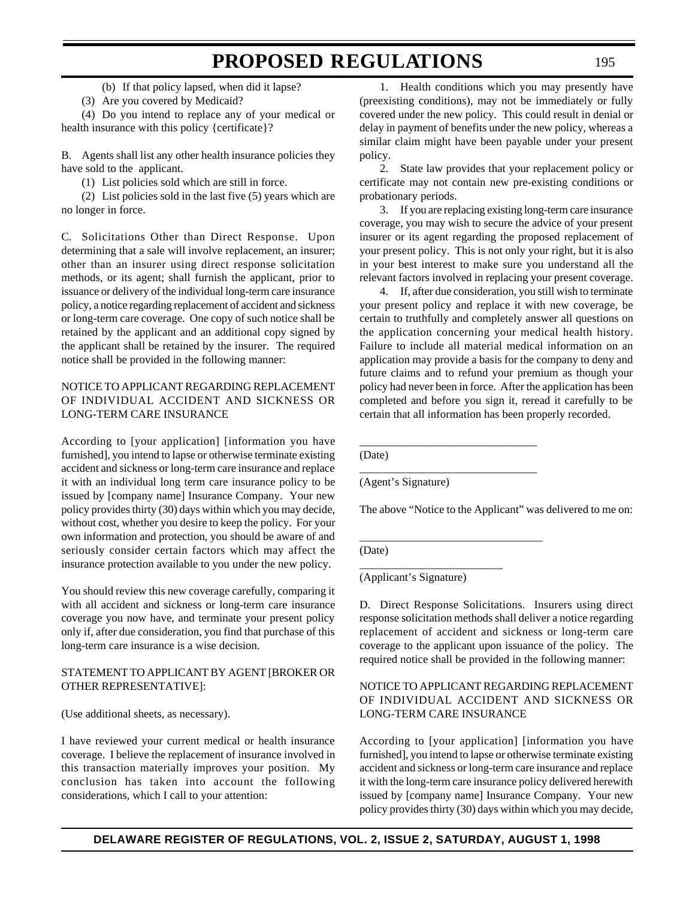(b) If that policy lapsed, when did it lapse?

(3) Are you covered by Medicaid?

(4) Do you intend to replace any of your medical or health insurance with this policy {certificate}?

B. Agents shall list any other health insurance policies they have sold to the applicant.

(1) List policies sold which are still in force.

(2) List policies sold in the last five (5) years which are no longer in force.

C. Solicitations Other than Direct Response. Upon determining that a sale will involve replacement, an insurer; other than an insurer using direct response solicitation methods, or its agent; shall furnish the applicant, prior to issuance or delivery of the individual long-term care insurance policy, a notice regarding replacement of accident and sickness or long-term care coverage. One copy of such notice shall be retained by the applicant and an additional copy signed by the applicant shall be retained by the insurer. The required notice shall be provided in the following manner:

NOTICE TO APPLICANT REGARDING REPLACEMENT OF INDIVIDUAL ACCIDENT AND SICKNESS OR LONG-TERM CARE INSURANCE

According to [your application] [information you have furnished], you intend to lapse or otherwise terminate existing accident and sickness or long-term care insurance and replace it with an individual long term care insurance policy to be issued by [company name] Insurance Company. Your new policy provides thirty (30) days within which you may decide, without cost, whether you desire to keep the policy. For your own information and protection, you should be aware of and seriously consider certain factors which may affect the insurance protection available to you under the new policy.

You should review this new coverage carefully, comparing it with all accident and sickness or long-term care insurance coverage you now have, and terminate your present policy only if, after due consideration, you find that purchase of this long-term care insurance is a wise decision.

STATEMENT TO APPLICANT BY AGENT [BROKER OR OTHER REPRESENTATIVE]:

(Use additional sheets, as necessary).

I have reviewed your current medical or health insurance coverage. I believe the replacement of insurance involved in this transaction materially improves your position. My conclusion has taken into account the following considerations, which I call to your attention:

1. Health conditions which you may presently have (preexisting conditions), may not be immediately or fully covered under the new policy. This could result in denial or delay in payment of benefits under the new policy, whereas a similar claim might have been payable under your present policy.

2. State law provides that your replacement policy or certificate may not contain new pre-existing conditions or probationary periods.

3. If you are replacing existing long-term care insurance coverage, you may wish to secure the advice of your present insurer or its agent regarding the proposed replacement of your present policy. This is not only your right, but it is also in your best interest to make sure you understand all the relevant factors involved in replacing your present coverage.

4. If, after due consideration, you still wish to terminate your present policy and replace it with new coverage, be certain to truthfully and completely answer all questions on the application concerning your medical health history. Failure to include all material medical information on an application may provide a basis for the company to deny and future claims and to refund your premium as though your policy had never been in force. After the application has been completed and before you sign it, reread it carefully to be certain that all information has been properly recorded.

\_\_\_\_\_\_\_\_\_\_\_\_\_\_\_\_\_\_\_\_\_\_\_\_\_\_\_\_\_\_

(Date)

\_\_\_\_\_\_\_\_\_\_\_\_\_\_\_\_\_\_\_\_\_\_\_\_\_\_\_\_\_\_

(Agent's Signature)

The above "Notice to the Applicant" was delivered to me on:

\_\_\_\_\_\_\_\_\_\_\_\_\_\_\_\_\_\_\_\_\_\_\_\_\_\_\_\_\_\_

(Date)

\_\_\_\_\_\_\_\_\_\_\_\_\_\_\_\_\_\_\_\_\_\_\_\_\_

(Applicant's Signature)

D. Direct Response Solicitations. Insurers using direct response solicitation methods shall deliver a notice regarding replacement of accident and sickness or long-term care coverage to the applicant upon issuance of the policy. The required notice shall be provided in the following manner:

NOTICE TO APPLICANT REGARDING REPLACEMENT OF INDIVIDUAL ACCIDENT AND SICKNESS OR LONG-TERM CARE INSURANCE

According to [your application] [information you have furnished], you intend to lapse or otherwise terminate existing accident and sickness or long-term care insurance and replace it with the long-term care insurance policy delivered herewith issued by [company name] Insurance Company. Your new policy provides thirty (30) days within which you may decide,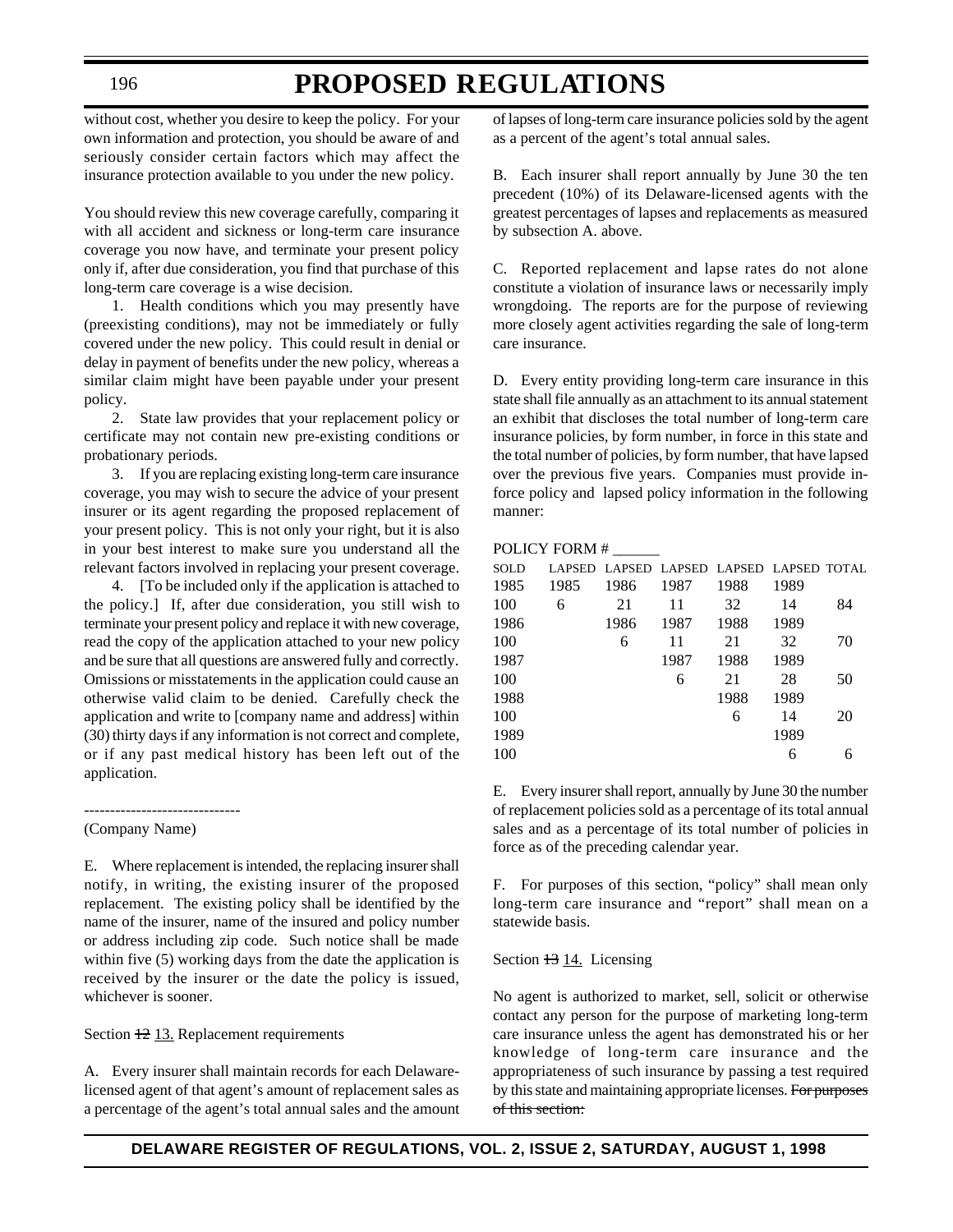without cost, whether you desire to keep the policy. For your own information and protection, you should be aware of and seriously consider certain factors which may affect the insurance protection available to you under the new policy.

You should review this new coverage carefully, comparing it with all accident and sickness or long-term care insurance coverage you now have, and terminate your present policy only if, after due consideration, you find that purchase of this long-term care coverage is a wise decision.

1. Health conditions which you may presently have (preexisting conditions), may not be immediately or fully covered under the new policy. This could result in denial or delay in payment of benefits under the new policy, whereas a similar claim might have been payable under your present policy.

2. State law provides that your replacement policy or certificate may not contain new pre-existing conditions or probationary periods.

3. If you are replacing existing long-term care insurance coverage, you may wish to secure the advice of your present insurer or its agent regarding the proposed replacement of your present policy. This is not only your right, but it is also in your best interest to make sure you understand all the relevant factors involved in replacing your present coverage.

4. [To be included only if the application is attached to the policy.] If, after due consideration, you still wish to terminate your present policy and replace it with new coverage, read the copy of the application attached to your new policy and be sure that all questions are answered fully and correctly. Omissions or misstatements in the application could cause an otherwise valid claim to be denied. Carefully check the application and write to [company name and address] within (30) thirty days if any information is not correct and complete, or if any past medical history has been left out of the application.

------------------------------

(Company Name)

E. Where replacement is intended, the replacing insurer shall notify, in writing, the existing insurer of the proposed replacement. The existing policy shall be identified by the name of the insurer, name of the insured and policy number or address including zip code. Such notice shall be made within five (5) working days from the date the application is received by the insurer or the date the policy is issued, whichever is sooner.

Section ~~12~~ 13. Replacement requirements

A. Every insurer shall maintain records for each Delaware-licensed agent of that agent's amount of replacement sales as a percentage of the agent's total annual sales and the amount of lapses of long-term care insurance policies sold by the agent as a percent of the agent's total annual sales.

B. Each insurer shall report annually by June 30 the ten precedent (10%) of its Delaware-licensed agents with the greatest percentages of lapses and replacements as measured by subsection A. above.

C. Reported replacement and lapse rates do not alone constitute a violation of insurance laws or necessarily imply wrongdoing. The reports are for the purpose of reviewing more closely agent activities regarding the sale of long-term care insurance.

D. Every entity providing long-term care insurance in this state shall file annually as an attachment to its annual statement an exhibit that discloses the total number of long-term care insurance policies, by form number, in force in this state and the total number of policies, by form number, that have lapsed over the previous five years. Companies must provide in-force policy and lapsed policy information in the following manner:

POLICY FORM # ______

| SOLD | LAPSED | LAPSED | LAPSED | LAPSED | LAPSED | TOTAL |
|---|---|---|---|---|---|---|
| 1985 | 1985 | 1986 | 1987 | 1988 | 1989 | |
| 100 | 6 | 21 | 11 | 32 | 14 | 84 |
| 1986 | | 1986 | 1987 | 1988 | 1989 | |
| 100 | | 6 | 11 | 21 | 32 | 70 |
| 1987 | | | 1987 | 1988 | 1989 | |
| 100 | | | 6 | 21 | 28 | 50 |
| 1988 | | | | 1988 | 1989 | |
| 100 | | | | 6 | 14 | 20 |
| 1989 | | | | | 1989 | |
| 100 | | | | | 6 | 6 |

E. Every insurer shall report, annually by June 30 the number of replacement policies sold as a percentage of its total annual sales and as a percentage of its total number of policies in force as of the preceding calendar year.

F. For purposes of this section, "policy" shall mean only long-term care insurance and "report" shall mean on a statewide basis.

Section ~~13~~ 14. Licensing

No agent is authorized to market, sell, solicit or otherwise contact any person for the purpose of marketing long-term care insurance unless the agent has demonstrated his or her knowledge of long-term care insurance and the appropriateness of such insurance by passing a test required by this state and maintaining appropriate licenses. ~~For purposes of this section:~~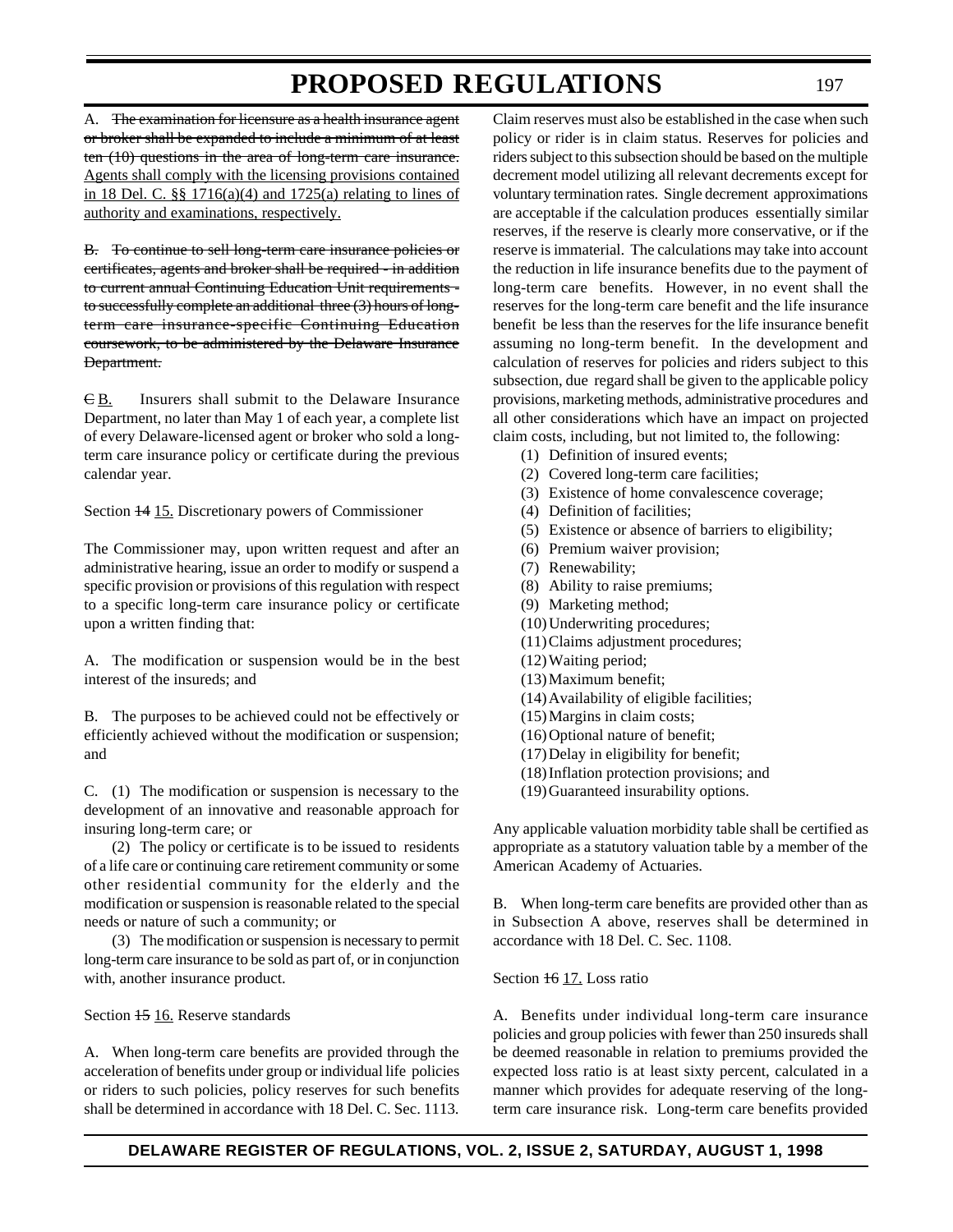A. ~~The examination for licensure as a health insurance agent or broker shall be expanded to include a minimum of at least ten (10) questions in the area of long-term care insurance.~~ Agents shall comply with the licensing provisions contained in 18 Del. C. §§ 1716(a)(4) and 1725(a) relating to lines of authority and examinations, respectively.

~~B. To continue to sell long-term care insurance policies or certificates, agents and broker shall be required - in addition to current annual Continuing Education Unit requirements - to successfully complete an additional three (3) hours of long-term care insurance-specific Continuing Education coursework, to be administered by the Delaware Insurance Department.~~

~~C~~ B. Insurers shall submit to the Delaware Insurance Department, no later than May 1 of each year, a complete list of every Delaware-licensed agent or broker who sold a long-term care insurance policy or certificate during the previous calendar year.

Section ~~14~~ 15. Discretionary powers of Commissioner

The Commissioner may, upon written request and after an administrative hearing, issue an order to modify or suspend a specific provision or provisions of this regulation with respect to a specific long-term care insurance policy or certificate upon a written finding that:

A. The modification or suspension would be in the best interest of the insureds; and

B. The purposes to be achieved could not be effectively or efficiently achieved without the modification or suspension; and

C. (1) The modification or suspension is necessary to the development of an innovative and reasonable approach for insuring long-term care; or

(2) The policy or certificate is to be issued to residents of a life care or continuing care retirement community or some other residential community for the elderly and the modification or suspension is reasonable related to the special needs or nature of such a community; or

(3) The modification or suspension is necessary to permit long-term care insurance to be sold as part of, or in conjunction with, another insurance product.

Section ~~15~~ 16. Reserve standards

A. When long-term care benefits are provided through the acceleration of benefits under group or individual life policies or riders to such policies, policy reserves for such benefits shall be determined in accordance with 18 Del. C. Sec. 1113. Claim reserves must also be established in the case when such policy or rider is in claim status. Reserves for policies and riders subject to this subsection should be based on the multiple decrement model utilizing all relevant decrements except for voluntary termination rates. Single decrement approximations are acceptable if the calculation produces essentially similar reserves, if the reserve is clearly more conservative, or if the reserve is immaterial. The calculations may take into account the reduction in life insurance benefits due to the payment of long-term care benefits. However, in no event shall the reserves for the long-term care benefit and the life insurance benefit be less than the reserves for the life insurance benefit assuming no long-term benefit. In the development and calculation of reserves for policies and riders subject to this subsection, due regard shall be given to the applicable policy provisions, marketing methods, administrative procedures and all other considerations which have an impact on projected claim costs, including, but not limited to, the following:

(1) Definition of insured events;
(2) Covered long-term care facilities;
(3) Existence of home convalescence coverage;
(4) Definition of facilities;
(5) Existence or absence of barriers to eligibility;
(6) Premium waiver provision;
(7) Renewability;
(8) Ability to raise premiums;
(9) Marketing method;
(10) Underwriting procedures;
(11) Claims adjustment procedures;
(12) Waiting period;
(13) Maximum benefit;
(14) Availability of eligible facilities;
(15) Margins in claim costs;
(16) Optional nature of benefit;
(17) Delay in eligibility for benefit;
(18) Inflation protection provisions; and
(19) Guaranteed insurability options.

Any applicable valuation morbidity table shall be certified as appropriate as a statutory valuation table by a member of the American Academy of Actuaries.

B. When long-term care benefits are provided other than as in Subsection A above, reserves shall be determined in accordance with 18 Del. C. Sec. 1108.

Section ~~16~~ 17. Loss ratio

A. Benefits under individual long-term care insurance policies and group policies with fewer than 250 insureds shall be deemed reasonable in relation to premiums provided the expected loss ratio is at least sixty percent, calculated in a manner which provides for adequate reserving of the long-term care insurance risk. Long-term care benefits provided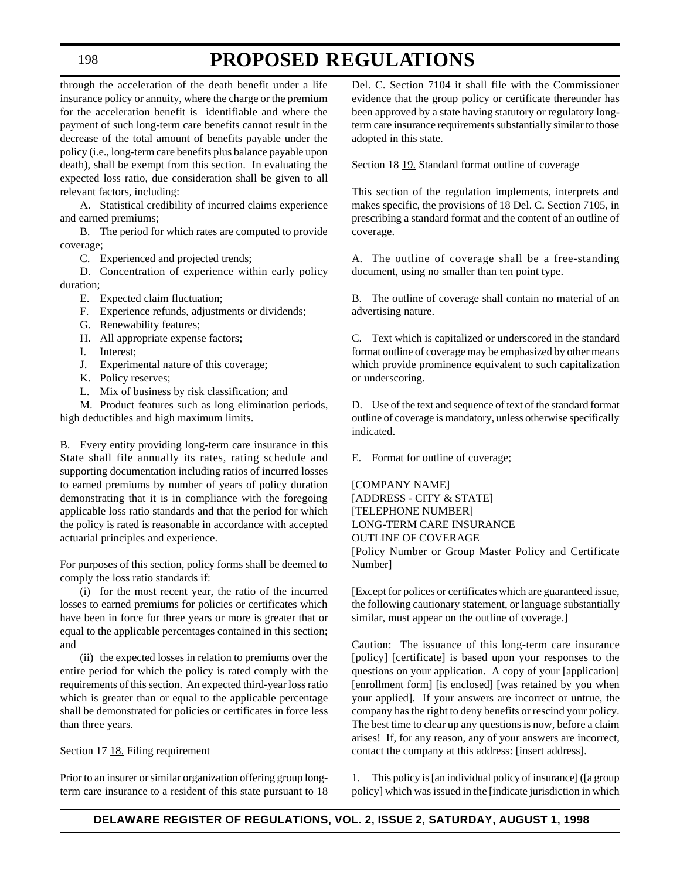through the acceleration of the death benefit under a life insurance policy or annuity, where the charge or the premium for the acceleration benefit is identifiable and where the payment of such long-term care benefits cannot result in the decrease of the total amount of benefits payable under the policy (i.e., long-term care benefits plus balance payable upon death), shall be exempt from this section. In evaluating the expected loss ratio, due consideration shall be given to all relevant factors, including:

A. Statistical credibility of incurred claims experience and earned premiums;

B. The period for which rates are computed to provide coverage;

C. Experienced and projected trends;

D. Concentration of experience within early policy duration;

E. Expected claim fluctuation;

F. Experience refunds, adjustments or dividends;

G. Renewability features;

H. All appropriate expense factors;

I. Interest;

J. Experimental nature of this coverage;

K. Policy reserves;

L. Mix of business by risk classification; and

M. Product features such as long elimination periods, high deductibles and high maximum limits.

B. Every entity providing long-term care insurance in this State shall file annually its rates, rating schedule and supporting documentation including ratios of incurred losses to earned premiums by number of years of policy duration demonstrating that it is in compliance with the foregoing applicable loss ratio standards and that the period for which the policy is rated is reasonable in accordance with accepted actuarial principles and experience.

For purposes of this section, policy forms shall be deemed to comply the loss ratio standards if:

(i) for the most recent year, the ratio of the incurred losses to earned premiums for policies or certificates which have been in force for three years or more is greater that or equal to the applicable percentages contained in this section; and

(ii) the expected losses in relation to premiums over the entire period for which the policy is rated comply with the requirements of this section. An expected third-year loss ratio which is greater than or equal to the applicable percentage shall be demonstrated for policies or certificates in force less than three years.

Section ~~17~~ <u>18.</u> Filing requirement

Prior to an insurer or similar organization offering group long-term care insurance to a resident of this state pursuant to 18 Del. C. Section 7104 it shall file with the Commissioner evidence that the group policy or certificate thereunder has been approved by a state having statutory or regulatory long-term care insurance requirements substantially similar to those adopted in this state.

Section ~~18~~ <u>19.</u> Standard format outline of coverage

This section of the regulation implements, interprets and makes specific, the provisions of 18 Del. C. Section 7105, in prescribing a standard format and the content of an outline of coverage.

A. The outline of coverage shall be a free-standing document, using no smaller than ten point type.

B. The outline of coverage shall contain no material of an advertising nature.

C. Text which is capitalized or underscored in the standard format outline of coverage may be emphasized by other means which provide prominence equivalent to such capitalization or underscoring.

D. Use of the text and sequence of text of the standard format outline of coverage is mandatory, unless otherwise specifically indicated.

E. Format for outline of coverage;

[COMPANY NAME]
[ADDRESS - CITY & STATE]
[TELEPHONE NUMBER]
LONG-TERM CARE INSURANCE
OUTLINE OF COVERAGE
[Policy Number or Group Master Policy and Certificate Number]

[Except for polices or certificates which are guaranteed issue, the following cautionary statement, or language substantially similar, must appear on the outline of coverage.]

Caution: The issuance of this long-term care insurance [policy] [certificate] is based upon your responses to the questions on your application. A copy of your [application] [enrollment form] [is enclosed] [was retained by you when your applied]. If your answers are incorrect or untrue, the company has the right to deny benefits or rescind your policy. The best time to clear up any questions is now, before a claim arises! If, for any reason, any of your answers are incorrect, contact the company at this address: [insert address].

1. This policy is [an individual policy of insurance] ([a group policy] which was issued in the [indicate jurisdiction in which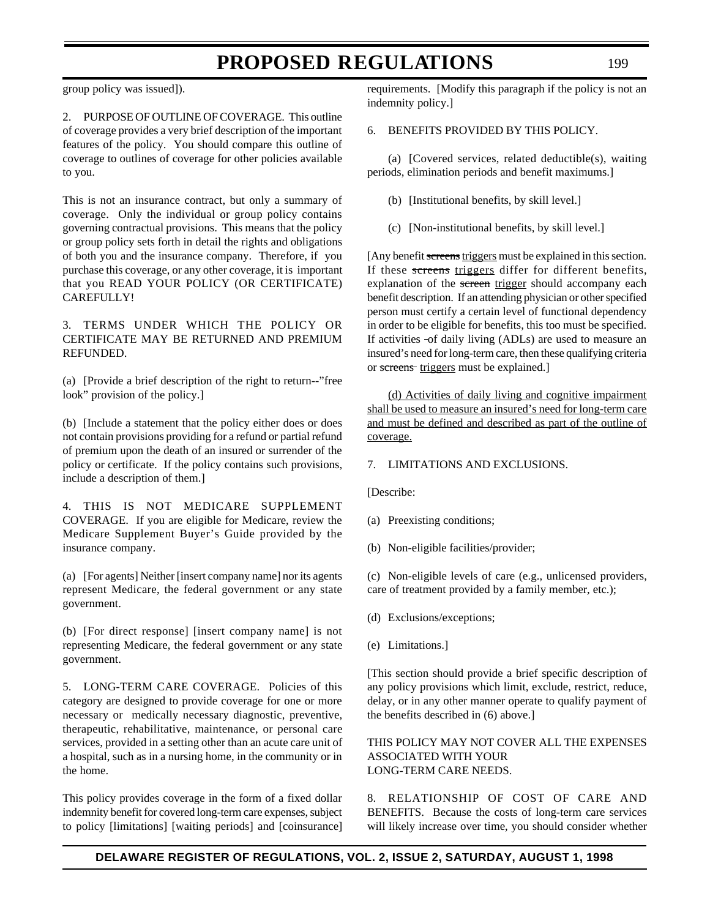group policy was issued]).

2. PURPOSE OF OUTLINE OF COVERAGE. This outline of coverage provides a very brief description of the important features of the policy. You should compare this outline of coverage to outlines of coverage for other policies available to you.

This is not an insurance contract, but only a summary of coverage. Only the individual or group policy contains governing contractual provisions. This means that the policy or group policy sets forth in detail the rights and obligations of both you and the insurance company. Therefore, if you purchase this coverage, or any other coverage, it is important that you READ YOUR POLICY (OR CERTIFICATE) CAREFULLY!

3. TERMS UNDER WHICH THE POLICY OR CERTIFICATE MAY BE RETURNED AND PREMIUM REFUNDED.

(a) [Provide a brief description of the right to return--"free look" provision of the policy.]

(b) [Include a statement that the policy either does or does not contain provisions providing for a refund or partial refund of premium upon the death of an insured or surrender of the policy or certificate. If the policy contains such provisions, include a description of them.]

4. THIS IS NOT MEDICARE SUPPLEMENT COVERAGE. If you are eligible for Medicare, review the Medicare Supplement Buyer's Guide provided by the insurance company.

(a) [For agents] Neither [insert company name] nor its agents represent Medicare, the federal government or any state government.

(b) [For direct response] [insert company name] is not representing Medicare, the federal government or any state government.

5. LONG-TERM CARE COVERAGE. Policies of this category are designed to provide coverage for one or more necessary or medically necessary diagnostic, preventive, therapeutic, rehabilitative, maintenance, or personal care services, provided in a setting other than an acute care unit of a hospital, such as in a nursing home, in the community or in the home.

This policy provides coverage in the form of a fixed dollar indemnity benefit for covered long-term care expenses, subject to policy [limitations] [waiting periods] and [coinsurance] requirements. [Modify this paragraph if the policy is not an indemnity policy.]

6. BENEFITS PROVIDED BY THIS POLICY.

(a) [Covered services, related deductible(s), waiting periods, elimination periods and benefit maximums.]

(b) [Institutional benefits, by skill level.]

(c) [Non-institutional benefits, by skill level.]

[Any benefit ~~screens~~ <u>triggers</u> must be explained in this section. If these ~~screens~~ <u>triggers</u> differ for different benefits, explanation of the ~~screen~~ <u>trigger</u> should accompany each benefit description. If an attending physician or other specified person must certify a certain level of functional dependency in order to be eligible for benefits, this too must be specified. If activities of daily living (ADLs) are used to measure an insured's need for long-term care, then these qualifying criteria or ~~screens~~ <u>triggers</u> must be explained.]

<u>(d) Activities of daily living and cognitive impairment shall be used to measure an insured's need for long-term care and must be defined and described as part of the outline of coverage.</u>

7. LIMITATIONS AND EXCLUSIONS.

[Describe:

(a) Preexisting conditions;

(b) Non-eligible facilities/provider;

(c) Non-eligible levels of care (e.g., unlicensed providers, care of treatment provided by a family member, etc.);

(d) Exclusions/exceptions;

(e) Limitations.]

[This section should provide a brief specific description of any policy provisions which limit, exclude, restrict, reduce, delay, or in any other manner operate to qualify payment of the benefits described in (6) above.]

THIS POLICY MAY NOT COVER ALL THE EXPENSES ASSOCIATED WITH YOUR
LONG-TERM CARE NEEDS.

8. RELATIONSHIP OF COST OF CARE AND BENEFITS. Because the costs of long-term care services will likely increase over time, you should consider whether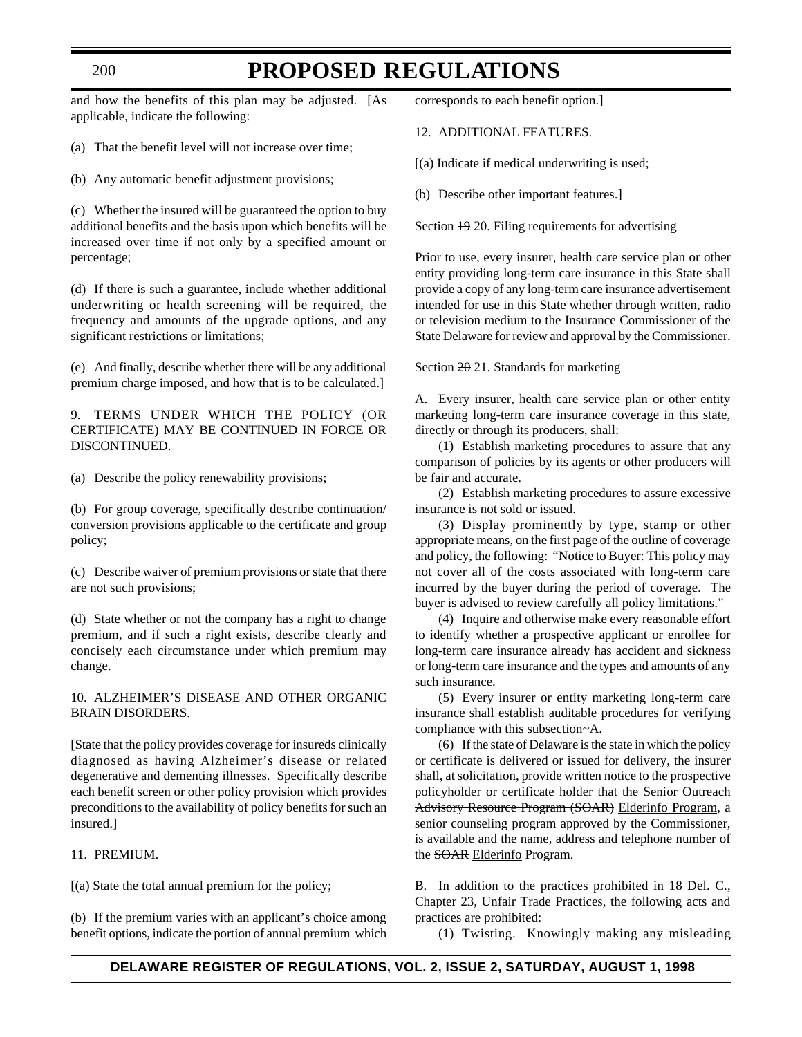and how the benefits of this plan may be adjusted. [As applicable, indicate the following:

(a) That the benefit level will not increase over time;

(b) Any automatic benefit adjustment provisions;

(c) Whether the insured will be guaranteed the option to buy additional benefits and the basis upon which benefits will be increased over time if not only by a specified amount or percentage;

(d) If there is such a guarantee, include whether additional underwriting or health screening will be required, the frequency and amounts of the upgrade options, and any significant restrictions or limitations;

(e) And finally, describe whether there will be any additional premium charge imposed, and how that is to be calculated.]

9. TERMS UNDER WHICH THE POLICY (OR CERTIFICATE) MAY BE CONTINUED IN FORCE OR DISCONTINUED.

(a) Describe the policy renewability provisions;

(b) For group coverage, specifically describe continuation/conversion provisions applicable to the certificate and group policy;

(c) Describe waiver of premium provisions or state that there are not such provisions;

(d) State whether or not the company has a right to change premium, and if such a right exists, describe clearly and concisely each circumstance under which premium may change.

10. ALZHEIMER'S DISEASE AND OTHER ORGANIC BRAIN DISORDERS.

[State that the policy provides coverage for insureds clinically diagnosed as having Alzheimer's disease or related degenerative and dementing illnesses. Specifically describe each benefit screen or other policy provision which provides preconditions to the availability of policy benefits for such an insured.]

11. PREMIUM.

[(a) State the total annual premium for the policy;

(b) If the premium varies with an applicant's choice among benefit options, indicate the portion of annual premium which corresponds to each benefit option.]

12. ADDITIONAL FEATURES.

[(a) Indicate if medical underwriting is used;

(b) Describe other important features.]

Section ~~19~~ 20. Filing requirements for advertising

Prior to use, every insurer, health care service plan or other entity providing long-term care insurance in this State shall provide a copy of any long-term care insurance advertisement intended for use in this State whether through written, radio or television medium to the Insurance Commissioner of the State Delaware for review and approval by the Commissioner.

Section ~~20~~ 21. Standards for marketing

A. Every insurer, health care service plan or other entity marketing long-term care insurance coverage in this state, directly or through its producers, shall:

(1) Establish marketing procedures to assure that any comparison of policies by its agents or other producers will be fair and accurate.

(2) Establish marketing procedures to assure excessive insurance is not sold or issued.

(3) Display prominently by type, stamp or other appropriate means, on the first page of the outline of coverage and policy, the following: "Notice to Buyer: This policy may not cover all of the costs associated with long-term care incurred by the buyer during the period of coverage. The buyer is advised to review carefully all policy limitations."

(4) Inquire and otherwise make every reasonable effort to identify whether a prospective applicant or enrollee for long-term care insurance already has accident and sickness or long-term care insurance and the types and amounts of any such insurance.

(5) Every insurer or entity marketing long-term care insurance shall establish auditable procedures for verifying compliance with this subsection~A.

(6) If the state of Delaware is the state in which the policy or certificate is delivered or issued for delivery, the insurer shall, at solicitation, provide written notice to the prospective policyholder or certificate holder that the ~~Senior Outreach Advisory Resource Program (SOAR)~~ Elderinfo Program, a senior counseling program approved by the Commissioner, is available and the name, address and telephone number of the ~~SOAR~~ Elderinfo Program.

B. In addition to the practices prohibited in 18 Del. C., Chapter 23, Unfair Trade Practices, the following acts and practices are prohibited:

(1) Twisting. Knowingly making any misleading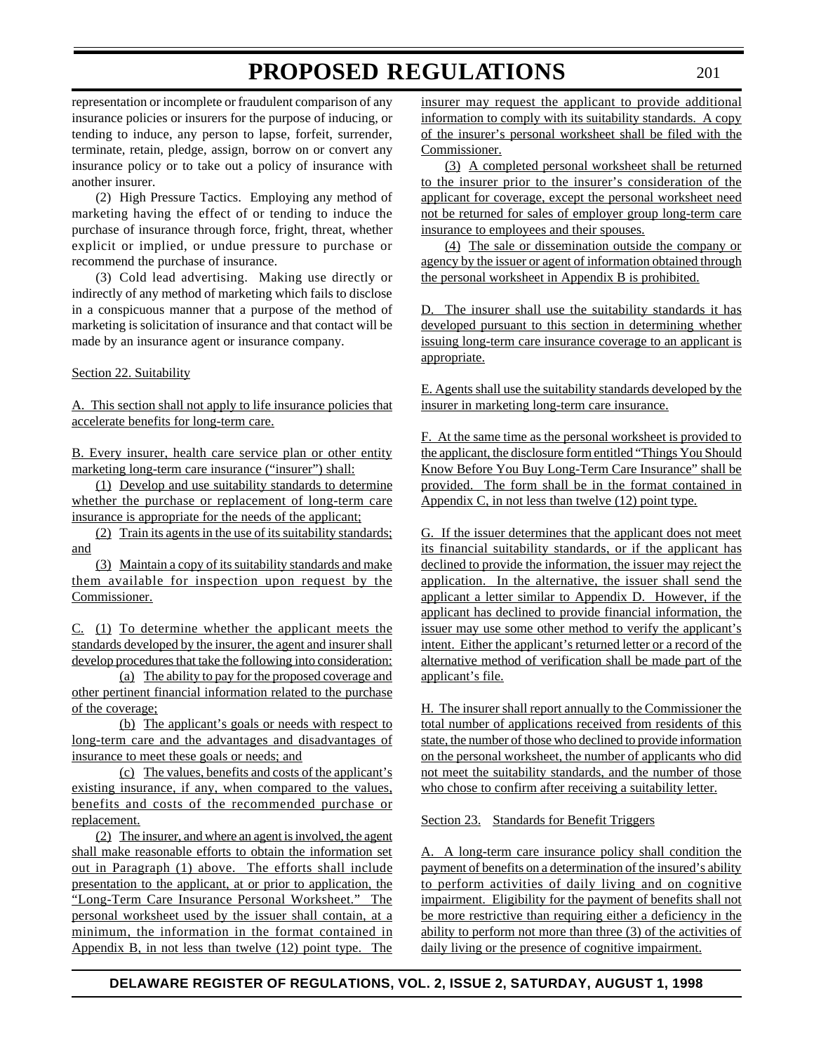representation or incomplete or fraudulent comparison of any insurance policies or insurers for the purpose of inducing, or tending to induce, any person to lapse, forfeit, surrender, terminate, retain, pledge, assign, borrow on or convert any insurance policy or to take out a policy of insurance with another insurer.

(2) High Pressure Tactics. Employing any method of marketing having the effect of or tending to induce the purchase of insurance through force, fright, threat, whether explicit or implied, or undue pressure to purchase or recommend the purchase of insurance.

(3) Cold lead advertising. Making use directly or indirectly of any method of marketing which fails to disclose in a conspicuous manner that a purpose of the method of marketing is solicitation of insurance and that contact will be made by an insurance agent or insurance company.

Section 22. Suitability

A. This section shall not apply to life insurance policies that accelerate benefits for long-term care.

B. Every insurer, health care service plan or other entity marketing long-term care insurance ("insurer") shall:

(1) Develop and use suitability standards to determine whether the purchase or replacement of long-term care insurance is appropriate for the needs of the applicant;

(2) Train its agents in the use of its suitability standards; and

(3) Maintain a copy of its suitability standards and make them available for inspection upon request by the Commissioner.

C. (1) To determine whether the applicant meets the standards developed by the insurer, the agent and insurer shall develop procedures that take the following into consideration:

(a) The ability to pay for the proposed coverage and other pertinent financial information related to the purchase of the coverage;

(b) The applicant's goals or needs with respect to long-term care and the advantages and disadvantages of insurance to meet these goals or needs; and

(c) The values, benefits and costs of the applicant's existing insurance, if any, when compared to the values, benefits and costs of the recommended purchase or replacement.

(2) The insurer, and where an agent is involved, the agent shall make reasonable efforts to obtain the information set out in Paragraph (1) above. The efforts shall include presentation to the applicant, at or prior to application, the "Long-Term Care Insurance Personal Worksheet." The personal worksheet used by the issuer shall contain, at a minimum, the information in the format contained in Appendix B, in not less than twelve (12) point type. The insurer may request the applicant to provide additional information to comply with its suitability standards. A copy of the insurer's personal worksheet shall be filed with the Commissioner.

(3) A completed personal worksheet shall be returned to the insurer prior to the insurer's consideration of the applicant for coverage, except the personal worksheet need not be returned for sales of employer group long-term care insurance to employees and their spouses.

(4) The sale or dissemination outside the company or agency by the issuer or agent of information obtained through the personal worksheet in Appendix B is prohibited.

D. The insurer shall use the suitability standards it has developed pursuant to this section in determining whether issuing long-term care insurance coverage to an applicant is appropriate.

E. Agents shall use the suitability standards developed by the insurer in marketing long-term care insurance.

F. At the same time as the personal worksheet is provided to the applicant, the disclosure form entitled "Things You Should Know Before You Buy Long-Term Care Insurance" shall be provided. The form shall be in the format contained in Appendix C, in not less than twelve (12) point type.

G. If the issuer determines that the applicant does not meet its financial suitability standards, or if the applicant has declined to provide the information, the issuer may reject the application. In the alternative, the issuer shall send the applicant a letter similar to Appendix D. However, if the applicant has declined to provide financial information, the issuer may use some other method to verify the applicant's intent. Either the applicant's returned letter or a record of the alternative method of verification shall be made part of the applicant's file.

H. The insurer shall report annually to the Commissioner the total number of applications received from residents of this state, the number of those who declined to provide information on the personal worksheet, the number of applicants who did not meet the suitability standards, and the number of those who chose to confirm after receiving a suitability letter.

Section 23. Standards for Benefit Triggers

A. A long-term care insurance policy shall condition the payment of benefits on a determination of the insured's ability to perform activities of daily living and on cognitive impairment. Eligibility for the payment of benefits shall not be more restrictive than requiring either a deficiency in the ability to perform not more than three (3) of the activities of daily living or the presence of cognitive impairment.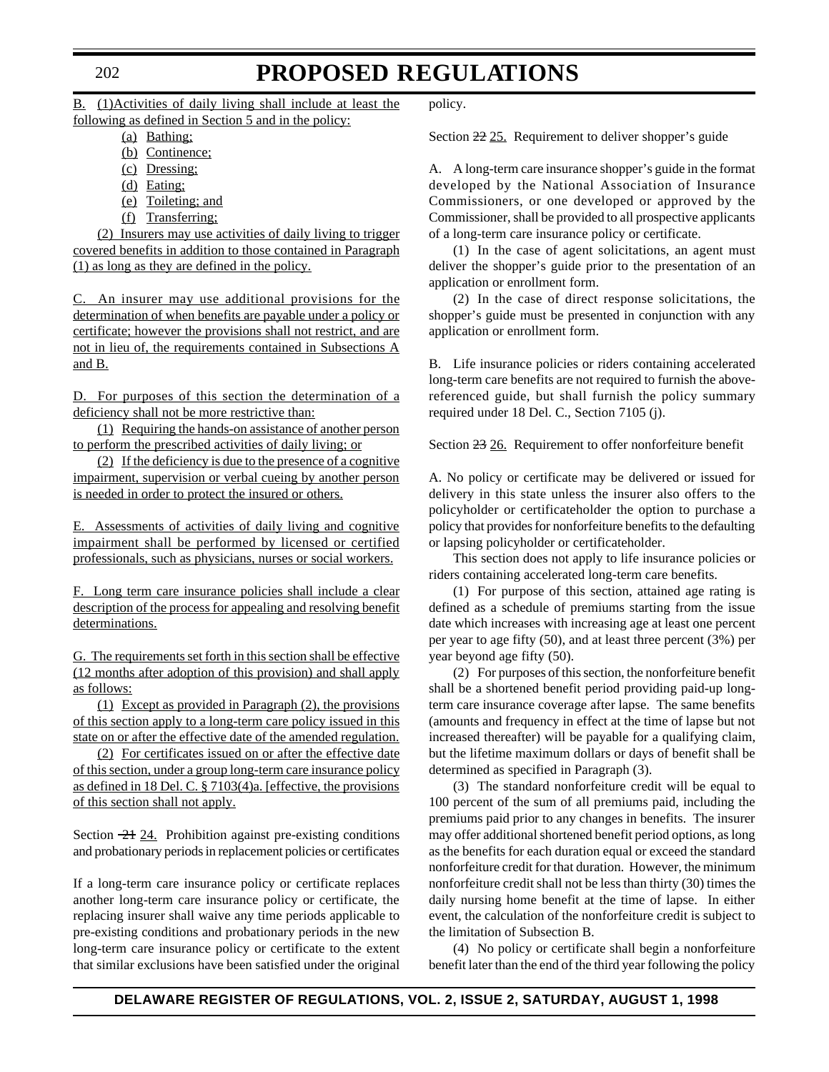B. (1)Activities of daily living shall include at least the following as defined in Section 5 and in the policy:

(a) Bathing;

(b) Continence;

(c) Dressing;

(d) Eating;

(e) Toileting; and

(f) Transferring;

(2) Insurers may use activities of daily living to trigger covered benefits in addition to those contained in Paragraph (1) as long as they are defined in the policy.

C. An insurer may use additional provisions for the determination of when benefits are payable under a policy or certificate; however the provisions shall not restrict, and are not in lieu of, the requirements contained in Subsections A and B.

D. For purposes of this section the determination of a deficiency shall not be more restrictive than:

(1) Requiring the hands-on assistance of another person to perform the prescribed activities of daily living; or

(2) If the deficiency is due to the presence of a cognitive impairment, supervision or verbal cueing by another person is needed in order to protect the insured or others.

E. Assessments of activities of daily living and cognitive impairment shall be performed by licensed or certified professionals, such as physicians, nurses or social workers.

F. Long term care insurance policies shall include a clear description of the process for appealing and resolving benefit determinations.

G. The requirements set forth in this section shall be effective (12 months after adoption of this provision) and shall apply as follows:

(1) Except as provided in Paragraph (2), the provisions of this section apply to a long-term care policy issued in this state on or after the effective date of the amended regulation.

(2) For certificates issued on or after the effective date of this section, under a group long-term care insurance policy as defined in 18 Del. C. § 7103(4)a. [effective, the provisions of this section shall not apply.

Section ~~21~~ 24. Prohibition against pre-existing conditions and probationary periods in replacement policies or certificates

If a long-term care insurance policy or certificate replaces another long-term care insurance policy or certificate, the replacing insurer shall waive any time periods applicable to pre-existing conditions and probationary periods in the new long-term care insurance policy or certificate to the extent that similar exclusions have been satisfied under the original policy.

Section ~~22~~ 25. Requirement to deliver shopper's guide

A. A long-term care insurance shopper's guide in the format developed by the National Association of Insurance Commissioners, or one developed or approved by the Commissioner, shall be provided to all prospective applicants of a long-term care insurance policy or certificate.

(1) In the case of agent solicitations, an agent must deliver the shopper's guide prior to the presentation of an application or enrollment form.

(2) In the case of direct response solicitations, the shopper's guide must be presented in conjunction with any application or enrollment form.

B. Life insurance policies or riders containing accelerated long-term care benefits are not required to furnish the above-referenced guide, but shall furnish the policy summary required under 18 Del. C., Section 7105 (j).

Section ~~23~~ 26. Requirement to offer nonforfeiture benefit

A. No policy or certificate may be delivered or issued for delivery in this state unless the insurer also offers to the policyholder or certificateholder the option to purchase a policy that provides for nonforfeiture benefits to the defaulting or lapsing policyholder or certificateholder.

This section does not apply to life insurance policies or riders containing accelerated long-term care benefits.

(1) For purpose of this section, attained age rating is defined as a schedule of premiums starting from the issue date which increases with increasing age at least one percent per year to age fifty (50), and at least three percent (3%) per year beyond age fifty (50).

(2) For purposes of this section, the nonforfeiture benefit shall be a shortened benefit period providing paid-up long-term care insurance coverage after lapse. The same benefits (amounts and frequency in effect at the time of lapse but not increased thereafter) will be payable for a qualifying claim, but the lifetime maximum dollars or days of benefit shall be determined as specified in Paragraph (3).

(3) The standard nonforfeiture credit will be equal to 100 percent of the sum of all premiums paid, including the premiums paid prior to any changes in benefits. The insurer may offer additional shortened benefit period options, as long as the benefits for each duration equal or exceed the standard nonforfeiture credit for that duration. However, the minimum nonforfeiture credit shall not be less than thirty (30) times the daily nursing home benefit at the time of lapse. In either event, the calculation of the nonforfeiture credit is subject to the limitation of Subsection B.

(4) No policy or certificate shall begin a nonforfeiture benefit later than the end of the third year following the policy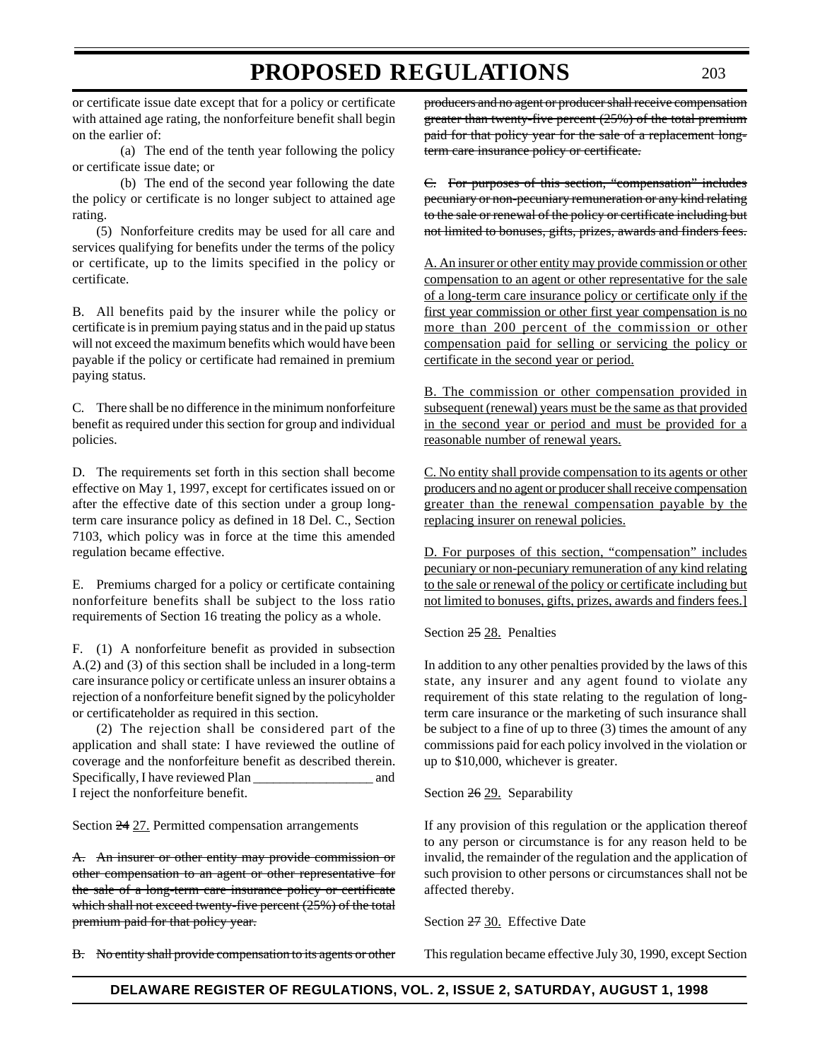or certificate issue date except that for a policy or certificate with attained age rating, the nonforfeiture benefit shall begin on the earlier of:

(a) The end of the tenth year following the policy or certificate issue date; or

(b) The end of the second year following the date the policy or certificate is no longer subject to attained age rating.

(5) Nonforfeiture credits may be used for all care and services qualifying for benefits under the terms of the policy or certificate, up to the limits specified in the policy or certificate.

B. All benefits paid by the insurer while the policy or certificate is in premium paying status and in the paid up status will not exceed the maximum benefits which would have been payable if the policy or certificate had remained in premium paying status.

C. There shall be no difference in the minimum nonforfeiture benefit as required under this section for group and individual policies.

D. The requirements set forth in this section shall become effective on May 1, 1997, except for certificates issued on or after the effective date of this section under a group long-term care insurance policy as defined in 18 Del. C., Section 7103, which policy was in force at the time this amended regulation became effective.

E. Premiums charged for a policy or certificate containing nonforfeiture benefits shall be subject to the loss ratio requirements of Section 16 treating the policy as a whole.

F. (1) A nonforfeiture benefit as provided in subsection A.(2) and (3) of this section shall be included in a long-term care insurance policy or certificate unless an insurer obtains a rejection of a nonforfeiture benefit signed by the policyholder or certificateholder as required in this section.

(2) The rejection shall be considered part of the application and shall state: I have reviewed the outline of coverage and the nonforfeiture benefit as described therein. Specifically, I have reviewed Plan _________________ and I reject the nonforfeiture benefit.

Section ~~24~~ <u>27.</u> Permitted compensation arrangements

~~A. An insurer or other entity may provide commission or other compensation to an agent or other representative for the sale of a long-term care insurance policy or certificate which shall not exceed twenty-five percent (25%) of the total premium paid for that policy year.~~

~~B. No entity shall provide compensation to its agents or other producers and no agent or producer shall receive compensation greater than twenty-five percent (25%) of the total premium paid for that policy year for the sale of a replacement long-term care insurance policy or certificate.~~

~~C. For purposes of this section, "compensation" includes pecuniary or non-pecuniary remuneration or any kind relating to the sale or renewal of the policy or certificate including but not limited to bonuses, gifts, prizes, awards and finders fees.~~

<u>A. An insurer or other entity may provide commission or other compensation to an agent or other representative for the sale of a long-term care insurance policy or certificate only if the first year commission or other first year compensation is no more than 200 percent of the commission or other compensation paid for selling or servicing the policy or certificate in the second year or period.</u>

<u>B. The commission or other compensation provided in subsequent (renewal) years must be the same as that provided in the second year or period and must be provided for a reasonable number of renewal years.</u>

<u>C. No entity shall provide compensation to its agents or other producers and no agent or producer shall receive compensation greater than the renewal compensation payable by the replacing insurer on renewal policies.</u>

<u>D. For purposes of this section, "compensation" includes pecuniary or non-pecuniary remuneration of any kind relating to the sale or renewal of the policy or certificate including but not limited to bonuses, gifts, prizes, awards and finders fees.]</u>

Section ~~25~~ <u>28.</u> Penalties

In addition to any other penalties provided by the laws of this state, any insurer and any agent found to violate any requirement of this state relating to the regulation of long-term care insurance or the marketing of such insurance shall be subject to a fine of up to three (3) times the amount of any commissions paid for each policy involved in the violation or up to $10,000, whichever is greater.

Section ~~26~~ <u>29.</u> Separability

If any provision of this regulation or the application thereof to any person or circumstance is for any reason held to be invalid, the remainder of the regulation and the application of such provision to other persons or circumstances shall not be affected thereby.

Section ~~27~~ <u>30.</u> Effective Date

This regulation became effective July 30, 1990, except Section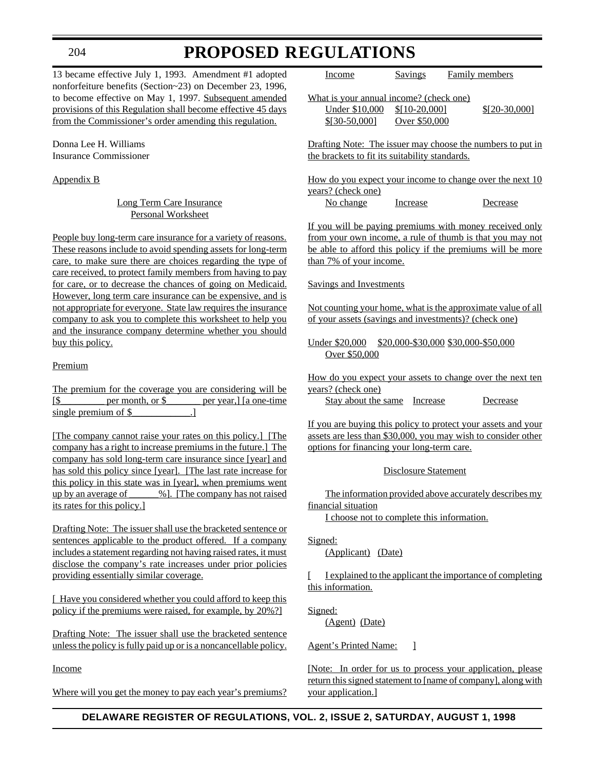13 became effective July 1, 1993. Amendment #1 adopted nonforfeiture benefits (Section~23) on December 23, 1996, to become effective on May 1, 1997. Subsequent amended provisions of this Regulation shall become effective 45 days from the Commissioner's order amending this regulation.

Donna Lee H. Williams
Insurance Commissioner

Appendix B

Long Term Care Insurance
Personal Worksheet

People buy long-term care insurance for a variety of reasons. These reasons include to avoid spending assets for long-term care, to make sure there are choices regarding the type of care received, to protect family members from having to pay for care, or to decrease the chances of going on Medicaid. However, long term care insurance can be expensive, and is not appropriate for everyone. State law requires the insurance company to ask you to complete this worksheet to help you and the insurance company determine whether you should buy this policy.

Premium

The premium for the coverage you are considering will be [$_________ per month, or $_______ per year,] [a one-time single premium of $____________.]

[The company cannot raise your rates on this policy.] [The company has a right to increase premiums in the future.] The company has sold long-term care insurance since [year] and has sold this policy since [year]. [The last rate increase for this policy in this state was in [year], when premiums went up by an average of ______%]. [The company has not raised its rates for this policy.]

Drafting Note: The issuer shall use the bracketed sentence or sentences applicable to the product offered. If a company includes a statement regarding not having raised rates, it must disclose the company's rate increases under prior policies providing essentially similar coverage.

[ Have you considered whether you could afford to keep this policy if the premiums were raised, for example, by 20%?]

Drafting Note: The issuer shall use the bracketed sentence unless the policy is fully paid up or is a noncancellable policy.

Income

Where will you get the money to pay each year's premiums?

Income    Savings    Family members

What is your annual income? (check one)

Under $10,000    $[10-20,000]    $[20-30,000]
$[30-50,000]    Over $50,000

Drafting Note: The issuer may choose the numbers to put in the brackets to fit its suitability standards.

How do you expect your income to change over the next 10 years? (check one)

No change    Increase    Decrease

If you will be paying premiums with money received only from your own income, a rule of thumb is that you may not be able to afford this policy if the premiums will be more than 7% of your income.

Savings and Investments

Not counting your home, what is the approximate value of all of your assets (savings and investments)? (check one)

Under $20,000    $20,000-$30,000    $30,000-$50,000
Over $50,000

How do you expect your assets to change over the next ten years? (check one)

Stay about the same    Increase    Decrease

If you are buying this policy to protect your assets and your assets are less than $30,000, you may wish to consider other options for financing your long-term care.

Disclosure Statement

The information provided above accurately describes my financial situation

I choose not to complete this information.

Signed:
(Applicant)  (Date)

[   I explained to the applicant the importance of completing this information.

Signed:
(Agent)  (Date)

Agent's Printed Name:   ]

[Note: In order for us to process your application, please return this signed statement to [name of company], along with your application.]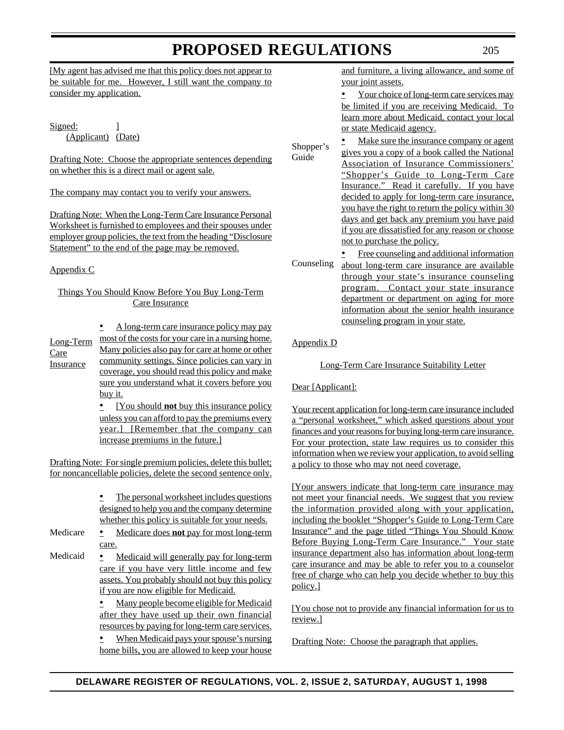[My agent has advised me that this policy does not appear to be suitable for me. However, I still want the company to consider my application.

Signed: ]
(Applicant) (Date)

Drafting Note: Choose the appropriate sentences depending on whether this is a direct mail or agent sale.

The company may contact you to verify your answers.

Drafting Note: When the Long-Term Care Insurance Personal Worksheet is furnished to employees and their spouses under employer group policies, the text from the heading "Disclosure Statement" to the end of the page may be removed.

Appendix C

Things You Should Know Before You Buy Long-Term Care Insurance

**Long-Term Care Insurance**

- A long-term care insurance policy may pay most of the costs for your care in a nursing home. Many policies also pay for care at home or other community settings. Since policies can vary in coverage, you should read this policy and make sure you understand what it covers before you buy it.
- [You should **not** buy this insurance policy unless you can afford to pay the premiums every year.] [Remember that the company can increase premiums in the future.]

Drafting Note: For single premium policies, delete this bullet; for noncancellable policies, delete the second sentence only.

- The personal worksheet includes questions designed to help you and the company determine whether this policy is suitable for your needs.

**Medicare**

- Medicare does **not** pay for most long-term care.

**Medicaid**

- Medicaid will generally pay for long-term care if you have very little income and few assets. You probably should not buy this policy if you are now eligible for Medicaid.
- Many people become eligible for Medicaid after they have used up their own financial resources by paying for long-term care services.
- When Medicaid pays your spouse's nursing home bills, you are allowed to keep your house and furniture, a living allowance, and some of your joint assets.
- Your choice of long-term care services may be limited if you are receiving Medicaid. To learn more about Medicaid, contact your local or state Medicaid agency.

**Shopper's Guide**

- Make sure the insurance company or agent gives you a copy of a book called the National Association of Insurance Commissioners' "Shopper's Guide to Long-Term Care Insurance." Read it carefully. If you have decided to apply for long-term care insurance, you have the right to return the policy within 30 days and get back any premium you have paid if you are dissatisfied for any reason or choose not to purchase the policy.

**Counseling**

- Free counseling and additional information about long-term care insurance are available through your state's insurance counseling program. Contact your state insurance department or department on aging for more information about the senior health insurance counseling program in your state.

Appendix D

Long-Term Care Insurance Suitability Letter

Dear [Applicant]:

Your recent application for long-term care insurance included a "personal worksheet," which asked questions about your finances and your reasons for buying long-term care insurance. For your protection, state law requires us to consider this information when we review your application, to avoid selling a policy to those who may not need coverage.

[Your answers indicate that long-term care insurance may not meet your financial needs. We suggest that you review the information provided along with your application, including the booklet "Shopper's Guide to Long-Term Care Insurance" and the page titled "Things You Should Know Before Buying Long-Term Care Insurance." Your state insurance department also has information about long-term care insurance and may be able to refer you to a counselor free of charge who can help you decide whether to buy this policy.]

[You chose not to provide any financial information for us to review.]

Drafting Note: Choose the paragraph that applies.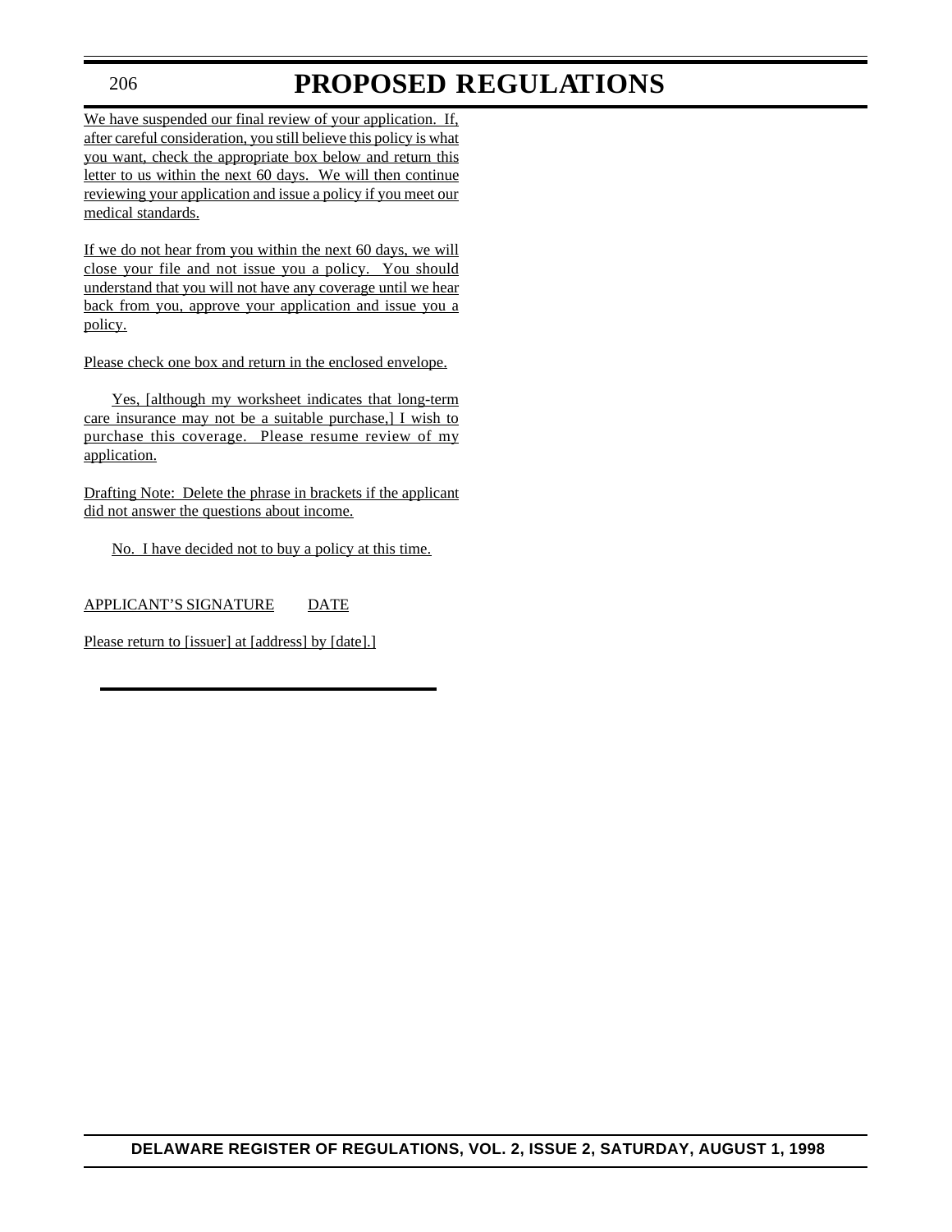We have suspended our final review of your application. If, after careful consideration, you still believe this policy is what you want, check the appropriate box below and return this letter to us within the next 60 days. We will then continue reviewing your application and issue a policy if you meet our medical standards.

If we do not hear from you within the next 60 days, we will close your file and not issue you a policy. You should understand that you will not have any coverage until we hear back from you, approve your application and issue you a policy.

Please check one box and return in the enclosed envelope.

Yes, [although my worksheet indicates that long-term care insurance may not be a suitable purchase,] I wish to purchase this coverage. Please resume review of my application.

Drafting Note: Delete the phrase in brackets if the applicant did not answer the questions about income.

No. I have decided not to buy a policy at this time.

APPLICANT'S SIGNATURE DATE

Please return to [issuer] at [address] by [date].]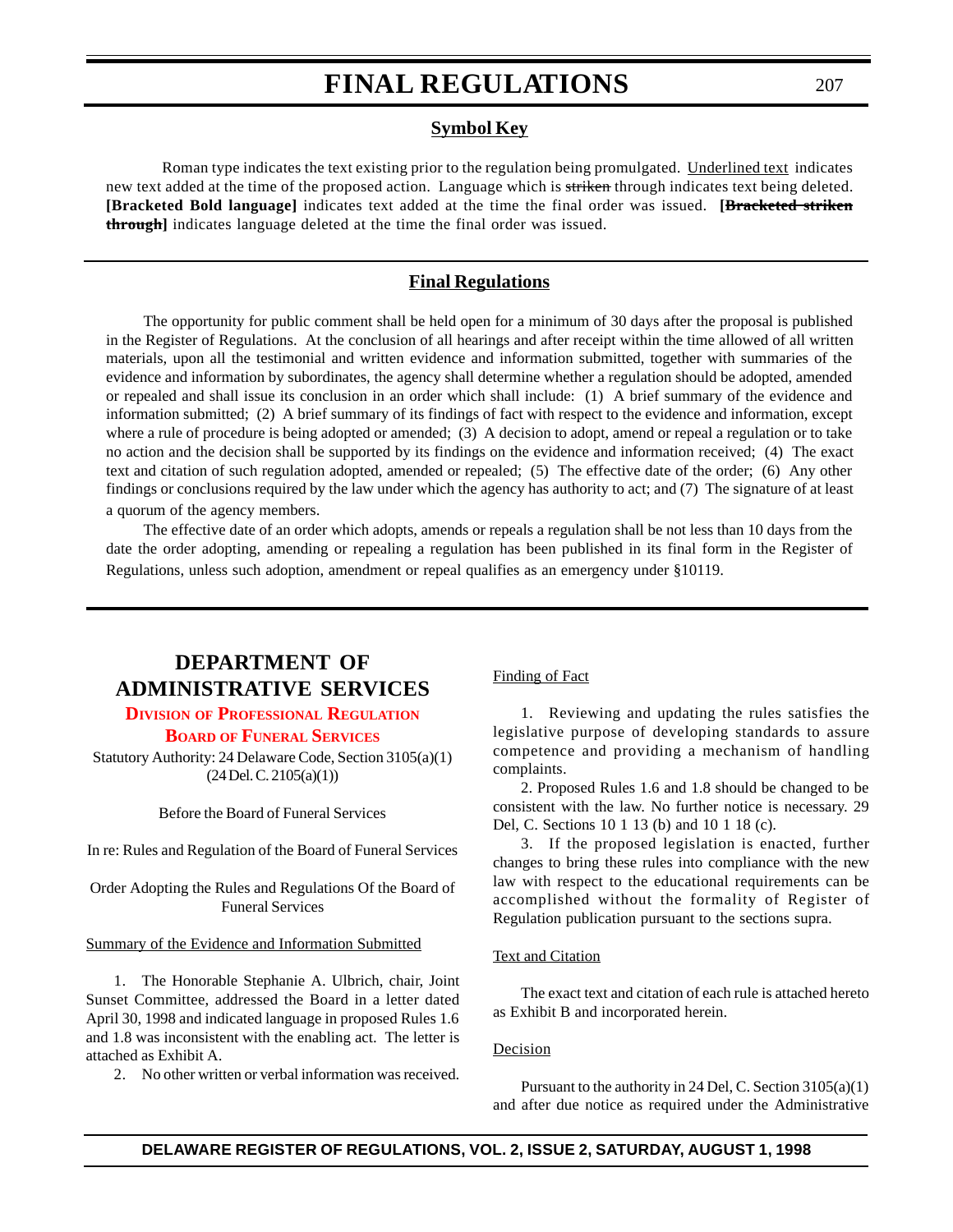# FINAL REGULATIONS

## Symbol Key

Roman type indicates the text existing prior to the regulation being promulgated. <u>Underlined text</u> indicates new text added at the time of the proposed action. Language which is ~~striken~~ through indicates text being deleted. **[Bracketed Bold language]** indicates text added at the time the final order was issued. **[~~Bracketed striken through~~]** indicates language deleted at the time the final order was issued.

## Final Regulations

The opportunity for public comment shall be held open for a minimum of 30 days after the proposal is published in the Register of Regulations. At the conclusion of all hearings and after receipt within the time allowed of all written materials, upon all the testimonial and written evidence and information submitted, together with summaries of the evidence and information by subordinates, the agency shall determine whether a regulation should be adopted, amended or repealed and shall issue its conclusion in an order which shall include: (1) A brief summary of the evidence and information submitted; (2) A brief summary of its findings of fact with respect to the evidence and information, except where a rule of procedure is being adopted or amended; (3) A decision to adopt, amend or repeal a regulation or to take no action and the decision shall be supported by its findings on the evidence and information received; (4) The exact text and citation of such regulation adopted, amended or repealed; (5) The effective date of the order; (6) Any other findings or conclusions required by the law under which the agency has authority to act; and (7) The signature of at least a quorum of the agency members.

The effective date of an order which adopts, amends or repeals a regulation shall be not less than 10 days from the date the order adopting, amending or repealing a regulation has been published in its final form in the Register of Regulations, unless such adoption, amendment or repeal qualifies as an emergency under §10119.

## DEPARTMENT OF ADMINISTRATIVE SERVICES

### Division of Professional Regulation

### Board of Funeral Services

Statutory Authority: 24 Delaware Code, Section 3105(a)(1) (24 Del. C. 2105(a)(1))

Before the Board of Funeral Services

In re: Rules and Regulation of the Board of Funeral Services

Order Adopting the Rules and Regulations Of the Board of Funeral Services

<u>Summary of the Evidence and Information Submitted</u>

1. The Honorable Stephanie A. Ulbrich, chair, Joint Sunset Committee, addressed the Board in a letter dated April 30, 1998 and indicated language in proposed Rules 1.6 and 1.8 was inconsistent with the enabling act. The letter is attached as Exhibit A.

2. No other written or verbal information was received.

<u>Finding of Fact</u>

1. Reviewing and updating the rules satisfies the legislative purpose of developing standards to assure competence and providing a mechanism of handling complaints.

2. Proposed Rules 1.6 and 1.8 should be changed to be consistent with the law. No further notice is necessary. 29 Del, C. Sections 10 1 13 (b) and 10 1 18 (c).

3. If the proposed legislation is enacted, further changes to bring these rules into compliance with the new law with respect to the educational requirements can be accomplished without the formality of Register of Regulation publication pursuant to the sections supra.

<u>Text and Citation</u>

The exact text and citation of each rule is attached hereto as Exhibit B and incorporated herein.

<u>Decision</u>

Pursuant to the authority in 24 Del, C. Section 3105(a)(1) and after due notice as required under the Administrative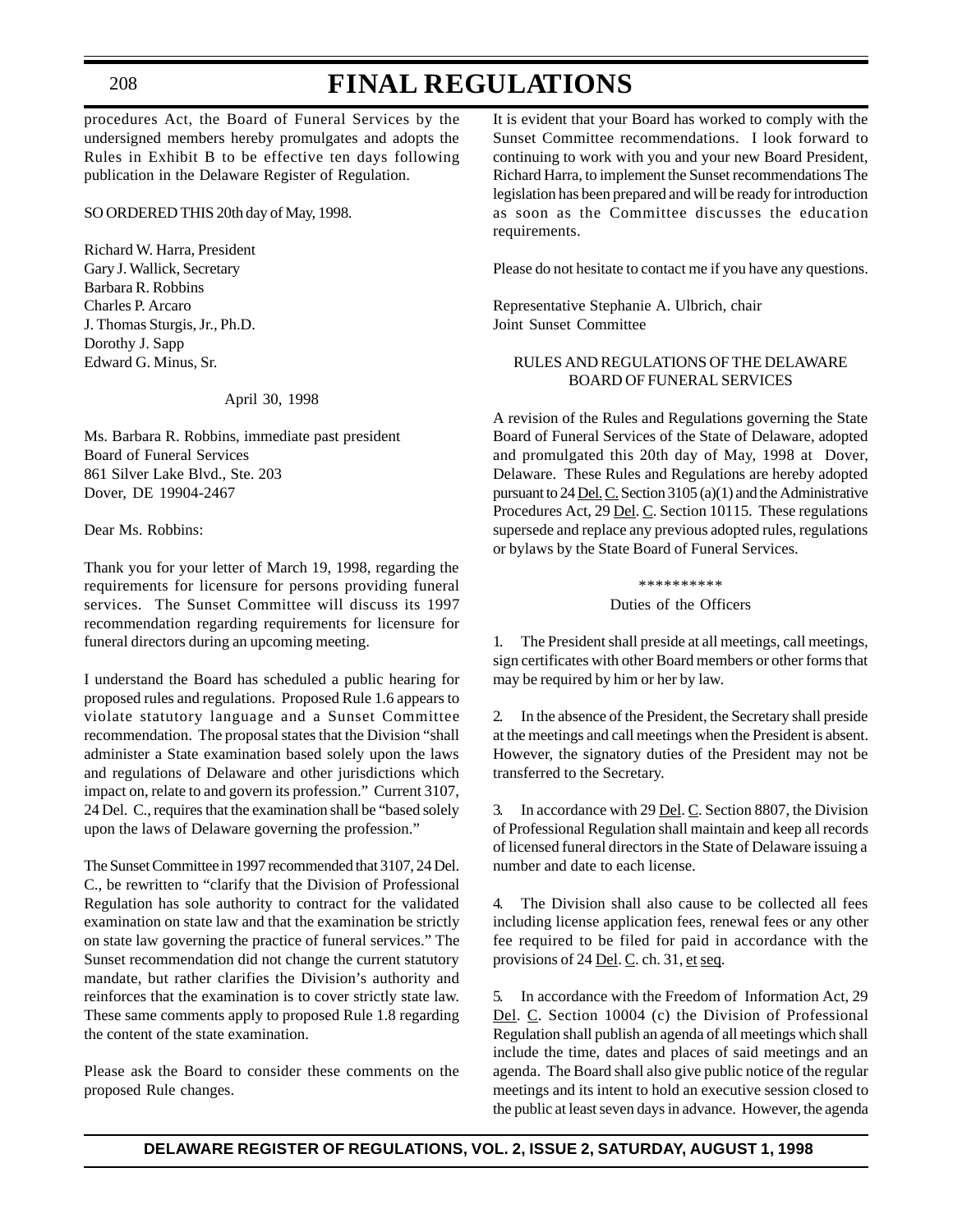procedures Act, the Board of Funeral Services by the undersigned members hereby promulgates and adopts the Rules in Exhibit B to be effective ten days following publication in the Delaware Register of Regulation.

SO ORDERED THIS 20th day of May, 1998.

Richard W. Harra, President
Gary J. Wallick, Secretary
Barbara R. Robbins
Charles P. Arcaro
J. Thomas Sturgis, Jr., Ph.D.
Dorothy J. Sapp
Edward G. Minus, Sr.

April 30, 1998

Ms. Barbara R. Robbins, immediate past president
Board of Funeral Services
861 Silver Lake Blvd., Ste. 203
Dover, DE 19904-2467

Dear Ms. Robbins:

Thank you for your letter of March 19, 1998, regarding the requirements for licensure for persons providing funeral services. The Sunset Committee will discuss its 1997 recommendation regarding requirements for licensure for funeral directors during an upcoming meeting.

I understand the Board has scheduled a public hearing for proposed rules and regulations. Proposed Rule 1.6 appears to violate statutory language and a Sunset Committee recommendation. The proposal states that the Division "shall administer a State examination based solely upon the laws and regulations of Delaware and other jurisdictions which impact on, relate to and govern its profession." Current 3107, 24 Del. C., requires that the examination shall be "based solely upon the laws of Delaware governing the profession."

The Sunset Committee in 1997 recommended that 3107, 24 Del. C., be rewritten to "clarify that the Division of Professional Regulation has sole authority to contract for the validated examination on state law and that the examination be strictly on state law governing the practice of funeral services." The Sunset recommendation did not change the current statutory mandate, but rather clarifies the Division's authority and reinforces that the examination is to cover strictly state law. These same comments apply to proposed Rule 1.8 regarding the content of the state examination.

Please ask the Board to consider these comments on the proposed Rule changes.

It is evident that your Board has worked to comply with the Sunset Committee recommendations. I look forward to continuing to work with you and your new Board President, Richard Harra, to implement the Sunset recommendations The legislation has been prepared and will be ready for introduction as soon as the Committee discusses the education requirements.

Please do not hesitate to contact me if you have any questions.

Representative Stephanie A. Ulbrich, chair
Joint Sunset Committee

RULES AND REGULATIONS OF THE DELAWARE BOARD OF FUNERAL SERVICES

A revision of the Rules and Regulations governing the State Board of Funeral Services of the State of Delaware, adopted and promulgated this 20th day of May, 1998 at Dover, Delaware. These Rules and Regulations are hereby adopted pursuant to 24 Del. C. Section 3105 (a)(1) and the Administrative Procedures Act, 29 Del. C. Section 10115. These regulations supersede and replace any previous adopted rules, regulations or bylaws by the State Board of Funeral Services.

**********

Duties of the Officers

1. The President shall preside at all meetings, call meetings, sign certificates with other Board members or other forms that may be required by him or her by law.

2. In the absence of the President, the Secretary shall preside at the meetings and call meetings when the President is absent. However, the signatory duties of the President may not be transferred to the Secretary.

3. In accordance with 29 Del. C. Section 8807, the Division of Professional Regulation shall maintain and keep all records of licensed funeral directors in the State of Delaware issuing a number and date to each license.

4. The Division shall also cause to be collected all fees including license application fees, renewal fees or any other fee required to be filed for paid in accordance with the provisions of 24 Del. C. ch. 31, et seq.

5. In accordance with the Freedom of Information Act, 29 Del. C. Section 10004 (c) the Division of Professional Regulation shall publish an agenda of all meetings which shall include the time, dates and places of said meetings and an agenda. The Board shall also give public notice of the regular meetings and its intent to hold an executive session closed to the public at least seven days in advance. However, the agenda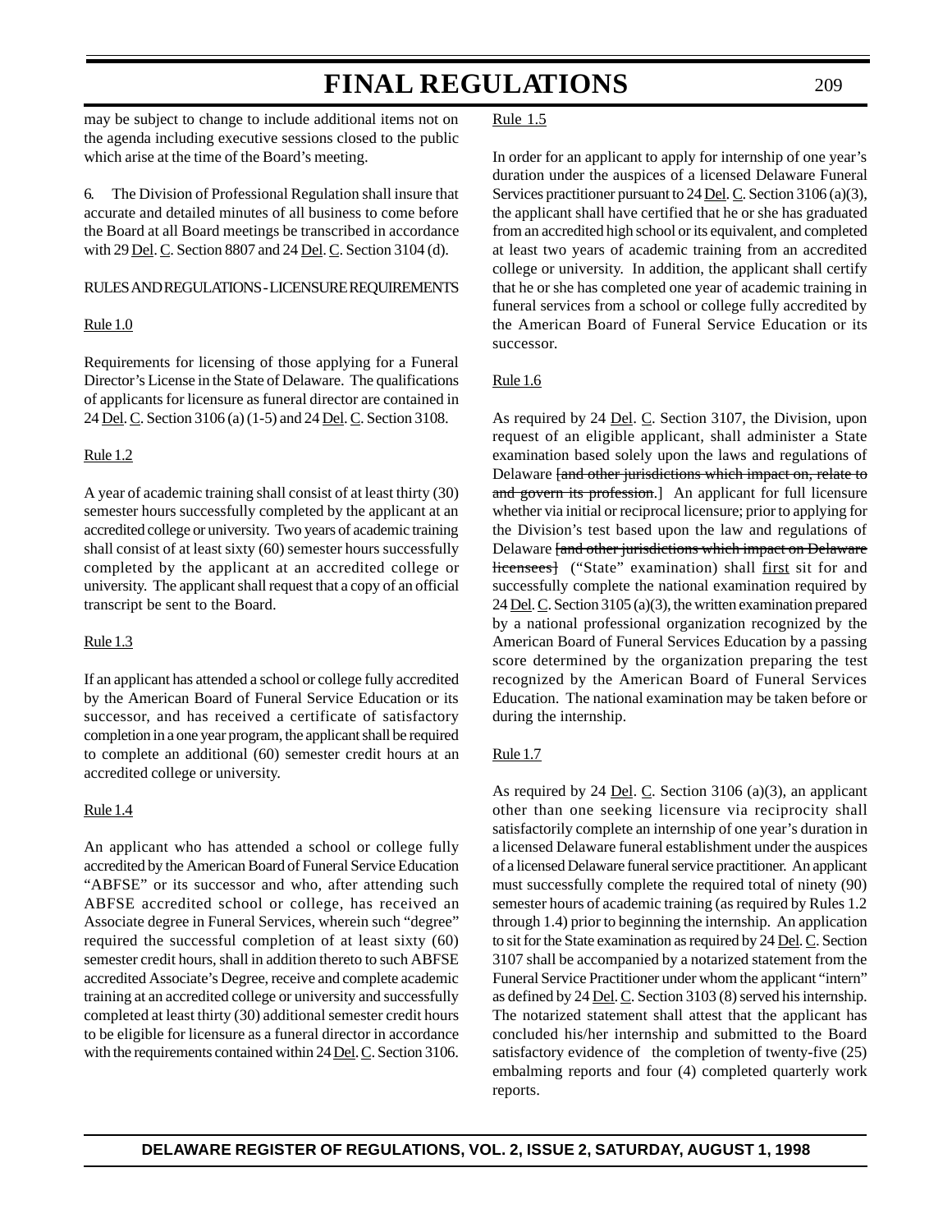may be subject to change to include additional items not on the agenda including executive sessions closed to the public which arise at the time of the Board's meeting.

6. The Division of Professional Regulation shall insure that accurate and detailed minutes of all business to come before the Board at all Board meetings be transcribed in accordance with 29 Del. C. Section 8807 and 24 Del. C. Section 3104 (d).

RULES AND REGULATIONS - LICENSURE REQUIREMENTS

Rule 1.0

Requirements for licensing of those applying for a Funeral Director's License in the State of Delaware. The qualifications of applicants for licensure as funeral director are contained in 24 Del. C. Section 3106 (a) (1-5) and 24 Del. C. Section 3108.

Rule 1.2

A year of academic training shall consist of at least thirty (30) semester hours successfully completed by the applicant at an accredited college or university. Two years of academic training shall consist of at least sixty (60) semester hours successfully completed by the applicant at an accredited college or university. The applicant shall request that a copy of an official transcript be sent to the Board.

Rule 1.3

If an applicant has attended a school or college fully accredited by the American Board of Funeral Service Education or its successor, and has received a certificate of satisfactory completion in a one year program, the applicant shall be required to complete an additional (60) semester credit hours at an accredited college or university.

Rule 1.4

An applicant who has attended a school or college fully accredited by the American Board of Funeral Service Education "ABFSE" or its successor and who, after attending such ABFSE accredited school or college, has received an Associate degree in Funeral Services, wherein such "degree" required the successful completion of at least sixty (60) semester credit hours, shall in addition thereto to such ABFSE accredited Associate's Degree, receive and complete academic training at an accredited college or university and successfully completed at least thirty (30) additional semester credit hours to be eligible for licensure as a funeral director in accordance with the requirements contained within 24 Del. C. Section 3106.

Rule 1.5

In order for an applicant to apply for internship of one year's duration under the auspices of a licensed Delaware Funeral Services practitioner pursuant to 24 Del. C. Section 3106 (a)(3), the applicant shall have certified that he or she has graduated from an accredited high school or its equivalent, and completed at least two years of academic training from an accredited college or university. In addition, the applicant shall certify that he or she has completed one year of academic training in funeral services from a school or college fully accredited by the American Board of Funeral Service Education or its successor.

Rule 1.6

As required by 24 Del. C. Section 3107, the Division, upon request of an eligible applicant, shall administer a State examination based solely upon the laws and regulations of Delaware [~~and other jurisdictions which impact on, relate to and govern its profession~~.] An applicant for full licensure whether via initial or reciprocal licensure; prior to applying for the Division's test based upon the law and regulations of Delaware [~~and other jurisdictions which impact on Delaware licensees~~] ("State" examination) shall first sit for and successfully complete the national examination required by 24 Del. C. Section 3105 (a)(3), the written examination prepared by a national professional organization recognized by the American Board of Funeral Services Education by a passing score determined by the organization preparing the test recognized by the American Board of Funeral Services Education. The national examination may be taken before or during the internship.

Rule 1.7

As required by 24 Del. C. Section 3106 (a)(3), an applicant other than one seeking licensure via reciprocity shall satisfactorily complete an internship of one year's duration in a licensed Delaware funeral establishment under the auspices of a licensed Delaware funeral service practitioner. An applicant must successfully complete the required total of ninety (90) semester hours of academic training (as required by Rules 1.2 through 1.4) prior to beginning the internship. An application to sit for the State examination as required by 24 Del. C. Section 3107 shall be accompanied by a notarized statement from the Funeral Service Practitioner under whom the applicant "intern" as defined by 24 Del. C. Section 3103 (8) served his internship. The notarized statement shall attest that the applicant has concluded his/her internship and submitted to the Board satisfactory evidence of the completion of twenty-five (25) embalming reports and four (4) completed quarterly work reports.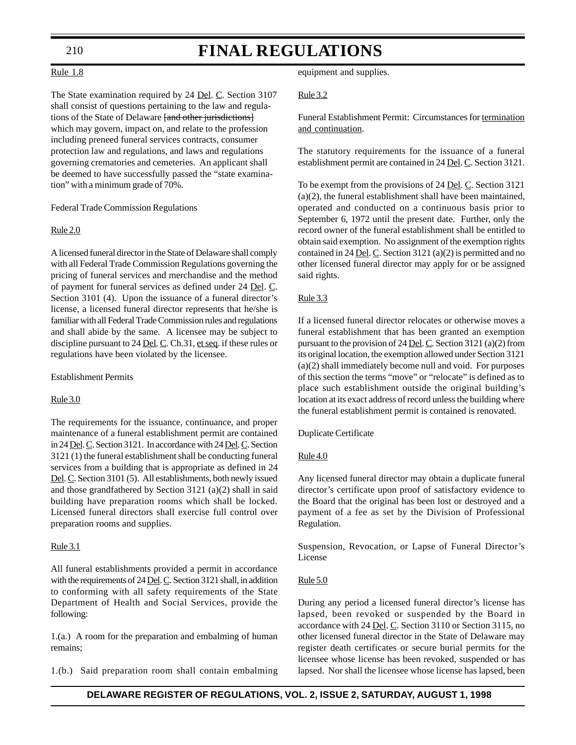Rule 1.8

The State examination required by 24 Del. C. Section 3107 shall consist of questions pertaining to the law and regulations of the State of Delaware ~~[and other jurisdictions]~~ which may govern, impact on, and relate to the profession including preneed funeral services contracts, consumer protection law and regulations, and laws and regulations governing crematories and cemeteries. An applicant shall be deemed to have successfully passed the "state examination" with a minimum grade of 70%.

Federal Trade Commission Regulations

Rule 2.0

A licensed funeral director in the State of Delaware shall comply with all Federal Trade Commission Regulations governing the pricing of funeral services and merchandise and the method of payment for funeral services as defined under 24 Del. C. Section 3101 (4). Upon the issuance of a funeral director's license, a licensed funeral director represents that he/she is familiar with all Federal Trade Commission rules and regulations and shall abide by the same. A licensee may be subject to discipline pursuant to 24 Del. C. Ch.31, et seq. if these rules or regulations have been violated by the licensee.

Establishment Permits

Rule 3.0

The requirements for the issuance, continuance, and proper maintenance of a funeral establishment permit are contained in 24 Del. C. Section 3121. In accordance with 24 Del. C. Section 3121 (1) the funeral establishment shall be conducting funeral services from a building that is appropriate as defined in 24 Del. C. Section 3101 (5). All establishments, both newly issued and those grandfathered by Section 3121 (a)(2) shall in said building have preparation rooms which shall be locked. Licensed funeral directors shall exercise full control over preparation rooms and supplies.

Rule 3.1

All funeral establishments provided a permit in accordance with the requirements of 24 Del. C. Section 3121 shall, in addition to conforming with all safety requirements of the State Department of Health and Social Services, provide the following:

1.(a.) A room for the preparation and embalming of human remains;

1.(b.) Said preparation room shall contain embalming equipment and supplies.

Rule 3.2

Funeral Establishment Permit: Circumstances for termination and continuation.

The statutory requirements for the issuance of a funeral establishment permit are contained in 24 Del. C. Section 3121.

To be exempt from the provisions of 24 Del. C. Section 3121 (a)(2), the funeral establishment shall have been maintained, operated and conducted on a continuous basis prior to September 6, 1972 until the present date. Further, only the record owner of the funeral establishment shall be entitled to obtain said exemption. No assignment of the exemption rights contained in 24 Del. C. Section 3121 (a)(2) is permitted and no other licensed funeral director may apply for or be assigned said rights.

Rule 3.3

If a licensed funeral director relocates or otherwise moves a funeral establishment that has been granted an exemption pursuant to the provision of 24 Del. C. Section 3121 (a)(2) from its original location, the exemption allowed under Section 3121 (a)(2) shall immediately become null and void. For purposes of this section the terms "move" or "relocate" is defined as to place such establishment outside the original building's location at its exact address of record unless the building where the funeral establishment permit is contained is renovated.

Duplicate Certificate

Rule 4.0

Any licensed funeral director may obtain a duplicate funeral director's certificate upon proof of satisfactory evidence to the Board that the original has been lost or destroyed and a payment of a fee as set by the Division of Professional Regulation.

Suspension, Revocation, or Lapse of Funeral Director's License

Rule 5.0

During any period a licensed funeral director's license has lapsed, been revoked or suspended by the Board in accordance with 24 Del. C. Section 3110 or Section 3115, no other licensed funeral director in the State of Delaware may register death certificates or secure burial permits for the licensee whose license has been revoked, suspended or has lapsed. Nor shall the licensee whose license has lapsed, been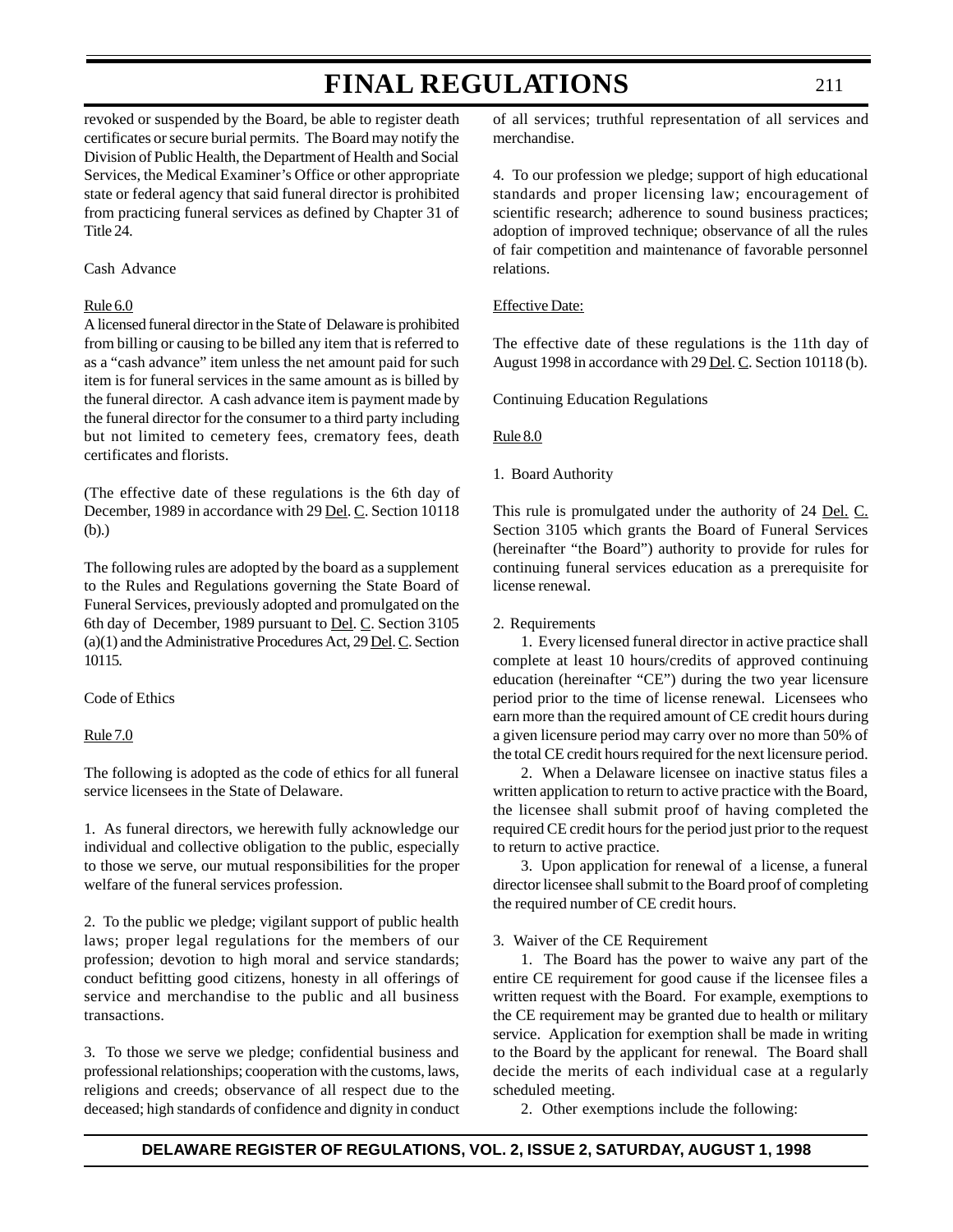revoked or suspended by the Board, be able to register death certificates or secure burial permits. The Board may notify the Division of Public Health, the Department of Health and Social Services, the Medical Examiner's Office or other appropriate state or federal agency that said funeral director is prohibited from practicing funeral services as defined by Chapter 31 of Title 24.

Cash Advance

Rule 6.0

A licensed funeral director in the State of Delaware is prohibited from billing or causing to be billed any item that is referred to as a "cash advance" item unless the net amount paid for such item is for funeral services in the same amount as is billed by the funeral director. A cash advance item is payment made by the funeral director for the consumer to a third party including but not limited to cemetery fees, crematory fees, death certificates and florists.

(The effective date of these regulations is the 6th day of December, 1989 in accordance with 29 Del. C. Section 10118 (b).)

The following rules are adopted by the board as a supplement to the Rules and Regulations governing the State Board of Funeral Services, previously adopted and promulgated on the 6th day of December, 1989 pursuant to Del. C. Section 3105 (a)(1) and the Administrative Procedures Act, 29 Del. C. Section 10115.

Code of Ethics

Rule 7.0

The following is adopted as the code of ethics for all funeral service licensees in the State of Delaware.

1. As funeral directors, we herewith fully acknowledge our individual and collective obligation to the public, especially to those we serve, our mutual responsibilities for the proper welfare of the funeral services profession.

2. To the public we pledge; vigilant support of public health laws; proper legal regulations for the members of our profession; devotion to high moral and service standards; conduct befitting good citizens, honesty in all offerings of service and merchandise to the public and all business transactions.

3. To those we serve we pledge; confidential business and professional relationships; cooperation with the customs, laws, religions and creeds; observance of all respect due to the deceased; high standards of confidence and dignity in conduct of all services; truthful representation of all services and merchandise.

4. To our profession we pledge; support of high educational standards and proper licensing law; encouragement of scientific research; adherence to sound business practices; adoption of improved technique; observance of all the rules of fair competition and maintenance of favorable personnel relations.

Effective Date:

The effective date of these regulations is the 11th day of August 1998 in accordance with 29 Del. C. Section 10118 (b).

Continuing Education Regulations

Rule 8.0

1. Board Authority

This rule is promulgated under the authority of 24 Del. C. Section 3105 which grants the Board of Funeral Services (hereinafter "the Board") authority to provide for rules for continuing funeral services education as a prerequisite for license renewal.

2. Requirements

1. Every licensed funeral director in active practice shall complete at least 10 hours/credits of approved continuing education (hereinafter "CE") during the two year licensure period prior to the time of license renewal. Licensees who earn more than the required amount of CE credit hours during a given licensure period may carry over no more than 50% of the total CE credit hours required for the next licensure period.

2. When a Delaware licensee on inactive status files a written application to return to active practice with the Board, the licensee shall submit proof of having completed the required CE credit hours for the period just prior to the request to return to active practice.

3. Upon application for renewal of a license, a funeral director licensee shall submit to the Board proof of completing the required number of CE credit hours.

3. Waiver of the CE Requirement

1. The Board has the power to waive any part of the entire CE requirement for good cause if the licensee files a written request with the Board. For example, exemptions to the CE requirement may be granted due to health or military service. Application for exemption shall be made in writing to the Board by the applicant for renewal. The Board shall decide the merits of each individual case at a regularly scheduled meeting.

2. Other exemptions include the following: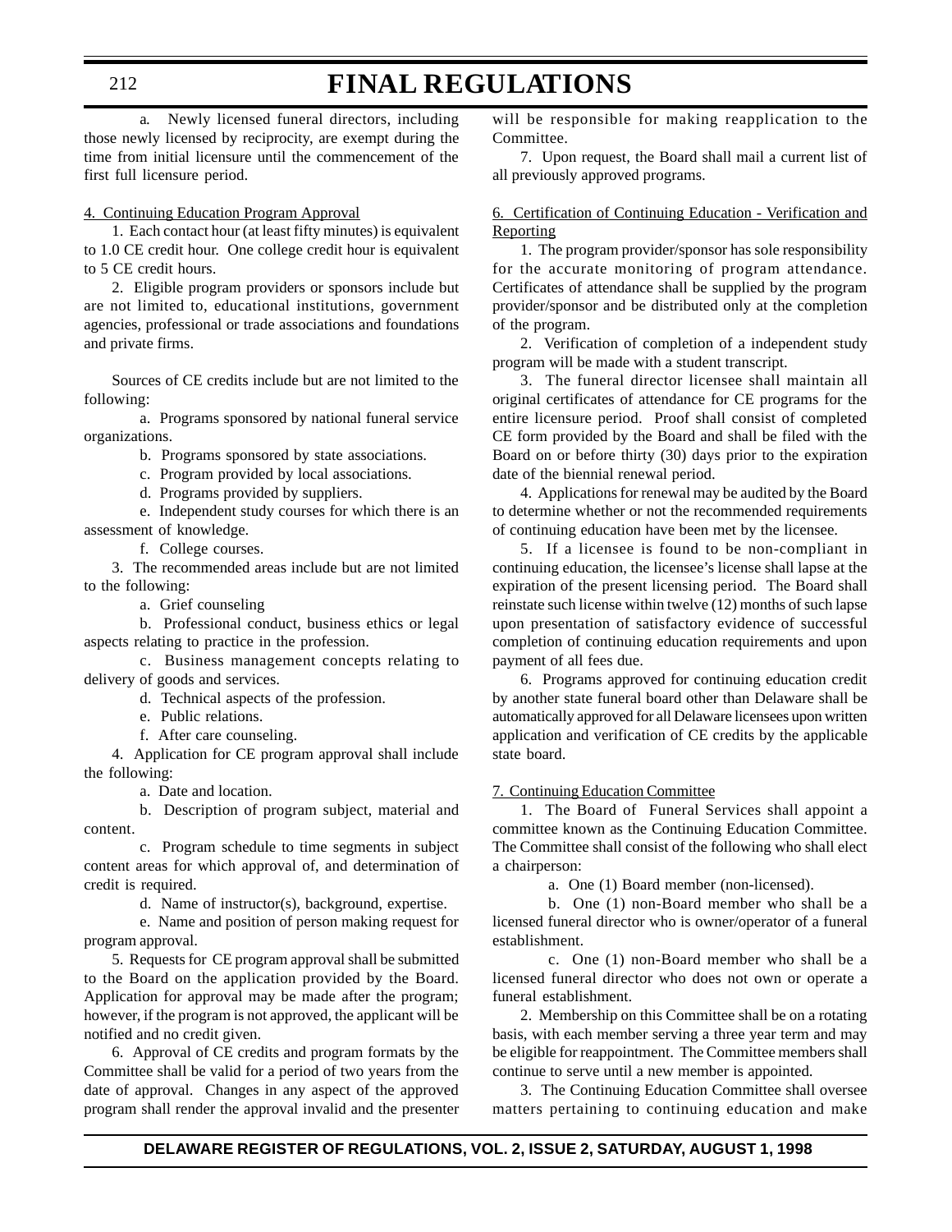a. Newly licensed funeral directors, including those newly licensed by reciprocity, are exempt during the time from initial licensure until the commencement of the first full licensure period.

4. Continuing Education Program Approval

1. Each contact hour (at least fifty minutes) is equivalent to 1.0 CE credit hour. One college credit hour is equivalent to 5 CE credit hours.

2. Eligible program providers or sponsors include but are not limited to, educational institutions, government agencies, professional or trade associations and foundations and private firms.

Sources of CE credits include but are not limited to the following:

a. Programs sponsored by national funeral service organizations.

b. Programs sponsored by state associations.

c. Program provided by local associations.

d. Programs provided by suppliers.

e. Independent study courses for which there is an assessment of knowledge.

f. College courses.

3. The recommended areas include but are not limited to the following:

a. Grief counseling

b. Professional conduct, business ethics or legal aspects relating to practice in the profession.

c. Business management concepts relating to delivery of goods and services.

d. Technical aspects of the profession.

e. Public relations.

f. After care counseling.

4. Application for CE program approval shall include the following:

a. Date and location.

b. Description of program subject, material and content.

c. Program schedule to time segments in subject content areas for which approval of, and determination of credit is required.

d. Name of instructor(s), background, expertise.

e. Name and position of person making request for program approval.

5. Requests for CE program approval shall be submitted to the Board on the application provided by the Board. Application for approval may be made after the program; however, if the program is not approved, the applicant will be notified and no credit given.

6. Approval of CE credits and program formats by the Committee shall be valid for a period of two years from the date of approval. Changes in any aspect of the approved program shall render the approval invalid and the presenter will be responsible for making reapplication to the Committee.

7. Upon request, the Board shall mail a current list of all previously approved programs.

6. Certification of Continuing Education - Verification and Reporting

1. The program provider/sponsor has sole responsibility for the accurate monitoring of program attendance. Certificates of attendance shall be supplied by the program provider/sponsor and be distributed only at the completion of the program.

2. Verification of completion of a independent study program will be made with a student transcript.

3. The funeral director licensee shall maintain all original certificates of attendance for CE programs for the entire licensure period. Proof shall consist of completed CE form provided by the Board and shall be filed with the Board on or before thirty (30) days prior to the expiration date of the biennial renewal period.

4. Applications for renewal may be audited by the Board to determine whether or not the recommended requirements of continuing education have been met by the licensee.

5. If a licensee is found to be non-compliant in continuing education, the licensee's license shall lapse at the expiration of the present licensing period. The Board shall reinstate such license within twelve (12) months of such lapse upon presentation of satisfactory evidence of successful completion of continuing education requirements and upon payment of all fees due.

6. Programs approved for continuing education credit by another state funeral board other than Delaware shall be automatically approved for all Delaware licensees upon written application and verification of CE credits by the applicable state board.

7. Continuing Education Committee

1. The Board of Funeral Services shall appoint a committee known as the Continuing Education Committee. The Committee shall consist of the following who shall elect a chairperson:

a. One (1) Board member (non-licensed).

b. One (1) non-Board member who shall be a licensed funeral director who is owner/operator of a funeral establishment.

c. One (1) non-Board member who shall be a licensed funeral director who does not own or operate a funeral establishment.

2. Membership on this Committee shall be on a rotating basis, with each member serving a three year term and may be eligible for reappointment. The Committee members shall continue to serve until a new member is appointed.

3. The Continuing Education Committee shall oversee matters pertaining to continuing education and make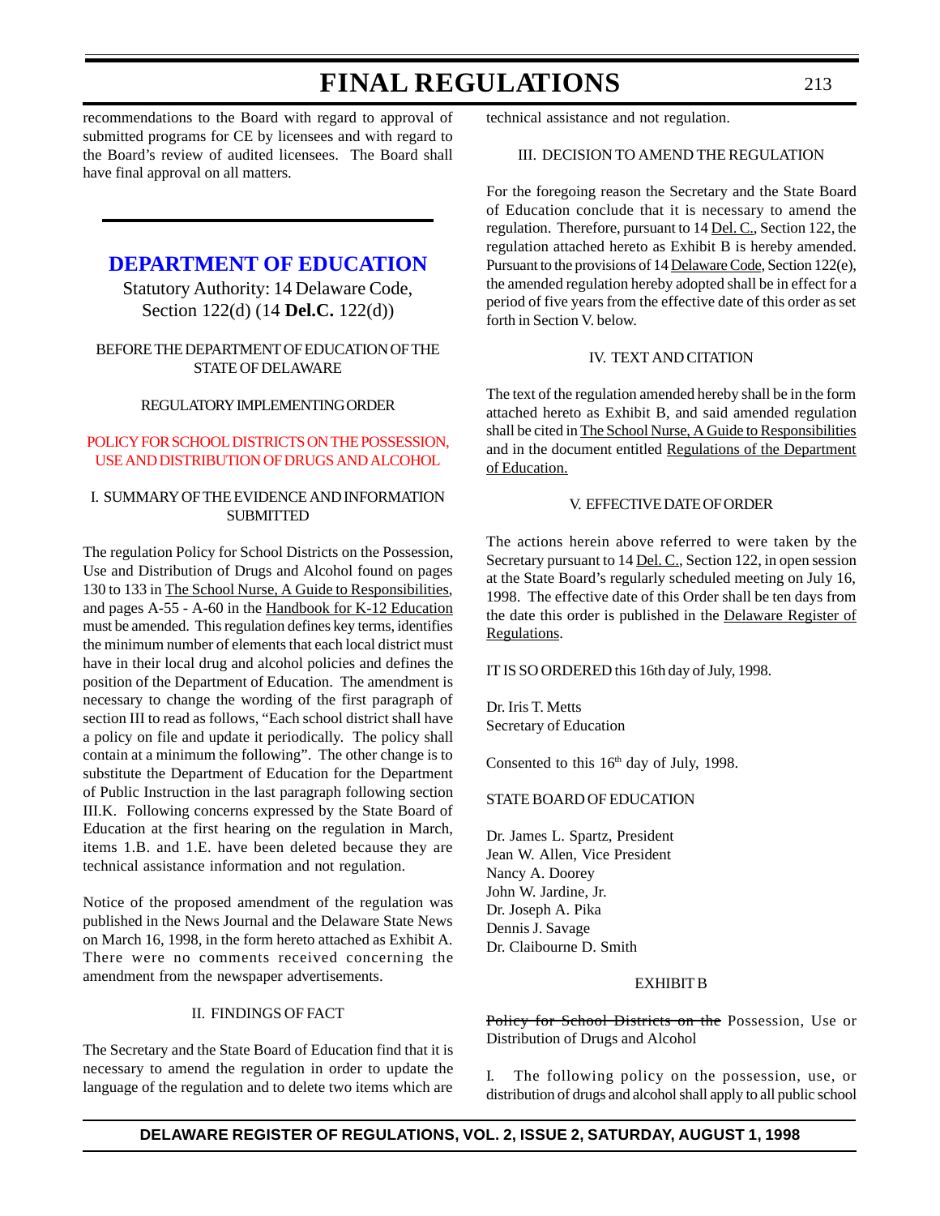recommendations to the Board with regard to approval of submitted programs for CE by licensees and with regard to the Board's review of audited licensees. The Board shall have final approval on all matters.

---

## DEPARTMENT OF EDUCATION

Statutory Authority: 14 Delaware Code, Section 122(d) (14 **Del.C.** 122(d))

BEFORE THE DEPARTMENT OF EDUCATION OF THE STATE OF DELAWARE

REGULATORY IMPLEMENTING ORDER

POLICY FOR SCHOOL DISTRICTS ON THE POSSESSION, USE AND DISTRIBUTION OF DRUGS AND ALCOHOL

I. SUMMARY OF THE EVIDENCE AND INFORMATION SUBMITTED

The regulation Policy for School Districts on the Possession, Use and Distribution of Drugs and Alcohol found on pages 130 to 133 in The School Nurse, A Guide to Responsibilities, and pages A-55 - A-60 in the Handbook for K-12 Education must be amended. This regulation defines key terms, identifies the minimum number of elements that each local district must have in their local drug and alcohol policies and defines the position of the Department of Education. The amendment is necessary to change the wording of the first paragraph of section III to read as follows, "Each school district shall have a policy on file and update it periodically. The policy shall contain at a minimum the following". The other change is to substitute the Department of Education for the Department of Public Instruction in the last paragraph following section III.K. Following concerns expressed by the State Board of Education at the first hearing on the regulation in March, items 1.B. and 1.E. have been deleted because they are technical assistance information and not regulation.

Notice of the proposed amendment of the regulation was published in the News Journal and the Delaware State News on March 16, 1998, in the form hereto attached as Exhibit A. There were no comments received concerning the amendment from the newspaper advertisements.

II. FINDINGS OF FACT

The Secretary and the State Board of Education find that it is necessary to amend the regulation in order to update the language of the regulation and to delete two items which are technical assistance and not regulation.

III. DECISION TO AMEND THE REGULATION

For the foregoing reason the Secretary and the State Board of Education conclude that it is necessary to amend the regulation. Therefore, pursuant to 14 Del. C., Section 122, the regulation attached hereto as Exhibit B is hereby amended. Pursuant to the provisions of 14 Delaware Code, Section 122(e), the amended regulation hereby adopted shall be in effect for a period of five years from the effective date of this order as set forth in Section V. below.

IV. TEXT AND CITATION

The text of the regulation amended hereby shall be in the form attached hereto as Exhibit B, and said amended regulation shall be cited in The School Nurse, A Guide to Responsibilities and in the document entitled Regulations of the Department of Education.

V. EFFECTIVE DATE OF ORDER

The actions herein above referred to were taken by the Secretary pursuant to 14 Del. C., Section 122, in open session at the State Board's regularly scheduled meeting on July 16, 1998. The effective date of this Order shall be ten days from the date this order is published in the Delaware Register of Regulations.

IT IS SO ORDERED this 16th day of July, 1998.

Dr. Iris T. Metts
Secretary of Education

Consented to this 16th day of July, 1998.

STATE BOARD OF EDUCATION

Dr. James L. Spartz, President
Jean W. Allen, Vice President
Nancy A. Doorey
John W. Jardine, Jr.
Dr. Joseph A. Pika
Dennis J. Savage
Dr. Claibourne D. Smith

EXHIBIT B

~~Policy for School Districts on the~~ Possession, Use or Distribution of Drugs and Alcohol

I. The following policy on the possession, use, or distribution of drugs and alcohol shall apply to all public school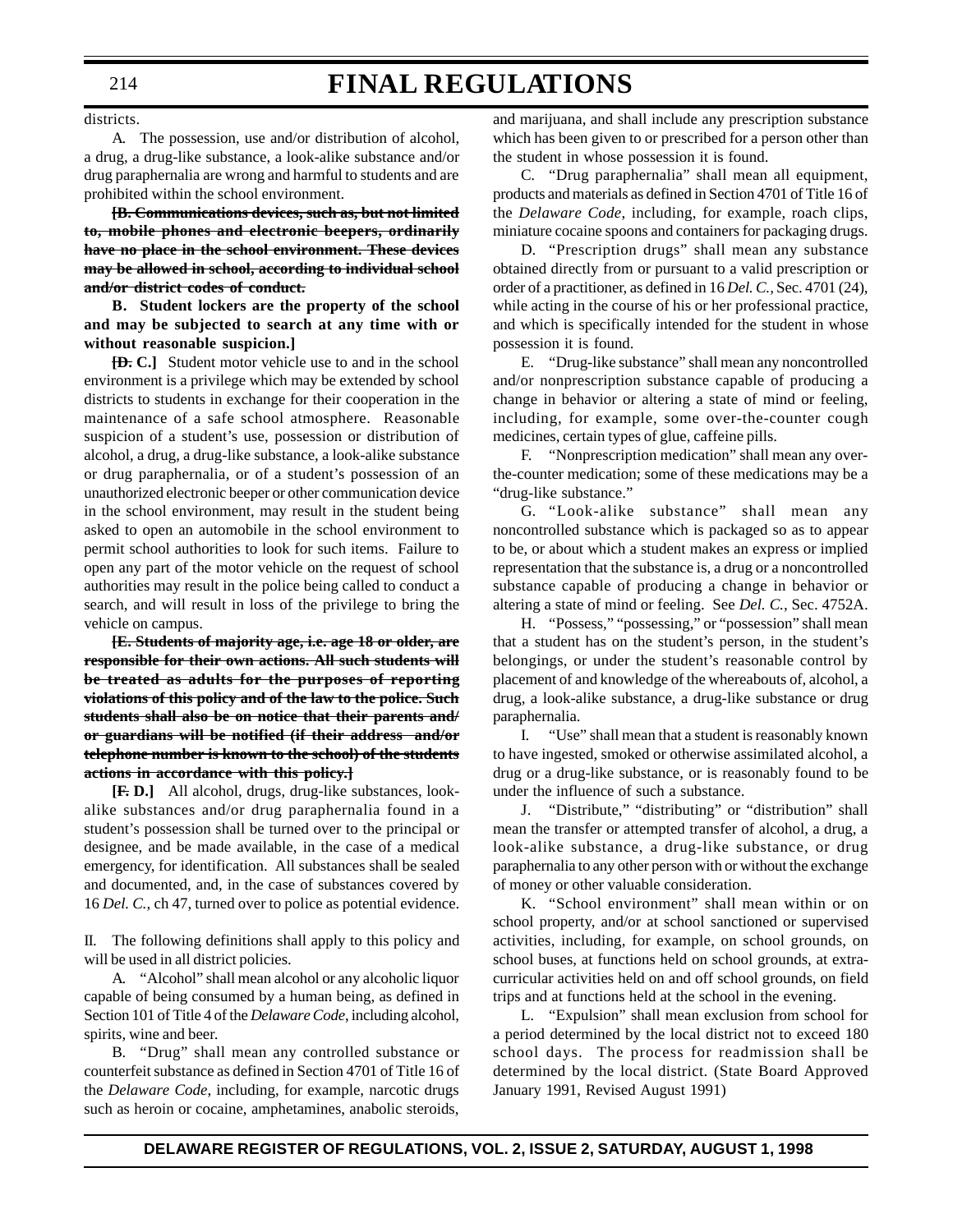districts.

A. The possession, use and/or distribution of alcohol, a drug, a drug-like substance, a look-alike substance and/or drug paraphernalia are wrong and harmful to students and are prohibited within the school environment.

**[~~B. Communications devices, such as, but not limited to, mobile phones and electronic beepers, ordinarily have no place in the school environment. These devices may be allowed in school, according to individual school and/or district codes of conduct.~~**

**B. Student lockers are the property of the school and may be subjected to search at any time with or without reasonable suspicion.]**

**[~~D.~~ C.]** Student motor vehicle use to and in the school environment is a privilege which may be extended by school districts to students in exchange for their cooperation in the maintenance of a safe school atmosphere. Reasonable suspicion of a student's use, possession or distribution of alcohol, a drug, a drug-like substance, a look-alike substance or drug paraphernalia, or of a student's possession of an unauthorized electronic beeper or other communication device in the school environment, may result in the student being asked to open an automobile in the school environment to permit school authorities to look for such items. Failure to open any part of the motor vehicle on the request of school authorities may result in the police being called to conduct a search, and will result in loss of the privilege to bring the vehicle on campus.

**[~~E. Students of majority age, i.e. age 18 or older, are responsible for their own actions. All such students will be treated as adults for the purposes of reporting violations of this policy and of the law to the police. Such students shall also be on notice that their parents and/or guardians will be notified (if their address and/or telephone number is known to the school) of the students actions in accordance with this policy.~~]**

**[~~F.~~ D.]** All alcohol, drugs, drug-like substances, look-alike substances and/or drug paraphernalia found in a student's possession shall be turned over to the principal or designee, and be made available, in the case of a medical emergency, for identification. All substances shall be sealed and documented, and, in the case of substances covered by 16 *Del. C.,* ch 47, turned over to police as potential evidence.

II. The following definitions shall apply to this policy and will be used in all district policies.

A. "Alcohol" shall mean alcohol or any alcoholic liquor capable of being consumed by a human being, as defined in Section 101 of Title 4 of the *Delaware Code*, including alcohol, spirits, wine and beer.

B. "Drug" shall mean any controlled substance or counterfeit substance as defined in Section 4701 of Title 16 of the *Delaware Code,* including, for example, narcotic drugs such as heroin or cocaine, amphetamines, anabolic steroids, and marijuana, and shall include any prescription substance which has been given to or prescribed for a person other than the student in whose possession it is found.

C. "Drug paraphernalia" shall mean all equipment, products and materials as defined in Section 4701 of Title 16 of the *Delaware Code,* including, for example, roach clips, miniature cocaine spoons and containers for packaging drugs.

D. "Prescription drugs" shall mean any substance obtained directly from or pursuant to a valid prescription or order of a practitioner, as defined in 16 *Del. C.,* Sec. 4701 (24), while acting in the course of his or her professional practice, and which is specifically intended for the student in whose possession it is found.

E. "Drug-like substance" shall mean any noncontrolled and/or nonprescription substance capable of producing a change in behavior or altering a state of mind or feeling, including, for example, some over-the-counter cough medicines, certain types of glue, caffeine pills.

F. "Nonprescription medication" shall mean any over-the-counter medication; some of these medications may be a "drug-like substance."

G. "Look-alike substance" shall mean any noncontrolled substance which is packaged so as to appear to be, or about which a student makes an express or implied representation that the substance is, a drug or a noncontrolled substance capable of producing a change in behavior or altering a state of mind or feeling. See *Del. C.,* Sec. 4752A.

H. "Possess," "possessing," or "possession" shall mean that a student has on the student's person, in the student's belongings, or under the student's reasonable control by placement of and knowledge of the whereabouts of, alcohol, a drug, a look-alike substance, a drug-like substance or drug paraphernalia.

I. "Use" shall mean that a student is reasonably known to have ingested, smoked or otherwise assimilated alcohol, a drug or a drug-like substance, or is reasonably found to be under the influence of such a substance.

J. "Distribute," "distributing" or "distribution" shall mean the transfer or attempted transfer of alcohol, a drug, a look-alike substance, a drug-like substance, or drug paraphernalia to any other person with or without the exchange of money or other valuable consideration.

K. "School environment" shall mean within or on school property, and/or at school sanctioned or supervised activities, including, for example, on school grounds, on school buses, at functions held on school grounds, at extra-curricular activities held on and off school grounds, on field trips and at functions held at the school in the evening.

L. "Expulsion" shall mean exclusion from school for a period determined by the local district not to exceed 180 school days. The process for readmission shall be determined by the local district. (State Board Approved January 1991, Revised August 1991)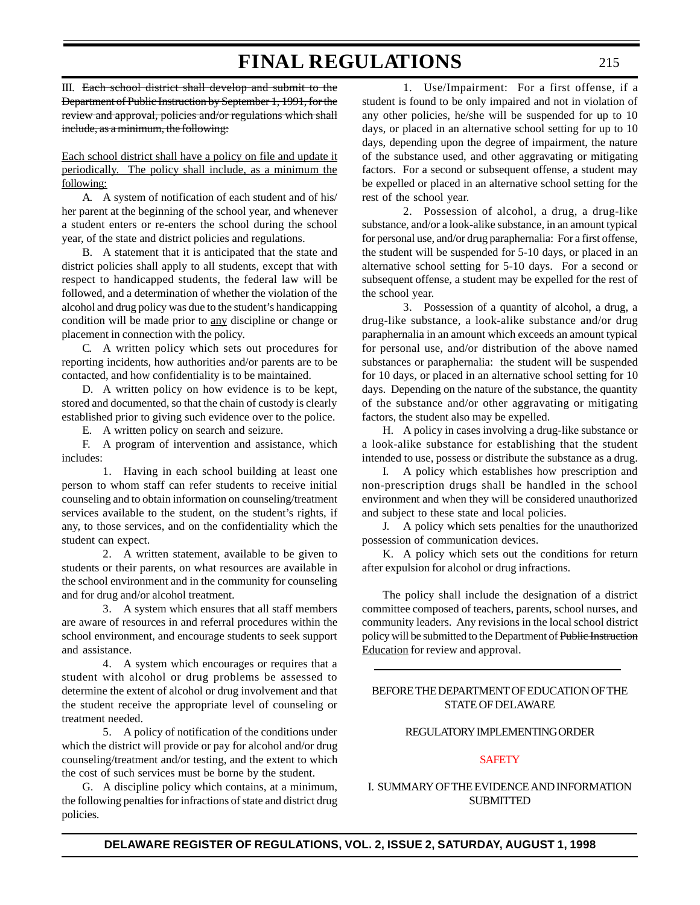III. ~~Each school district shall develop and submit to the Department of Public Instruction by September 1, 1991, for the review and approval, policies and/or regulations which shall include, as a minimum, the following:~~

<u>Each school district shall have a policy on file and update it periodically. The policy shall include, as a minimum the following:</u>

A. A system of notification of each student and of his/her parent at the beginning of the school year, and whenever a student enters or re-enters the school during the school year, of the state and district policies and regulations.

B. A statement that it is anticipated that the state and district policies shall apply to all students, except that with respect to handicapped students, the federal law will be followed, and a determination of whether the violation of the alcohol and drug policy was due to the student's handicapping condition will be made prior to <u>any</u> discipline or change or placement in connection with the policy.

C. A written policy which sets out procedures for reporting incidents, how authorities and/or parents are to be contacted, and how confidentiality is to be maintained.

D. A written policy on how evidence is to be kept, stored and documented, so that the chain of custody is clearly established prior to giving such evidence over to the police.

E. A written policy on search and seizure.

F. A program of intervention and assistance, which includes:

1. Having in each school building at least one person to whom staff can refer students to receive initial counseling and to obtain information on counseling/treatment services available to the student, on the student's rights, if any, to those services, and on the confidentiality which the student can expect.

2. A written statement, available to be given to students or their parents, on what resources are available in the school environment and in the community for counseling and for drug and/or alcohol treatment.

3. A system which ensures that all staff members are aware of resources in and referral procedures within the school environment, and encourage students to seek support and assistance.

4. A system which encourages or requires that a student with alcohol or drug problems be assessed to determine the extent of alcohol or drug involvement and that the student receive the appropriate level of counseling or treatment needed.

5. A policy of notification of the conditions under which the district will provide or pay for alcohol and/or drug counseling/treatment and/or testing, and the extent to which the cost of such services must be borne by the student.

G. A discipline policy which contains, at a minimum, the following penalties for infractions of state and district drug policies.

1. Use/Impairment: For a first offense, if a student is found to be only impaired and not in violation of any other policies, he/she will be suspended for up to 10 days, or placed in an alternative school setting for up to 10 days, depending upon the degree of impairment, the nature of the substance used, and other aggravating or mitigating factors. For a second or subsequent offense, a student may be expelled or placed in an alternative school setting for the rest of the school year.

2. Possession of alcohol, a drug, a drug-like substance, and/or a look-alike substance, in an amount typical for personal use, and/or drug paraphernalia: For a first offense, the student will be suspended for 5-10 days, or placed in an alternative school setting for 5-10 days. For a second or subsequent offense, a student may be expelled for the rest of the school year.

3. Possession of a quantity of alcohol, a drug, a drug-like substance, a look-alike substance and/or drug paraphernalia in an amount which exceeds an amount typical for personal use, and/or distribution of the above named substances or paraphernalia: the student will be suspended for 10 days, or placed in an alternative school setting for 10 days. Depending on the nature of the substance, the quantity of the substance and/or other aggravating or mitigating factors, the student also may be expelled.

H. A policy in cases involving a drug-like substance or a look-alike substance for establishing that the student intended to use, possess or distribute the substance as a drug.

I. A policy which establishes how prescription and non-prescription drugs shall be handled in the school environment and when they will be considered unauthorized and subject to these state and local policies.

J. A policy which sets penalties for the unauthorized possession of communication devices.

K. A policy which sets out the conditions for return after expulsion for alcohol or drug infractions.

The policy shall include the designation of a district committee composed of teachers, parents, school nurses, and community leaders. Any revisions in the local school district policy will be submitted to the Department of ~~Public Instruction~~ <u>Education</u> for review and approval.

---

BEFORE THE DEPARTMENT OF EDUCATION OF THE STATE OF DELAWARE

REGULATORY IMPLEMENTING ORDER

SAFETY

I. SUMMARY OF THE EVIDENCE AND INFORMATION SUBMITTED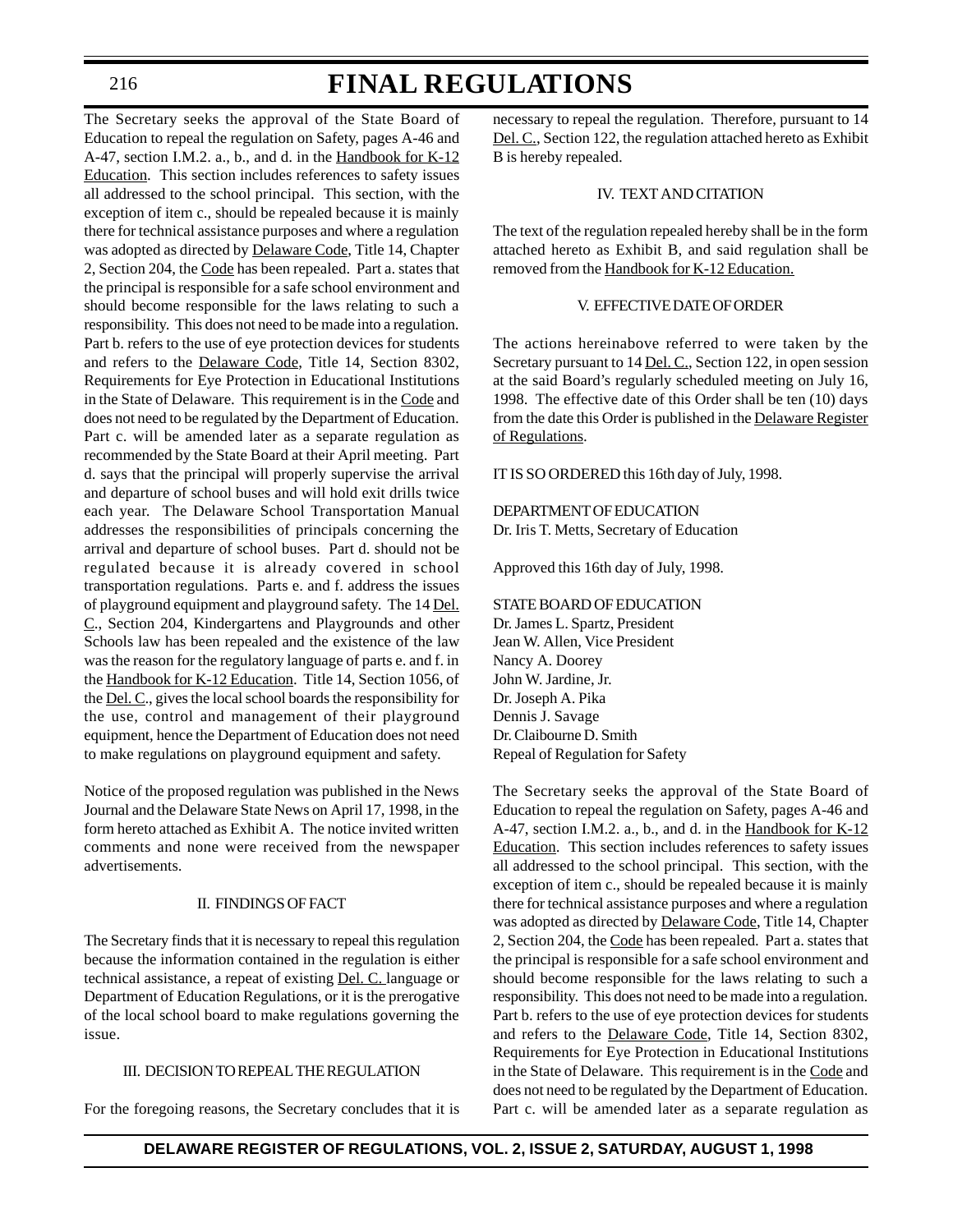The Secretary seeks the approval of the State Board of Education to repeal the regulation on Safety, pages A-46 and A-47, section I.M.2. a., b., and d. in the Handbook for K-12 Education. This section includes references to safety issues all addressed to the school principal. This section, with the exception of item c., should be repealed because it is mainly there for technical assistance purposes and where a regulation was adopted as directed by Delaware Code, Title 14, Chapter 2, Section 204, the Code has been repealed. Part a. states that the principal is responsible for a safe school environment and should become responsible for the laws relating to such a responsibility. This does not need to be made into a regulation. Part b. refers to the use of eye protection devices for students and refers to the Delaware Code, Title 14, Section 8302, Requirements for Eye Protection in Educational Institutions in the State of Delaware. This requirement is in the Code and does not need to be regulated by the Department of Education. Part c. will be amended later as a separate regulation as recommended by the State Board at their April meeting. Part d. says that the principal will properly supervise the arrival and departure of school buses and will hold exit drills twice each year. The Delaware School Transportation Manual addresses the responsibilities of principals concerning the arrival and departure of school buses. Part d. should not be regulated because it is already covered in school transportation regulations. Parts e. and f. address the issues of playground equipment and playground safety. The 14 Del. C., Section 204, Kindergartens and Playgrounds and other Schools law has been repealed and the existence of the law was the reason for the regulatory language of parts e. and f. in the Handbook for K-12 Education. Title 14, Section 1056, of the Del. C., gives the local school boards the responsibility for the use, control and management of their playground equipment, hence the Department of Education does not need to make regulations on playground equipment and safety.

Notice of the proposed regulation was published in the News Journal and the Delaware State News on April 17, 1998, in the form hereto attached as Exhibit A. The notice invited written comments and none were received from the newspaper advertisements.

II. FINDINGS OF FACT

The Secretary finds that it is necessary to repeal this regulation because the information contained in the regulation is either technical assistance, a repeat of existing Del. C. language or Department of Education Regulations, or it is the prerogative of the local school board to make regulations governing the issue.

III. DECISION TO REPEAL THE REGULATION

For the foregoing reasons, the Secretary concludes that it is necessary to repeal the regulation. Therefore, pursuant to 14 Del. C., Section 122, the regulation attached hereto as Exhibit B is hereby repealed.

IV. TEXT AND CITATION

The text of the regulation repealed hereby shall be in the form attached hereto as Exhibit B, and said regulation shall be removed from the Handbook for K-12 Education.

V. EFFECTIVE DATE OF ORDER

The actions hereinabove referred to were taken by the Secretary pursuant to 14 Del. C., Section 122, in open session at the said Board's regularly scheduled meeting on July 16, 1998. The effective date of this Order shall be ten (10) days from the date this Order is published in the Delaware Register of Regulations.

IT IS SO ORDERED this 16th day of July, 1998.

DEPARTMENT OF EDUCATION
Dr. Iris T. Metts, Secretary of Education

Approved this 16th day of July, 1998.

STATE BOARD OF EDUCATION
Dr. James L. Spartz, President
Jean W. Allen, Vice President
Nancy A. Doorey
John W. Jardine, Jr.
Dr. Joseph A. Pika
Dennis J. Savage
Dr. Claibourne D. Smith
Repeal of Regulation for Safety

The Secretary seeks the approval of the State Board of Education to repeal the regulation on Safety, pages A-46 and A-47, section I.M.2. a., b., and d. in the Handbook for K-12 Education. This section includes references to safety issues all addressed to the school principal. This section, with the exception of item c., should be repealed because it is mainly there for technical assistance purposes and where a regulation was adopted as directed by Delaware Code, Title 14, Chapter 2, Section 204, the Code has been repealed. Part a. states that the principal is responsible for a safe school environment and should become responsible for the laws relating to such a responsibility. This does not need to be made into a regulation. Part b. refers to the use of eye protection devices for students and refers to the Delaware Code, Title 14, Section 8302, Requirements for Eye Protection in Educational Institutions in the State of Delaware. This requirement is in the Code and does not need to be regulated by the Department of Education. Part c. will be amended later as a separate regulation as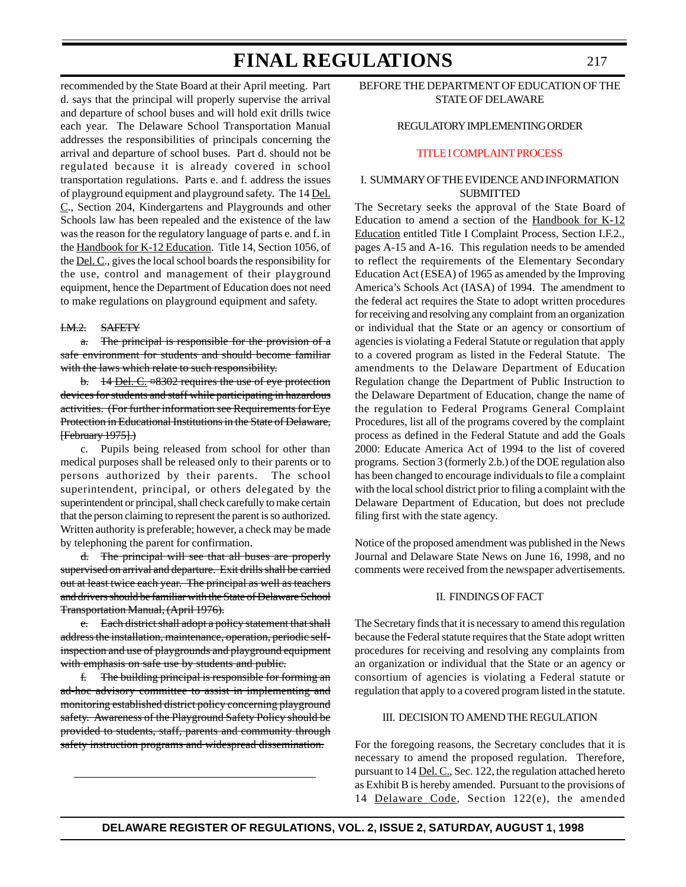recommended by the State Board at their April meeting. Part d. says that the principal will properly supervise the arrival and departure of school buses and will hold exit drills twice each year. The Delaware School Transportation Manual addresses the responsibilities of principals concerning the arrival and departure of school buses. Part d. should not be regulated because it is already covered in school transportation regulations. Parts e. and f. address the issues of playground equipment and playground safety. The 14 Del. C., Section 204, Kindergartens and Playgrounds and other Schools law has been repealed and the existence of the law was the reason for the regulatory language of parts e. and f. in the Handbook for K-12 Education. Title 14, Section 1056, of the Del. C., gives the local school boards the responsibility for the use, control and management of their playground equipment, hence the Department of Education does not need to make regulations on playground equipment and safety.

~~I.M.2. SAFETY~~

~~a. The principal is responsible for the provision of a safe environment for students and should become familiar with the laws which relate to such responsibility.~~

~~b. 14 Del. C. ¤8302 requires the use of eye protection devices for students and staff while participating in hazardous activities. (For further information see Requirements for Eye Protection in Educational Institutions in the State of Delaware, [February 1975].)~~

c. Pupils being released from school for other than medical purposes shall be released only to their parents or to persons authorized by their parents. The school superintendent, principal, or others delegated by the superintendent or principal, shall check carefully to make certain that the person claiming to represent the parent is so authorized. Written authority is preferable; however, a check may be made by telephoning the parent for confirmation.

~~d. The principal will see that all buses are properly supervised on arrival and departure. Exit drills shall be carried out at least twice each year. The principal as well as teachers and drivers should be familiar with the State of Delaware School Transportation Manual, (April 1976).~~

~~e. Each district shall adopt a policy statement that shall address the installation, maintenance, operation, periodic self-inspection and use of playgrounds and playground equipment with emphasis on safe use by students and public.~~

~~f. The building principal is responsible for forming an ad-hoc advisory committee to assist in implementing and monitoring established district policy concerning playground safety. Awareness of the Playground Safety Policy should be provided to students, staff, parents and community through safety instruction programs and widespread dissemination.~~

---

BEFORE THE DEPARTMENT OF EDUCATION OF THE STATE OF DELAWARE

REGULATORY IMPLEMENTING ORDER

TITLE I COMPLAINT PROCESS

I. SUMMARY OF THE EVIDENCE AND INFORMATION SUBMITTED

The Secretary seeks the approval of the State Board of Education to amend a section of the Handbook for K-12 Education entitled Title I Complaint Process, Section I.F.2., pages A-15 and A-16. This regulation needs to be amended to reflect the requirements of the Elementary Secondary Education Act (ESEA) of 1965 as amended by the Improving America's Schools Act (IASA) of 1994. The amendment to the federal act requires the State to adopt written procedures for receiving and resolving any complaint from an organization or individual that the State or an agency or consortium of agencies is violating a Federal Statute or regulation that apply to a covered program as listed in the Federal Statute. The amendments to the Delaware Department of Education Regulation change the Department of Public Instruction to the Delaware Department of Education, change the name of the regulation to Federal Programs General Complaint Procedures, list all of the programs covered by the complaint process as defined in the Federal Statute and add the Goals 2000: Educate America Act of 1994 to the list of covered programs. Section 3 (formerly 2.b.) of the DOE regulation also has been changed to encourage individuals to file a complaint with the local school district prior to filing a complaint with the Delaware Department of Education, but does not preclude filing first with the state agency.

Notice of the proposed amendment was published in the News Journal and Delaware State News on June 16, 1998, and no comments were received from the newspaper advertisements.

II. FINDINGS OF FACT

The Secretary finds that it is necessary to amend this regulation because the Federal statute requires that the State adopt written procedures for receiving and resolving any complaints from an organization or individual that the State or an agency or consortium of agencies is violating a Federal statute or regulation that apply to a covered program listed in the statute.

III. DECISION TO AMEND THE REGULATION

For the foregoing reasons, the Secretary concludes that it is necessary to amend the proposed regulation. Therefore, pursuant to 14 Del. C., Sec. 122, the regulation attached hereto as Exhibit B is hereby amended. Pursuant to the provisions of 14 Delaware Code, Section 122(e), the amended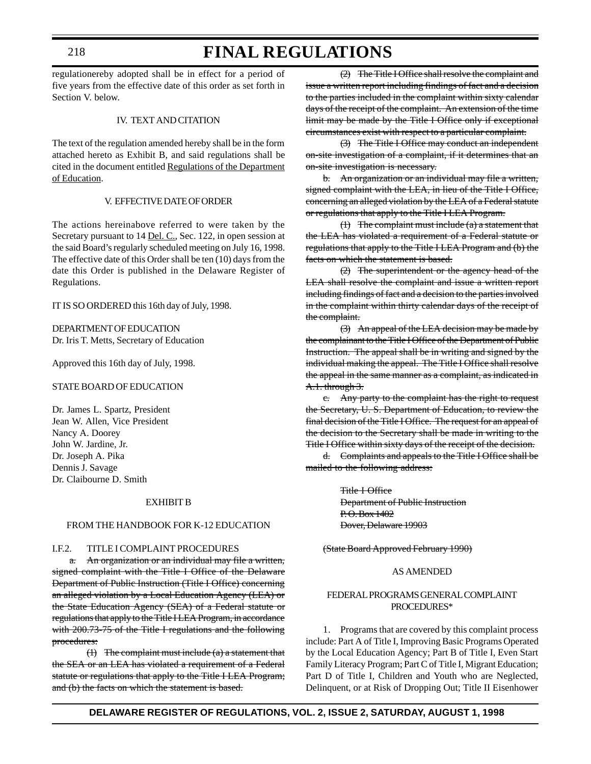regulationereby adopted shall be in effect for a period of five years from the effective date of this order as set forth in Section V. below.

IV. TEXT AND CITATION

The text of the regulation amended hereby shall be in the form attached hereto as Exhibit B, and said regulations shall be cited in the document entitled Regulations of the Department of Education.

V. EFFECTIVE DATE OF ORDER

The actions hereinabove referred to were taken by the Secretary pursuant to 14 Del. C., Sec. 122, in open session at the said Board's regularly scheduled meeting on July 16, 1998. The effective date of this Order shall be ten (10) days from the date this Order is published in the Delaware Register of Regulations.

IT IS SO ORDERED this 16th day of July, 1998.

DEPARTMENT OF EDUCATION
Dr. Iris T. Metts, Secretary of Education

Approved this 16th day of July, 1998.

STATE BOARD OF EDUCATION

Dr. James L. Spartz, President
Jean W. Allen, Vice President
Nancy A. Doorey
John W. Jardine, Jr.
Dr. Joseph A. Pika
Dennis J. Savage
Dr. Claibourne D. Smith

EXHIBIT B

FROM THE HANDBOOK FOR K-12 EDUCATION

I.F.2. TITLE I COMPLAINT PROCEDURES

~~a. An organization or an individual may file a written, signed complaint with the Title I Office of the Delaware Department of Public Instruction (Title I Office) concerning an alleged violation by a Local Education Agency (LEA) or the State Education Agency (SEA) of a Federal statute or regulations that apply to the Title I LEA Program, in accordance with 200.73-75 of the Title I regulations and the following procedures:~~

~~(1) The complaint must include (a) a statement that the SEA or an LEA has violated a requirement of a Federal statute or regulations that apply to the Title I LEA Program; and (b) the facts on which the statement is based.~~

~~(2) The Title I Office shall resolve the complaint and issue a written report including findings of fact and a decision to the parties included in the complaint within sixty calendar days of the receipt of the complaint. An extension of the time limit may be made by the Title I Office only if exceptional circumstances exist with respect to a particular complaint.~~

~~(3) The Title I Office may conduct an independent on-site investigation of a complaint, if it determines that an on-site investigation is necessary.~~

~~b. An organization or an individual may file a written, signed complaint with the LEA, in lieu of the Title I Office, concerning an alleged violation by the LEA of a Federal statute or regulations that apply to the Title I LEA Program.~~

~~(1) The complaint must include (a) a statement that the LEA has violated a requirement of a Federal statute or regulations that apply to the Title I LEA Program and (b) the facts on which the statement is based.~~

~~(2) The superintendent or the agency head of the LEA shall resolve the complaint and issue a written report including findings of fact and a decision to the parties involved in the complaint within thirty calendar days of the receipt of the complaint.~~

~~(3) An appeal of the LEA decision may be made by the complainant to the Title I Office of the Department of Public Instruction. The appeal shall be in writing and signed by the individual making the appeal. The Title I Office shall resolve the appeal in the same manner as a complaint, as indicated in A.1. through 3.~~

~~c. Any party to the complaint has the right to request the Secretary, U. S. Department of Education, to review the final decision of the Title I Office. The request for an appeal of the decision to the Secretary shall be made in writing to the Title I Office within sixty days of the receipt of the decision.~~

~~d. Complaints and appeals to the Title I Office shall be mailed to the following address:~~

~~Title I Office~~
~~Department of Public Instruction~~
~~P.O. Box 1402~~
~~Dover, Delaware 19903~~

~~(State Board Approved February 1990)~~

AS AMENDED

FEDERAL PROGRAMS GENERAL COMPLAINT PROCEDURES*

1. Programs that are covered by this complaint process include: Part A of Title I, Improving Basic Programs Operated by the Local Education Agency; Part B of Title I, Even Start Family Literacy Program; Part C of Title I, Migrant Education; Part D of Title I, Children and Youth who are Neglected, Delinquent, or at Risk of Dropping Out; Title II Eisenhower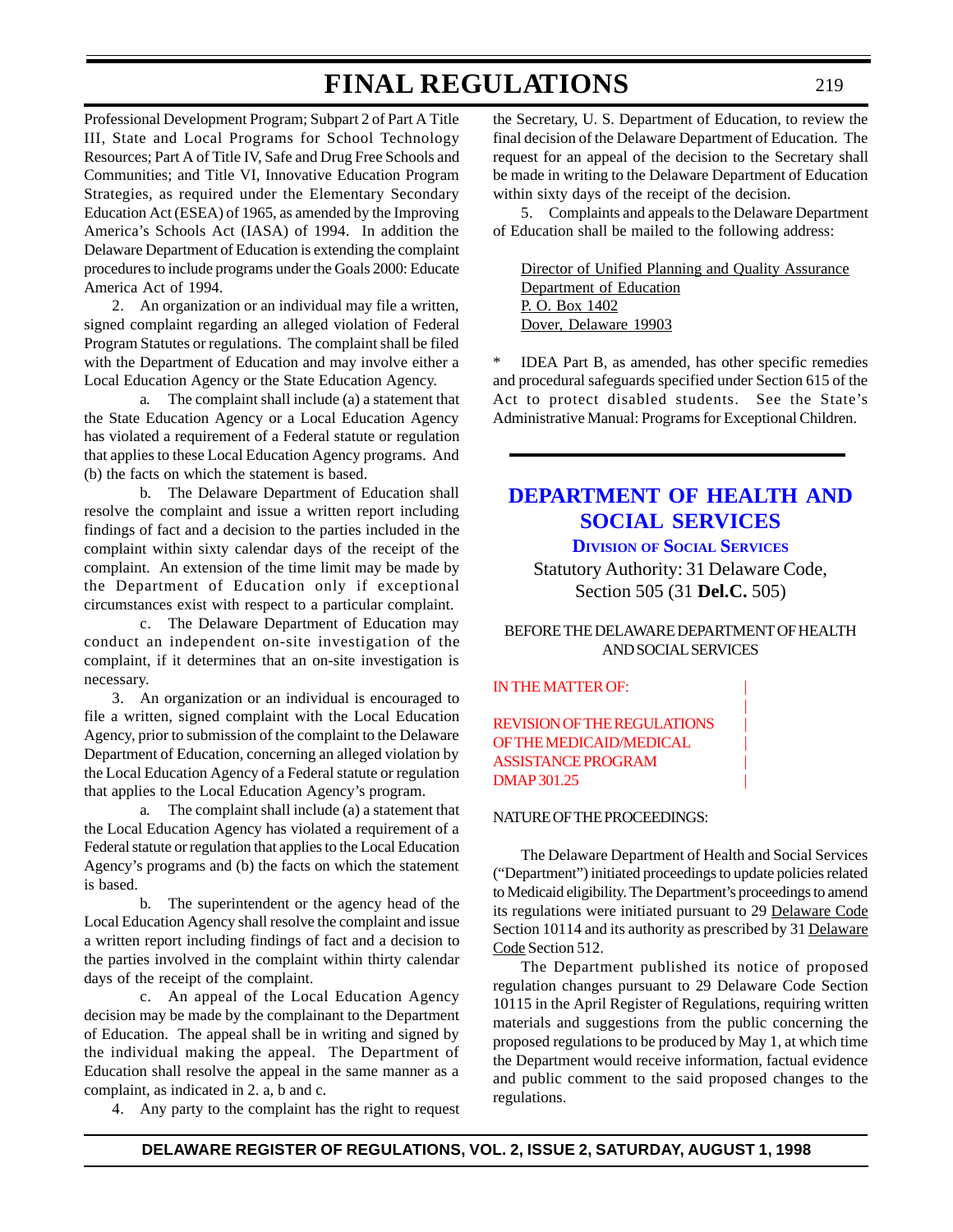Professional Development Program; Subpart 2 of Part A Title III, State and Local Programs for School Technology Resources; Part A of Title IV, Safe and Drug Free Schools and Communities; and Title VI, Innovative Education Program Strategies, as required under the Elementary Secondary Education Act (ESEA) of 1965, as amended by the Improving America's Schools Act (IASA) of 1994. In addition the Delaware Department of Education is extending the complaint procedures to include programs under the Goals 2000: Educate America Act of 1994.

2. An organization or an individual may file a written, signed complaint regarding an alleged violation of Federal Program Statutes or regulations. The complaint shall be filed with the Department of Education and may involve either a Local Education Agency or the State Education Agency.

a. The complaint shall include (a) a statement that the State Education Agency or a Local Education Agency has violated a requirement of a Federal statute or regulation that applies to these Local Education Agency programs. And (b) the facts on which the statement is based.

b. The Delaware Department of Education shall resolve the complaint and issue a written report including findings of fact and a decision to the parties included in the complaint within sixty calendar days of the receipt of the complaint. An extension of the time limit may be made by the Department of Education only if exceptional circumstances exist with respect to a particular complaint.

c. The Delaware Department of Education may conduct an independent on-site investigation of the complaint, if it determines that an on-site investigation is necessary.

3. An organization or an individual is encouraged to file a written, signed complaint with the Local Education Agency, prior to submission of the complaint to the Delaware Department of Education, concerning an alleged violation by the Local Education Agency of a Federal statute or regulation that applies to the Local Education Agency's program.

a. The complaint shall include (a) a statement that the Local Education Agency has violated a requirement of a Federal statute or regulation that applies to the Local Education Agency's programs and (b) the facts on which the statement is based.

b. The superintendent or the agency head of the Local Education Agency shall resolve the complaint and issue a written report including findings of fact and a decision to the parties involved in the complaint within thirty calendar days of the receipt of the complaint.

c. An appeal of the Local Education Agency decision may be made by the complainant to the Department of Education. The appeal shall be in writing and signed by the individual making the appeal. The Department of Education shall resolve the appeal in the same manner as a complaint, as indicated in 2. a, b and c.

4. Any party to the complaint has the right to request the Secretary, U. S. Department of Education, to review the final decision of the Delaware Department of Education. The request for an appeal of the decision to the Secretary shall be made in writing to the Delaware Department of Education within sixty days of the receipt of the decision.

5. Complaints and appeals to the Delaware Department of Education shall be mailed to the following address:

Director of Unified Planning and Quality Assurance
Department of Education
P. O. Box 1402
Dover, Delaware 19903

* IDEA Part B, as amended, has other specific remedies and procedural safeguards specified under Section 615 of the Act to protect disabled students. See the State's Administrative Manual: Programs for Exceptional Children.

# DEPARTMENT OF HEALTH AND SOCIAL SERVICES

## DIVISION OF SOCIAL SERVICES

Statutory Authority: 31 Delaware Code, Section 505 (31 **Del.C.** 505)

BEFORE THE DELAWARE DEPARTMENT OF HEALTH AND SOCIAL SERVICES

IN THE MATTER OF:

REVISION OF THE REGULATIONS OF THE MEDICAID/MEDICAL ASSISTANCE PROGRAM DMAP 301.25

NATURE OF THE PROCEEDINGS:

The Delaware Department of Health and Social Services ("Department") initiated proceedings to update policies related to Medicaid eligibility. The Department's proceedings to amend its regulations were initiated pursuant to 29 Delaware Code Section 10114 and its authority as prescribed by 31 Delaware Code Section 512.

The Department published its notice of proposed regulation changes pursuant to 29 Delaware Code Section 10115 in the April Register of Regulations, requiring written materials and suggestions from the public concerning the proposed regulations to be produced by May 1, at which time the Department would receive information, factual evidence and public comment to the said proposed changes to the regulations.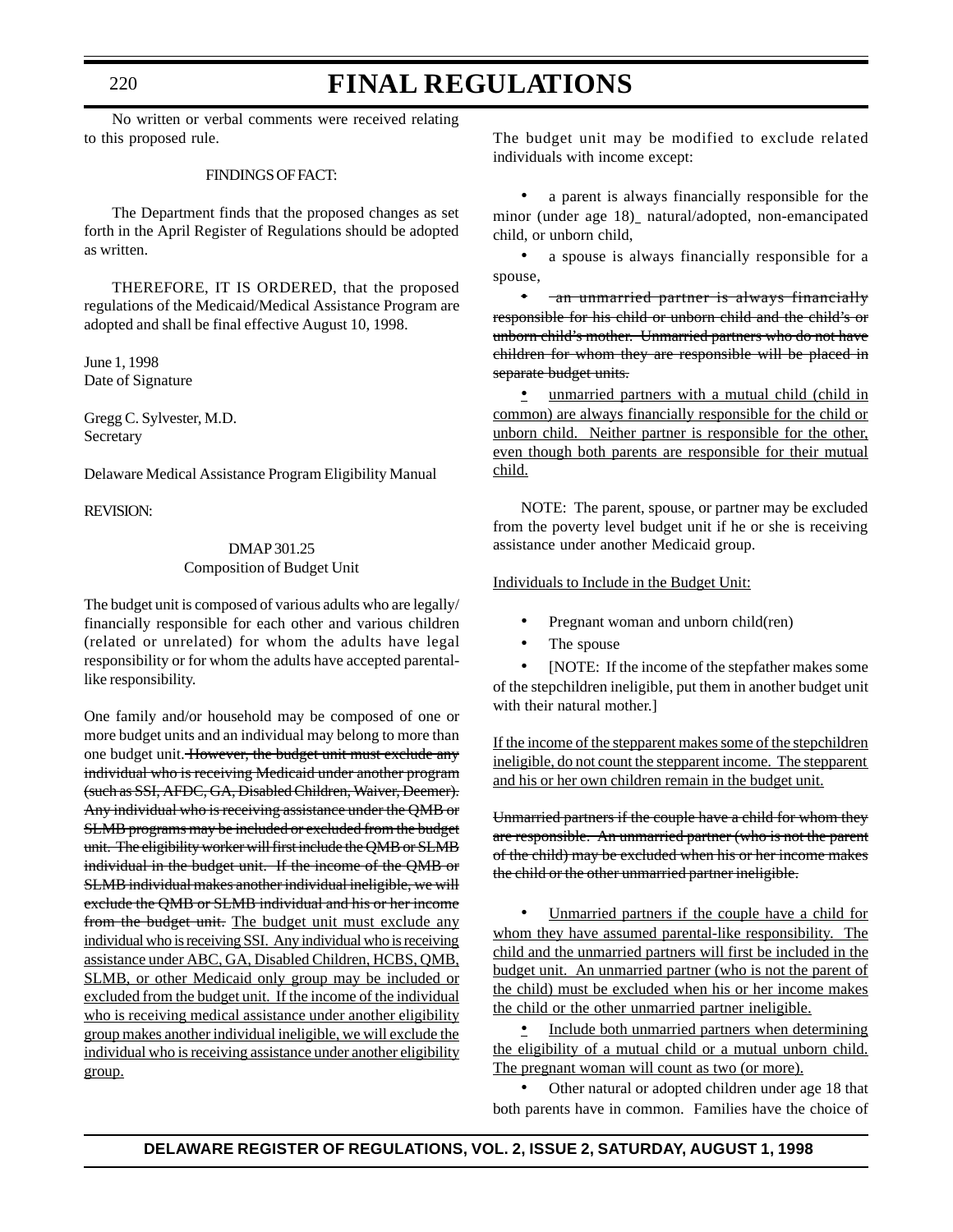No written or verbal comments were received relating to this proposed rule.

FINDINGS OF FACT:

The Department finds that the proposed changes as set forth in the April Register of Regulations should be adopted as written.

THEREFORE, IT IS ORDERED, that the proposed regulations of the Medicaid/Medical Assistance Program are adopted and shall be final effective August 10, 1998.

June 1, 1998
Date of Signature

Gregg C. Sylvester, M.D.
Secretary

Delaware Medical Assistance Program Eligibility Manual

REVISION:

DMAP 301.25
Composition of Budget Unit

The budget unit is composed of various adults who are legally/financially responsible for each other and various children (related or unrelated) for whom the adults have legal responsibility or for whom the adults have accepted parental-like responsibility.

One family and/or household may be composed of one or more budget units and an individual may belong to more than one budget unit. ~~However, the budget unit must exclude any individual who is receiving Medicaid under another program (such as SSI, AFDC, GA, Disabled Children, Waiver, Deemer). Any individual who is receiving assistance under the QMB or SLMB programs may be included or excluded from the budget unit. The eligibility worker will first include the QMB or SLMB individual in the budget unit. If the income of the QMB or SLMB individual makes another individual ineligible, we will exclude the QMB or SLMB individual and his or her income from the budget unit.~~ <u>The budget unit must exclude any individual who is receiving SSI. Any individual who is receiving assistance under ABC, GA, Disabled Children, HCBS, QMB, SLMB, or other Medicaid only group may be included or excluded from the budget unit. If the income of the individual who is receiving medical assistance under another eligibility group makes another individual ineligible, we will exclude the individual who is receiving assistance under another eligibility group.</u>

The budget unit may be modified to exclude related individuals with income except:

- a parent is always financially responsible for the minor (under age 18)<u> </u> natural/adopted, non-emancipated child, or unborn child,
- a spouse is always financially responsible for a spouse,
- ~~an unmarried partner is always financially responsible for his child or unborn child and the child's or unborn child's mother. Unmarried partners who do not have children for whom they are responsible will be placed in separate budget units.~~
- <u>unmarried partners with a mutual child (child in common) are always financially responsible for the child or unborn child. Neither partner is responsible for the other, even though both parents are responsible for their mutual child.</u>

NOTE: The parent, spouse, or partner may be excluded from the poverty level budget unit if he or she is receiving assistance under another Medicaid group.

<u>Individuals to Include in the Budget Unit:</u>

- Pregnant woman and unborn child(ren)
- The spouse
- [NOTE: If the income of the stepfather makes some of the stepchildren ineligible, put them in another budget unit with their natural mother.]

<u>If the income of the stepparent makes some of the stepchildren ineligible, do not count the stepparent income. The stepparent and his or her own children remain in the budget unit.</u>

~~Unmarried partners if the couple have a child for whom they are responsible. An unmarried partner (who is not the parent of the child) may be excluded when his or her income makes the child or the other unmarried partner ineligible.~~

- <u>Unmarried partners if the couple have a child for whom they have assumed parental-like responsibility. The child and the unmarried partners will first be included in the budget unit. An unmarried partner (who is not the parent of the child) must be excluded when his or her income makes the child or the other unmarried partner ineligible.</u>
- <u>Include both unmarried partners when determining the eligibility of a mutual child or a mutual unborn child. The pregnant woman will count as two (or more).</u>
- Other natural or adopted children under age 18 that both parents have in common. Families have the choice of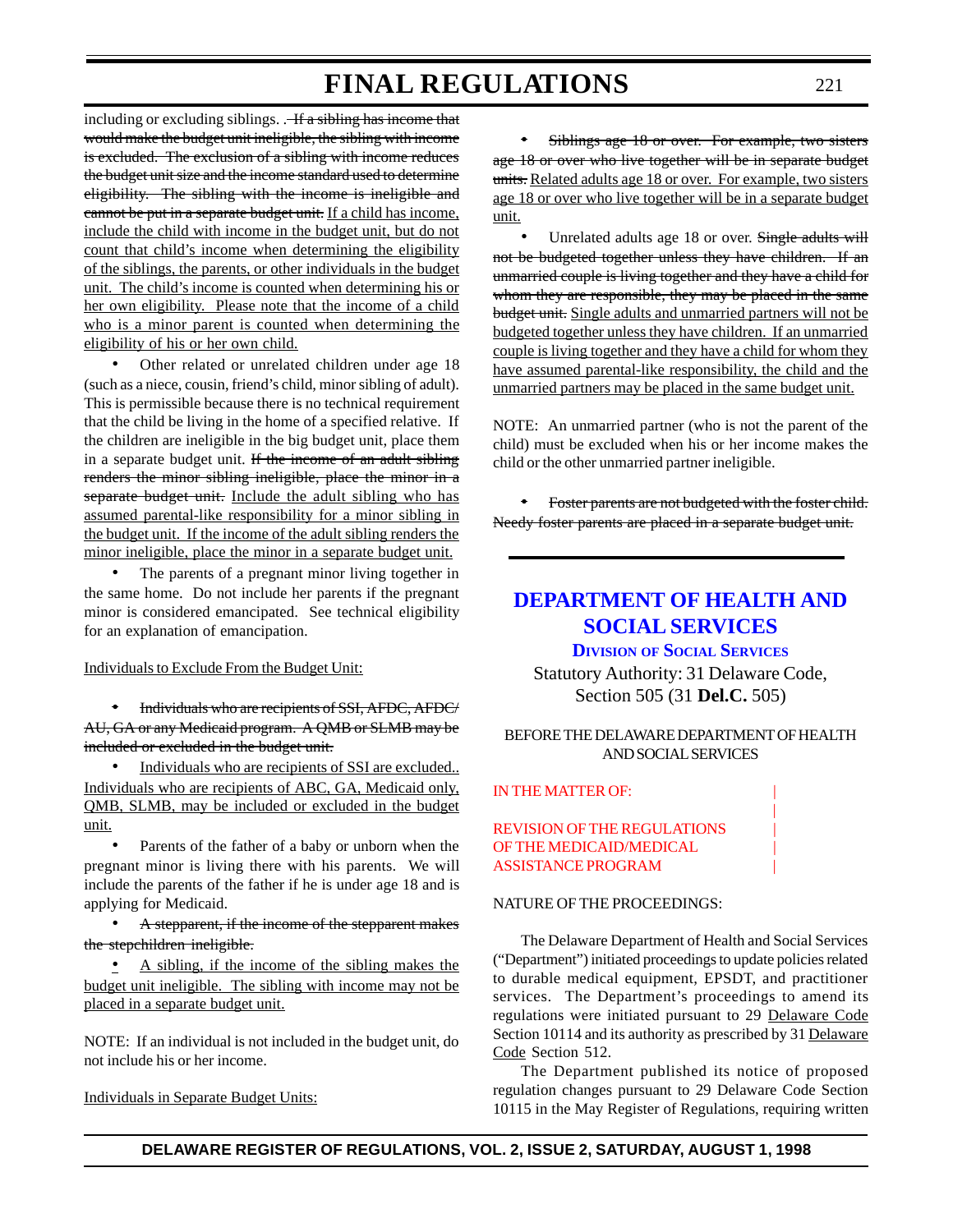including or excluding siblings. ~~. If a sibling has income that would make the budget unit ineligible, the sibling with income is excluded. The exclusion of a sibling with income reduces the budget unit size and the income standard used to determine eligibility. The sibling with the income is ineligible and cannot be put in a separate budget unit.~~ <u>If a child has income, include the child with income in the budget unit, but do not count that child's income when determining the eligibility of the siblings, the parents, or other individuals in the budget unit. The child's income is counted when determining his or her own eligibility. Please note that the income of a child who is a minor parent is counted when determining the eligibility of his or her own child.</u>

- Other related or unrelated children under age 18 (such as a niece, cousin, friend's child, minor sibling of adult). This is permissible because there is no technical requirement that the child be living in the home of a specified relative. If the children are ineligible in the big budget unit, place them in a separate budget unit. ~~If the income of an adult sibling renders the minor sibling ineligible, place the minor in a separate budget unit.~~ <u>Include the adult sibling who has assumed parental-like responsibility for a minor sibling in the budget unit. If the income of the adult sibling renders the minor ineligible, place the minor in a separate budget unit.</u>

- The parents of a pregnant minor living together in the same home. Do not include her parents if the pregnant minor is considered emancipated. See technical eligibility for an explanation of emancipation.

<u>Individuals to Exclude From the Budget Unit:</u>

- ~~Individuals who are recipients of SSI, AFDC, AFDC/AU, GA or any Medicaid program. A QMB or SLMB may be included or excluded in the budget unit.~~

- <u>Individuals who are recipients of SSI are excluded.. Individuals who are recipients of ABC, GA, Medicaid only, QMB, SLMB, may be included or excluded in the budget unit.</u>

- Parents of the father of a baby or unborn when the pregnant minor is living there with his parents. We will include the parents of the father if he is under age 18 and is applying for Medicaid.

- ~~A stepparent, if the income of the stepparent makes the stepchildren ineligible.~~

- <u>A sibling, if the income of the sibling makes the budget unit ineligible. The sibling with income may not be placed in a separate budget unit.</u>

NOTE: If an individual is not included in the budget unit, do not include his or her income.

<u>Individuals in Separate Budget Units:</u>

- ~~Siblings age 18 or over. For example, two sisters age 18 or over who live together will be in separate budget units.~~ <u>Related adults age 18 or over. For example, two sisters age 18 or over who live together will be in a separate budget unit.</u>

- Unrelated adults age 18 or over. ~~Single adults will not be budgeted together unless they have children. If an unmarried couple is living together and they have a child for whom they are responsible, they may be placed in the same budget unit.~~ <u>Single adults and unmarried partners will not be budgeted together unless they have children. If an unmarried couple is living together and they have a child for whom they have assumed parental-like responsibility, the child and the unmarried partners may be placed in the same budget unit.</u>

NOTE: An unmarried partner (who is not the parent of the child) must be excluded when his or her income makes the child or the other unmarried partner ineligible.

- ~~Foster parents are not budgeted with the foster child. Needy foster parents are placed in a separate budget unit.~~

---

# DEPARTMENT OF HEALTH AND SOCIAL SERVICES

## Division of Social Services

Statutory Authority: 31 Delaware Code, Section 505 (31 **Del.C.** 505)

BEFORE THE DELAWARE DEPARTMENT OF HEALTH AND SOCIAL SERVICES

IN THE MATTER OF: |
|
REVISION OF THE REGULATIONS |
OF THE MEDICAID/MEDICAL |
ASSISTANCE PROGRAM |

NATURE OF THE PROCEEDINGS:

The Delaware Department of Health and Social Services ("Department") initiated proceedings to update policies related to durable medical equipment, EPSDT, and practitioner services. The Department's proceedings to amend its regulations were initiated pursuant to 29 <u>Delaware Code</u> Section 10114 and its authority as prescribed by 31 <u>Delaware Code</u> Section 512.

The Department published its notice of proposed regulation changes pursuant to 29 Delaware Code Section 10115 in the May Register of Regulations, requiring written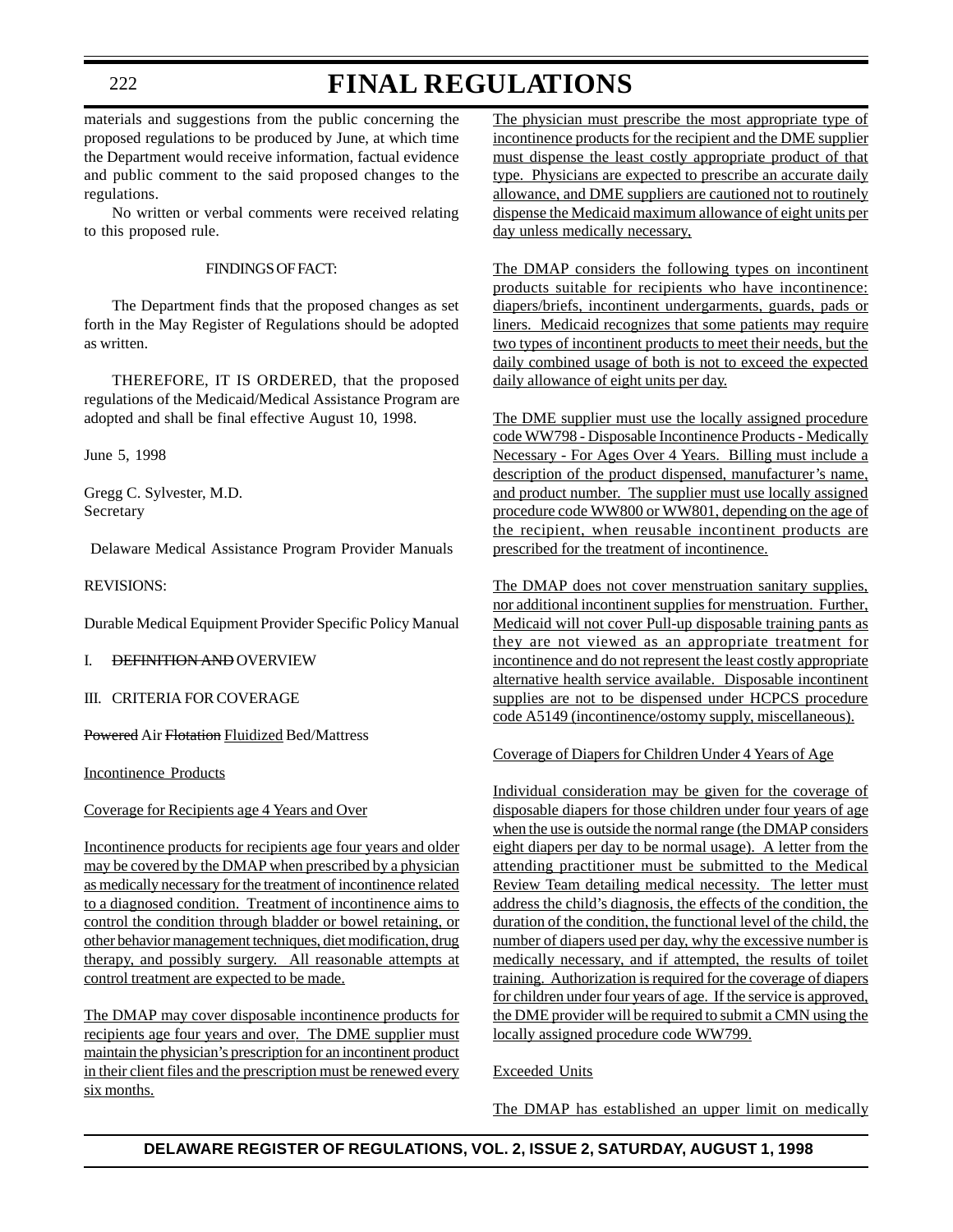materials and suggestions from the public concerning the proposed regulations to be produced by June, at which time the Department would receive information, factual evidence and public comment to the said proposed changes to the regulations.

No written or verbal comments were received relating to this proposed rule.

FINDINGS OF FACT:

The Department finds that the proposed changes as set forth in the May Register of Regulations should be adopted as written.

THEREFORE, IT IS ORDERED, that the proposed regulations of the Medicaid/Medical Assistance Program are adopted and shall be final effective August 10, 1998.

June 5, 1998

Gregg C. Sylvester, M.D.
Secretary

Delaware Medical Assistance Program Provider Manuals

REVISIONS:

Durable Medical Equipment Provider Specific Policy Manual

I. ~~DEFINITION AND~~ OVERVIEW

III. CRITERIA FOR COVERAGE

~~Powered~~ Air ~~Flotation~~ <u>Fluidized</u> Bed/Mattress

<u>Incontinence Products</u>

<u>Coverage for Recipients age 4 Years and Over</u>

<u>Incontinence products for recipients age four years and older may be covered by the DMAP when prescribed by a physician as medically necessary for the treatment of incontinence related to a diagnosed condition. Treatment of incontinence aims to control the condition through bladder or bowel retaining, or other behavior management techniques, diet modification, drug therapy, and possibly surgery. All reasonable attempts at control treatment are expected to be made.</u>

<u>The DMAP may cover disposable incontinence products for recipients age four years and over. The DME supplier must maintain the physician's prescription for an incontinent product in their client files and the prescription must be renewed every six months.</u>

<u>The physician must prescribe the most appropriate type of incontinence products for the recipient and the DME supplier must dispense the least costly appropriate product of that type. Physicians are expected to prescribe an accurate daily allowance, and DME suppliers are cautioned not to routinely dispense the Medicaid maximum allowance of eight units per day unless medically necessary,</u>

<u>The DMAP considers the following types on incontinent products suitable for recipients who have incontinence: diapers/briefs, incontinent undergarments, guards, pads or liners. Medicaid recognizes that some patients may require two types of incontinent products to meet their needs, but the daily combined usage of both is not to exceed the expected daily allowance of eight units per day.</u>

<u>The DME supplier must use the locally assigned procedure code WW798 - Disposable Incontinence Products - Medically Necessary - For Ages Over 4 Years. Billing must include a description of the product dispensed, manufacturer's name, and product number. The supplier must use locally assigned procedure code WW800 or WW801, depending on the age of the recipient, when reusable incontinent products are prescribed for the treatment of incontinence.</u>

<u>The DMAP does not cover menstruation sanitary supplies, nor additional incontinent supplies for menstruation. Further, Medicaid will not cover Pull-up disposable training pants as they are not viewed as an appropriate treatment for incontinence and do not represent the least costly appropriate alternative health service available. Disposable incontinent supplies are not to be dispensed under HCPCS procedure code A5149 (incontinence/ostomy supply, miscellaneous).</u>

<u>Coverage of Diapers for Children Under 4 Years of Age</u>

<u>Individual consideration may be given for the coverage of disposable diapers for those children under four years of age when the use is outside the normal range (the DMAP considers eight diapers per day to be normal usage). A letter from the attending practitioner must be submitted to the Medical Review Team detailing medical necessity. The letter must address the child's diagnosis, the effects of the condition, the duration of the condition, the functional level of the child, the number of diapers used per day, why the excessive number is medically necessary, and if attempted, the results of toilet training. Authorization is required for the coverage of diapers for children under four years of age. If the service is approved, the DME provider will be required to submit a CMN using the locally assigned procedure code WW799.</u>

<u>Exceeded Units</u>

<u>The DMAP has established an upper limit on medically</u>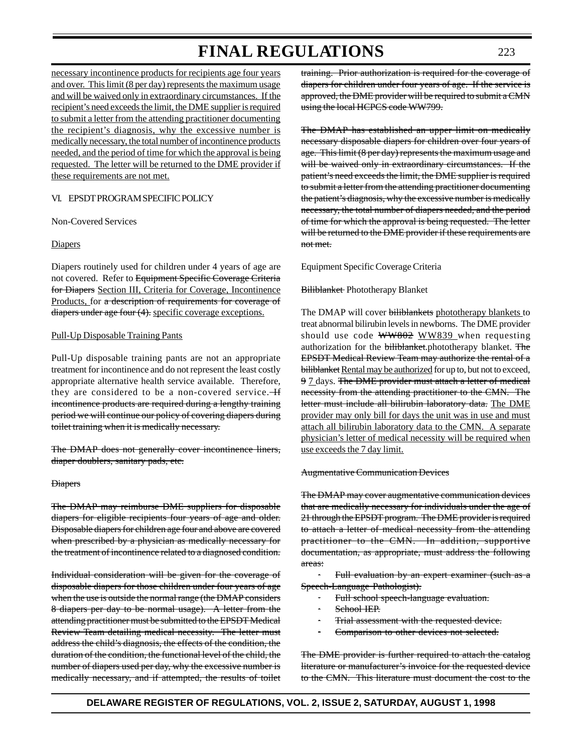necessary incontinence products for recipients age four years and over. This limit (8 per day) represents the maximum usage and will be waived only in extraordinary circumstances. If the recipient's need exceeds the limit, the DME supplier is required to submit a letter from the attending practitioner documenting the recipient's diagnosis, why the excessive number is medically necessary, the total number of incontinence products needed, and the period of time for which the approval is being requested. The letter will be returned to the DME provider if these requirements are not met.

VI. EPSDT PROGRAM SPECIFIC POLICY

Non-Covered Services

Diapers

Diapers routinely used for children under 4 years of age are not covered. Refer to ~~Equipment Specific Coverage Criteria for Diapers~~ Section III, Criteria for Coverage, Incontinence Products, for ~~a description of requirements for coverage of diapers under age four (4).~~ specific coverage exceptions.

Pull-Up Disposable Training Pants

Pull-Up disposable training pants are not an appropriate treatment for incontinence and do not represent the least costly appropriate alternative health service available. Therefore, they are considered to be a non-covered service. ~~If incontinence products are required during a lengthy training period we will continue our policy of covering diapers during toilet training when it is medically necessary.~~

~~The DMAP does not generally cover incontinence liners, diaper doublers, sanitary pads, etc.~~

~~Diapers~~

~~The DMAP may reimburse DME suppliers for disposable diapers for eligible recipients four years of age and older. Disposable diapers for children age four and above are covered when prescribed by a physician as medically necessary for the treatment of incontinence related to a diagnosed condition.~~

~~Individual consideration will be given for the coverage of disposable diapers for those children under four years of age when the use is outside the normal range (the DMAP considers 8 diapers per day to be normal usage). A letter from the attending practitioner must be submitted to the EPSDT Medical Review Team detailing medical necessity. The letter must address the child's diagnosis, the effects of the condition, the duration of the condition, the functional level of the child, the number of diapers used per day, why the excessive number is medically necessary, and if attempted, the results of toilet training. Prior authorization is required for the coverage of diapers for children under four years of age. If the service is approved, the DME provider will be required to submit a CMN using the local HCPCS code WW799.~~

~~The DMAP has established an upper limit on medically necessary disposable diapers for children over four years of age. This limit (8 per day) represents the maximum usage and will be waived only in extraordinary circumstances. If the patient's need exceeds the limit, the DME supplier is required to submit a letter from the attending practitioner documenting the patient's diagnosis, why the excessive number is medically necessary, the total number of diapers needed, and the period of time for which the approval is being requested. The letter will be returned to the DME provider if these requirements are not met.~~

Equipment Specific Coverage Criteria

~~Biliblanket~~ Phototherapy Blanket

The DMAP will cover ~~biliblankets~~ phototherapy blankets to treat abnormal bilirubin levels in newborns. The DME provider should use code ~~WW802~~ WW839 when requesting authorization for the ~~biliblanket.~~phototherapy blanket. ~~The EPSDT Medical Review Team may authorize the rental of a biliblanket~~ Rental may be authorized for up to, but not to exceed, ~~9~~ 7 days. ~~The DME provider must attach a letter of medical necessity from the attending practitioner to the CMN. The letter must include all bilirubin laboratory data.~~ The DME provider may only bill for days the unit was in use and must attach all bilirubin laboratory data to the CMN. A separate physician's letter of medical necessity will be required when use exceeds the 7 day limit.

~~Augmentative Communication Devices~~

~~The DMAP may cover augmentative communication devices that are medically necessary for individuals under the age of 21 through the EPSDT program. The DME provider is required to attach a letter of medical necessity from the attending practitioner to the CMN. In addition, supportive documentation, as appropriate, must address the following areas:~~

- ~~Full evaluation by an expert examiner (such as a Speech-Language Pathologist).~~
- ~~Full school speech-language evaluation.~~
- ~~School IEP.~~
- ~~Trial assessment with the requested device.~~
- ~~Comparison to other devices not selected.~~

~~The DME provider is further required to attach the catalog literature or manufacturer's invoice for the requested device to the CMN. This literature must document the cost to the~~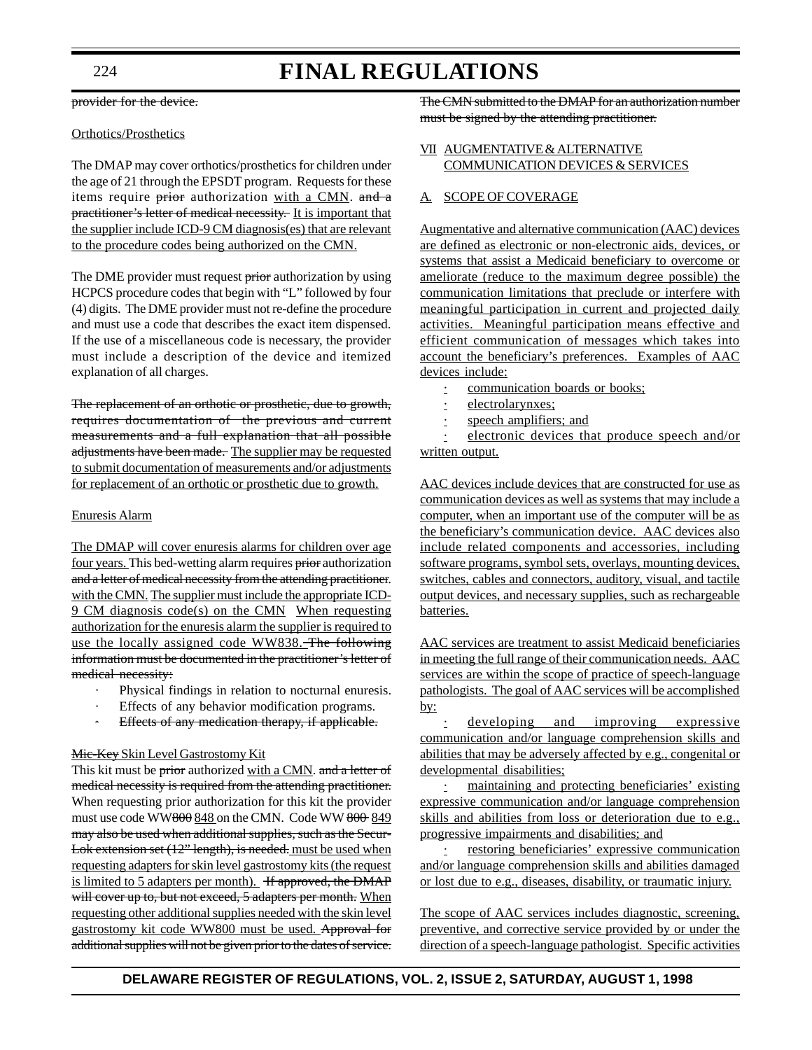~~provider for the device.~~

<u>Orthotics/Prosthetics</u>

The DMAP may cover orthotics/prosthetics for children under the age of 21 through the EPSDT program. Requests for these items require ~~prior~~ authorization <u>with a CMN</u>. ~~and a practitioner's letter of medical necessity.~~ <u>It is important that the supplier include ICD-9 CM diagnosis(es) that are relevant to the procedure codes being authorized on the CMN.</u>

The DME provider must request ~~prior~~ authorization by using HCPCS procedure codes that begin with "L" followed by four (4) digits. The DME provider must not re-define the procedure and must use a code that describes the exact item dispensed. If the use of a miscellaneous code is necessary, the provider must include a description of the device and itemized explanation of all charges.

~~The replacement of an orthotic or prosthetic, due to growth, requires documentation of the previous and current measurements and a full explanation that all possible adjustments have been made.~~ <u>The supplier may be requested to submit documentation of measurements and/or adjustments for replacement of an orthotic or prosthetic due to growth.</u>

<u>Enuresis Alarm</u>

<u>The DMAP will cover enuresis alarms for children over age four years.</u> This bed-wetting alarm requires ~~prior~~ authorization ~~and a letter of medical necessity from the attending practitioner~~. <u>with the CMN.</u> <u>The supplier must include the appropriate ICD-9 CM diagnosis code(s) on the CMN</u> <u>When requesting authorization for the enuresis alarm the supplier is required to use the locally assigned code WW838.</u> ~~The following information must be documented in the practitioner's letter of medical necessity:~~

- Physical findings in relation to nocturnal enuresis.
- Effects of any behavior modification programs.
- ~~Effects of any medication therapy, if applicable.~~

~~Mic-Key~~ <u>Skin Level Gastrostomy Kit</u>

This kit must be ~~prior~~ authorized <u>with a CMN</u>. ~~and a letter of medical necessity is required from the attending practitioner.~~ When requesting prior authorization for this kit the provider must use code WW~~800~~ <u>848</u> on the CMN. Code WW ~~800~~ <u>849</u> ~~may also be used when additional supplies, such as the Secur-Lok extension set (12" length), is needed.~~ <u>must be used when requesting adapters for skin level gastrostomy kits (the request is limited to 5 adapters per month).</u> ~~If approved, the DMAP will cover up to, but not exceed, 5 adapters per month.~~ <u>When requesting other additional supplies needed with the skin level gastrostomy kit code WW800 must be used.</u> ~~Approval for additional supplies will not be given prior to the dates of service.~~

~~The CMN submitted to the DMAP for an authorization number must be signed by the attending practitioner.~~

<u>VII AUGMENTATIVE & ALTERNATIVE COMMUNICATION DEVICES & SERVICES</u>

<u>A. SCOPE OF COVERAGE</u>

<u>Augmentative and alternative communication (AAC) devices are defined as electronic or non-electronic aids, devices, or systems that assist a Medicaid beneficiary to overcome or ameliorate (reduce to the maximum degree possible) the communication limitations that preclude or interfere with meaningful participation in current and projected daily activities. Meaningful participation means effective and efficient communication of messages which takes into account the beneficiary's preferences. Examples of AAC devices include:</u>

- <u>communication boards or books;</u>
- <u>electrolarynxes;</u>
- <u>speech amplifiers; and</u>
- <u>electronic devices that produce speech and/or written output.</u>

<u>AAC devices include devices that are constructed for use as communication devices as well as systems that may include a computer, when an important use of the computer will be as the beneficiary's communication device. AAC devices also include related components and accessories, including software programs, symbol sets, overlays, mounting devices, switches, cables and connectors, auditory, visual, and tactile output devices, and necessary supplies, such as rechargeable batteries.</u>

<u>AAC services are treatment to assist Medicaid beneficiaries in meeting the full range of their communication needs. AAC services are within the scope of practice of speech-language pathologists. The goal of AAC services will be accomplished by:</u>

- <u>developing and improving expressive communication and/or language comprehension skills and abilities that may be adversely affected by e.g., congenital or developmental disabilities;</u>
- <u>maintaining and protecting beneficiaries' existing expressive communication and/or language comprehension skills and abilities from loss or deterioration due to e.g., progressive impairments and disabilities; and</u>
- <u>restoring beneficiaries' expressive communication and/or language comprehension skills and abilities damaged or lost due to e.g., diseases, disability, or traumatic injury.</u>

<u>The scope of AAC services includes diagnostic, screening, preventive, and corrective service provided by or under the direction of a speech-language pathologist. Specific activities</u>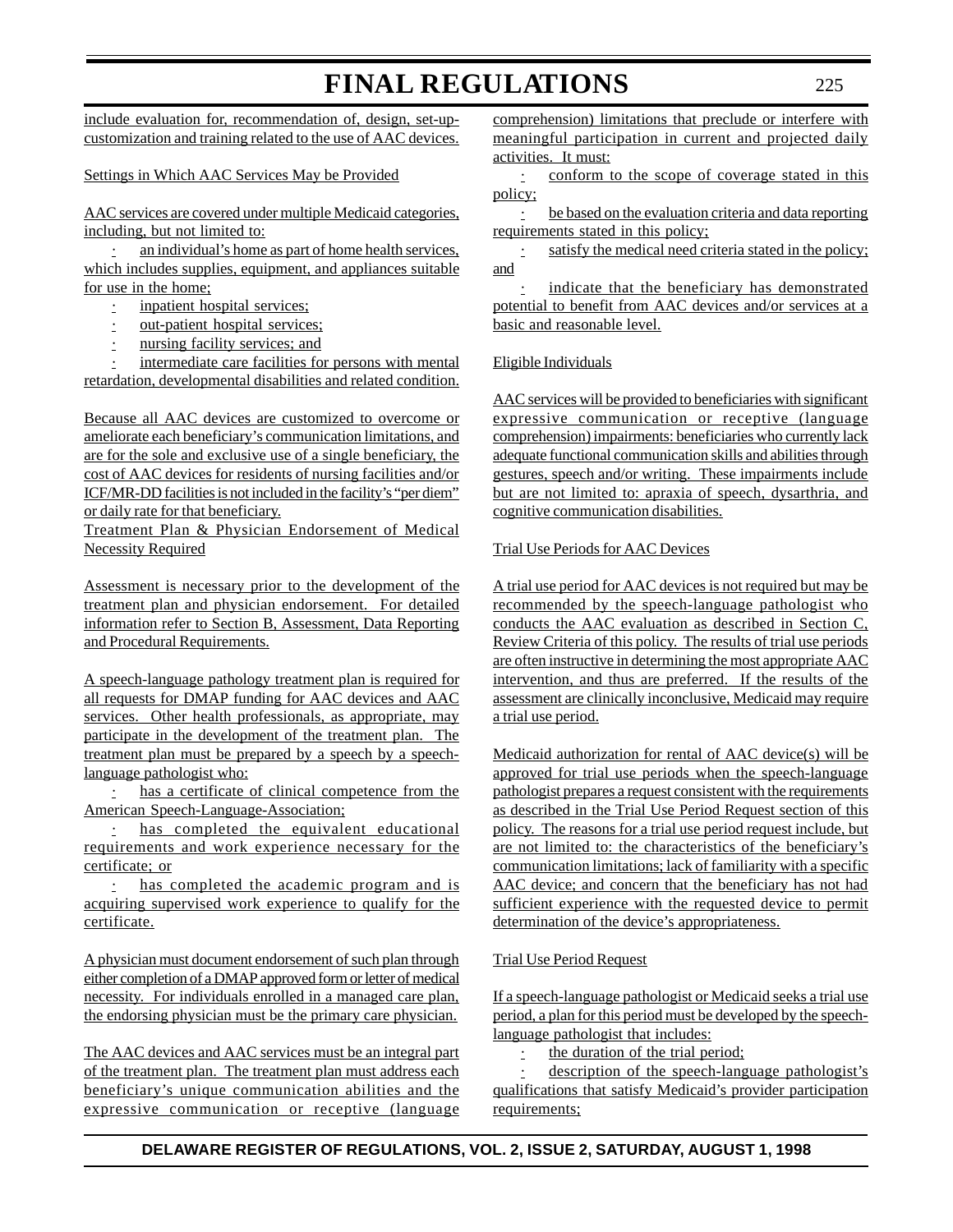include evaluation for, recommendation of, design, set-up-customization and training related to the use of AAC devices.

Settings in Which AAC Services May be Provided

AAC services are covered under multiple Medicaid categories, including, but not limited to:

- an individual's home as part of home health services, which includes supplies, equipment, and appliances suitable for use in the home;
- inpatient hospital services;
- out-patient hospital services;
- nursing facility services; and
- intermediate care facilities for persons with mental retardation, developmental disabilities and related condition.

Because all AAC devices are customized to overcome or ameliorate each beneficiary's communication limitations, and are for the sole and exclusive use of a single beneficiary, the cost of AAC devices for residents of nursing facilities and/or ICF/MR-DD facilities is not included in the facility's "per diem" or daily rate for that beneficiary.

Treatment Plan & Physician Endorsement of Medical Necessity Required

Assessment is necessary prior to the development of the treatment plan and physician endorsement. For detailed information refer to Section B, Assessment, Data Reporting and Procedural Requirements.

A speech-language pathology treatment plan is required for all requests for DMAP funding for AAC devices and AAC services. Other health professionals, as appropriate, may participate in the development of the treatment plan. The treatment plan must be prepared by a speech by a speech-language pathologist who:

- has a certificate of clinical competence from the American Speech-Language-Association;
- has completed the equivalent educational requirements and work experience necessary for the certificate; or
- has completed the academic program and is acquiring supervised work experience to qualify for the certificate.

A physician must document endorsement of such plan through either completion of a DMAP approved form or letter of medical necessity. For individuals enrolled in a managed care plan, the endorsing physician must be the primary care physician.

The AAC devices and AAC services must be an integral part of the treatment plan. The treatment plan must address each beneficiary's unique communication abilities and the expressive communication or receptive (language comprehension) limitations that preclude or interfere with meaningful participation in current and projected daily activities. It must:

- conform to the scope of coverage stated in this policy;
- be based on the evaluation criteria and data reporting requirements stated in this policy;
- satisfy the medical need criteria stated in the policy; and
- indicate that the beneficiary has demonstrated potential to benefit from AAC devices and/or services at a basic and reasonable level.

Eligible Individuals

AAC services will be provided to beneficiaries with significant expressive communication or receptive (language comprehension) impairments: beneficiaries who currently lack adequate functional communication skills and abilities through gestures, speech and/or writing. These impairments include but are not limited to: apraxia of speech, dysarthria, and cognitive communication disabilities.

Trial Use Periods for AAC Devices

A trial use period for AAC devices is not required but may be recommended by the speech-language pathologist who conducts the AAC evaluation as described in Section C, Review Criteria of this policy. The results of trial use periods are often instructive in determining the most appropriate AAC intervention, and thus are preferred. If the results of the assessment are clinically inconclusive, Medicaid may require a trial use period.

Medicaid authorization for rental of AAC device(s) will be approved for trial use periods when the speech-language pathologist prepares a request consistent with the requirements as described in the Trial Use Period Request section of this policy. The reasons for a trial use period request include, but are not limited to: the characteristics of the beneficiary's communication limitations; lack of familiarity with a specific AAC device; and concern that the beneficiary has not had sufficient experience with the requested device to permit determination of the device's appropriateness.

Trial Use Period Request

If a speech-language pathologist or Medicaid seeks a trial use period, a plan for this period must be developed by the speech-language pathologist that includes:

- the duration of the trial period;
- description of the speech-language pathologist's qualifications that satisfy Medicaid's provider participation requirements;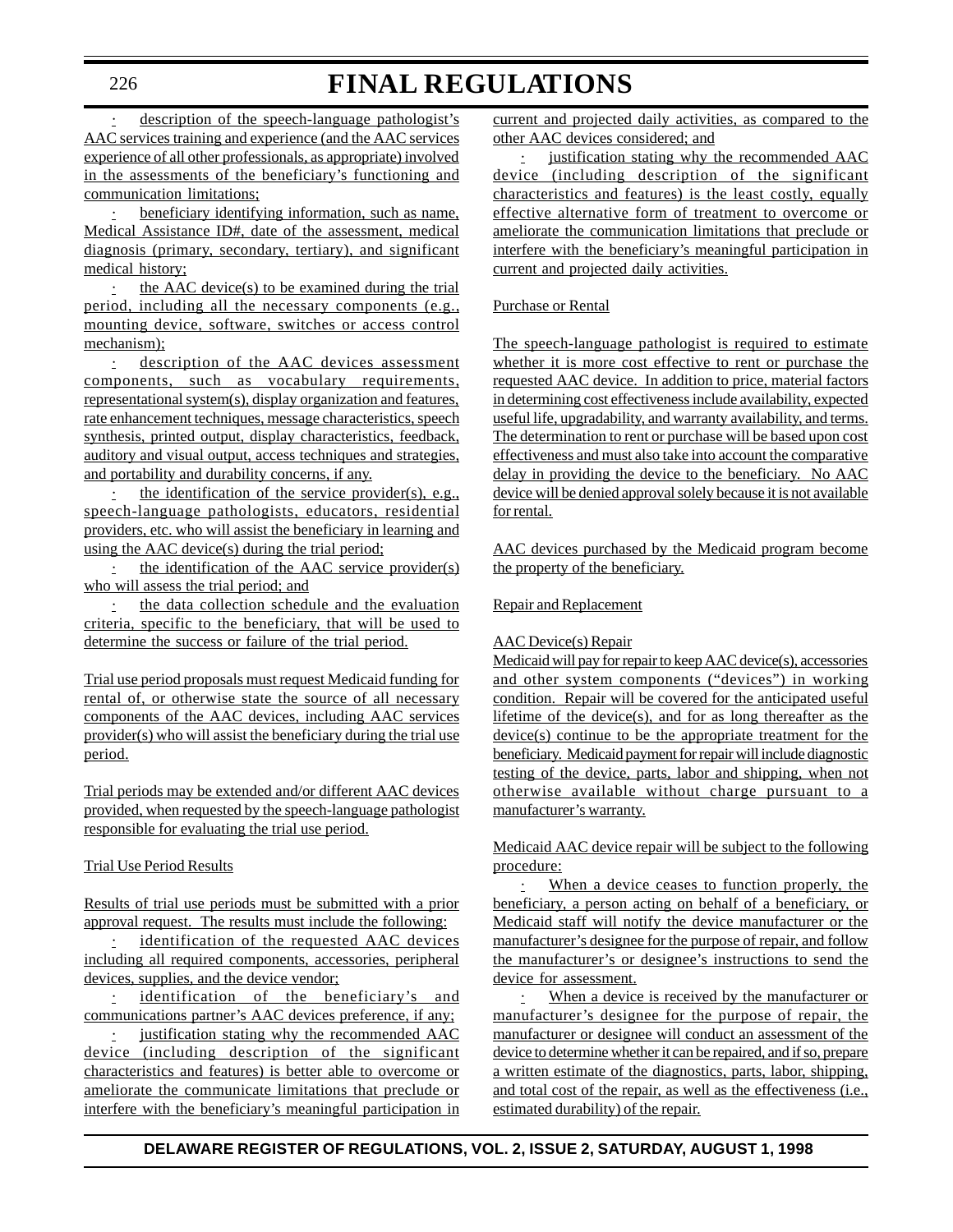· description of the speech-language pathologist's AAC services training and experience (and the AAC services experience of all other professionals, as appropriate) involved in the assessments of the beneficiary's functioning and communication limitations;

· beneficiary identifying information, such as name, Medical Assistance ID#, date of the assessment, medical diagnosis (primary, secondary, tertiary), and significant medical history;

· the AAC device(s) to be examined during the trial period, including all the necessary components (e.g., mounting device, software, switches or access control mechanism);

· description of the AAC devices assessment components, such as vocabulary requirements, representational system(s), display organization and features, rate enhancement techniques, message characteristics, speech synthesis, printed output, display characteristics, feedback, auditory and visual output, access techniques and strategies, and portability and durability concerns, if any.

· the identification of the service provider(s), e.g., speech-language pathologists, educators, residential providers, etc. who will assist the beneficiary in learning and using the AAC device(s) during the trial period;

· the identification of the AAC service provider(s) who will assess the trial period; and

· the data collection schedule and the evaluation criteria, specific to the beneficiary, that will be used to determine the success or failure of the trial period.

Trial use period proposals must request Medicaid funding for rental of, or otherwise state the source of all necessary components of the AAC devices, including AAC services provider(s) who will assist the beneficiary during the trial use period.

Trial periods may be extended and/or different AAC devices provided, when requested by the speech-language pathologist responsible for evaluating the trial use period.

Trial Use Period Results

Results of trial use periods must be submitted with a prior approval request. The results must include the following:

· identification of the requested AAC devices including all required components, accessories, peripheral devices, supplies, and the device vendor;

· identification of the beneficiary's and communications partner's AAC devices preference, if any;

· justification stating why the recommended AAC device (including description of the significant characteristics and features) is better able to overcome or ameliorate the communicate limitations that preclude or interfere with the beneficiary's meaningful participation in current and projected daily activities, as compared to the other AAC devices considered; and

· justification stating why the recommended AAC device (including description of the significant characteristics and features) is the least costly, equally effective alternative form of treatment to overcome or ameliorate the communication limitations that preclude or interfere with the beneficiary's meaningful participation in current and projected daily activities.

Purchase or Rental

The speech-language pathologist is required to estimate whether it is more cost effective to rent or purchase the requested AAC device. In addition to price, material factors in determining cost effectiveness include availability, expected useful life, upgradability, and warranty availability, and terms. The determination to rent or purchase will be based upon cost effectiveness and must also take into account the comparative delay in providing the device to the beneficiary. No AAC device will be denied approval solely because it is not available for rental.

AAC devices purchased by the Medicaid program become the property of the beneficiary.

Repair and Replacement

AAC Device(s) Repair

Medicaid will pay for repair to keep AAC device(s), accessories and other system components ("devices") in working condition. Repair will be covered for the anticipated useful lifetime of the device(s), and for as long thereafter as the device(s) continue to be the appropriate treatment for the beneficiary. Medicaid payment for repair will include diagnostic testing of the device, parts, labor and shipping, when not otherwise available without charge pursuant to a manufacturer's warranty.

Medicaid AAC device repair will be subject to the following procedure:

· When a device ceases to function properly, the beneficiary, a person acting on behalf of a beneficiary, or Medicaid staff will notify the device manufacturer or the manufacturer's designee for the purpose of repair, and follow the manufacturer's or designee's instructions to send the device for assessment.

· When a device is received by the manufacturer or manufacturer's designee for the purpose of repair, the manufacturer or designee will conduct an assessment of the device to determine whether it can be repaired, and if so, prepare a written estimate of the diagnostics, parts, labor, shipping, and total cost of the repair, as well as the effectiveness (i.e., estimated durability) of the repair.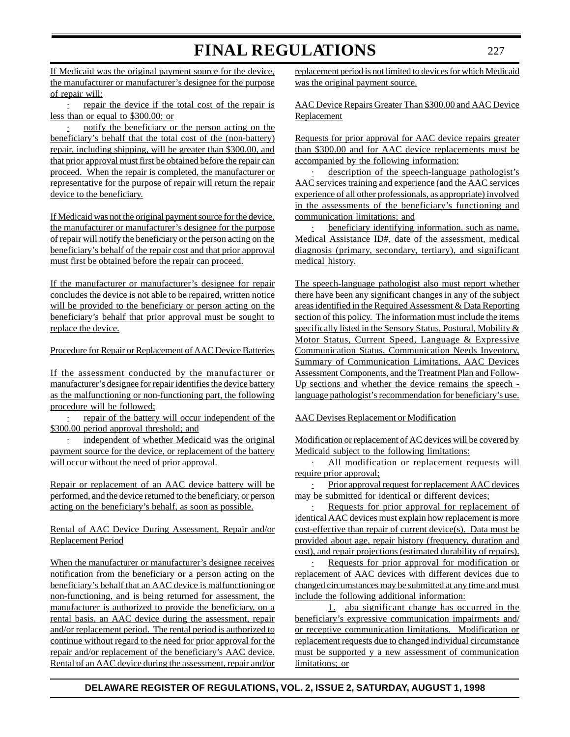If Medicaid was the original payment source for the device, the manufacturer or manufacturer's designee for the purpose of repair will:

- repair the device if the total cost of the repair is less than or equal to $300.00; or
- notify the beneficiary or the person acting on the beneficiary's behalf that the total cost of the (non-battery) repair, including shipping, will be greater than $300.00, and that prior approval must first be obtained before the repair can proceed. When the repair is completed, the manufacturer or representative for the purpose of repair will return the repair device to the beneficiary.

If Medicaid was not the original payment source for the device, the manufacturer or manufacturer's designee for the purpose of repair will notify the beneficiary or the person acting on the beneficiary's behalf of the repair cost and that prior approval must first be obtained before the repair can proceed.

If the manufacturer or manufacturer's designee for repair concludes the device is not able to be repaired, written notice will be provided to the beneficiary or person acting on the beneficiary's behalf that prior approval must be sought to replace the device.

Procedure for Repair or Replacement of AAC Device Batteries

If the assessment conducted by the manufacturer or manufacturer's designee for repair identifies the device battery as the malfunctioning or non-functioning part, the following procedure will be followed;

- repair of the battery will occur independent of the $300.00 period approval threshold; and
- independent of whether Medicaid was the original payment source for the device, or replacement of the battery will occur without the need of prior approval.

Repair or replacement of an AAC device battery will be performed, and the device returned to the beneficiary, or person acting on the beneficiary's behalf, as soon as possible.

Rental of AAC Device During Assessment, Repair and/or Replacement Period

When the manufacturer or manufacturer's designee receives notification from the beneficiary or a person acting on the beneficiary's behalf that an AAC device is malfunctioning or non-functioning, and is being returned for assessment, the manufacturer is authorized to provide the beneficiary, on a rental basis, an AAC device during the assessment, repair and/or replacement period. The rental period is authorized to continue without regard to the need for prior approval for the repair and/or replacement of the beneficiary's AAC device. Rental of an AAC device during the assessment, repair and/or replacement period is not limited to devices for which Medicaid was the original payment source.

AAC Device Repairs Greater Than $300.00 and AAC Device Replacement

Requests for prior approval for AAC device repairs greater than $300.00 and for AAC device replacements must be accompanied by the following information:

- description of the speech-language pathologist's AAC services training and experience (and the AAC services experience of all other professionals, as appropriate) involved in the assessments of the beneficiary's functioning and communication limitations; and
- beneficiary identifying information, such as name, Medical Assistance ID#, date of the assessment, medical diagnosis (primary, secondary, tertiary), and significant medical history.

The speech-language pathologist also must report whether there have been any significant changes in any of the subject areas identified in the Required Assessment & Data Reporting section of this policy. The information must include the items specifically listed in the Sensory Status, Postural, Mobility & Motor Status, Current Speed, Language & Expressive Communication Status, Communication Needs Inventory, Summary of Communication Limitations, AAC Devices Assessment Components, and the Treatment Plan and Follow-Up sections and whether the device remains the speech - language pathologist's recommendation for beneficiary's use.

AAC Devises Replacement or Modification

Modification or replacement of AC devices will be covered by Medicaid subject to the following limitations:

- All modification or replacement requests will require prior approval;
- Prior approval request for replacement AAC devices may be submitted for identical or different devices;
- Requests for prior approval for replacement of identical AAC devices must explain how replacement is more cost-effective than repair of current device(s). Data must be provided about age, repair history (frequency, duration and cost), and repair projections (estimated durability of repairs).
- Requests for prior approval for modification or replacement of AAC devices with different devices due to changed circumstances may be submitted at any time and must include the following additional information:

    1. aba significant change has occurred in the beneficiary's expressive communication impairments and/or receptive communication limitations. Modification or replacement requests due to changed individual circumstance must be supported y a new assessment of communication limitations; or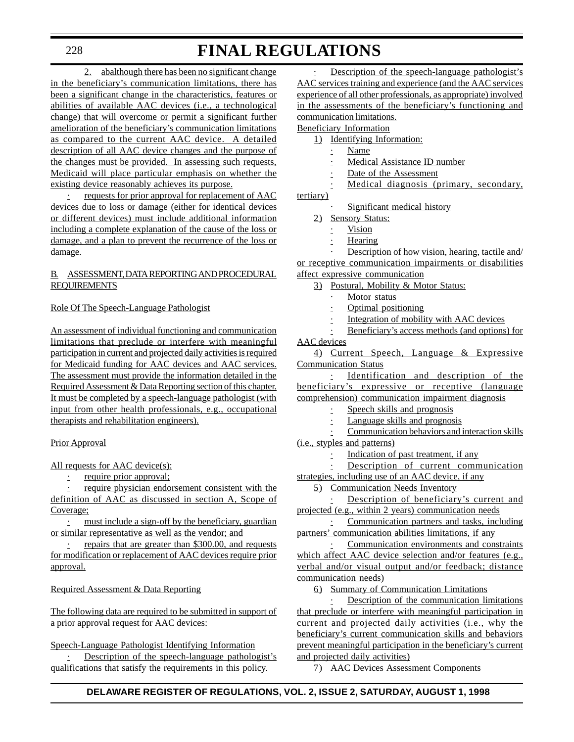2. abalthough there has been no significant change in the beneficiary's communication limitations, there has been a significant change in the characteristics, features or abilities of available AAC devices (i.e., a technological change) that will overcome or permit a significant further amelioration of the beneficiary's communication limitations as compared to the current AAC device. A detailed description of all AAC device changes and the purpose of the changes must be provided. In assessing such requests, Medicaid will place particular emphasis on whether the existing device reasonably achieves its purpose.

· requests for prior approval for replacement of AAC devices due to loss or damage (either for identical devices or different devices) must include additional information including a complete explanation of the cause of the loss or damage, and a plan to prevent the recurrence of the loss or damage.

B. ASSESSMENT, DATA REPORTING AND PROCEDURAL REQUIREMENTS

Role Of The Speech-Language Pathologist

An assessment of individual functioning and communication limitations that preclude or interfere with meaningful participation in current and projected daily activities is required for Medicaid funding for AAC devices and AAC services. The assessment must provide the information detailed in the Required Assessment & Data Reporting section of this chapter. It must be completed by a speech-language pathologist (with input from other health professionals, e.g., occupational therapists and rehabilitation engineers).

Prior Approval

All requests for AAC device(s):

· require prior approval;

· require physician endorsement consistent with the definition of AAC as discussed in section A, Scope of Coverage;

· must include a sign-off by the beneficiary, guardian or similar representative as well as the vendor; and

· repairs that are greater than $300.00, and requests for modification or replacement of AAC devices require prior approval.

Required Assessment & Data Reporting

The following data are required to be submitted in support of a prior approval request for AAC devices:

Speech-Language Pathologist Identifying Information

· Description of the speech-language pathologist's qualifications that satisfy the requirements in this policy.

· Description of the speech-language pathologist's AAC services training and experience (and the AAC services experience of all other professionals, as appropriate) involved in the assessments of the beneficiary's functioning and communication limitations.

Beneficiary Information

1) Identifying Information:

· Name

· Medical Assistance ID number

· Date of the Assessment

· Medical diagnosis (primary, secondary, tertiary)

· Significant medical history

2) Sensory Status:

· Vision

· Hearing

· Description of how vision, hearing, tactile and/or receptive communication impairments or disabilities affect expressive communication

3) Postural, Mobility & Motor Status:

· Motor status

· Optimal positioning

· Integration of mobility with AAC devices

· Beneficiary's access methods (and options) for AAC devices

4) Current Speech, Language & Expressive Communication Status

· Identification and description of the beneficiary's expressive or receptive (language comprehension) communication impairment diagnosis

· Speech skills and prognosis

· Language skills and prognosis

· Communication behaviors and interaction skills (i.e., styles and patterns)

· Indication of past treatment, if any

· Description of current communication strategies, including use of an AAC device, if any

5) Communication Needs Inventory

· Description of beneficiary's current and projected (e.g., within 2 years) communication needs

· Communication partners and tasks, including partners' communication abilities limitations, if any

· Communication environments and constraints which affect AAC device selection and/or features (e.g., verbal and/or visual output and/or feedback; distance communication needs)

6) Summary of Communication Limitations

· Description of the communication limitations that preclude or interfere with meaningful participation in current and projected daily activities (i.e., why the beneficiary's current communication skills and behaviors prevent meaningful participation in the beneficiary's current and projected daily activities)

7) AAC Devices Assessment Components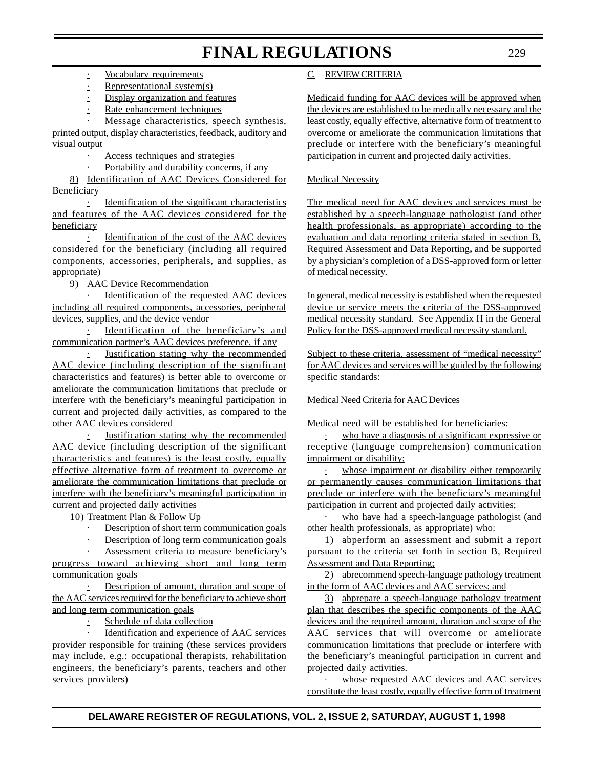- Vocabulary requirements
- Representational system(s)
- Display organization and features
- Rate enhancement techniques
- Message characteristics, speech synthesis, printed output, display characteristics, feedback, auditory and visual output
- Access techniques and strategies
- Portability and durability concerns, if any

8) Identification of AAC Devices Considered for Beneficiary

- Identification of the significant characteristics and features of the AAC devices considered for the beneficiary
- Identification of the cost of the AAC devices considered for the beneficiary (including all required components, accessories, peripherals, and supplies, as appropriate)

9) AAC Device Recommendation

- Identification of the requested AAC devices including all required components, accessories, peripheral devices, supplies, and the device vendor
- Identification of the beneficiary's and communication partner's AAC devices preference, if any
- Justification stating why the recommended AAC device (including description of the significant characteristics and features) is better able to overcome or ameliorate the communication limitations that preclude or interfere with the beneficiary's meaningful participation in current and projected daily activities, as compared to the other AAC devices considered
- Justification stating why the recommended AAC device (including description of the significant characteristics and features) is the least costly, equally effective alternative form of treatment to overcome or ameliorate the communication limitations that preclude or interfere with the beneficiary's meaningful participation in current and projected daily activities

10) Treatment Plan & Follow Up

- Description of short term communication goals
- Description of long term communication goals
- Assessment criteria to measure beneficiary's progress toward achieving short and long term communication goals
- Description of amount, duration and scope of the AAC services required for the beneficiary to achieve short and long term communication goals
- Schedule of data collection
- Identification and experience of AAC services provider responsible for training (these services providers may include, e.g.: occupational therapists, rehabilitation engineers, the beneficiary's parents, teachers and other services providers)

C. REVIEW CRITERIA

Medicaid funding for AAC devices will be approved when the devices are established to be medically necessary and the least costly, equally effective, alternative form of treatment to overcome or ameliorate the communication limitations that preclude or interfere with the beneficiary's meaningful participation in current and projected daily activities.

Medical Necessity

The medical need for AAC devices and services must be established by a speech-language pathologist (and other health professionals, as appropriate) according to the evaluation and data reporting criteria stated in section B, Required Assessment and Data Reporting**,** and be supported by a physician's completion of a DSS-approved form or letter of medical necessity.

In general, medical necessity is established when the requested device or service meets the criteria of the DSS-approved medical necessity standard. See Appendix H in the General Policy for the DSS-approved medical necessity standard.

Subject to these criteria, assessment of "medical necessity" for AAC devices and services will be guided by the following specific standards:

Medical Need Criteria for AAC Devices

Medical need will be established for beneficiaries:

- who have a diagnosis of a significant expressive or receptive (language comprehension) communication impairment or disability;
- whose impairment or disability either temporarily or permanently causes communication limitations that preclude or interfere with the beneficiary's meaningful participation in current and projected daily activities;
- who have had a speech-language pathologist (and other health professionals, as appropriate) who:

1) abperform an assessment and submit a report pursuant to the criteria set forth in section B, Required Assessment and Data Reporting;

2) abrecommend speech-language pathology treatment in the form of AAC devices and AAC services; and

3) abprepare a speech-language pathology treatment plan that describes the specific components of the AAC devices and the required amount, duration and scope of the AAC services that will overcome or ameliorate communication limitations that preclude or interfere with the beneficiary's meaningful participation in current and projected daily activities.

- whose requested AAC devices and AAC services constitute the least costly, equally effective form of treatment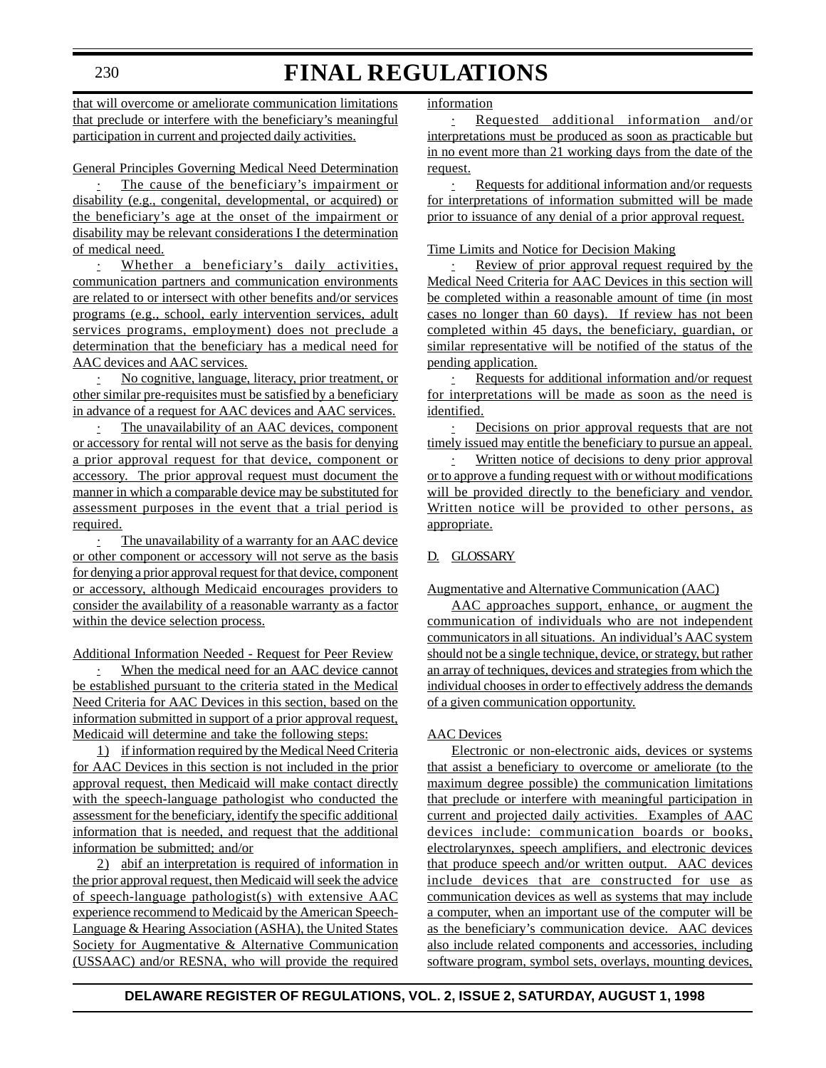that will overcome or ameliorate communication limitations that preclude or interfere with the beneficiary's meaningful participation in current and projected daily activities.

General Principles Governing Medical Need Determination

: The cause of the beneficiary's impairment or disability (e.g., congenital, developmental, or acquired) or the beneficiary's age at the onset of the impairment or disability may be relevant considerations I the determination of medical need.

: Whether a beneficiary's daily activities, communication partners and communication environments are related to or intersect with other benefits and/or services programs (e.g., school, early intervention services, adult services programs, employment) does not preclude a determination that the beneficiary has a medical need for AAC devices and AAC services.

: No cognitive, language, literacy, prior treatment, or other similar pre-requisites must be satisfied by a beneficiary in advance of a request for AAC devices and AAC services.

: The unavailability of an AAC devices, component or accessory for rental will not serve as the basis for denying a prior approval request for that device, component or accessory. The prior approval request must document the manner in which a comparable device may be substituted for assessment purposes in the event that a trial period is required.

: The unavailability of a warranty for an AAC device or other component or accessory will not serve as the basis for denying a prior approval request for that device, component or accessory, although Medicaid encourages providers to consider the availability of a reasonable warranty as a factor within the device selection process.

Additional Information Needed - Request for Peer Review

: When the medical need for an AAC device cannot be established pursuant to the criteria stated in the Medical Need Criteria for AAC Devices in this section, based on the information submitted in support of a prior approval request, Medicaid will determine and take the following steps:

1) if information required by the Medical Need Criteria for AAC Devices in this section is not included in the prior approval request, then Medicaid will make contact directly with the speech-language pathologist who conducted the assessment for the beneficiary, identify the specific additional information that is needed, and request that the additional information be submitted; and/or

2) abif an interpretation is required of information in the prior approval request, then Medicaid will seek the advice of speech-language pathologist(s) with extensive AAC experience recommend to Medicaid by the American Speech-Language & Hearing Association (ASHA), the United States Society for Augmentative & Alternative Communication (USSAAC) and/or RESNA, who will provide the required information

: Requested additional information and/or interpretations must be produced as soon as practicable but in no event more than 21 working days from the date of the request.

: Requests for additional information and/or requests for interpretations of information submitted will be made prior to issuance of any denial of a prior approval request.

Time Limits and Notice for Decision Making

: Review of prior approval request required by the Medical Need Criteria for AAC Devices in this section will be completed within a reasonable amount of time (in most cases no longer than 60 days). If review has not been completed within 45 days, the beneficiary, guardian, or similar representative will be notified of the status of the pending application.

: Requests for additional information and/or request for interpretations will be made as soon as the need is identified.

: Decisions on prior approval requests that are not timely issued may entitle the beneficiary to pursue an appeal.

: Written notice of decisions to deny prior approval or to approve a funding request with or without modifications will be provided directly to the beneficiary and vendor. Written notice will be provided to other persons, as appropriate.

D. GLOSSARY

Augmentative and Alternative Communication (AAC)

AAC approaches support, enhance, or augment the communication of individuals who are not independent communicators in all situations. An individual's AAC system should not be a single technique, device, or strategy, but rather an array of techniques, devices and strategies from which the individual chooses in order to effectively address the demands of a given communication opportunity.

AAC Devices

Electronic or non-electronic aids, devices or systems that assist a beneficiary to overcome or ameliorate (to the maximum degree possible) the communication limitations that preclude or interfere with meaningful participation in current and projected daily activities. Examples of AAC devices include: communication boards or books, electrolarynxes, speech amplifiers, and electronic devices that produce speech and/or written output. AAC devices include devices that are constructed for use as communication devices as well as systems that may include a computer, when an important use of the computer will be as the beneficiary's communication device. AAC devices also include related components and accessories, including software program, symbol sets, overlays, mounting devices,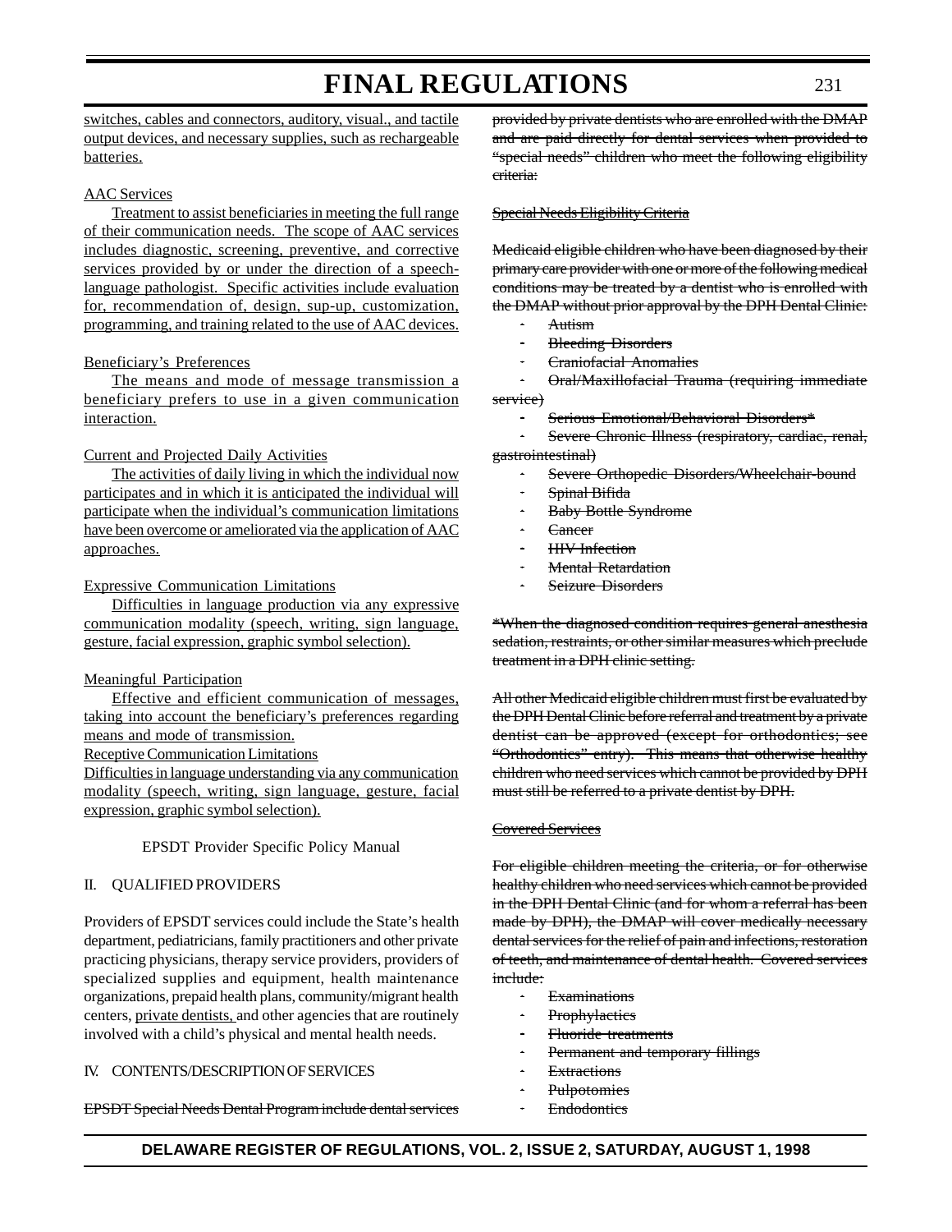switches, cables and connectors, auditory, visual., and tactile output devices, and necessary supplies, such as rechargeable batteries.

AAC Services

Treatment to assist beneficiaries in meeting the full range of their communication needs. The scope of AAC services includes diagnostic, screening, preventive, and corrective services provided by or under the direction of a speech-language pathologist. Specific activities include evaluation for, recommendation of, design, sup-up, customization, programming, and training related to the use of AAC devices.

Beneficiary's Preferences

The means and mode of message transmission a beneficiary prefers to use in a given communication interaction.

Current and Projected Daily Activities

The activities of daily living in which the individual now participates and in which it is anticipated the individual will participate when the individual's communication limitations have been overcome or ameliorated via the application of AAC approaches.

Expressive Communication Limitations

Difficulties in language production via any expressive communication modality (speech, writing, sign language, gesture, facial expression, graphic symbol selection).

Meaningful Participation

Effective and efficient communication of messages, taking into account the beneficiary's preferences regarding means and mode of transmission.

Receptive Communication Limitations

Difficulties in language understanding via any communication modality (speech, writing, sign language, gesture, facial expression, graphic symbol selection).

EPSDT Provider Specific Policy Manual

II. QUALIFIED PROVIDERS

Providers of EPSDT services could include the State's health department, pediatricians, family practitioners and other private practicing physicians, therapy service providers, providers of specialized supplies and equipment, health maintenance organizations, prepaid health plans, community/migrant health centers, private dentists, and other agencies that are routinely involved with a child's physical and mental health needs.

IV. CONTENTS/DESCRIPTION OF SERVICES

~~EPSDT Special Needs Dental Program include dental services provided by private dentists who are enrolled with the DMAP and are paid directly for dental services when provided to "special needs" children who meet the following eligibility criteria:~~

~~Special Needs Eligibility Criteria~~

~~Medicaid eligible children who have been diagnosed by their primary care provider with one or more of the following medical conditions may be treated by a dentist who is enrolled with the DMAP without prior approval by the DPH Dental Clinic:~~

- ~~Autism~~
- ~~Bleeding Disorders~~
- ~~Craniofacial Anomalies~~
- ~~Oral/Maxillofacial Trauma (requiring immediate service)~~
- ~~Serious Emotional/Behavioral Disorders*~~
- ~~Severe Chronic Illness (respiratory, cardiac, renal, gastrointestinal)~~
- ~~Severe Orthopedic Disorders/Wheelchair-bound~~
- ~~Spinal Bifida~~
- ~~Baby Bottle Syndrome~~
- ~~Cancer~~
- ~~HIV Infection~~
- ~~Mental Retardation~~
- ~~Seizure Disorders~~

~~*When the diagnosed condition requires general anesthesia sedation, restraints, or other similar measures which preclude treatment in a DPH clinic setting.~~

~~All other Medicaid eligible children must first be evaluated by the DPH Dental Clinic before referral and treatment by a private dentist can be approved (except for orthodontics; see "Orthodontics" entry). This means that otherwise healthy children who need services which cannot be provided by DPH must still be referred to a private dentist by DPH.~~

~~Covered Services~~

~~For eligible children meeting the criteria, or for otherwise healthy children who need services which cannot be provided in the DPH Dental Clinic (and for whom a referral has been made by DPH), the DMAP will cover medically necessary dental services for the relief of pain and infections, restoration of teeth, and maintenance of dental health. Covered services include:~~

- ~~Examinations~~
- ~~Prophylactics~~
- ~~Fluoride treatments~~
- ~~Permanent and temporary fillings~~
- ~~Extractions~~
- ~~Pulpotomies~~
- ~~Endodontics~~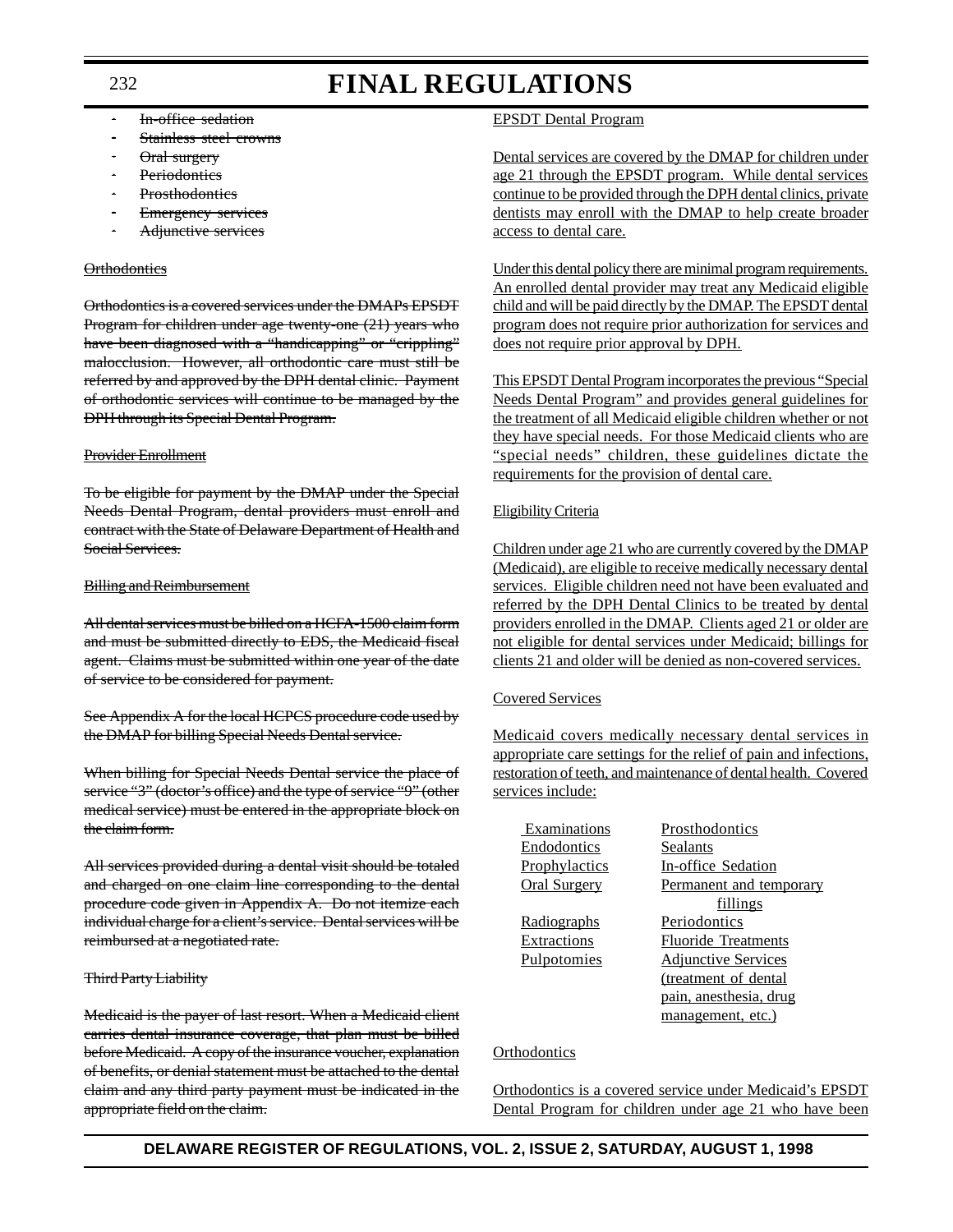- ~~In-office sedation~~
- ~~Stainless steel crowns~~
- ~~Oral surgery~~
- ~~Periodontics~~
- ~~Prosthodontics~~
- ~~Emergency services~~
- ~~Adjunctive services~~

~~Orthodontics~~

~~Orthodontics is a covered services under the DMAPs EPSDT Program for children under age twenty-one (21) years who have been diagnosed with a "handicapping" or "crippling" malocclusion. However, all orthodontic care must still be referred by and approved by the DPH dental clinic. Payment of orthodontic services will continue to be managed by the DPH through its Special Dental Program.~~

~~Provider Enrollment~~

~~To be eligible for payment by the DMAP under the Special Needs Dental Program, dental providers must enroll and contract with the State of Delaware Department of Health and Social Services.~~

~~Billing and Reimbursement~~

~~All dental services must be billed on a HCFA-1500 claim form and must be submitted directly to EDS, the Medicaid fiscal agent. Claims must be submitted within one year of the date of service to be considered for payment.~~

~~See Appendix A for the local HCPCS procedure code used by the DMAP for billing Special Needs Dental service.~~

~~When billing for Special Needs Dental service the place of service "3" (doctor's office) and the type of service "9" (other medical service) must be entered in the appropriate block on the claim form.~~

~~All services provided during a dental visit should be totaled and charged on one claim line corresponding to the dental procedure code given in Appendix A. Do not itemize each individual charge for a client's service. Dental services will be reimbursed at a negotiated rate.~~

~~Third Party Liability~~

~~Medicaid is the payer of last resort. When a Medicaid client carries dental insurance coverage, that plan must be billed before Medicaid. A copy of the insurance voucher, explanation of benefits, or denial statement must be attached to the dental claim and any third party payment must be indicated in the appropriate field on the claim.~~

EPSDT Dental Program

Dental services are covered by the DMAP for children under age 21 through the EPSDT program. While dental services continue to be provided through the DPH dental clinics, private dentists may enroll with the DMAP to help create broader access to dental care.

Under this dental policy there are minimal program requirements. An enrolled dental provider may treat any Medicaid eligible child and will be paid directly by the DMAP. The EPSDT dental program does not require prior authorization for services and does not require prior approval by DPH.

This EPSDT Dental Program incorporates the previous "Special Needs Dental Program" and provides general guidelines for the treatment of all Medicaid eligible children whether or not they have special needs. For those Medicaid clients who are "special needs" children, these guidelines dictate the requirements for the provision of dental care.

Eligibility Criteria

Children under age 21 who are currently covered by the DMAP (Medicaid), are eligible to receive medically necessary dental services. Eligible children need not have been evaluated and referred by the DPH Dental Clinics to be treated by dental providers enrolled in the DMAP. Clients aged 21 or older are not eligible for dental services under Medicaid; billings for clients 21 and older will be denied as non-covered services.

Covered Services

Medicaid covers medically necessary dental services in appropriate care settings for the relief of pain and infections, restoration of teeth, and maintenance of dental health. Covered services include:

| | |
|---|---|
| Examinations | Prosthodontics |
| Endodontics | Sealants |
| Prophylactics | In-office Sedation |
| Oral Surgery | Permanent and temporary fillings |
| Radiographs | Periodontics |
| Extractions | Fluoride Treatments |
| Pulpotomies | Adjunctive Services (treatment of dental pain, anesthesia, drug management, etc.) |

Orthodontics

Orthodontics is a covered service under Medicaid's EPSDT Dental Program for children under age 21 who have been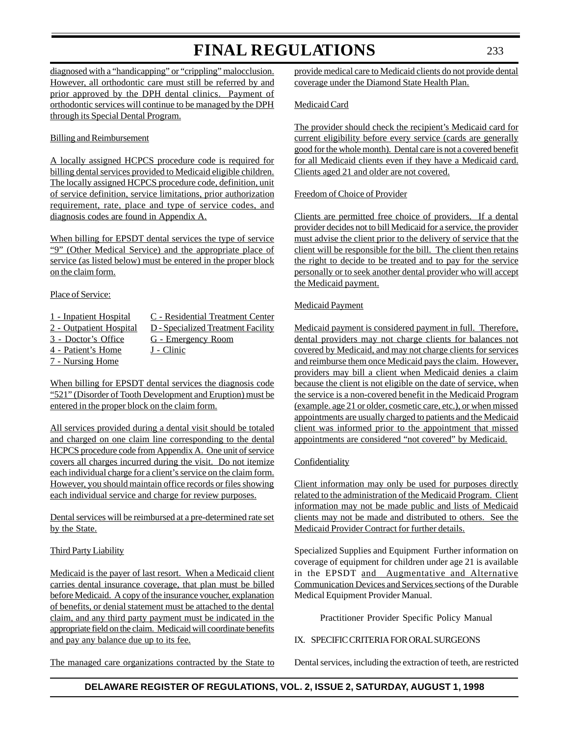diagnosed with a "handicapping" or "crippling" malocclusion. However, all orthodontic care must still be referred by and prior approved by the DPH dental clinics. Payment of orthodontic services will continue to be managed by the DPH through its Special Dental Program.

Billing and Reimbursement

A locally assigned HCPCS procedure code is required for billing dental services provided to Medicaid eligible children. The locally assigned HCPCS procedure code, definition, unit of service definition, service limitations, prior authorization requirement, rate, place and type of service codes, and diagnosis codes are found in Appendix A.

When billing for EPSDT dental services the type of service "9" (Other Medical Service) and the appropriate place of service (as listed below) must be entered in the proper block on the claim form.

Place of Service:

| | |
|---|---|
| 1 - Inpatient Hospital | C - Residential Treatment Center |
| 2 - Outpatient Hospital | D - Specialized Treatment Facility |
| 3 - Doctor's Office | G - Emergency Room |
| 4 - Patient's Home | J - Clinic |
| 7 - Nursing Home | |

When billing for EPSDT dental services the diagnosis code "521" (Disorder of Tooth Development and Eruption) must be entered in the proper block on the claim form.

All services provided during a dental visit should be totaled and charged on one claim line corresponding to the dental HCPCS procedure code from Appendix A. One unit of service covers all charges incurred during the visit. Do not itemize each individual charge for a client's service on the claim form. However, you should maintain office records or files showing each individual service and charge for review purposes.

Dental services will be reimbursed at a pre-determined rate set by the State.

Third Party Liability

Medicaid is the payer of last resort. When a Medicaid client carries dental insurance coverage, that plan must be billed before Medicaid. A copy of the insurance voucher, explanation of benefits, or denial statement must be attached to the dental claim, and any third party payment must be indicated in the appropriate field on the claim. Medicaid will coordinate benefits and pay any balance due up to its fee.

The managed care organizations contracted by the State to provide medical care to Medicaid clients do not provide dental coverage under the Diamond State Health Plan.

Medicaid Card

The provider should check the recipient's Medicaid card for current eligibility before every service (cards are generally good for the whole month). Dental care is not a covered benefit for all Medicaid clients even if they have a Medicaid card. Clients aged 21 and older are not covered.

Freedom of Choice of Provider

Clients are permitted free choice of providers. If a dental provider decides not to bill Medicaid for a service, the provider must advise the client prior to the delivery of service that the client will be responsible for the bill. The client then retains the right to decide to be treated and to pay for the service personally or to seek another dental provider who will accept the Medicaid payment.

Medicaid Payment

Medicaid payment is considered payment in full. Therefore, dental providers may not charge clients for balances not covered by Medicaid, and may not charge clients for services and reimburse them once Medicaid pays the claim. However, providers may bill a client when Medicaid denies a claim because the client is not eligible on the date of service, when the service is a non-covered benefit in the Medicaid Program (example. age 21 or older, cosmetic care, etc.), or when missed appointments are usually charged to patients and the Medicaid client was informed prior to the appointment that missed appointments are considered "not covered" by Medicaid.

Confidentiality

Client information may only be used for purposes directly related to the administration of the Medicaid Program. Client information may not be made public and lists of Medicaid clients may not be made and distributed to others. See the Medicaid Provider Contract for further details.

Specialized Supplies and Equipment Further information on coverage of equipment for children under age 21 is available in the EPSDT and Augmentative and Alternative Communication Devices and Services sections of the Durable Medical Equipment Provider Manual.

Practitioner Provider Specific Policy Manual

IX. SPECIFIC CRITERIA FOR ORAL SURGEONS

Dental services, including the extraction of teeth, are restricted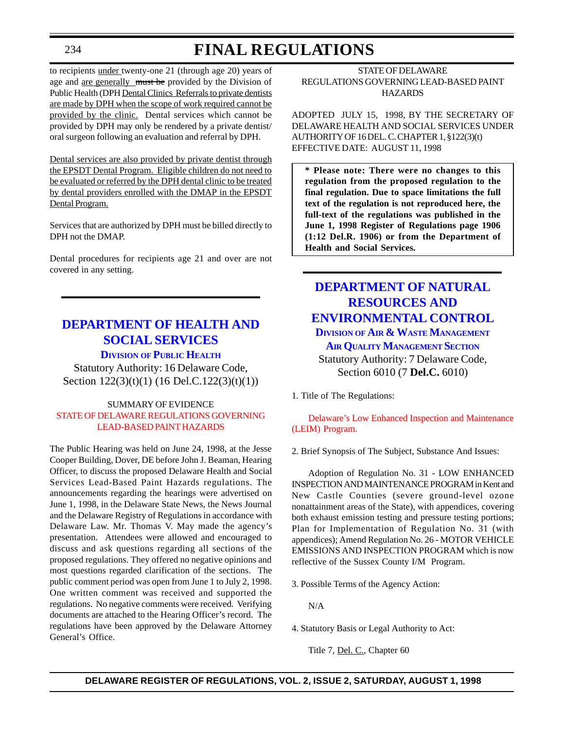to recipients under twenty-one 21 (through age 20) years of age and are generally ~~must be~~ provided by the Division of Public Health (DPH Dental Clinics Referrals to private dentists are made by DPH when the scope of work required cannot be provided by the clinic. Dental services which cannot be provided by DPH may only be rendered by a private dentist/oral surgeon following an evaluation and referral by DPH.

Dental services are also provided by private dentist through the EPSDT Dental Program. Eligible children do not need to be evaluated or referred by the DPH dental clinic to be treated by dental providers enrolled with the DMAP in the EPSDT Dental Program.

Services that are authorized by DPH must be billed directly to DPH not the DMAP.

Dental procedures for recipients age 21 and over are not covered in any setting.

## DEPARTMENT OF HEALTH AND SOCIAL SERVICES

### DIVISION OF PUBLIC HEALTH

Statutory Authority: 16 Delaware Code, Section 122(3)(t)(1) (16 Del.C.122(3)(t)(1))

SUMMARY OF EVIDENCE

STATE OF DELAWARE REGULATIONS GOVERNING LEAD-BASED PAINT HAZARDS

The Public Hearing was held on June 24, 1998, at the Jesse Cooper Building, Dover, DE before John J. Beaman, Hearing Officer, to discuss the proposed Delaware Health and Social Services Lead-Based Paint Hazards regulations. The announcements regarding the hearings were advertised on June 1, 1998, in the Delaware State News, the News Journal and the Delaware Registry of Regulations in accordance with Delaware Law. Mr. Thomas V. May made the agency's presentation. Attendees were allowed and encouraged to discuss and ask questions regarding all sections of the proposed regulations. They offered no negative opinions and most questions regarded clarification of the sections. The public comment period was open from June 1 to July 2, 1998. One written comment was received and supported the regulations. No negative comments were received. Verifying documents are attached to the Hearing Officer's record. The regulations have been approved by the Delaware Attorney General's Office.

STATE OF DELAWARE
REGULATIONS GOVERNING LEAD-BASED PAINT HAZARDS

ADOPTED JULY 15, 1998, BY THE SECRETARY OF DELAWARE HEALTH AND SOCIAL SERVICES UNDER AUTHORITY OF 16 DEL. C. CHAPTER 1, §122(3)(t)
EFFECTIVE DATE: AUGUST 11, 1998

**\* Please note: There were no changes to this regulation from the proposed regulation to the final regulation. Due to space limitations the full text of the regulation is not reproduced here, the full-text of the regulations was published in the June 1, 1998 Register of Regulations page 1906 (1:12 Del.R. 1906) or from the Department of Health and Social Services.**

## DEPARTMENT OF NATURAL RESOURCES AND ENVIRONMENTAL CONTROL

### DIVISION OF AIR & WASTE MANAGEMENT

### AIR QUALITY MANAGEMENT SECTION

Statutory Authority: 7 Delaware Code, Section 6010 (7 **Del.C.** 6010)

1. Title of The Regulations:

Delaware's Low Enhanced Inspection and Maintenance (LEIM) Program.

2. Brief Synopsis of The Subject, Substance And Issues:

Adoption of Regulation No. 31 - LOW ENHANCED INSPECTION AND MAINTENANCE PROGRAM in Kent and New Castle Counties (severe ground-level ozone nonattainment areas of the State), with appendices, covering both exhaust emission testing and pressure testing portions; Plan for Implementation of Regulation No. 31 (with appendices); Amend Regulation No. 26 - MOTOR VEHICLE EMISSIONS AND INSPECTION PROGRAM which is now reflective of the Sussex County I/M Program.

3. Possible Terms of the Agency Action:

N/A

4. Statutory Basis or Legal Authority to Act:

Title 7, Del. C., Chapter 60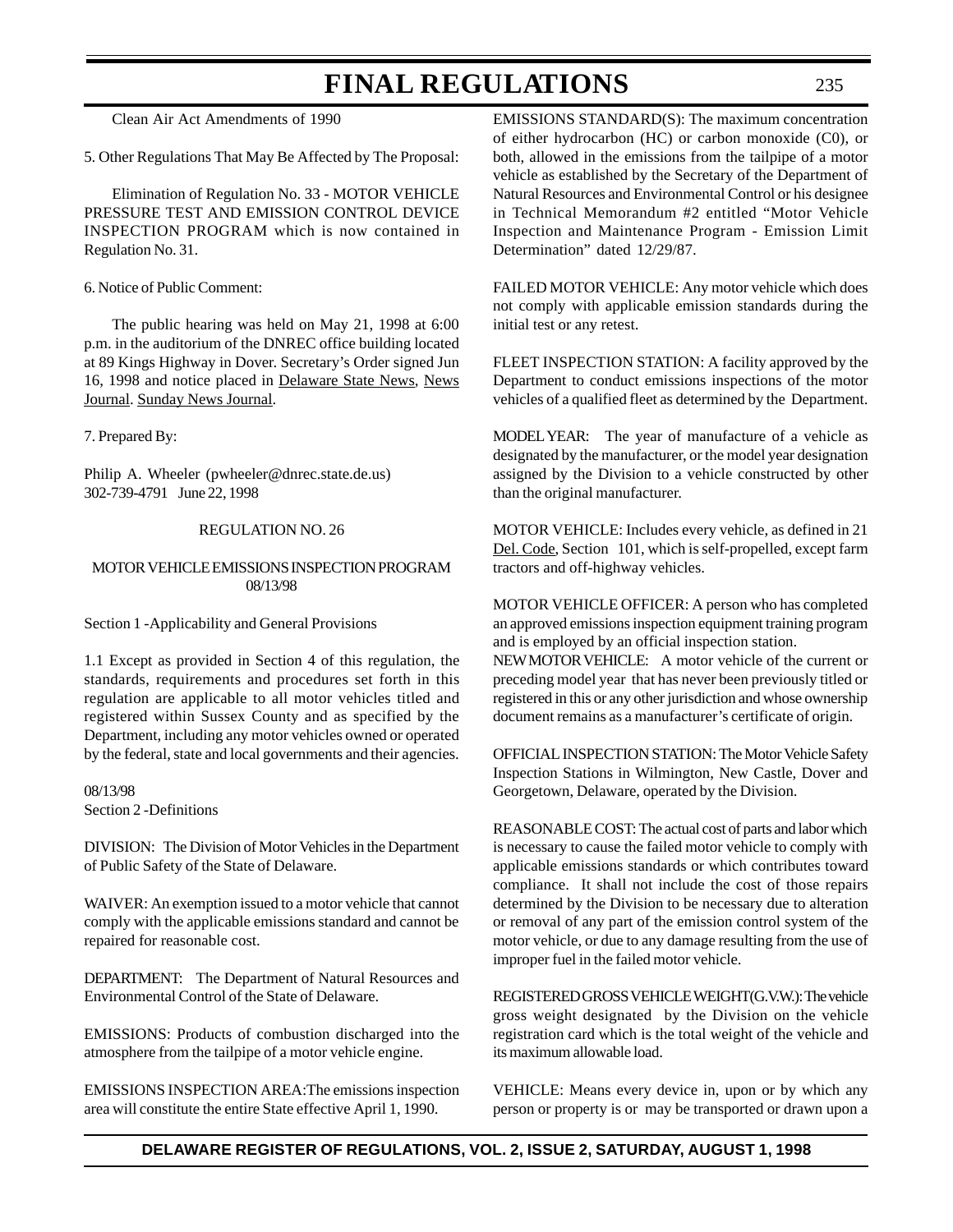Clean Air Act Amendments of 1990

5. Other Regulations That May Be Affected by The Proposal:

Elimination of Regulation No. 33 - MOTOR VEHICLE PRESSURE TEST AND EMISSION CONTROL DEVICE INSPECTION PROGRAM which is now contained in Regulation No. 31.

6. Notice of Public Comment:

The public hearing was held on May 21, 1998 at 6:00 p.m. in the auditorium of the DNREC office building located at 89 Kings Highway in Dover. Secretary's Order signed Jun 16, 1998 and notice placed in Delaware State News, News Journal. Sunday News Journal.

7. Prepared By:

Philip A. Wheeler (pwheeler@dnrec.state.de.us)
302-739-4791 June 22, 1998

REGULATION NO. 26

MOTOR VEHICLE EMISSIONS INSPECTION PROGRAM
08/13/98

Section 1 -Applicability and General Provisions

1.1 Except as provided in Section 4 of this regulation, the standards, requirements and procedures set forth in this regulation are applicable to all motor vehicles titled and registered within Sussex County and as specified by the Department, including any motor vehicles owned or operated by the federal, state and local governments and their agencies.

08/13/98
Section 2 -Definitions

DIVISION: The Division of Motor Vehicles in the Department of Public Safety of the State of Delaware.

WAIVER: An exemption issued to a motor vehicle that cannot comply with the applicable emissions standard and cannot be repaired for reasonable cost.

DEPARTMENT: The Department of Natural Resources and Environmental Control of the State of Delaware.

EMISSIONS: Products of combustion discharged into the atmosphere from the tailpipe of a motor vehicle engine.

EMISSIONS INSPECTION AREA: The emissions inspection area will constitute the entire State effective April 1, 1990.

EMISSIONS STANDARD(S): The maximum concentration of either hydrocarbon (HC) or carbon monoxide (C0), or both, allowed in the emissions from the tailpipe of a motor vehicle as established by the Secretary of the Department of Natural Resources and Environmental Control or his designee in Technical Memorandum #2 entitled "Motor Vehicle Inspection and Maintenance Program - Emission Limit Determination" dated 12/29/87.

FAILED MOTOR VEHICLE: Any motor vehicle which does not comply with applicable emission standards during the initial test or any retest.

FLEET INSPECTION STATION: A facility approved by the Department to conduct emissions inspections of the motor vehicles of a qualified fleet as determined by the Department.

MODEL YEAR: The year of manufacture of a vehicle as designated by the manufacturer, or the model year designation assigned by the Division to a vehicle constructed by other than the original manufacturer.

MOTOR VEHICLE: Includes every vehicle, as defined in 21 Del. Code, Section 101, which is self-propelled, except farm tractors and off-highway vehicles.

MOTOR VEHICLE OFFICER: A person who has completed an approved emissions inspection equipment training program and is employed by an official inspection station.

NEW MOTOR VEHICLE: A motor vehicle of the current or preceding model year that has never been previously titled or registered in this or any other jurisdiction and whose ownership document remains as a manufacturer's certificate of origin.

OFFICIAL INSPECTION STATION: The Motor Vehicle Safety Inspection Stations in Wilmington, New Castle, Dover and Georgetown, Delaware, operated by the Division.

REASONABLE COST: The actual cost of parts and labor which is necessary to cause the failed motor vehicle to comply with applicable emissions standards or which contributes toward compliance. It shall not include the cost of those repairs determined by the Division to be necessary due to alteration or removal of any part of the emission control system of the motor vehicle, or due to any damage resulting from the use of improper fuel in the failed motor vehicle.

REGISTERED GROSS VEHICLE WEIGHT (G.V.W.): The vehicle gross weight designated by the Division on the vehicle registration card which is the total weight of the vehicle and its maximum allowable load.

VEHICLE: Means every device in, upon or by which any person or property is or may be transported or drawn upon a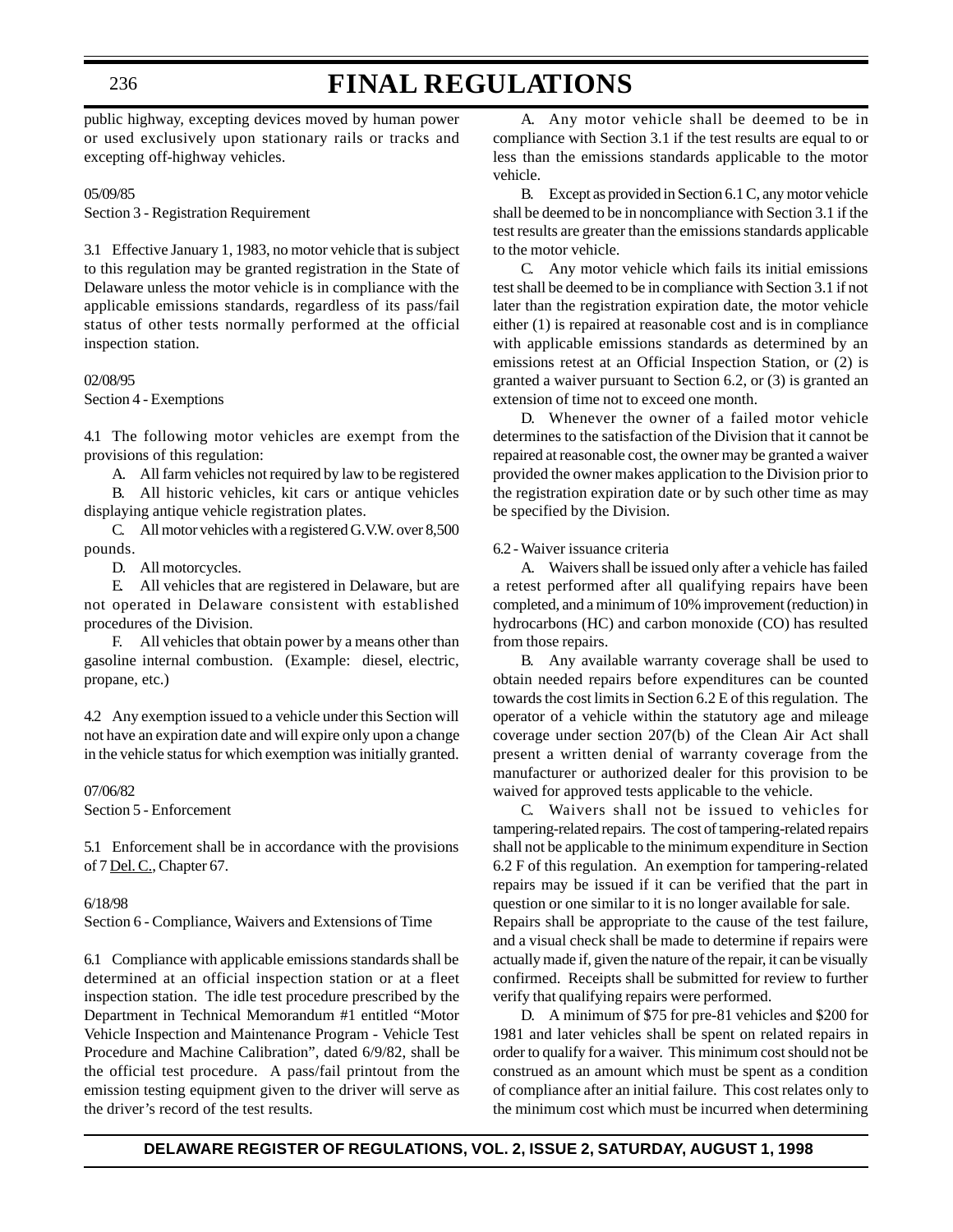public highway, excepting devices moved by human power or used exclusively upon stationary rails or tracks and excepting off-highway vehicles.

05/09/85

Section 3 - Registration Requirement

3.1 Effective January 1, 1983, no motor vehicle that is subject to this regulation may be granted registration in the State of Delaware unless the motor vehicle is in compliance with the applicable emissions standards, regardless of its pass/fail status of other tests normally performed at the official inspection station.

02/08/95

Section 4 - Exemptions

4.1 The following motor vehicles are exempt from the provisions of this regulation:

A. All farm vehicles not required by law to be registered

B. All historic vehicles, kit cars or antique vehicles displaying antique vehicle registration plates.

C. All motor vehicles with a registered G.V.W. over 8,500 pounds.

D. All motorcycles.

E. All vehicles that are registered in Delaware, but are not operated in Delaware consistent with established procedures of the Division.

F. All vehicles that obtain power by a means other than gasoline internal combustion. (Example: diesel, electric, propane, etc.)

4.2 Any exemption issued to a vehicle under this Section will not have an expiration date and will expire only upon a change in the vehicle status for which exemption was initially granted.

07/06/82

Section 5 - Enforcement

5.1 Enforcement shall be in accordance with the provisions of 7 Del. C., Chapter 67.

6/18/98

Section 6 - Compliance, Waivers and Extensions of Time

6.1 Compliance with applicable emissions standards shall be determined at an official inspection station or at a fleet inspection station. The idle test procedure prescribed by the Department in Technical Memorandum #1 entitled "Motor Vehicle Inspection and Maintenance Program - Vehicle Test Procedure and Machine Calibration", dated 6/9/82, shall be the official test procedure. A pass/fail printout from the emission testing equipment given to the driver will serve as the driver's record of the test results.

A. Any motor vehicle shall be deemed to be in compliance with Section 3.1 if the test results are equal to or less than the emissions standards applicable to the motor vehicle.

B. Except as provided in Section 6.1 C, any motor vehicle shall be deemed to be in noncompliance with Section 3.1 if the test results are greater than the emissions standards applicable to the motor vehicle.

C. Any motor vehicle which fails its initial emissions test shall be deemed to be in compliance with Section 3.1 if not later than the registration expiration date, the motor vehicle either (1) is repaired at reasonable cost and is in compliance with applicable emissions standards as determined by an emissions retest at an Official Inspection Station, or (2) is granted a waiver pursuant to Section 6.2, or (3) is granted an extension of time not to exceed one month.

D. Whenever the owner of a failed motor vehicle determines to the satisfaction of the Division that it cannot be repaired at reasonable cost, the owner may be granted a waiver provided the owner makes application to the Division prior to the registration expiration date or by such other time as may be specified by the Division.

6.2 - Waiver issuance criteria

A. Waivers shall be issued only after a vehicle has failed a retest performed after all qualifying repairs have been completed, and a minimum of 10% improvement (reduction) in hydrocarbons (HC) and carbon monoxide (CO) has resulted from those repairs.

B. Any available warranty coverage shall be used to obtain needed repairs before expenditures can be counted towards the cost limits in Section 6.2 E of this regulation. The operator of a vehicle within the statutory age and mileage coverage under section 207(b) of the Clean Air Act shall present a written denial of warranty coverage from the manufacturer or authorized dealer for this provision to be waived for approved tests applicable to the vehicle.

C. Waivers shall not be issued to vehicles for tampering-related repairs. The cost of tampering-related repairs shall not be applicable to the minimum expenditure in Section 6.2 F of this regulation. An exemption for tampering-related repairs may be issued if it can be verified that the part in question or one similar to it is no longer available for sale. Repairs shall be appropriate to the cause of the test failure, and a visual check shall be made to determine if repairs were actually made if, given the nature of the repair, it can be visually confirmed. Receipts shall be submitted for review to further verify that qualifying repairs were performed.

D. A minimum of $75 for pre-81 vehicles and $200 for 1981 and later vehicles shall be spent on related repairs in order to qualify for a waiver. This minimum cost should not be construed as an amount which must be spent as a condition of compliance after an initial failure. This cost relates only to the minimum cost which must be incurred when determining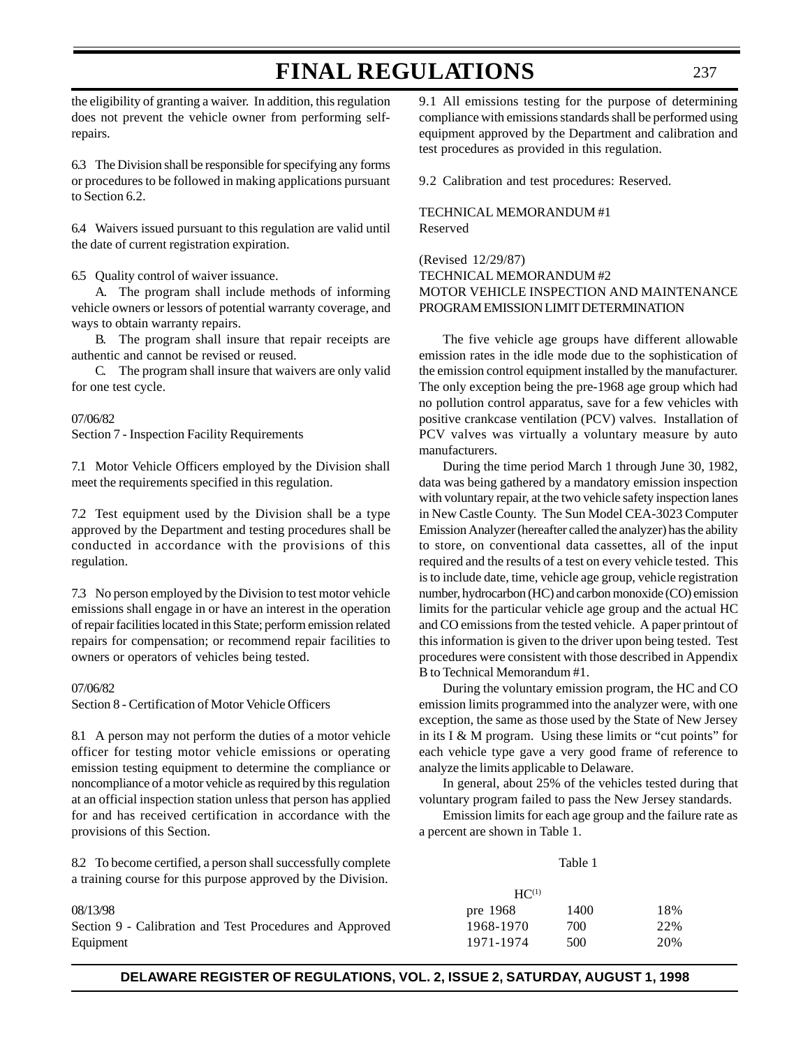the eligibility of granting a waiver. In addition, this regulation does not prevent the vehicle owner from performing self-repairs.

6.3 The Division shall be responsible for specifying any forms or procedures to be followed in making applications pursuant to Section 6.2.

6.4 Waivers issued pursuant to this regulation are valid until the date of current registration expiration.

6.5 Quality control of waiver issuance.

A. The program shall include methods of informing vehicle owners or lessors of potential warranty coverage, and ways to obtain warranty repairs.

B. The program shall insure that repair receipts are authentic and cannot be revised or reused.

C. The program shall insure that waivers are only valid for one test cycle.

07/06/82
Section 7 - Inspection Facility Requirements

7.1 Motor Vehicle Officers employed by the Division shall meet the requirements specified in this regulation.

7.2 Test equipment used by the Division shall be a type approved by the Department and testing procedures shall be conducted in accordance with the provisions of this regulation.

7.3 No person employed by the Division to test motor vehicle emissions shall engage in or have an interest in the operation of repair facilities located in this State; perform emission related repairs for compensation; or recommend repair facilities to owners or operators of vehicles being tested.

07/06/82
Section 8 - Certification of Motor Vehicle Officers

8.1 A person may not perform the duties of a motor vehicle officer for testing motor vehicle emissions or operating emission testing equipment to determine the compliance or noncompliance of a motor vehicle as required by this regulation at an official inspection station unless that person has applied for and has received certification in accordance with the provisions of this Section.

8.2 To become certified, a person shall successfully complete a training course for this purpose approved by the Division.

08/13/98
Section 9 - Calibration and Test Procedures and Approved Equipment

9.1 All emissions testing for the purpose of determining compliance with emissions standards shall be performed using equipment approved by the Department and calibration and test procedures as provided in this regulation.

9.2 Calibration and test procedures: Reserved.

TECHNICAL MEMORANDUM #1
Reserved

(Revised 12/29/87)
TECHNICAL MEMORANDUM #2
MOTOR VEHICLE INSPECTION AND MAINTENANCE PROGRAM EMISSION LIMIT DETERMINATION

The five vehicle age groups have different allowable emission rates in the idle mode due to the sophistication of the emission control equipment installed by the manufacturer. The only exception being the pre-1968 age group which had no pollution control apparatus, save for a few vehicles with positive crankcase ventilation (PCV) valves. Installation of PCV valves was virtually a voluntary measure by auto manufacturers.

During the time period March 1 through June 30, 1982, data was being gathered by a mandatory emission inspection with voluntary repair, at the two vehicle safety inspection lanes in New Castle County. The Sun Model CEA-3023 Computer Emission Analyzer (hereafter called the analyzer) has the ability to store, on conventional data cassettes, all of the input required and the results of a test on every vehicle tested. This is to include date, time, vehicle age group, vehicle registration number, hydrocarbon (HC) and carbon monoxide (CO) emission limits for the particular vehicle age group and the actual HC and CO emissions from the tested vehicle. A paper printout of this information is given to the driver upon being tested. Test procedures were consistent with those described in Appendix B to Technical Memorandum #1.

During the voluntary emission program, the HC and CO emission limits programmed into the analyzer were, with one exception, the same as those used by the State of New Jersey in its I & M program. Using these limits or "cut points" for each vehicle type gave a very good frame of reference to analyze the limits applicable to Delaware.

In general, about 25% of the vehicles tested during that voluntary program failed to pass the New Jersey standards.

Emission limits for each age group and the failure rate as a percent are shown in Table 1.

Table 1

| HC[1] | | |
|---|---|---|
| pre 1968 | 1400 | 18% |
| 1968-1970 | 700 | 22% |
| 1971-1974 | 500 | 20% |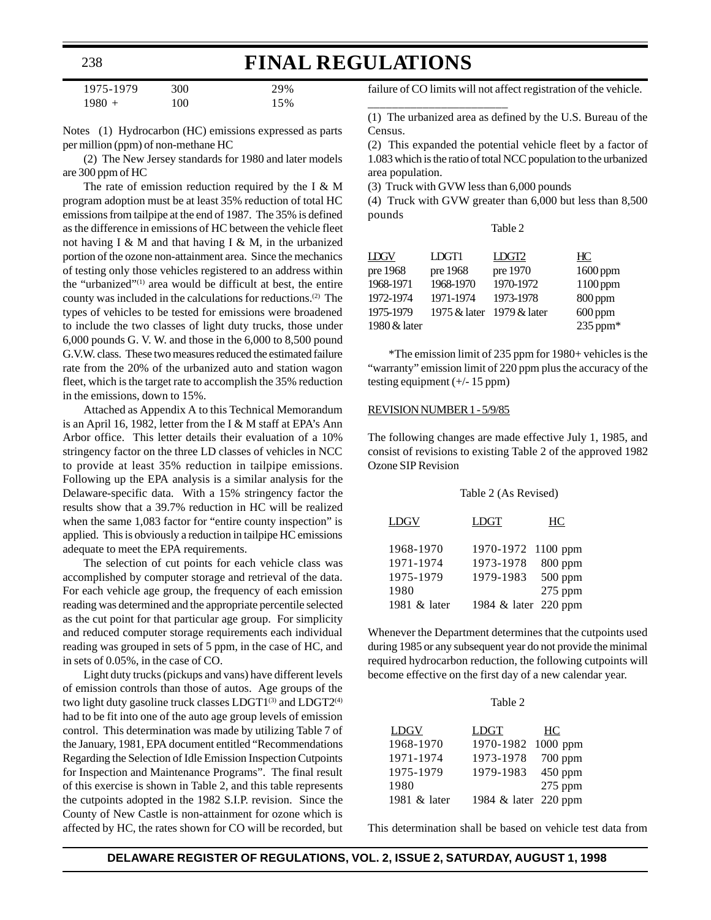| 1975-1979 | 300 | 29% |
|---|---|---|
| 1980 + | 100 | 15% |

Notes (1) Hydrocarbon (HC) emissions expressed as parts per million (ppm) of non-methane HC

(2) The New Jersey standards for 1980 and later models are 300 ppm of HC

The rate of emission reduction required by the I & M program adoption must be at least 35% reduction of total HC emissions from tailpipe at the end of 1987. The 35% is defined as the difference in emissions of HC between the vehicle fleet not having I & M and that having I & M, in the urbanized portion of the ozone non-attainment area. Since the mechanics of testing only those vehicles registered to an address within the "urbanized"[(1)] area would be difficult at best, the entire county was included in the calculations for reductions.[(2)] The types of vehicles to be tested for emissions were broadened to include the two classes of light duty trucks, those under 6,000 pounds G. V. W. and those in the 6,000 to 8,500 pound G.V.W. class. These two measures reduced the estimated failure rate from the 20% of the urbanized auto and station wagon fleet, which is the target rate to accomplish the 35% reduction in the emissions, down to 15%.

Attached as Appendix A to this Technical Memorandum is an April 16, 1982, letter from the I & M staff at EPA's Ann Arbor office. This letter details their evaluation of a 10% stringency factor on the three LD classes of vehicles in NCC to provide at least 35% reduction in tailpipe emissions. Following up the EPA analysis is a similar analysis for the Delaware-specific data. With a 15% stringency factor the results show that a 39.7% reduction in HC will be realized when the same 1,083 factor for "entire county inspection" is applied. This is obviously a reduction in tailpipe HC emissions adequate to meet the EPA requirements.

The selection of cut points for each vehicle class was accomplished by computer storage and retrieval of the data. For each vehicle age group, the frequency of each emission reading was determined and the appropriate percentile selected as the cut point for that particular age group. For simplicity and reduced computer storage requirements each individual reading was grouped in sets of 5 ppm, in the case of HC, and in sets of 0.05%, in the case of CO.

Light duty trucks (pickups and vans) have different levels of emission controls than those of autos. Age groups of the two light duty gasoline truck classes LDGT1[(3)] and LDGT2[(4)] had to be fit into one of the auto age group levels of emission control. This determination was made by utilizing Table 7 of the January, 1981, EPA document entitled "Recommendations Regarding the Selection of Idle Emission Inspection Cutpoints for Inspection and Maintenance Programs". The final result of this exercise is shown in Table 2, and this table represents the cutpoints adopted in the 1982 S.I.P. revision. Since the County of New Castle is non-attainment for ozone which is affected by HC, the rates shown for CO will be recorded, but failure of CO limits will not affect registration of the vehicle.

---

(1) The urbanized area as defined by the U.S. Bureau of the Census.

(2) This expanded the potential vehicle fleet by a factor of 1.083 which is the ratio of total NCC population to the urbanized area population.

(3) Truck with GVW less than 6,000 pounds

(4) Truck with GVW greater than 6,000 but less than 8,500 pounds

Table 2

| LDGV | LDGT1 | LDGT2 | HC |
|---|---|---|---|
| pre 1968 | pre 1968 | pre 1970 | 1600 ppm |
| 1968-1971 | 1968-1970 | 1970-1972 | 1100 ppm |
| 1972-1974 | 1971-1974 | 1973-1978 | 800 ppm |
| 1975-1979 | 1975 & later | 1979 & later | 600 ppm |
| 1980 & later | | | 235 ppm* |

*The emission limit of 235 ppm for 1980+ vehicles is the "warranty" emission limit of 220 ppm plus the accuracy of the testing equipment (+/- 15 ppm)

REVISION NUMBER 1 - 5/9/85

The following changes are made effective July 1, 1985, and consist of revisions to existing Table 2 of the approved 1982 Ozone SIP Revision

Table 2 (As Revised)

| LDGV | LDGT | HC |
|---|---|---|
| 1968-1970 | 1970-1972 | 1100 ppm |
| 1971-1974 | 1973-1978 | 800 ppm |
| 1975-1979 | 1979-1983 | 500 ppm |
| 1980 | | 275 ppm |
| 1981 & later | 1984 & later | 220 ppm |

Whenever the Department determines that the cutpoints used during 1985 or any subsequent year do not provide the minimal required hydrocarbon reduction, the following cutpoints will become effective on the first day of a new calendar year.

Table 2

| LDGV | LDGT | HC |
|---|---|---|
| 1968-1970 | 1970-1982 | 1000 ppm |
| 1971-1974 | 1973-1978 | 700 ppm |
| 1975-1979 | 1979-1983 | 450 ppm |
| 1980 | | 275 ppm |
| 1981 & later | 1984 & later | 220 ppm |

This determination shall be based on vehicle test data from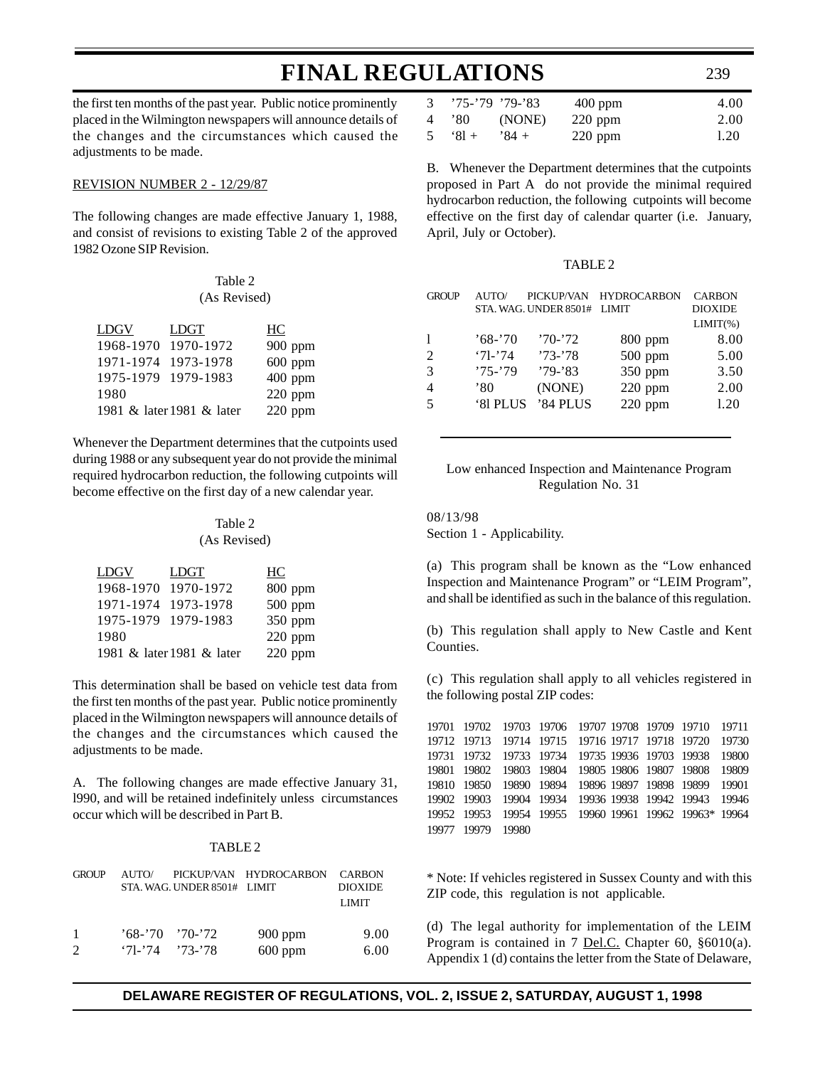the first ten months of the past year. Public notice prominently placed in the Wilmington newspapers will announce details of the changes and the circumstances which caused the adjustments to be made.

REVISION NUMBER 2 - 12/29/87

The following changes are made effective January 1, 1988, and consist of revisions to existing Table 2 of the approved 1982 Ozone SIP Revision.

Table 2
(As Revised)

| LDGV | LDGT | HC |
|---|---|---|
| 1968-1970 | 1970-1972 | 900 ppm |
| 1971-1974 | 1973-1978 | 600 ppm |
| 1975-1979 | 1979-1983 | 400 ppm |
| 1980 | | 220 ppm |
| 1981 & later | 1981 & later | 220 ppm |

Whenever the Department determines that the cutpoints used during 1988 or any subsequent year do not provide the minimal required hydrocarbon reduction, the following cutpoints will become effective on the first day of a new calendar year.

Table 2
(As Revised)

| LDGV | LDGT | HC |
|---|---|---|
| 1968-1970 | 1970-1972 | 800 ppm |
| 1971-1974 | 1973-1978 | 500 ppm |
| 1975-1979 | 1979-1983 | 350 ppm |
| 1980 | | 220 ppm |
| 1981 & later | 1981 & later | 220 ppm |

This determination shall be based on vehicle test data from the first ten months of the past year. Public notice prominently placed in the Wilmington newspapers will announce details of the changes and the circumstances which caused the adjustments to be made.

A. The following changes are made effective January 31, l990, and will be retained indefinitely unless circumstances occur which will be described in Part B.

TABLE 2

| GROUP | AUTO/ STA. WAG. | PICKUP/VAN UNDER 8501# | HYDROCARBON LIMIT | CARBON DIOXIDE LIMIT |
|---|---|---|---|---|
| 1 | '68-'70 | '70-'72 | 900 ppm | 9.00 |
| 2 | '7l-'74 | '73-'78 | 600 ppm | 6.00 |
| 3 | '75-'79 | '79-'83 | 400 ppm | 4.00 |
| 4 | '80 | (NONE) | 220 ppm | 2.00 |
| 5 | '8l + | '84 + | 220 ppm | l.20 |

B. Whenever the Department determines that the cutpoints proposed in Part A do not provide the minimal required hydrocarbon reduction, the following cutpoints will become effective on the first day of calendar quarter (i.e. January, April, July or October).

TABLE 2

| GROUP | AUTO/ STA. WAG. | PICKUP/VAN UNDER 8501# | HYDROCARBON LIMIT | CARBON DIOXIDE LIMIT(%) |
|---|---|---|---|---|
| l | '68-'70 | '70-'72 | 800 ppm | 8.00 |
| 2 | '7l-'74 | '73-'78 | 500 ppm | 5.00 |
| 3 | '75-'79 | '79-'83 | 350 ppm | 3.50 |
| 4 | '80 | (NONE) | 220 ppm | 2.00 |
| 5 | '8l PLUS | '84 PLUS | 220 ppm | l.20 |

---

Low enhanced Inspection and Maintenance Program
Regulation No. 31

08/13/98

Section 1 - Applicability.

(a) This program shall be known as the "Low enhanced Inspection and Maintenance Program" or "LEIM Program", and shall be identified as such in the balance of this regulation.

(b) This regulation shall apply to New Castle and Kent Counties.

(c) This regulation shall apply to all vehicles registered in the following postal ZIP codes:

| | | | | | | | | |
|---|---|---|---|---|---|---|---|---|
| 19701 | 19702 | 19703 | 19706 | 19707 | 19708 | 19709 | 19710 | 19711 |
| 19712 | 19713 | 19714 | 19715 | 19716 | 19717 | 19718 | 19720 | 19730 |
| 19731 | 19732 | 19733 | 19734 | 19735 | 19936 | 19703 | 19938 | 19800 |
| 19801 | 19802 | 19803 | 19804 | 19805 | 19806 | 19807 | 19808 | 19809 |
| 19810 | 19850 | 19890 | 19894 | 19896 | 19897 | 19898 | 19899 | 19901 |
| 19902 | 19903 | 19904 | 19934 | 19936 | 19938 | 19942 | 19943 | 19946 |
| 19952 | 19953 | 19954 | 19955 | 19960 | 19961 | 19962 | 19963* | 19964 |
| 19977 | 19979 | 19980 | | | | | | |

* Note: If vehicles registered in Sussex County and with this ZIP code, this regulation is not applicable.

(d) The legal authority for implementation of the LEIM Program is contained in 7 Del.C. Chapter 60, §6010(a). Appendix 1 (d) contains the letter from the State of Delaware,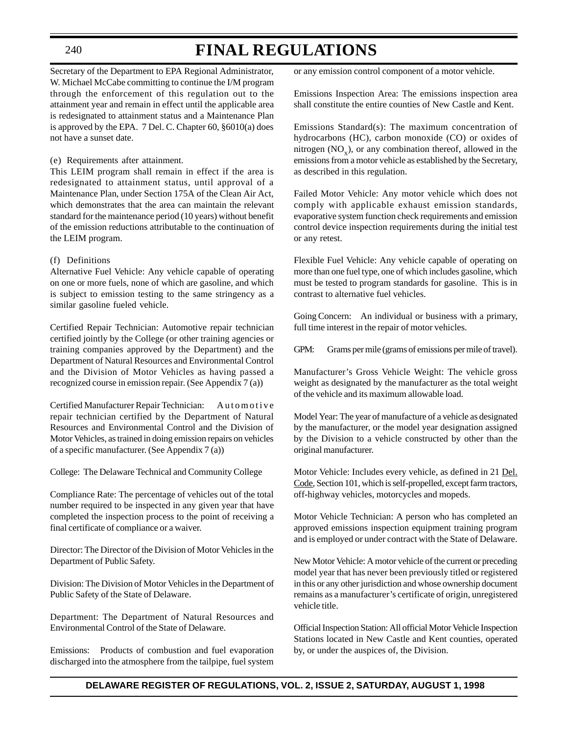Secretary of the Department to EPA Regional Administrator, W. Michael McCabe committing to continue the I/M program through the enforcement of this regulation out to the attainment year and remain in effect until the applicable area is redesignated to attainment status and a Maintenance Plan is approved by the EPA. 7 Del. C. Chapter 60, §6010(a) does not have a sunset date.

(e) Requirements after attainment.

This LEIM program shall remain in effect if the area is redesignated to attainment status, until approval of a Maintenance Plan, under Section 175A of the Clean Air Act, which demonstrates that the area can maintain the relevant standard for the maintenance period (10 years) without benefit of the emission reductions attributable to the continuation of the LEIM program.

(f) Definitions

Alternative Fuel Vehicle: Any vehicle capable of operating on one or more fuels, none of which are gasoline, and which is subject to emission testing to the same stringency as a similar gasoline fueled vehicle.

Certified Repair Technician: Automotive repair technician certified jointly by the College (or other training agencies or training companies approved by the Department) and the Department of Natural Resources and Environmental Control and the Division of Motor Vehicles as having passed a recognized course in emission repair. (See Appendix 7 (a))

Certified Manufacturer Repair Technician: Automotive repair technician certified by the Department of Natural Resources and Environmental Control and the Division of Motor Vehicles, as trained in doing emission repairs on vehicles of a specific manufacturer. (See Appendix 7 (a))

College: The Delaware Technical and Community College

Compliance Rate: The percentage of vehicles out of the total number required to be inspected in any given year that have completed the inspection process to the point of receiving a final certificate of compliance or a waiver.

Director: The Director of the Division of Motor Vehicles in the Department of Public Safety.

Division: The Division of Motor Vehicles in the Department of Public Safety of the State of Delaware.

Department: The Department of Natural Resources and Environmental Control of the State of Delaware.

Emissions: Products of combustion and fuel evaporation discharged into the atmosphere from the tailpipe, fuel system or any emission control component of a motor vehicle.

Emissions Inspection Area: The emissions inspection area shall constitute the entire counties of New Castle and Kent.

Emissions Standard(s): The maximum concentration of hydrocarbons (HC), carbon monoxide (CO) or oxides of nitrogen ($NO_x$), or any combination thereof, allowed in the emissions from a motor vehicle as established by the Secretary, as described in this regulation.

Failed Motor Vehicle: Any motor vehicle which does not comply with applicable exhaust emission standards, evaporative system function check requirements and emission control device inspection requirements during the initial test or any retest.

Flexible Fuel Vehicle: Any vehicle capable of operating on more than one fuel type, one of which includes gasoline, which must be tested to program standards for gasoline. This is in contrast to alternative fuel vehicles.

Going Concern: An individual or business with a primary, full time interest in the repair of motor vehicles.

GPM: Grams per mile (grams of emissions per mile of travel).

Manufacturer's Gross Vehicle Weight: The vehicle gross weight as designated by the manufacturer as the total weight of the vehicle and its maximum allowable load.

Model Year: The year of manufacture of a vehicle as designated by the manufacturer, or the model year designation assigned by the Division to a vehicle constructed by other than the original manufacturer.

Motor Vehicle: Includes every vehicle, as defined in 21 Del. Code, Section 101, which is self-propelled, except farm tractors, off-highway vehicles, motorcycles and mopeds.

Motor Vehicle Technician: A person who has completed an approved emissions inspection equipment training program and is employed or under contract with the State of Delaware.

New Motor Vehicle: A motor vehicle of the current or preceding model year that has never been previously titled or registered in this or any other jurisdiction and whose ownership document remains as a manufacturer's certificate of origin, unregistered vehicle title.

Official Inspection Station: All official Motor Vehicle Inspection Stations located in New Castle and Kent counties, operated by, or under the auspices of, the Division.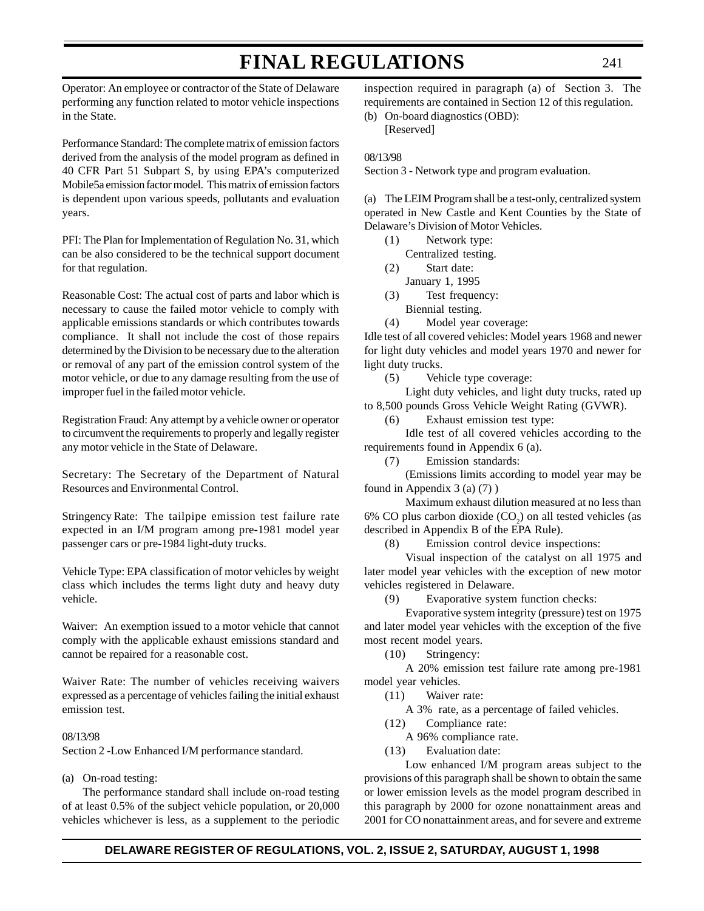Operator: An employee or contractor of the State of Delaware performing any function related to motor vehicle inspections in the State.

Performance Standard: The complete matrix of emission factors derived from the analysis of the model program as defined in 40 CFR Part 51 Subpart S, by using EPA's computerized Mobile5a emission factor model. This matrix of emission factors is dependent upon various speeds, pollutants and evaluation years.

PFI: The Plan for Implementation of Regulation No. 31, which can be also considered to be the technical support document for that regulation.

Reasonable Cost: The actual cost of parts and labor which is necessary to cause the failed motor vehicle to comply with applicable emissions standards or which contributes towards compliance. It shall not include the cost of those repairs determined by the Division to be necessary due to the alteration or removal of any part of the emission control system of the motor vehicle, or due to any damage resulting from the use of improper fuel in the failed motor vehicle.

Registration Fraud: Any attempt by a vehicle owner or operator to circumvent the requirements to properly and legally register any motor vehicle in the State of Delaware.

Secretary: The Secretary of the Department of Natural Resources and Environmental Control.

Stringency Rate: The tailpipe emission test failure rate expected in an I/M program among pre-1981 model year passenger cars or pre-1984 light-duty trucks.

Vehicle Type: EPA classification of motor vehicles by weight class which includes the terms light duty and heavy duty vehicle.

Waiver: An exemption issued to a motor vehicle that cannot comply with the applicable exhaust emissions standard and cannot be repaired for a reasonable cost.

Waiver Rate: The number of vehicles receiving waivers expressed as a percentage of vehicles failing the initial exhaust emission test.

08/13/98

Section 2 -Low Enhanced I/M performance standard.

(a) On-road testing:

The performance standard shall include on-road testing of at least 0.5% of the subject vehicle population, or 20,000 vehicles whichever is less, as a supplement to the periodic inspection required in paragraph (a) of Section 3. The requirements are contained in Section 12 of this regulation.

(b) On-board diagnostics (OBD):

[Reserved]

08/13/98

Section 3 - Network type and program evaluation.

(a) The LEIM Program shall be a test-only, centralized system operated in New Castle and Kent Counties by the State of Delaware's Division of Motor Vehicles.

(1) Network type:

Centralized testing.

(2) Start date:

January 1, 1995

(3) Test frequency:

Biennial testing.

(4) Model year coverage:

Idle test of all covered vehicles: Model years 1968 and newer for light duty vehicles and model years 1970 and newer for light duty trucks.

(5) Vehicle type coverage:

Light duty vehicles, and light duty trucks, rated up to 8,500 pounds Gross Vehicle Weight Rating (GVWR).

(6) Exhaust emission test type:

Idle test of all covered vehicles according to the requirements found in Appendix 6 (a).

(7) Emission standards:

(Emissions limits according to model year may be found in Appendix 3 (a) (7) )

Maximum exhaust dilution measured at no less than 6% CO plus carbon dioxide ($CO_2$) on all tested vehicles (as described in Appendix B of the EPA Rule).

(8) Emission control device inspections:

Visual inspection of the catalyst on all 1975 and later model year vehicles with the exception of new motor vehicles registered in Delaware.

(9) Evaporative system function checks:

Evaporative system integrity (pressure) test on 1975 and later model year vehicles with the exception of the five most recent model years.

(10) Stringency:

A 20% emission test failure rate among pre-1981 model year vehicles.

(11) Waiver rate:

A 3% rate, as a percentage of failed vehicles.

(12) Compliance rate:

A 96% compliance rate.

(13) Evaluation date:

Low enhanced I/M program areas subject to the provisions of this paragraph shall be shown to obtain the same or lower emission levels as the model program described in this paragraph by 2000 for ozone nonattainment areas and 2001 for CO nonattainment areas, and for severe and extreme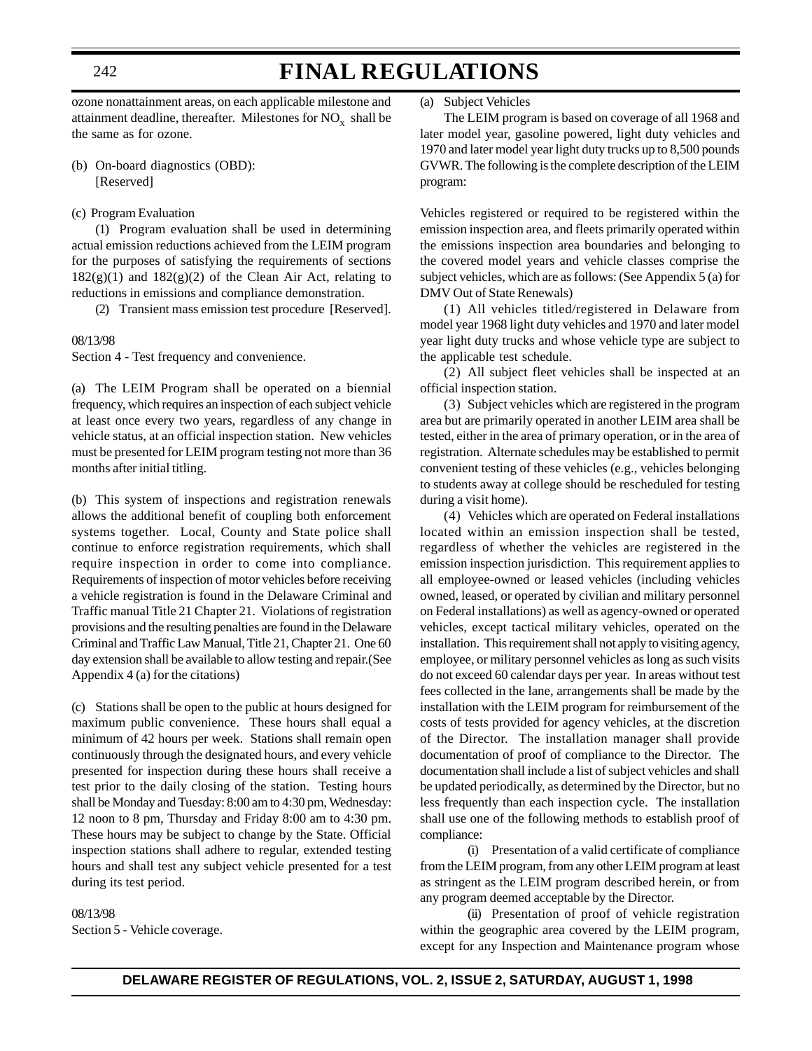ozone nonattainment areas, on each applicable milestone and attainment deadline, thereafter. Milestones for $NO_x$ shall be the same as for ozone.

(b) On-board diagnostics (OBD):
[Reserved]

(c) Program Evaluation

(1) Program evaluation shall be used in determining actual emission reductions achieved from the LEIM program for the purposes of satisfying the requirements of sections 182(g)(1) and 182(g)(2) of the Clean Air Act, relating to reductions in emissions and compliance demonstration.

(2) Transient mass emission test procedure [Reserved].

08/13/98

Section 4 - Test frequency and convenience.

(a) The LEIM Program shall be operated on a biennial frequency, which requires an inspection of each subject vehicle at least once every two years, regardless of any change in vehicle status, at an official inspection station. New vehicles must be presented for LEIM program testing not more than 36 months after initial titling.

(b) This system of inspections and registration renewals allows the additional benefit of coupling both enforcement systems together. Local, County and State police shall continue to enforce registration requirements, which shall require inspection in order to come into compliance. Requirements of inspection of motor vehicles before receiving a vehicle registration is found in the Delaware Criminal and Traffic manual Title 21 Chapter 21. Violations of registration provisions and the resulting penalties are found in the Delaware Criminal and Traffic Law Manual, Title 21, Chapter 21. One 60 day extension shall be available to allow testing and repair.(See Appendix 4 (a) for the citations)

(c) Stations shall be open to the public at hours designed for maximum public convenience. These hours shall equal a minimum of 42 hours per week. Stations shall remain open continuously through the designated hours, and every vehicle presented for inspection during these hours shall receive a test prior to the daily closing of the station. Testing hours shall be Monday and Tuesday: 8:00 am to 4:30 pm, Wednesday: 12 noon to 8 pm, Thursday and Friday 8:00 am to 4:30 pm. These hours may be subject to change by the State. Official inspection stations shall adhere to regular, extended testing hours and shall test any subject vehicle presented for a test during its test period.

08/13/98

Section 5 - Vehicle coverage.

(a) Subject Vehicles

The LEIM program is based on coverage of all 1968 and later model year, gasoline powered, light duty vehicles and 1970 and later model year light duty trucks up to 8,500 pounds GVWR. The following is the complete description of the LEIM program:

Vehicles registered or required to be registered within the emission inspection area, and fleets primarily operated within the emissions inspection area boundaries and belonging to the covered model years and vehicle classes comprise the subject vehicles, which are as follows: (See Appendix 5 (a) for DMV Out of State Renewals)

(1) All vehicles titled/registered in Delaware from model year 1968 light duty vehicles and 1970 and later model year light duty trucks and whose vehicle type are subject to the applicable test schedule.

(2) All subject fleet vehicles shall be inspected at an official inspection station.

(3) Subject vehicles which are registered in the program area but are primarily operated in another LEIM area shall be tested, either in the area of primary operation, or in the area of registration. Alternate schedules may be established to permit convenient testing of these vehicles (e.g., vehicles belonging to students away at college should be rescheduled for testing during a visit home).

(4) Vehicles which are operated on Federal installations located within an emission inspection shall be tested, regardless of whether the vehicles are registered in the emission inspection jurisdiction. This requirement applies to all employee-owned or leased vehicles (including vehicles owned, leased, or operated by civilian and military personnel on Federal installations) as well as agency-owned or operated vehicles, except tactical military vehicles, operated on the installation. This requirement shall not apply to visiting agency, employee, or military personnel vehicles as long as such visits do not exceed 60 calendar days per year. In areas without test fees collected in the lane, arrangements shall be made by the installation with the LEIM program for reimbursement of the costs of tests provided for agency vehicles, at the discretion of the Director. The installation manager shall provide documentation of proof of compliance to the Director. The documentation shall include a list of subject vehicles and shall be updated periodically, as determined by the Director, but no less frequently than each inspection cycle. The installation shall use one of the following methods to establish proof of compliance:

(i) Presentation of a valid certificate of compliance from the LEIM program, from any other LEIM program at least as stringent as the LEIM program described herein, or from any program deemed acceptable by the Director.

(ii) Presentation of proof of vehicle registration within the geographic area covered by the LEIM program, except for any Inspection and Maintenance program whose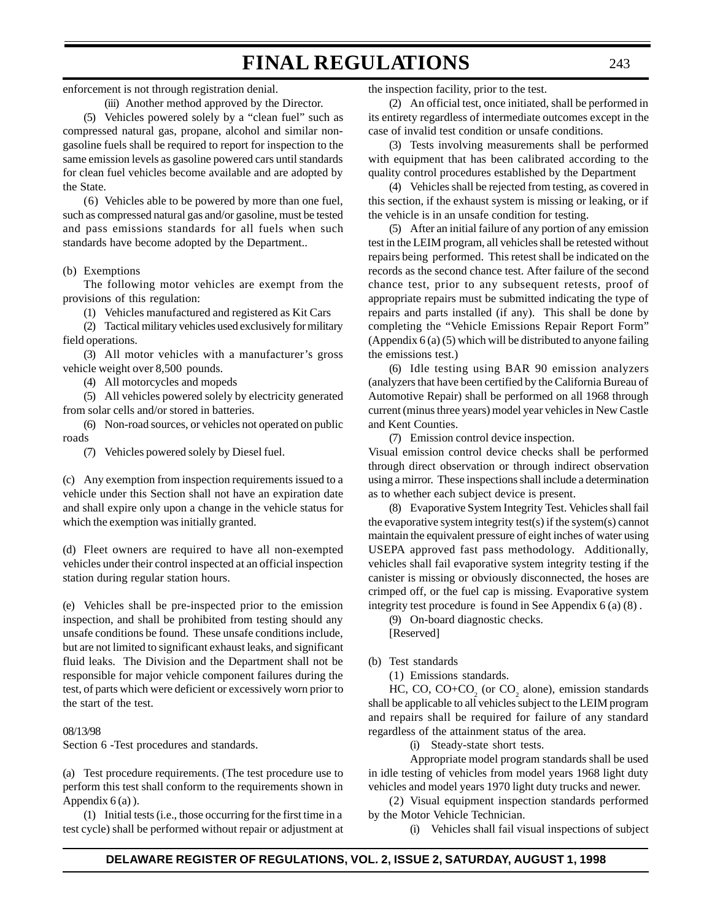enforcement is not through registration denial.

(iii) Another method approved by the Director.

(5) Vehicles powered solely by a "clean fuel" such as compressed natural gas, propane, alcohol and similar non-gasoline fuels shall be required to report for inspection to the same emission levels as gasoline powered cars until standards for clean fuel vehicles become available and are adopted by the State.

(6) Vehicles able to be powered by more than one fuel, such as compressed natural gas and/or gasoline, must be tested and pass emissions standards for all fuels when such standards have become adopted by the Department..

(b) Exemptions

The following motor vehicles are exempt from the provisions of this regulation:

(1) Vehicles manufactured and registered as Kit Cars

(2) Tactical military vehicles used exclusively for military field operations.

(3) All motor vehicles with a manufacturer's gross vehicle weight over 8,500 pounds.

(4) All motorcycles and mopeds

(5) All vehicles powered solely by electricity generated from solar cells and/or stored in batteries.

(6) Non-road sources, or vehicles not operated on public roads

(7) Vehicles powered solely by Diesel fuel.

(c) Any exemption from inspection requirements issued to a vehicle under this Section shall not have an expiration date and shall expire only upon a change in the vehicle status for which the exemption was initially granted.

(d) Fleet owners are required to have all non-exempted vehicles under their control inspected at an official inspection station during regular station hours.

(e) Vehicles shall be pre-inspected prior to the emission inspection, and shall be prohibited from testing should any unsafe conditions be found. These unsafe conditions include, but are not limited to significant exhaust leaks, and significant fluid leaks. The Division and the Department shall not be responsible for major vehicle component failures during the test, of parts which were deficient or excessively worn prior to the start of the test.

08/13/98

Section 6 -Test procedures and standards.

(a) Test procedure requirements. (The test procedure use to perform this test shall conform to the requirements shown in Appendix 6 (a) ).

(1) Initial tests (i.e., those occurring for the first time in a test cycle) shall be performed without repair or adjustment at the inspection facility, prior to the test.

(2) An official test, once initiated, shall be performed in its entirety regardless of intermediate outcomes except in the case of invalid test condition or unsafe conditions.

(3) Tests involving measurements shall be performed with equipment that has been calibrated according to the quality control procedures established by the Department

(4) Vehicles shall be rejected from testing, as covered in this section, if the exhaust system is missing or leaking, or if the vehicle is in an unsafe condition for testing.

(5) After an initial failure of any portion of any emission test in the LEIM program, all vehicles shall be retested without repairs being performed. This retest shall be indicated on the records as the second chance test. After failure of the second chance test, prior to any subsequent retests, proof of appropriate repairs must be submitted indicating the type of repairs and parts installed (if any). This shall be done by completing the "Vehicle Emissions Repair Report Form" (Appendix 6 (a) (5) which will be distributed to anyone failing the emissions test.)

(6) Idle testing using BAR 90 emission analyzers (analyzers that have been certified by the California Bureau of Automotive Repair) shall be performed on all 1968 through current (minus three years) model year vehicles in New Castle and Kent Counties.

(7) Emission control device inspection.

Visual emission control device checks shall be performed through direct observation or through indirect observation using a mirror. These inspections shall include a determination as to whether each subject device is present.

(8) Evaporative System Integrity Test. Vehicles shall fail the evaporative system integrity test(s) if the system(s) cannot maintain the equivalent pressure of eight inches of water using USEPA approved fast pass methodology. Additionally, vehicles shall fail evaporative system integrity testing if the canister is missing or obviously disconnected, the hoses are crimped off, or the fuel cap is missing. Evaporative system integrity test procedure is found in See Appendix 6 (a) (8) .

(9) On-board diagnostic checks.

[Reserved]

(b) Test standards

(1) Emissions standards.

HC, CO, CO+$CO_2$ (or $CO_2$ alone), emission standards shall be applicable to all vehicles subject to the LEIM program and repairs shall be required for failure of any standard regardless of the attainment status of the area.

(i) Steady-state short tests.

Appropriate model program standards shall be used in idle testing of vehicles from model years 1968 light duty vehicles and model years 1970 light duty trucks and newer.

(2) Visual equipment inspection standards performed by the Motor Vehicle Technician.

(i) Vehicles shall fail visual inspections of subject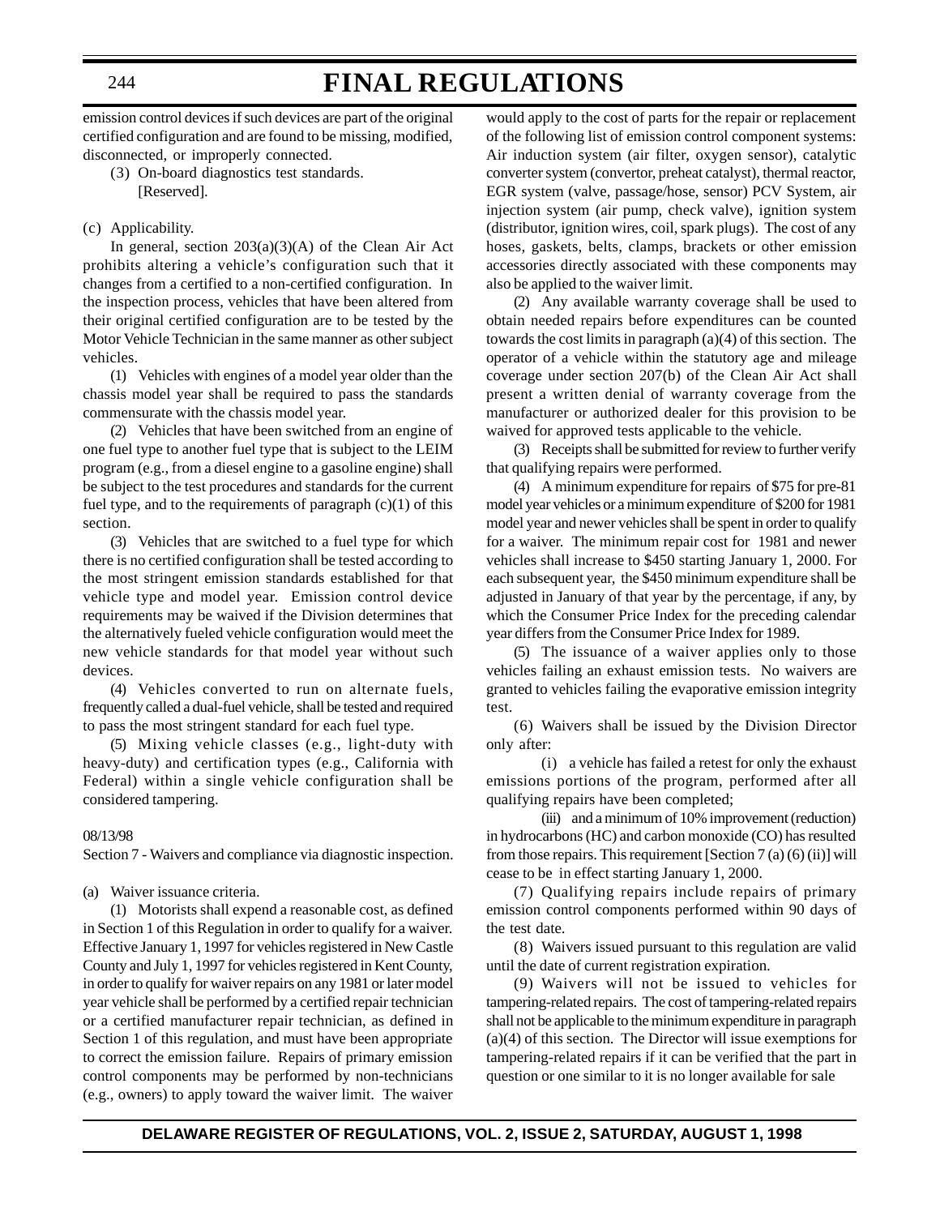emission control devices if such devices are part of the original certified configuration and are found to be missing, modified, disconnected, or improperly connected.

(3) On-board diagnostics test standards. [Reserved].

(c) Applicability.

In general, section 203(a)(3)(A) of the Clean Air Act prohibits altering a vehicle's configuration such that it changes from a certified to a non-certified configuration. In the inspection process, vehicles that have been altered from their original certified configuration are to be tested by the Motor Vehicle Technician in the same manner as other subject vehicles.

(1) Vehicles with engines of a model year older than the chassis model year shall be required to pass the standards commensurate with the chassis model year.

(2) Vehicles that have been switched from an engine of one fuel type to another fuel type that is subject to the LEIM program (e.g., from a diesel engine to a gasoline engine) shall be subject to the test procedures and standards for the current fuel type, and to the requirements of paragraph (c)(1) of this section.

(3) Vehicles that are switched to a fuel type for which there is no certified configuration shall be tested according to the most stringent emission standards established for that vehicle type and model year. Emission control device requirements may be waived if the Division determines that the alternatively fueled vehicle configuration would meet the new vehicle standards for that model year without such devices.

(4) Vehicles converted to run on alternate fuels, frequently called a dual-fuel vehicle, shall be tested and required to pass the most stringent standard for each fuel type.

(5) Mixing vehicle classes (e.g., light-duty with heavy-duty) and certification types (e.g., California with Federal) within a single vehicle configuration shall be considered tampering.

08/13/98

Section 7 - Waivers and compliance via diagnostic inspection.

(a) Waiver issuance criteria.

(1) Motorists shall expend a reasonable cost, as defined in Section 1 of this Regulation in order to qualify for a waiver. Effective January 1, 1997 for vehicles registered in New Castle County and July 1, 1997 for vehicles registered in Kent County, in order to qualify for waiver repairs on any 1981 or later model year vehicle shall be performed by a certified repair technician or a certified manufacturer repair technician, as defined in Section 1 of this regulation, and must have been appropriate to correct the emission failure. Repairs of primary emission control components may be performed by non-technicians (e.g., owners) to apply toward the waiver limit. The waiver would apply to the cost of parts for the repair or replacement of the following list of emission control component systems: Air induction system (air filter, oxygen sensor), catalytic converter system (convertor, preheat catalyst), thermal reactor, EGR system (valve, passage/hose, sensor) PCV System, air injection system (air pump, check valve), ignition system (distributor, ignition wires, coil, spark plugs). The cost of any hoses, gaskets, belts, clamps, brackets or other emission accessories directly associated with these components may also be applied to the waiver limit.

(2) Any available warranty coverage shall be used to obtain needed repairs before expenditures can be counted towards the cost limits in paragraph (a)(4) of this section. The operator of a vehicle within the statutory age and mileage coverage under section 207(b) of the Clean Air Act shall present a written denial of warranty coverage from the manufacturer or authorized dealer for this provision to be waived for approved tests applicable to the vehicle.

(3) Receipts shall be submitted for review to further verify that qualifying repairs were performed.

(4) A minimum expenditure for repairs of $75 for pre-81 model year vehicles or a minimum expenditure of $200 for 1981 model year and newer vehicles shall be spent in order to qualify for a waiver. The minimum repair cost for 1981 and newer vehicles shall increase to $450 starting January 1, 2000. For each subsequent year, the $450 minimum expenditure shall be adjusted in January of that year by the percentage, if any, by which the Consumer Price Index for the preceding calendar year differs from the Consumer Price Index for 1989.

(5) The issuance of a waiver applies only to those vehicles failing an exhaust emission tests. No waivers are granted to vehicles failing the evaporative emission integrity test.

(6) Waivers shall be issued by the Division Director only after:

(i) a vehicle has failed a retest for only the exhaust emissions portions of the program, performed after all qualifying repairs have been completed;

(iii) and a minimum of 10% improvement (reduction) in hydrocarbons (HC) and carbon monoxide (CO) has resulted from those repairs. This requirement [Section 7 (a) (6) (ii)] will cease to be in effect starting January 1, 2000.

(7) Qualifying repairs include repairs of primary emission control components performed within 90 days of the test date.

(8) Waivers issued pursuant to this regulation are valid until the date of current registration expiration.

(9) Waivers will not be issued to vehicles for tampering-related repairs. The cost of tampering-related repairs shall not be applicable to the minimum expenditure in paragraph (a)(4) of this section. The Director will issue exemptions for tampering-related repairs if it can be verified that the part in question or one similar to it is no longer available for sale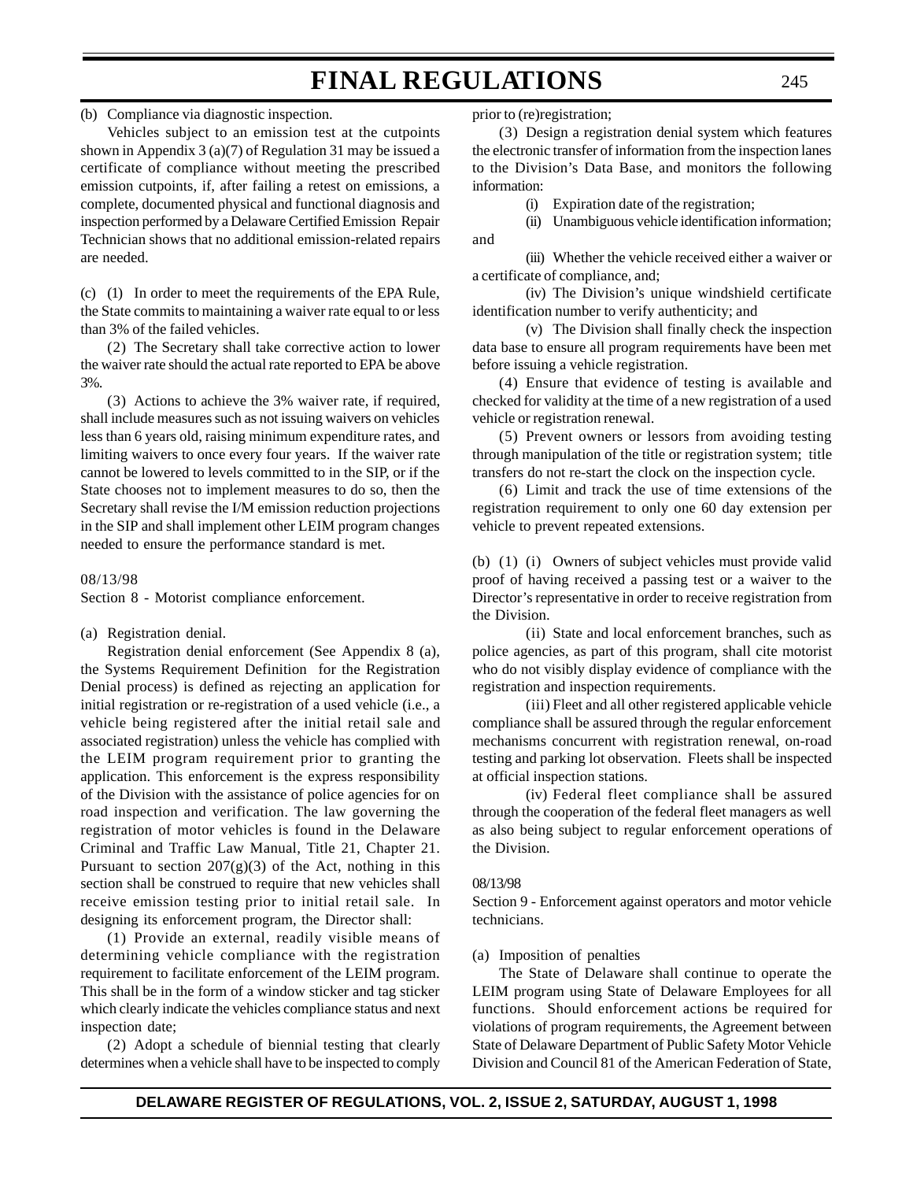(b) Compliance via diagnostic inspection.

Vehicles subject to an emission test at the cutpoints shown in Appendix 3 (a)(7) of Regulation 31 may be issued a certificate of compliance without meeting the prescribed emission cutpoints, if, after failing a retest on emissions, a complete, documented physical and functional diagnosis and inspection performed by a Delaware Certified Emission Repair Technician shows that no additional emission-related repairs are needed.

(c) (1) In order to meet the requirements of the EPA Rule, the State commits to maintaining a waiver rate equal to or less than 3% of the failed vehicles.

(2) The Secretary shall take corrective action to lower the waiver rate should the actual rate reported to EPA be above 3%.

(3) Actions to achieve the 3% waiver rate, if required, shall include measures such as not issuing waivers on vehicles less than 6 years old, raising minimum expenditure rates, and limiting waivers to once every four years. If the waiver rate cannot be lowered to levels committed to in the SIP, or if the State chooses not to implement measures to do so, then the Secretary shall revise the I/M emission reduction projections in the SIP and shall implement other LEIM program changes needed to ensure the performance standard is met.

08/13/98

Section 8 - Motorist compliance enforcement.

(a) Registration denial.

Registration denial enforcement (See Appendix 8 (a), the Systems Requirement Definition for the Registration Denial process) is defined as rejecting an application for initial registration or re-registration of a used vehicle (i.e., a vehicle being registered after the initial retail sale and associated registration) unless the vehicle has complied with the LEIM program requirement prior to granting the application. This enforcement is the express responsibility of the Division with the assistance of police agencies for on road inspection and verification. The law governing the registration of motor vehicles is found in the Delaware Criminal and Traffic Law Manual, Title 21, Chapter 21. Pursuant to section 207(g)(3) of the Act, nothing in this section shall be construed to require that new vehicles shall receive emission testing prior to initial retail sale. In designing its enforcement program, the Director shall:

(1) Provide an external, readily visible means of determining vehicle compliance with the registration requirement to facilitate enforcement of the LEIM program. This shall be in the form of a window sticker and tag sticker which clearly indicate the vehicles compliance status and next inspection date;

(2) Adopt a schedule of biennial testing that clearly determines when a vehicle shall have to be inspected to comply prior to (re)registration;

(3) Design a registration denial system which features the electronic transfer of information from the inspection lanes to the Division's Data Base, and monitors the following information:

(i) Expiration date of the registration;

(ii) Unambiguous vehicle identification information; and

(iii) Whether the vehicle received either a waiver or a certificate of compliance, and;

(iv) The Division's unique windshield certificate identification number to verify authenticity; and

(v) The Division shall finally check the inspection data base to ensure all program requirements have been met before issuing a vehicle registration.

(4) Ensure that evidence of testing is available and checked for validity at the time of a new registration of a used vehicle or registration renewal.

(5) Prevent owners or lessors from avoiding testing through manipulation of the title or registration system; title transfers do not re-start the clock on the inspection cycle.

(6) Limit and track the use of time extensions of the registration requirement to only one 60 day extension per vehicle to prevent repeated extensions.

(b) (1) (i) Owners of subject vehicles must provide valid proof of having received a passing test or a waiver to the Director's representative in order to receive registration from the Division.

(ii) State and local enforcement branches, such as police agencies, as part of this program, shall cite motorist who do not visibly display evidence of compliance with the registration and inspection requirements.

(iii) Fleet and all other registered applicable vehicle compliance shall be assured through the regular enforcement mechanisms concurrent with registration renewal, on-road testing and parking lot observation. Fleets shall be inspected at official inspection stations.

(iv) Federal fleet compliance shall be assured through the cooperation of the federal fleet managers as well as also being subject to regular enforcement operations of the Division.

08/13/98

Section 9 - Enforcement against operators and motor vehicle technicians.

(a) Imposition of penalties

The State of Delaware shall continue to operate the LEIM program using State of Delaware Employees for all functions. Should enforcement actions be required for violations of program requirements, the Agreement between State of Delaware Department of Public Safety Motor Vehicle Division and Council 81 of the American Federation of State,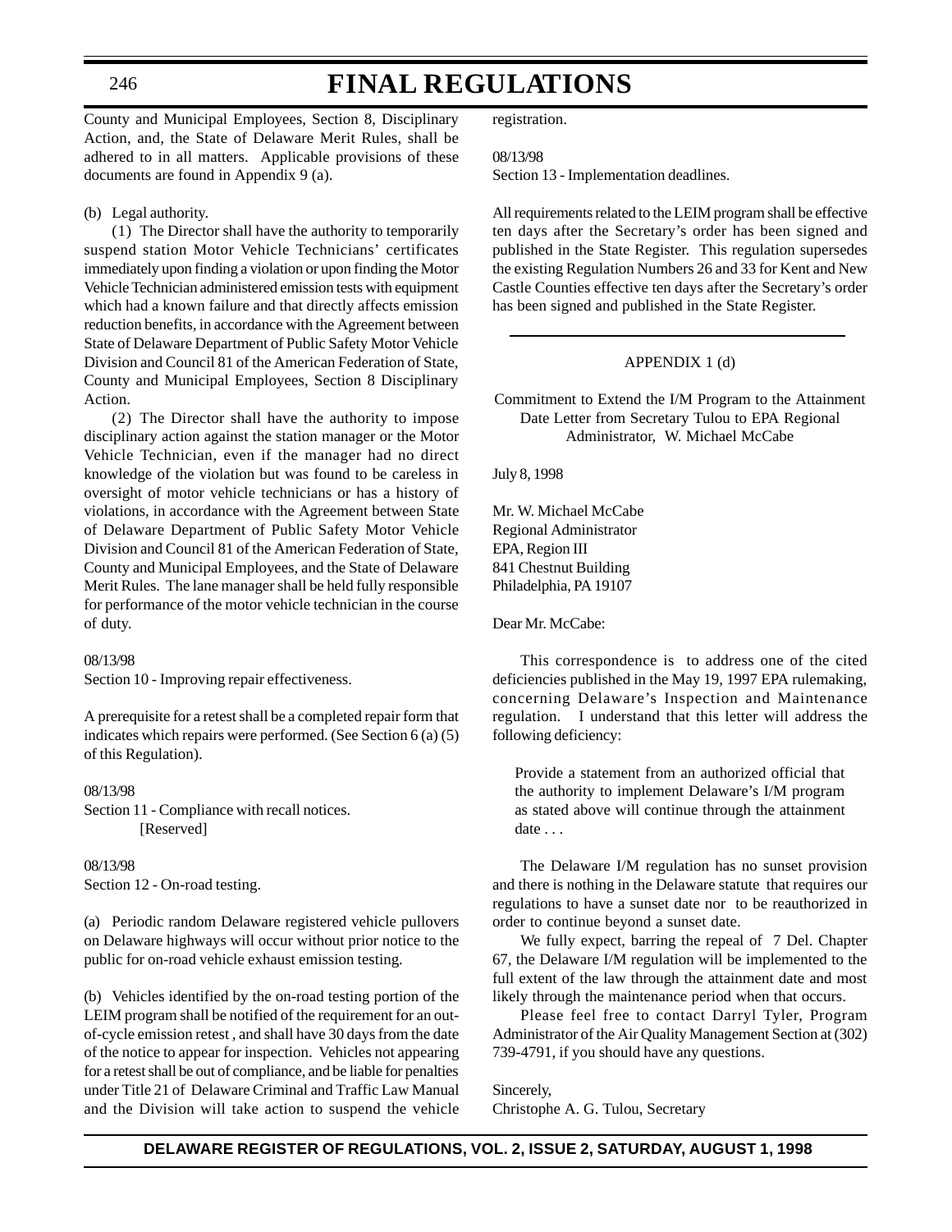County and Municipal Employees, Section 8, Disciplinary Action, and, the State of Delaware Merit Rules, shall be adhered to in all matters. Applicable provisions of these documents are found in Appendix 9 (a).

(b) Legal authority.

(1) The Director shall have the authority to temporarily suspend station Motor Vehicle Technicians' certificates immediately upon finding a violation or upon finding the Motor Vehicle Technician administered emission tests with equipment which had a known failure and that directly affects emission reduction benefits, in accordance with the Agreement between State of Delaware Department of Public Safety Motor Vehicle Division and Council 81 of the American Federation of State, County and Municipal Employees, Section 8 Disciplinary Action.

(2) The Director shall have the authority to impose disciplinary action against the station manager or the Motor Vehicle Technician, even if the manager had no direct knowledge of the violation but was found to be careless in oversight of motor vehicle technicians or has a history of violations, in accordance with the Agreement between State of Delaware Department of Public Safety Motor Vehicle Division and Council 81 of the American Federation of State, County and Municipal Employees, and the State of Delaware Merit Rules. The lane manager shall be held fully responsible for performance of the motor vehicle technician in the course of duty.

08/13/98

Section 10 - Improving repair effectiveness.

A prerequisite for a retest shall be a completed repair form that indicates which repairs were performed. (See Section 6 (a) (5) of this Regulation).

08/13/98

Section 11 - Compliance with recall notices.
[Reserved]

08/13/98

Section 12 - On-road testing.

(a) Periodic random Delaware registered vehicle pullovers on Delaware highways will occur without prior notice to the public for on-road vehicle exhaust emission testing.

(b) Vehicles identified by the on-road testing portion of the LEIM program shall be notified of the requirement for an out-of-cycle emission retest , and shall have 30 days from the date of the notice to appear for inspection. Vehicles not appearing for a retest shall be out of compliance, and be liable for penalties under Title 21 of Delaware Criminal and Traffic Law Manual and the Division will take action to suspend the vehicle registration.

08/13/98

Section 13 - Implementation deadlines.

All requirements related to the LEIM program shall be effective ten days after the Secretary's order has been signed and published in the State Register. This regulation supersedes the existing Regulation Numbers 26 and 33 for Kent and New Castle Counties effective ten days after the Secretary's order has been signed and published in the State Register.

---

APPENDIX 1 (d)

Commitment to Extend the I/M Program to the Attainment Date Letter from Secretary Tulou to EPA Regional Administrator, W. Michael McCabe

July 8, 1998

Mr. W. Michael McCabe
Regional Administrator
EPA, Region III
841 Chestnut Building
Philadelphia, PA 19107

Dear Mr. McCabe:

This correspondence is to address one of the cited deficiencies published in the May 19, 1997 EPA rulemaking, concerning Delaware's Inspection and Maintenance regulation. I understand that this letter will address the following deficiency:

> Provide a statement from an authorized official that the authority to implement Delaware's I/M program as stated above will continue through the attainment date . . .

The Delaware I/M regulation has no sunset provision and there is nothing in the Delaware statute that requires our regulations to have a sunset date nor to be reauthorized in order to continue beyond a sunset date.

We fully expect, barring the repeal of 7 Del. Chapter 67, the Delaware I/M regulation will be implemented to the full extent of the law through the attainment date and most likely through the maintenance period when that occurs.

Please feel free to contact Darryl Tyler, Program Administrator of the Air Quality Management Section at (302) 739-4791, if you should have any questions.

Sincerely,
Christophe A. G. Tulou, Secretary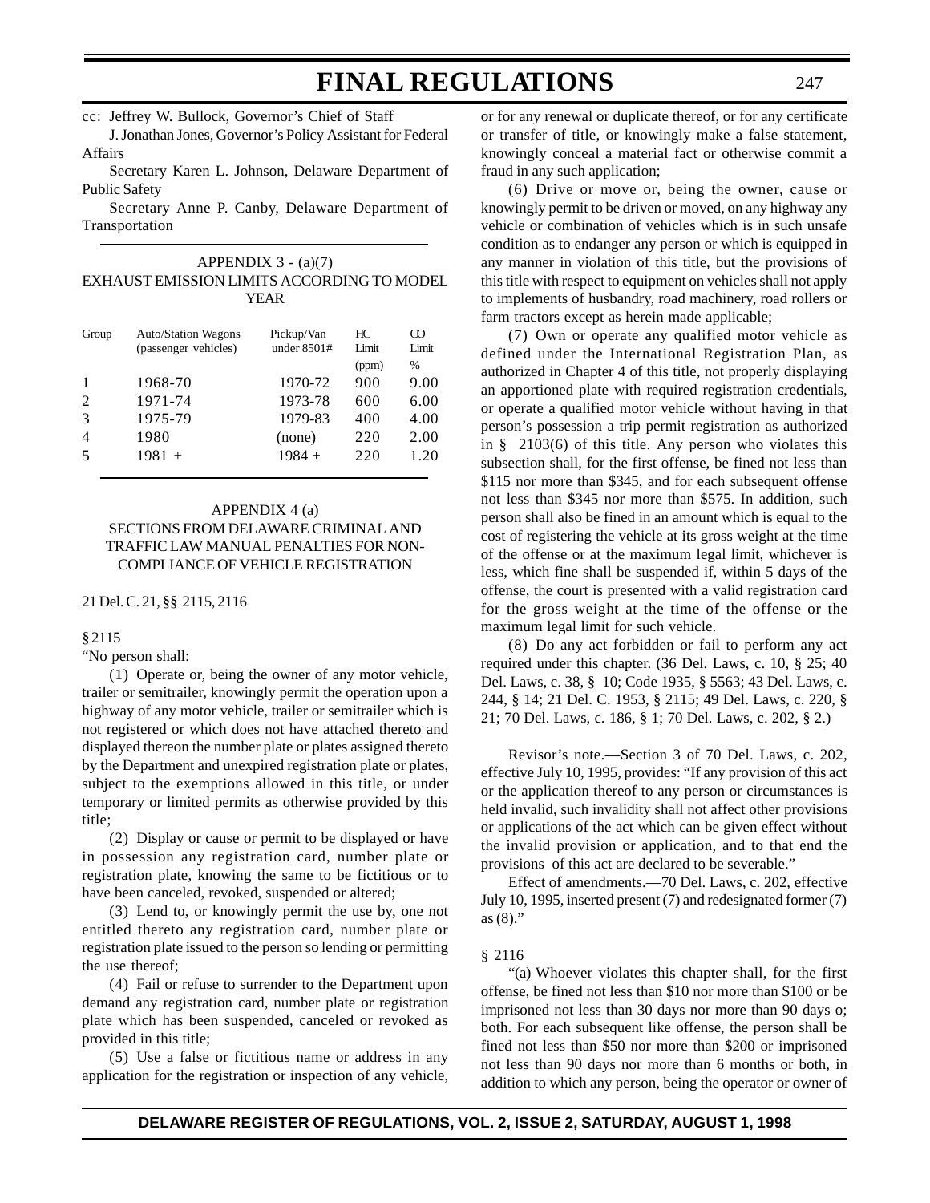cc: Jeffrey W. Bullock, Governor's Chief of Staff

J. Jonathan Jones, Governor's Policy Assistant for Federal Affairs

Secretary Karen L. Johnson, Delaware Department of Public Safety

Secretary Anne P. Canby, Delaware Department of Transportation

## APPENDIX 3 - (a)(7)
## EXHAUST EMISSION LIMITS ACCORDING TO MODEL YEAR

| Group | Auto/Station Wagons (passenger vehicles) | Pickup/Van under 8501# | HC Limit (ppm) | CO Limit % |
|---|---|---|---|---|
| 1 | 1968-70 | 1970-72 | 900 | 9.00 |
| 2 | 1971-74 | 1973-78 | 600 | 6.00 |
| 3 | 1975-79 | 1979-83 | 400 | 4.00 |
| 4 | 1980 | (none) | 220 | 2.00 |
| 5 | 1981 + | 1984 + | 220 | 1.20 |

## APPENDIX 4 (a)
## SECTIONS FROM DELAWARE CRIMINAL AND TRAFFIC LAW MANUAL PENALTIES FOR NON-COMPLIANCE OF VEHICLE REGISTRATION

21 Del. C. 21, §§ 2115, 2116

§ 2115

"No person shall:

(1) Operate or, being the owner of any motor vehicle, trailer or semitrailer, knowingly permit the operation upon a highway of any motor vehicle, trailer or semitrailer which is not registered or which does not have attached thereto and displayed thereon the number plate or plates assigned thereto by the Department and unexpired registration plate or plates, subject to the exemptions allowed in this title, or under temporary or limited permits as otherwise provided by this title;

(2) Display or cause or permit to be displayed or have in possession any registration card, number plate or registration plate, knowing the same to be fictitious or to have been canceled, revoked, suspended or altered;

(3) Lend to, or knowingly permit the use by, one not entitled thereto any registration card, number plate or registration plate issued to the person so lending or permitting the use thereof;

(4) Fail or refuse to surrender to the Department upon demand any registration card, number plate or registration plate which has been suspended, canceled or revoked as provided in this title;

(5) Use a false or fictitious name or address in any application for the registration or inspection of any vehicle, or for any renewal or duplicate thereof, or for any certificate or transfer of title, or knowingly make a false statement, knowingly conceal a material fact or otherwise commit a fraud in any such application;

(6) Drive or move or, being the owner, cause or knowingly permit to be driven or moved, on any highway any vehicle or combination of vehicles which is in such unsafe condition as to endanger any person or which is equipped in any manner in violation of this title, but the provisions of this title with respect to equipment on vehicles shall not apply to implements of husbandry, road machinery, road rollers or farm tractors except as herein made applicable;

(7) Own or operate any qualified motor vehicle as defined under the International Registration Plan, as authorized in Chapter 4 of this title, not properly displaying an apportioned plate with required registration credentials, or operate a qualified motor vehicle without having in that person's possession a trip permit registration as authorized in § 2103(6) of this title. Any person who violates this subsection shall, for the first offense, be fined not less than $115 nor more than $345, and for each subsequent offense not less than $345 nor more than $575. In addition, such person shall also be fined in an amount which is equal to the cost of registering the vehicle at its gross weight at the time of the offense or at the maximum legal limit, whichever is less, which fine shall be suspended if, within 5 days of the offense, the court is presented with a valid registration card for the gross weight at the time of the offense or the maximum legal limit for such vehicle.

(8) Do any act forbidden or fail to perform any act required under this chapter. (36 Del. Laws, c. 10, § 25; 40 Del. Laws, c. 38, § 10; Code 1935, § 5563; 43 Del. Laws, c. 244, § 14; 21 Del. C. 1953, § 2115; 49 Del. Laws, c. 220, § 21; 70 Del. Laws, c. 186, § 1; 70 Del. Laws, c. 202, § 2.)

Revisor's note.—Section 3 of 70 Del. Laws, c. 202, effective July 10, 1995, provides: "If any provision of this act or the application thereof to any person or circumstances is held invalid, such invalidity shall not affect other provisions or applications of the act which can be given effect without the invalid provision or application, and to that end the provisions of this act are declared to be severable."

Effect of amendments.—70 Del. Laws, c. 202, effective July 10, 1995, inserted present (7) and redesignated former (7) as (8)."

§ 2116

"(a) Whoever violates this chapter shall, for the first offense, be fined not less than $10 nor more than $100 or be imprisoned not less than 30 days nor more than 90 days o; both. For each subsequent like offense, the person shall be fined not less than $50 nor more than $200 or imprisoned not less than 90 days nor more than 6 months or both, in addition to which any person, being the operator or owner of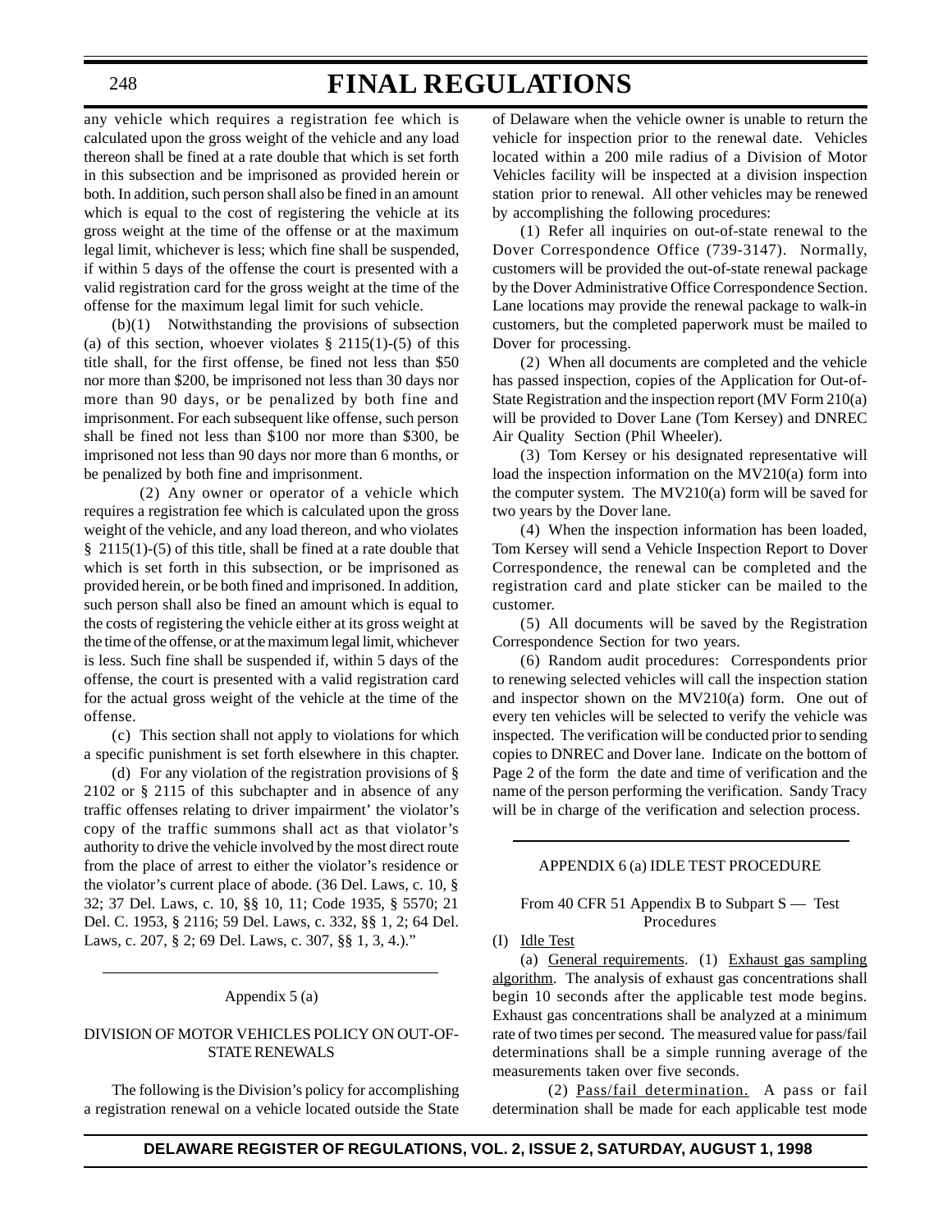any vehicle which requires a registration fee which is calculated upon the gross weight of the vehicle and any load thereon shall be fined at a rate double that which is set forth in this subsection and be imprisoned as provided herein or both. In addition, such person shall also be fined in an amount which is equal to the cost of registering the vehicle at its gross weight at the time of the offense or at the maximum legal limit, whichever is less; which fine shall be suspended, if within 5 days of the offense the court is presented with a valid registration card for the gross weight at the time of the offense for the maximum legal limit for such vehicle.

(b)(1) Notwithstanding the provisions of subsection (a) of this section, whoever violates § 2115(1)-(5) of this title shall, for the first offense, be fined not less than $50 nor more than $200, be imprisoned not less than 30 days nor more than 90 days, or be penalized by both fine and imprisonment. For each subsequent like offense, such person shall be fined not less than $100 nor more than $300, be imprisoned not less than 90 days nor more than 6 months, or be penalized by both fine and imprisonment.

(2) Any owner or operator of a vehicle which requires a registration fee which is calculated upon the gross weight of the vehicle, and any load thereon, and who violates § 2115(1)-(5) of this title, shall be fined at a rate double that which is set forth in this subsection, or be imprisoned as provided herein, or be both fined and imprisoned. In addition, such person shall also be fined an amount which is equal to the costs of registering the vehicle either at its gross weight at the time of the offense, or at the maximum legal limit, whichever is less. Such fine shall be suspended if, within 5 days of the offense, the court is presented with a valid registration card for the actual gross weight of the vehicle at the time of the offense.

(c) This section shall not apply to violations for which a specific punishment is set forth elsewhere in this chapter.

(d) For any violation of the registration provisions of § 2102 or § 2115 of this subchapter and in absence of any traffic offenses relating to driver impairment' the violator's copy of the traffic summons shall act as that violator's authority to drive the vehicle involved by the most direct route from the place of arrest to either the violator's residence or the violator's current place of abode. (36 Del. Laws, c. 10, § 32; 37 Del. Laws, c. 10, §§ 10, 11; Code 1935, § 5570; 21 Del. C. 1953, § 2116; 59 Del. Laws, c. 332, §§ 1, 2; 64 Del. Laws, c. 207, § 2; 69 Del. Laws, c. 307, §§ 1, 3, 4.)."

---

Appendix 5 (a)

DIVISION OF MOTOR VEHICLES POLICY ON OUT-OF-STATE RENEWALS

The following is the Division's policy for accomplishing a registration renewal on a vehicle located outside the State of Delaware when the vehicle owner is unable to return the vehicle for inspection prior to the renewal date. Vehicles located within a 200 mile radius of a Division of Motor Vehicles facility will be inspected at a division inspection station prior to renewal. All other vehicles may be renewed by accomplishing the following procedures:

(1) Refer all inquiries on out-of-state renewal to the Dover Correspondence Office (739-3147). Normally, customers will be provided the out-of-state renewal package by the Dover Administrative Office Correspondence Section. Lane locations may provide the renewal package to walk-in customers, but the completed paperwork must be mailed to Dover for processing.

(2) When all documents are completed and the vehicle has passed inspection, copies of the Application for Out-of-State Registration and the inspection report (MV Form 210(a) will be provided to Dover Lane (Tom Kersey) and DNREC Air Quality Section (Phil Wheeler).

(3) Tom Kersey or his designated representative will load the inspection information on the MV210(a) form into the computer system. The MV210(a) form will be saved for two years by the Dover lane.

(4) When the inspection information has been loaded, Tom Kersey will send a Vehicle Inspection Report to Dover Correspondence, the renewal can be completed and the registration card and plate sticker can be mailed to the customer.

(5) All documents will be saved by the Registration Correspondence Section for two years.

(6) Random audit procedures: Correspondents prior to renewing selected vehicles will call the inspection station and inspector shown on the MV210(a) form. One out of every ten vehicles will be selected to verify the vehicle was inspected. The verification will be conducted prior to sending copies to DNREC and Dover lane. Indicate on the bottom of Page 2 of the form the date and time of verification and the name of the person performing the verification. Sandy Tracy will be in charge of the verification and selection process.

---

APPENDIX 6 (a) IDLE TEST PROCEDURE

From 40 CFR 51 Appendix B to Subpart S — Test Procedures

(I) Idle Test

(a) General requirements. (1) Exhaust gas sampling algorithm. The analysis of exhaust gas concentrations shall begin 10 seconds after the applicable test mode begins. Exhaust gas concentrations shall be analyzed at a minimum rate of two times per second. The measured value for pass/fail determinations shall be a simple running average of the measurements taken over five seconds.

(2) Pass/fail determination. A pass or fail determination shall be made for each applicable test mode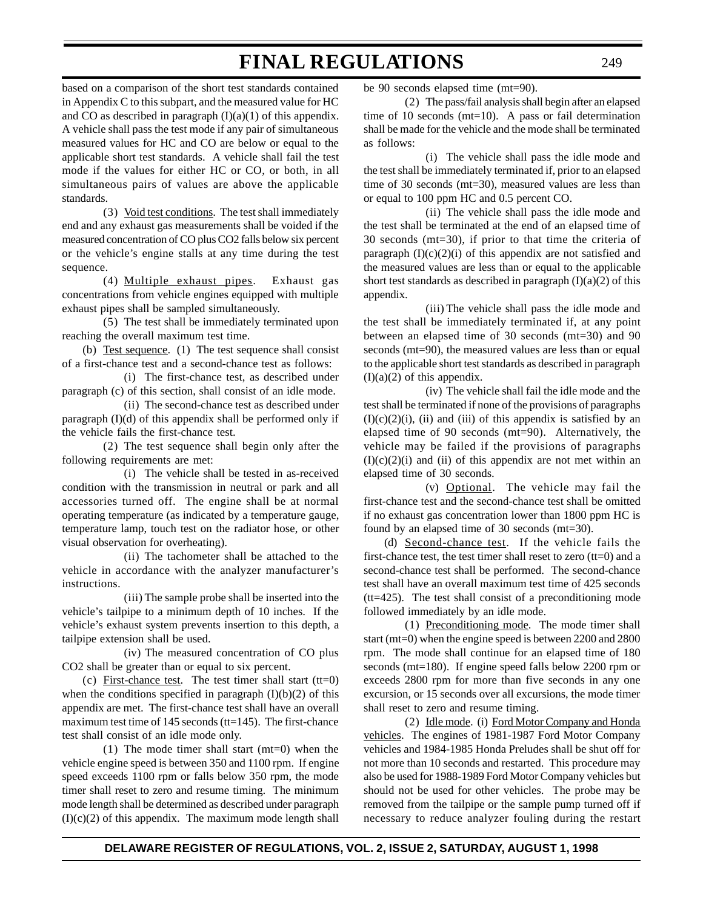based on a comparison of the short test standards contained in Appendix C to this subpart, and the measured value for HC and CO as described in paragraph (I)(a)(1) of this appendix. A vehicle shall pass the test mode if any pair of simultaneous measured values for HC and CO are below or equal to the applicable short test standards. A vehicle shall fail the test mode if the values for either HC or CO, or both, in all simultaneous pairs of values are above the applicable standards.

(3) Void test conditions. The test shall immediately end and any exhaust gas measurements shall be voided if the measured concentration of CO plus $CO_2$ falls below six percent or the vehicle's engine stalls at any time during the test sequence.

(4) Multiple exhaust pipes. Exhaust gas concentrations from vehicle engines equipped with multiple exhaust pipes shall be sampled simultaneously.

(5) The test shall be immediately terminated upon reaching the overall maximum test time.

(b) Test sequence. (1) The test sequence shall consist of a first-chance test and a second-chance test as follows:

(i) The first-chance test, as described under paragraph (c) of this section, shall consist of an idle mode.

(ii) The second-chance test as described under paragraph (I)(d) of this appendix shall be performed only if the vehicle fails the first-chance test.

(2) The test sequence shall begin only after the following requirements are met:

(i) The vehicle shall be tested in as-received condition with the transmission in neutral or park and all accessories turned off. The engine shall be at normal operating temperature (as indicated by a temperature gauge, temperature lamp, touch test on the radiator hose, or other visual observation for overheating).

(ii) The tachometer shall be attached to the vehicle in accordance with the analyzer manufacturer's instructions.

(iii) The sample probe shall be inserted into the vehicle's tailpipe to a minimum depth of 10 inches. If the vehicle's exhaust system prevents insertion to this depth, a tailpipe extension shall be used.

(iv) The measured concentration of CO plus $CO_2$ shall be greater than or equal to six percent.

(c) First-chance test. The test timer shall start (tt=0) when the conditions specified in paragraph (I)(b)(2) of this appendix are met. The first-chance test shall have an overall maximum test time of 145 seconds (tt=145). The first-chance test shall consist of an idle mode only.

(1) The mode timer shall start (mt=0) when the vehicle engine speed is between 350 and 1100 rpm. If engine speed exceeds 1100 rpm or falls below 350 rpm, the mode timer shall reset to zero and resume timing. The minimum mode length shall be determined as described under paragraph (I)(c)(2) of this appendix. The maximum mode length shall be 90 seconds elapsed time (mt=90).

(2) The pass/fail analysis shall begin after an elapsed time of 10 seconds (mt=10). A pass or fail determination shall be made for the vehicle and the mode shall be terminated as follows:

(i) The vehicle shall pass the idle mode and the test shall be immediately terminated if, prior to an elapsed time of 30 seconds (mt=30), measured values are less than or equal to 100 ppm HC and 0.5 percent CO.

(ii) The vehicle shall pass the idle mode and the test shall be terminated at the end of an elapsed time of 30 seconds (mt=30), if prior to that time the criteria of paragraph (I)(c)(2)(i) of this appendix are not satisfied and the measured values are less than or equal to the applicable short test standards as described in paragraph (I)(a)(2) of this appendix.

(iii) The vehicle shall pass the idle mode and the test shall be immediately terminated if, at any point between an elapsed time of 30 seconds (mt=30) and 90 seconds (mt=90), the measured values are less than or equal to the applicable short test standards as described in paragraph (I)(a)(2) of this appendix.

(iv) The vehicle shall fail the idle mode and the test shall be terminated if none of the provisions of paragraphs (I)(c)(2)(i), (ii) and (iii) of this appendix is satisfied by an elapsed time of 90 seconds (mt=90). Alternatively, the vehicle may be failed if the provisions of paragraphs (I)(c)(2)(i) and (ii) of this appendix are not met within an elapsed time of 30 seconds.

(v) Optional. The vehicle may fail the first-chance test and the second-chance test shall be omitted if no exhaust gas concentration lower than 1800 ppm HC is found by an elapsed time of 30 seconds (mt=30).

(d) Second-chance test. If the vehicle fails the first-chance test, the test timer shall reset to zero (tt=0) and a second-chance test shall be performed. The second-chance test shall have an overall maximum test time of 425 seconds (tt=425). The test shall consist of a preconditioning mode followed immediately by an idle mode.

(1) Preconditioning mode. The mode timer shall start (mt=0) when the engine speed is between 2200 and 2800 rpm. The mode shall continue for an elapsed time of 180 seconds (mt=180). If engine speed falls below 2200 rpm or exceeds 2800 rpm for more than five seconds in any one excursion, or 15 seconds over all excursions, the mode timer shall reset to zero and resume timing.

(2) Idle mode. (i) Ford Motor Company and Honda vehicles. The engines of 1981-1987 Ford Motor Company vehicles and 1984-1985 Honda Preludes shall be shut off for not more than 10 seconds and restarted. This procedure may also be used for 1988-1989 Ford Motor Company vehicles but should not be used for other vehicles. The probe may be removed from the tailpipe or the sample pump turned off if necessary to reduce analyzer fouling during the restart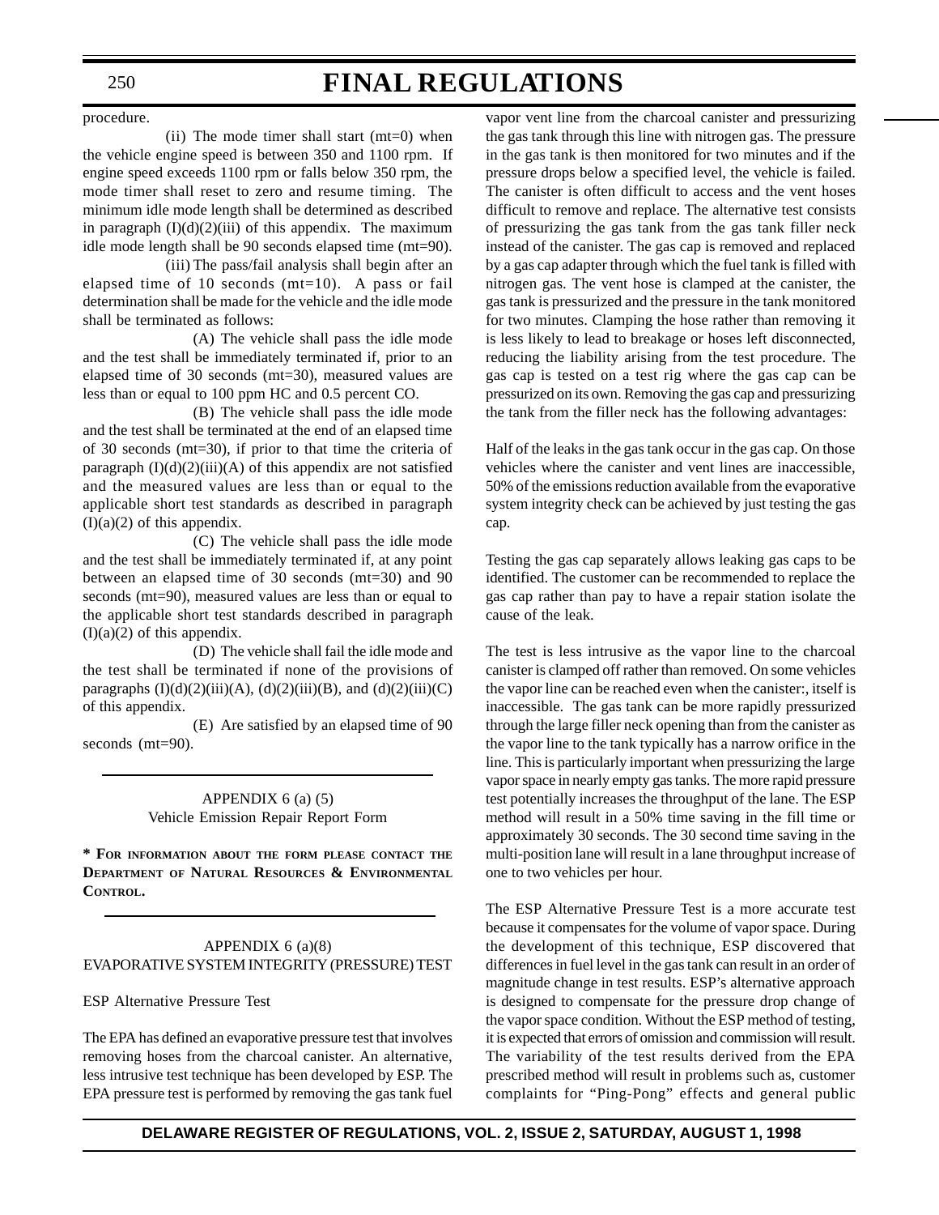procedure.

(ii) The mode timer shall start (mt=0) when the vehicle engine speed is between 350 and 1100 rpm. If engine speed exceeds 1100 rpm or falls below 350 rpm, the mode timer shall reset to zero and resume timing. The minimum idle mode length shall be determined as described in paragraph (I)(d)(2)(iii) of this appendix. The maximum idle mode length shall be 90 seconds elapsed time (mt=90).

(iii) The pass/fail analysis shall begin after an elapsed time of 10 seconds (mt=10). A pass or fail determination shall be made for the vehicle and the idle mode shall be terminated as follows:

(A) The vehicle shall pass the idle mode and the test shall be immediately terminated if, prior to an elapsed time of 30 seconds (mt=30), measured values are less than or equal to 100 ppm HC and 0.5 percent CO.

(B) The vehicle shall pass the idle mode and the test shall be terminated at the end of an elapsed time of 30 seconds (mt=30), if prior to that time the criteria of paragraph (I)(d)(2)(iii)(A) of this appendix are not satisfied and the measured values are less than or equal to the applicable short test standards as described in paragraph (I)(a)(2) of this appendix.

(C) The vehicle shall pass the idle mode and the test shall be immediately terminated if, at any point between an elapsed time of 30 seconds (mt=30) and 90 seconds (mt=90), measured values are less than or equal to the applicable short test standards described in paragraph (I)(a)(2) of this appendix.

(D) The vehicle shall fail the idle mode and the test shall be terminated if none of the provisions of paragraphs (I)(d)(2)(iii)(A), (d)(2)(iii)(B), and (d)(2)(iii)(C) of this appendix.

(E) Are satisfied by an elapsed time of 90 seconds (mt=90).

---

APPENDIX 6 (a) (5)
Vehicle Emission Repair Report Form

**\* For information about the form please contact the Department of Natural Resources & Environmental Control.**

---

APPENDIX 6 (a)(8)
EVAPORATIVE SYSTEM INTEGRITY (PRESSURE) TEST

ESP Alternative Pressure Test

The EPA has defined an evaporative pressure test that involves removing hoses from the charcoal canister. An alternative, less intrusive test technique has been developed by ESP. The EPA pressure test is performed by removing the gas tank fuel vapor vent line from the charcoal canister and pressurizing the gas tank through this line with nitrogen gas. The pressure in the gas tank is then monitored for two minutes and if the pressure drops below a specified level, the vehicle is failed. The canister is often difficult to access and the vent hoses difficult to remove and replace. The alternative test consists of pressurizing the gas tank from the gas tank filler neck instead of the canister. The gas cap is removed and replaced by a gas cap adapter through which the fuel tank is filled with nitrogen gas. The vent hose is clamped at the canister, the gas tank is pressurized and the pressure in the tank monitored for two minutes. Clamping the hose rather than removing it is less likely to lead to breakage or hoses left disconnected, reducing the liability arising from the test procedure. The gas cap is tested on a test rig where the gas cap can be pressurized on its own. Removing the gas cap and pressurizing the tank from the filler neck has the following advantages:

Half of the leaks in the gas tank occur in the gas cap. On those vehicles where the canister and vent lines are inaccessible, 50% of the emissions reduction available from the evaporative system integrity check can be achieved by just testing the gas cap.

Testing the gas cap separately allows leaking gas caps to be identified. The customer can be recommended to replace the gas cap rather than pay to have a repair station isolate the cause of the leak.

The test is less intrusive as the vapor line to the charcoal canister is clamped off rather than removed. On some vehicles the vapor line can be reached even when the canister:, itself is inaccessible. The gas tank can be more rapidly pressurized through the large filler neck opening than from the canister as the vapor line to the tank typically has a narrow orifice in the line. This is particularly important when pressurizing the large vapor space in nearly empty gas tanks. The more rapid pressure test potentially increases the throughput of the lane. The ESP method will result in a 50% time saving in the fill time or approximately 30 seconds. The 30 second time saving in the multi-position lane will result in a lane throughput increase of one to two vehicles per hour.

The ESP Alternative Pressure Test is a more accurate test because it compensates for the volume of vapor space. During the development of this technique, ESP discovered that differences in fuel level in the gas tank can result in an order of magnitude change in test results. ESP's alternative approach is designed to compensate for the pressure drop change of the vapor space condition. Without the ESP method of testing, it is expected that errors of omission and commission will result. The variability of the test results derived from the EPA prescribed method will result in problems such as, customer complaints for "Ping-Pong" effects and general public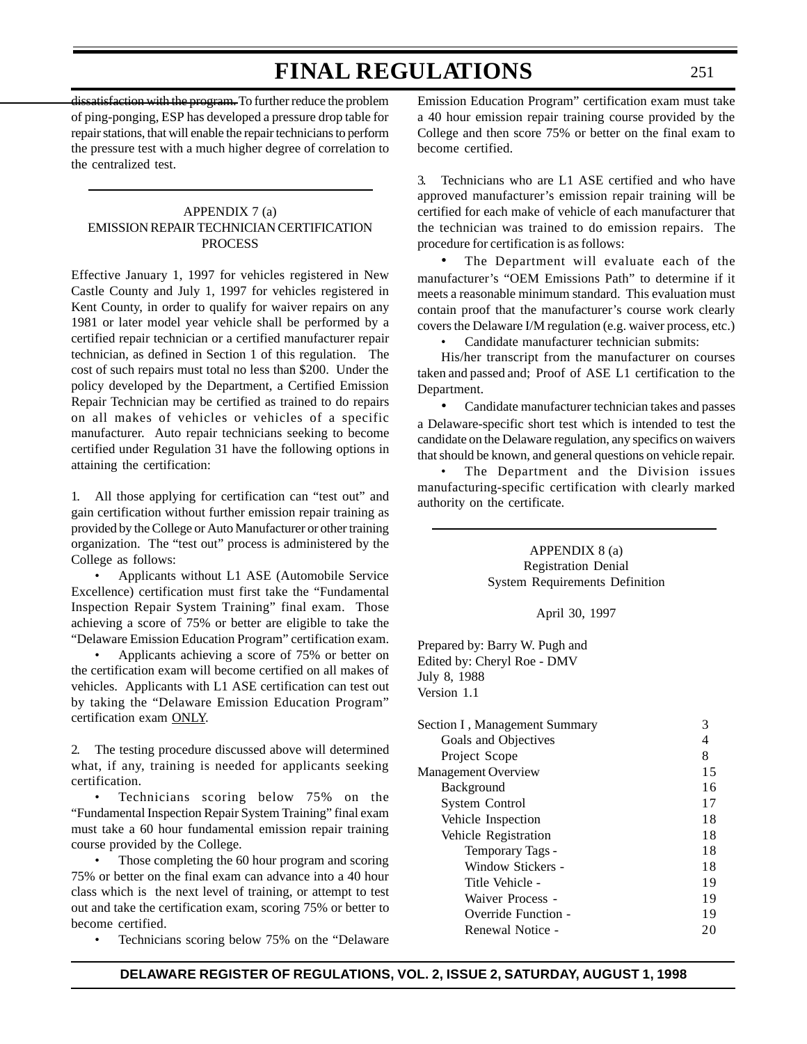~~dissatisfaction with the program.~~ To further reduce the problem of ping-ponging, ESP has developed a pressure drop table for repair stations, that will enable the repair technicians to perform the pressure test with a much higher degree of correlation to the centralized test.

---

## APPENDIX 7 (a)
## EMISSION REPAIR TECHNICIAN CERTIFICATION PROCESS

Effective January 1, 1997 for vehicles registered in New Castle County and July 1, 1997 for vehicles registered in Kent County, in order to qualify for waiver repairs on any 1981 or later model year vehicle shall be performed by a certified repair technician or a certified manufacturer repair technician, as defined in Section 1 of this regulation. The cost of such repairs must total no less than $200. Under the policy developed by the Department, a Certified Emission Repair Technician may be certified as trained to do repairs on all makes of vehicles or vehicles of a specific manufacturer. Auto repair technicians seeking to become certified under Regulation 31 have the following options in attaining the certification:

1. All those applying for certification can "test out" and gain certification without further emission repair training as provided by the College or Auto Manufacturer or other training organization. The "test out" process is administered by the College as follows:

- Applicants without L1 ASE (Automobile Service Excellence) certification must first take the "Fundamental Inspection Repair System Training" final exam. Those achieving a score of 75% or better are eligible to take the "Delaware Emission Education Program" certification exam.
- Applicants achieving a score of 75% or better on the certification exam will become certified on all makes of vehicles. Applicants with L1 ASE certification can test out by taking the "Delaware Emission Education Program" certification exam ONLY.

2. The testing procedure discussed above will determined what, if any, training is needed for applicants seeking certification.

- Technicians scoring below 75% on the "Fundamental Inspection Repair System Training" final exam must take a 60 hour fundamental emission repair training course provided by the College.
- Those completing the 60 hour program and scoring 75% or better on the final exam can advance into a 40 hour class which is the next level of training, or attempt to test out and take the certification exam, scoring 75% or better to become certified.
- Technicians scoring below 75% on the "Delaware Emission Education Program" certification exam must take a 40 hour emission repair training course provided by the College and then score 75% or better on the final exam to become certified.

3. Technicians who are L1 ASE certified and who have approved manufacturer's emission repair training will be certified for each make of vehicle of each manufacturer that the technician was trained to do emission repairs. The procedure for certification is as follows:

- The Department will evaluate each of the manufacturer's "OEM Emissions Path" to determine if it meets a reasonable minimum standard. This evaluation must contain proof that the manufacturer's course work clearly covers the Delaware I/M regulation (e.g. waiver process, etc.)
- Candidate manufacturer technician submits:

  His/her transcript from the manufacturer on courses taken and passed and; Proof of ASE L1 certification to the Department.
- Candidate manufacturer technician takes and passes a Delaware-specific short test which is intended to test the candidate on the Delaware regulation, any specifics on waivers that should be known, and general questions on vehicle repair.
- The Department and the Division issues manufacturing-specific certification with clearly marked authority on the certificate.

---

## APPENDIX 8 (a)
## Registration Denial
## System Requirements Definition

April 30, 1997

Prepared by: Barry W. Pugh and
Edited by: Cheryl Roe - DMV
July 8, 1988
Version 1.1

| | |
|---|---|
| Section I , Management Summary | 3 |
| Goals and Objectives | 4 |
| Project Scope | 8 |
| Management Overview | 15 |
| Background | 16 |
| System Control | 17 |
| Vehicle Inspection | 18 |
| Vehicle Registration | 18 |
| Temporary Tags - | 18 |
| Window Stickers - | 18 |
| Title Vehicle - | 19 |
| Waiver Process - | 19 |
| Override Function - | 19 |
| Renewal Notice - | 20 |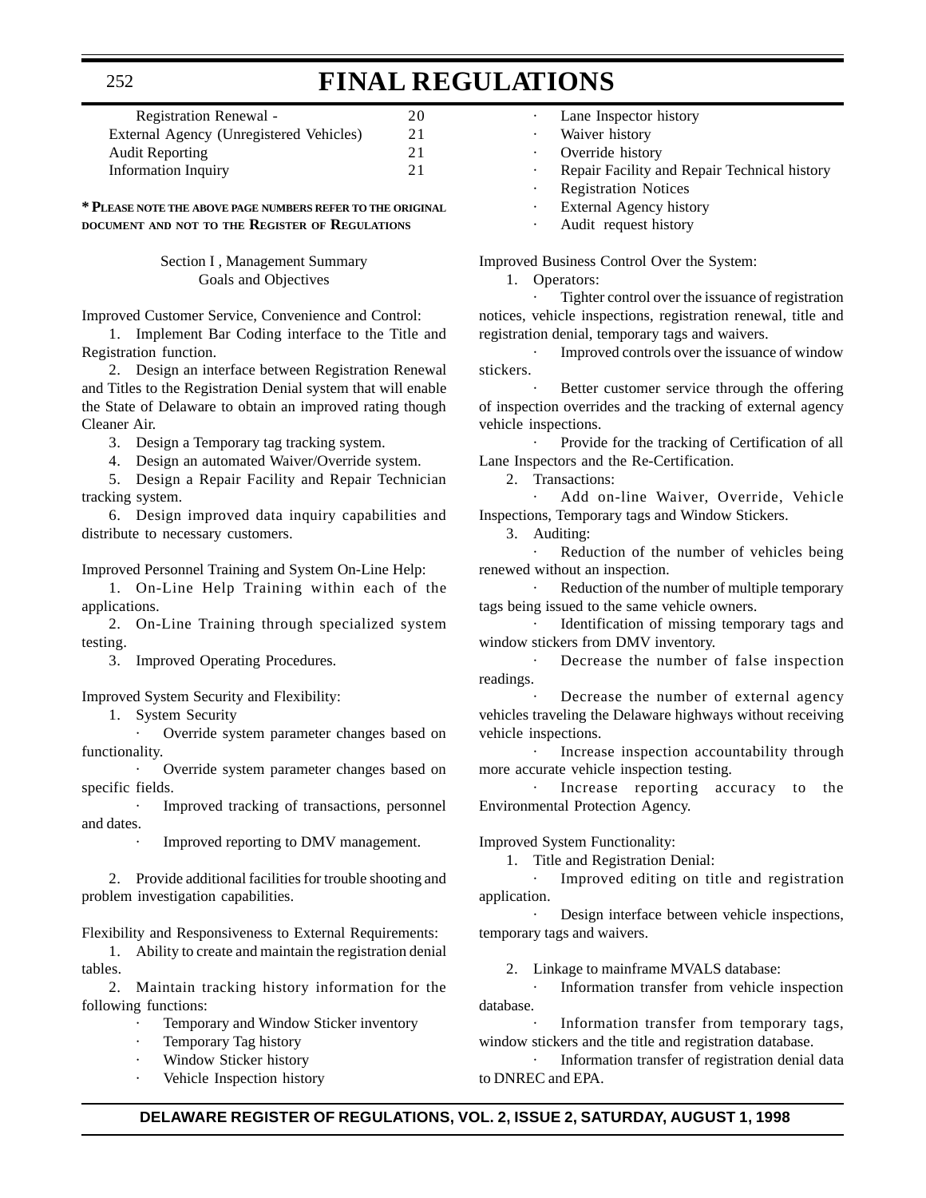| | |
|---|---|
| Registration Renewal - | 20 |
| External Agency (Unregistered Vehicles) | 21 |
| Audit Reporting | 21 |
| Information Inquiry | 21 |

**\* PLEASE NOTE THE ABOVE PAGE NUMBERS REFER TO THE ORIGINAL DOCUMENT AND NOT TO THE REGISTER OF REGULATIONS**

Section I , Management Summary
Goals and Objectives

Improved Customer Service, Convenience and Control:

1. Implement Bar Coding interface to the Title and Registration function.
2. Design an interface between Registration Renewal and Titles to the Registration Denial system that will enable the State of Delaware to obtain an improved rating though Cleaner Air.
3. Design a Temporary tag tracking system.
4. Design an automated Waiver/Override system.
5. Design a Repair Facility and Repair Technician tracking system.
6. Design improved data inquiry capabilities and distribute to necessary customers.

Improved Personnel Training and System On-Line Help:

1. On-Line Help Training within each of the applications.
2. On-Line Training through specialized system testing.
3. Improved Operating Procedures.

Improved System Security and Flexibility:

1. System Security
   · Override system parameter changes based on functionality.
   · Override system parameter changes based on specific fields.
   · Improved tracking of transactions, personnel and dates.
   · Improved reporting to DMV management.

2. Provide additional facilities for trouble shooting and problem investigation capabilities.

Flexibility and Responsiveness to External Requirements:

1. Ability to create and maintain the registration denial tables.
2. Maintain tracking history information for the following functions:
   · Temporary and Window Sticker inventory
   · Temporary Tag history
   · Window Sticker history
   · Vehicle Inspection history
   · Lane Inspector history
   · Waiver history
   · Override history
   · Repair Facility and Repair Technical history
   · Registration Notices
   · External Agency history
   · Audit request history

Improved Business Control Over the System:

1. Operators:
   · Tighter control over the issuance of registration notices, vehicle inspections, registration renewal, title and registration denial, temporary tags and waivers.
   · Improved controls over the issuance of window stickers.
   · Better customer service through the offering of inspection overrides and the tracking of external agency vehicle inspections.
   · Provide for the tracking of Certification of all Lane Inspectors and the Re-Certification.
2. Transactions:
   · Add on-line Waiver, Override, Vehicle Inspections, Temporary tags and Window Stickers.
3. Auditing:
   · Reduction of the number of vehicles being renewed without an inspection.
   · Reduction of the number of multiple temporary tags being issued to the same vehicle owners.
   · Identification of missing temporary tags and window stickers from DMV inventory.
   · Decrease the number of false inspection readings.
   · Decrease the number of external agency vehicles traveling the Delaware highways without receiving vehicle inspections.
   · Increase inspection accountability through more accurate vehicle inspection testing.
   · Increase reporting accuracy to the Environmental Protection Agency.

Improved System Functionality:

1. Title and Registration Denial:
   · Improved editing on title and registration application.
   · Design interface between vehicle inspections, temporary tags and waivers.

2. Linkage to mainframe MVALS database:
   · Information transfer from vehicle inspection database.
   · Information transfer from temporary tags, window stickers and the title and registration database.
   · Information transfer of registration denial data to DNREC and EPA.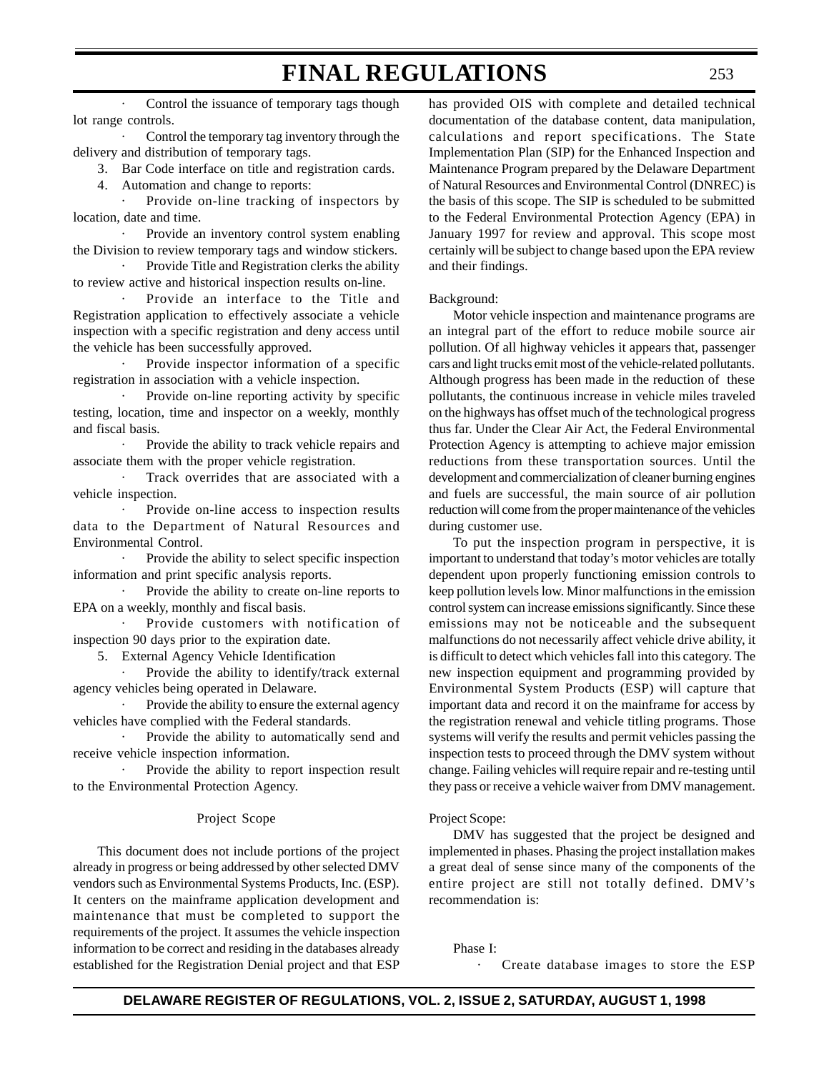· Control the issuance of temporary tags though lot range controls.

· Control the temporary tag inventory through the delivery and distribution of temporary tags.

3. Bar Code interface on title and registration cards.

4. Automation and change to reports:

· Provide on-line tracking of inspectors by location, date and time.

· Provide an inventory control system enabling the Division to review temporary tags and window stickers.

· Provide Title and Registration clerks the ability to review active and historical inspection results on-line.

· Provide an interface to the Title and Registration application to effectively associate a vehicle inspection with a specific registration and deny access until the vehicle has been successfully approved.

· Provide inspector information of a specific registration in association with a vehicle inspection.

· Provide on-line reporting activity by specific testing, location, time and inspector on a weekly, monthly and fiscal basis.

· Provide the ability to track vehicle repairs and associate them with the proper vehicle registration.

· Track overrides that are associated with a vehicle inspection.

· Provide on-line access to inspection results data to the Department of Natural Resources and Environmental Control.

· Provide the ability to select specific inspection information and print specific analysis reports.

· Provide the ability to create on-line reports to EPA on a weekly, monthly and fiscal basis.

· Provide customers with notification of inspection 90 days prior to the expiration date.

5. External Agency Vehicle Identification

· Provide the ability to identify/track external agency vehicles being operated in Delaware.

· Provide the ability to ensure the external agency vehicles have complied with the Federal standards.

· Provide the ability to automatically send and receive vehicle inspection information.

· Provide the ability to report inspection result to the Environmental Protection Agency.

Project Scope

This document does not include portions of the project already in progress or being addressed by other selected DMV vendors such as Environmental Systems Products, Inc. (ESP). It centers on the mainframe application development and maintenance that must be completed to support the requirements of the project. It assumes the vehicle inspection information to be correct and residing in the databases already established for the Registration Denial project and that ESP has provided OIS with complete and detailed technical documentation of the database content, data manipulation, calculations and report specifications. The State Implementation Plan (SIP) for the Enhanced Inspection and Maintenance Program prepared by the Delaware Department of Natural Resources and Environmental Control (DNREC) is the basis of this scope. The SIP is scheduled to be submitted to the Federal Environmental Protection Agency (EPA) in January 1997 for review and approval. This scope most certainly will be subject to change based upon the EPA review and their findings.

Background:

Motor vehicle inspection and maintenance programs are an integral part of the effort to reduce mobile source air pollution. Of all highway vehicles it appears that, passenger cars and light trucks emit most of the vehicle-related pollutants. Although progress has been made in the reduction of these pollutants, the continuous increase in vehicle miles traveled on the highways has offset much of the technological progress thus far. Under the Clear Air Act, the Federal Environmental Protection Agency is attempting to achieve major emission reductions from these transportation sources. Until the development and commercialization of cleaner burning engines and fuels are successful, the main source of air pollution reduction will come from the proper maintenance of the vehicles during customer use.

To put the inspection program in perspective, it is important to understand that today's motor vehicles are totally dependent upon properly functioning emission controls to keep pollution levels low. Minor malfunctions in the emission control system can increase emissions significantly. Since these emissions may not be noticeable and the subsequent malfunctions do not necessarily affect vehicle drive ability, it is difficult to detect which vehicles fall into this category. The new inspection equipment and programming provided by Environmental System Products (ESP) will capture that important data and record it on the mainframe for access by the registration renewal and vehicle titling programs. Those systems will verify the results and permit vehicles passing the inspection tests to proceed through the DMV system without change. Failing vehicles will require repair and re-testing until they pass or receive a vehicle waiver from DMV management.

Project Scope:

DMV has suggested that the project be designed and implemented in phases. Phasing the project installation makes a great deal of sense since many of the components of the entire project are still not totally defined. DMV's recommendation is:

Phase I:

· Create database images to store the ESP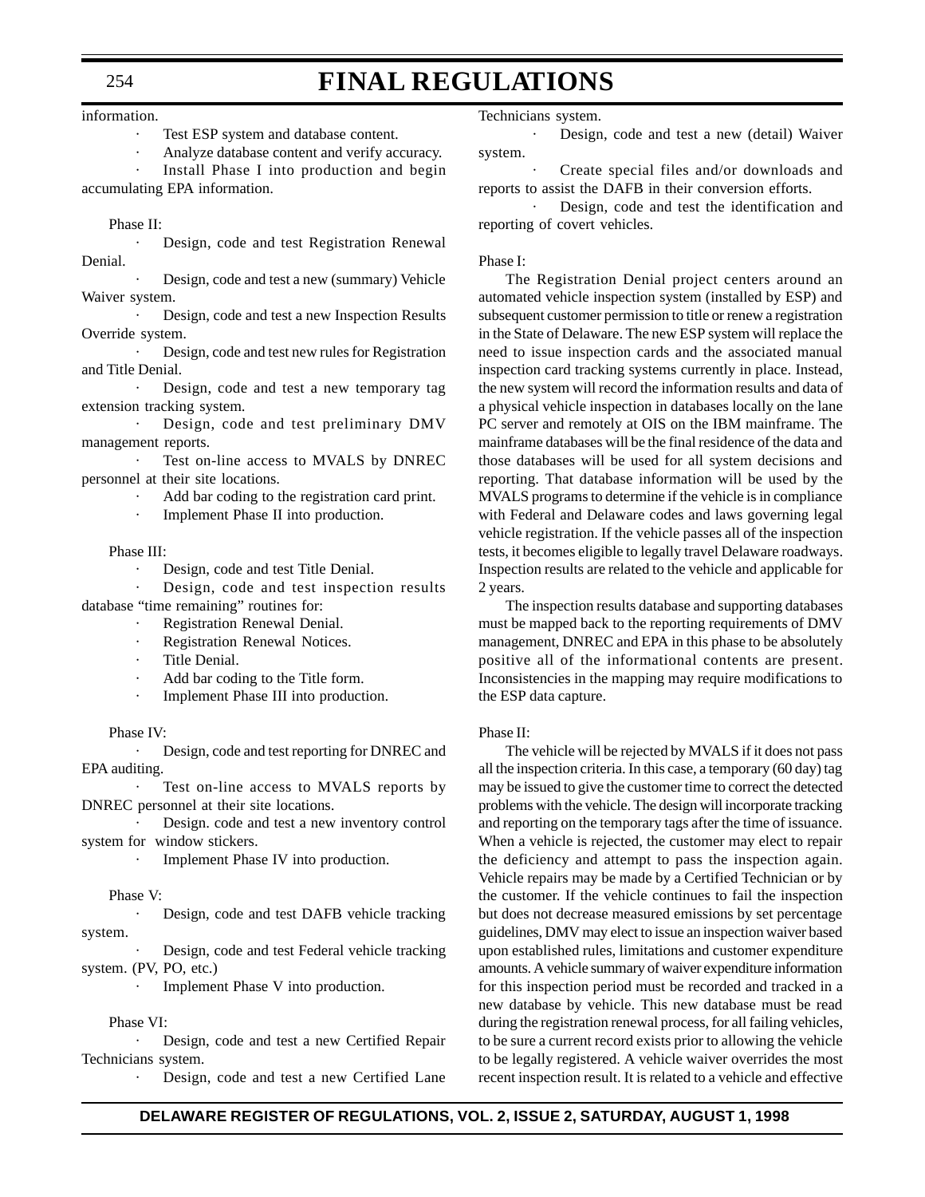information.

- Test ESP system and database content.
- Analyze database content and verify accuracy.
- Install Phase I into production and begin accumulating EPA information.

Phase II:

- Design, code and test Registration Renewal Denial.
- Design, code and test a new (summary) Vehicle Waiver system.
- Design, code and test a new Inspection Results Override system.
- Design, code and test new rules for Registration and Title Denial.
- Design, code and test a new temporary tag extension tracking system.
- Design, code and test preliminary DMV management reports.
- Test on-line access to MVALS by DNREC personnel at their site locations.
- Add bar coding to the registration card print.
- Implement Phase II into production.

Phase III:

- Design, code and test Title Denial.
- Design, code and test inspection results database "time remaining" routines for:
  - Registration Renewal Denial.
  - Registration Renewal Notices.
  - Title Denial.
- Add bar coding to the Title form.
- Implement Phase III into production.

Phase IV:

- Design, code and test reporting for DNREC and EPA auditing.
- Test on-line access to MVALS reports by DNREC personnel at their site locations.
- Design. code and test a new inventory control system for window stickers.
- Implement Phase IV into production.

Phase V:

- Design, code and test DAFB vehicle tracking system.
- Design, code and test Federal vehicle tracking system. (PV, PO, etc.)
- Implement Phase V into production.

Phase VI:

- Design, code and test a new Certified Repair Technicians system.
- Design, code and test a new Certified Lane Technicians system.
- Design, code and test a new (detail) Waiver system.
- Create special files and/or downloads and reports to assist the DAFB in their conversion efforts.
- Design, code and test the identification and reporting of covert vehicles.

Phase I:

The Registration Denial project centers around an automated vehicle inspection system (installed by ESP) and subsequent customer permission to title or renew a registration in the State of Delaware. The new ESP system will replace the need to issue inspection cards and the associated manual inspection card tracking systems currently in place. Instead, the new system will record the information results and data of a physical vehicle inspection in databases locally on the lane PC server and remotely at OIS on the IBM mainframe. The mainframe databases will be the final residence of the data and those databases will be used for all system decisions and reporting. That database information will be used by the MVALS programs to determine if the vehicle is in compliance with Federal and Delaware codes and laws governing legal vehicle registration. If the vehicle passes all of the inspection tests, it becomes eligible to legally travel Delaware roadways. Inspection results are related to the vehicle and applicable for 2 years.

The inspection results database and supporting databases must be mapped back to the reporting requirements of DMV management, DNREC and EPA in this phase to be absolutely positive all of the informational contents are present. Inconsistencies in the mapping may require modifications to the ESP data capture.

Phase II:

The vehicle will be rejected by MVALS if it does not pass all the inspection criteria. In this case, a temporary (60 day) tag may be issued to give the customer time to correct the detected problems with the vehicle. The design will incorporate tracking and reporting on the temporary tags after the time of issuance. When a vehicle is rejected, the customer may elect to repair the deficiency and attempt to pass the inspection again. Vehicle repairs may be made by a Certified Technician or by the customer. If the vehicle continues to fail the inspection but does not decrease measured emissions by set percentage guidelines, DMV may elect to issue an inspection waiver based upon established rules, limitations and customer expenditure amounts. A vehicle summary of waiver expenditure information for this inspection period must be recorded and tracked in a new database by vehicle. This new database must be read during the registration renewal process, for all failing vehicles, to be sure a current record exists prior to allowing the vehicle to be legally registered. A vehicle waiver overrides the most recent inspection result. It is related to a vehicle and effective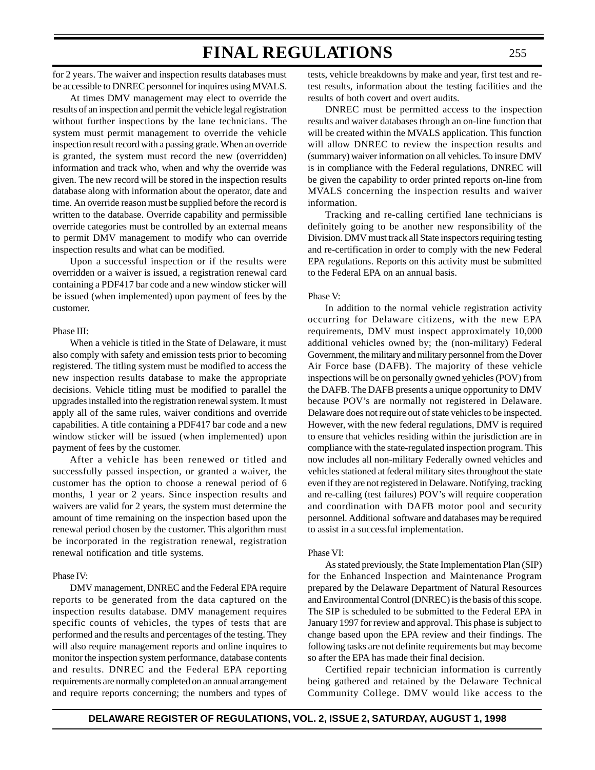for 2 years. The waiver and inspection results databases must be accessible to DNREC personnel for inquires using MVALS.

At times DMV management may elect to override the results of an inspection and permit the vehicle legal registration without further inspections by the lane technicians. The system must permit management to override the vehicle inspection result record with a passing grade. When an override is granted, the system must record the new (overridden) information and track who, when and why the override was given. The new record will be stored in the inspection results database along with information about the operator, date and time. An override reason must be supplied before the record is written to the database. Override capability and permissible override categories must be controlled by an external means to permit DMV management to modify who can override inspection results and what can be modified.

Upon a successful inspection or if the results were overridden or a waiver is issued, a registration renewal card containing a PDF417 bar code and a new window sticker will be issued (when implemented) upon payment of fees by the customer.

Phase III:

When a vehicle is titled in the State of Delaware, it must also comply with safety and emission tests prior to becoming registered. The titling system must be modified to access the new inspection results database to make the appropriate decisions. Vehicle titling must be modified to parallel the upgrades installed into the registration renewal system. It must apply all of the same rules, waiver conditions and override capabilities. A title containing a PDF417 bar code and a new window sticker will be issued (when implemented) upon payment of fees by the customer.

After a vehicle has been renewed or titled and successfully passed inspection, or granted a waiver, the customer has the option to choose a renewal period of 6 months, 1 year or 2 years. Since inspection results and waivers are valid for 2 years, the system must determine the amount of time remaining on the inspection based upon the renewal period chosen by the customer. This algorithm must be incorporated in the registration renewal, registration renewal notification and title systems.

Phase IV:

DMV management, DNREC and the Federal EPA require reports to be generated from the data captured on the inspection results database. DMV management requires specific counts of vehicles, the types of tests that are performed and the results and percentages of the testing. They will also require management reports and online inquires to monitor the inspection system performance, database contents and results. DNREC and the Federal EPA reporting requirements are normally completed on an annual arrangement and require reports concerning; the numbers and types of tests, vehicle breakdowns by make and year, first test and re-test results, information about the testing facilities and the results of both covert and overt audits.

DNREC must be permitted access to the inspection results and waiver databases through an on-line function that will be created within the MVALS application. This function will allow DNREC to review the inspection results and (summary) waiver information on all vehicles. To insure DMV is in compliance with the Federal regulations, DNREC will be given the capability to order printed reports on-line from MVALS concerning the inspection results and waiver information.

Tracking and re-calling certified lane technicians is definitely going to be another new responsibility of the Division. DMV must track all State inspectors requiring testing and re-certification in order to comply with the new Federal EPA regulations. Reports on this activity must be submitted to the Federal EPA on an annual basis.

Phase V:

In addition to the normal vehicle registration activity occurring for Delaware citizens, with the new EPA requirements, DMV must inspect approximately 10,000 additional vehicles owned by; the (non-military) Federal Government, the military and military personnel from the Dover Air Force base (DAFB). The majority of these vehicle inspections will be on personally owned vehicles (POV) from the DAFB. The DAFB presents a unique opportunity to DMV because POV's are normally not registered in Delaware. Delaware does not require out of state vehicles to be inspected. However, with the new federal regulations, DMV is required to ensure that vehicles residing within the jurisdiction are in compliance with the state-regulated inspection program. This now includes all non-military Federally owned vehicles and vehicles stationed at federal military sites throughout the state even if they are not registered in Delaware. Notifying, tracking and re-calling (test failures) POV's will require cooperation and coordination with DAFB motor pool and security personnel. Additional software and databases may be required to assist in a successful implementation.

Phase VI:

As stated previously, the State Implementation Plan (SIP) for the Enhanced Inspection and Maintenance Program prepared by the Delaware Department of Natural Resources and Environmental Control (DNREC) is the basis of this scope. The SIP is scheduled to be submitted to the Federal EPA in January 1997 for review and approval. This phase is subject to change based upon the EPA review and their findings. The following tasks are not definite requirements but may become so after the EPA has made their final decision.

Certified repair technician information is currently being gathered and retained by the Delaware Technical Community College. DMV would like access to the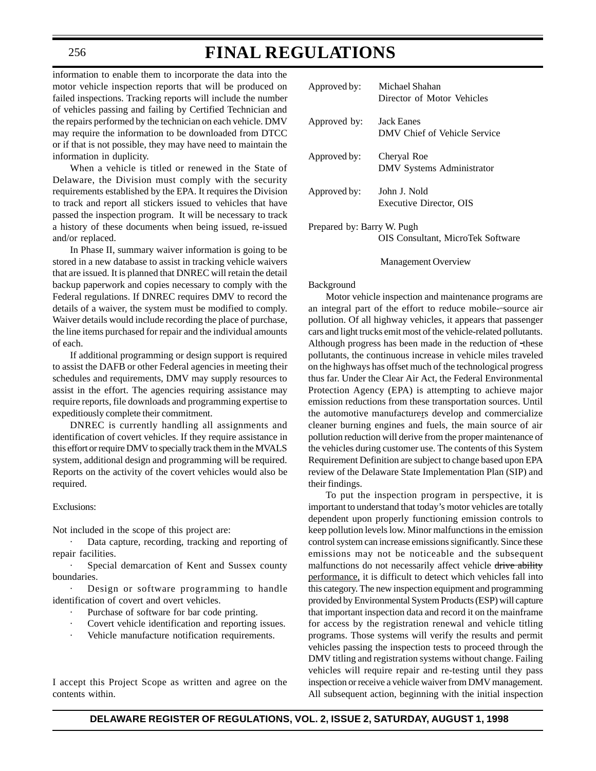information to enable them to incorporate the data into the motor vehicle inspection reports that will be produced on failed inspections. Tracking reports will include the number of vehicles passing and failing by Certified Technician and the repairs performed by the technician on each vehicle. DMV may require the information to be downloaded from DTCC or if that is not possible, they may have need to maintain the information in duplicity.

When a vehicle is titled or renewed in the State of Delaware, the Division must comply with the security requirements established by the EPA. It requires the Division to track and report all stickers issued to vehicles that have passed the inspection program. It will be necessary to track a history of these documents when being issued, re-issued and/or replaced.

In Phase II, summary waiver information is going to be stored in a new database to assist in tracking vehicle waivers that are issued. It is planned that DNREC will retain the detail backup paperwork and copies necessary to comply with the Federal regulations. If DNREC requires DMV to record the details of a waiver, the system must be modified to comply. Waiver details would include recording the place of purchase, the line items purchased for repair and the individual amounts of each.

If additional programming or design support is required to assist the DAFB or other Federal agencies in meeting their schedules and requirements, DMV may supply resources to assist in the effort. The agencies requiring assistance may require reports, file downloads and programming expertise to expeditiously complete their commitment.

DNREC is currently handling all assignments and identification of covert vehicles. If they require assistance in this effort or require DMV to specially track them in the MVALS system, additional design and programming will be required. Reports on the activity of the covert vehicles would also be required.

Exclusions:

Not included in the scope of this project are:

- Data capture, recording, tracking and reporting of repair facilities.
- Special demarcation of Kent and Sussex county boundaries.
- Design or software programming to handle identification of covert and overt vehicles.
- Purchase of software for bar code printing.
- Covert vehicle identification and reporting issues.
- Vehicle manufacture notification requirements.

I accept this Project Scope as written and agree on the contents within.

Approved by: Michael Shahan
Director of Motor Vehicles

Approved by: Jack Eanes
DMV Chief of Vehicle Service

Approved by: Cheryal Roe
DMV Systems Administrator

Approved by: John J. Nold
Executive Director, OIS

Prepared by: Barry W. Pugh
OIS Consultant, MicroTek Software

Management Overview

Background

Motor vehicle inspection and maintenance programs are an integral part of the effort to reduce mobile-source air pollution. Of all highway vehicles, it appears that passenger cars and light trucks emit most of the vehicle-related pollutants. Although progress has been made in the reduction of these pollutants, the continuous increase in vehicle miles traveled on the highways has offset much of the technological progress thus far. Under the Clear Air Act, the Federal Environmental Protection Agency (EPA) is attempting to achieve major emission reductions from these transportation sources. Until the automotive manufacturers develop and commercialize cleaner burning engines and fuels, the main source of air pollution reduction will derive from the proper maintenance of the vehicles during customer use. The contents of this System Requirement Definition are subject to change based upon EPA review of the Delaware State Implementation Plan (SIP) and their findings.

To put the inspection program in perspective, it is important to understand that today's motor vehicles are totally dependent upon properly functioning emission controls to keep pollution levels low. Minor malfunctions in the emission control system can increase emissions significantly. Since these emissions may not be noticeable and the subsequent malfunctions do not necessarily affect vehicle ~~drive ability~~ performance, it is difficult to detect which vehicles fall into this category. The new inspection equipment and programming provided by Environmental System Products (ESP) will capture that important inspection data and record it on the mainframe for access by the registration renewal and vehicle titling programs. Those systems will verify the results and permit vehicles passing the inspection tests to proceed through the DMV titling and registration systems without change. Failing vehicles will require repair and re-testing until they pass inspection or receive a vehicle waiver from DMV management. All subsequent action, beginning with the initial inspection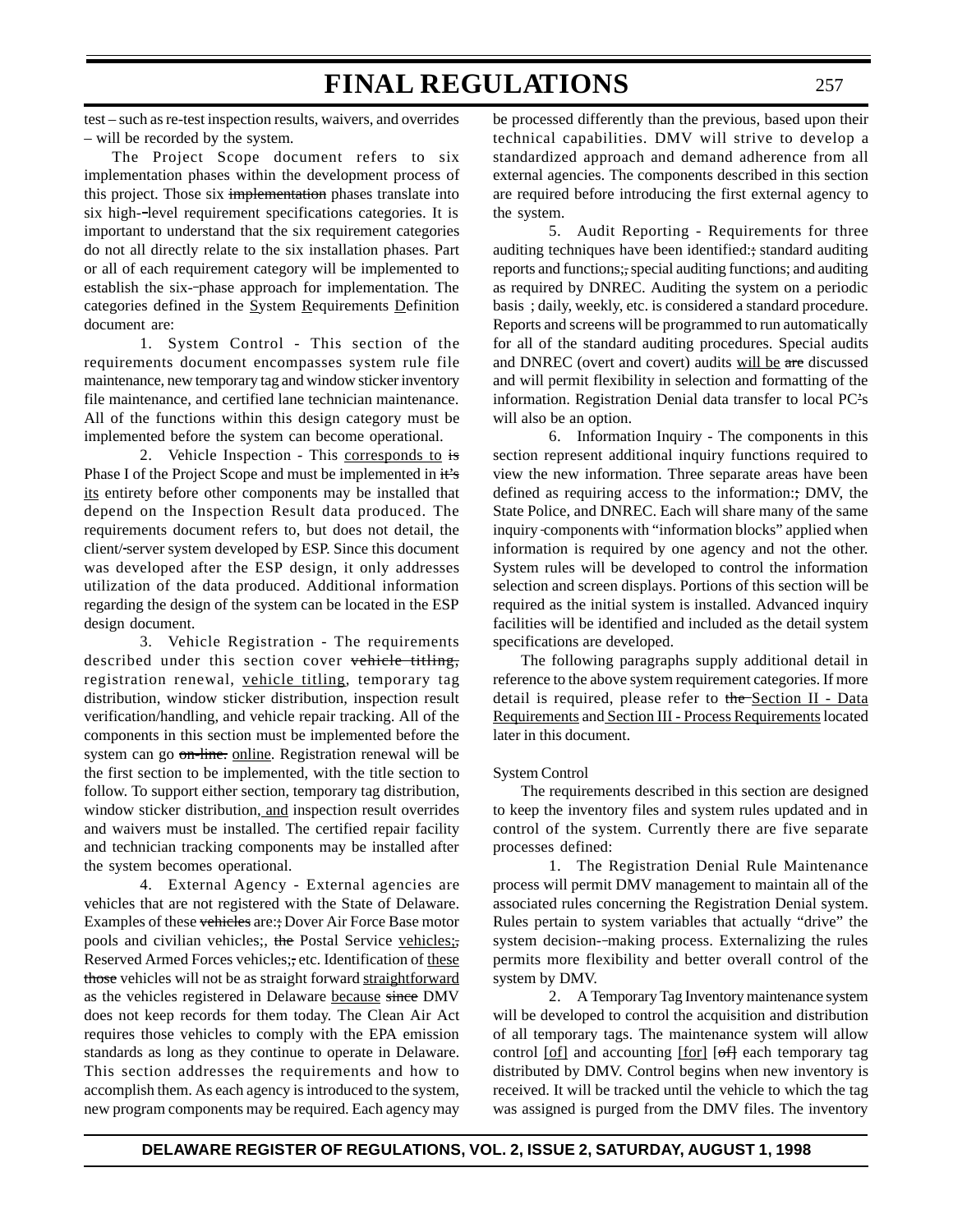test – such as re-test inspection results, waivers, and overrides – will be recorded by the system.

The Project Scope document refers to six implementation phases within the development process of this project. Those six ~~implementation~~ phases translate into six high-level requirement specifications categories. It is important to understand that the six requirement categories do not all directly relate to the six installation phases. Part or all of each requirement category will be implemented to establish the six-phase approach for implementation. The categories defined in the System Requirements Definition document are:

1. System Control - This section of the requirements document encompasses system rule file maintenance, new temporary tag and window sticker inventory file maintenance, and certified lane technician maintenance. All of the functions within this design category must be implemented before the system can become operational.

2. Vehicle Inspection - This corresponds to ~~is~~ Phase I of the Project Scope and must be implemented in ~~it's~~ its entirety before other components may be installed that depend on the Inspection Result data produced. The requirements document refers to, but does not detail, the client/server system developed by ESP. Since this document was developed after the ESP design, it only addresses utilization of the data produced. Additional information regarding the design of the system can be located in the ESP design document.

3. Vehicle Registration - The requirements described under this section cover ~~vehicle titling,~~ registration renewal, vehicle titling, temporary tag distribution, window sticker distribution, inspection result verification/handling, and vehicle repair tracking. All of the components in this section must be implemented before the system can go ~~on-line.~~ online. Registration renewal will be the first section to be implemented, with the title section to follow. To support either section, temporary tag distribution, window sticker distribution, and inspection result overrides and waivers must be installed. The certified repair facility and technician tracking components may be installed after the system becomes operational.

4. External Agency - External agencies are vehicles that are not registered with the State of Delaware. Examples of these ~~vehicles~~ are:~~;~~ Dover Air Force Base motor pools and civilian vehicles;, ~~the~~ Postal Service vehicles;~~,~~ Reserved Armed Forces vehicles;~~,~~ etc. Identification of these ~~those~~ vehicles will not be as straight forward straightforward as the vehicles registered in Delaware because ~~since~~ DMV does not keep records for them today. The Clean Air Act requires those vehicles to comply with the EPA emission standards as long as they continue to operate in Delaware. This section addresses the requirements and how to accomplish them. As each agency is introduced to the system, new program components may be required. Each agency may be processed differently than the previous, based upon their technical capabilities. DMV will strive to develop a standardized approach and demand adherence from all external agencies. The components described in this section are required before introducing the first external agency to the system.

5. Audit Reporting - Requirements for three auditing techniques have been identified:~~;~~ standard auditing reports and functions;~~,~~ special auditing functions; and auditing as required by DNREC. Auditing the system on a periodic basis ; daily, weekly, etc. is considered a standard procedure. Reports and screens will be programmed to run automatically for all of the standard auditing procedures. Special audits and DNREC (overt and covert) audits will be ~~are~~ discussed and will permit flexibility in selection and formatting of the information. Registration Denial data transfer to local PC's will also be an option.

6. Information Inquiry - The components in this section represent additional inquiry functions required to view the new information. Three separate areas have been defined as requiring access to the information:~~;~~ DMV, the State Police, and DNREC. Each will share many of the same inquiry components with "information blocks" applied when information is required by one agency and not the other. System rules will be developed to control the information selection and screen displays. Portions of this section will be required as the initial system is installed. Advanced inquiry facilities will be identified and included as the detail system specifications are developed.

The following paragraphs supply additional detail in reference to the above system requirement categories. If more detail is required, please refer to ~~the~~ Section II - Data Requirements and Section III - Process Requirements located later in this document.

System Control

The requirements described in this section are designed to keep the inventory files and system rules updated and in control of the system. Currently there are five separate processes defined:

1. The Registration Denial Rule Maintenance process will permit DMV management to maintain all of the associated rules concerning the Registration Denial system. Rules pertain to system variables that actually "drive" the system decision-making process. Externalizing the rules permits more flexibility and better overall control of the system by DMV.

2. A Temporary Tag Inventory maintenance system will be developed to control the acquisition and distribution of all temporary tags. The maintenance system will allow control [of] and accounting [for] ~~[of]~~ each temporary tag distributed by DMV. Control begins when new inventory is received. It will be tracked until the vehicle to which the tag was assigned is purged from the DMV files. The inventory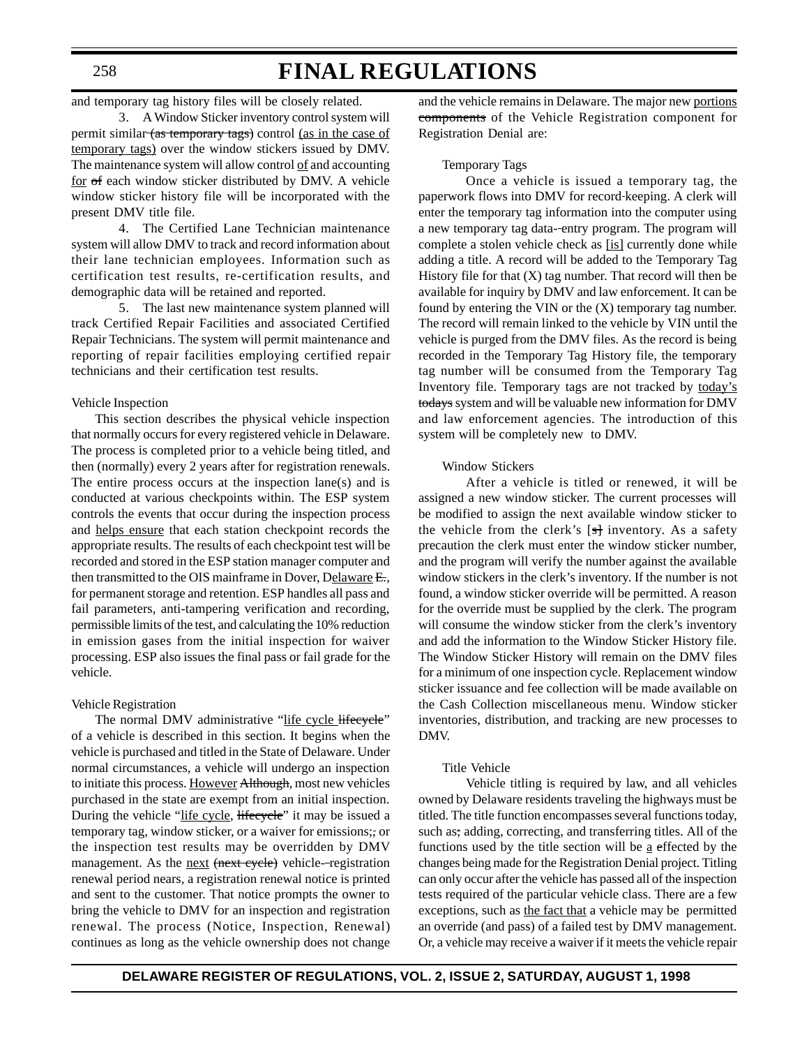and temporary tag history files will be closely related.

3. A Window Sticker inventory control system will permit similar (as temporary tags) control (as in the case of temporary tags) over the window stickers issued by DMV. The maintenance system will allow control of and accounting for of each window sticker distributed by DMV. A vehicle window sticker history file will be incorporated with the present DMV title file.

4. The Certified Lane Technician maintenance system will allow DMV to track and record information about their lane technician employees. Information such as certification test results, re-certification results, and demographic data will be retained and reported.

5. The last new maintenance system planned will track Certified Repair Facilities and associated Certified Repair Technicians. The system will permit maintenance and reporting of repair facilities employing certified repair technicians and their certification test results.

Vehicle Inspection

This section describes the physical vehicle inspection that normally occurs for every registered vehicle in Delaware. The process is completed prior to a vehicle being titled, and then (normally) every 2 years after for registration renewals. The entire process occurs at the inspection lane(s) and is conducted at various checkpoints within. The ESP system controls the events that occur during the inspection process and helps ensure that each station checkpoint records the appropriate results. The results of each checkpoint test will be recorded and stored in the ESP station manager computer and then transmitted to the OIS mainframe in Dover, Delaware E., for permanent storage and retention. ESP handles all pass and fail parameters, anti-tampering verification and recording, permissible limits of the test, and calculating the 10% reduction in emission gases from the initial inspection for waiver processing. ESP also issues the final pass or fail grade for the vehicle.

Vehicle Registration

The normal DMV administrative "life cycle lifecycle" of a vehicle is described in this section. It begins when the vehicle is purchased and titled in the State of Delaware. Under normal circumstances, a vehicle will undergo an inspection to initiate this process. However Although, most new vehicles purchased in the state are exempt from an initial inspection. During the vehicle "life cycle, lifecycle" it may be issued a temporary tag, window sticker, or a waiver for emissions;, or the inspection test results may be overridden by DMV management. As the next (next cycle) vehicle-registration renewal period nears, a registration renewal notice is printed and sent to the customer. That notice prompts the owner to bring the vehicle to DMV for an inspection and registration renewal. The process (Notice, Inspection, Renewal) continues as long as the vehicle ownership does not change and the vehicle remains in Delaware. The major new portions components of the Vehicle Registration component for Registration Denial are:

Temporary Tags

Once a vehicle is issued a temporary tag, the paperwork flows into DMV for record-keeping. A clerk will enter the temporary tag information into the computer using a new temporary tag data-entry program. The program will complete a stolen vehicle check as [is] currently done while adding a title. A record will be added to the Temporary Tag History file for that (X) tag number. That record will then be available for inquiry by DMV and law enforcement. It can be found by entering the VIN or the (X) temporary tag number. The record will remain linked to the vehicle by VIN until the vehicle is purged from the DMV files. As the record is being recorded in the Temporary Tag History file, the temporary tag number will be consumed from the Temporary Tag Inventory file. Temporary tags are not tracked by today's todays system and will be valuable new information for DMV and law enforcement agencies. The introduction of this system will be completely new to DMV.

Window Stickers

After a vehicle is titled or renewed, it will be assigned a new window sticker. The current processes will be modified to assign the next available window sticker to the vehicle from the clerk's [s] inventory. As a safety precaution the clerk must enter the window sticker number, and the program will verify the number against the available window stickers in the clerk's inventory. If the number is not found, a window sticker override will be permitted. A reason for the override must be supplied by the clerk. The program will consume the window sticker from the clerk's inventory and add the information to the Window Sticker History file. The Window Sticker History will remain on the DMV files for a minimum of one inspection cycle. Replacement window sticker issuance and fee collection will be made available on the Cash Collection miscellaneous menu. Window sticker inventories, distribution, and tracking are new processes to DMV.

Title Vehicle

Vehicle titling is required by law, and all vehicles owned by Delaware residents traveling the highways must be titled. The title function encompasses several functions today, such as; adding, correcting, and transferring titles. All of the functions used by the title section will be a effected by the changes being made for the Registration Denial project. Titling can only occur after the vehicle has passed all of the inspection tests required of the particular vehicle class. There are a few exceptions, such as the fact that a vehicle may be permitted an override (and pass) of a failed test by DMV management. Or, a vehicle may receive a waiver if it meets the vehicle repair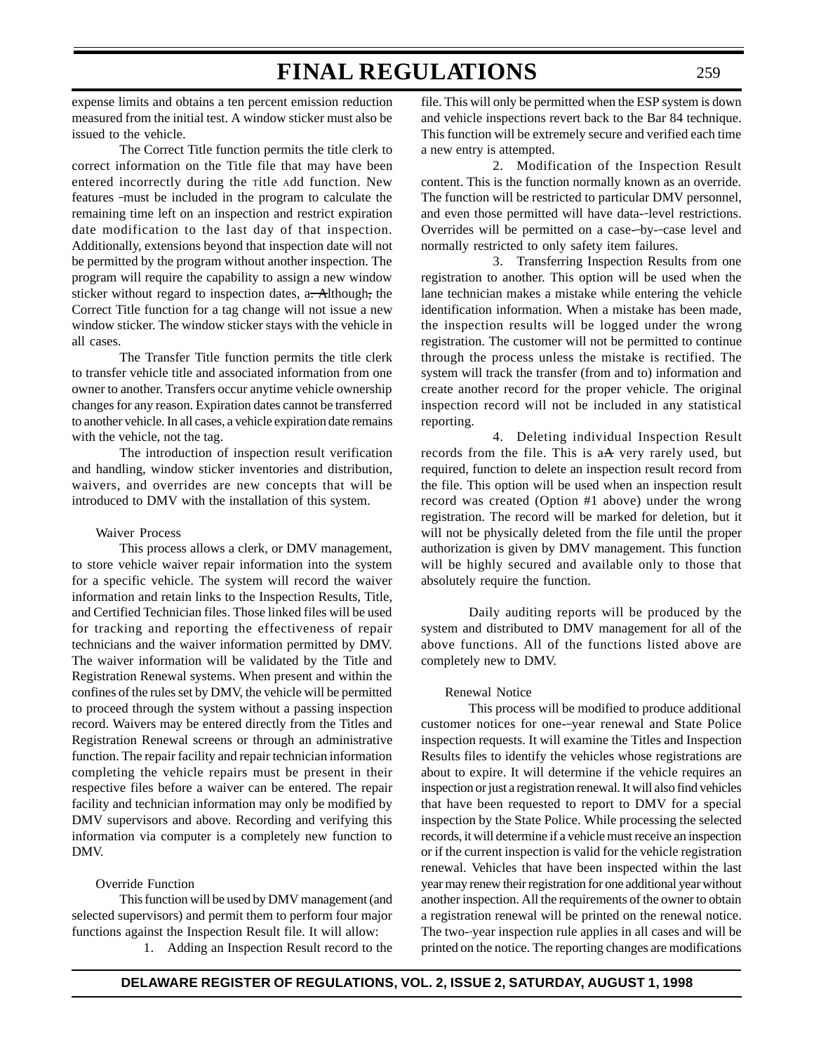expense limits and obtains a ten percent emission reduction measured from the initial test. A window sticker must also be issued to the vehicle.

The Correct Title function permits the title clerk to correct information on the Title file that may have been entered incorrectly during the Title Add function. New features must be included in the program to calculate the remaining time left on an inspection and restrict expiration date modification to the last day of that inspection. Additionally, extensions beyond that inspection date will not be permitted by the program without another inspection. The program will require the capability to assign a new window sticker without regard to inspection dates, a. Although, the Correct Title function for a tag change will not issue a new window sticker. The window sticker stays with the vehicle in all cases.

The Transfer Title function permits the title clerk to transfer vehicle title and associated information from one owner to another. Transfers occur anytime vehicle ownership changes for any reason. Expiration dates cannot be transferred to another vehicle. In all cases, a vehicle expiration date remains with the vehicle, not the tag.

The introduction of inspection result verification and handling, window sticker inventories and distribution, waivers, and overrides are new concepts that will be introduced to DMV with the installation of this system.

Waiver Process

This process allows a clerk, or DMV management, to store vehicle waiver repair information into the system for a specific vehicle. The system will record the waiver information and retain links to the Inspection Results, Title, and Certified Technician files. Those linked files will be used for tracking and reporting the effectiveness of repair technicians and the waiver information permitted by DMV. The waiver information will be validated by the Title and Registration Renewal systems. When present and within the confines of the rules set by DMV, the vehicle will be permitted to proceed through the system without a passing inspection record. Waivers may be entered directly from the Titles and Registration Renewal screens or through an administrative function. The repair facility and repair technician information completing the vehicle repairs must be present in their respective files before a waiver can be entered. The repair facility and technician information may only be modified by DMV supervisors and above. Recording and verifying this information via computer is a completely new function to DMV.

Override Function

This function will be used by DMV management (and selected supervisors) and permit them to perform four major functions against the Inspection Result file. It will allow:

1. Adding an Inspection Result record to the file. This will only be permitted when the ESP system is down and vehicle inspections revert back to the Bar 84 technique. This function will be extremely secure and verified each time a new entry is attempted.

2. Modification of the Inspection Result content. This is the function normally known as an override. The function will be restricted to particular DMV personnel, and even those permitted will have data-level restrictions. Overrides will be permitted on a case-by-case level and normally restricted to only safety item failures.

3. Transferring Inspection Results from one registration to another. This option will be used when the lane technician makes a mistake while entering the vehicle identification information. When a mistake has been made, the inspection results will be logged under the wrong registration. The customer will not be permitted to continue through the process unless the mistake is rectified. The system will track the transfer (from and to) information and create another record for the proper vehicle. The original inspection record will not be included in any statistical reporting.

4. Deleting individual Inspection Result records from the file. This is a very rarely used, but required, function to delete an inspection result record from the file. This option will be used when an inspection result record was created (Option #1 above) under the wrong registration. The record will be marked for deletion, but it will not be physically deleted from the file until the proper authorization is given by DMV management. This function will be highly secured and available only to those that absolutely require the function.

Daily auditing reports will be produced by the system and distributed to DMV management for all of the above functions. All of the functions listed above are completely new to DMV.

Renewal Notice

This process will be modified to produce additional customer notices for one-year renewal and State Police inspection requests. It will examine the Titles and Inspection Results files to identify the vehicles whose registrations are about to expire. It will determine if the vehicle requires an inspection or just a registration renewal. It will also find vehicles that have been requested to report to DMV for a special inspection by the State Police. While processing the selected records, it will determine if a vehicle must receive an inspection or if the current inspection is valid for the vehicle registration renewal. Vehicles that have been inspected within the last year may renew their registration for one additional year without another inspection. All the requirements of the owner to obtain a registration renewal will be printed on the renewal notice. The two-year inspection rule applies in all cases and will be printed on the notice. The reporting changes are modifications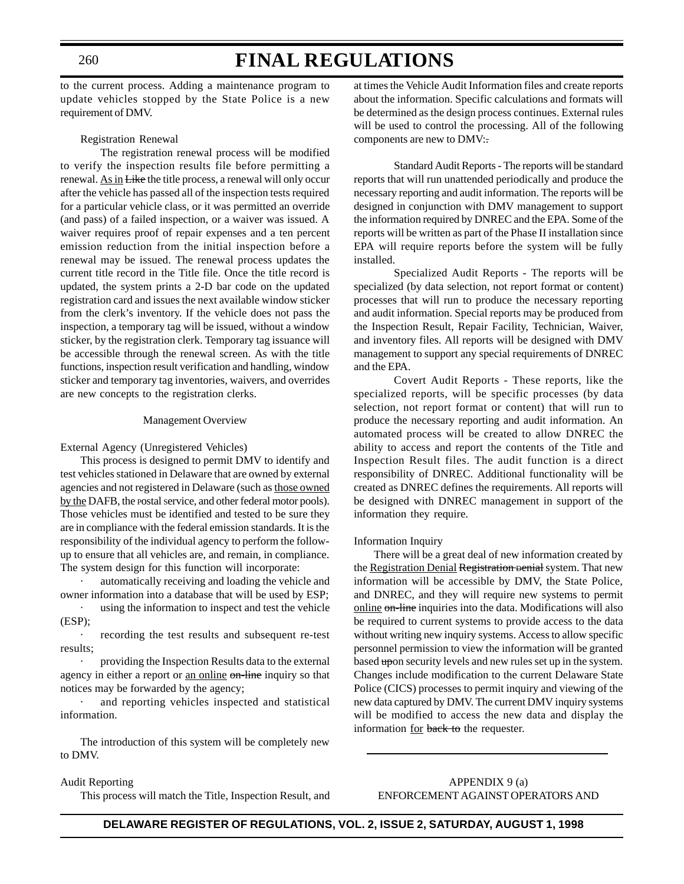to the current process. Adding a maintenance program to update vehicles stopped by the State Police is a new requirement of DMV.

Registration Renewal

The registration renewal process will be modified to verify the inspection results file before permitting a renewal. As in ~~Like~~ the title process, a renewal will only occur after the vehicle has passed all of the inspection tests required for a particular vehicle class, or it was permitted an override (and pass) of a failed inspection, or a waiver was issued. A waiver requires proof of repair expenses and a ten percent emission reduction from the initial inspection before a renewal may be issued. The renewal process updates the current title record in the Title file. Once the title record is updated, the system prints a 2-D bar code on the updated registration card and issues the next available window sticker from the clerk's inventory. If the vehicle does not pass the inspection, a temporary tag will be issued, without a window sticker, by the registration clerk. Temporary tag issuance will be accessible through the renewal screen. As with the title functions, inspection result verification and handling, window sticker and temporary tag inventories, waivers, and overrides are new concepts to the registration clerks.

Management Overview

External Agency (Unregistered Vehicles)

This process is designed to permit DMV to identify and test vehicles stationed in Delaware that are owned by external agencies and not registered in Delaware (such as those owned by the DAFB, the postal service, and other federal motor pools). Those vehicles must be identified and tested to be sure they are in compliance with the federal emission standards. It is the responsibility of the individual agency to perform the follow-up to ensure that all vehicles are, and remain, in compliance. The system design for this function will incorporate:

- automatically receiving and loading the vehicle and owner information into a database that will be used by ESP;
- using the information to inspect and test the vehicle (ESP);
- recording the test results and subsequent re-test results;
- providing the Inspection Results data to the external agency in either a report or an online ~~on-line~~ inquiry so that notices may be forwarded by the agency;
- and reporting vehicles inspected and statistical information.

The introduction of this system will be completely new to DMV.

Audit Reporting

This process will match the Title, Inspection Result, and at times the Vehicle Audit Information files and create reports about the information. Specific calculations and formats will be determined as the design process continues. External rules will be used to control the processing. All of the following components are new to DMV:~~.~~

Standard Audit Reports - The reports will be standard reports that will run unattended periodically and produce the necessary reporting and audit information. The reports will be designed in conjunction with DMV management to support the information required by DNREC and the EPA. Some of the reports will be written as part of the Phase II installation since EPA will require reports before the system will be fully installed.

Specialized Audit Reports - The reports will be specialized (by data selection, not report format or content) processes that will run to produce the necessary reporting and audit information. Special reports may be produced from the Inspection Result, Repair Facility, Technician, Waiver, and inventory files. All reports will be designed with DMV management to support any special requirements of DNREC and the EPA.

Covert Audit Reports - These reports, like the specialized reports, will be specific processes (by data selection, not report format or content) that will run to produce the necessary reporting and audit information. An automated process will be created to allow DNREC the ability to access and report the contents of the Title and Inspection Result files. The audit function is a direct responsibility of DNREC. Additional functionality will be created as DNREC defines the requirements. All reports will be designed with DNREC management in support of the information they require.

Information Inquiry

There will be a great deal of new information created by the Registration Denial ~~Registration Denial~~ system. That new information will be accessible by DMV, the State Police, and DNREC, and they will require new systems to permit online ~~on-line~~ inquiries into the data. Modifications will also be required to current systems to provide access to the data without writing new inquiry systems. Access to allow specific personnel permission to view the information will be granted based ~~up~~on security levels and new rules set up in the system. Changes include modification to the current Delaware State Police (CICS) processes to permit inquiry and viewing of the new data captured by DMV. The current DMV inquiry systems will be modified to access the new data and display the information for ~~back to~~ the requester.

---

APPENDIX 9 (a)
ENFORCEMENT AGAINST OPERATORS AND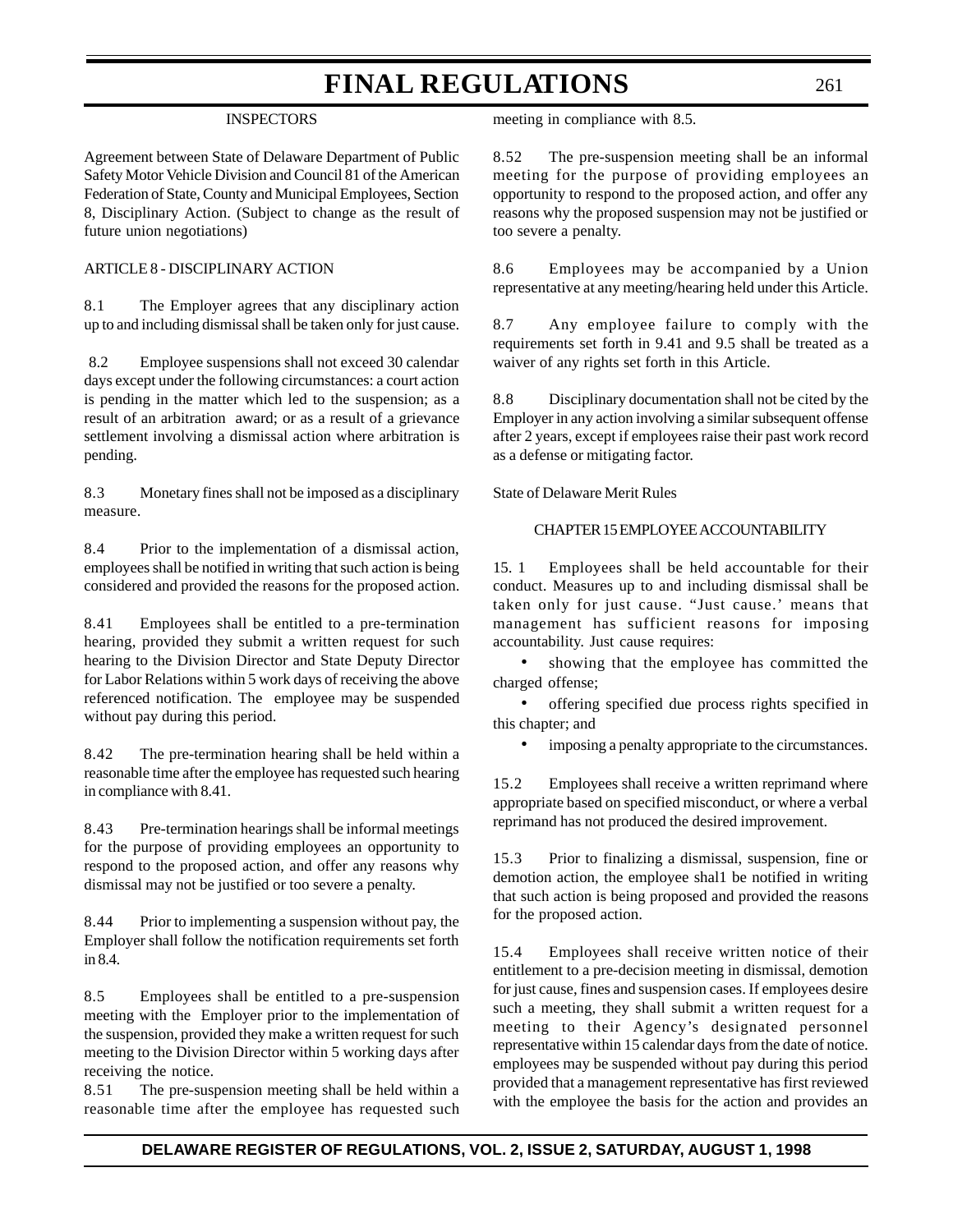INSPECTORS

Agreement between State of Delaware Department of Public Safety Motor Vehicle Division and Council 81 of the American Federation of State, County and Municipal Employees, Section 8, Disciplinary Action. (Subject to change as the result of future union negotiations)

ARTICLE 8 - DISCIPLINARY ACTION

8.1 The Employer agrees that any disciplinary action up to and including dismissal shall be taken only for just cause.

8.2 Employee suspensions shall not exceed 30 calendar days except under the following circumstances: a court action is pending in the matter which led to the suspension; as a result of an arbitration award; or as a result of a grievance settlement involving a dismissal action where arbitration is pending.

8.3 Monetary fines shall not be imposed as a disciplinary measure.

8.4 Prior to the implementation of a dismissal action, employees shall be notified in writing that such action is being considered and provided the reasons for the proposed action.

8.41 Employees shall be entitled to a pre-termination hearing, provided they submit a written request for such hearing to the Division Director and State Deputy Director for Labor Relations within 5 work days of receiving the above referenced notification. The employee may be suspended without pay during this period.

8.42 The pre-termination hearing shall be held within a reasonable time after the employee has requested such hearing in compliance with 8.41.

8.43 Pre-termination hearings shall be informal meetings for the purpose of providing employees an opportunity to respond to the proposed action, and offer any reasons why dismissal may not be justified or too severe a penalty.

8.44 Prior to implementing a suspension without pay, the Employer shall follow the notification requirements set forth in 8.4.

8.5 Employees shall be entitled to a pre-suspension meeting with the Employer prior to the implementation of the suspension, provided they make a written request for such meeting to the Division Director within 5 working days after receiving the notice.

8.51 The pre-suspension meeting shall be held within a reasonable time after the employee has requested such meeting in compliance with 8.5.

8.52 The pre-suspension meeting shall be an informal meeting for the purpose of providing employees an opportunity to respond to the proposed action, and offer any reasons why the proposed suspension may not be justified or too severe a penalty.

8.6 Employees may be accompanied by a Union representative at any meeting/hearing held under this Article.

8.7 Any employee failure to comply with the requirements set forth in 9.41 and 9.5 shall be treated as a waiver of any rights set forth in this Article.

8.8 Disciplinary documentation shall not be cited by the Employer in any action involving a similar subsequent offense after 2 years, except if employees raise their past work record as a defense or mitigating factor.

State of Delaware Merit Rules

CHAPTER 15 EMPLOYEE ACCOUNTABILITY

15. 1 Employees shall be held accountable for their conduct. Measures up to and including dismissal shall be taken only for just cause. "Just cause.' means that management has sufficient reasons for imposing accountability. Just cause requires:

- showing that the employee has committed the charged offense;
- offering specified due process rights specified in this chapter; and
- imposing a penalty appropriate to the circumstances.

15.2 Employees shall receive a written reprimand where appropriate based on specified misconduct, or where a verbal reprimand has not produced the desired improvement.

15.3 Prior to finalizing a dismissal, suspension, fine or demotion action, the employee shal1 be notified in writing that such action is being proposed and provided the reasons for the proposed action.

15.4 Employees shall receive written notice of their entitlement to a pre-decision meeting in dismissal, demotion for just cause, fines and suspension cases. If employees desire such a meeting, they shall submit a written request for a meeting to their Agency's designated personnel representative within 15 calendar days from the date of notice. employees may be suspended without pay during this period provided that a management representative has first reviewed with the employee the basis for the action and provides an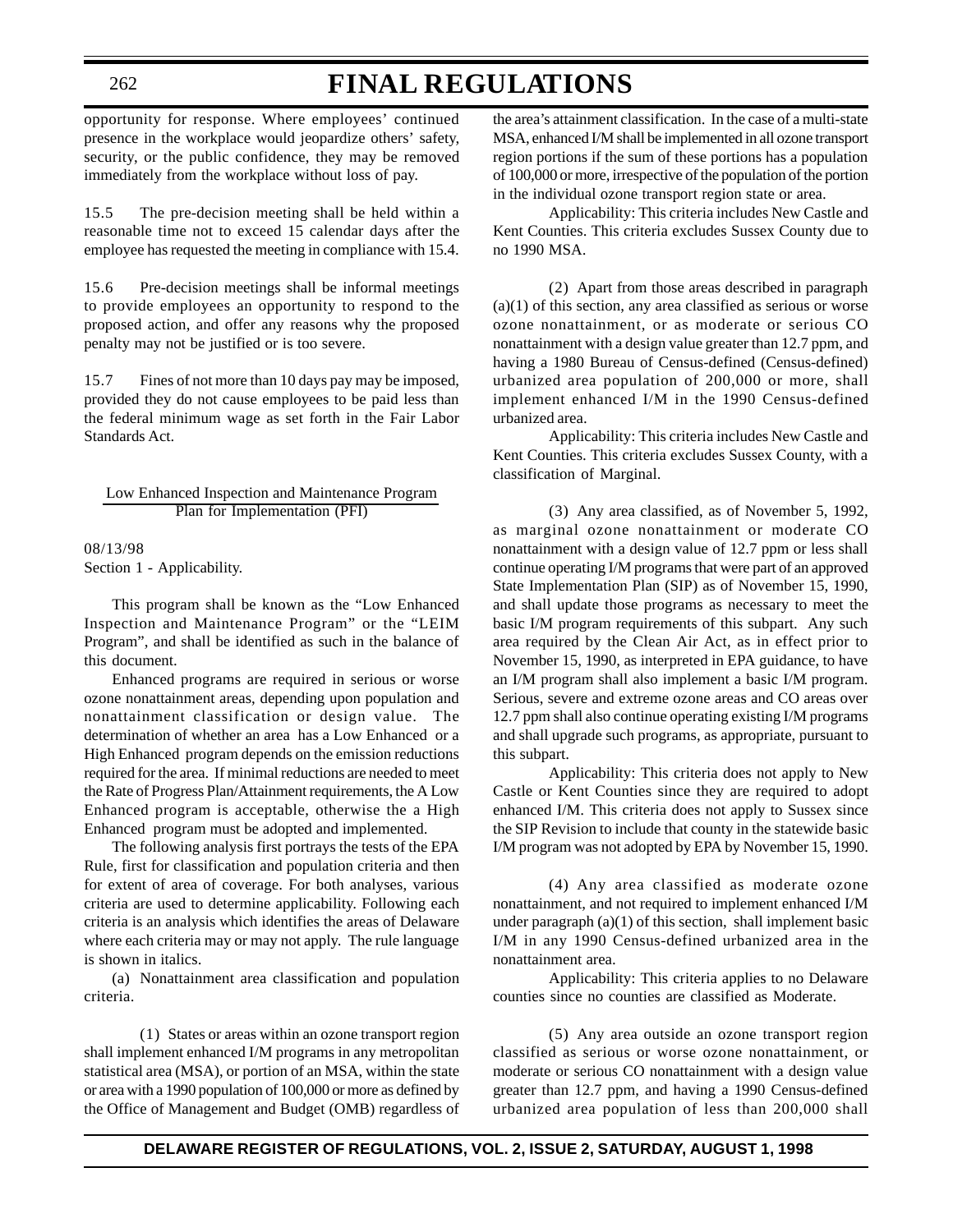opportunity for response. Where employees' continued presence in the workplace would jeopardize others' safety, security, or the public confidence, they may be removed immediately from the workplace without loss of pay.

15.5 The pre-decision meeting shall be held within a reasonable time not to exceed 15 calendar days after the employee has requested the meeting in compliance with 15.4.

15.6 Pre-decision meetings shall be informal meetings to provide employees an opportunity to respond to the proposed action, and offer any reasons why the proposed penalty may not be justified or is too severe.

15.7 Fines of not more than 10 days pay may be imposed, provided they do not cause employees to be paid less than the federal minimum wage as set forth in the Fair Labor Standards Act.

Low Enhanced Inspection and Maintenance Program Plan for Implementation (PFI)

08/13/98

Section 1 - Applicability.

This program shall be known as the "Low Enhanced Inspection and Maintenance Program" or the "LEIM Program", and shall be identified as such in the balance of this document.

Enhanced programs are required in serious or worse ozone nonattainment areas, depending upon population and nonattainment classification or design value. The determination of whether an area has a Low Enhanced or a High Enhanced program depends on the emission reductions required for the area. If minimal reductions are needed to meet the Rate of Progress Plan/Attainment requirements, the A Low Enhanced program is acceptable, otherwise the a High Enhanced program must be adopted and implemented.

The following analysis first portrays the tests of the EPA Rule, first for classification and population criteria and then for extent of area of coverage. For both analyses, various criteria are used to determine applicability. Following each criteria is an analysis which identifies the areas of Delaware where each criteria may or may not apply. The rule language is shown in italics.

(a) Nonattainment area classification and population criteria.

(1) States or areas within an ozone transport region shall implement enhanced I/M programs in any metropolitan statistical area (MSA), or portion of an MSA, within the state or area with a 1990 population of 100,000 or more as defined by the Office of Management and Budget (OMB) regardless of the area's attainment classification. In the case of a multi-state MSA, enhanced I/M shall be implemented in all ozone transport region portions if the sum of these portions has a population of 100,000 or more, irrespective of the population of the portion in the individual ozone transport region state or area.

Applicability: This criteria includes New Castle and Kent Counties. This criteria excludes Sussex County due to no 1990 MSA.

(2) Apart from those areas described in paragraph (a)(1) of this section, any area classified as serious or worse ozone nonattainment, or as moderate or serious CO nonattainment with a design value greater than 12.7 ppm, and having a 1980 Bureau of Census-defined (Census-defined) urbanized area population of 200,000 or more, shall implement enhanced I/M in the 1990 Census-defined urbanized area.

Applicability: This criteria includes New Castle and Kent Counties. This criteria excludes Sussex County, with a classification of Marginal.

(3) Any area classified, as of November 5, 1992, as marginal ozone nonattainment or moderate CO nonattainment with a design value of 12.7 ppm or less shall continue operating I/M programs that were part of an approved State Implementation Plan (SIP) as of November 15, 1990, and shall update those programs as necessary to meet the basic I/M program requirements of this subpart. Any such area required by the Clean Air Act, as in effect prior to November 15, 1990, as interpreted in EPA guidance, to have an I/M program shall also implement a basic I/M program. Serious, severe and extreme ozone areas and CO areas over 12.7 ppm shall also continue operating existing I/M programs and shall upgrade such programs, as appropriate, pursuant to this subpart.

Applicability: This criteria does not apply to New Castle or Kent Counties since they are required to adopt enhanced I/M. This criteria does not apply to Sussex since the SIP Revision to include that county in the statewide basic I/M program was not adopted by EPA by November 15, 1990.

(4) Any area classified as moderate ozone nonattainment, and not required to implement enhanced I/M under paragraph (a)(1) of this section, shall implement basic I/M in any 1990 Census-defined urbanized area in the nonattainment area.

Applicability: This criteria applies to no Delaware counties since no counties are classified as Moderate.

(5) Any area outside an ozone transport region classified as serious or worse ozone nonattainment, or moderate or serious CO nonattainment with a design value greater than 12.7 ppm, and having a 1990 Census-defined urbanized area population of less than 200,000 shall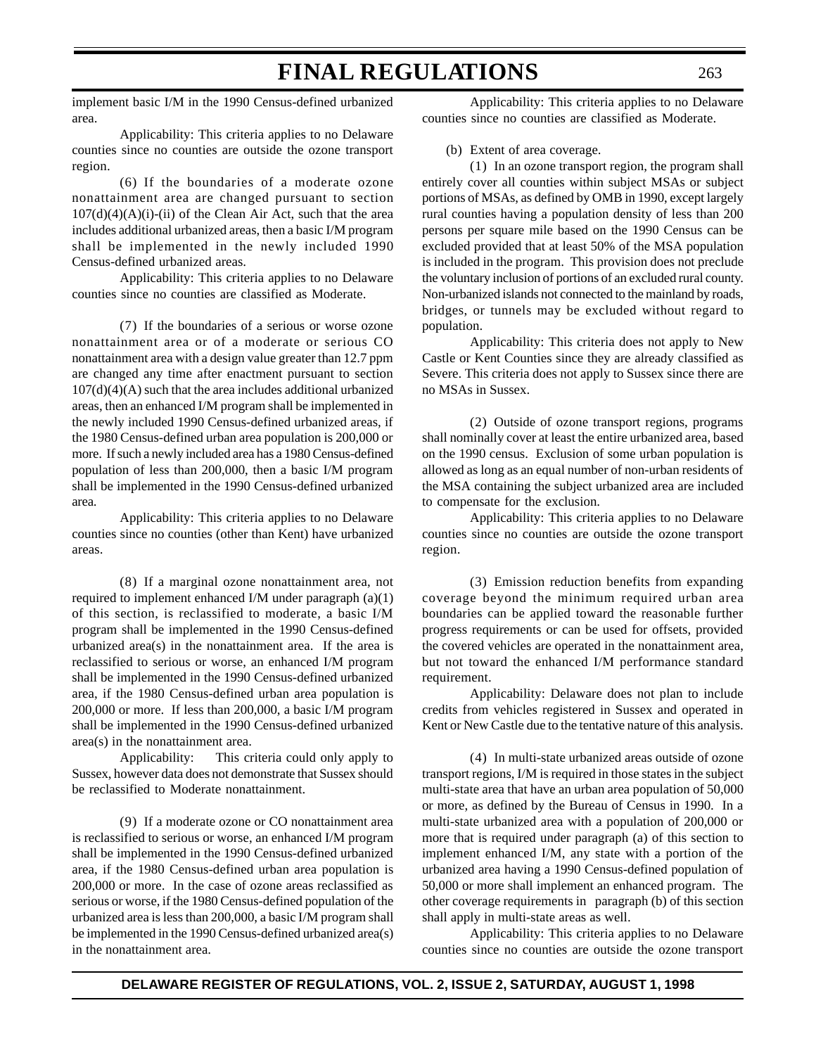implement basic I/M in the 1990 Census-defined urbanized area.

Applicability: This criteria applies to no Delaware counties since no counties are outside the ozone transport region.

(6) If the boundaries of a moderate ozone nonattainment area are changed pursuant to section 107(d)(4)(A)(i)-(ii) of the Clean Air Act, such that the area includes additional urbanized areas, then a basic I/M program shall be implemented in the newly included 1990 Census-defined urbanized areas.

Applicability: This criteria applies to no Delaware counties since no counties are classified as Moderate.

(7) If the boundaries of a serious or worse ozone nonattainment area or of a moderate or serious CO nonattainment area with a design value greater than 12.7 ppm are changed any time after enactment pursuant to section 107(d)(4)(A) such that the area includes additional urbanized areas, then an enhanced I/M program shall be implemented in the newly included 1990 Census-defined urbanized areas, if the 1980 Census-defined urban area population is 200,000 or more. If such a newly included area has a 1980 Census-defined population of less than 200,000, then a basic I/M program shall be implemented in the 1990 Census-defined urbanized area.

Applicability: This criteria applies to no Delaware counties since no counties (other than Kent) have urbanized areas.

(8) If a marginal ozone nonattainment area, not required to implement enhanced I/M under paragraph (a)(1) of this section, is reclassified to moderate, a basic I/M program shall be implemented in the 1990 Census-defined urbanized area(s) in the nonattainment area. If the area is reclassified to serious or worse, an enhanced I/M program shall be implemented in the 1990 Census-defined urbanized area, if the 1980 Census-defined urban area population is 200,000 or more. If less than 200,000, a basic I/M program shall be implemented in the 1990 Census-defined urbanized area(s) in the nonattainment area.

Applicability: This criteria could only apply to Sussex, however data does not demonstrate that Sussex should be reclassified to Moderate nonattainment.

(9) If a moderate ozone or CO nonattainment area is reclassified to serious or worse, an enhanced I/M program shall be implemented in the 1990 Census-defined urbanized area, if the 1980 Census-defined urban area population is 200,000 or more. In the case of ozone areas reclassified as serious or worse, if the 1980 Census-defined population of the urbanized area is less than 200,000, a basic I/M program shall be implemented in the 1990 Census-defined urbanized area(s) in the nonattainment area.

Applicability: This criteria applies to no Delaware counties since no counties are classified as Moderate.

(b) Extent of area coverage.

(1) In an ozone transport region, the program shall entirely cover all counties within subject MSAs or subject portions of MSAs, as defined by OMB in 1990, except largely rural counties having a population density of less than 200 persons per square mile based on the 1990 Census can be excluded provided that at least 50% of the MSA population is included in the program. This provision does not preclude the voluntary inclusion of portions of an excluded rural county. Non-urbanized islands not connected to the mainland by roads, bridges, or tunnels may be excluded without regard to population.

Applicability: This criteria does not apply to New Castle or Kent Counties since they are already classified as Severe. This criteria does not apply to Sussex since there are no MSAs in Sussex.

(2) Outside of ozone transport regions, programs shall nominally cover at least the entire urbanized area, based on the 1990 census. Exclusion of some urban population is allowed as long as an equal number of non-urban residents of the MSA containing the subject urbanized area are included to compensate for the exclusion.

Applicability: This criteria applies to no Delaware counties since no counties are outside the ozone transport region.

(3) Emission reduction benefits from expanding coverage beyond the minimum required urban area boundaries can be applied toward the reasonable further progress requirements or can be used for offsets, provided the covered vehicles are operated in the nonattainment area, but not toward the enhanced I/M performance standard requirement.

Applicability: Delaware does not plan to include credits from vehicles registered in Sussex and operated in Kent or New Castle due to the tentative nature of this analysis.

(4) In multi-state urbanized areas outside of ozone transport regions, I/M is required in those states in the subject multi-state area that have an urban area population of 50,000 or more, as defined by the Bureau of Census in 1990. In a multi-state urbanized area with a population of 200,000 or more that is required under paragraph (a) of this section to implement enhanced I/M, any state with a portion of the urbanized area having a 1990 Census-defined population of 50,000 or more shall implement an enhanced program. The other coverage requirements in paragraph (b) of this section shall apply in multi-state areas as well.

Applicability: This criteria applies to no Delaware counties since no counties are outside the ozone transport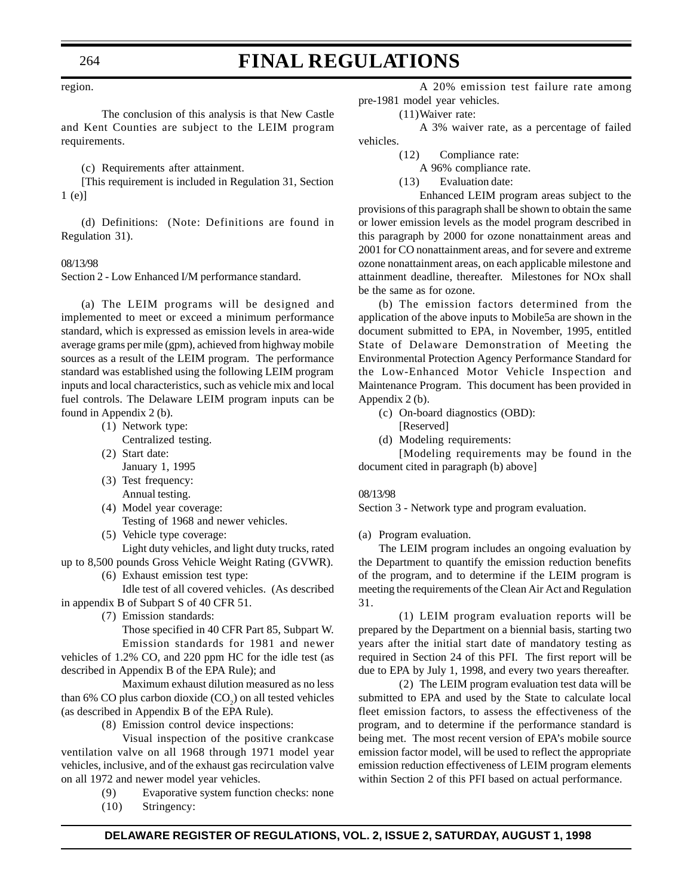region.

The conclusion of this analysis is that New Castle and Kent Counties are subject to the LEIM program requirements.

(c) Requirements after attainment.

[This requirement is included in Regulation 31, Section 1 (e)]

(d) Definitions: (Note: Definitions are found in Regulation 31).

08/13/98

Section 2 - Low Enhanced I/M performance standard.

(a) The LEIM programs will be designed and implemented to meet or exceed a minimum performance standard, which is expressed as emission levels in area-wide average grams per mile (gpm), achieved from highway mobile sources as a result of the LEIM program. The performance standard was established using the following LEIM program inputs and local characteristics, such as vehicle mix and local fuel controls. The Delaware LEIM program inputs can be found in Appendix 2 (b).

(1) Network type:
Centralized testing.

(2) Start date:
January 1, 1995

(3) Test frequency:
Annual testing.

(4) Model year coverage:
Testing of 1968 and newer vehicles.

(5) Vehicle type coverage:
Light duty vehicles, and light duty trucks, rated up to 8,500 pounds Gross Vehicle Weight Rating (GVWR).

(6) Exhaust emission test type:
Idle test of all covered vehicles. (As described in appendix B of Subpart S of 40 CFR 51.

(7) Emission standards:
Those specified in 40 CFR Part 85, Subpart W.
Emission standards for 1981 and newer vehicles of 1.2% CO, and 220 ppm HC for the idle test (as described in Appendix B of the EPA Rule); and
Maximum exhaust dilution measured as no less than 6% CO plus carbon dioxide ($CO_2$) on all tested vehicles (as described in Appendix B of the EPA Rule).

(8) Emission control device inspections:
Visual inspection of the positive crankcase ventilation valve on all 1968 through 1971 model year vehicles, inclusive, and of the exhaust gas recirculation valve on all 1972 and newer model year vehicles.

(9) Evaporative system function checks: none

(10) Stringency:
A 20% emission test failure rate among pre-1981 model year vehicles.

(11) Waiver rate:
A 3% waiver rate, as a percentage of failed vehicles.

(12) Compliance rate:
A 96% compliance rate.

(13) Evaluation date:
Enhanced LEIM program areas subject to the provisions of this paragraph shall be shown to obtain the same or lower emission levels as the model program described in this paragraph by 2000 for ozone nonattainment areas and 2001 for CO nonattainment areas, and for severe and extreme ozone nonattainment areas, on each applicable milestone and attainment deadline, thereafter. Milestones for NOx shall be the same as for ozone.

(b) The emission factors determined from the application of the above inputs to Mobile5a are shown in the document submitted to EPA, in November, 1995, entitled State of Delaware Demonstration of Meeting the Environmental Protection Agency Performance Standard for the Low-Enhanced Motor Vehicle Inspection and Maintenance Program. This document has been provided in Appendix 2 (b).

(c) On-board diagnostics (OBD):
[Reserved]

(d) Modeling requirements:
[Modeling requirements may be found in the document cited in paragraph (b) above]

08/13/98

Section 3 - Network type and program evaluation.

(a) Program evaluation.

The LEIM program includes an ongoing evaluation by the Department to quantify the emission reduction benefits of the program, and to determine if the LEIM program is meeting the requirements of the Clean Air Act and Regulation 31.

(1) LEIM program evaluation reports will be prepared by the Department on a biennial basis, starting two years after the initial start date of mandatory testing as required in Section 24 of this PFI. The first report will be due to EPA by July 1, 1998, and every two years thereafter.

(2) The LEIM program evaluation test data will be submitted to EPA and used by the State to calculate local fleet emission factors, to assess the effectiveness of the program, and to determine if the performance standard is being met. The most recent version of EPA's mobile source emission factor model, will be used to reflect the appropriate emission reduction effectiveness of LEIM program elements within Section 2 of this PFI based on actual performance.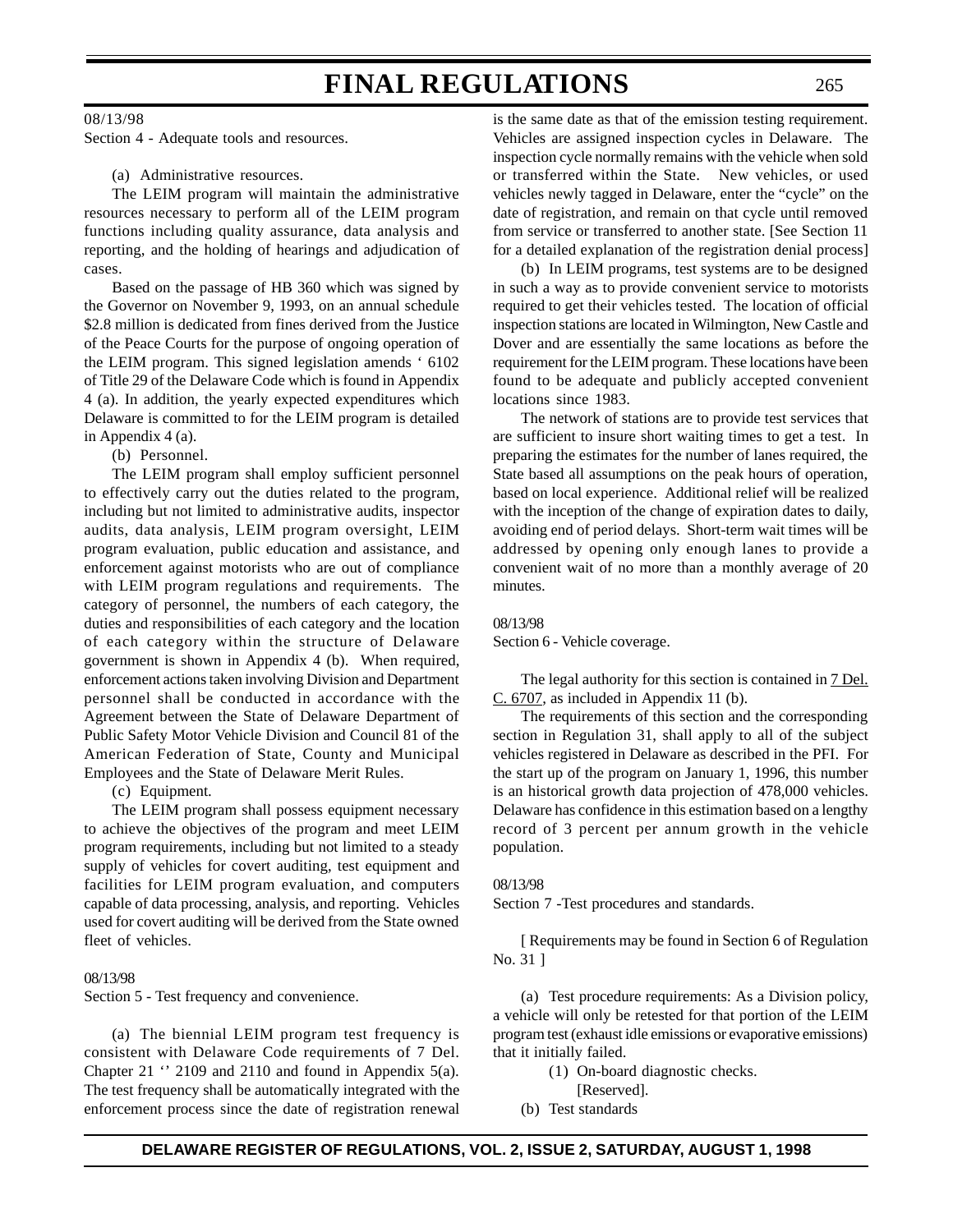08/13/98

Section 4 - Adequate tools and resources.

(a) Administrative resources.

The LEIM program will maintain the administrative resources necessary to perform all of the LEIM program functions including quality assurance, data analysis and reporting, and the holding of hearings and adjudication of cases.

Based on the passage of HB 360 which was signed by the Governor on November 9, 1993, on an annual schedule $2.8 million is dedicated from fines derived from the Justice of the Peace Courts for the purpose of ongoing operation of the LEIM program. This signed legislation amends ' 6102 of Title 29 of the Delaware Code which is found in Appendix 4 (a). In addition, the yearly expected expenditures which Delaware is committed to for the LEIM program is detailed in Appendix 4 (a).

(b) Personnel.

The LEIM program shall employ sufficient personnel to effectively carry out the duties related to the program, including but not limited to administrative audits, inspector audits, data analysis, LEIM program oversight, LEIM program evaluation, public education and assistance, and enforcement against motorists who are out of compliance with LEIM program regulations and requirements. The category of personnel, the numbers of each category, the duties and responsibilities of each category and the location of each category within the structure of Delaware government is shown in Appendix 4 (b). When required, enforcement actions taken involving Division and Department personnel shall be conducted in accordance with the Agreement between the State of Delaware Department of Public Safety Motor Vehicle Division and Council 81 of the American Federation of State, County and Municipal Employees and the State of Delaware Merit Rules.

(c) Equipment.

The LEIM program shall possess equipment necessary to achieve the objectives of the program and meet LEIM program requirements, including but not limited to a steady supply of vehicles for covert auditing, test equipment and facilities for LEIM program evaluation, and computers capable of data processing, analysis, and reporting. Vehicles used for covert auditing will be derived from the State owned fleet of vehicles.

08/13/98

Section 5 - Test frequency and convenience.

(a) The biennial LEIM program test frequency is consistent with Delaware Code requirements of 7 Del. Chapter 21 '' 2109 and 2110 and found in Appendix 5(a). The test frequency shall be automatically integrated with the enforcement process since the date of registration renewal is the same date as that of the emission testing requirement. Vehicles are assigned inspection cycles in Delaware. The inspection cycle normally remains with the vehicle when sold or transferred within the State. New vehicles, or used vehicles newly tagged in Delaware, enter the "cycle" on the date of registration, and remain on that cycle until removed from service or transferred to another state. [See Section 11 for a detailed explanation of the registration denial process]

(b) In LEIM programs, test systems are to be designed in such a way as to provide convenient service to motorists required to get their vehicles tested. The location of official inspection stations are located in Wilmington, New Castle and Dover and are essentially the same locations as before the requirement for the LEIM program. These locations have been found to be adequate and publicly accepted convenient locations since 1983.

The network of stations are to provide test services that are sufficient to insure short waiting times to get a test. In preparing the estimates for the number of lanes required, the State based all assumptions on the peak hours of operation, based on local experience. Additional relief will be realized with the inception of the change of expiration dates to daily, avoiding end of period delays. Short-term wait times will be addressed by opening only enough lanes to provide a convenient wait of no more than a monthly average of 20 minutes.

08/13/98

Section 6 - Vehicle coverage.

The legal authority for this section is contained in 7 Del. C. 6707, as included in Appendix 11 (b).

The requirements of this section and the corresponding section in Regulation 31, shall apply to all of the subject vehicles registered in Delaware as described in the PFI. For the start up of the program on January 1, 1996, this number is an historical growth data projection of 478,000 vehicles. Delaware has confidence in this estimation based on a lengthy record of 3 percent per annum growth in the vehicle population.

08/13/98

Section 7 -Test procedures and standards.

[ Requirements may be found in Section 6 of Regulation No. 31 ]

(a) Test procedure requirements: As a Division policy, a vehicle will only be retested for that portion of the LEIM program test (exhaust idle emissions or evaporative emissions) that it initially failed.

(1) On-board diagnostic checks.
[Reserved].

(b) Test standards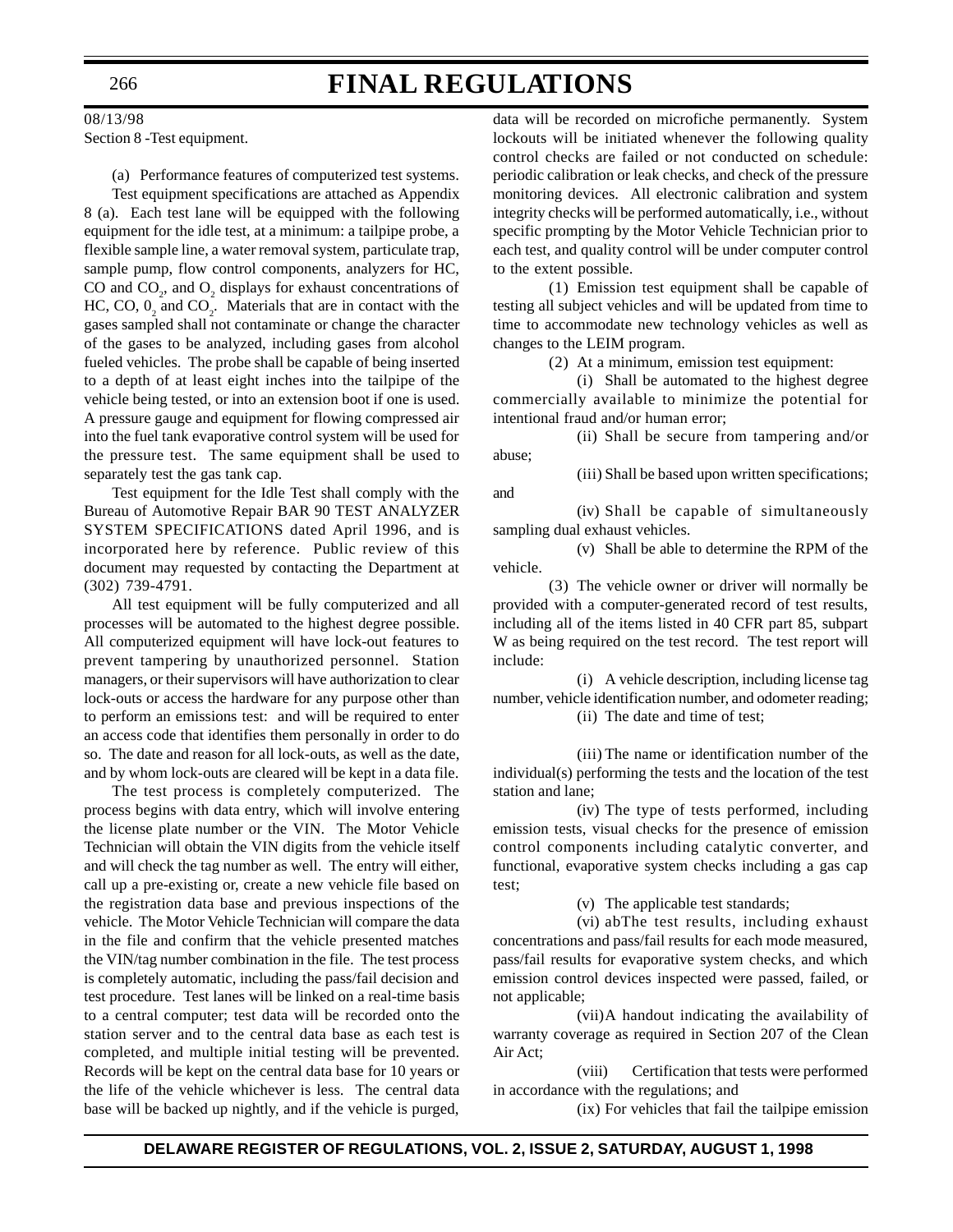08/13/98

Section 8 -Test equipment.

(a) Performance features of computerized test systems.

Test equipment specifications are attached as Appendix 8 (a). Each test lane will be equipped with the following equipment for the idle test, at a minimum: a tailpipe probe, a flexible sample line, a water removal system, particulate trap, sample pump, flow control components, analyzers for HC, CO and $CO_2$, and $O_2$ displays for exhaust concentrations of HC, CO, $0_2$ and $CO_2$. Materials that are in contact with the gases sampled shall not contaminate or change the character of the gases to be analyzed, including gases from alcohol fueled vehicles. The probe shall be capable of being inserted to a depth of at least eight inches into the tailpipe of the vehicle being tested, or into an extension boot if one is used. A pressure gauge and equipment for flowing compressed air into the fuel tank evaporative control system will be used for the pressure test. The same equipment shall be used to separately test the gas tank cap.

Test equipment for the Idle Test shall comply with the Bureau of Automotive Repair BAR 90 TEST ANALYZER SYSTEM SPECIFICATIONS dated April 1996, and is incorporated here by reference. Public review of this document may requested by contacting the Department at (302) 739-4791.

All test equipment will be fully computerized and all processes will be automated to the highest degree possible. All computerized equipment will have lock-out features to prevent tampering by unauthorized personnel. Station managers, or their supervisors will have authorization to clear lock-outs or access the hardware for any purpose other than to perform an emissions test: and will be required to enter an access code that identifies them personally in order to do so. The date and reason for all lock-outs, as well as the date, and by whom lock-outs are cleared will be kept in a data file.

The test process is completely computerized. The process begins with data entry, which will involve entering the license plate number or the VIN. The Motor Vehicle Technician will obtain the VIN digits from the vehicle itself and will check the tag number as well. The entry will either, call up a pre-existing or, create a new vehicle file based on the registration data base and previous inspections of the vehicle. The Motor Vehicle Technician will compare the data in the file and confirm that the vehicle presented matches the VIN/tag number combination in the file. The test process is completely automatic, including the pass/fail decision and test procedure. Test lanes will be linked on a real-time basis to a central computer; test data will be recorded onto the station server and to the central data base as each test is completed, and multiple initial testing will be prevented. Records will be kept on the central data base for 10 years or the life of the vehicle whichever is less. The central data base will be backed up nightly, and if the vehicle is purged, data will be recorded on microfiche permanently. System lockouts will be initiated whenever the following quality control checks are failed or not conducted on schedule: periodic calibration or leak checks, and check of the pressure monitoring devices. All electronic calibration and system integrity checks will be performed automatically, i.e., without specific prompting by the Motor Vehicle Technician prior to each test, and quality control will be under computer control to the extent possible.

(1) Emission test equipment shall be capable of testing all subject vehicles and will be updated from time to time to accommodate new technology vehicles as well as changes to the LEIM program.

(2) At a minimum, emission test equipment:

(i) Shall be automated to the highest degree commercially available to minimize the potential for intentional fraud and/or human error;

(ii) Shall be secure from tampering and/or abuse;

(iii) Shall be based upon written specifications; and

(iv) Shall be capable of simultaneously sampling dual exhaust vehicles.

(v) Shall be able to determine the RPM of the vehicle.

(3) The vehicle owner or driver will normally be provided with a computer-generated record of test results, including all of the items listed in 40 CFR part 85, subpart W as being required on the test record. The test report will include:

(i) A vehicle description, including license tag number, vehicle identification number, and odometer reading;

(ii) The date and time of test;

(iii) The name or identification number of the individual(s) performing the tests and the location of the test station and lane;

(iv) The type of tests performed, including emission tests, visual checks for the presence of emission control components including catalytic converter, and functional, evaporative system checks including a gas cap test;

(v) The applicable test standards;

(vi) abThe test results, including exhaust concentrations and pass/fail results for each mode measured, pass/fail results for evaporative system checks, and which emission control devices inspected were passed, failed, or not applicable;

(vii)A handout indicating the availability of warranty coverage as required in Section 207 of the Clean Air Act;

(viii) Certification that tests were performed in accordance with the regulations; and

(ix) For vehicles that fail the tailpipe emission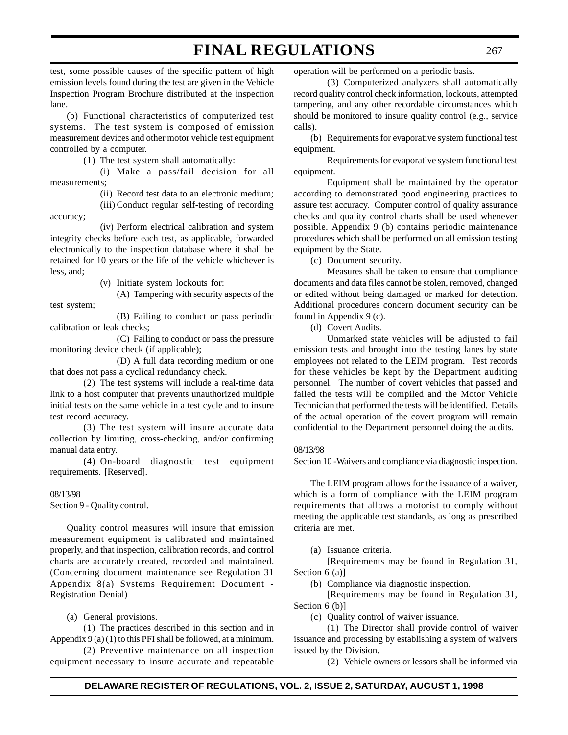test, some possible causes of the specific pattern of high emission levels found during the test are given in the Vehicle Inspection Program Brochure distributed at the inspection lane.

(b) Functional characteristics of computerized test systems. The test system is composed of emission measurement devices and other motor vehicle test equipment controlled by a computer.

(1) The test system shall automatically:

(i) Make a pass/fail decision for all measurements;

(ii) Record test data to an electronic medium;

(iii) Conduct regular self-testing of recording accuracy;

(iv) Perform electrical calibration and system integrity checks before each test, as applicable, forwarded electronically to the inspection database where it shall be retained for 10 years or the life of the vehicle whichever is less, and;

(v) Initiate system lockouts for:

(A) Tampering with security aspects of the test system;

(B) Failing to conduct or pass periodic calibration or leak checks;

(C) Failing to conduct or pass the pressure monitoring device check (if applicable);

(D) A full data recording medium or one that does not pass a cyclical redundancy check.

(2) The test systems will include a real-time data link to a host computer that prevents unauthorized multiple initial tests on the same vehicle in a test cycle and to insure test record accuracy.

(3) The test system will insure accurate data collection by limiting, cross-checking, and/or confirming manual data entry.

(4) On-board diagnostic test equipment requirements. [Reserved].

08/13/98
Section 9 - Quality control.

Quality control measures will insure that emission measurement equipment is calibrated and maintained properly, and that inspection, calibration records, and control charts are accurately created, recorded and maintained. (Concerning document maintenance see Regulation 31 Appendix 8(a) Systems Requirement Document - Registration Denial)

(a) General provisions.

(1) The practices described in this section and in Appendix 9 (a) (1) to this PFI shall be followed, at a minimum.

(2) Preventive maintenance on all inspection equipment necessary to insure accurate and repeatable operation will be performed on a periodic basis.

(3) Computerized analyzers shall automatically record quality control check information, lockouts, attempted tampering, and any other recordable circumstances which should be monitored to insure quality control (e.g., service calls).

(b) Requirements for evaporative system functional test equipment.

Requirements for evaporative system functional test equipment.

Equipment shall be maintained by the operator according to demonstrated good engineering practices to assure test accuracy. Computer control of quality assurance checks and quality control charts shall be used whenever possible. Appendix 9 (b) contains periodic maintenance procedures which shall be performed on all emission testing equipment by the State.

(c) Document security.

Measures shall be taken to ensure that compliance documents and data files cannot be stolen, removed, changed or edited without being damaged or marked for detection. Additional procedures concern document security can be found in Appendix 9 (c).

(d) Covert Audits.

Unmarked state vehicles will be adjusted to fail emission tests and brought into the testing lanes by state employees not related to the LEIM program. Test records for these vehicles be kept by the Department auditing personnel. The number of covert vehicles that passed and failed the tests will be compiled and the Motor Vehicle Technician that performed the tests will be identified. Details of the actual operation of the covert program will remain confidential to the Department personnel doing the audits.

08/13/98
Section 10 -Waivers and compliance via diagnostic inspection.

The LEIM program allows for the issuance of a waiver, which is a form of compliance with the LEIM program requirements that allows a motorist to comply without meeting the applicable test standards, as long as prescribed criteria are met.

(a) Issuance criteria.

[Requirements may be found in Regulation 31, Section 6 (a)]

(b) Compliance via diagnostic inspection.

[Requirements may be found in Regulation 31, Section 6 (b)]

(c) Quality control of waiver issuance.

(1) The Director shall provide control of waiver issuance and processing by establishing a system of waivers issued by the Division.

(2) Vehicle owners or lessors shall be informed via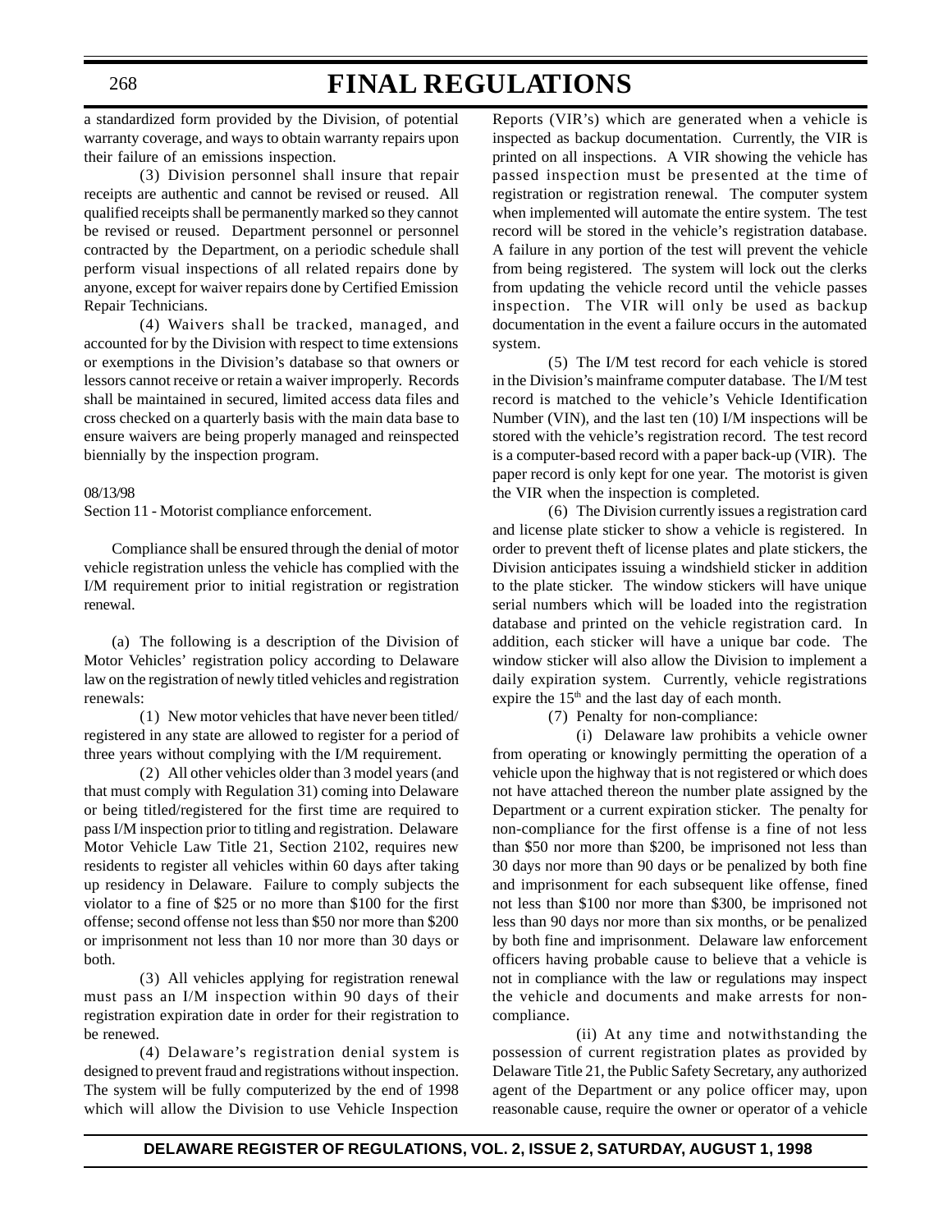a standardized form provided by the Division, of potential warranty coverage, and ways to obtain warranty repairs upon their failure of an emissions inspection.

(3) Division personnel shall insure that repair receipts are authentic and cannot be revised or reused. All qualified receipts shall be permanently marked so they cannot be revised or reused. Department personnel or personnel contracted by the Department, on a periodic schedule shall perform visual inspections of all related repairs done by anyone, except for waiver repairs done by Certified Emission Repair Technicians.

(4) Waivers shall be tracked, managed, and accounted for by the Division with respect to time extensions or exemptions in the Division's database so that owners or lessors cannot receive or retain a waiver improperly. Records shall be maintained in secured, limited access data files and cross checked on a quarterly basis with the main data base to ensure waivers are being properly managed and reinspected biennially by the inspection program.

08/13/98

Section 11 - Motorist compliance enforcement.

Compliance shall be ensured through the denial of motor vehicle registration unless the vehicle has complied with the I/M requirement prior to initial registration or registration renewal.

(a) The following is a description of the Division of Motor Vehicles' registration policy according to Delaware law on the registration of newly titled vehicles and registration renewals:

(1) New motor vehicles that have never been titled/registered in any state are allowed to register for a period of three years without complying with the I/M requirement.

(2) All other vehicles older than 3 model years (and that must comply with Regulation 31) coming into Delaware or being titled/registered for the first time are required to pass I/M inspection prior to titling and registration. Delaware Motor Vehicle Law Title 21, Section 2102, requires new residents to register all vehicles within 60 days after taking up residency in Delaware. Failure to comply subjects the violator to a fine of \$25 or no more than \$100 for the first offense; second offense not less than \$50 nor more than \$200 or imprisonment not less than 10 nor more than 30 days or both.

(3) All vehicles applying for registration renewal must pass an I/M inspection within 90 days of their registration expiration date in order for their registration to be renewed.

(4) Delaware's registration denial system is designed to prevent fraud and registrations without inspection. The system will be fully computerized by the end of 1998 which will allow the Division to use Vehicle Inspection Reports (VIR's) which are generated when a vehicle is inspected as backup documentation. Currently, the VIR is printed on all inspections. A VIR showing the vehicle has passed inspection must be presented at the time of registration or registration renewal. The computer system when implemented will automate the entire system. The test record will be stored in the vehicle's registration database. A failure in any portion of the test will prevent the vehicle from being registered. The system will lock out the clerks from updating the vehicle record until the vehicle passes inspection. The VIR will only be used as backup documentation in the event a failure occurs in the automated system.

(5) The I/M test record for each vehicle is stored in the Division's mainframe computer database. The I/M test record is matched to the vehicle's Vehicle Identification Number (VIN), and the last ten (10) I/M inspections will be stored with the vehicle's registration record. The test record is a computer-based record with a paper back-up (VIR). The paper record is only kept for one year. The motorist is given the VIR when the inspection is completed.

(6) The Division currently issues a registration card and license plate sticker to show a vehicle is registered. In order to prevent theft of license plates and plate stickers, the Division anticipates issuing a windshield sticker in addition to the plate sticker. The window stickers will have unique serial numbers which will be loaded into the registration database and printed on the vehicle registration card. In addition, each sticker will have a unique bar code. The window sticker will also allow the Division to implement a daily expiration system. Currently, vehicle registrations expire the 15th and the last day of each month.

(7) Penalty for non-compliance:

(i) Delaware law prohibits a vehicle owner from operating or knowingly permitting the operation of a vehicle upon the highway that is not registered or which does not have attached thereon the number plate assigned by the Department or a current expiration sticker. The penalty for non-compliance for the first offense is a fine of not less than \$50 nor more than \$200, be imprisoned not less than 30 days nor more than 90 days or be penalized by both fine and imprisonment for each subsequent like offense, fined not less than \$100 nor more than \$300, be imprisoned not less than 90 days nor more than six months, or be penalized by both fine and imprisonment. Delaware law enforcement officers having probable cause to believe that a vehicle is not in compliance with the law or regulations may inspect the vehicle and documents and make arrests for non-compliance.

(ii) At any time and notwithstanding the possession of current registration plates as provided by Delaware Title 21, the Public Safety Secretary, any authorized agent of the Department or any police officer may, upon reasonable cause, require the owner or operator of a vehicle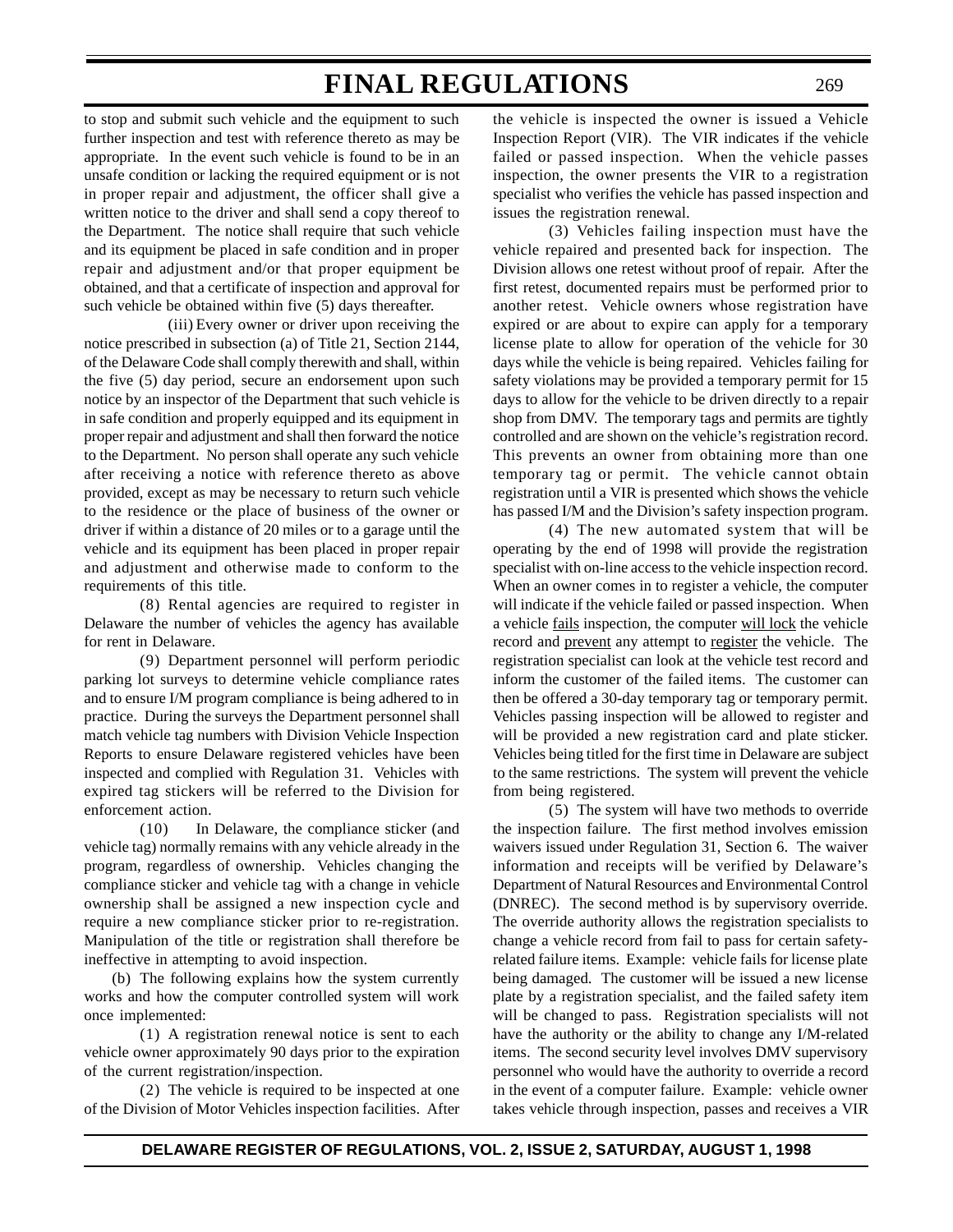to stop and submit such vehicle and the equipment to such further inspection and test with reference thereto as may be appropriate. In the event such vehicle is found to be in an unsafe condition or lacking the required equipment or is not in proper repair and adjustment, the officer shall give a written notice to the driver and shall send a copy thereof to the Department. The notice shall require that such vehicle and its equipment be placed in safe condition and in proper repair and adjustment and/or that proper equipment be obtained, and that a certificate of inspection and approval for such vehicle be obtained within five (5) days thereafter.

(iii) Every owner or driver upon receiving the notice prescribed in subsection (a) of Title 21, Section 2144, of the Delaware Code shall comply therewith and shall, within the five (5) day period, secure an endorsement upon such notice by an inspector of the Department that such vehicle is in safe condition and properly equipped and its equipment in proper repair and adjustment and shall then forward the notice to the Department. No person shall operate any such vehicle after receiving a notice with reference thereto as above provided, except as may be necessary to return such vehicle to the residence or the place of business of the owner or driver if within a distance of 20 miles or to a garage until the vehicle and its equipment has been placed in proper repair and adjustment and otherwise made to conform to the requirements of this title.

(8) Rental agencies are required to register in Delaware the number of vehicles the agency has available for rent in Delaware.

(9) Department personnel will perform periodic parking lot surveys to determine vehicle compliance rates and to ensure I/M program compliance is being adhered to in practice. During the surveys the Department personnel shall match vehicle tag numbers with Division Vehicle Inspection Reports to ensure Delaware registered vehicles have been inspected and complied with Regulation 31. Vehicles with expired tag stickers will be referred to the Division for enforcement action.

(10) In Delaware, the compliance sticker (and vehicle tag) normally remains with any vehicle already in the program, regardless of ownership. Vehicles changing the compliance sticker and vehicle tag with a change in vehicle ownership shall be assigned a new inspection cycle and require a new compliance sticker prior to re-registration. Manipulation of the title or registration shall therefore be ineffective in attempting to avoid inspection.

(b) The following explains how the system currently works and how the computer controlled system will work once implemented:

(1) A registration renewal notice is sent to each vehicle owner approximately 90 days prior to the expiration of the current registration/inspection.

(2) The vehicle is required to be inspected at one of the Division of Motor Vehicles inspection facilities. After the vehicle is inspected the owner is issued a Vehicle Inspection Report (VIR). The VIR indicates if the vehicle failed or passed inspection. When the vehicle passes inspection, the owner presents the VIR to a registration specialist who verifies the vehicle has passed inspection and issues the registration renewal.

(3) Vehicles failing inspection must have the vehicle repaired and presented back for inspection. The Division allows one retest without proof of repair. After the first retest, documented repairs must be performed prior to another retest. Vehicle owners whose registration have expired or are about to expire can apply for a temporary license plate to allow for operation of the vehicle for 30 days while the vehicle is being repaired. Vehicles failing for safety violations may be provided a temporary permit for 15 days to allow for the vehicle to be driven directly to a repair shop from DMV. The temporary tags and permits are tightly controlled and are shown on the vehicle's registration record. This prevents an owner from obtaining more than one temporary tag or permit. The vehicle cannot obtain registration until a VIR is presented which shows the vehicle has passed I/M and the Division's safety inspection program.

(4) The new automated system that will be operating by the end of 1998 will provide the registration specialist with on-line access to the vehicle inspection record. When an owner comes in to register a vehicle, the computer will indicate if the vehicle failed or passed inspection. When a vehicle fails inspection, the computer will lock the vehicle record and prevent any attempt to register the vehicle. The registration specialist can look at the vehicle test record and inform the customer of the failed items. The customer can then be offered a 30-day temporary tag or temporary permit. Vehicles passing inspection will be allowed to register and will be provided a new registration card and plate sticker. Vehicles being titled for the first time in Delaware are subject to the same restrictions. The system will prevent the vehicle from being registered.

(5) The system will have two methods to override the inspection failure. The first method involves emission waivers issued under Regulation 31, Section 6. The waiver information and receipts will be verified by Delaware's Department of Natural Resources and Environmental Control (DNREC). The second method is by supervisory override. The override authority allows the registration specialists to change a vehicle record from fail to pass for certain safety-related failure items. Example: vehicle fails for license plate being damaged. The customer will be issued a new license plate by a registration specialist, and the failed safety item will be changed to pass. Registration specialists will not have the authority or the ability to change any I/M-related items. The second security level involves DMV supervisory personnel who would have the authority to override a record in the event of a computer failure. Example: vehicle owner takes vehicle through inspection, passes and receives a VIR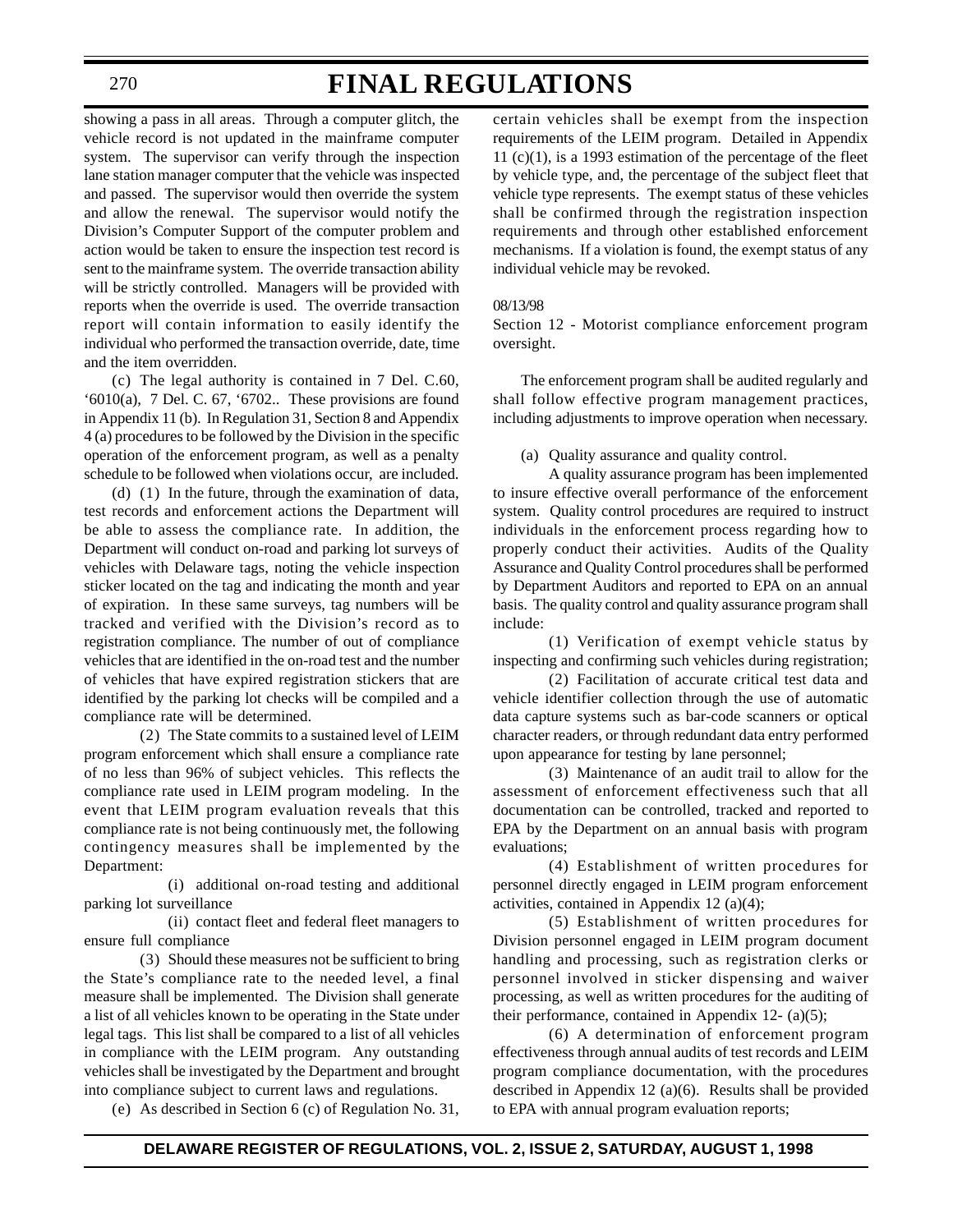showing a pass in all areas. Through a computer glitch, the vehicle record is not updated in the mainframe computer system. The supervisor can verify through the inspection lane station manager computer that the vehicle was inspected and passed. The supervisor would then override the system and allow the renewal. The supervisor would notify the Division's Computer Support of the computer problem and action would be taken to ensure the inspection test record is sent to the mainframe system. The override transaction ability will be strictly controlled. Managers will be provided with reports when the override is used. The override transaction report will contain information to easily identify the individual who performed the transaction override, date, time and the item overridden.

(c) The legal authority is contained in 7 Del. C.60, '6010(a), 7 Del. C. 67, '6702.. These provisions are found in Appendix 11 (b). In Regulation 31, Section 8 and Appendix 4 (a) procedures to be followed by the Division in the specific operation of the enforcement program, as well as a penalty schedule to be followed when violations occur, are included.

(d) (1) In the future, through the examination of data, test records and enforcement actions the Department will be able to assess the compliance rate. In addition, the Department will conduct on-road and parking lot surveys of vehicles with Delaware tags, noting the vehicle inspection sticker located on the tag and indicating the month and year of expiration. In these same surveys, tag numbers will be tracked and verified with the Division's record as to registration compliance. The number of out of compliance vehicles that are identified in the on-road test and the number of vehicles that have expired registration stickers that are identified by the parking lot checks will be compiled and a compliance rate will be determined.

(2) The State commits to a sustained level of LEIM program enforcement which shall ensure a compliance rate of no less than 96% of subject vehicles. This reflects the compliance rate used in LEIM program modeling. In the event that LEIM program evaluation reveals that this compliance rate is not being continuously met, the following contingency measures shall be implemented by the Department:

(i) additional on-road testing and additional parking lot surveillance

(ii) contact fleet and federal fleet managers to ensure full compliance

(3) Should these measures not be sufficient to bring the State's compliance rate to the needed level, a final measure shall be implemented. The Division shall generate a list of all vehicles known to be operating in the State under legal tags. This list shall be compared to a list of all vehicles in compliance with the LEIM program. Any outstanding vehicles shall be investigated by the Department and brought into compliance subject to current laws and regulations.

(e) As described in Section 6 (c) of Regulation No. 31, certain vehicles shall be exempt from the inspection requirements of the LEIM program. Detailed in Appendix 11 (c)(1), is a 1993 estimation of the percentage of the fleet by vehicle type, and, the percentage of the subject fleet that vehicle type represents. The exempt status of these vehicles shall be confirmed through the registration inspection requirements and through other established enforcement mechanisms. If a violation is found, the exempt status of any individual vehicle may be revoked.

08/13/98

Section 12 - Motorist compliance enforcement program oversight.

The enforcement program shall be audited regularly and shall follow effective program management practices, including adjustments to improve operation when necessary.

(a) Quality assurance and quality control.

A quality assurance program has been implemented to insure effective overall performance of the enforcement system. Quality control procedures are required to instruct individuals in the enforcement process regarding how to properly conduct their activities. Audits of the Quality Assurance and Quality Control procedures shall be performed by Department Auditors and reported to EPA on an annual basis. The quality control and quality assurance program shall include:

(1) Verification of exempt vehicle status by inspecting and confirming such vehicles during registration;

(2) Facilitation of accurate critical test data and vehicle identifier collection through the use of automatic data capture systems such as bar-code scanners or optical character readers, or through redundant data entry performed upon appearance for testing by lane personnel;

(3) Maintenance of an audit trail to allow for the assessment of enforcement effectiveness such that all documentation can be controlled, tracked and reported to EPA by the Department on an annual basis with program evaluations;

(4) Establishment of written procedures for personnel directly engaged in LEIM program enforcement activities, contained in Appendix 12 (a)(4);

(5) Establishment of written procedures for Division personnel engaged in LEIM program document handling and processing, such as registration clerks or personnel involved in sticker dispensing and waiver processing, as well as written procedures for the auditing of their performance, contained in Appendix 12- (a)(5);

(6) A determination of enforcement program effectiveness through annual audits of test records and LEIM program compliance documentation, with the procedures described in Appendix 12 (a)(6). Results shall be provided to EPA with annual program evaluation reports;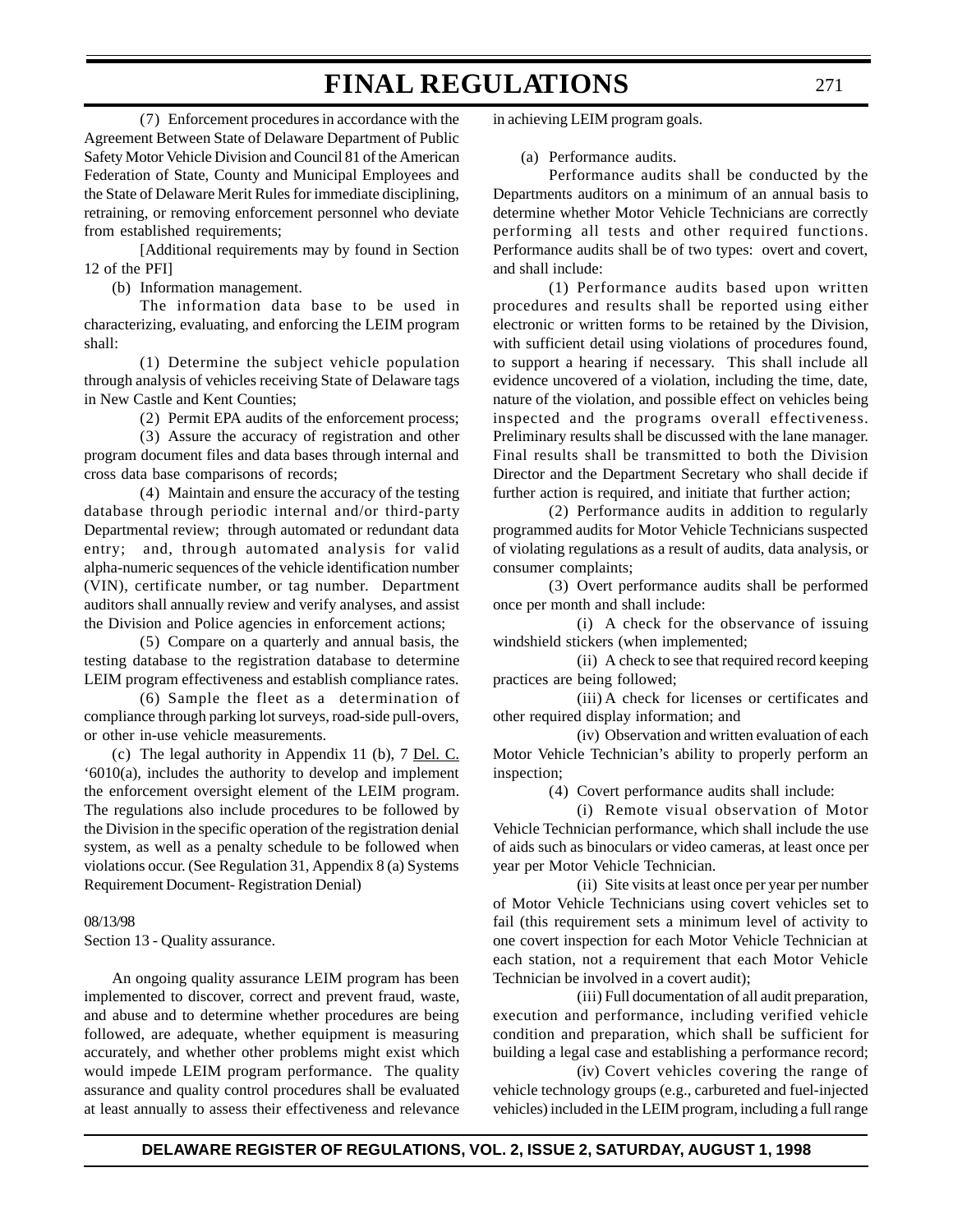(7) Enforcement procedures in accordance with the Agreement Between State of Delaware Department of Public Safety Motor Vehicle Division and Council 81 of the American Federation of State, County and Municipal Employees and the State of Delaware Merit Rules for immediate disciplining, retraining, or removing enforcement personnel who deviate from established requirements;

[Additional requirements may by found in Section 12 of the PFI]

(b) Information management.

The information data base to be used in characterizing, evaluating, and enforcing the LEIM program shall:

(1) Determine the subject vehicle population through analysis of vehicles receiving State of Delaware tags in New Castle and Kent Counties;

(2) Permit EPA audits of the enforcement process;

(3) Assure the accuracy of registration and other program document files and data bases through internal and cross data base comparisons of records;

(4) Maintain and ensure the accuracy of the testing database through periodic internal and/or third-party Departmental review; through automated or redundant data entry; and, through automated analysis for valid alpha-numeric sequences of the vehicle identification number (VIN), certificate number, or tag number. Department auditors shall annually review and verify analyses, and assist the Division and Police agencies in enforcement actions;

(5) Compare on a quarterly and annual basis, the testing database to the registration database to determine LEIM program effectiveness and establish compliance rates.

(6) Sample the fleet as a determination of compliance through parking lot surveys, road-side pull-overs, or other in-use vehicle measurements.

(c) The legal authority in Appendix 11 (b), 7 Del. C. '6010(a), includes the authority to develop and implement the enforcement oversight element of the LEIM program. The regulations also include procedures to be followed by the Division in the specific operation of the registration denial system, as well as a penalty schedule to be followed when violations occur. (See Regulation 31, Appendix 8 (a) Systems Requirement Document- Registration Denial)

08/13/98

Section 13 - Quality assurance.

An ongoing quality assurance LEIM program has been implemented to discover, correct and prevent fraud, waste, and abuse and to determine whether procedures are being followed, are adequate, whether equipment is measuring accurately, and whether other problems might exist which would impede LEIM program performance. The quality assurance and quality control procedures shall be evaluated at least annually to assess their effectiveness and relevance in achieving LEIM program goals.

(a) Performance audits.

Performance audits shall be conducted by the Departments auditors on a minimum of an annual basis to determine whether Motor Vehicle Technicians are correctly performing all tests and other required functions. Performance audits shall be of two types: overt and covert, and shall include:

(1) Performance audits based upon written procedures and results shall be reported using either electronic or written forms to be retained by the Division, with sufficient detail using violations of procedures found, to support a hearing if necessary. This shall include all evidence uncovered of a violation, including the time, date, nature of the violation, and possible effect on vehicles being inspected and the programs overall effectiveness. Preliminary results shall be discussed with the lane manager. Final results shall be transmitted to both the Division Director and the Department Secretary who shall decide if further action is required, and initiate that further action;

(2) Performance audits in addition to regularly programmed audits for Motor Vehicle Technicians suspected of violating regulations as a result of audits, data analysis, or consumer complaints;

(3) Overt performance audits shall be performed once per month and shall include:

(i) A check for the observance of issuing windshield stickers (when implemented;

(ii) A check to see that required record keeping practices are being followed;

(iii) A check for licenses or certificates and other required display information; and

(iv) Observation and written evaluation of each Motor Vehicle Technician's ability to properly perform an inspection;

(4) Covert performance audits shall include:

(i) Remote visual observation of Motor Vehicle Technician performance, which shall include the use of aids such as binoculars or video cameras, at least once per year per Motor Vehicle Technician.

(ii) Site visits at least once per year per number of Motor Vehicle Technicians using covert vehicles set to fail (this requirement sets a minimum level of activity to one covert inspection for each Motor Vehicle Technician at each station, not a requirement that each Motor Vehicle Technician be involved in a covert audit);

(iii) Full documentation of all audit preparation, execution and performance, including verified vehicle condition and preparation, which shall be sufficient for building a legal case and establishing a performance record;

(iv) Covert vehicles covering the range of vehicle technology groups (e.g., carbureted and fuel-injected vehicles) included in the LEIM program, including a full range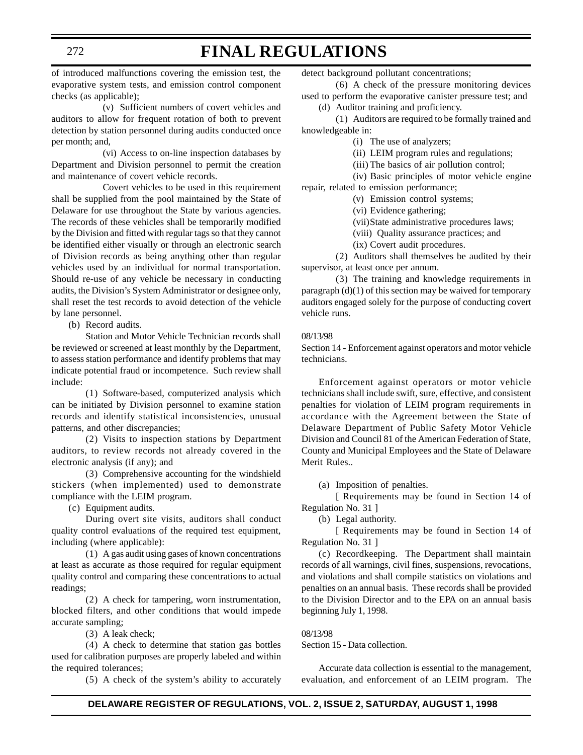of introduced malfunctions covering the emission test, the evaporative system tests, and emission control component checks (as applicable);

(v) Sufficient numbers of covert vehicles and auditors to allow for frequent rotation of both to prevent detection by station personnel during audits conducted once per month; and,

(vi) Access to on-line inspection databases by Department and Division personnel to permit the creation and maintenance of covert vehicle records.

Covert vehicles to be used in this requirement shall be supplied from the pool maintained by the State of Delaware for use throughout the State by various agencies. The records of these vehicles shall be temporarily modified by the Division and fitted with regular tags so that they cannot be identified either visually or through an electronic search of Division records as being anything other than regular vehicles used by an individual for normal transportation. Should re-use of any vehicle be necessary in conducting audits, the Division's System Administrator or designee only, shall reset the test records to avoid detection of the vehicle by lane personnel.

(b) Record audits.

Station and Motor Vehicle Technician records shall be reviewed or screened at least monthly by the Department, to assess station performance and identify problems that may indicate potential fraud or incompetence. Such review shall include:

(1) Software-based, computerized analysis which can be initiated by Division personnel to examine station records and identify statistical inconsistencies, unusual patterns, and other discrepancies;

(2) Visits to inspection stations by Department auditors, to review records not already covered in the electronic analysis (if any); and

(3) Comprehensive accounting for the windshield stickers (when implemented) used to demonstrate compliance with the LEIM program.

(c) Equipment audits.

During overt site visits, auditors shall conduct quality control evaluations of the required test equipment, including (where applicable):

(1) A gas audit using gases of known concentrations at least as accurate as those required for regular equipment quality control and comparing these concentrations to actual readings;

(2) A check for tampering, worn instrumentation, blocked filters, and other conditions that would impede accurate sampling;

(3) A leak check;

(4) A check to determine that station gas bottles used for calibration purposes are properly labeled and within the required tolerances;

(5) A check of the system's ability to accurately detect background pollutant concentrations;

(6) A check of the pressure monitoring devices used to perform the evaporative canister pressure test; and

(d) Auditor training and proficiency.

(1) Auditors are required to be formally trained and knowledgeable in:

(i) The use of analyzers;

(ii) LEIM program rules and regulations;

(iii) The basics of air pollution control;

(iv) Basic principles of motor vehicle engine repair, related to emission performance;

(v) Emission control systems;

(vi) Evidence gathering;

(vii) State administrative procedures laws;

(viii) Quality assurance practices; and

(ix) Covert audit procedures.

(2) Auditors shall themselves be audited by their supervisor, at least once per annum.

(3) The training and knowledge requirements in paragraph (d)(1) of this section may be waived for temporary auditors engaged solely for the purpose of conducting covert vehicle runs.

08/13/98

Section 14 - Enforcement against operators and motor vehicle technicians.

Enforcement against operators or motor vehicle technicians shall include swift, sure, effective, and consistent penalties for violation of LEIM program requirements in accordance with the Agreement between the State of Delaware Department of Public Safety Motor Vehicle Division and Council 81 of the American Federation of State, County and Municipal Employees and the State of Delaware Merit Rules..

(a) Imposition of penalties.

[ Requirements may be found in Section 14 of Regulation No. 31 ]

(b) Legal authority.

[ Requirements may be found in Section 14 of Regulation No. 31 ]

(c) Recordkeeping. The Department shall maintain records of all warnings, civil fines, suspensions, revocations, and violations and shall compile statistics on violations and penalties on an annual basis. These records shall be provided to the Division Director and to the EPA on an annual basis beginning July 1, 1998.

08/13/98

Section 15 - Data collection.

Accurate data collection is essential to the management, evaluation, and enforcement of an LEIM program. The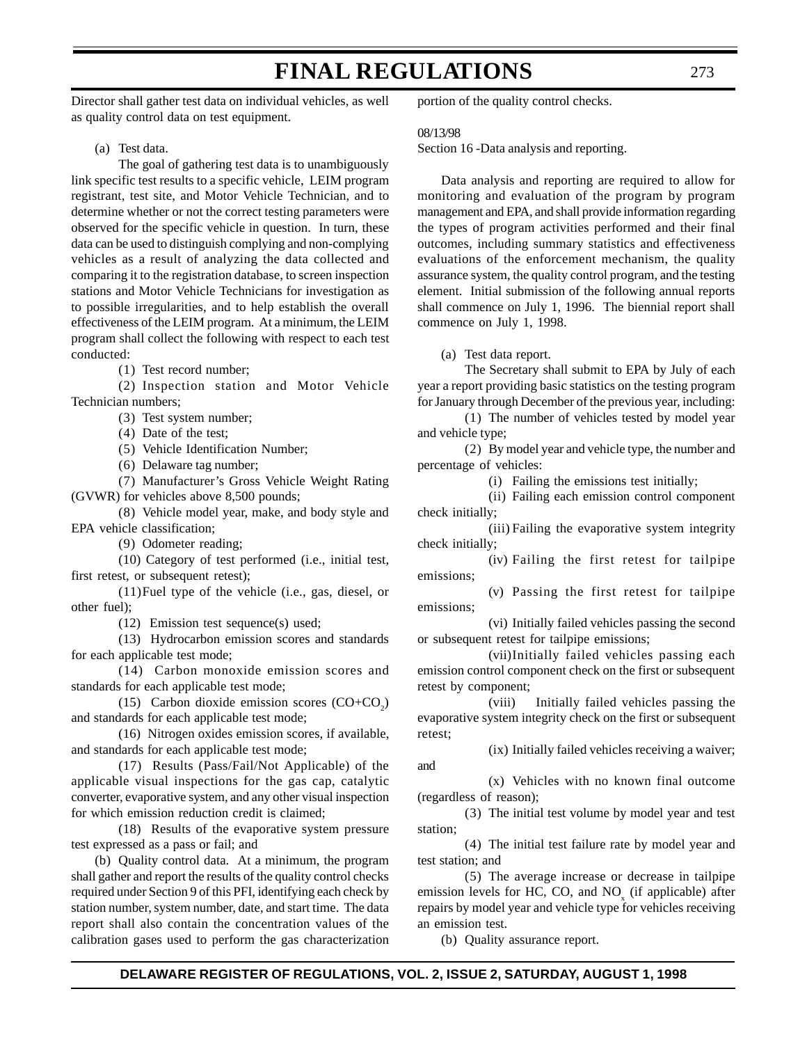Director shall gather test data on individual vehicles, as well as quality control data on test equipment.

(a) Test data.

The goal of gathering test data is to unambiguously link specific test results to a specific vehicle, LEIM program registrant, test site, and Motor Vehicle Technician, and to determine whether or not the correct testing parameters were observed for the specific vehicle in question. In turn, these data can be used to distinguish complying and non-complying vehicles as a result of analyzing the data collected and comparing it to the registration database, to screen inspection stations and Motor Vehicle Technicians for investigation as to possible irregularities, and to help establish the overall effectiveness of the LEIM program. At a minimum, the LEIM program shall collect the following with respect to each test conducted:

(1) Test record number;

(2) Inspection station and Motor Vehicle Technician numbers;

(3) Test system number;

(4) Date of the test;

(5) Vehicle Identification Number;

(6) Delaware tag number;

(7) Manufacturer's Gross Vehicle Weight Rating (GVWR) for vehicles above 8,500 pounds;

(8) Vehicle model year, make, and body style and EPA vehicle classification;

(9) Odometer reading;

(10) Category of test performed (i.e., initial test, first retest, or subsequent retest);

(11) Fuel type of the vehicle (i.e., gas, diesel, or other fuel);

(12) Emission test sequence(s) used;

(13) Hydrocarbon emission scores and standards for each applicable test mode;

(14) Carbon monoxide emission scores and standards for each applicable test mode;

(15) Carbon dioxide emission scores ($CO+CO_2$) and standards for each applicable test mode;

(16) Nitrogen oxides emission scores, if available, and standards for each applicable test mode;

(17) Results (Pass/Fail/Not Applicable) of the applicable visual inspections for the gas cap, catalytic converter, evaporative system, and any other visual inspection for which emission reduction credit is claimed;

(18) Results of the evaporative system pressure test expressed as a pass or fail; and

(b) Quality control data. At a minimum, the program shall gather and report the results of the quality control checks required under Section 9 of this PFI, identifying each check by station number, system number, date, and start time. The data report shall also contain the concentration values of the calibration gases used to perform the gas characterization portion of the quality control checks.

08/13/98

Section 16 -Data analysis and reporting.

Data analysis and reporting are required to allow for monitoring and evaluation of the program by program management and EPA, and shall provide information regarding the types of program activities performed and their final outcomes, including summary statistics and effectiveness evaluations of the enforcement mechanism, the quality assurance system, the quality control program, and the testing element. Initial submission of the following annual reports shall commence on July 1, 1996. The biennial report shall commence on July 1, 1998.

(a) Test data report.

The Secretary shall submit to EPA by July of each year a report providing basic statistics on the testing program for January through December of the previous year, including:

(1) The number of vehicles tested by model year and vehicle type;

(2) By model year and vehicle type, the number and percentage of vehicles:

(i) Failing the emissions test initially;

(ii) Failing each emission control component check initially;

(iii) Failing the evaporative system integrity check initially;

(iv) Failing the first retest for tailpipe emissions;

(v) Passing the first retest for tailpipe emissions;

(vi) Initially failed vehicles passing the second or subsequent retest for tailpipe emissions;

(vii) Initially failed vehicles passing each emission control component check on the first or subsequent retest by component;

(viii) Initially failed vehicles passing the evaporative system integrity check on the first or subsequent retest;

(ix) Initially failed vehicles receiving a waiver; and

(x) Vehicles with no known final outcome (regardless of reason);

(3) The initial test volume by model year and test station;

(4) The initial test failure rate by model year and test station; and

(5) The average increase or decrease in tailpipe emission levels for HC, CO, and $NO_x$ (if applicable) after repairs by model year and vehicle type for vehicles receiving an emission test.

(b) Quality assurance report.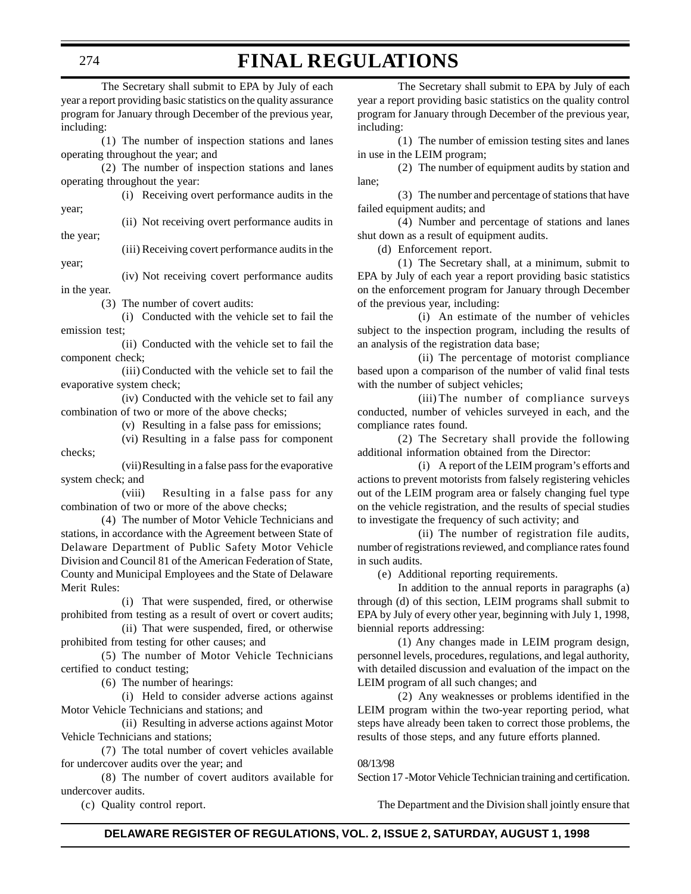The Secretary shall submit to EPA by July of each year a report providing basic statistics on the quality assurance program for January through December of the previous year, including:

(1) The number of inspection stations and lanes operating throughout the year; and

(2) The number of inspection stations and lanes operating throughout the year:

(i) Receiving overt performance audits in the year;

(ii) Not receiving overt performance audits in the year;

(iii) Receiving covert performance audits in the year;

(iv) Not receiving covert performance audits in the year.

(3) The number of covert audits:

(i) Conducted with the vehicle set to fail the emission test;

(ii) Conducted with the vehicle set to fail the component check;

(iii) Conducted with the vehicle set to fail the evaporative system check;

(iv) Conducted with the vehicle set to fail any combination of two or more of the above checks;

(v) Resulting in a false pass for emissions;

(vi) Resulting in a false pass for component checks;

(vii) Resulting in a false pass for the evaporative system check; and

(viii) Resulting in a false pass for any combination of two or more of the above checks;

(4) The number of Motor Vehicle Technicians and stations, in accordance with the Agreement between State of Delaware Department of Public Safety Motor Vehicle Division and Council 81 of the American Federation of State, County and Municipal Employees and the State of Delaware Merit Rules:

(i) That were suspended, fired, or otherwise prohibited from testing as a result of overt or covert audits;

(ii) That were suspended, fired, or otherwise prohibited from testing for other causes; and

(5) The number of Motor Vehicle Technicians certified to conduct testing;

(6) The number of hearings:

(i) Held to consider adverse actions against Motor Vehicle Technicians and stations; and

(ii) Resulting in adverse actions against Motor Vehicle Technicians and stations;

(7) The total number of covert vehicles available for undercover audits over the year; and

(8) The number of covert auditors available for undercover audits.

(c) Quality control report.

The Secretary shall submit to EPA by July of each year a report providing basic statistics on the quality control program for January through December of the previous year, including:

(1) The number of emission testing sites and lanes in use in the LEIM program;

(2) The number of equipment audits by station and lane;

(3) The number and percentage of stations that have failed equipment audits; and

(4) Number and percentage of stations and lanes shut down as a result of equipment audits.

(d) Enforcement report.

(1) The Secretary shall, at a minimum, submit to EPA by July of each year a report providing basic statistics on the enforcement program for January through December of the previous year, including:

(i) An estimate of the number of vehicles subject to the inspection program, including the results of an analysis of the registration data base;

(ii) The percentage of motorist compliance based upon a comparison of the number of valid final tests with the number of subject vehicles;

(iii) The number of compliance surveys conducted, number of vehicles surveyed in each, and the compliance rates found.

(2) The Secretary shall provide the following additional information obtained from the Director:

(i) A report of the LEIM program's efforts and actions to prevent motorists from falsely registering vehicles out of the LEIM program area or falsely changing fuel type on the vehicle registration, and the results of special studies to investigate the frequency of such activity; and

(ii) The number of registration file audits, number of registrations reviewed, and compliance rates found in such audits.

(e) Additional reporting requirements.

In addition to the annual reports in paragraphs (a) through (d) of this section, LEIM programs shall submit to EPA by July of every other year, beginning with July 1, 1998, biennial reports addressing:

(1) Any changes made in LEIM program design, personnel levels, procedures, regulations, and legal authority, with detailed discussion and evaluation of the impact on the LEIM program of all such changes; and

(2) Any weaknesses or problems identified in the LEIM program within the two-year reporting period, what steps have already been taken to correct those problems, the results of those steps, and any future efforts planned.

08/13/98

Section 17 -Motor Vehicle Technician training and certification.

The Department and the Division shall jointly ensure that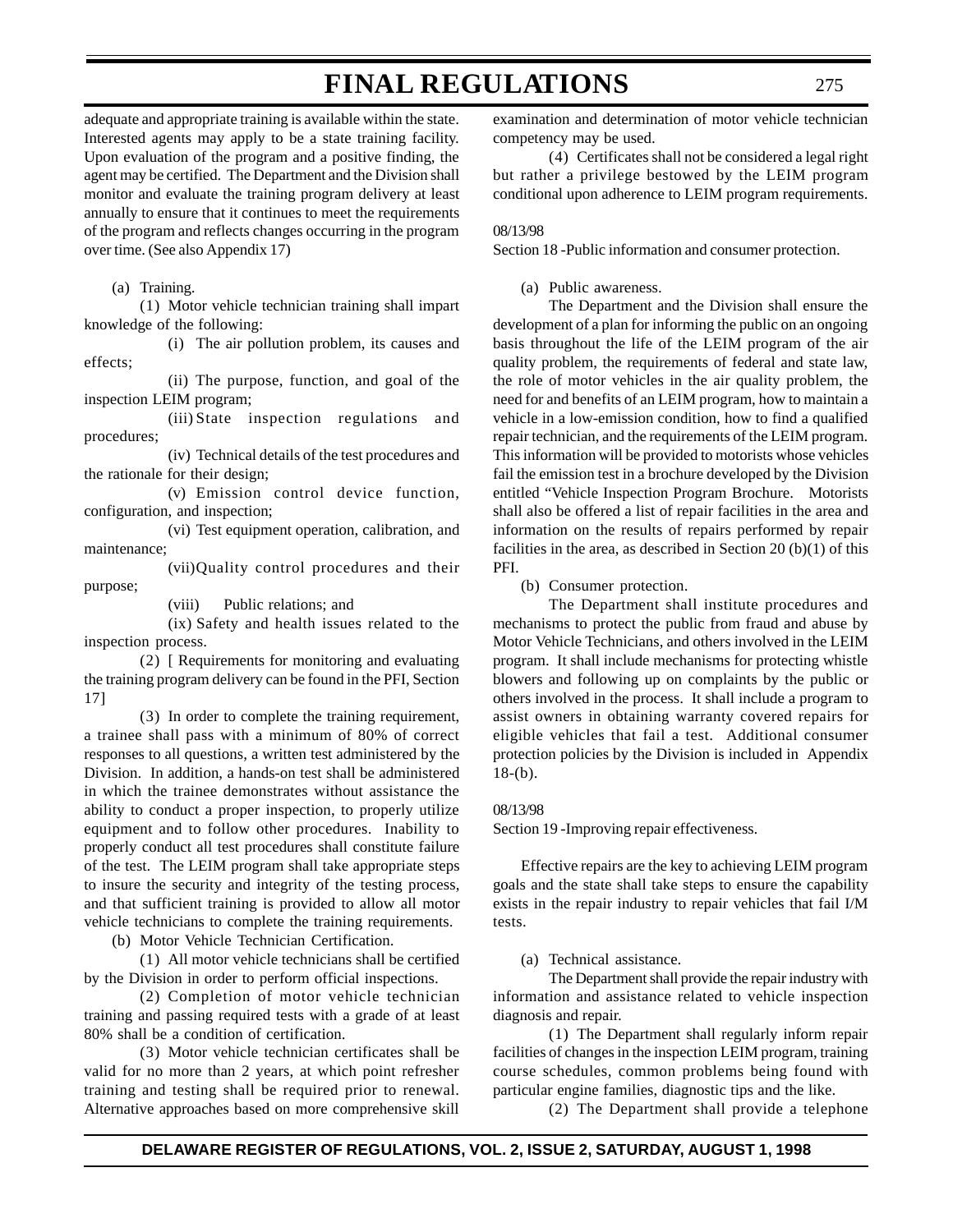adequate and appropriate training is available within the state. Interested agents may apply to be a state training facility. Upon evaluation of the program and a positive finding, the agent may be certified. The Department and the Division shall monitor and evaluate the training program delivery at least annually to ensure that it continues to meet the requirements of the program and reflects changes occurring in the program over time. (See also Appendix 17)

(a) Training.

(1) Motor vehicle technician training shall impart knowledge of the following:

(i) The air pollution problem, its causes and effects;

(ii) The purpose, function, and goal of the inspection LEIM program;

(iii) State inspection regulations and procedures;

(iv) Technical details of the test procedures and the rationale for their design;

(v) Emission control device function, configuration, and inspection;

(vi) Test equipment operation, calibration, and maintenance;

(vii) Quality control procedures and their purpose;

(viii) Public relations; and

(ix) Safety and health issues related to the inspection process.

(2) [ Requirements for monitoring and evaluating the training program delivery can be found in the PFI, Section 17]

(3) In order to complete the training requirement, a trainee shall pass with a minimum of 80% of correct responses to all questions, a written test administered by the Division. In addition, a hands-on test shall be administered in which the trainee demonstrates without assistance the ability to conduct a proper inspection, to properly utilize equipment and to follow other procedures. Inability to properly conduct all test procedures shall constitute failure of the test. The LEIM program shall take appropriate steps to insure the security and integrity of the testing process, and that sufficient training is provided to allow all motor vehicle technicians to complete the training requirements.

(b) Motor Vehicle Technician Certification.

(1) All motor vehicle technicians shall be certified by the Division in order to perform official inspections.

(2) Completion of motor vehicle technician training and passing required tests with a grade of at least 80% shall be a condition of certification.

(3) Motor vehicle technician certificates shall be valid for no more than 2 years, at which point refresher training and testing shall be required prior to renewal. Alternative approaches based on more comprehensive skill examination and determination of motor vehicle technician competency may be used.

(4) Certificates shall not be considered a legal right but rather a privilege bestowed by the LEIM program conditional upon adherence to LEIM program requirements.

08/13/98

Section 18 -Public information and consumer protection.

(a) Public awareness.

The Department and the Division shall ensure the development of a plan for informing the public on an ongoing basis throughout the life of the LEIM program of the air quality problem, the requirements of federal and state law, the role of motor vehicles in the air quality problem, the need for and benefits of an LEIM program, how to maintain a vehicle in a low-emission condition, how to find a qualified repair technician, and the requirements of the LEIM program. This information will be provided to motorists whose vehicles fail the emission test in a brochure developed by the Division entitled "Vehicle Inspection Program Brochure. Motorists shall also be offered a list of repair facilities in the area and information on the results of repairs performed by repair facilities in the area, as described in Section 20 (b)(1) of this PFI.

(b) Consumer protection.

The Department shall institute procedures and mechanisms to protect the public from fraud and abuse by Motor Vehicle Technicians, and others involved in the LEIM program. It shall include mechanisms for protecting whistle blowers and following up on complaints by the public or others involved in the process. It shall include a program to assist owners in obtaining warranty covered repairs for eligible vehicles that fail a test. Additional consumer protection policies by the Division is included in Appendix 18-(b).

08/13/98

Section 19 -Improving repair effectiveness.

Effective repairs are the key to achieving LEIM program goals and the state shall take steps to ensure the capability exists in the repair industry to repair vehicles that fail I/M tests.

(a) Technical assistance.

The Department shall provide the repair industry with information and assistance related to vehicle inspection diagnosis and repair.

(1) The Department shall regularly inform repair facilities of changes in the inspection LEIM program, training course schedules, common problems being found with particular engine families, diagnostic tips and the like.

(2) The Department shall provide a telephone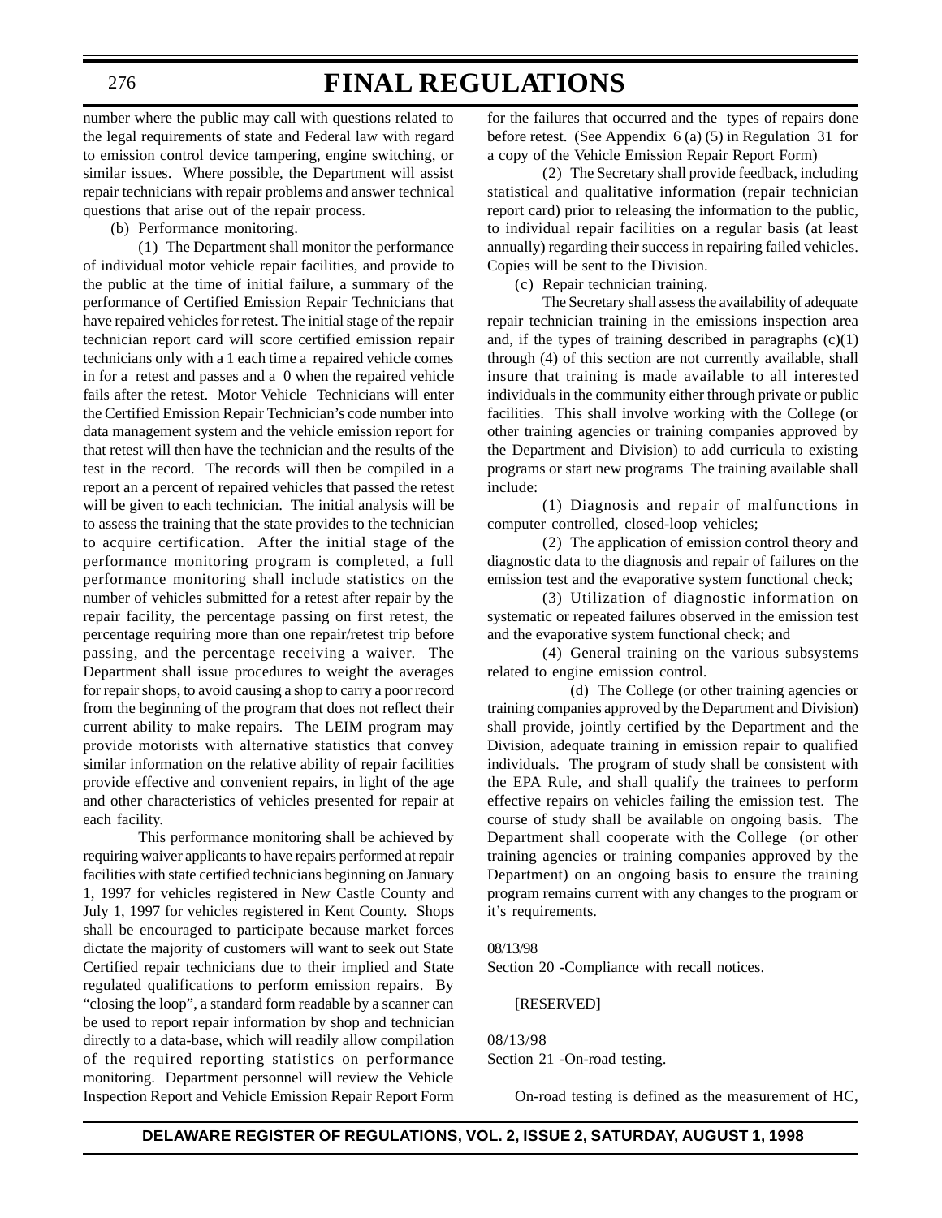number where the public may call with questions related to the legal requirements of state and Federal law with regard to emission control device tampering, engine switching, or similar issues. Where possible, the Department will assist repair technicians with repair problems and answer technical questions that arise out of the repair process.

(b) Performance monitoring.

(1) The Department shall monitor the performance of individual motor vehicle repair facilities, and provide to the public at the time of initial failure, a summary of the performance of Certified Emission Repair Technicians that have repaired vehicles for retest. The initial stage of the repair technician report card will score certified emission repair technicians only with a 1 each time a repaired vehicle comes in for a retest and passes and a 0 when the repaired vehicle fails after the retest. Motor Vehicle Technicians will enter the Certified Emission Repair Technician's code number into data management system and the vehicle emission report for that retest will then have the technician and the results of the test in the record. The records will then be compiled in a report an a percent of repaired vehicles that passed the retest will be given to each technician. The initial analysis will be to assess the training that the state provides to the technician to acquire certification. After the initial stage of the performance monitoring program is completed, a full performance monitoring shall include statistics on the number of vehicles submitted for a retest after repair by the repair facility, the percentage passing on first retest, the percentage requiring more than one repair/retest trip before passing, and the percentage receiving a waiver. The Department shall issue procedures to weight the averages for repair shops, to avoid causing a shop to carry a poor record from the beginning of the program that does not reflect their current ability to make repairs. The LEIM program may provide motorists with alternative statistics that convey similar information on the relative ability of repair facilities provide effective and convenient repairs, in light of the age and other characteristics of vehicles presented for repair at each facility.

This performance monitoring shall be achieved by requiring waiver applicants to have repairs performed at repair facilities with state certified technicians beginning on January 1, 1997 for vehicles registered in New Castle County and July 1, 1997 for vehicles registered in Kent County. Shops shall be encouraged to participate because market forces dictate the majority of customers will want to seek out State Certified repair technicians due to their implied and State regulated qualifications to perform emission repairs. By "closing the loop", a standard form readable by a scanner can be used to report repair information by shop and technician directly to a data-base, which will readily allow compilation of the required reporting statistics on performance monitoring. Department personnel will review the Vehicle Inspection Report and Vehicle Emission Repair Report Form for the failures that occurred and the types of repairs done before retest. (See Appendix 6 (a) (5) in Regulation 31 for a copy of the Vehicle Emission Repair Report Form)

(2) The Secretary shall provide feedback, including statistical and qualitative information (repair technician report card) prior to releasing the information to the public, to individual repair facilities on a regular basis (at least annually) regarding their success in repairing failed vehicles. Copies will be sent to the Division.

(c) Repair technician training.

The Secretary shall assess the availability of adequate repair technician training in the emissions inspection area and, if the types of training described in paragraphs (c)(1) through (4) of this section are not currently available, shall insure that training is made available to all interested individuals in the community either through private or public facilities. This shall involve working with the College (or other training agencies or training companies approved by the Department and Division) to add curricula to existing programs or start new programs The training available shall include:

(1) Diagnosis and repair of malfunctions in computer controlled, closed-loop vehicles;

(2) The application of emission control theory and diagnostic data to the diagnosis and repair of failures on the emission test and the evaporative system functional check;

(3) Utilization of diagnostic information on systematic or repeated failures observed in the emission test and the evaporative system functional check; and

(4) General training on the various subsystems related to engine emission control.

(d) The College (or other training agencies or training companies approved by the Department and Division) shall provide, jointly certified by the Department and the Division, adequate training in emission repair to qualified individuals. The program of study shall be consistent with the EPA Rule, and shall qualify the trainees to perform effective repairs on vehicles failing the emission test. The course of study shall be available on ongoing basis. The Department shall cooperate with the College (or other training agencies or training companies approved by the Department) on an ongoing basis to ensure the training program remains current with any changes to the program or it's requirements.

08/13/98

Section 20 -Compliance with recall notices.

[RESERVED]

08/13/98

Section 21 -On-road testing.

On-road testing is defined as the measurement of HC,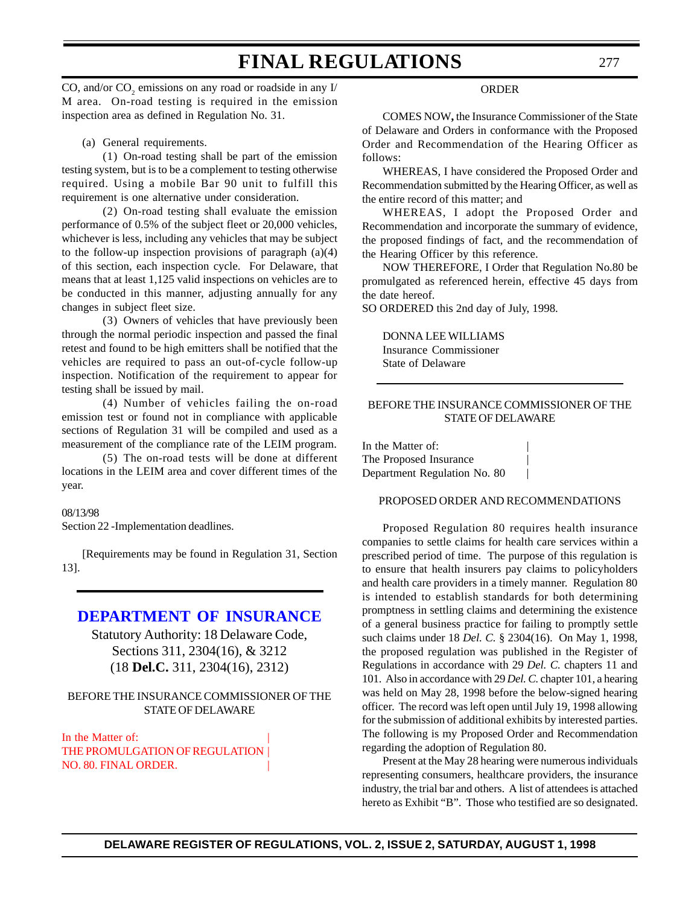CO, and/or $CO_2$ emissions on any road or roadside in any I/M area. On-road testing is required in the emission inspection area as defined in Regulation No. 31.

(a) General requirements.

(1) On-road testing shall be part of the emission testing system, but is to be a complement to testing otherwise required. Using a mobile Bar 90 unit to fulfill this requirement is one alternative under consideration.

(2) On-road testing shall evaluate the emission performance of 0.5% of the subject fleet or 20,000 vehicles, whichever is less, including any vehicles that may be subject to the follow-up inspection provisions of paragraph (a)(4) of this section, each inspection cycle. For Delaware, that means that at least 1,125 valid inspections on vehicles are to be conducted in this manner, adjusting annually for any changes in subject fleet size.

(3) Owners of vehicles that have previously been through the normal periodic inspection and passed the final retest and found to be high emitters shall be notified that the vehicles are required to pass an out-of-cycle follow-up inspection. Notification of the requirement to appear for testing shall be issued by mail.

(4) Number of vehicles failing the on-road emission test or found not in compliance with applicable sections of Regulation 31 will be compiled and used as a measurement of the compliance rate of the LEIM program.

(5) The on-road tests will be done at different locations in the LEIM area and cover different times of the year.

08/13/98

Section 22 -Implementation deadlines.

[Requirements may be found in Regulation 31, Section 13].

# DEPARTMENT OF INSURANCE

Statutory Authority: 18 Delaware Code, Sections 311, 2304(16), & 3212
(18 **Del.C.** 311, 2304(16), 2312)

BEFORE THE INSURANCE COMMISSIONER OF THE STATE OF DELAWARE

In the Matter of: |
THE PROMULGATION OF REGULATION |
NO. 80. FINAL ORDER. |

ORDER

COMES NOW**,** the Insurance Commissioner of the State of Delaware and Orders in conformance with the Proposed Order and Recommendation of the Hearing Officer as follows:

WHEREAS, I have considered the Proposed Order and Recommendation submitted by the Hearing Officer, as well as the entire record of this matter; and

WHEREAS, I adopt the Proposed Order and Recommendation and incorporate the summary of evidence, the proposed findings of fact, and the recommendation of the Hearing Officer by this reference.

NOW THEREFORE, I Order that Regulation No.80 be promulgated as referenced herein, effective 45 days from the date hereof.

SO ORDERED this 2nd day of July, 1998.

DONNA LEE WILLIAMS
Insurance Commissioner
State of Delaware

BEFORE THE INSURANCE COMMISSIONER OF THE STATE OF DELAWARE

In the Matter of: |
The Proposed Insurance |
Department Regulation No. 80 |

PROPOSED ORDER AND RECOMMENDATIONS

Proposed Regulation 80 requires health insurance companies to settle claims for health care services within a prescribed period of time. The purpose of this regulation is to ensure that health insurers pay claims to policyholders and health care providers in a timely manner. Regulation 80 is intended to establish standards for both determining promptness in settling claims and determining the existence of a general business practice for failing to promptly settle such claims under 18 *Del. C.* § 2304(16). On May 1, 1998, the proposed regulation was published in the Register of Regulations in accordance with 29 *Del. C.* chapters 11 and 101. Also in accordance with 29 *Del. C.* chapter 101, a hearing was held on May 28, 1998 before the below-signed hearing officer. The record was left open until July 19, 1998 allowing for the submission of additional exhibits by interested parties. The following is my Proposed Order and Recommendation regarding the adoption of Regulation 80.

Present at the May 28 hearing were numerous individuals representing consumers, healthcare providers, the insurance industry, the trial bar and others. A list of attendees is attached hereto as Exhibit "B". Those who testified are so designated.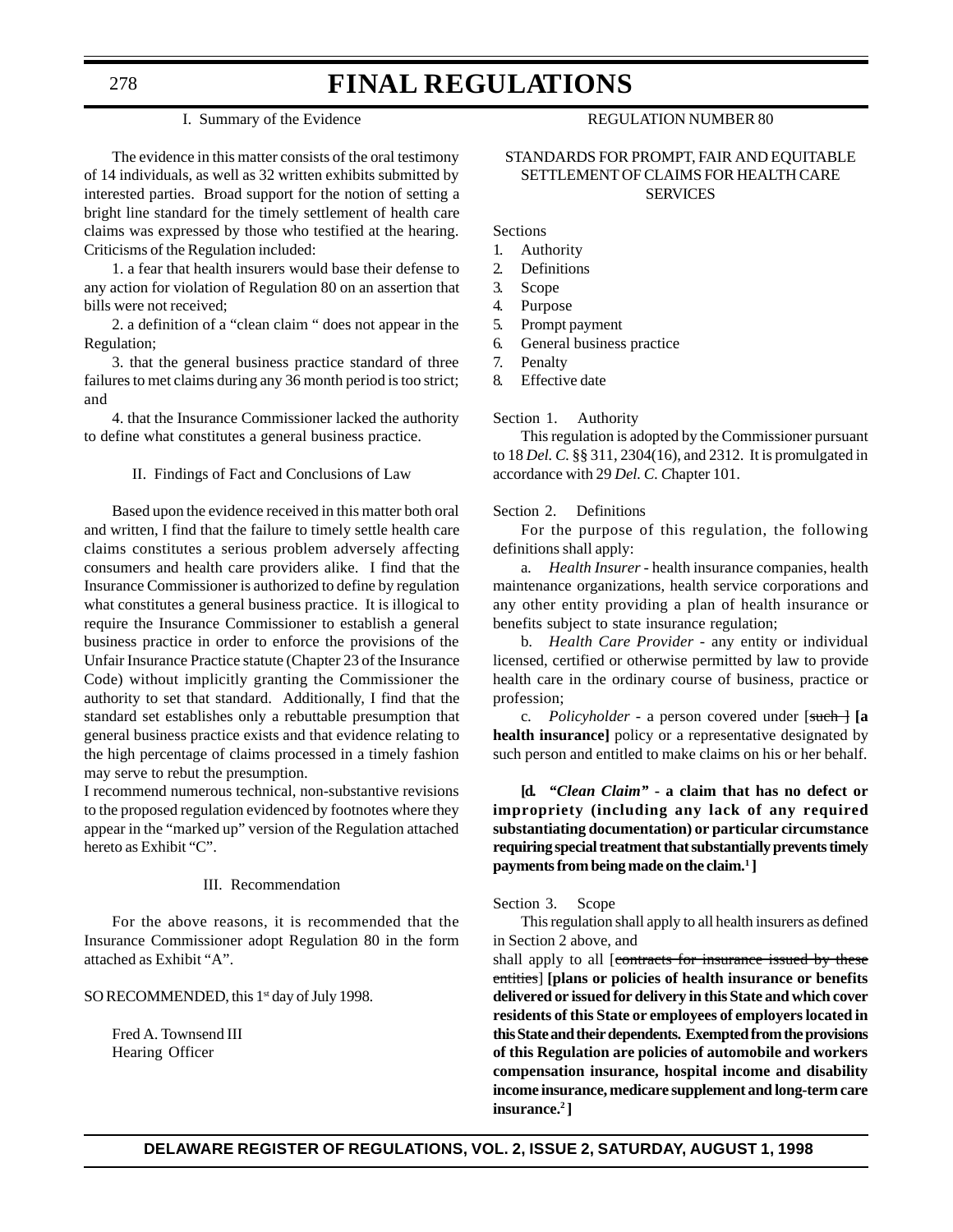I. Summary of the Evidence

The evidence in this matter consists of the oral testimony of 14 individuals, as well as 32 written exhibits submitted by interested parties. Broad support for the notion of setting a bright line standard for the timely settlement of health care claims was expressed by those who testified at the hearing. Criticisms of the Regulation included:

1. a fear that health insurers would base their defense to any action for violation of Regulation 80 on an assertion that bills were not received;

2. a definition of a "clean claim " does not appear in the Regulation;

3. that the general business practice standard of three failures to met claims during any 36 month period is too strict; and

4. that the Insurance Commissioner lacked the authority to define what constitutes a general business practice.

II. Findings of Fact and Conclusions of Law

Based upon the evidence received in this matter both oral and written, I find that the failure to timely settle health care claims constitutes a serious problem adversely affecting consumers and health care providers alike. I find that the Insurance Commissioner is authorized to define by regulation what constitutes a general business practice. It is illogical to require the Insurance Commissioner to establish a general business practice in order to enforce the provisions of the Unfair Insurance Practice statute (Chapter 23 of the Insurance Code) without implicitly granting the Commissioner the authority to set that standard. Additionally, I find that the standard set establishes only a rebuttable presumption that general business practice exists and that evidence relating to the high percentage of claims processed in a timely fashion may serve to rebut the presumption.

I recommend numerous technical, non-substantive revisions to the proposed regulation evidenced by footnotes where they appear in the "marked up" version of the Regulation attached hereto as Exhibit "C".

III. Recommendation

For the above reasons, it is recommended that the Insurance Commissioner adopt Regulation 80 in the form attached as Exhibit "A".

SO RECOMMENDED, this 1st day of July 1998.

Fred A. Townsend III
Hearing Officer

REGULATION NUMBER 80

STANDARDS FOR PROMPT, FAIR AND EQUITABLE SETTLEMENT OF CLAIMS FOR HEALTH CARE SERVICES

Sections
1. Authority
2. Definitions
3. Scope
4. Purpose
5. Prompt payment
6. General business practice
7. Penalty
8. Effective date

Section 1. Authority

This regulation is adopted by the Commissioner pursuant to 18 *Del. C.* §§ 311, 2304(16), and 2312. It is promulgated in accordance with 29 *Del. C.* Chapter 101.

Section 2. Definitions

For the purpose of this regulation, the following definitions shall apply:

a. *Health Insurer* - health insurance companies, health maintenance organizations, health service corporations and any other entity providing a plan of health insurance or benefits subject to state insurance regulation;

b. *Health Care Provider* - any entity or individual licensed, certified or otherwise permitted by law to provide health care in the ordinary course of business, practice or profession;

c. *Policyholder* - a person covered under [~~such~~ ] **[a health insurance]** policy or a representative designated by such person and entitled to make claims on his or her behalf.

**[d. *"Clean Claim"* - a claim that has no defect or impropriety (including any lack of any required substantiating documentation) or particular circumstance requiring special treatment that substantially prevents timely payments from being made on the claim.[1] ]**

Section 3. Scope

This regulation shall apply to all health insurers as defined in Section 2 above, and

shall apply to all [~~contracts for insurance issued by these entities~~] **[plans or policies of health insurance or benefits delivered or issued for delivery in this State and which cover residents of this State or employees of employers located in this State and their dependents. Exempted from the provisions of this Regulation are policies of automobile and workers compensation insurance, hospital income and disability income insurance, medicare supplement and long-term care insurance.[2] ]**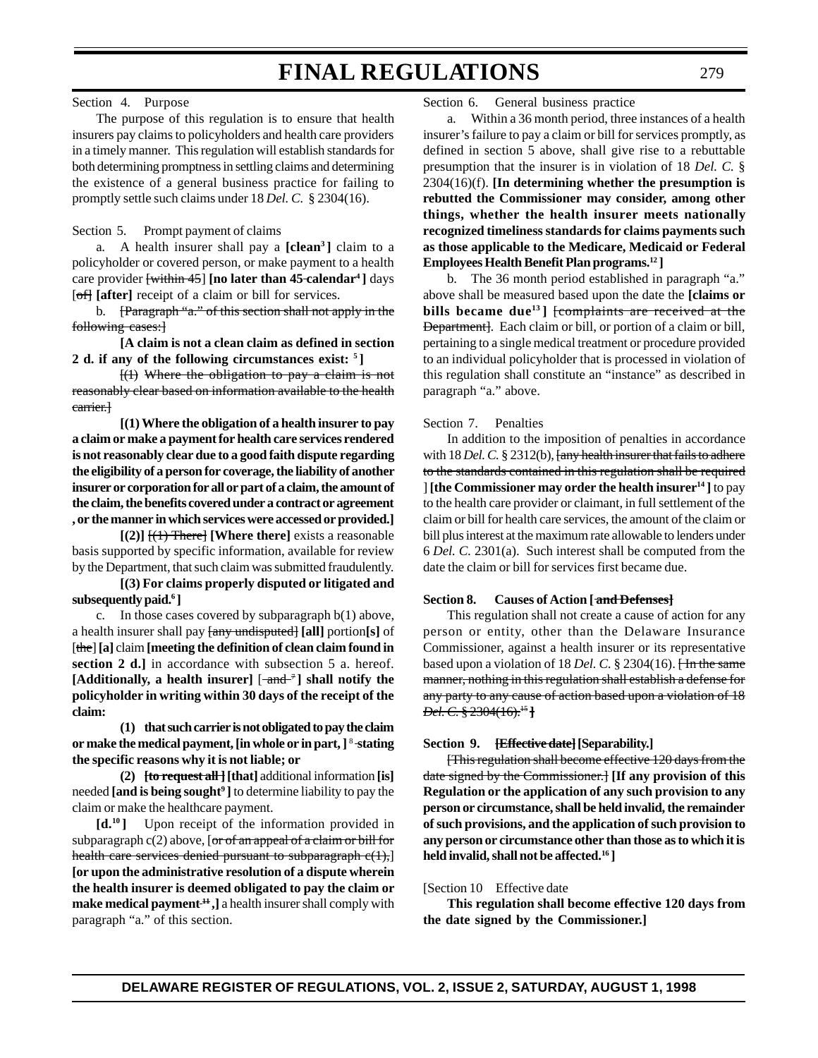Section 4. Purpose

The purpose of this regulation is to ensure that health insurers pay claims to policyholders and health care providers in a timely manner. This regulation will establish standards for both determining promptness in settling claims and determining the existence of a general business practice for failing to promptly settle such claims under 18 *Del. C.* § 2304(16).

Section 5. Prompt payment of claims

a. A health insurer shall pay a **[clean[3] ]** claim to a policyholder or covered person, or make payment to a health care provider ~~[within 45]~~ **[no later than 45 calendar[4] ]** days ~~[of]~~ **[after]** receipt of a claim or bill for services.

b. ~~[Paragraph "a." of this section shall not apply in the following cases:]~~

**[A claim is not a clean claim as defined in section 2 d. if any of the following circumstances exist: [5] ]**

~~[(1) Where the obligation to pay a claim is not reasonably clear based on information available to the health carrier.]~~

**[(1) Where the obligation of a health insurer to pay a claim or make a payment for health care services rendered is not reasonably clear due to a good faith dispute regarding the eligibility of a person for coverage, the liability of another insurer or corporation for all or part of a claim, the amount of the claim, the benefits covered under a contract or agreement , or the manner in which services were accessed or provided.]**

**[(2)]** ~~[(1) There]~~ **[Where there]** exists a reasonable basis supported by specific information, available for review by the Department, that such claim was submitted fraudulently.

**[(3) For claims properly disputed or litigated and subsequently paid.[6] ]**

c. In those cases covered by subparagraph b(1) above, a health insurer shall pay ~~[any undisputed]~~ **[all]** portion**[s]** of ~~[the]~~ **[a]** claim **[meeting the definition of clean claim found in section 2 d.]** in accordance with subsection 5 a. hereof. **[Additionally, a health insurer]** [~~and~~ [7] **] shall notify the policyholder in writing within 30 days of the receipt of the claim:**

**(1) that such carrier is not obligated to pay the claim or make the medical payment, [in whole or in part, ]** [8] **stating the specific reasons why it is not liable; or**

**(2)** ~~**[to request all ]**~~ **[that]** additional information **[is]** needed **[and is being sought[9] ]** to determine liability to pay the claim or make the healthcare payment.

**[d.[10] ]** Upon receipt of the information provided in subparagraph c(2) above, [~~or of an appeal of a claim or bill for health care services denied pursuant to subparagraph c(1),~~] **[or upon the administrative resolution of a dispute wherein the health insurer is deemed obligated to pay the claim or make medical payment** ~~[11]~~ **,]** a health insurer shall comply with paragraph "a." of this section.

Section 6. General business practice

a. Within a 36 month period, three instances of a health insurer's failure to pay a claim or bill for services promptly, as defined in section 5 above, shall give rise to a rebuttable presumption that the insurer is in violation of 18 *Del. C.* § 2304(16)(f). **[In determining whether the presumption is rebutted the Commissioner may consider, among other things, whether the health insurer meets nationally recognized timeliness standards for claims payments such as those applicable to the Medicare, Medicaid or Federal Employees Health Benefit Plan programs.[12] ]**

b. The 36 month period established in paragraph "a." above shall be measured based upon the date the **[claims or bills became due[13] ]** ~~[complaints are received at the Department]~~. Each claim or bill, or portion of a claim or bill, pertaining to a single medical treatment or procedure provided to an individual policyholder that is processed in violation of this regulation shall constitute an "instance" as described in paragraph "a." above.

Section 7. Penalties

In addition to the imposition of penalties in accordance with 18 *Del. C.* § 2312(b), ~~[any health insurer that fails to adhere to the standards contained in this regulation shall be required ]~~ **[the Commissioner may order the health insurer[14] ]** to pay to the health care provider or claimant, in full settlement of the claim or bill for health care services, the amount of the claim or bill plus interest at the maximum rate allowable to lenders under 6 *Del. C.* 2301(a). Such interest shall be computed from the date the claim or bill for services first became due.

**Section 8. Causes of Action [~~and Defenses~~]**

This regulation shall not create a cause of action for any person or entity, other than the Delaware Insurance Commissioner, against a health insurer or its representative based upon a violation of 18 *Del. C.* § 2304(16). [~~In the same manner, nothing in this regulation shall establish a defense for any party to any cause of action based upon a violation of 18 *Del. C.* § 2304(16).[15]~~ **]**

**Section 9.** ~~**[Effective date]**~~ **[Separability.]**

~~[This regulation shall become effective 120 days from the date signed by the Commissioner.]~~ **[If any provision of this Regulation or the application of any such provision to any person or circumstance, shall be held invalid, the remainder of such provisions, and the application of such provision to any person or circumstance other than those as to which it is held invalid, shall not be affected.[16] ]**

[Section 10 Effective date

**This regulation shall become effective 120 days from the date signed by the Commissioner.]**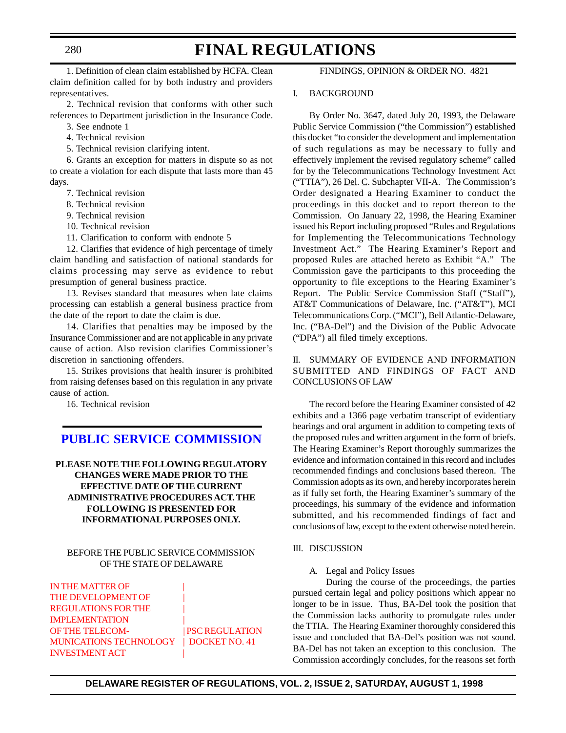1. Definition of clean claim established by HCFA. Clean claim definition called for by both industry and providers representatives.

2. Technical revision that conforms with other such references to Department jurisdiction in the Insurance Code.

3. See endnote 1

4. Technical revision

5. Technical revision clarifying intent.

6. Grants an exception for matters in dispute so as not to create a violation for each dispute that lasts more than 45 days.

7. Technical revision

8. Technical revision

9. Technical revision

10. Technical revision

11. Clarification to conform with endnote 5

12. Clarifies that evidence of high percentage of timely claim handling and satisfaction of national standards for claims processing may serve as evidence to rebut presumption of general business practice.

13. Revises standard that measures when late claims processing can establish a general business practice from the date of the report to date the claim is due.

14. Clarifies that penalties may be imposed by the Insurance Commissioner and are not applicable in any private cause of action. Also revision clarifies Commissioner's discretion in sanctioning offenders.

15. Strikes provisions that health insurer is prohibited from raising defenses based on this regulation in any private cause of action.

16. Technical revision

## PUBLIC SERVICE COMMISSION

**PLEASE NOTE THE FOLLOWING REGULATORY CHANGES WERE MADE PRIOR TO THE EFFECTIVE DATE OF THE CURRENT ADMINISTRATIVE PROCEDURES ACT. THE FOLLOWING IS PRESENTED FOR INFORMATIONAL PURPOSES ONLY.**

BEFORE THE PUBLIC SERVICE COMMISSION OF THE STATE OF DELAWARE

IN THE MATTER OF THE DEVELOPMENT OF REGULATIONS FOR THE IMPLEMENTATION OF THE TELECOMMUNICATIONS TECHNOLOGY INVESTMENT ACT | PSC REGULATION DOCKET NO. 41

FINDINGS, OPINION & ORDER NO. 4821

I. BACKGROUND

By Order No. 3647, dated July 20, 1993, the Delaware Public Service Commission ("the Commission") established this docket "to consider the development and implementation of such regulations as may be necessary to fully and effectively implement the revised regulatory scheme" called for by the Telecommunications Technology Investment Act ("TTIA"), 26 Del. C. Subchapter VII-A. The Commission's Order designated a Hearing Examiner to conduct the proceedings in this docket and to report thereon to the Commission. On January 22, 1998, the Hearing Examiner issued his Report including proposed "Rules and Regulations for Implementing the Telecommunications Technology Investment Act." The Hearing Examiner's Report and proposed Rules are attached hereto as Exhibit "A." The Commission gave the participants to this proceeding the opportunity to file exceptions to the Hearing Examiner's Report. The Public Service Commission Staff ("Staff"), AT&T Communications of Delaware, Inc. ("AT&T"), MCI Telecommunications Corp. ("MCI"), Bell Atlantic-Delaware, Inc. ("BA-Del") and the Division of the Public Advocate ("DPA") all filed timely exceptions.

II. SUMMARY OF EVIDENCE AND INFORMATION SUBMITTED AND FINDINGS OF FACT AND CONCLUSIONS OF LAW

The record before the Hearing Examiner consisted of 42 exhibits and a 1366 page verbatim transcript of evidentiary hearings and oral argument in addition to competing texts of the proposed rules and written argument in the form of briefs. The Hearing Examiner's Report thoroughly summarizes the evidence and information contained in this record and includes recommended findings and conclusions based thereon. The Commission adopts as its own, and hereby incorporates herein as if fully set forth, the Hearing Examiner's summary of the proceedings, his summary of the evidence and information submitted, and his recommended findings of fact and conclusions of law, except to the extent otherwise noted herein.

III. DISCUSSION

A. Legal and Policy Issues

During the course of the proceedings, the parties pursued certain legal and policy positions which appear no longer to be in issue. Thus, BA-Del took the position that the Commission lacks authority to promulgate rules under the TTIA. The Hearing Examiner thoroughly considered this issue and concluded that BA-Del's position was not sound. BA-Del has not taken an exception to this conclusion. The Commission accordingly concludes, for the reasons set forth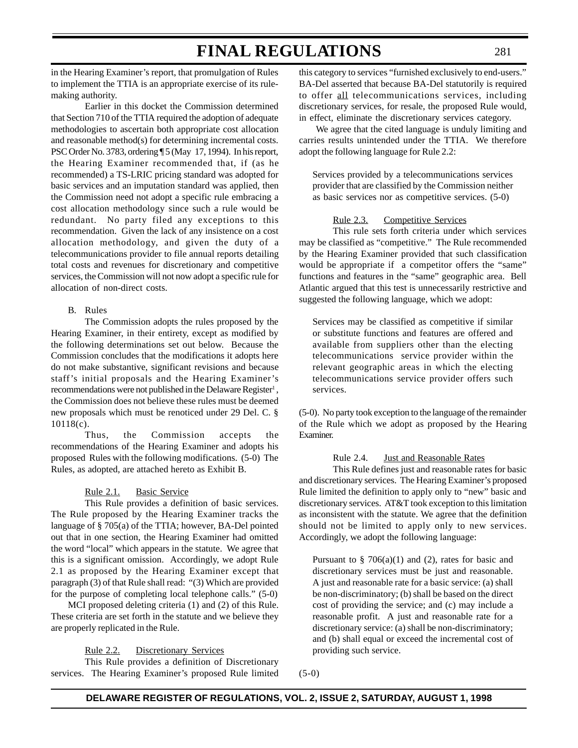in the Hearing Examiner's report, that promulgation of Rules to implement the TTIA is an appropriate exercise of its rule-making authority.

Earlier in this docket the Commission determined that Section 710 of the TTIA required the adoption of adequate methodologies to ascertain both appropriate cost allocation and reasonable method(s) for determining incremental costs. PSC Order No. 3783, ordering ¶ 5 (May 17, 1994). In his report, the Hearing Examiner recommended that, if (as he recommended) a TS-LRIC pricing standard was adopted for basic services and an imputation standard was applied, then the Commission need not adopt a specific rule embracing a cost allocation methodology since such a rule would be redundant. No party filed any exceptions to this recommendation. Given the lack of any insistence on a cost allocation methodology, and given the duty of a telecommunications provider to file annual reports detailing total costs and revenues for discretionary and competitive services, the Commission will not now adopt a specific rule for allocation of non-direct costs.

B. Rules

The Commission adopts the rules proposed by the Hearing Examiner, in their entirety, except as modified by the following determinations set out below. Because the Commission concludes that the modifications it adopts here do not make substantive, significant revisions and because staff's initial proposals and the Hearing Examiner's recommendations were not published in the Delaware Register[1], the Commission does not believe these rules must be deemed new proposals which must be renoticed under 29 Del. C. § 10118(c).

Thus, the Commission accepts the recommendations of the Hearing Examiner and adopts his proposed Rules with the following modifications. (5-0) The Rules, as adopted, are attached hereto as Exhibit B.

Rule 2.1. Basic Service

This Rule provides a definition of basic services. The Rule proposed by the Hearing Examiner tracks the language of § 705(a) of the TTIA; however, BA-Del pointed out that in one section, the Hearing Examiner had omitted the word "local" which appears in the statute. We agree that this is a significant omission. Accordingly, we adopt Rule 2.1 as proposed by the Hearing Examiner except that paragraph (3) of that Rule shall read: "(3) Which are provided for the purpose of completing local telephone calls." (5-0)

MCI proposed deleting criteria (1) and (2) of this Rule. These criteria are set forth in the statute and we believe they are properly replicated in the Rule.

Rule 2.2. Discretionary Services

This Rule provides a definition of Discretionary services. The Hearing Examiner's proposed Rule limited this category to services "furnished exclusively to end-users." BA-Del asserted that because BA-Del statutorily is required to offer all telecommunications services, including discretionary services, for resale, the proposed Rule would, in effect, eliminate the discretionary services category.

We agree that the cited language is unduly limiting and carries results unintended under the TTIA. We therefore adopt the following language for Rule 2.2:

> Services provided by a telecommunications services provider that are classified by the Commission neither as basic services nor as competitive services. (5-0)

Rule 2.3. Competitive Services

This rule sets forth criteria under which services may be classified as "competitive." The Rule recommended by the Hearing Examiner provided that such classification would be appropriate if a competitor offers the "same" functions and features in the "same" geographic area. Bell Atlantic argued that this test is unnecessarily restrictive and suggested the following language, which we adopt:

> Services may be classified as competitive if similar or substitute functions and features are offered and available from suppliers other than the electing telecommunications service provider within the relevant geographic areas in which the electing telecommunications service provider offers such services.

(5-0). No party took exception to the language of the remainder of the Rule which we adopt as proposed by the Hearing Examiner.

Rule 2.4. Just and Reasonable Rates

This Rule defines just and reasonable rates for basic and discretionary services. The Hearing Examiner's proposed Rule limited the definition to apply only to "new" basic and discretionary services. AT&T took exception to this limitation as inconsistent with the statute. We agree that the definition should not be limited to apply only to new services. Accordingly, we adopt the following language:

> Pursuant to § 706(a)(1) and (2), rates for basic and discretionary services must be just and reasonable. A just and reasonable rate for a basic service: (a) shall be non-discriminatory; (b) shall be based on the direct cost of providing the service; and (c) may include a reasonable profit. A just and reasonable rate for a discretionary service: (a) shall be non-discriminatory; and (b) shall equal or exceed the incremental cost of providing such service.

(5-0)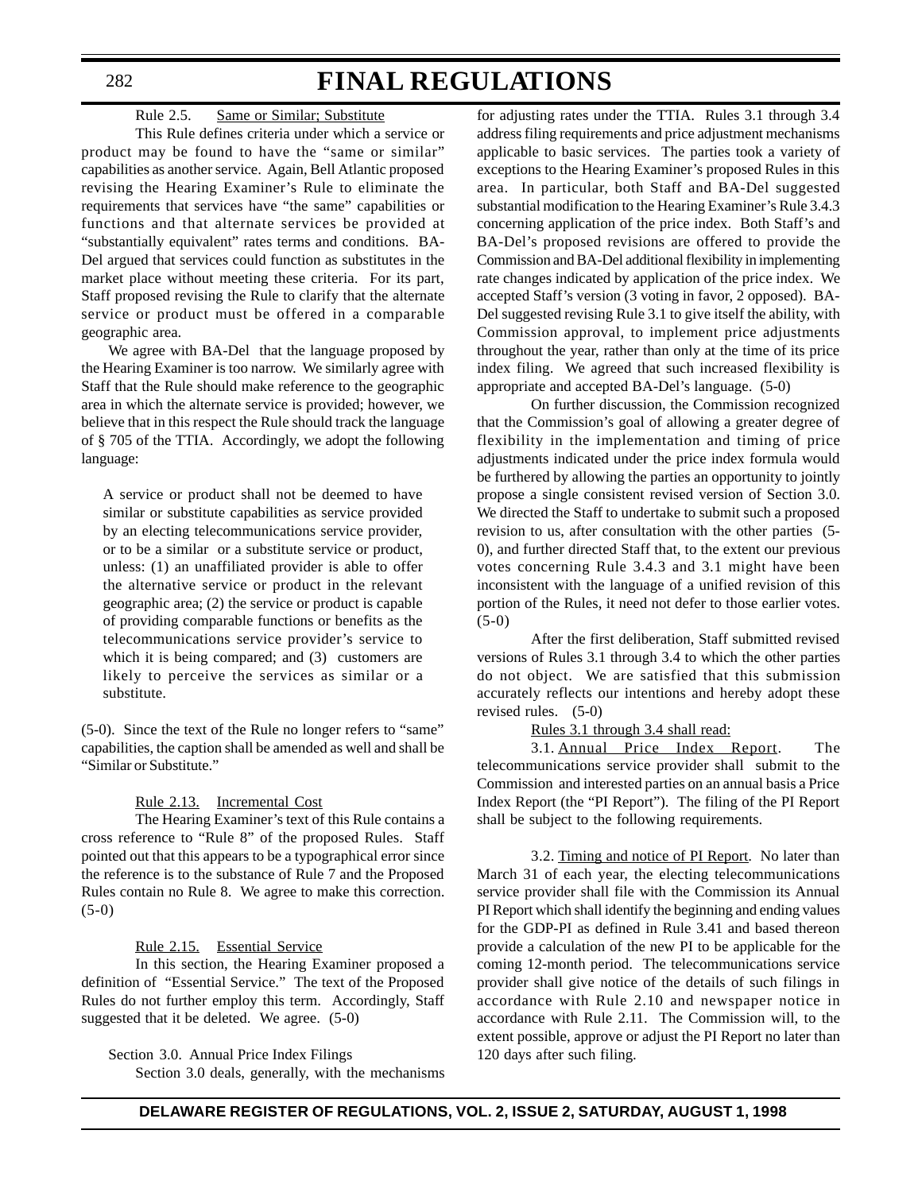Rule 2.5. Same or Similar; Substitute

This Rule defines criteria under which a service or product may be found to have the "same or similar" capabilities as another service. Again, Bell Atlantic proposed revising the Hearing Examiner's Rule to eliminate the requirements that services have "the same" capabilities or functions and that alternate services be provided at "substantially equivalent" rates terms and conditions. BA-Del argued that services could function as substitutes in the market place without meeting these criteria. For its part, Staff proposed revising the Rule to clarify that the alternate service or product must be offered in a comparable geographic area.

We agree with BA-Del that the language proposed by the Hearing Examiner is too narrow. We similarly agree with Staff that the Rule should make reference to the geographic area in which the alternate service is provided; however, we believe that in this respect the Rule should track the language of § 705 of the TTIA. Accordingly, we adopt the following language:

> A service or product shall not be deemed to have similar or substitute capabilities as service provided by an electing telecommunications service provider, or to be a similar or a substitute service or product, unless: (1) an unaffiliated provider is able to offer the alternative service or product in the relevant geographic area; (2) the service or product is capable of providing comparable functions or benefits as the telecommunications service provider's service to which it is being compared; and (3) customers are likely to perceive the services as similar or a substitute.

(5-0). Since the text of the Rule no longer refers to "same" capabilities, the caption shall be amended as well and shall be "Similar or Substitute."

Rule 2.13. Incremental Cost

The Hearing Examiner's text of this Rule contains a cross reference to "Rule 8" of the proposed Rules. Staff pointed out that this appears to be a typographical error since the reference is to the substance of Rule 7 and the Proposed Rules contain no Rule 8. We agree to make this correction. (5-0)

Rule 2.15. Essential Service

In this section, the Hearing Examiner proposed a definition of "Essential Service." The text of the Proposed Rules do not further employ this term. Accordingly, Staff suggested that it be deleted. We agree. (5-0)

Section 3.0. Annual Price Index Filings

Section 3.0 deals, generally, with the mechanisms for adjusting rates under the TTIA. Rules 3.1 through 3.4 address filing requirements and price adjustment mechanisms applicable to basic services. The parties took a variety of exceptions to the Hearing Examiner's proposed Rules in this area. In particular, both Staff and BA-Del suggested substantial modification to the Hearing Examiner's Rule 3.4.3 concerning application of the price index. Both Staff's and BA-Del's proposed revisions are offered to provide the Commission and BA-Del additional flexibility in implementing rate changes indicated by application of the price index. We accepted Staff's version (3 voting in favor, 2 opposed). BA-Del suggested revising Rule 3.1 to give itself the ability, with Commission approval, to implement price adjustments throughout the year, rather than only at the time of its price index filing. We agreed that such increased flexibility is appropriate and accepted BA-Del's language. (5-0)

On further discussion, the Commission recognized that the Commission's goal of allowing a greater degree of flexibility in the implementation and timing of price adjustments indicated under the price index formula would be furthered by allowing the parties an opportunity to jointly propose a single consistent revised version of Section 3.0. We directed the Staff to undertake to submit such a proposed revision to us, after consultation with the other parties (5-0), and further directed Staff that, to the extent our previous votes concerning Rule 3.4.3 and 3.1 might have been inconsistent with the language of a unified revision of this portion of the Rules, it need not defer to those earlier votes. (5-0)

After the first deliberation, Staff submitted revised versions of Rules 3.1 through 3.4 to which the other parties do not object. We are satisfied that this submission accurately reflects our intentions and hereby adopt these revised rules. (5-0)

Rules 3.1 through 3.4 shall read:

3.1. Annual Price Index Report. The telecommunications service provider shall submit to the Commission and interested parties on an annual basis a Price Index Report (the "PI Report"). The filing of the PI Report shall be subject to the following requirements.

3.2. Timing and notice of PI Report. No later than March 31 of each year, the electing telecommunications service provider shall file with the Commission its Annual PI Report which shall identify the beginning and ending values for the GDP-PI as defined in Rule 3.41 and based thereon provide a calculation of the new PI to be applicable for the coming 12-month period. The telecommunications service provider shall give notice of the details of such filings in accordance with Rule 2.10 and newspaper notice in accordance with Rule 2.11. The Commission will, to the extent possible, approve or adjust the PI Report no later than 120 days after such filing.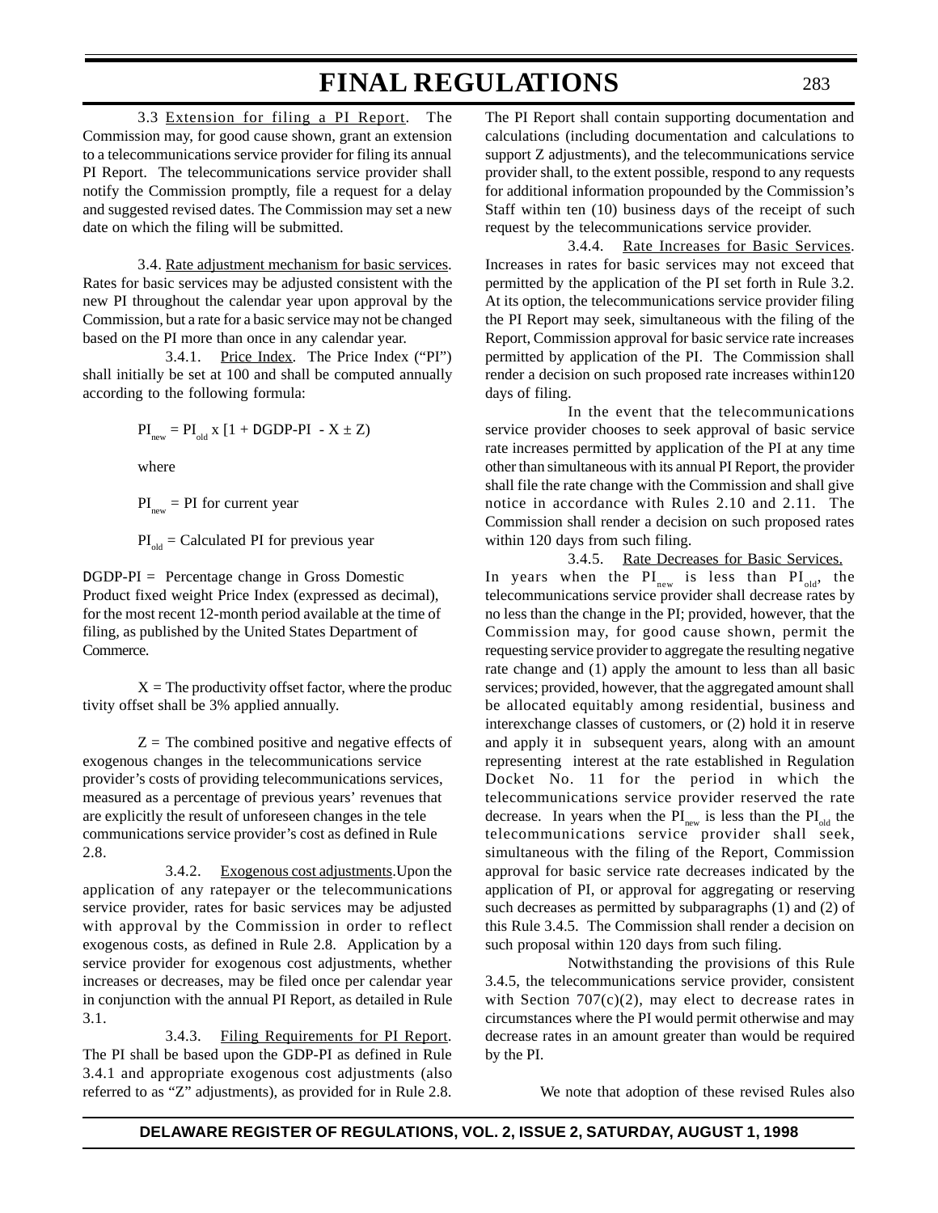3.3 Extension for filing a PI Report. The Commission may, for good cause shown, grant an extension to a telecommunications service provider for filing its annual PI Report. The telecommunications service provider shall notify the Commission promptly, file a request for a delay and suggested revised dates. The Commission may set a new date on which the filing will be submitted.

3.4. Rate adjustment mechanism for basic services. Rates for basic services may be adjusted consistent with the new PI throughout the calendar year upon approval by the Commission, but a rate for a basic service may not be changed based on the PI more than once in any calendar year.

3.4.1. Price Index. The Price Index ("PI") shall initially be set at 100 and shall be computed annually according to the following formula:

$$PI_{new} = PI_{old} \times [1 + \text{DGDP-PI} - X \pm Z)$$

where

$PI_{new}$ = PI for current year

$PI_{old}$ = Calculated PI for previous year

DGDP-PI = Percentage change in Gross Domestic Product fixed weight Price Index (expressed as decimal), for the most recent 12-month period available at the time of filing, as published by the United States Department of Commerce.

X = The productivity offset factor, where the productivity offset shall be 3% applied annually.

Z = The combined positive and negative effects of exogenous changes in the telecommunications service provider's costs of providing telecommunications services, measured as a percentage of previous years' revenues that are explicitly the result of unforeseen changes in the telecommunications service provider's cost as defined in Rule 2.8.

3.4.2. Exogenous cost adjustments. Upon the application of any ratepayer or the telecommunications service provider, rates for basic services may be adjusted with approval by the Commission in order to reflect exogenous costs, as defined in Rule 2.8. Application by a service provider for exogenous cost adjustments, whether increases or decreases, may be filed once per calendar year in conjunction with the annual PI Report, as detailed in Rule 3.1.

3.4.3. Filing Requirements for PI Report. The PI shall be based upon the GDP-PI as defined in Rule 3.4.1 and appropriate exogenous cost adjustments (also referred to as "Z" adjustments), as provided for in Rule 2.8. The PI Report shall contain supporting documentation and calculations (including documentation and calculations to support Z adjustments), and the telecommunications service provider shall, to the extent possible, respond to any requests for additional information propounded by the Commission's Staff within ten (10) business days of the receipt of such request by the telecommunications service provider.

3.4.4. Rate Increases for Basic Services. Increases in rates for basic services may not exceed that permitted by the application of the PI set forth in Rule 3.2. At its option, the telecommunications service provider filing the PI Report may seek, simultaneous with the filing of the Report, Commission approval for basic service rate increases permitted by application of the PI. The Commission shall render a decision on such proposed rate increases within120 days of filing.

In the event that the telecommunications service provider chooses to seek approval of basic service rate increases permitted by application of the PI at any time other than simultaneous with its annual PI Report, the provider shall file the rate change with the Commission and shall give notice in accordance with Rules 2.10 and 2.11. The Commission shall render a decision on such proposed rates within 120 days from such filing.

3.4.5. Rate Decreases for Basic Services. In years when the $PI_{new}$ is less than $PI_{old}$, the telecommunications service provider shall decrease rates by no less than the change in the PI; provided, however, that the Commission may, for good cause shown, permit the requesting service provider to aggregate the resulting negative rate change and (1) apply the amount to less than all basic services; provided, however, that the aggregated amount shall be allocated equitably among residential, business and interexchange classes of customers, or (2) hold it in reserve and apply it in subsequent years, along with an amount representing interest at the rate established in Regulation Docket No. 11 for the period in which the telecommunications service provider reserved the rate decrease. In years when the $PI_{new}$ is less than the $PI_{old}$ the telecommunications service provider shall seek, simultaneous with the filing of the Report, Commission approval for basic service rate decreases indicated by the application of PI, or approval for aggregating or reserving such decreases as permitted by subparagraphs (1) and (2) of this Rule 3.4.5. The Commission shall render a decision on such proposal within 120 days from such filing.

Notwithstanding the provisions of this Rule 3.4.5, the telecommunications service provider, consistent with Section 707(c)(2), may elect to decrease rates in circumstances where the PI would permit otherwise and may decrease rates in an amount greater than would be required by the PI.

We note that adoption of these revised Rules also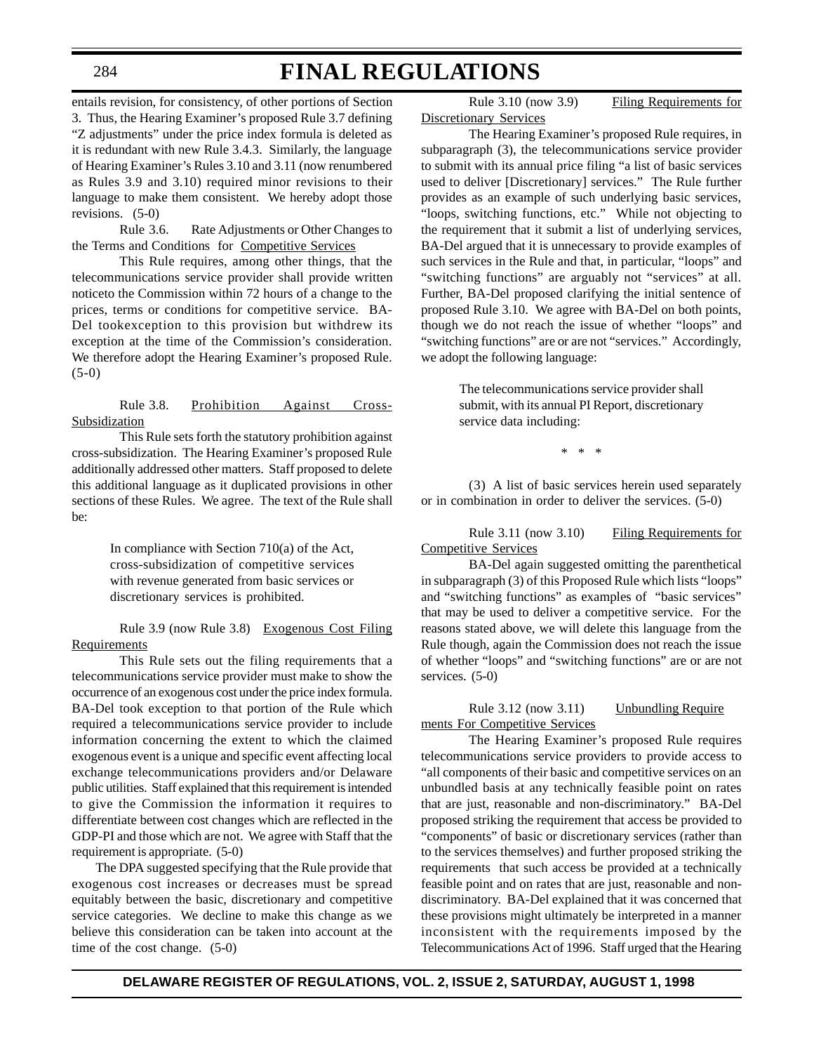entails revision, for consistency, of other portions of Section 3. Thus, the Hearing Examiner's proposed Rule 3.7 defining "Z adjustments" under the price index formula is deleted as it is redundant with new Rule 3.4.3. Similarly, the language of Hearing Examiner's Rules 3.10 and 3.11 (now renumbered as Rules 3.9 and 3.10) required minor revisions to their language to make them consistent. We hereby adopt those revisions. (5-0)

Rule 3.6. Rate Adjustments or Other Changes to the Terms and Conditions for Competitive Services

This Rule requires, among other things, that the telecommunications service provider shall provide written noticeto the Commission within 72 hours of a change to the prices, terms or conditions for competitive service. BA-Del tookexception to this provision but withdrew its exception at the time of the Commission's consideration. We therefore adopt the Hearing Examiner's proposed Rule. (5-0)

Rule 3.8. Prohibition Against Cross-Subsidization

This Rule sets forth the statutory prohibition against cross-subsidization. The Hearing Examiner's proposed Rule additionally addressed other matters. Staff proposed to delete this additional language as it duplicated provisions in other sections of these Rules. We agree. The text of the Rule shall be:

> In compliance with Section 710(a) of the Act, cross-subsidization of competitive services with revenue generated from basic services or discretionary services is prohibited.

Rule 3.9 (now Rule 3.8) Exogenous Cost Filing Requirements

This Rule sets out the filing requirements that a telecommunications service provider must make to show the occurrence of an exogenous cost under the price index formula. BA-Del took exception to that portion of the Rule which required a telecommunications service provider to include information concerning the extent to which the claimed exogenous event is a unique and specific event affecting local exchange telecommunications providers and/or Delaware public utilities. Staff explained that this requirement is intended to give the Commission the information it requires to differentiate between cost changes which are reflected in the GDP-PI and those which are not. We agree with Staff that the requirement is appropriate. (5-0)

The DPA suggested specifying that the Rule provide that exogenous cost increases or decreases must be spread equitably between the basic, discretionary and competitive service categories. We decline to make this change as we believe this consideration can be taken into account at the time of the cost change. (5-0)

Rule 3.10 (now 3.9) Filing Requirements for Discretionary Services

The Hearing Examiner's proposed Rule requires, in subparagraph (3), the telecommunications service provider to submit with its annual price filing "a list of basic services used to deliver [Discretionary] services." The Rule further provides as an example of such underlying basic services, "loops, switching functions, etc." While not objecting to the requirement that it submit a list of underlying services, BA-Del argued that it is unnecessary to provide examples of such services in the Rule and that, in particular, "loops" and "switching functions" are arguably not "services" at all. Further, BA-Del proposed clarifying the initial sentence of proposed Rule 3.10. We agree with BA-Del on both points, though we do not reach the issue of whether "loops" and "switching functions" are or are not "services." Accordingly, we adopt the following language:

> The telecommunications service provider shall submit, with its annual PI Report, discretionary service data including:
>
> \* \* \*

(3) A list of basic services herein used separately or in combination in order to deliver the services. (5-0)

Rule 3.11 (now 3.10) Filing Requirements for Competitive Services

BA-Del again suggested omitting the parenthetical in subparagraph (3) of this Proposed Rule which lists "loops" and "switching functions" as examples of "basic services" that may be used to deliver a competitive service. For the reasons stated above, we will delete this language from the Rule though, again the Commission does not reach the issue of whether "loops" and "switching functions" are or are not services. (5-0)

Rule 3.12 (now 3.11) Unbundling Requirements For Competitive Services

The Hearing Examiner's proposed Rule requires telecommunications service providers to provide access to "all components of their basic and competitive services on an unbundled basis at any technically feasible point on rates that are just, reasonable and non-discriminatory." BA-Del proposed striking the requirement that access be provided to "components" of basic or discretionary services (rather than to the services themselves) and further proposed striking the requirements that such access be provided at a technically feasible point and on rates that are just, reasonable and non-discriminatory. BA-Del explained that it was concerned that these provisions might ultimately be interpreted in a manner inconsistent with the requirements imposed by the Telecommunications Act of 1996. Staff urged that the Hearing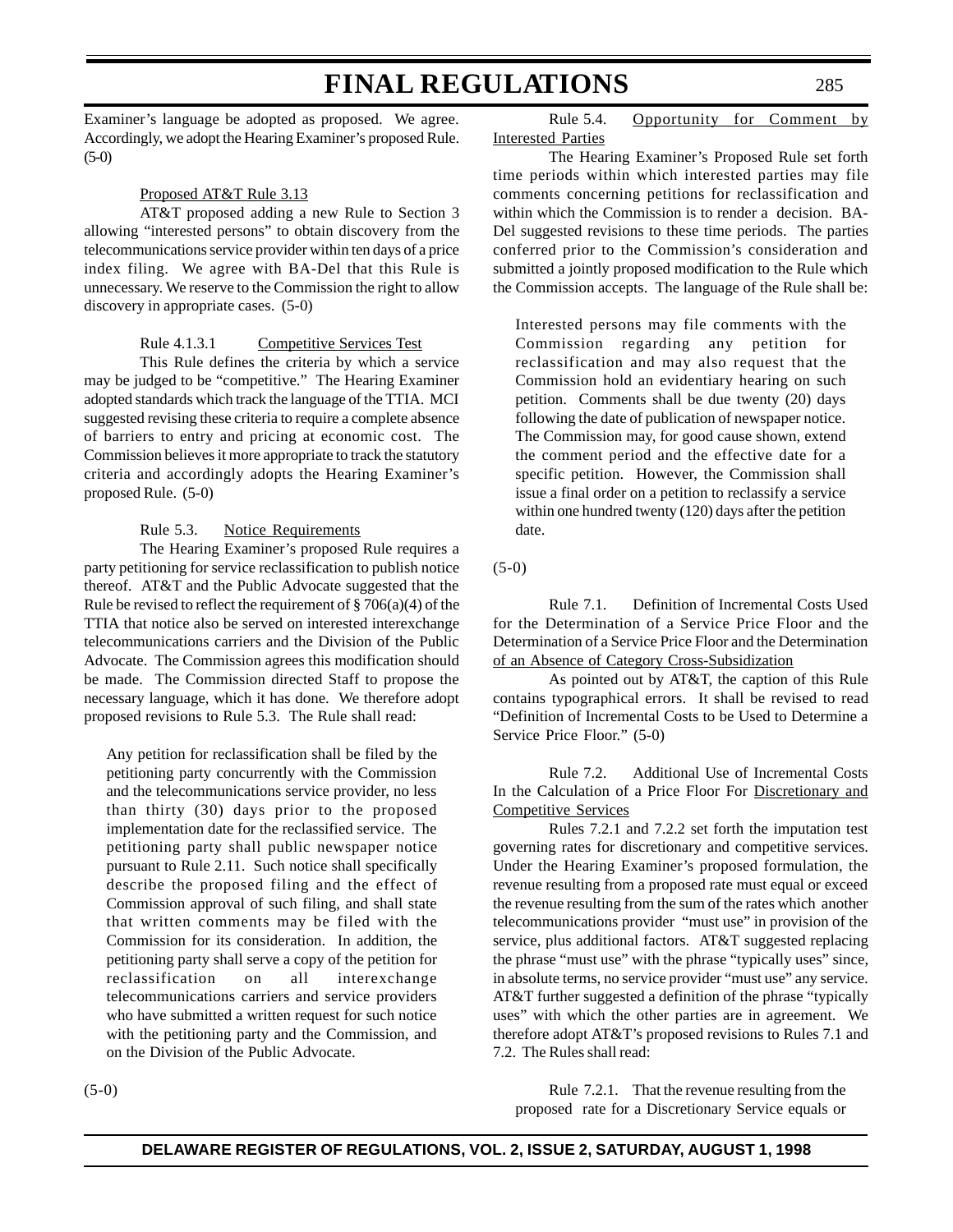Examiner's language be adopted as proposed. We agree. Accordingly, we adopt the Hearing Examiner's proposed Rule. (5-0)

Proposed AT&T Rule 3.13

AT&T proposed adding a new Rule to Section 3 allowing "interested persons" to obtain discovery from the telecommunications service provider within ten days of a price index filing. We agree with BA-Del that this Rule is unnecessary. We reserve to the Commission the right to allow discovery in appropriate cases. (5-0)

Rule 4.1.3.1 Competitive Services Test

This Rule defines the criteria by which a service may be judged to be "competitive." The Hearing Examiner adopted standards which track the language of the TTIA. MCI suggested revising these criteria to require a complete absence of barriers to entry and pricing at economic cost. The Commission believes it more appropriate to track the statutory criteria and accordingly adopts the Hearing Examiner's proposed Rule. (5-0)

Rule 5.3. Notice Requirements

The Hearing Examiner's proposed Rule requires a party petitioning for service reclassification to publish notice thereof. AT&T and the Public Advocate suggested that the Rule be revised to reflect the requirement of § 706(a)(4) of the TTIA that notice also be served on interested interexchange telecommunications carriers and the Division of the Public Advocate. The Commission agrees this modification should be made. The Commission directed Staff to propose the necessary language, which it has done. We therefore adopt proposed revisions to Rule 5.3. The Rule shall read:

> Any petition for reclassification shall be filed by the petitioning party concurrently with the Commission and the telecommunications service provider, no less than thirty (30) days prior to the proposed implementation date for the reclassified service. The petitioning party shall public newspaper notice pursuant to Rule 2.11. Such notice shall specifically describe the proposed filing and the effect of Commission approval of such filing, and shall state that written comments may be filed with the Commission for its consideration. In addition, the petitioning party shall serve a copy of the petition for reclassification on all interexchange telecommunications carriers and service providers who have submitted a written request for such notice with the petitioning party and the Commission, and on the Division of the Public Advocate.

(5-0)

Rule 5.4. Opportunity for Comment by Interested Parties

The Hearing Examiner's Proposed Rule set forth time periods within which interested parties may file comments concerning petitions for reclassification and within which the Commission is to render a decision. BA-Del suggested revisions to these time periods. The parties conferred prior to the Commission's consideration and submitted a jointly proposed modification to the Rule which the Commission accepts. The language of the Rule shall be:

> Interested persons may file comments with the Commission regarding any petition for reclassification and may also request that the Commission hold an evidentiary hearing on such petition. Comments shall be due twenty (20) days following the date of publication of newspaper notice. The Commission may, for good cause shown, extend the comment period and the effective date for a specific petition. However, the Commission shall issue a final order on a petition to reclassify a service within one hundred twenty (120) days after the petition date.

(5-0)

Rule 7.1. Definition of Incremental Costs Used for the Determination of a Service Price Floor and the Determination of a Service Price Floor and the Determination of an Absence of Category Cross-Subsidization

As pointed out by AT&T, the caption of this Rule contains typographical errors. It shall be revised to read "Definition of Incremental Costs to be Used to Determine a Service Price Floor." (5-0)

Rule 7.2. Additional Use of Incremental Costs In the Calculation of a Price Floor For Discretionary and Competitive Services

Rules 7.2.1 and 7.2.2 set forth the imputation test governing rates for discretionary and competitive services. Under the Hearing Examiner's proposed formulation, the revenue resulting from a proposed rate must equal or exceed the revenue resulting from the sum of the rates which another telecommunications provider "must use" in provision of the service, plus additional factors. AT&T suggested replacing the phrase "must use" with the phrase "typically uses" since, in absolute terms, no service provider "must use" any service. AT&T further suggested a definition of the phrase "typically uses" with which the other parties are in agreement. We therefore adopt AT&T's proposed revisions to Rules 7.1 and 7.2. The Rules shall read:

> Rule 7.2.1. That the revenue resulting from the proposed rate for a Discretionary Service equals or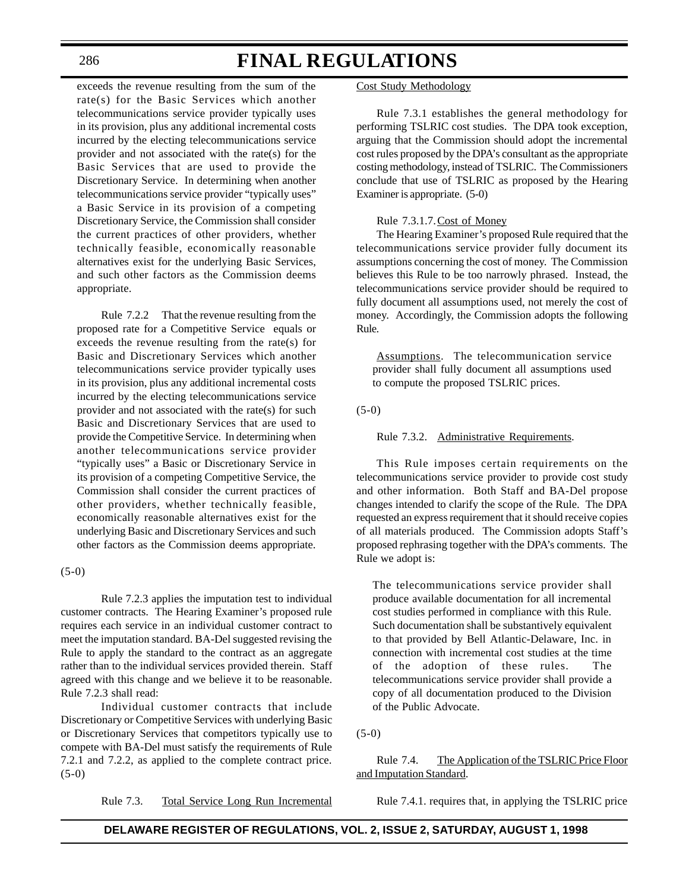exceeds the revenue resulting from the sum of the rate(s) for the Basic Services which another telecommunications service provider typically uses in its provision, plus any additional incremental costs incurred by the electing telecommunications service provider and not associated with the rate(s) for the Basic Services that are used to provide the Discretionary Service. In determining when another telecommunications service provider "typically uses" a Basic Service in its provision of a competing Discretionary Service, the Commission shall consider the current practices of other providers, whether technically feasible, economically reasonable alternatives exist for the underlying Basic Services, and such other factors as the Commission deems appropriate.

Rule 7.2.2 That the revenue resulting from the proposed rate for a Competitive Service equals or exceeds the revenue resulting from the rate(s) for Basic and Discretionary Services which another telecommunications service provider typically uses in its provision, plus any additional incremental costs incurred by the electing telecommunications service provider and not associated with the rate(s) for such Basic and Discretionary Services that are used to provide the Competitive Service. In determining when another telecommunications service provider "typically uses" a Basic or Discretionary Service in its provision of a competing Competitive Service, the Commission shall consider the current practices of other providers, whether technically feasible, economically reasonable alternatives exist for the underlying Basic and Discretionary Services and such other factors as the Commission deems appropriate.

(5-0)

Rule 7.2.3 applies the imputation test to individual customer contracts. The Hearing Examiner's proposed rule requires each service in an individual customer contract to meet the imputation standard. BA-Del suggested revising the Rule to apply the standard to the contract as an aggregate rather than to the individual services provided therein. Staff agreed with this change and we believe it to be reasonable. Rule 7.2.3 shall read:

Individual customer contracts that include Discretionary or Competitive Services with underlying Basic or Discretionary Services that competitors typically use to compete with BA-Del must satisfy the requirements of Rule 7.2.1 and 7.2.2, as applied to the complete contract price. (5-0)

Rule 7.3. Total Service Long Run Incremental Cost Study Methodology

Rule 7.3.1 establishes the general methodology for performing TSLRIC cost studies. The DPA took exception, arguing that the Commission should adopt the incremental cost rules proposed by the DPA's consultant as the appropriate costing methodology, instead of TSLRIC. The Commissioners conclude that use of TSLRIC as proposed by the Hearing Examiner is appropriate. (5-0)

Rule 7.3.1.7. Cost of Money

The Hearing Examiner's proposed Rule required that the telecommunications service provider fully document its assumptions concerning the cost of money. The Commission believes this Rule to be too narrowly phrased. Instead, the telecommunications service provider should be required to fully document all assumptions used, not merely the cost of money. Accordingly, the Commission adopts the following Rule.

Assumptions. The telecommunication service provider shall fully document all assumptions used to compute the proposed TSLRIC prices.

(5-0)

Rule 7.3.2. Administrative Requirements.

This Rule imposes certain requirements on the telecommunications service provider to provide cost study and other information. Both Staff and BA-Del propose changes intended to clarify the scope of the Rule. The DPA requested an express requirement that it should receive copies of all materials produced. The Commission adopts Staff's proposed rephrasing together with the DPA's comments. The Rule we adopt is:

The telecommunications service provider shall produce available documentation for all incremental cost studies performed in compliance with this Rule. Such documentation shall be substantively equivalent to that provided by Bell Atlantic-Delaware, Inc. in connection with incremental cost studies at the time of the adoption of these rules. The telecommunications service provider shall provide a copy of all documentation produced to the Division of the Public Advocate.

(5-0)

Rule 7.4. The Application of the TSLRIC Price Floor and Imputation Standard.

Rule 7.4.1. requires that, in applying the TSLRIC price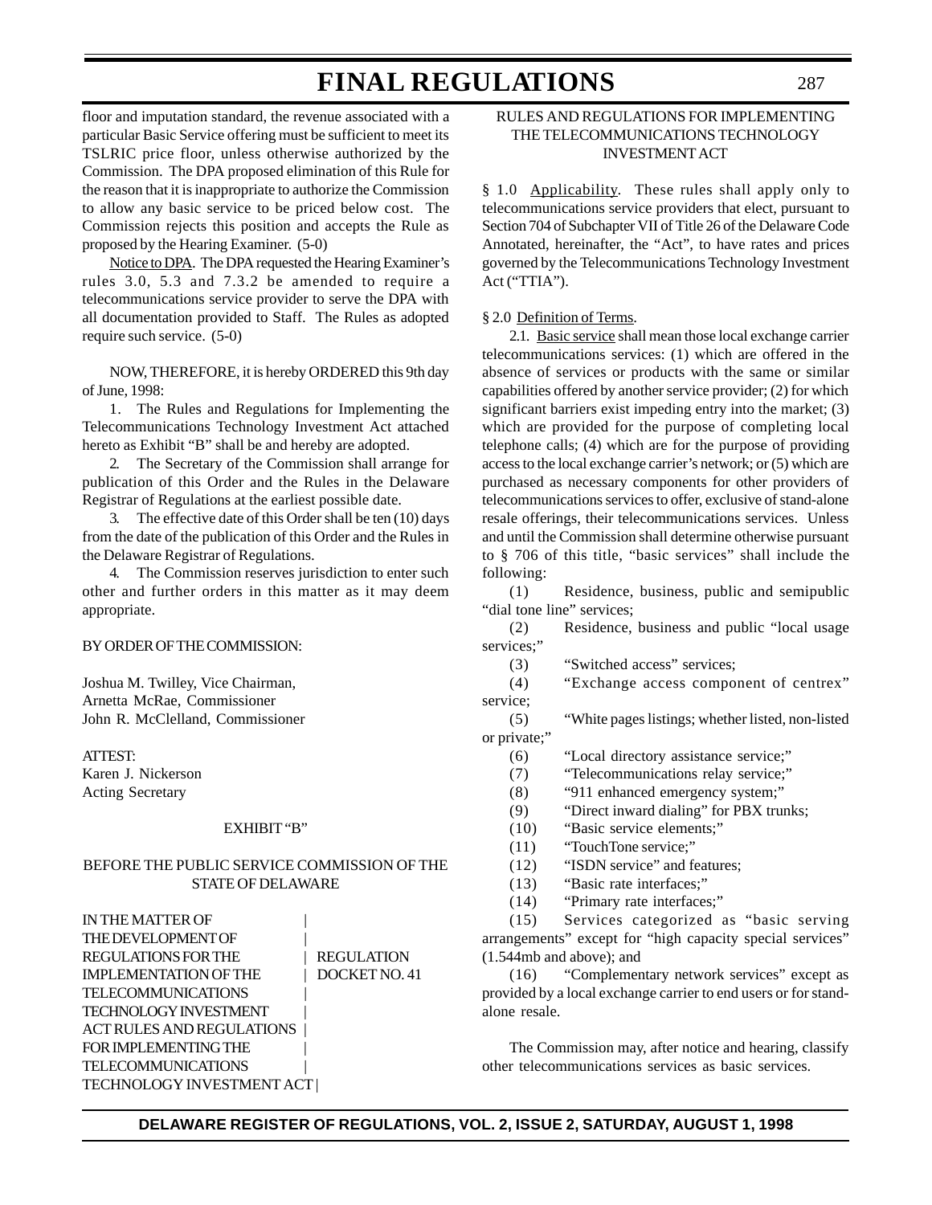floor and imputation standard, the revenue associated with a particular Basic Service offering must be sufficient to meet its TSLRIC price floor, unless otherwise authorized by the Commission. The DPA proposed elimination of this Rule for the reason that it is inappropriate to authorize the Commission to allow any basic service to be priced below cost. The Commission rejects this position and accepts the Rule as proposed by the Hearing Examiner. (5-0)

Notice to DPA. The DPA requested the Hearing Examiner's rules 3.0, 5.3 and 7.3.2 be amended to require a telecommunications service provider to serve the DPA with all documentation provided to Staff. The Rules as adopted require such service. (5-0)

NOW, THEREFORE, it is hereby ORDERED this 9th day of June, 1998:

1. The Rules and Regulations for Implementing the Telecommunications Technology Investment Act attached hereto as Exhibit "B" shall be and hereby are adopted.

2. The Secretary of the Commission shall arrange for publication of this Order and the Rules in the Delaware Registrar of Regulations at the earliest possible date.

3. The effective date of this Order shall be ten (10) days from the date of the publication of this Order and the Rules in the Delaware Registrar of Regulations.

4. The Commission reserves jurisdiction to enter such other and further orders in this matter as it may deem appropriate.

BY ORDER OF THE COMMISSION:

Joshua M. Twilley, Vice Chairman,
Arnetta McRae, Commissioner
John R. McClelland, Commissioner

ATTEST:
Karen J. Nickerson
Acting Secretary

EXHIBIT "B"

BEFORE THE PUBLIC SERVICE COMMISSION OF THE STATE OF DELAWARE

| | |
|---|---|
| IN THE MATTER OF THE DEVELOPMENT OF REGULATIONS FOR THE IMPLEMENTATION OF THE TELECOMMUNICATIONS TECHNOLOGY INVESTMENT ACT RULES AND REGULATIONS FOR IMPLEMENTING THE TELECOMMUNICATIONS TECHNOLOGY INVESTMENT ACT | REGULATION DOCKET NO. 41 |

RULES AND REGULATIONS FOR IMPLEMENTING THE TELECOMMUNICATIONS TECHNOLOGY INVESTMENT ACT

§ 1.0 Applicability. These rules shall apply only to telecommunications service providers that elect, pursuant to Section 704 of Subchapter VII of Title 26 of the Delaware Code Annotated, hereinafter, the "Act", to have rates and prices governed by the Telecommunications Technology Investment Act ("TTIA").

§ 2.0 Definition of Terms.

2.1. Basic service shall mean those local exchange carrier telecommunications services: (1) which are offered in the absence of services or products with the same or similar capabilities offered by another service provider; (2) for which significant barriers exist impeding entry into the market; (3) which are provided for the purpose of completing local telephone calls; (4) which are for the purpose of providing access to the local exchange carrier's network; or (5) which are purchased as necessary components for other providers of telecommunications services to offer, exclusive of stand-alone resale offerings, their telecommunications services. Unless and until the Commission shall determine otherwise pursuant to § 706 of this title, "basic services" shall include the following:

(1) Residence, business, public and semipublic "dial tone line" services;

(2) Residence, business and public "local usage services;"

(3) "Switched access" services;

(4) "Exchange access component of centrex" service;

(5) "White pages listings; whether listed, non-listed or private;"

(6) "Local directory assistance service;"

(7) "Telecommunications relay service;"

(8) "911 enhanced emergency system;"

(9) "Direct inward dialing" for PBX trunks;

(10) "Basic service elements;"

(11) "TouchTone service;"

(12) "ISDN service" and features;

(13) "Basic rate interfaces;"

(14) "Primary rate interfaces;"

(15) Services categorized as "basic serving arrangements" except for "high capacity special services" (1.544mb and above); and

(16) "Complementary network services" except as provided by a local exchange carrier to end users or for stand-alone resale.

The Commission may, after notice and hearing, classify other telecommunications services as basic services.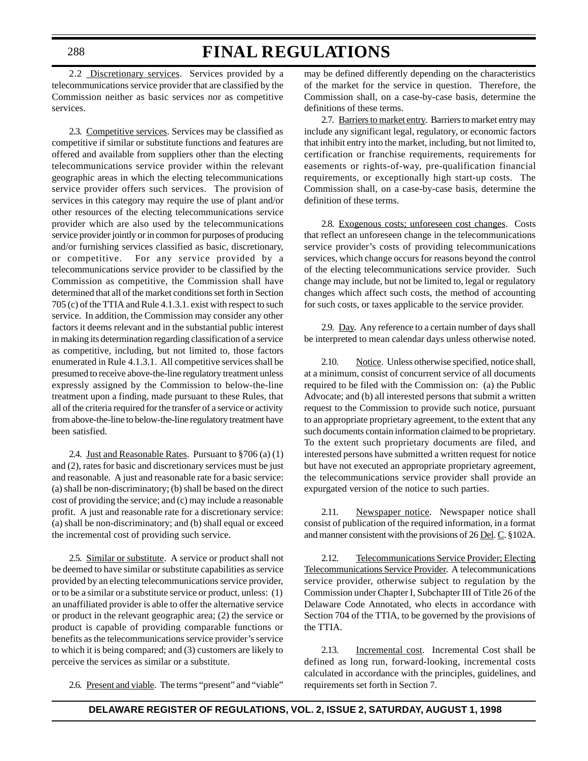2.2 Discretionary services. Services provided by a telecommunications service provider that are classified by the Commission neither as basic services nor as competitive services.

2.3. Competitive services. Services may be classified as competitive if similar or substitute functions and features are offered and available from suppliers other than the electing telecommunications service provider within the relevant geographic areas in which the electing telecommunications service provider offers such services. The provision of services in this category may require the use of plant and/or other resources of the electing telecommunications service provider which are also used by the telecommunications service provider jointly or in common for purposes of producing and/or furnishing services classified as basic, discretionary, or competitive. For any service provided by a telecommunications service provider to be classified by the Commission as competitive, the Commission shall have determined that all of the market conditions set forth in Section 705 (c) of the TTIA and Rule 4.1.3.1. exist with respect to such service. In addition, the Commission may consider any other factors it deems relevant and in the substantial public interest in making its determination regarding classification of a service as competitive, including, but not limited to, those factors enumerated in Rule 4.1.3.1. All competitive services shall be presumed to receive above-the-line regulatory treatment unless expressly assigned by the Commission to below-the-line treatment upon a finding, made pursuant to these Rules, that all of the criteria required for the transfer of a service or activity from above-the-line to below-the-line regulatory treatment have been satisfied.

2.4. Just and Reasonable Rates. Pursuant to §706 (a) (1) and (2), rates for basic and discretionary services must be just and reasonable. A just and reasonable rate for a basic service: (a) shall be non-discriminatory; (b) shall be based on the direct cost of providing the service; and (c) may include a reasonable profit. A just and reasonable rate for a discretionary service: (a) shall be non-discriminatory; and (b) shall equal or exceed the incremental cost of providing such service.

2.5. Similar or substitute. A service or product shall not be deemed to have similar or substitute capabilities as service provided by an electing telecommunications service provider, or to be a similar or a substitute service or product, unless: (1) an unaffiliated provider is able to offer the alternative service or product in the relevant geographic area; (2) the service or product is capable of providing comparable functions or benefits as the telecommunications service provider's service to which it is being compared; and (3) customers are likely to perceive the services as similar or a substitute.

2.6. Present and viable. The terms "present" and "viable" may be defined differently depending on the characteristics of the market for the service in question. Therefore, the Commission shall, on a case-by-case basis, determine the definitions of these terms.

2.7. Barriers to market entry. Barriers to market entry may include any significant legal, regulatory, or economic factors that inhibit entry into the market, including, but not limited to, certification or franchise requirements, requirements for easements or rights-of-way, pre-qualification financial requirements, or exceptionally high start-up costs. The Commission shall, on a case-by-case basis, determine the definition of these terms.

2.8. Exogenous costs; unforeseen cost changes. Costs that reflect an unforeseen change in the telecommunications service provider's costs of providing telecommunications services, which change occurs for reasons beyond the control of the electing telecommunications service provider. Such change may include, but not be limited to, legal or regulatory changes which affect such costs, the method of accounting for such costs, or taxes applicable to the service provider.

2.9. Day. Any reference to a certain number of days shall be interpreted to mean calendar days unless otherwise noted.

2.10. Notice. Unless otherwise specified, notice shall, at a minimum, consist of concurrent service of all documents required to be filed with the Commission on: (a) the Public Advocate; and (b) all interested persons that submit a written request to the Commission to provide such notice, pursuant to an appropriate proprietary agreement, to the extent that any such documents contain information claimed to be proprietary. To the extent such proprietary documents are filed, and interested persons have submitted a written request for notice but have not executed an appropriate proprietary agreement, the telecommunications service provider shall provide an expurgated version of the notice to such parties.

2.11. Newspaper notice. Newspaper notice shall consist of publication of the required information, in a format and manner consistent with the provisions of 26 Del. C. §102A.

2.12. Telecommunications Service Provider; Electing Telecommunications Service Provider. A telecommunications service provider, otherwise subject to regulation by the Commission under Chapter I, Subchapter III of Title 26 of the Delaware Code Annotated, who elects in accordance with Section 704 of the TTIA, to be governed by the provisions of the TTIA.

2.13. Incremental cost. Incremental Cost shall be defined as long run, forward-looking, incremental costs calculated in accordance with the principles, guidelines, and requirements set forth in Section 7.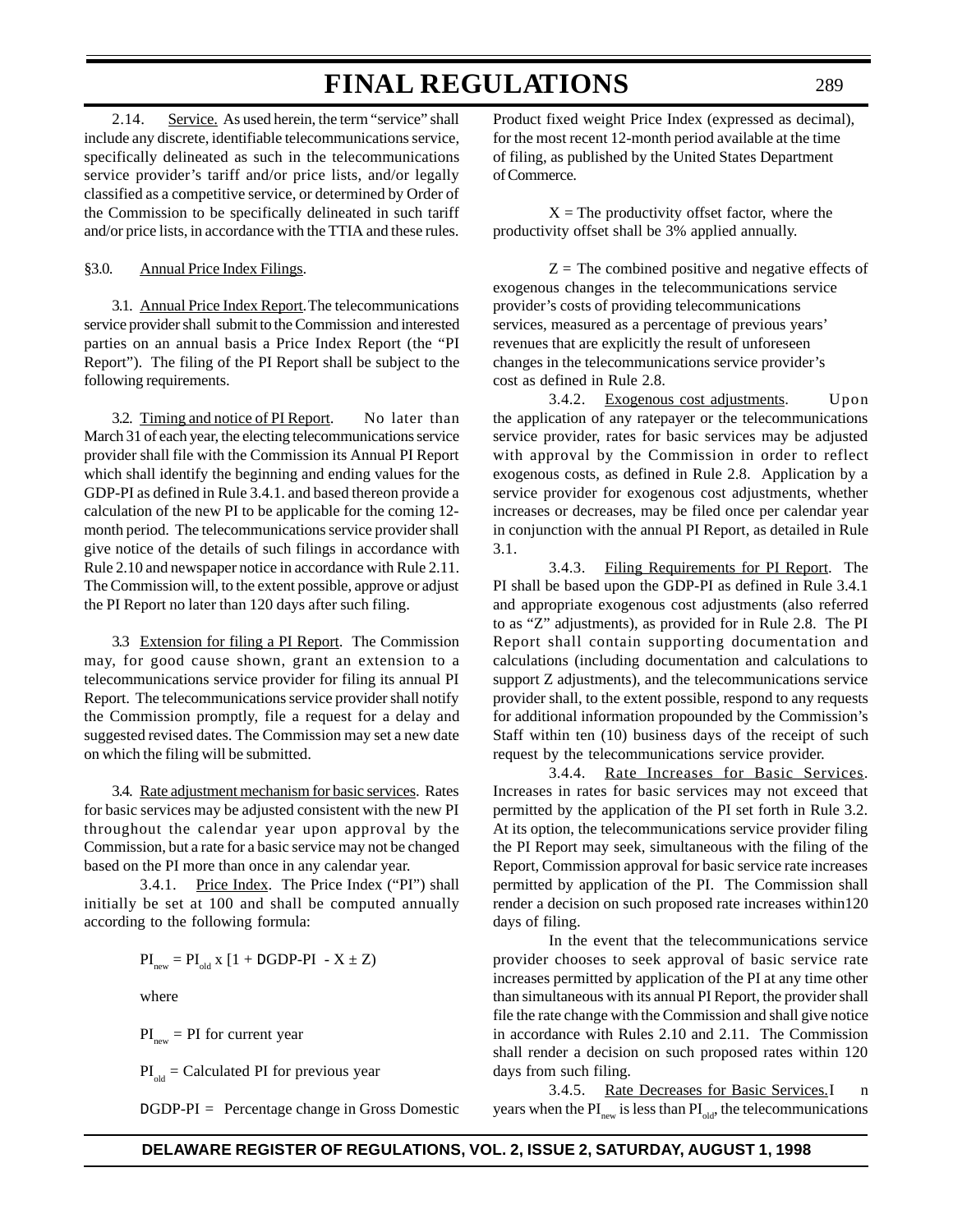2.14. Service. As used herein, the term "service" shall include any discrete, identifiable telecommunications service, specifically delineated as such in the telecommunications service provider's tariff and/or price lists, and/or legally classified as a competitive service, or determined by Order of the Commission to be specifically delineated in such tariff and/or price lists, in accordance with the TTIA and these rules.

§3.0. Annual Price Index Filings.

3.1. Annual Price Index Report. The telecommunications service provider shall submit to the Commission and interested parties on an annual basis a Price Index Report (the "PI Report"). The filing of the PI Report shall be subject to the following requirements.

3.2. Timing and notice of PI Report. No later than March 31 of each year, the electing telecommunications service provider shall file with the Commission its Annual PI Report which shall identify the beginning and ending values for the GDP-PI as defined in Rule 3.4.1. and based thereon provide a calculation of the new PI to be applicable for the coming 12-month period. The telecommunications service provider shall give notice of the details of such filings in accordance with Rule 2.10 and newspaper notice in accordance with Rule 2.11. The Commission will, to the extent possible, approve or adjust the PI Report no later than 120 days after such filing.

3.3 Extension for filing a PI Report. The Commission may, for good cause shown, grant an extension to a telecommunications service provider for filing its annual PI Report. The telecommunications service provider shall notify the Commission promptly, file a request for a delay and suggested revised dates. The Commission may set a new date on which the filing will be submitted.

3.4. Rate adjustment mechanism for basic services. Rates for basic services may be adjusted consistent with the new PI throughout the calendar year upon approval by the Commission, but a rate for a basic service may not be changed based on the PI more than once in any calendar year.

3.4.1. Price Index. The Price Index ("PI") shall initially be set at 100 and shall be computed annually according to the following formula:

$$PI_{new} = PI_{old} \times [1 + \text{DGDP-PI} - X \pm Z)$$

where

$PI_{new}$ = PI for current year

$PI_{old}$ = Calculated PI for previous year

DGDP-PI = Percentage change in Gross Domestic Product fixed weight Price Index (expressed as decimal), for the most recent 12-month period available at the time of filing, as published by the United States Department of Commerce.

X = The productivity offset factor, where the productivity offset shall be 3% applied annually.

Z = The combined positive and negative effects of exogenous changes in the telecommunications service provider's costs of providing telecommunications services, measured as a percentage of previous years' revenues that are explicitly the result of unforeseen changes in the telecommunications service provider's cost as defined in Rule 2.8.

3.4.2. Exogenous cost adjustments. Upon the application of any ratepayer or the telecommunications service provider, rates for basic services may be adjusted with approval by the Commission in order to reflect exogenous costs, as defined in Rule 2.8. Application by a service provider for exogenous cost adjustments, whether increases or decreases, may be filed once per calendar year in conjunction with the annual PI Report, as detailed in Rule 3.1.

3.4.3. Filing Requirements for PI Report. The PI shall be based upon the GDP-PI as defined in Rule 3.4.1 and appropriate exogenous cost adjustments (also referred to as "Z" adjustments), as provided for in Rule 2.8. The PI Report shall contain supporting documentation and calculations (including documentation and calculations to support Z adjustments), and the telecommunications service provider shall, to the extent possible, respond to any requests for additional information propounded by the Commission's Staff within ten (10) business days of the receipt of such request by the telecommunications service provider.

3.4.4. Rate Increases for Basic Services. Increases in rates for basic services may not exceed that permitted by the application of the PI set forth in Rule 3.2. At its option, the telecommunications service provider filing the PI Report may seek, simultaneous with the filing of the Report, Commission approval for basic service rate increases permitted by application of the PI. The Commission shall render a decision on such proposed rate increases within120 days of filing.

In the event that the telecommunications service provider chooses to seek approval of basic service rate increases permitted by application of the PI at any time other than simultaneous with its annual PI Report, the provider shall file the rate change with the Commission and shall give notice in accordance with Rules 2.10 and 2.11. The Commission shall render a decision on such proposed rates within 120 days from such filing.

3.4.5. Rate Decreases for Basic Services. In years when the $PI_{new}$ is less than $PI_{old}$, the telecommunications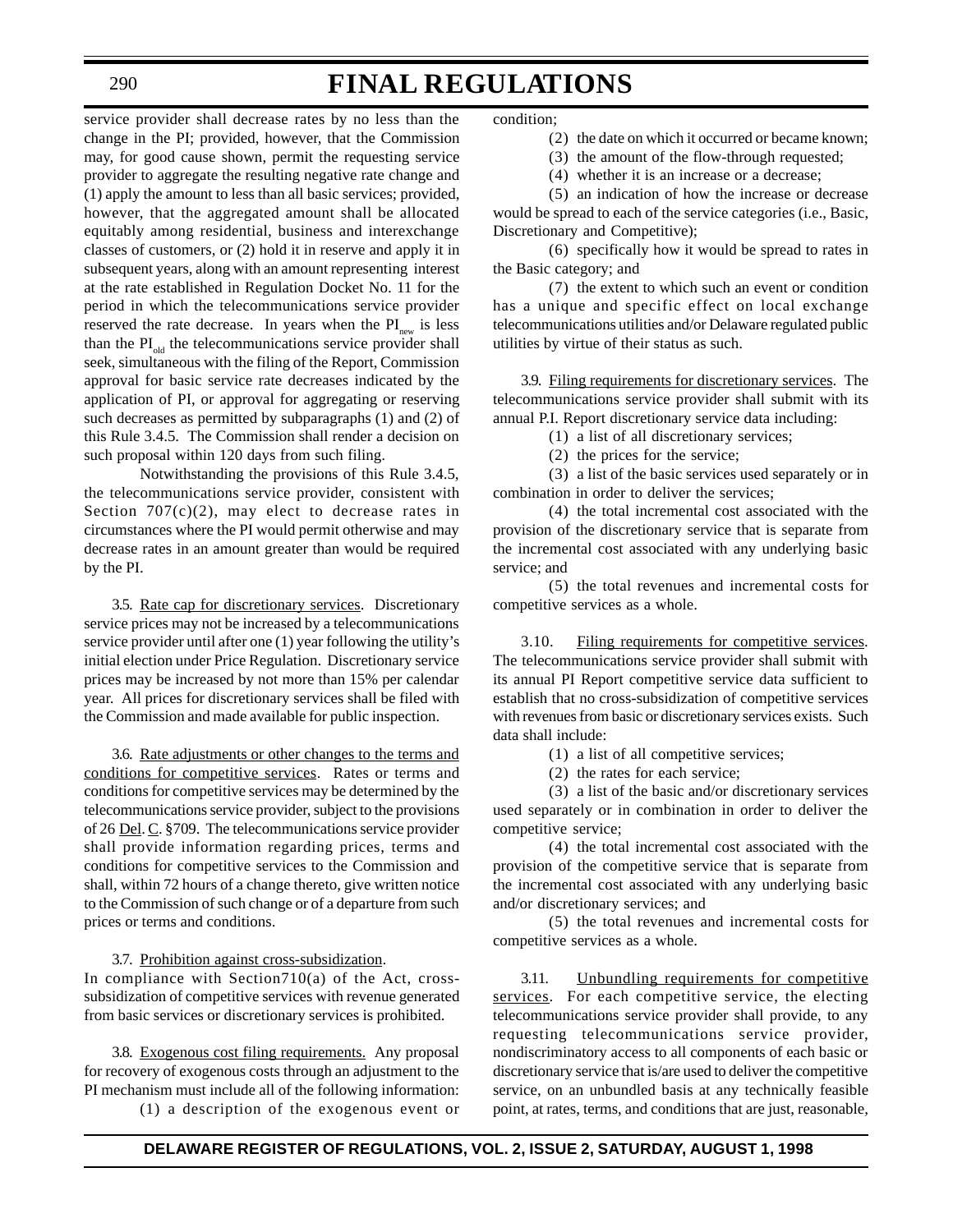service provider shall decrease rates by no less than the change in the PI; provided, however, that the Commission may, for good cause shown, permit the requesting service provider to aggregate the resulting negative rate change and (1) apply the amount to less than all basic services; provided, however, that the aggregated amount shall be allocated equitably among residential, business and interexchange classes of customers, or (2) hold it in reserve and apply it in subsequent years, along with an amount representing interest at the rate established in Regulation Docket No. 11 for the period in which the telecommunications service provider reserved the rate decrease. In years when the $PI_{new}$ is less than the $PI_{old}$ the telecommunications service provider shall seek, simultaneous with the filing of the Report, Commission approval for basic service rate decreases indicated by the application of PI, or approval for aggregating or reserving such decreases as permitted by subparagraphs (1) and (2) of this Rule 3.4.5. The Commission shall render a decision on such proposal within 120 days from such filing.

Notwithstanding the provisions of this Rule 3.4.5, the telecommunications service provider, consistent with Section 707(c)(2), may elect to decrease rates in circumstances where the PI would permit otherwise and may decrease rates in an amount greater than would be required by the PI.

3.5. Rate cap for discretionary services. Discretionary service prices may not be increased by a telecommunications service provider until after one (1) year following the utility's initial election under Price Regulation. Discretionary service prices may be increased by not more than 15% per calendar year. All prices for discretionary services shall be filed with the Commission and made available for public inspection.

3.6. Rate adjustments or other changes to the terms and conditions for competitive services. Rates or terms and conditions for competitive services may be determined by the telecommunications service provider, subject to the provisions of 26 Del. C. §709. The telecommunications service provider shall provide information regarding prices, terms and conditions for competitive services to the Commission and shall, within 72 hours of a change thereto, give written notice to the Commission of such change or of a departure from such prices or terms and conditions.

3.7. Prohibition against cross-subsidization. In compliance with Section710(a) of the Act, cross-subsidization of competitive services with revenue generated from basic services or discretionary services is prohibited.

3.8. Exogenous cost filing requirements. Any proposal for recovery of exogenous costs through an adjustment to the PI mechanism must include all of the following information:

(1) a description of the exogenous event or condition;

(2) the date on which it occurred or became known;

(3) the amount of the flow-through requested;

(4) whether it is an increase or a decrease;

(5) an indication of how the increase or decrease would be spread to each of the service categories (i.e., Basic, Discretionary and Competitive);

(6) specifically how it would be spread to rates in the Basic category; and

(7) the extent to which such an event or condition has a unique and specific effect on local exchange telecommunications utilities and/or Delaware regulated public utilities by virtue of their status as such.

3.9. Filing requirements for discretionary services. The telecommunications service provider shall submit with its annual P.I. Report discretionary service data including:

(1) a list of all discretionary services;

(2) the prices for the service;

(3) a list of the basic services used separately or in combination in order to deliver the services;

(4) the total incremental cost associated with the provision of the discretionary service that is separate from the incremental cost associated with any underlying basic service; and

(5) the total revenues and incremental costs for competitive services as a whole.

3.10. Filing requirements for competitive services. The telecommunications service provider shall submit with its annual PI Report competitive service data sufficient to establish that no cross-subsidization of competitive services with revenues from basic or discretionary services exists. Such data shall include:

(1) a list of all competitive services;

(2) the rates for each service;

(3) a list of the basic and/or discretionary services used separately or in combination in order to deliver the competitive service;

(4) the total incremental cost associated with the provision of the competitive service that is separate from the incremental cost associated with any underlying basic and/or discretionary services; and

(5) the total revenues and incremental costs for competitive services as a whole.

3.11. Unbundling requirements for competitive services. For each competitive service, the electing telecommunications service provider shall provide, to any requesting telecommunications service provider, nondiscriminatory access to all components of each basic or discretionary service that is/are used to deliver the competitive service, on an unbundled basis at any technically feasible point, at rates, terms, and conditions that are just, reasonable,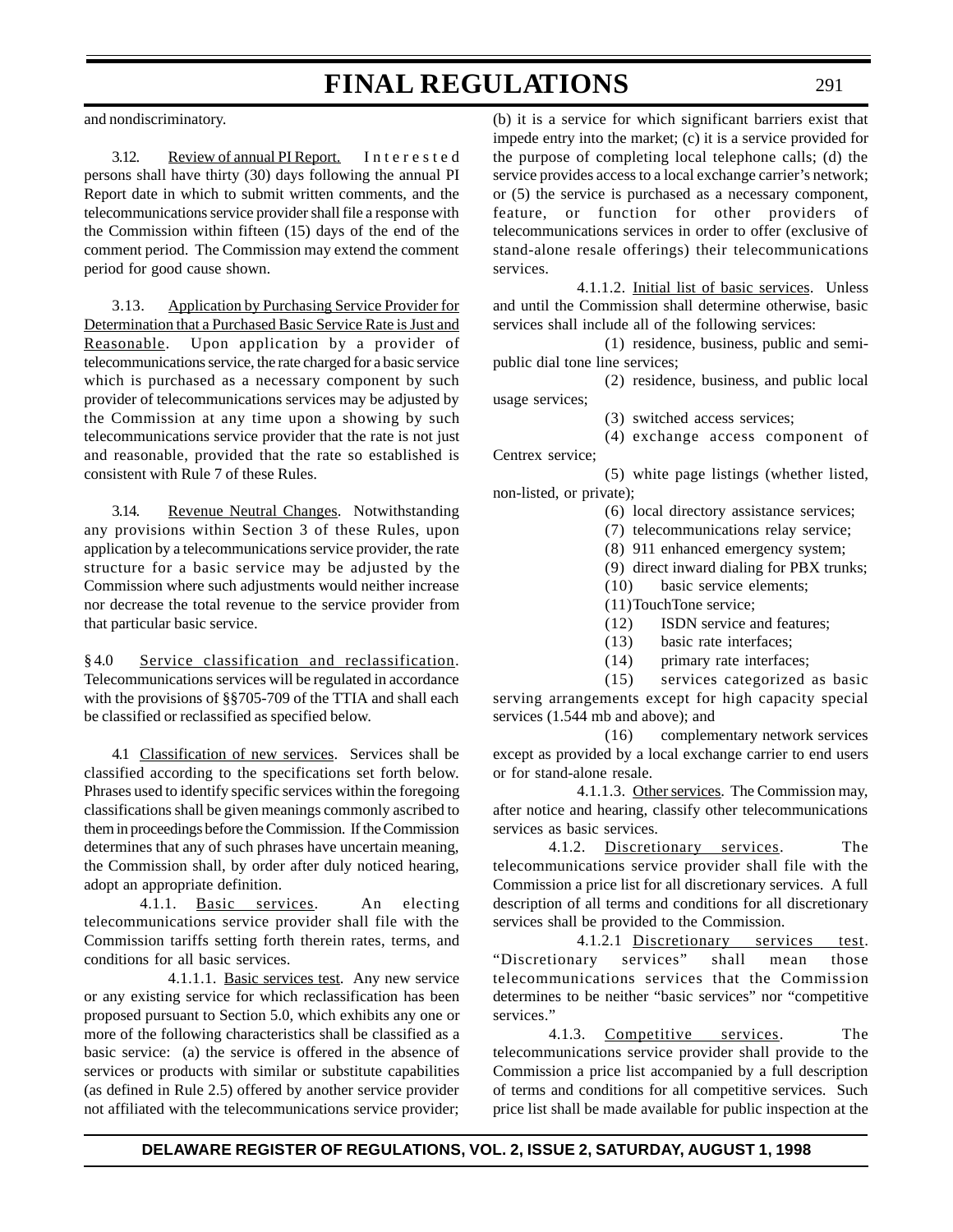and nondiscriminatory.

3.12. Review of annual PI Report. Interested persons shall have thirty (30) days following the annual PI Report date in which to submit written comments, and the telecommunications service provider shall file a response with the Commission within fifteen (15) days of the end of the comment period. The Commission may extend the comment period for good cause shown.

3.13. Application by Purchasing Service Provider for Determination that a Purchased Basic Service Rate is Just and Reasonable. Upon application by a provider of telecommunications service, the rate charged for a basic service which is purchased as a necessary component by such provider of telecommunications services may be adjusted by the Commission at any time upon a showing by such telecommunications service provider that the rate is not just and reasonable, provided that the rate so established is consistent with Rule 7 of these Rules.

3.14. Revenue Neutral Changes. Notwithstanding any provisions within Section 3 of these Rules, upon application by a telecommunications service provider, the rate structure for a basic service may be adjusted by the Commission where such adjustments would neither increase nor decrease the total revenue to the service provider from that particular basic service.

§ 4.0 Service classification and reclassification. Telecommunications services will be regulated in accordance with the provisions of §§705-709 of the TTIA and shall each be classified or reclassified as specified below.

4.1 Classification of new services. Services shall be classified according to the specifications set forth below. Phrases used to identify specific services within the foregoing classifications shall be given meanings commonly ascribed to them in proceedings before the Commission. If the Commission determines that any of such phrases have uncertain meaning, the Commission shall, by order after duly noticed hearing, adopt an appropriate definition.

4.1.1. Basic services. An electing telecommunications service provider shall file with the Commission tariffs setting forth therein rates, terms, and conditions for all basic services.

4.1.1.1. Basic services test. Any new service or any existing service for which reclassification has been proposed pursuant to Section 5.0, which exhibits any one or more of the following characteristics shall be classified as a basic service: (a) the service is offered in the absence of services or products with similar or substitute capabilities (as defined in Rule 2.5) offered by another service provider not affiliated with the telecommunications service provider; (b) it is a service for which significant barriers exist that impede entry into the market; (c) it is a service provided for the purpose of completing local telephone calls; (d) the service provides access to a local exchange carrier's network; or (5) the service is purchased as a necessary component, feature, or function for other providers of telecommunications services in order to offer (exclusive of stand-alone resale offerings) their telecommunications services.

4.1.1.2. Initial list of basic services. Unless and until the Commission shall determine otherwise, basic services shall include all of the following services:

(1) residence, business, public and semi-public dial tone line services;

(2) residence, business, and public local usage services;

(3) switched access services;

(4) exchange access component of Centrex service;

(5) white page listings (whether listed, non-listed, or private);

(6) local directory assistance services;

(7) telecommunications relay service;

(8) 911 enhanced emergency system;

(9) direct inward dialing for PBX trunks;

(10) basic service elements;

(11) TouchTone service;

(12) ISDN service and features;

(13) basic rate interfaces;

(14) primary rate interfaces;

(15) services categorized as basic serving arrangements except for high capacity special services (1.544 mb and above); and

(16) complementary network services except as provided by a local exchange carrier to end users or for stand-alone resale.

4.1.1.3. Other services. The Commission may, after notice and hearing, classify other telecommunications services as basic services.

4.1.2. Discretionary services. The telecommunications service provider shall file with the Commission a price list for all discretionary services. A full description of all terms and conditions for all discretionary services shall be provided to the Commission.

4.1.2.1 Discretionary services test. "Discretionary services" shall mean those telecommunications services that the Commission determines to be neither "basic services" nor "competitive services."

4.1.3. Competitive services. The telecommunications service provider shall provide to the Commission a price list accompanied by a full description of terms and conditions for all competitive services. Such price list shall be made available for public inspection at the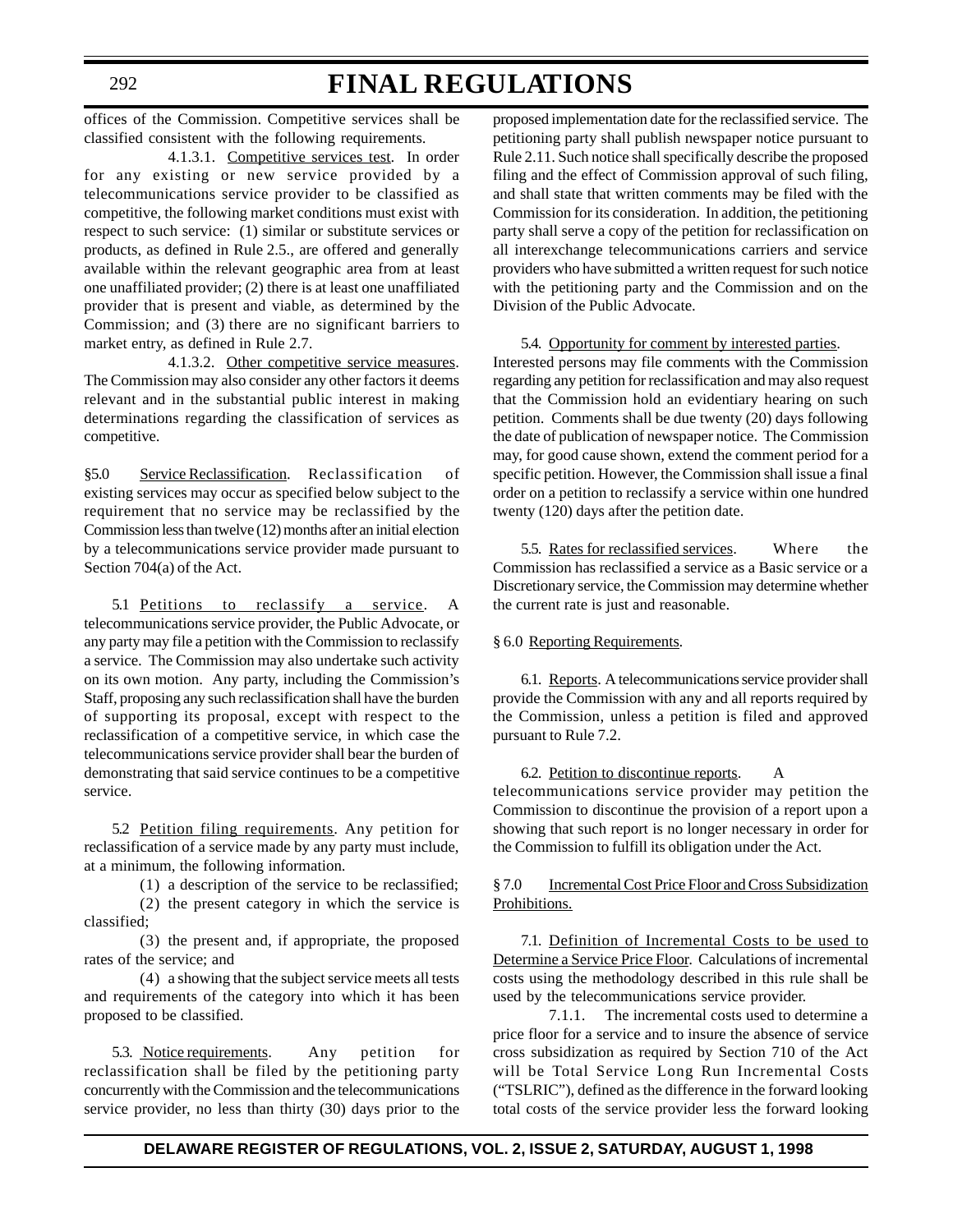offices of the Commission. Competitive services shall be classified consistent with the following requirements.

4.1.3.1. Competitive services test. In order for any existing or new service provided by a telecommunications service provider to be classified as competitive, the following market conditions must exist with respect to such service: (1) similar or substitute services or products, as defined in Rule 2.5., are offered and generally available within the relevant geographic area from at least one unaffiliated provider; (2) there is at least one unaffiliated provider that is present and viable, as determined by the Commission; and (3) there are no significant barriers to market entry, as defined in Rule 2.7.

4.1.3.2. Other competitive service measures. The Commission may also consider any other factors it deems relevant and in the substantial public interest in making determinations regarding the classification of services as competitive.

§5.0 Service Reclassification. Reclassification of existing services may occur as specified below subject to the requirement that no service may be reclassified by the Commission less than twelve (12) months after an initial election by a telecommunications service provider made pursuant to Section 704(a) of the Act.

5.1 Petitions to reclassify a service. A telecommunications service provider, the Public Advocate, or any party may file a petition with the Commission to reclassify a service. The Commission may also undertake such activity on its own motion. Any party, including the Commission's Staff, proposing any such reclassification shall have the burden of supporting its proposal, except with respect to the reclassification of a competitive service, in which case the telecommunications service provider shall bear the burden of demonstrating that said service continues to be a competitive service.

5.2 Petition filing requirements. Any petition for reclassification of a service made by any party must include, at a minimum, the following information.

(1) a description of the service to be reclassified;

(2) the present category in which the service is classified;

(3) the present and, if appropriate, the proposed rates of the service; and

(4) a showing that the subject service meets all tests and requirements of the category into which it has been proposed to be classified.

5.3. Notice requirements. Any petition for reclassification shall be filed by the petitioning party concurrently with the Commission and the telecommunications service provider, no less than thirty (30) days prior to the proposed implementation date for the reclassified service. The petitioning party shall publish newspaper notice pursuant to Rule 2.11. Such notice shall specifically describe the proposed filing and the effect of Commission approval of such filing, and shall state that written comments may be filed with the Commission for its consideration. In addition, the petitioning party shall serve a copy of the petition for reclassification on all interexchange telecommunications carriers and service providers who have submitted a written request for such notice with the petitioning party and the Commission and on the Division of the Public Advocate.

5.4. Opportunity for comment by interested parties. Interested persons may file comments with the Commission regarding any petition for reclassification and may also request that the Commission hold an evidentiary hearing on such petition. Comments shall be due twenty (20) days following the date of publication of newspaper notice. The Commission may, for good cause shown, extend the comment period for a specific petition. However, the Commission shall issue a final order on a petition to reclassify a service within one hundred twenty (120) days after the petition date.

5.5. Rates for reclassified services. Where the Commission has reclassified a service as a Basic service or a Discretionary service, the Commission may determine whether the current rate is just and reasonable.

§ 6.0 Reporting Requirements.

6.1. Reports. A telecommunications service provider shall provide the Commission with any and all reports required by the Commission, unless a petition is filed and approved pursuant to Rule 7.2.

6.2. Petition to discontinue reports. A telecommunications service provider may petition the Commission to discontinue the provision of a report upon a showing that such report is no longer necessary in order for the Commission to fulfill its obligation under the Act.

§ 7.0 Incremental Cost Price Floor and Cross Subsidization Prohibitions.

7.1. Definition of Incremental Costs to be used to Determine a Service Price Floor. Calculations of incremental costs using the methodology described in this rule shall be used by the telecommunications service provider.

7.1.1. The incremental costs used to determine a price floor for a service and to insure the absence of service cross subsidization as required by Section 710 of the Act will be Total Service Long Run Incremental Costs ("TSLRIC"), defined as the difference in the forward looking total costs of the service provider less the forward looking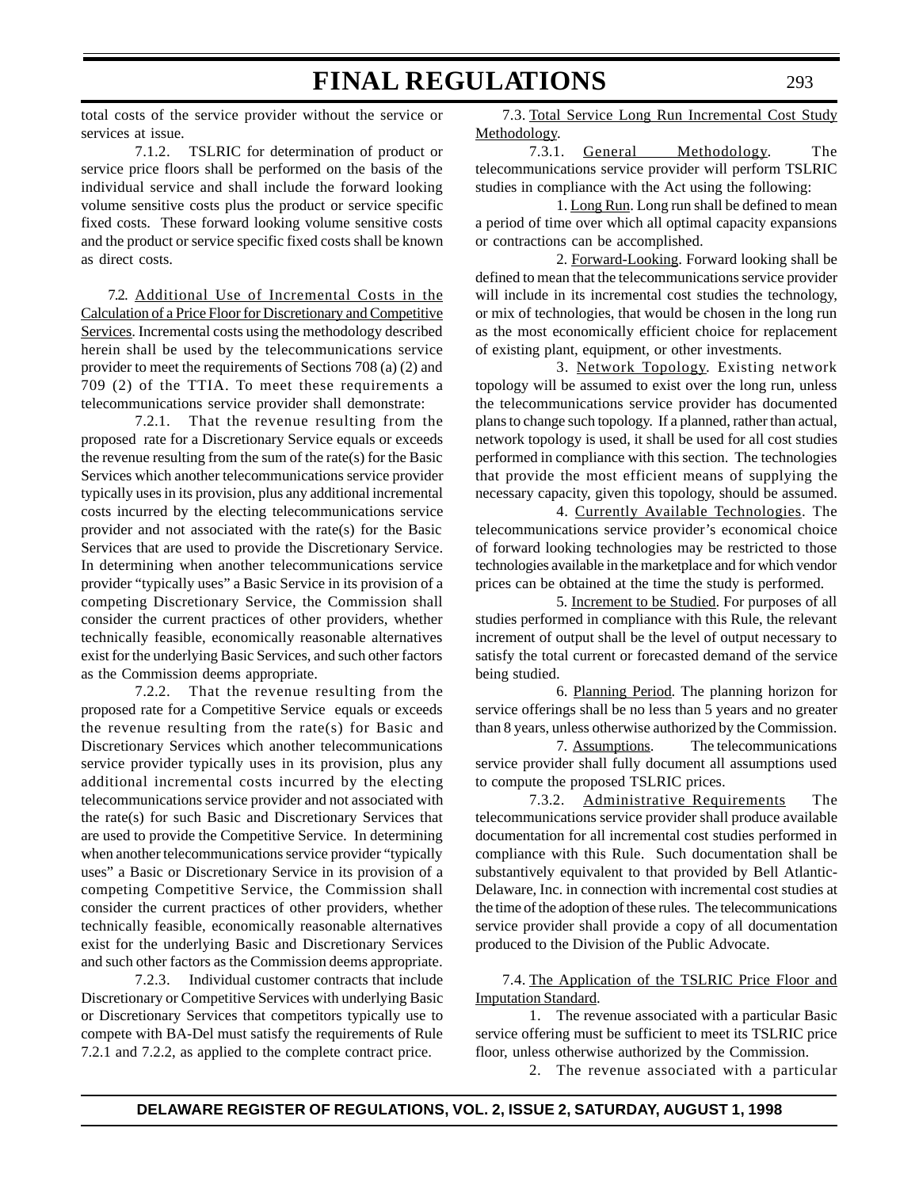total costs of the service provider without the service or services at issue.

7.1.2. TSLRIC for determination of product or service price floors shall be performed on the basis of the individual service and shall include the forward looking volume sensitive costs plus the product or service specific fixed costs. These forward looking volume sensitive costs and the product or service specific fixed costs shall be known as direct costs.

7.2. Additional Use of Incremental Costs in the Calculation of a Price Floor for Discretionary and Competitive Services. Incremental costs using the methodology described herein shall be used by the telecommunications service provider to meet the requirements of Sections 708 (a) (2) and 709 (2) of the TTIA. To meet these requirements a telecommunications service provider shall demonstrate:

7.2.1. That the revenue resulting from the proposed rate for a Discretionary Service equals or exceeds the revenue resulting from the sum of the rate(s) for the Basic Services which another telecommunications service provider typically uses in its provision, plus any additional incremental costs incurred by the electing telecommunications service provider and not associated with the rate(s) for the Basic Services that are used to provide the Discretionary Service. In determining when another telecommunications service provider "typically uses" a Basic Service in its provision of a competing Discretionary Service, the Commission shall consider the current practices of other providers, whether technically feasible, economically reasonable alternatives exist for the underlying Basic Services, and such other factors as the Commission deems appropriate.

7.2.2. That the revenue resulting from the proposed rate for a Competitive Service equals or exceeds the revenue resulting from the rate(s) for Basic and Discretionary Services which another telecommunications service provider typically uses in its provision, plus any additional incremental costs incurred by the electing telecommunications service provider and not associated with the rate(s) for such Basic and Discretionary Services that are used to provide the Competitive Service. In determining when another telecommunications service provider "typically uses" a Basic or Discretionary Service in its provision of a competing Competitive Service, the Commission shall consider the current practices of other providers, whether technically feasible, economically reasonable alternatives exist for the underlying Basic and Discretionary Services and such other factors as the Commission deems appropriate.

7.2.3. Individual customer contracts that include Discretionary or Competitive Services with underlying Basic or Discretionary Services that competitors typically use to compete with BA-Del must satisfy the requirements of Rule 7.2.1 and 7.2.2, as applied to the complete contract price.

7.3. Total Service Long Run Incremental Cost Study Methodology.

7.3.1. General Methodology. The telecommunications service provider will perform TSLRIC studies in compliance with the Act using the following:

1. Long Run. Long run shall be defined to mean a period of time over which all optimal capacity expansions or contractions can be accomplished.

2. Forward-Looking. Forward looking shall be defined to mean that the telecommunications service provider will include in its incremental cost studies the technology, or mix of technologies, that would be chosen in the long run as the most economically efficient choice for replacement of existing plant, equipment, or other investments.

3. Network Topology. Existing network topology will be assumed to exist over the long run, unless the telecommunications service provider has documented plans to change such topology. If a planned, rather than actual, network topology is used, it shall be used for all cost studies performed in compliance with this section. The technologies that provide the most efficient means of supplying the necessary capacity, given this topology, should be assumed.

4. Currently Available Technologies. The telecommunications service provider's economical choice of forward looking technologies may be restricted to those technologies available in the marketplace and for which vendor prices can be obtained at the time the study is performed.

5. Increment to be Studied. For purposes of all studies performed in compliance with this Rule, the relevant increment of output shall be the level of output necessary to satisfy the total current or forecasted demand of the service being studied.

6. Planning Period. The planning horizon for service offerings shall be no less than 5 years and no greater than 8 years, unless otherwise authorized by the Commission.

7. Assumptions. The telecommunications service provider shall fully document all assumptions used to compute the proposed TSLRIC prices.

7.3.2. Administrative Requirements The telecommunications service provider shall produce available documentation for all incremental cost studies performed in compliance with this Rule. Such documentation shall be substantively equivalent to that provided by Bell Atlantic-Delaware, Inc. in connection with incremental cost studies at the time of the adoption of these rules. The telecommunications service provider shall provide a copy of all documentation produced to the Division of the Public Advocate.

7.4. The Application of the TSLRIC Price Floor and Imputation Standard.

1. The revenue associated with a particular Basic service offering must be sufficient to meet its TSLRIC price floor, unless otherwise authorized by the Commission.

2. The revenue associated with a particular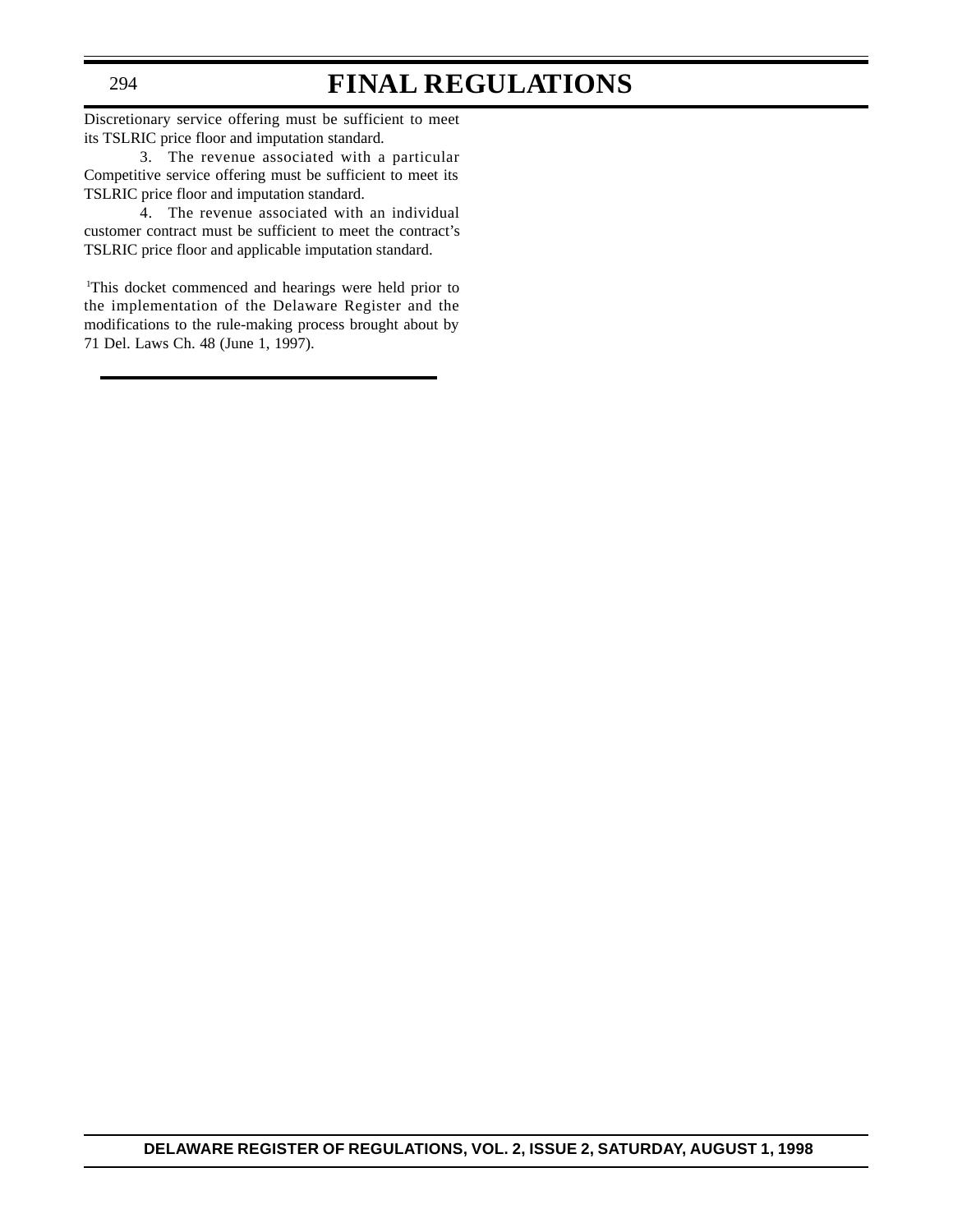Discretionary service offering must be sufficient to meet its TSLRIC price floor and imputation standard.

3. The revenue associated with a particular Competitive service offering must be sufficient to meet its TSLRIC price floor and imputation standard.

4. The revenue associated with an individual customer contract must be sufficient to meet the contract's TSLRIC price floor and applicable imputation standard.

[1]This docket commenced and hearings were held prior to the implementation of the Delaware Register and the modifications to the rule-making process brought about by 71 Del. Laws Ch. 48 (June 1, 1997).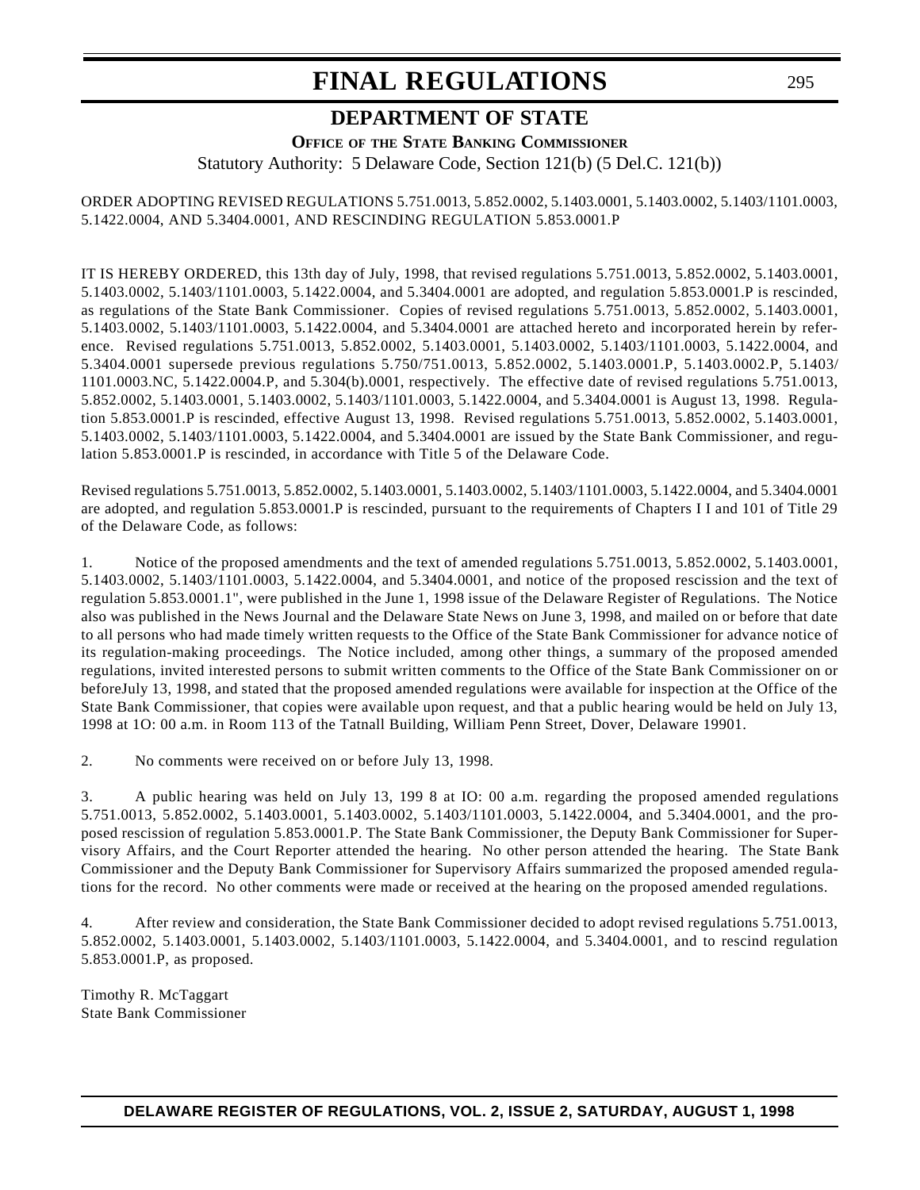# FINAL REGULATIONS

## DEPARTMENT OF STATE

### OFFICE OF THE STATE BANKING COMMISSIONER

Statutory Authority: 5 Delaware Code, Section 121(b) (5 Del.C. 121(b))

ORDER ADOPTING REVISED REGULATIONS 5.751.0013, 5.852.0002, 5.1403.0001, 5.1403.0002, 5.1403/1101.0003, 5.1422.0004, AND 5.3404.0001, AND RESCINDING REGULATION 5.853.0001.P

IT IS HEREBY ORDERED, this 13th day of July, 1998, that revised regulations 5.751.0013, 5.852.0002, 5.1403.0001, 5.1403.0002, 5.1403/1101.0003, 5.1422.0004, and 5.3404.0001 are adopted, and regulation 5.853.0001.P is rescinded, as regulations of the State Bank Commissioner. Copies of revised regulations 5.751.0013, 5.852.0002, 5.1403.0001, 5.1403.0002, 5.1403/1101.0003, 5.1422.0004, and 5.3404.0001 are attached hereto and incorporated herein by reference. Revised regulations 5.751.0013, 5.852.0002, 5.1403.0001, 5.1403.0002, 5.1403/1101.0003, 5.1422.0004, and 5.3404.0001 supersede previous regulations 5.750/751.0013, 5.852.0002, 5.1403.0001.P, 5.1403.0002.P, 5.1403/1101.0003.NC, 5.1422.0004.P, and 5.304(b).0001, respectively. The effective date of revised regulations 5.751.0013, 5.852.0002, 5.1403.0001, 5.1403.0002, 5.1403/1101.0003, 5.1422.0004, and 5.3404.0001 is August 13, 1998. Regulation 5.853.0001.P is rescinded, effective August 13, 1998. Revised regulations 5.751.0013, 5.852.0002, 5.1403.0001, 5.1403.0002, 5.1403/1101.0003, 5.1422.0004, and 5.3404.0001 are issued by the State Bank Commissioner, and regulation 5.853.0001.P is rescinded, in accordance with Title 5 of the Delaware Code.

Revised regulations 5.751.0013, 5.852.0002, 5.1403.0001, 5.1403.0002, 5.1403/1101.0003, 5.1422.0004, and 5.3404.0001 are adopted, and regulation 5.853.0001.P is rescinded, pursuant to the requirements of Chapters I I and 101 of Title 29 of the Delaware Code, as follows:

1. Notice of the proposed amendments and the text of amended regulations 5.751.0013, 5.852.0002, 5.1403.0001, 5.1403.0002, 5.1403/1101.0003, 5.1422.0004, and 5.3404.0001, and notice of the proposed rescission and the text of regulation 5.853.0001.1", were published in the June 1, 1998 issue of the Delaware Register of Regulations. The Notice also was published in the News Journal and the Delaware State News on June 3, 1998, and mailed on or before that date to all persons who had made timely written requests to the Office of the State Bank Commissioner for advance notice of its regulation-making proceedings. The Notice included, among other things, a summary of the proposed amended regulations, invited interested persons to submit written comments to the Office of the State Bank Commissioner on or beforeJuly 13, 1998, and stated that the proposed amended regulations were available for inspection at the Office of the State Bank Commissioner, that copies were available upon request, and that a public hearing would be held on July 13, 1998 at 1O: 00 a.m. in Room 113 of the Tatnall Building, William Penn Street, Dover, Delaware 19901.

2. No comments were received on or before July 13, 1998.

3. A public hearing was held on July 13, 199 8 at IO: 00 a.m. regarding the proposed amended regulations 5.751.0013, 5.852.0002, 5.1403.0001, 5.1403.0002, 5.1403/1101.0003, 5.1422.0004, and 5.3404.0001, and the proposed rescission of regulation 5.853.0001.P. The State Bank Commissioner, the Deputy Bank Commissioner for Supervisory Affairs, and the Court Reporter attended the hearing. No other person attended the hearing. The State Bank Commissioner and the Deputy Bank Commissioner for Supervisory Affairs summarized the proposed amended regulations for the record. No other comments were made or received at the hearing on the proposed amended regulations.

4. After review and consideration, the State Bank Commissioner decided to adopt revised regulations 5.751.0013, 5.852.0002, 5.1403.0001, 5.1403.0002, 5.1403/1101.0003, 5.1422.0004, and 5.3404.0001, and to rescind regulation 5.853.0001.P, as proposed.

Timothy R. McTaggart
State Bank Commissioner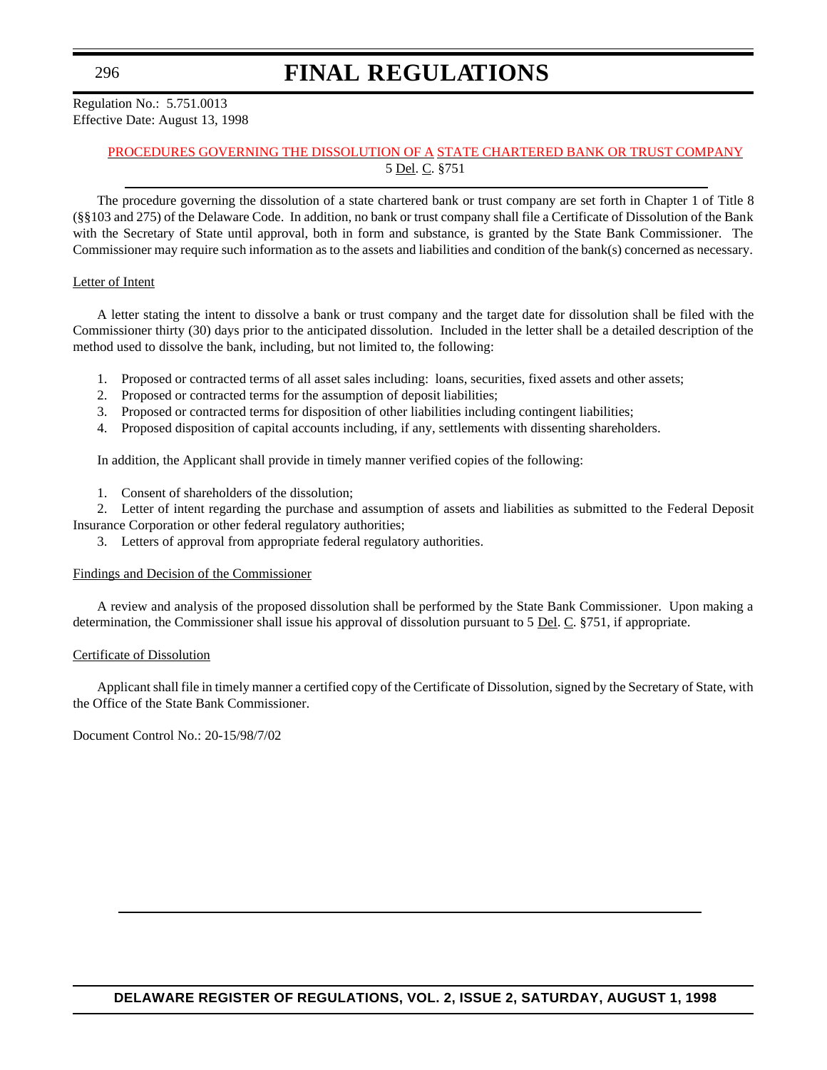Regulation No.: 5.751.0013
Effective Date: August 13, 1998

## PROCEDURES GOVERNING THE DISSOLUTION OF A STATE CHARTERED BANK OR TRUST COMPANY

5 Del. C. §751

The procedure governing the dissolution of a state chartered bank or trust company are set forth in Chapter 1 of Title 8 (§§103 and 275) of the Delaware Code. In addition, no bank or trust company shall file a Certificate of Dissolution of the Bank with the Secretary of State until approval, both in form and substance, is granted by the State Bank Commissioner. The Commissioner may require such information as to the assets and liabilities and condition of the bank(s) concerned as necessary.

### Letter of Intent

A letter stating the intent to dissolve a bank or trust company and the target date for dissolution shall be filed with the Commissioner thirty (30) days prior to the anticipated dissolution. Included in the letter shall be a detailed description of the method used to dissolve the bank, including, but not limited to, the following:

1. Proposed or contracted terms of all asset sales including: loans, securities, fixed assets and other assets;
2. Proposed or contracted terms for the assumption of deposit liabilities;
3. Proposed or contracted terms for disposition of other liabilities including contingent liabilities;
4. Proposed disposition of capital accounts including, if any, settlements with dissenting shareholders.

In addition, the Applicant shall provide in timely manner verified copies of the following:

1. Consent of shareholders of the dissolution;
2. Letter of intent regarding the purchase and assumption of assets and liabilities as submitted to the Federal Deposit Insurance Corporation or other federal regulatory authorities;
3. Letters of approval from appropriate federal regulatory authorities.

### Findings and Decision of the Commissioner

A review and analysis of the proposed dissolution shall be performed by the State Bank Commissioner. Upon making a determination, the Commissioner shall issue his approval of dissolution pursuant to 5 Del. C. §751, if appropriate.

### Certificate of Dissolution

Applicant shall file in timely manner a certified copy of the Certificate of Dissolution, signed by the Secretary of State, with the Office of the State Bank Commissioner.

Document Control No.: 20-15/98/7/02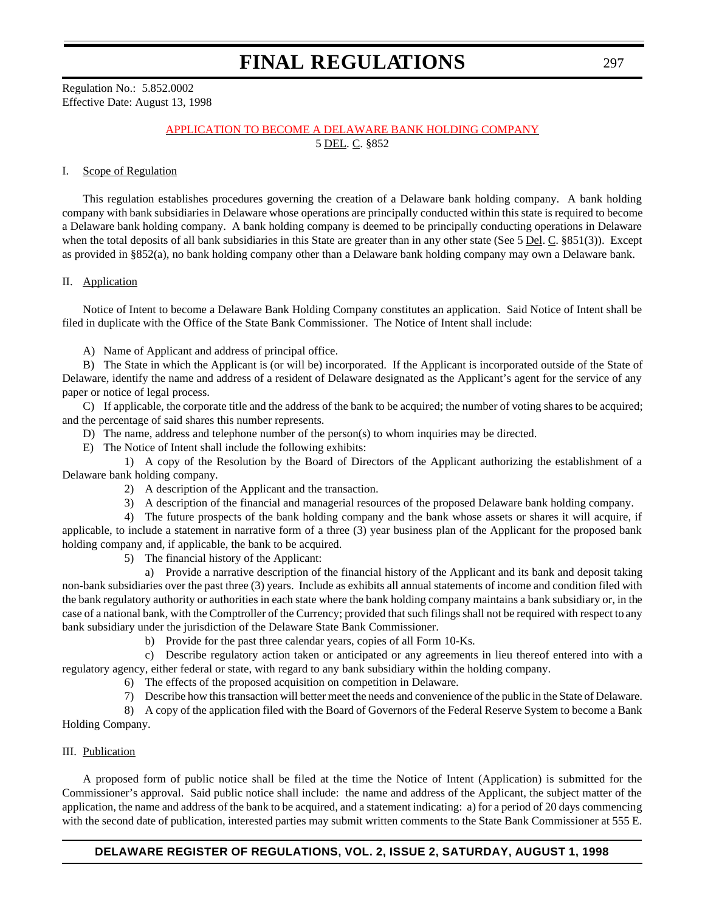Regulation No.: 5.852.0002
Effective Date: August 13, 1998

APPLICATION TO BECOME A DELAWARE BANK HOLDING COMPANY
5 DEL. C. §852

I. Scope of Regulation

This regulation establishes procedures governing the creation of a Delaware bank holding company. A bank holding company with bank subsidiaries in Delaware whose operations are principally conducted within this state is required to become a Delaware bank holding company. A bank holding company is deemed to be principally conducting operations in Delaware when the total deposits of all bank subsidiaries in this State are greater than in any other state (See 5 Del. C. §851(3)). Except as provided in §852(a), no bank holding company other than a Delaware bank holding company may own a Delaware bank.

II. Application

Notice of Intent to become a Delaware Bank Holding Company constitutes an application. Said Notice of Intent shall be filed in duplicate with the Office of the State Bank Commissioner. The Notice of Intent shall include:

A) Name of Applicant and address of principal office.

B) The State in which the Applicant is (or will be) incorporated. If the Applicant is incorporated outside of the State of Delaware, identify the name and address of a resident of Delaware designated as the Applicant's agent for the service of any paper or notice of legal process.

C) If applicable, the corporate title and the address of the bank to be acquired; the number of voting shares to be acquired; and the percentage of said shares this number represents.

D) The name, address and telephone number of the person(s) to whom inquiries may be directed.

E) The Notice of Intent shall include the following exhibits:

1) A copy of the Resolution by the Board of Directors of the Applicant authorizing the establishment of a Delaware bank holding company.

2) A description of the Applicant and the transaction.

3) A description of the financial and managerial resources of the proposed Delaware bank holding company.

4) The future prospects of the bank holding company and the bank whose assets or shares it will acquire, if applicable, to include a statement in narrative form of a three (3) year business plan of the Applicant for the proposed bank holding company and, if applicable, the bank to be acquired.

5) The financial history of the Applicant:

a) Provide a narrative description of the financial history of the Applicant and its bank and deposit taking non-bank subsidiaries over the past three (3) years. Include as exhibits all annual statements of income and condition filed with the bank regulatory authority or authorities in each state where the bank holding company maintains a bank subsidiary or, in the case of a national bank, with the Comptroller of the Currency; provided that such filings shall not be required with respect to any bank subsidiary under the jurisdiction of the Delaware State Bank Commissioner.

b) Provide for the past three calendar years, copies of all Form 10-Ks.

c) Describe regulatory action taken or anticipated or any agreements in lieu thereof entered into with a regulatory agency, either federal or state, with regard to any bank subsidiary within the holding company.

6) The effects of the proposed acquisition on competition in Delaware.

7) Describe how this transaction will better meet the needs and convenience of the public in the State of Delaware.

8) A copy of the application filed with the Board of Governors of the Federal Reserve System to become a Bank Holding Company.

III. Publication

A proposed form of public notice shall be filed at the time the Notice of Intent (Application) is submitted for the Commissioner's approval. Said public notice shall include: the name and address of the Applicant, the subject matter of the application, the name and address of the bank to be acquired, and a statement indicating: a) for a period of 20 days commencing with the second date of publication, interested parties may submit written comments to the State Bank Commissioner at 555 E.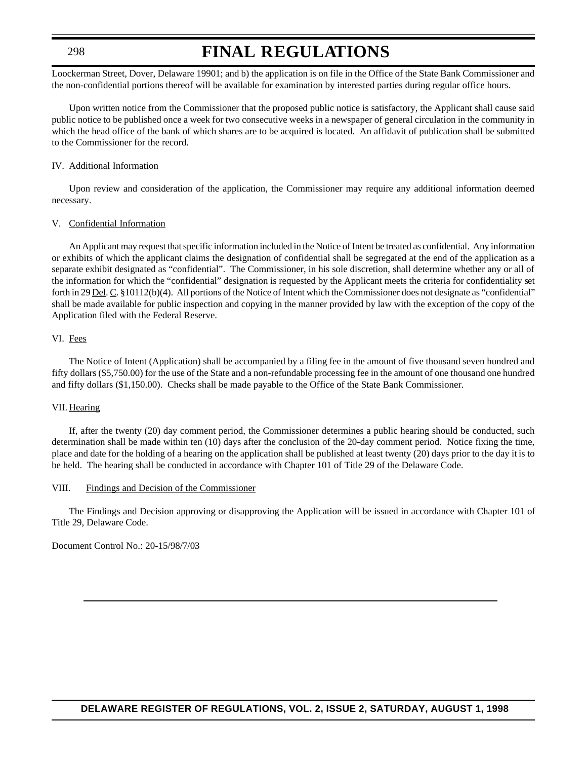Loockerman Street, Dover, Delaware 19901; and b) the application is on file in the Office of the State Bank Commissioner and the non-confidential portions thereof will be available for examination by interested parties during regular office hours.

Upon written notice from the Commissioner that the proposed public notice is satisfactory, the Applicant shall cause said public notice to be published once a week for two consecutive weeks in a newspaper of general circulation in the community in which the head office of the bank of which shares are to be acquired is located. An affidavit of publication shall be submitted to the Commissioner for the record.

IV. Additional Information

Upon review and consideration of the application, the Commissioner may require any additional information deemed necessary.

V. Confidential Information

An Applicant may request that specific information included in the Notice of Intent be treated as confidential. Any information or exhibits of which the applicant claims the designation of confidential shall be segregated at the end of the application as a separate exhibit designated as "confidential". The Commissioner, in his sole discretion, shall determine whether any or all of the information for which the "confidential" designation is requested by the Applicant meets the criteria for confidentiality set forth in 29 Del. C. §10112(b)(4). All portions of the Notice of Intent which the Commissioner does not designate as "confidential" shall be made available for public inspection and copying in the manner provided by law with the exception of the copy of the Application filed with the Federal Reserve.

VI. Fees

The Notice of Intent (Application) shall be accompanied by a filing fee in the amount of five thousand seven hundred and fifty dollars ($5,750.00) for the use of the State and a non-refundable processing fee in the amount of one thousand one hundred and fifty dollars ($1,150.00). Checks shall be made payable to the Office of the State Bank Commissioner.

VII. Hearing

If, after the twenty (20) day comment period, the Commissioner determines a public hearing should be conducted, such determination shall be made within ten (10) days after the conclusion of the 20-day comment period. Notice fixing the time, place and date for the holding of a hearing on the application shall be published at least twenty (20) days prior to the day it is to be held. The hearing shall be conducted in accordance with Chapter 101 of Title 29 of the Delaware Code.

VIII. Findings and Decision of the Commissioner

The Findings and Decision approving or disapproving the Application will be issued in accordance with Chapter 101 of Title 29, Delaware Code.

Document Control No.: 20-15/98/7/03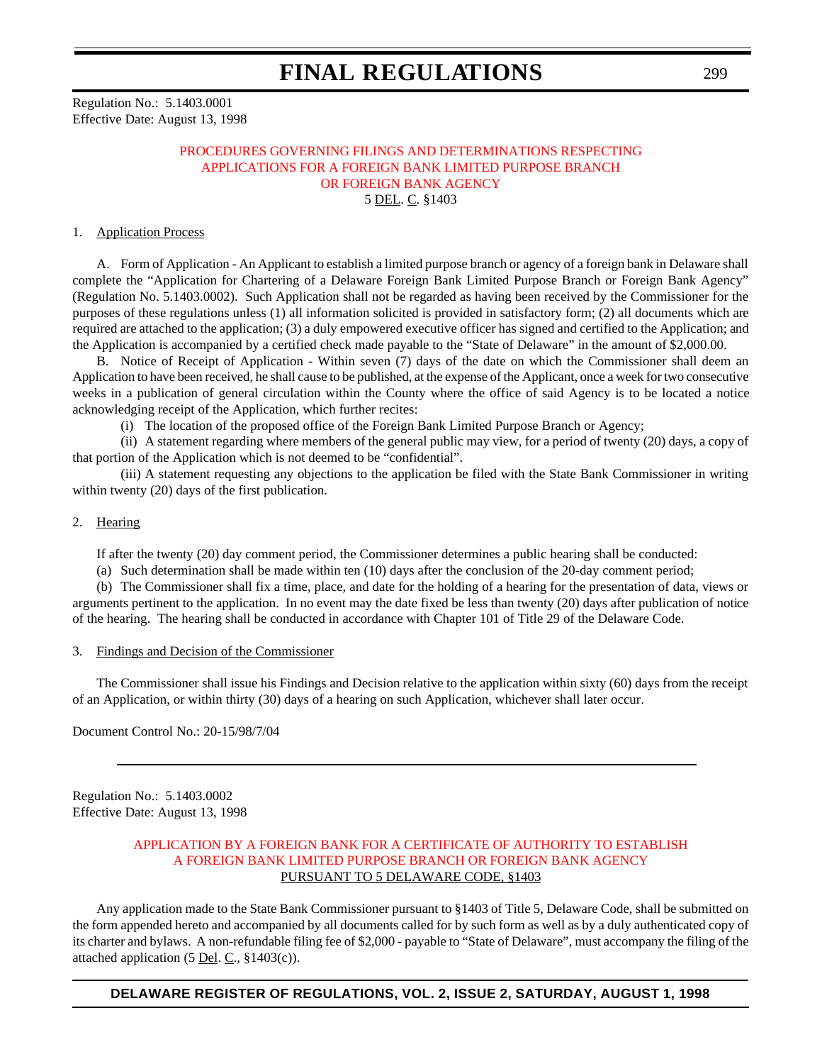Regulation No.: 5.1403.0001
Effective Date: August 13, 1998

### PROCEDURES GOVERNING FILINGS AND DETERMINATIONS RESPECTING APPLICATIONS FOR A FOREIGN BANK LIMITED PURPOSE BRANCH OR FOREIGN BANK AGENCY

5 DEL. C. §1403

1. Application Process

A. Form of Application - An Applicant to establish a limited purpose branch or agency of a foreign bank in Delaware shall complete the "Application for Chartering of a Delaware Foreign Bank Limited Purpose Branch or Foreign Bank Agency" (Regulation No. 5.1403.0002). Such Application shall not be regarded as having been received by the Commissioner for the purposes of these regulations unless (1) all information solicited is provided in satisfactory form; (2) all documents which are required are attached to the application; (3) a duly empowered executive officer has signed and certified to the Application; and the Application is accompanied by a certified check made payable to the "State of Delaware" in the amount of $2,000.00.

B. Notice of Receipt of Application - Within seven (7) days of the date on which the Commissioner shall deem an Application to have been received, he shall cause to be published, at the expense of the Applicant, once a week for two consecutive weeks in a publication of general circulation within the County where the office of said Agency is to be located a notice acknowledging receipt of the Application, which further recites:

(i) The location of the proposed office of the Foreign Bank Limited Purpose Branch or Agency;

(ii) A statement regarding where members of the general public may view, for a period of twenty (20) days, a copy of that portion of the Application which is not deemed to be "confidential".

(iii) A statement requesting any objections to the application be filed with the State Bank Commissioner in writing within twenty (20) days of the first publication.

2. Hearing

If after the twenty (20) day comment period, the Commissioner determines a public hearing shall be conducted:

(a) Such determination shall be made within ten (10) days after the conclusion of the 20-day comment period;

(b) The Commissioner shall fix a time, place, and date for the holding of a hearing for the presentation of data, views or arguments pertinent to the application. In no event may the date fixed be less than twenty (20) days after publication of notice of the hearing. The hearing shall be conducted in accordance with Chapter 101 of Title 29 of the Delaware Code.

3. Findings and Decision of the Commissioner

The Commissioner shall issue his Findings and Decision relative to the application within sixty (60) days from the receipt of an Application, or within thirty (30) days of a hearing on such Application, whichever shall later occur.

Document Control No.: 20-15/98/7/04

---

Regulation No.: 5.1403.0002
Effective Date: August 13, 1998

### APPLICATION BY A FOREIGN BANK FOR A CERTIFICATE OF AUTHORITY TO ESTABLISH A FOREIGN BANK LIMITED PURPOSE BRANCH OR FOREIGN BANK AGENCY PURSUANT TO 5 DELAWARE CODE, §1403

Any application made to the State Bank Commissioner pursuant to §1403 of Title 5, Delaware Code, shall be submitted on the form appended hereto and accompanied by all documents called for by such form as well as by a duly authenticated copy of its charter and bylaws. A non-refundable filing fee of $2,000 - payable to "State of Delaware", must accompany the filing of the attached application (5 Del. C., §1403(c)).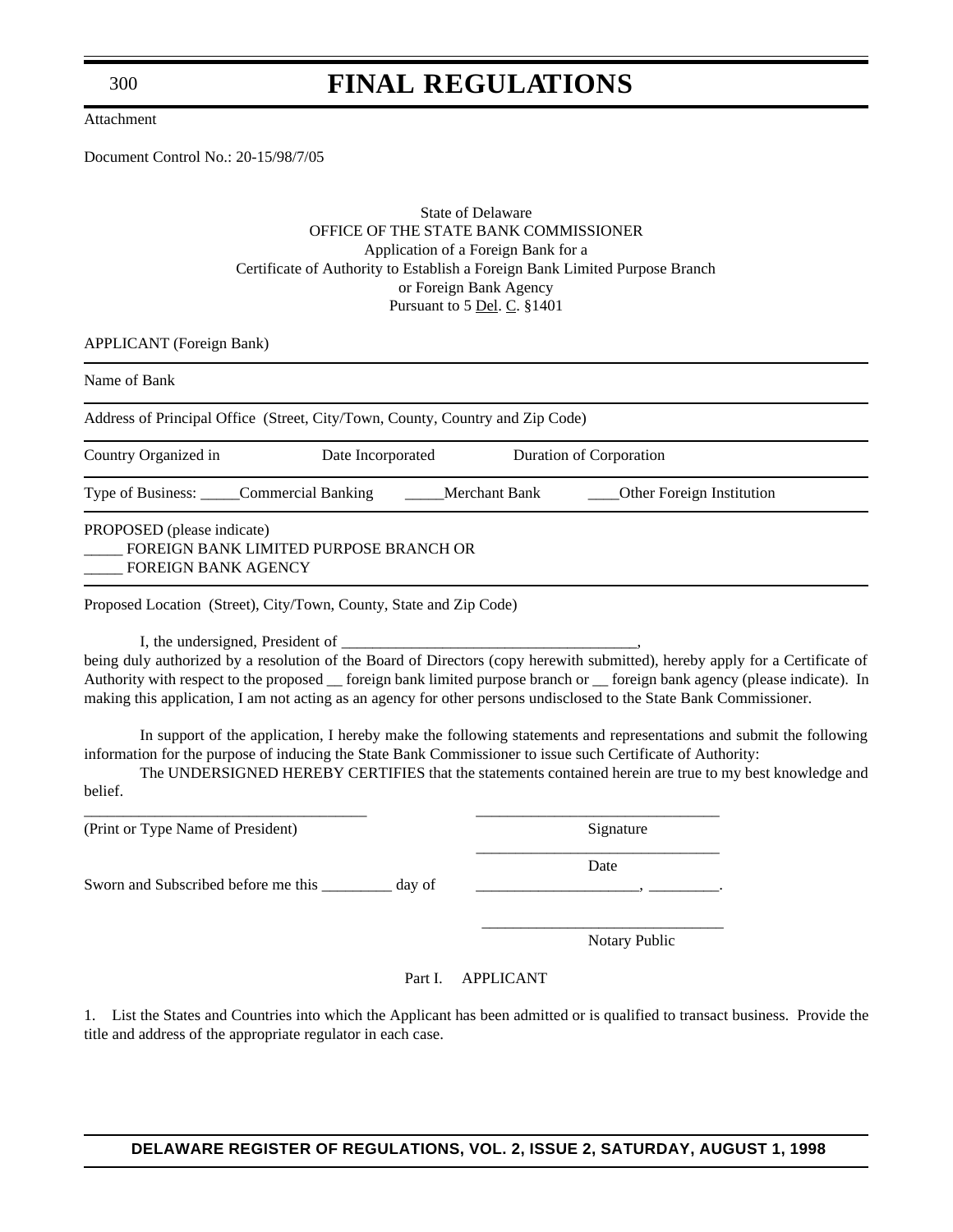Attachment

Document Control No.: 20-15/98/7/05

State of Delaware
OFFICE OF THE STATE BANK COMMISSIONER
Application of a Foreign Bank for a
Certificate of Authority to Establish a Foreign Bank Limited Purpose Branch
or Foreign Bank Agency
Pursuant to 5 Del. C. §1401

APPLICANT (Foreign Bank)

---

Name of Bank

---

Address of Principal Office (Street, City/Town, County, Country and Zip Code)

---

Country Organized in          Date Incorporated          Duration of Corporation

---

Type of Business: _____Commercial Banking     _____Merchant Bank     ____Other Foreign Institution

---

PROPOSED (please indicate)
_____ FOREIGN BANK LIMITED PURPOSE BRANCH OR
_____ FOREIGN BANK AGENCY

---

Proposed Location (Street), City/Town, County, State and Zip Code)

I, the undersigned, President of _____________________________________, being duly authorized by a resolution of the Board of Directors (copy herewith submitted), hereby apply for a Certificate of Authority with respect to the proposed __ foreign bank limited purpose branch or __ foreign bank agency (please indicate). In making this application, I am not acting as an agency for other persons undisclosed to the State Bank Commissioner.

In support of the application, I hereby make the following statements and representations and submit the following information for the purpose of inducing the State Bank Commissioner to issue such Certificate of Authority:

The UNDERSIGNED HEREBY CERTIFIES that the statements contained herein are true to my best knowledge and belief.

___________________________________          ______________________________
(Print or Type Name of President)          Signature

______________________________
Date

Sworn and Subscribed before me this _________ day of          _____________________, _________.

______________________________
Notary Public

Part I. APPLICANT

1. List the States and Countries into which the Applicant has been admitted or is qualified to transact business. Provide the title and address of the appropriate regulator in each case.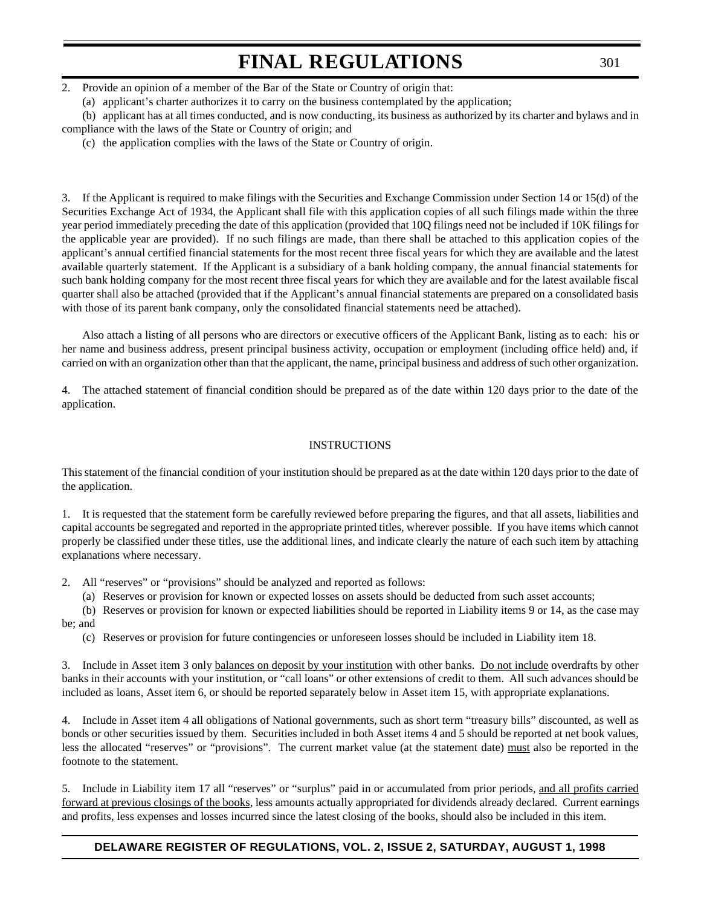2. Provide an opinion of a member of the Bar of the State or Country of origin that:

(a) applicant's charter authorizes it to carry on the business contemplated by the application;

(b) applicant has at all times conducted, and is now conducting, its business as authorized by its charter and bylaws and in compliance with the laws of the State or Country of origin; and

(c) the application complies with the laws of the State or Country of origin.

3. If the Applicant is required to make filings with the Securities and Exchange Commission under Section 14 or 15(d) of the Securities Exchange Act of 1934, the Applicant shall file with this application copies of all such filings made within the three year period immediately preceding the date of this application (provided that 10Q filings need not be included if 10K filings for the applicable year are provided). If no such filings are made, than there shall be attached to this application copies of the applicant's annual certified financial statements for the most recent three fiscal years for which they are available and the latest available quarterly statement. If the Applicant is a subsidiary of a bank holding company, the annual financial statements for such bank holding company for the most recent three fiscal years for which they are available and for the latest available fiscal quarter shall also be attached (provided that if the Applicant's annual financial statements are prepared on a consolidated basis with those of its parent bank company, only the consolidated financial statements need be attached).

Also attach a listing of all persons who are directors or executive officers of the Applicant Bank, listing as to each: his or her name and business address, present principal business activity, occupation or employment (including office held) and, if carried on with an organization other than that the applicant, the name, principal business and address of such other organization.

4. The attached statement of financial condition should be prepared as of the date within 120 days prior to the date of the application.

INSTRUCTIONS

This statement of the financial condition of your institution should be prepared as at the date within 120 days prior to the date of the application.

1. It is requested that the statement form be carefully reviewed before preparing the figures, and that all assets, liabilities and capital accounts be segregated and reported in the appropriate printed titles, wherever possible. If you have items which cannot properly be classified under these titles, use the additional lines, and indicate clearly the nature of each such item by attaching explanations where necessary.

2. All "reserves" or "provisions" should be analyzed and reported as follows:

(a) Reserves or provision for known or expected losses on assets should be deducted from such asset accounts;

(b) Reserves or provision for known or expected liabilities should be reported in Liability items 9 or 14, as the case may be; and

(c) Reserves or provision for future contingencies or unforeseen losses should be included in Liability item 18.

3. Include in Asset item 3 only <u>balances on deposit by your institution</u> with other banks. <u>Do not include</u> overdrafts by other banks in their accounts with your institution, or "call loans" or other extensions of credit to them. All such advances should be included as loans, Asset item 6, or should be reported separately below in Asset item 15, with appropriate explanations.

4. Include in Asset item 4 all obligations of National governments, such as short term "treasury bills" discounted, as well as bonds or other securities issued by them. Securities included in both Asset items 4 and 5 should be reported at net book values, less the allocated "reserves" or "provisions". The current market value (at the statement date) <u>must</u> also be reported in the footnote to the statement.

5. Include in Liability item 17 all "reserves" or "surplus" paid in or accumulated from prior periods, <u>and all profits carried forward at previous closings of the books</u>, less amounts actually appropriated for dividends already declared. Current earnings and profits, less expenses and losses incurred since the latest closing of the books, should also be included in this item.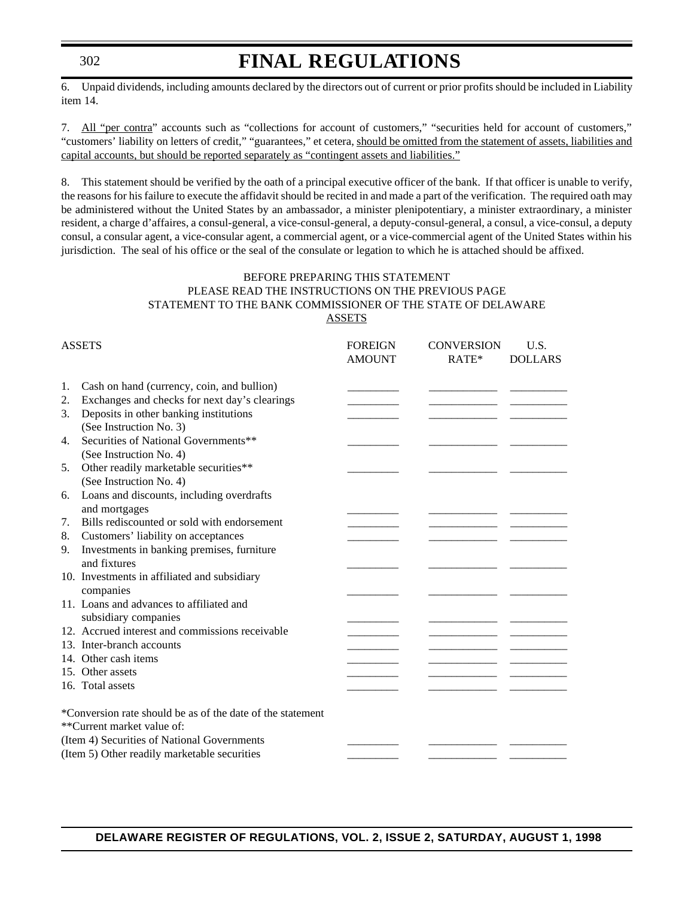6. Unpaid dividends, including amounts declared by the directors out of current or prior profits should be included in Liability item 14.

7. <u>All "per contra</u>" accounts such as "collections for account of customers," "securities held for account of customers," "customers' liability on letters of credit," "guarantees," et cetera, <u>should be omitted from the statement of assets, liabilities and capital accounts, but should be reported separately as "contingent assets and liabilities."</u>

8. This statement should be verified by the oath of a principal executive officer of the bank. If that officer is unable to verify, the reasons for his failure to execute the affidavit should be recited in and made a part of the verification. The required oath may be administered without the United States by an ambassador, a minister plenipotentiary, a minister extraordinary, a minister resident, a charge d'affaires, a consul-general, a vice-consul-general, a deputy-consul-general, a consul, a vice-consul, a deputy consul, a consular agent, a vice-consular agent, a commercial agent, or a vice-commercial agent of the United States within his jurisdiction. The seal of his office or the seal of the consulate or legation to which he is attached should be affixed.

BEFORE PREPARING THIS STATEMENT
PLEASE READ THE INSTRUCTIONS ON THE PREVIOUS PAGE
STATEMENT TO THE BANK COMMISSIONER OF THE STATE OF DELAWARE
<u>ASSETS</u>

| ASSETS | FOREIGN AMOUNT | CONVERSION RATE* | U.S. DOLLARS |
|---|---|---|---|
| 1. Cash on hand (currency, coin, and bullion) | _________ | ___________ | __________ |
| 2. Exchanges and checks for next day's clearings | _________ | ___________ | __________ |
| 3. Deposits in other banking institutions (See Instruction No. 3) | _________ | ___________ | __________ |
| 4. Securities of National Governments** (See Instruction No. 4) | _________ | ___________ | __________ |
| 5. Other readily marketable securities** (See Instruction No. 4) | _________ | ___________ | __________ |
| 6. Loans and discounts, including overdrafts and mortgages | _________ | ___________ | __________ |
| 7. Bills rediscounted or sold with endorsement | _________ | ___________ | __________ |
| 8. Customers' liability on acceptances | _________ | ___________ | __________ |
| 9. Investments in banking premises, furniture and fixtures | _________ | ___________ | __________ |
| 10. Investments in affiliated and subsidiary companies | _________ | ___________ | __________ |
| 11. Loans and advances to affiliated and subsidiary companies | _________ | ___________ | __________ |
| 12. Accrued interest and commissions receivable | _________ | ___________ | __________ |
| 13. Inter-branch accounts | _________ | ___________ | __________ |
| 14. Other cash items | _________ | ___________ | __________ |
| 15. Other assets | _________ | ___________ | __________ |
| 16. Total assets | _________ | ___________ | __________ |

*Conversion rate should be as of the date of the statement
**Current market value of:

| | | | |
|---|---|---|---|
| (Item 4) Securities of National Governments | _________ | ___________ | __________ |
| (Item 5) Other readily marketable securities | _________ | ___________ | __________ |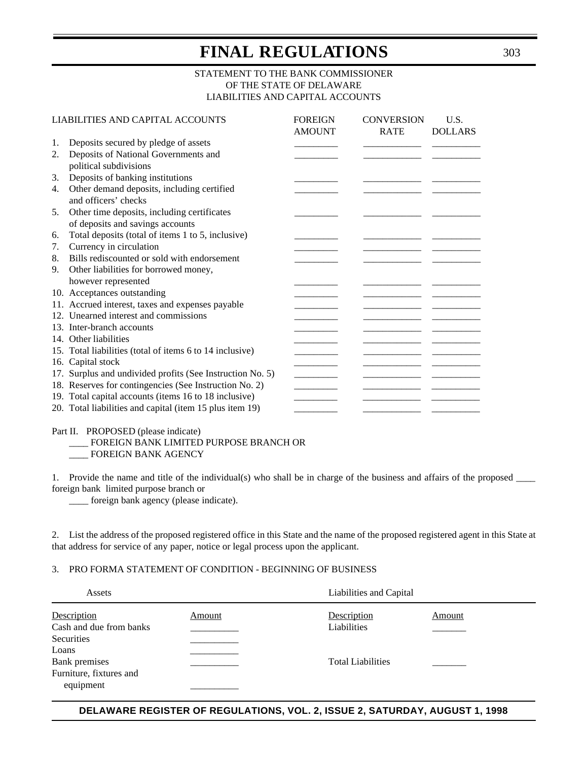# FINAL REGULATIONS

STATEMENT TO THE BANK COMMISSIONER
OF THE STATE OF DELAWARE
LIABILITIES AND CAPITAL ACCOUNTS

| LIABILITIES AND CAPITAL ACCOUNTS | FOREIGN AMOUNT | CONVERSION RATE | U.S. DOLLARS |
|---|---|---|---|
| 1. Deposits secured by pledge of assets | ________ | ___________ | _________ |
| 2. Deposits of National Governments and political subdivisions | ________ | ___________ | _________ |
| 3. Deposits of banking institutions | ________ | ___________ | _________ |
| 4. Other demand deposits, including certified and officers' checks | ________ | ___________ | _________ |
| 5. Other time deposits, including certificates of deposits and savings accounts | ________ | ___________ | _________ |
| 6. Total deposits (total of items 1 to 5, inclusive) | ________ | ___________ | _________ |
| 7. Currency in circulation | ________ | ___________ | _________ |
| 8. Bills rediscounted or sold with endorsement | ________ | ___________ | _________ |
| 9. Other liabilities for borrowed money, however represented | ________ | ___________ | _________ |
| 10. Acceptances outstanding | ________ | ___________ | _________ |
| 11. Accrued interest, taxes and expenses payable | ________ | ___________ | _________ |
| 12. Unearned interest and commissions | ________ | ___________ | _________ |
| 13. Inter-branch accounts | ________ | ___________ | _________ |
| 14. Other liabilities | ________ | ___________ | _________ |
| 15. Total liabilities (total of items 6 to 14 inclusive) | ________ | ___________ | _________ |
| 16. Capital stock | ________ | ___________ | _________ |
| 17. Surplus and undivided profits (See Instruction No. 5) | ________ | ___________ | _________ |
| 18. Reserves for contingencies (See Instruction No. 2) | ________ | ___________ | _________ |
| 19. Total capital accounts (items 16 to 18 inclusive) | ________ | ___________ | _________ |
| 20. Total liabilities and capital (item 15 plus item 19) | ________ | ___________ | _________ |

Part II. PROPOSED (please indicate)
____ FOREIGN BANK LIMITED PURPOSE BRANCH OR
____ FOREIGN BANK AGENCY

1. Provide the name and title of the individual(s) who shall be in charge of the business and affairs of the proposed ____ foreign bank limited purpose branch or
____ foreign bank agency (please indicate).

2. List the address of the proposed registered office in this State and the name of the proposed registered agent in this State at that address for service of any paper, notice or legal process upon the applicant.

3. PRO FORMA STATEMENT OF CONDITION - BEGINNING OF BUSINESS

| Assets | | Liabilities and Capital | |
|---|---|---|---|
| Description | Amount | Description | Amount |
| Cash and due from banks | _________ | Liabilities | _______ |
| Securities | _________ | | |
| Loans | _________ | | |
| Bank premises | _________ | Total Liabilities | _______ |
| Furniture, fixtures and equipment | _________ | | |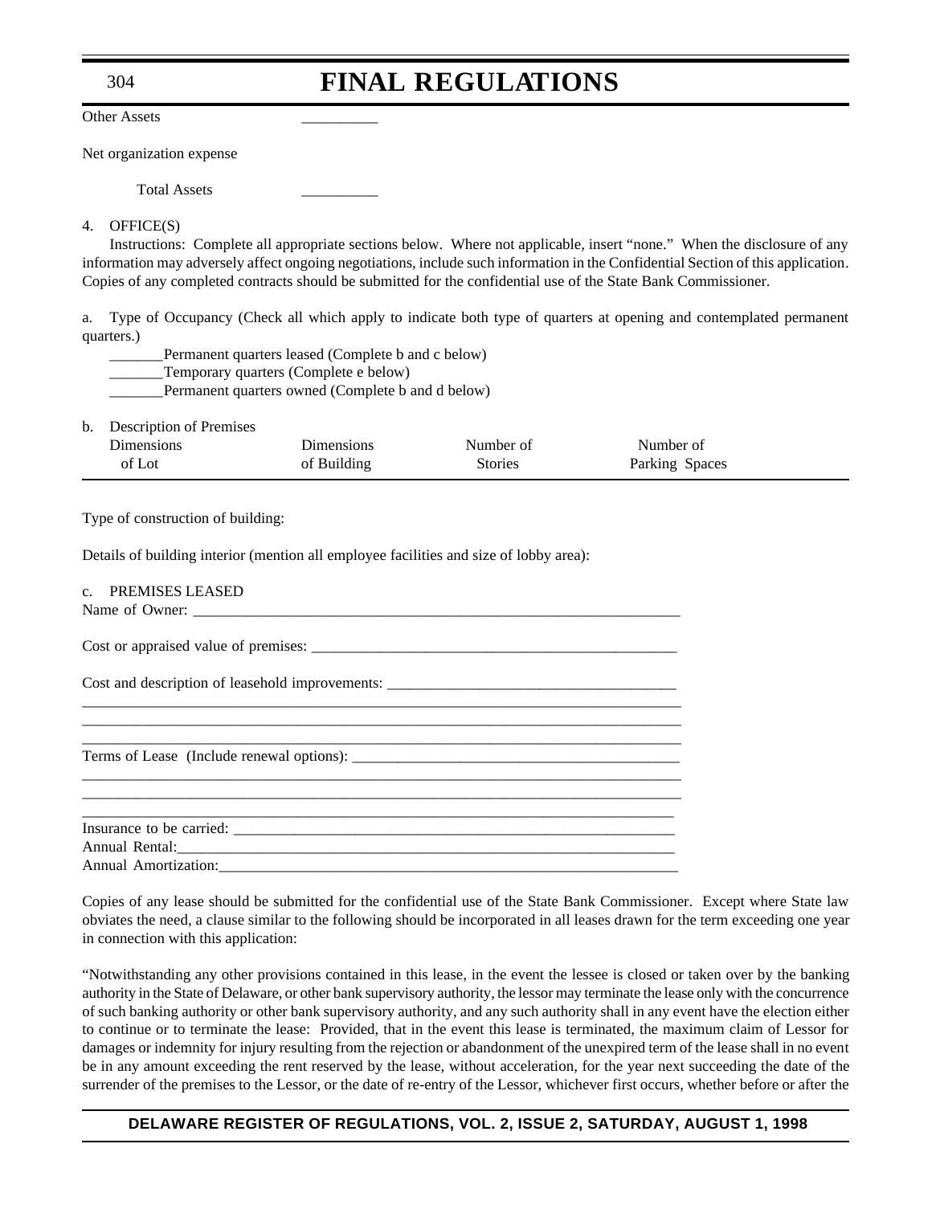Other Assets __________

Net organization expense

Total Assets __________

4. OFFICE(S)

Instructions: Complete all appropriate sections below. Where not applicable, insert "none." When the disclosure of any information may adversely affect ongoing negotiations, include such information in the Confidential Section of this application. Copies of any completed contracts should be submitted for the confidential use of the State Bank Commissioner.

a. Type of Occupancy (Check all which apply to indicate both type of quarters at opening and contemplated permanent quarters.)

_______Permanent quarters leased (Complete b and c below)
_______Temporary quarters (Complete e below)
_______Permanent quarters owned (Complete b and d below)

b. Description of Premises

| Dimensions of Lot | Dimensions of Building | Number of Stories | Number of Parking Spaces |
|---|---|---|---|

Type of construction of building:

Details of building interior (mention all employee facilities and size of lobby area):

c. PREMISES LEASED

Name of Owner: _________________________________________________________________

Cost or appraised value of premises: _______________________________________________

Cost and description of leasehold improvements: _____________________________________
______________________________________________________________________________
______________________________________________________________________________
______________________________________________________________________________

Terms of Lease (Include renewal options): __________________________________________
______________________________________________________________________________
______________________________________________________________________________
______________________________________________________________________________

Insurance to be carried: _________________________________________________________
Annual Rental:________________________________________________________________
Annual Amortization:___________________________________________________________

Copies of any lease should be submitted for the confidential use of the State Bank Commissioner. Except where State law obviates the need, a clause similar to the following should be incorporated in all leases drawn for the term exceeding one year in connection with this application:

"Notwithstanding any other provisions contained in this lease, in the event the lessee is closed or taken over by the banking authority in the State of Delaware, or other bank supervisory authority, the lessor may terminate the lease only with the concurrence of such banking authority or other bank supervisory authority, and any such authority shall in any event have the election either to continue or to terminate the lease: Provided, that in the event this lease is terminated, the maximum claim of Lessor for damages or indemnity for injury resulting from the rejection or abandonment of the unexpired term of the lease shall in no event be in any amount exceeding the rent reserved by the lease, without acceleration, for the year next succeeding the date of the surrender of the premises to the Lessor, or the date of re-entry of the Lessor, whichever first occurs, whether before or after the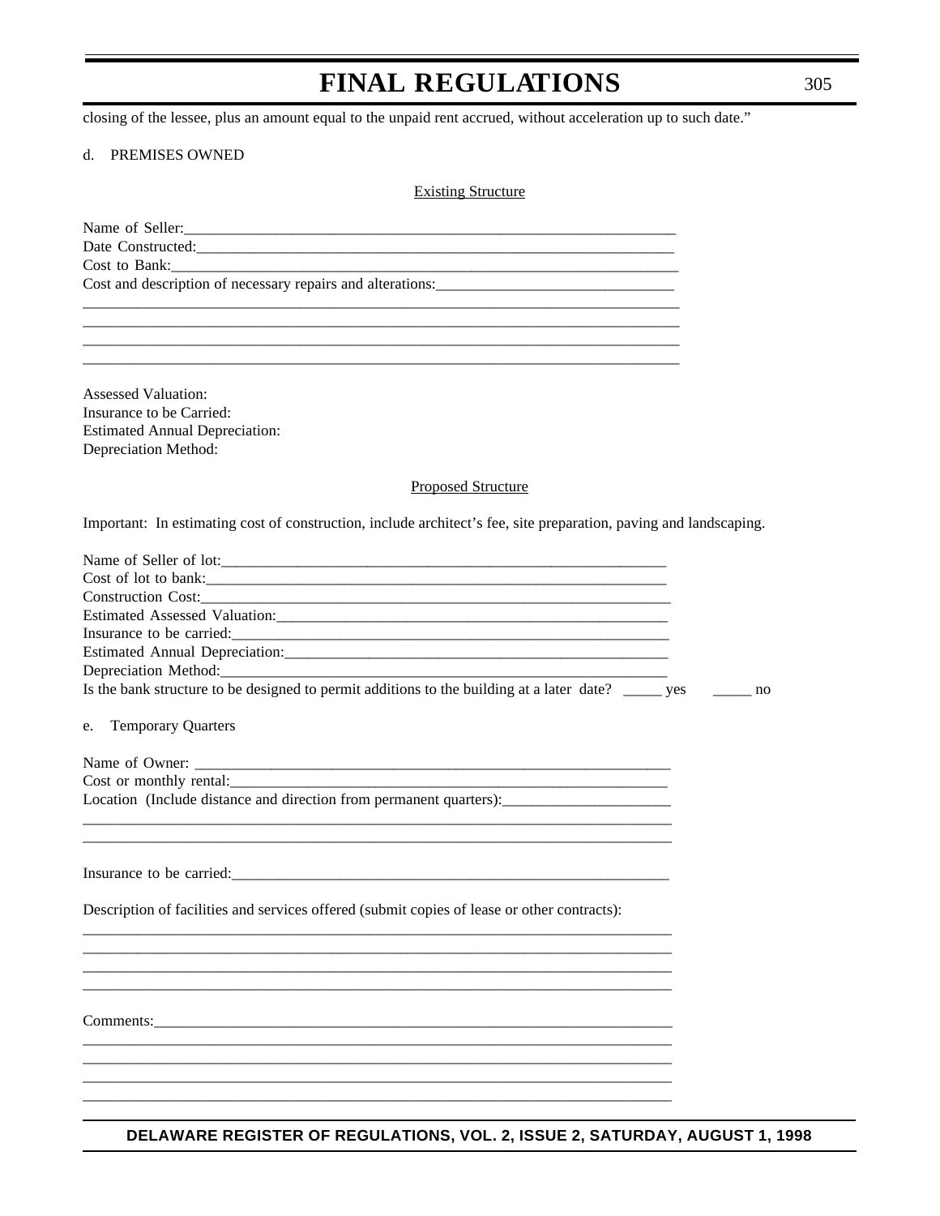closing of the lessee, plus an amount equal to the unpaid rent accrued, without acceleration up to such date."

d. PREMISES OWNED

Existing Structure

Name of Seller:_________________________________________________________________
Date Constructed:_______________________________________________________________
Cost to Bank:___________________________________________________________________
Cost and description of necessary repairs and alterations:______________________________
_______________________________________________________________________________
_______________________________________________________________________________
_______________________________________________________________________________
_______________________________________________________________________________

Assessed Valuation:
Insurance to be Carried:
Estimated Annual Depreciation:
Depreciation Method:

Proposed Structure

Important: In estimating cost of construction, include architect's fee, site preparation, paving and landscaping.

Name of Seller of lot:_____________________________________________________________
Cost of lot to bank:_______________________________________________________________
Construction Cost:________________________________________________________________
Estimated Assessed Valuation:______________________________________________________
Insurance to be carried:___________________________________________________________
Estimated Annual Depreciation:_____________________________________________________
Depreciation Method:_____________________________________________________________
Is the bank structure to be designed to permit additions to the building at a later date? _____ yes _____ no

e. Temporary Quarters

Name of Owner: _________________________________________________________________
Cost or monthly rental:____________________________________________________________
Location (Include distance and direction from permanent quarters):_____________________
_______________________________________________________________________________
_______________________________________________________________________________

Insurance to be carried:___________________________________________________________

Description of facilities and services offered (submit copies of lease or other contracts):
_______________________________________________________________________________
_______________________________________________________________________________
_______________________________________________________________________________
_______________________________________________________________________________

Comments:_____________________________________________________________________
_______________________________________________________________________________
_______________________________________________________________________________
_______________________________________________________________________________
_______________________________________________________________________________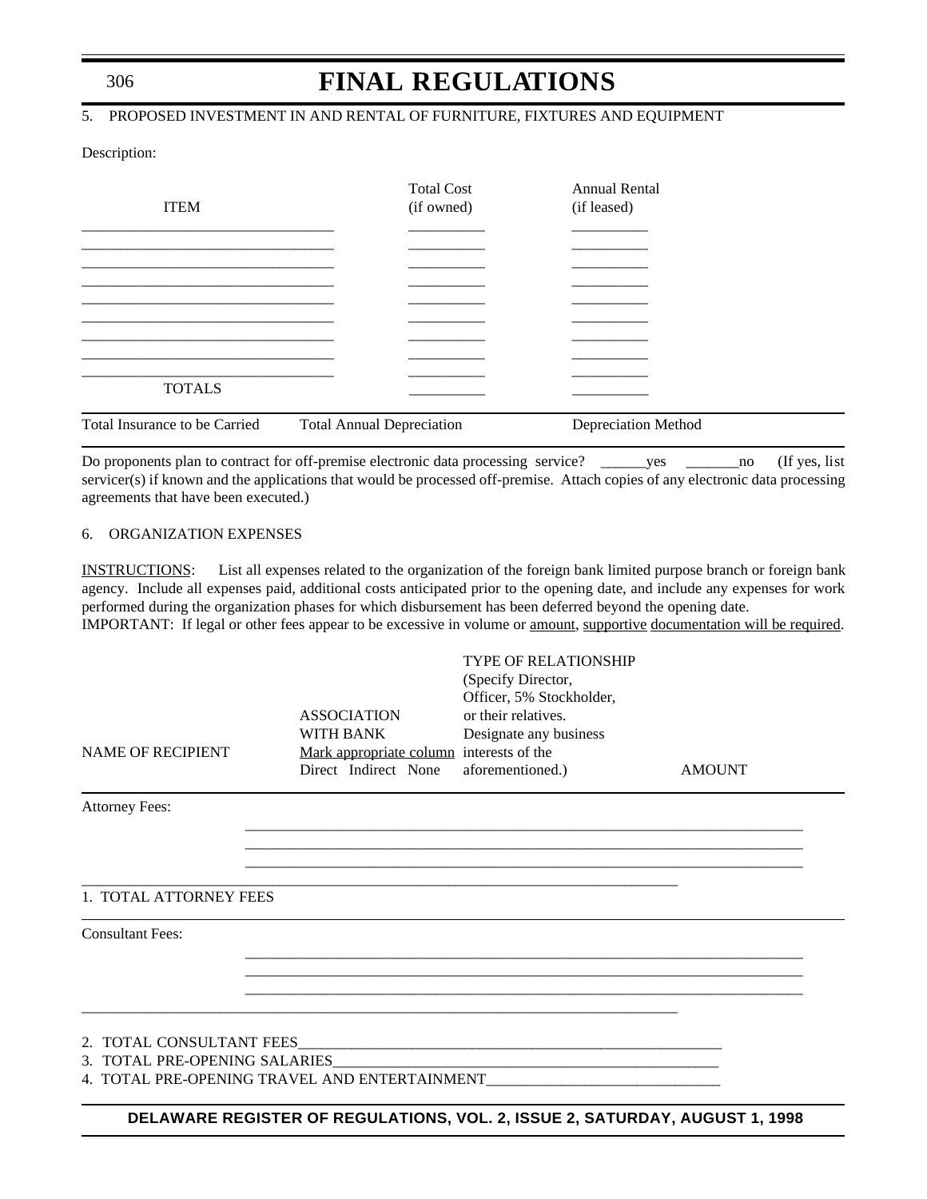5. PROPOSED INVESTMENT IN AND RENTAL OF FURNITURE, FIXTURES AND EQUIPMENT

Description:

| ITEM | Total Cost (if owned) | Annual Rental (if leased) |
|---|---|---|
| ________________________________ | __________ | __________ |
| ________________________________ | __________ | __________ |
| ________________________________ | __________ | __________ |
| ________________________________ | __________ | __________ |
| ________________________________ | __________ | __________ |
| ________________________________ | __________ | __________ |
| ________________________________ | __________ | __________ |
| ________________________________ | __________ | __________ |
| ________________________________ | __________ | __________ |
| TOTALS | __________ | __________ |

| Total Insurance to be Carried | Total Annual Depreciation | Depreciation Method |
|---|---|---|

Do proponents plan to contract for off-premise electronic data processing service? ______yes _______no (If yes, list servicer(s) if known and the applications that would be processed off-premise. Attach copies of any electronic data processing agreements that have been executed.)

6. ORGANIZATION EXPENSES

INSTRUCTIONS: List all expenses related to the organization of the foreign bank limited purpose branch or foreign bank agency. Include all expenses paid, additional costs anticipated prior to the opening date, and include any expenses for work performed during the organization phases for which disbursement has been deferred beyond the opening date.
IMPORTANT: If legal or other fees appear to be excessive in volume or amount, supportive documentation will be required.

| NAME OF RECIPIENT | ASSOCIATION WITH BANK Mark appropriate column Direct Indirect None | TYPE OF RELATIONSHIP (Specify Director, Officer, 5% Stockholder, or their relatives. Designate any business interests of the aforementioned.) | AMOUNT |
|---|---|---|---|
| Attorney Fees: | | | |
| | ________________ | ________________ | ________ |
| | ________________ | ________________ | ________ |
| | ________________ | ________________ | ________ |
| 1. TOTAL ATTORNEY FEES | | | |
| Consultant Fees: | | | |
| | ________________ | ________________ | ________ |
| | ________________ | ________________ | ________ |
| | ________________ | ________________ | ________ |

2. TOTAL CONSULTANT FEES__________________________________________________________
3. TOTAL PRE-OPENING SALARIES____________________________________________________
4. TOTAL PRE-OPENING TRAVEL AND ENTERTAINMENT______________________________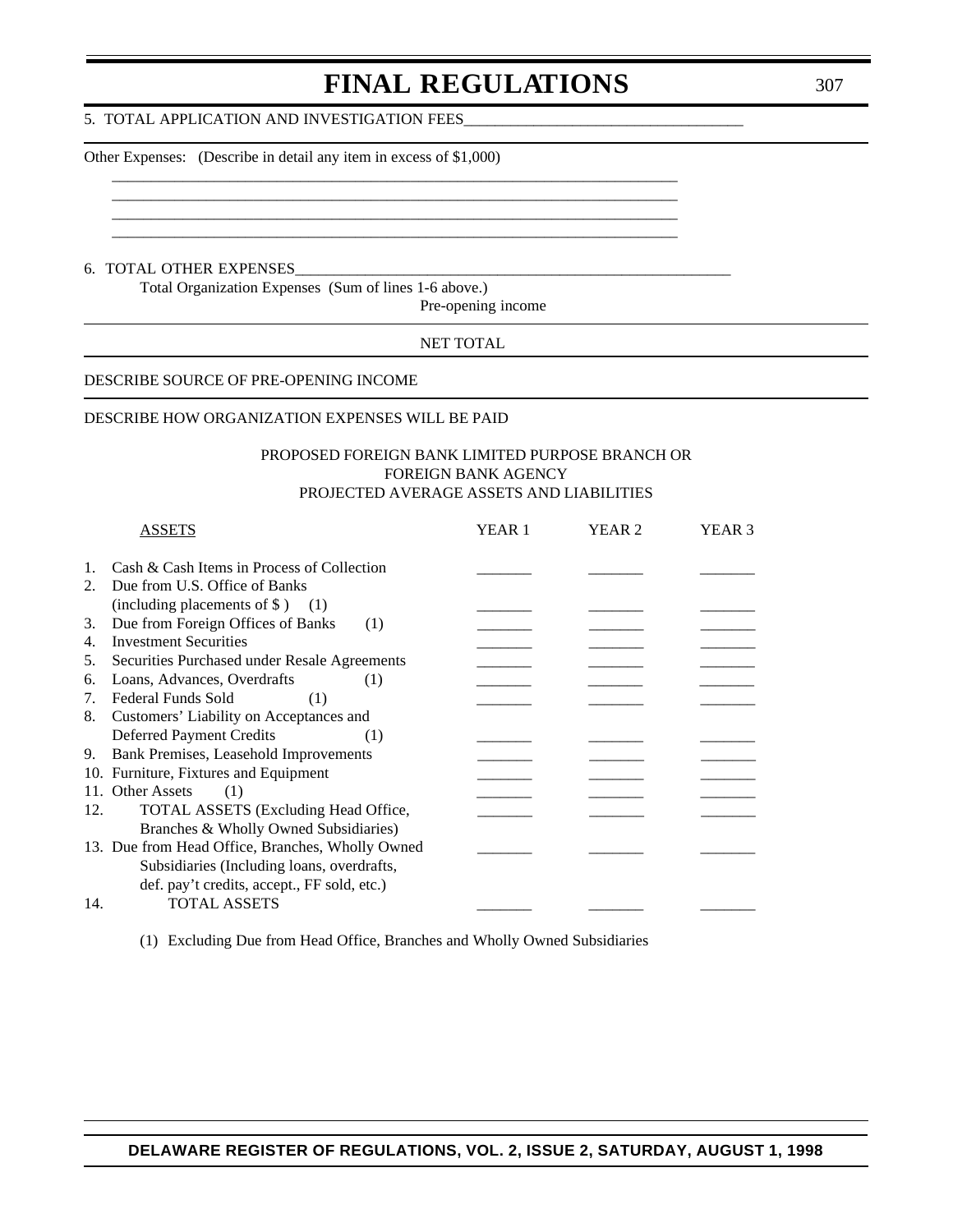5. TOTAL APPLICATION AND INVESTIGATION FEES___________________________________

Other Expenses: (Describe in detail any item in excess of $1,000)

______________________________________________________________________

______________________________________________________________________

______________________________________________________________________

______________________________________________________________________

6. TOTAL OTHER EXPENSES___________________________________________________________

Total Organization Expenses (Sum of lines 1-6 above.)

Pre-opening income

NET TOTAL

DESCRIBE SOURCE OF PRE-OPENING INCOME

DESCRIBE HOW ORGANIZATION EXPENSES WILL BE PAID

PROPOSED FOREIGN BANK LIMITED PURPOSE BRANCH OR
FOREIGN BANK AGENCY
PROJECTED AVERAGE ASSETS AND LIABILITIES

| ASSETS | YEAR 1 | YEAR 2 | YEAR 3 |
|---|---|---|---|
| 1. Cash & Cash Items in Process of Collection | _______ | _______ | _______ |
| 2. Due from U.S. Office of Banks (including placements of $ ) (1) | _______ | _______ | _______ |
| 3. Due from Foreign Offices of Banks (1) | _______ | _______ | _______ |
| 4. Investment Securities | _______ | _______ | _______ |
| 5. Securities Purchased under Resale Agreements | _______ | _______ | _______ |
| 6. Loans, Advances, Overdrafts (1) | _______ | _______ | _______ |
| 7. Federal Funds Sold (1) | _______ | _______ | _______ |
| 8. Customers' Liability on Acceptances and Deferred Payment Credits (1) | _______ | _______ | _______ |
| 9. Bank Premises, Leasehold Improvements | _______ | _______ | _______ |
| 10. Furniture, Fixtures and Equipment | _______ | _______ | _______ |
| 11. Other Assets (1) | _______ | _______ | _______ |
| 12. TOTAL ASSETS (Excluding Head Office, Branches & Wholly Owned Subsidiaries) | _______ | _______ | _______ |
| 13. Due from Head Office, Branches, Wholly Owned Subsidiaries (Including loans, overdrafts, def. pay't credits, accept., FF sold, etc.) | _______ | _______ | _______ |
| 14. TOTAL ASSETS | _______ | _______ | _______ |

(1) Excluding Due from Head Office, Branches and Wholly Owned Subsidiaries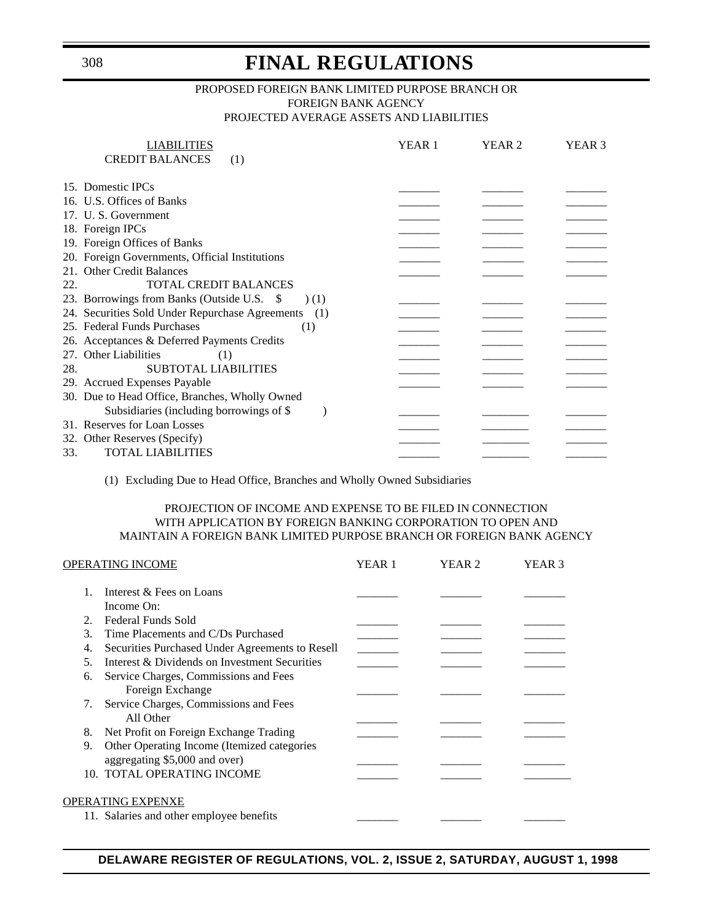PROPOSED FOREIGN BANK LIMITED PURPOSE BRANCH OR
FOREIGN BANK AGENCY
PROJECTED AVERAGE ASSETS AND LIABILITIES

| LIABILITIES<br>CREDIT BALANCES (1) | YEAR 1 | YEAR 2 | YEAR 3 |
|---|---|---|---|
| 15. Domestic IPCs | _______ | _______ | _______ |
| 16. U.S. Offices of Banks | _______ | _______ | _______ |
| 17. U. S. Government | _______ | _______ | _______ |
| 18. Foreign IPCs | _______ | _______ | _______ |
| 19. Foreign Offices of Banks | _______ | _______ | _______ |
| 20. Foreign Governments, Official Institutions | _______ | _______ | _______ |
| 21. Other Credit Balances | _______ | _______ | _______ |
| 22. TOTAL CREDIT BALANCES | | | |
| 23. Borrowings from Banks (Outside U.S. $ ) (1) | _______ | _______ | _______ |
| 24. Securities Sold Under Repurchase Agreements (1) | _______ | _______ | _______ |
| 25. Federal Funds Purchases (1) | _______ | _______ | _______ |
| 26. Acceptances & Deferred Payments Credits | _______ | _______ | _______ |
| 27. Other Liabilities (1) | _______ | _______ | _______ |
| 28. SUBTOTAL LIABILITIES | _______ | _______ | _______ |
| 29. Accrued Expenses Payable | _______ | _______ | _______ |
| 30. Due to Head Office, Branches, Wholly Owned Subsidiaries (including borrowings of $ ) | _______ | ________ | _______ |
| 31. Reserves for Loan Losses | _______ | ________ | _______ |
| 32. Other Reserves (Specify) | _______ | ________ | _______ |
| 33. TOTAL LIABILITIES | _______ | ________ | _______ |

(1) Excluding Due to Head Office, Branches and Wholly Owned Subsidiaries

PROJECTION OF INCOME AND EXPENSE TO BE FILED IN CONNECTION
WITH APPLICATION BY FOREIGN BANKING CORPORATION TO OPEN AND
MAINTAIN A FOREIGN BANK LIMITED PURPOSE BRANCH OR FOREIGN BANK AGENCY

| OPERATING INCOME | YEAR 1 | YEAR 2 | YEAR 3 |
|---|---|---|---|
| 1. Interest & Fees on Loans | _______ | _______ | _______ |
| Income On: | | | |
| 2. Federal Funds Sold | _______ | _______ | _______ |
| 3. Time Placements and C/Ds Purchased | _______ | _______ | _______ |
| 4. Securities Purchased Under Agreements to Resell | _______ | _______ | _______ |
| 5. Interest & Dividends on Investment Securities | _______ | _______ | _______ |
| 6. Service Charges, Commissions and Fees Foreign Exchange | _______ | _______ | _______ |
| 7. Service Charges, Commissions and Fees All Other | _______ | _______ | _______ |
| 8. Net Profit on Foreign Exchange Trading | _______ | _______ | _______ |
| 9. Other Operating Income (Itemized categories aggregating $5,000 and over) | _______ | _______ | _______ |
| 10. TOTAL OPERATING INCOME | _______ | _______ | ________ |
| **OPERATING EXPENXE** | | | |
| 11. Salaries and other employee benefits | _______ | _______ | _______ |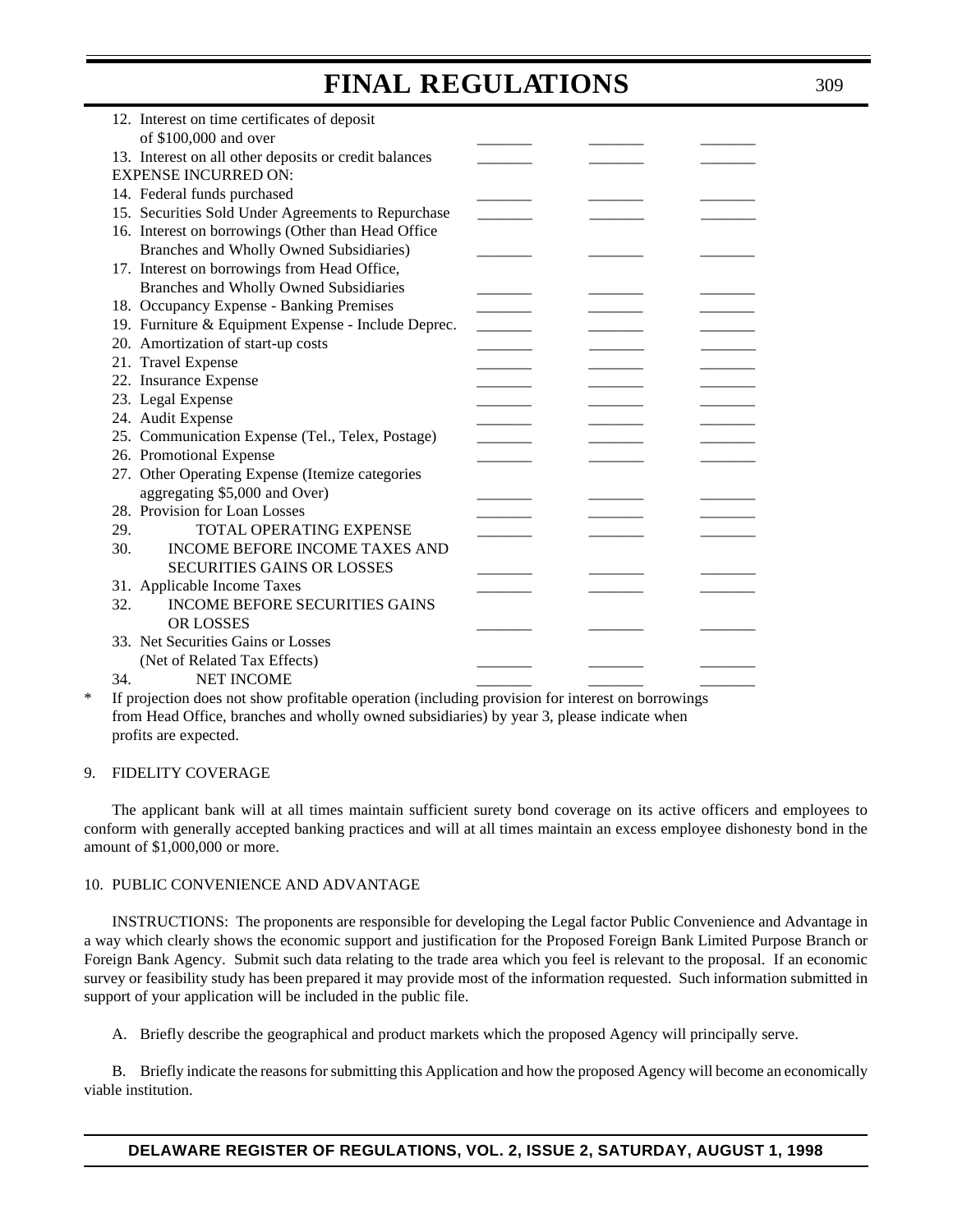| | | | |
|---|---|---|---|
| 12. Interest on time certificates of deposit of $100,000 and over | _______ | _______ | _______ |
| 13. Interest on all other deposits or credit balances | _______ | _______ | _______ |
| EXPENSE INCURRED ON: | | | |
| 14. Federal funds purchased | _______ | _______ | _______ |
| 15. Securities Sold Under Agreements to Repurchase | _______ | _______ | _______ |
| 16. Interest on borrowings (Other than Head Office Branches and Wholly Owned Subsidiaries) | _______ | _______ | _______ |
| 17. Interest on borrowings from Head Office, Branches and Wholly Owned Subsidiaries | _______ | _______ | _______ |
| 18. Occupancy Expense - Banking Premises | _______ | _______ | _______ |
| 19. Furniture & Equipment Expense - Include Deprec. | _______ | _______ | _______ |
| 20. Amortization of start-up costs | _______ | _______ | _______ |
| 21. Travel Expense | _______ | _______ | _______ |
| 22. Insurance Expense | _______ | _______ | _______ |
| 23. Legal Expense | _______ | _______ | _______ |
| 24. Audit Expense | _______ | _______ | _______ |
| 25. Communication Expense (Tel., Telex, Postage) | _______ | _______ | _______ |
| 26. Promotional Expense | _______ | _______ | _______ |
| 27. Other Operating Expense (Itemize categories aggregating $5,000 and Over) | _______ | _______ | _______ |
| 28. Provision for Loan Losses | _______ | _______ | _______ |
| 29. TOTAL OPERATING EXPENSE | _______ | _______ | _______ |
| 30. INCOME BEFORE INCOME TAXES AND SECURITIES GAINS OR LOSSES | _______ | _______ | _______ |
| 31. Applicable Income Taxes | _______ | _______ | _______ |
| 32. INCOME BEFORE SECURITIES GAINS OR LOSSES | _______ | _______ | _______ |
| 33. Net Securities Gains or Losses (Net of Related Tax Effects) | _______ | _______ | _______ |
| 34. NET INCOME | _______ | _______ | _______ |

\* If projection does not show profitable operation (including provision for interest on borrowings from Head Office, branches and wholly owned subsidiaries) by year 3, please indicate when profits are expected.

9. FIDELITY COVERAGE

The applicant bank will at all times maintain sufficient surety bond coverage on its active officers and employees to conform with generally accepted banking practices and will at all times maintain an excess employee dishonesty bond in the amount of $1,000,000 or more.

10. PUBLIC CONVENIENCE AND ADVANTAGE

INSTRUCTIONS: The proponents are responsible for developing the Legal factor Public Convenience and Advantage in a way which clearly shows the economic support and justification for the Proposed Foreign Bank Limited Purpose Branch or Foreign Bank Agency. Submit such data relating to the trade area which you feel is relevant to the proposal. If an economic survey or feasibility study has been prepared it may provide most of the information requested. Such information submitted in support of your application will be included in the public file.

A. Briefly describe the geographical and product markets which the proposed Agency will principally serve.

B. Briefly indicate the reasons for submitting this Application and how the proposed Agency will become an economically viable institution.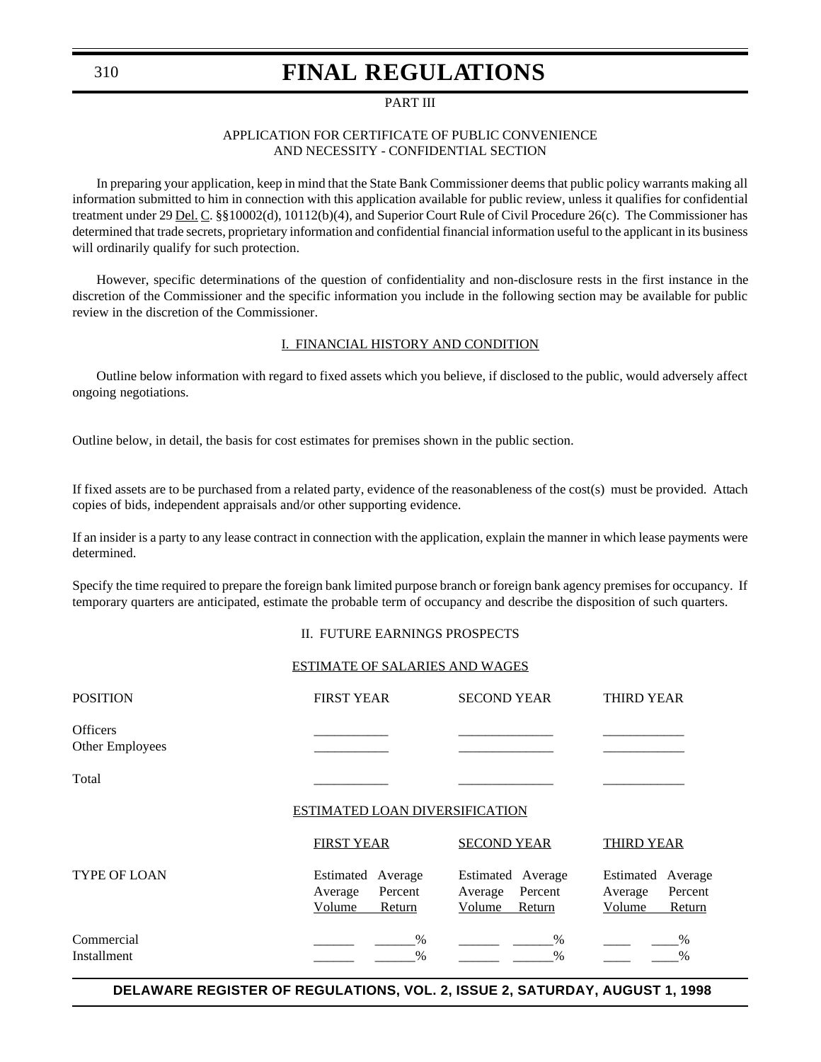PART III

APPLICATION FOR CERTIFICATE OF PUBLIC CONVENIENCE
AND NECESSITY - CONFIDENTIAL SECTION

In preparing your application, keep in mind that the State Bank Commissioner deems that public policy warrants making all information submitted to him in connection with this application available for public review, unless it qualifies for confidential treatment under 29 Del. C. §§10002(d), 10112(b)(4), and Superior Court Rule of Civil Procedure 26(c). The Commissioner has determined that trade secrets, proprietary information and confidential financial information useful to the applicant in its business will ordinarily qualify for such protection.

However, specific determinations of the question of confidentiality and non-disclosure rests in the first instance in the discretion of the Commissioner and the specific information you include in the following section may be available for public review in the discretion of the Commissioner.

I. FINANCIAL HISTORY AND CONDITION

Outline below information with regard to fixed assets which you believe, if disclosed to the public, would adversely affect ongoing negotiations.

Outline below, in detail, the basis for cost estimates for premises shown in the public section.

If fixed assets are to be purchased from a related party, evidence of the reasonableness of the cost(s) must be provided. Attach copies of bids, independent appraisals and/or other supporting evidence.

If an insider is a party to any lease contract in connection with the application, explain the manner in which lease payments were determined.

Specify the time required to prepare the foreign bank limited purpose branch or foreign bank agency premises for occupancy. If temporary quarters are anticipated, estimate the probable term of occupancy and describe the disposition of such quarters.

II. FUTURE EARNINGS PROSPECTS

ESTIMATE OF SALARIES AND WAGES

| POSITION | FIRST YEAR | SECOND YEAR | THIRD YEAR |
|---|---|---|---|
| Officers | ___________ | ______________ | ____________ |
| Other Employees | ___________ | ______________ | ____________ |
| Total | ___________ | ______________ | ____________ |

ESTIMATED LOAN DIVERSIFICATION

| | FIRST YEAR | | SECOND YEAR | | THIRD YEAR | |
|---|---|---|---|---|---|---|
| TYPE OF LOAN | Estimated Average Volume | Average Percent Return | Estimated Average Volume | Average Percent Return | Estimated Average Volume | Average Percent Return |
| Commercial | ______ | ______% | ______ | ______% | ____ | ____% |
| Installment | ______ | ______% | ______ | ______% | ____ | ____% |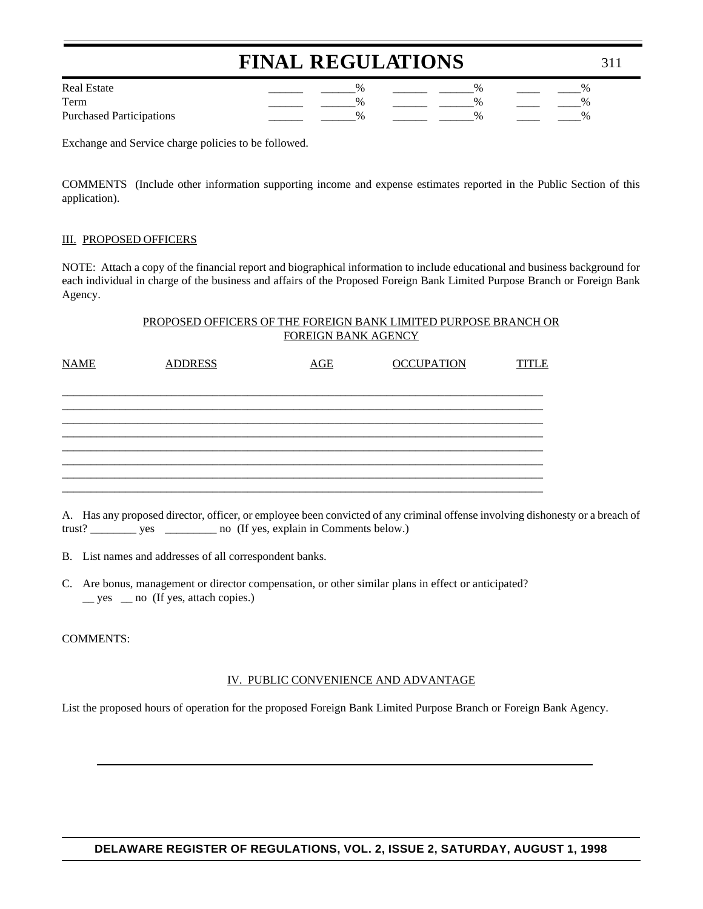| | | | | | | |
|---|---|---|---|---|---|---|
| Real Estate | ______ | ______% | ______ | ______% | ____ | ____% |
| Term | ______ | ______% | ______ | ______% | ____ | ____% |
| Purchased Participations | ______ | ______% | ______ | ______% | ____ | ____% |

Exchange and Service charge policies to be followed.

COMMENTS (Include other information supporting income and expense estimates reported in the Public Section of this application).

III. PROPOSED OFFICERS

NOTE: Attach a copy of the financial report and biographical information to include educational and business background for each individual in charge of the business and affairs of the Proposed Foreign Bank Limited Purpose Branch or Foreign Bank Agency.

PROPOSED OFFICERS OF THE FOREIGN BANK LIMITED PURPOSE BRANCH OR FOREIGN BANK AGENCY

| NAME | ADDRESS | AGE | OCCUPATION | TITLE |
|---|---|---|---|---|
| | | | | |
| | | | | |
| | | | | |
| | | | | |
| | | | | |
| | | | | |
| | | | | |
| | | | | |

A. Has any proposed director, officer, or employee been convicted of any criminal offense involving dishonesty or a breach of trust? ________ yes _________ no (If yes, explain in Comments below.)

B. List names and addresses of all correspondent banks.

C. Are bonus, management or director compensation, or other similar plans in effect or anticipated?
__ yes __ no (If yes, attach copies.)

COMMENTS:

IV. PUBLIC CONVENIENCE AND ADVANTAGE

List the proposed hours of operation for the proposed Foreign Bank Limited Purpose Branch or Foreign Bank Agency.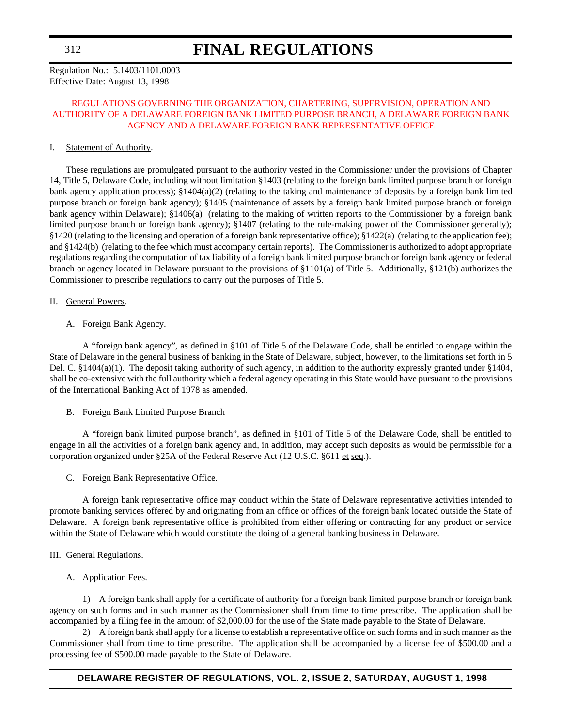Regulation No.: 5.1403/1101.0003
Effective Date: August 13, 1998

## REGULATIONS GOVERNING THE ORGANIZATION, CHARTERING, SUPERVISION, OPERATION AND AUTHORITY OF A DELAWARE FOREIGN BANK LIMITED PURPOSE BRANCH, A DELAWARE FOREIGN BANK AGENCY AND A DELAWARE FOREIGN BANK REPRESENTATIVE OFFICE

I. Statement of Authority.

These regulations are promulgated pursuant to the authority vested in the Commissioner under the provisions of Chapter 14, Title 5, Delaware Code, including without limitation §1403 (relating to the foreign bank limited purpose branch or foreign bank agency application process); §1404(a)(2) (relating to the taking and maintenance of deposits by a foreign bank limited purpose branch or foreign bank agency); §1405 (maintenance of assets by a foreign bank limited purpose branch or foreign bank agency within Delaware); §1406(a) (relating to the making of written reports to the Commissioner by a foreign bank limited purpose branch or foreign bank agency); §1407 (relating to the rule-making power of the Commissioner generally); §1420 (relating to the licensing and operation of a foreign bank representative office); §1422(a) (relating to the application fee); and §1424(b) (relating to the fee which must accompany certain reports). The Commissioner is authorized to adopt appropriate regulations regarding the computation of tax liability of a foreign bank limited purpose branch or foreign bank agency or federal branch or agency located in Delaware pursuant to the provisions of §1101(a) of Title 5. Additionally, §121(b) authorizes the Commissioner to prescribe regulations to carry out the purposes of Title 5.

II. General Powers.

A. Foreign Bank Agency.

A "foreign bank agency", as defined in §101 of Title 5 of the Delaware Code, shall be entitled to engage within the State of Delaware in the general business of banking in the State of Delaware, subject, however, to the limitations set forth in 5 Del. C. §1404(a)(1). The deposit taking authority of such agency, in addition to the authority expressly granted under §1404, shall be co-extensive with the full authority which a federal agency operating in this State would have pursuant to the provisions of the International Banking Act of 1978 as amended.

B. Foreign Bank Limited Purpose Branch

A "foreign bank limited purpose branch", as defined in §101 of Title 5 of the Delaware Code, shall be entitled to engage in all the activities of a foreign bank agency and, in addition, may accept such deposits as would be permissible for a corporation organized under §25A of the Federal Reserve Act (12 U.S.C. §611 et seq.).

C. Foreign Bank Representative Office.

A foreign bank representative office may conduct within the State of Delaware representative activities intended to promote banking services offered by and originating from an office or offices of the foreign bank located outside the State of Delaware. A foreign bank representative office is prohibited from either offering or contracting for any product or service within the State of Delaware which would constitute the doing of a general banking business in Delaware.

III. General Regulations.

A. Application Fees.

1) A foreign bank shall apply for a certificate of authority for a foreign bank limited purpose branch or foreign bank agency on such forms and in such manner as the Commissioner shall from time to time prescribe. The application shall be accompanied by a filing fee in the amount of $2,000.00 for the use of the State made payable to the State of Delaware.

2) A foreign bank shall apply for a license to establish a representative office on such forms and in such manner as the Commissioner shall from time to time prescribe. The application shall be accompanied by a license fee of $500.00 and a processing fee of $500.00 made payable to the State of Delaware.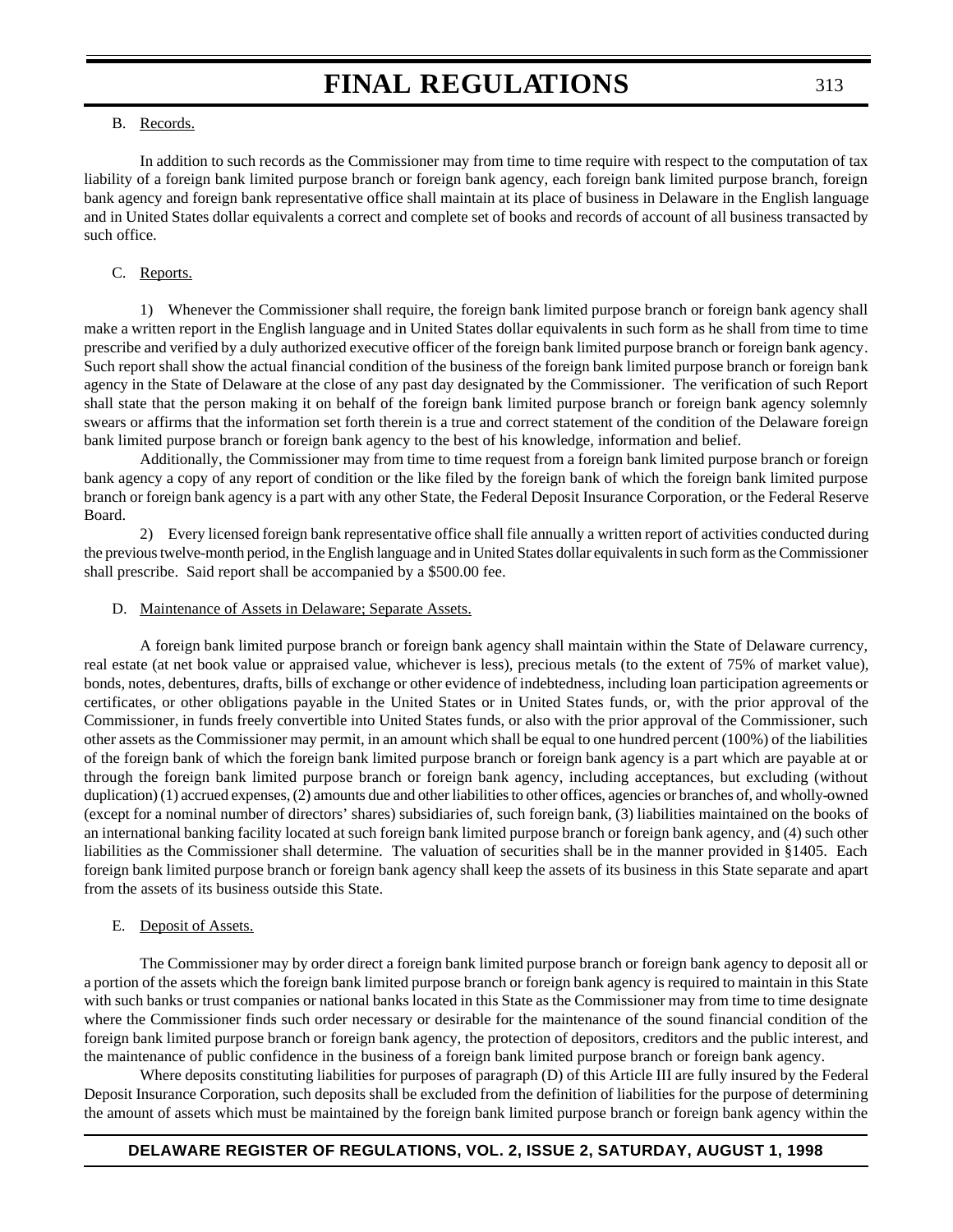B. Records.

In addition to such records as the Commissioner may from time to time require with respect to the computation of tax liability of a foreign bank limited purpose branch or foreign bank agency, each foreign bank limited purpose branch, foreign bank agency and foreign bank representative office shall maintain at its place of business in Delaware in the English language and in United States dollar equivalents a correct and complete set of books and records of account of all business transacted by such office.

C. Reports.

1) Whenever the Commissioner shall require, the foreign bank limited purpose branch or foreign bank agency shall make a written report in the English language and in United States dollar equivalents in such form as he shall from time to time prescribe and verified by a duly authorized executive officer of the foreign bank limited purpose branch or foreign bank agency. Such report shall show the actual financial condition of the business of the foreign bank limited purpose branch or foreign bank agency in the State of Delaware at the close of any past day designated by the Commissioner. The verification of such Report shall state that the person making it on behalf of the foreign bank limited purpose branch or foreign bank agency solemnly swears or affirms that the information set forth therein is a true and correct statement of the condition of the Delaware foreign bank limited purpose branch or foreign bank agency to the best of his knowledge, information and belief.

Additionally, the Commissioner may from time to time request from a foreign bank limited purpose branch or foreign bank agency a copy of any report of condition or the like filed by the foreign bank of which the foreign bank limited purpose branch or foreign bank agency is a part with any other State, the Federal Deposit Insurance Corporation, or the Federal Reserve Board.

2) Every licensed foreign bank representative office shall file annually a written report of activities conducted during the previous twelve-month period, in the English language and in United States dollar equivalents in such form as the Commissioner shall prescribe. Said report shall be accompanied by a $500.00 fee.

D. Maintenance of Assets in Delaware; Separate Assets.

A foreign bank limited purpose branch or foreign bank agency shall maintain within the State of Delaware currency, real estate (at net book value or appraised value, whichever is less), precious metals (to the extent of 75% of market value), bonds, notes, debentures, drafts, bills of exchange or other evidence of indebtedness, including loan participation agreements or certificates, or other obligations payable in the United States or in United States funds, or, with the prior approval of the Commissioner, in funds freely convertible into United States funds, or also with the prior approval of the Commissioner, such other assets as the Commissioner may permit, in an amount which shall be equal to one hundred percent (100%) of the liabilities of the foreign bank of which the foreign bank limited purpose branch or foreign bank agency is a part which are payable at or through the foreign bank limited purpose branch or foreign bank agency, including acceptances, but excluding (without duplication) (1) accrued expenses, (2) amounts due and other liabilities to other offices, agencies or branches of, and wholly-owned (except for a nominal number of directors' shares) subsidiaries of, such foreign bank, (3) liabilities maintained on the books of an international banking facility located at such foreign bank limited purpose branch or foreign bank agency, and (4) such other liabilities as the Commissioner shall determine. The valuation of securities shall be in the manner provided in §1405. Each foreign bank limited purpose branch or foreign bank agency shall keep the assets of its business in this State separate and apart from the assets of its business outside this State.

E. Deposit of Assets.

The Commissioner may by order direct a foreign bank limited purpose branch or foreign bank agency to deposit all or a portion of the assets which the foreign bank limited purpose branch or foreign bank agency is required to maintain in this State with such banks or trust companies or national banks located in this State as the Commissioner may from time to time designate where the Commissioner finds such order necessary or desirable for the maintenance of the sound financial condition of the foreign bank limited purpose branch or foreign bank agency, the protection of depositors, creditors and the public interest, and the maintenance of public confidence in the business of a foreign bank limited purpose branch or foreign bank agency.

Where deposits constituting liabilities for purposes of paragraph (D) of this Article III are fully insured by the Federal Deposit Insurance Corporation, such deposits shall be excluded from the definition of liabilities for the purpose of determining the amount of assets which must be maintained by the foreign bank limited purpose branch or foreign bank agency within the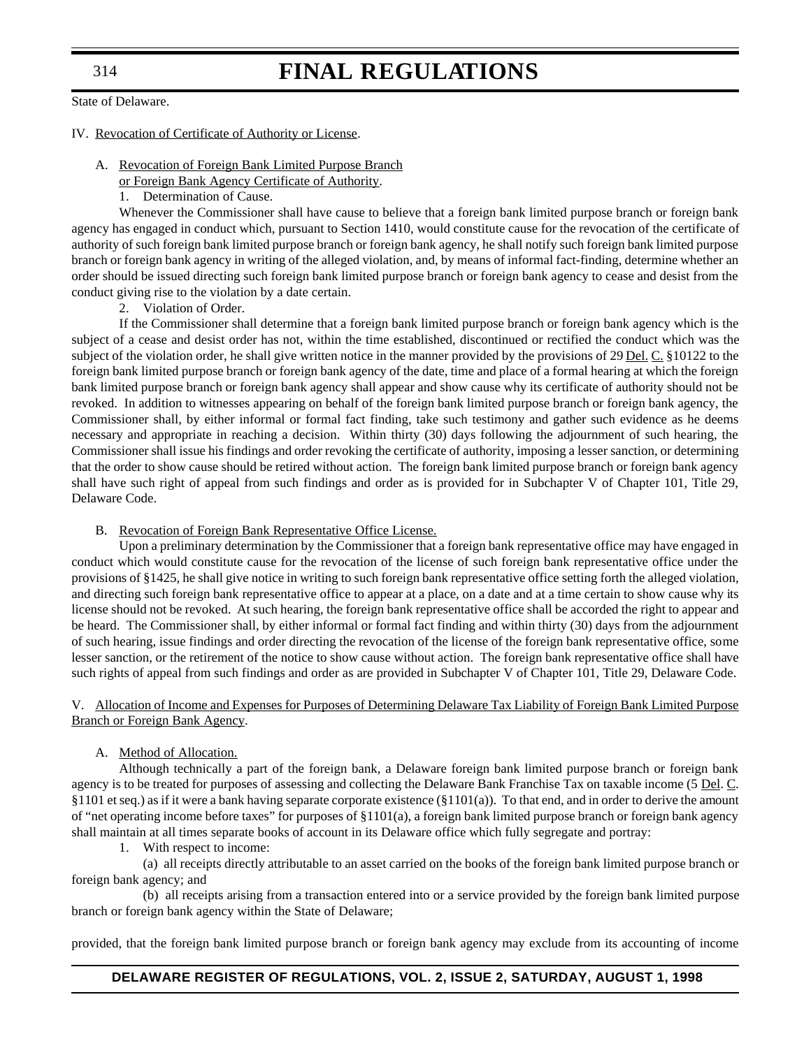State of Delaware.

IV. Revocation of Certificate of Authority or License.

A. Revocation of Foreign Bank Limited Purpose Branch or Foreign Bank Agency Certificate of Authority.

1. Determination of Cause.

Whenever the Commissioner shall have cause to believe that a foreign bank limited purpose branch or foreign bank agency has engaged in conduct which, pursuant to Section 1410, would constitute cause for the revocation of the certificate of authority of such foreign bank limited purpose branch or foreign bank agency, he shall notify such foreign bank limited purpose branch or foreign bank agency in writing of the alleged violation, and, by means of informal fact-finding, determine whether an order should be issued directing such foreign bank limited purpose branch or foreign bank agency to cease and desist from the conduct giving rise to the violation by a date certain.

2. Violation of Order.

If the Commissioner shall determine that a foreign bank limited purpose branch or foreign bank agency which is the subject of a cease and desist order has not, within the time established, discontinued or rectified the conduct which was the subject of the violation order, he shall give written notice in the manner provided by the provisions of 29 Del. C. §10122 to the foreign bank limited purpose branch or foreign bank agency of the date, time and place of a formal hearing at which the foreign bank limited purpose branch or foreign bank agency shall appear and show cause why its certificate of authority should not be revoked. In addition to witnesses appearing on behalf of the foreign bank limited purpose branch or foreign bank agency, the Commissioner shall, by either informal or formal fact finding, take such testimony and gather such evidence as he deems necessary and appropriate in reaching a decision. Within thirty (30) days following the adjournment of such hearing, the Commissioner shall issue his findings and order revoking the certificate of authority, imposing a lesser sanction, or determining that the order to show cause should be retired without action. The foreign bank limited purpose branch or foreign bank agency shall have such right of appeal from such findings and order as is provided for in Subchapter V of Chapter 101, Title 29, Delaware Code.

B. Revocation of Foreign Bank Representative Office License.

Upon a preliminary determination by the Commissioner that a foreign bank representative office may have engaged in conduct which would constitute cause for the revocation of the license of such foreign bank representative office under the provisions of §1425, he shall give notice in writing to such foreign bank representative office setting forth the alleged violation, and directing such foreign bank representative office to appear at a place, on a date and at a time certain to show cause why its license should not be revoked. At such hearing, the foreign bank representative office shall be accorded the right to appear and be heard. The Commissioner shall, by either informal or formal fact finding and within thirty (30) days from the adjournment of such hearing, issue findings and order directing the revocation of the license of the foreign bank representative office, some lesser sanction, or the retirement of the notice to show cause without action. The foreign bank representative office shall have such rights of appeal from such findings and order as are provided in Subchapter V of Chapter 101, Title 29, Delaware Code.

V. Allocation of Income and Expenses for Purposes of Determining Delaware Tax Liability of Foreign Bank Limited Purpose Branch or Foreign Bank Agency.

A. Method of Allocation.

Although technically a part of the foreign bank, a Delaware foreign bank limited purpose branch or foreign bank agency is to be treated for purposes of assessing and collecting the Delaware Bank Franchise Tax on taxable income (5 Del. C. §1101 et seq.) as if it were a bank having separate corporate existence (§1101(a)). To that end, and in order to derive the amount of "net operating income before taxes" for purposes of §1101(a), a foreign bank limited purpose branch or foreign bank agency shall maintain at all times separate books of account in its Delaware office which fully segregate and portray:

1. With respect to income:

(a) all receipts directly attributable to an asset carried on the books of the foreign bank limited purpose branch or foreign bank agency; and

(b) all receipts arising from a transaction entered into or a service provided by the foreign bank limited purpose branch or foreign bank agency within the State of Delaware;

provided, that the foreign bank limited purpose branch or foreign bank agency may exclude from its accounting of income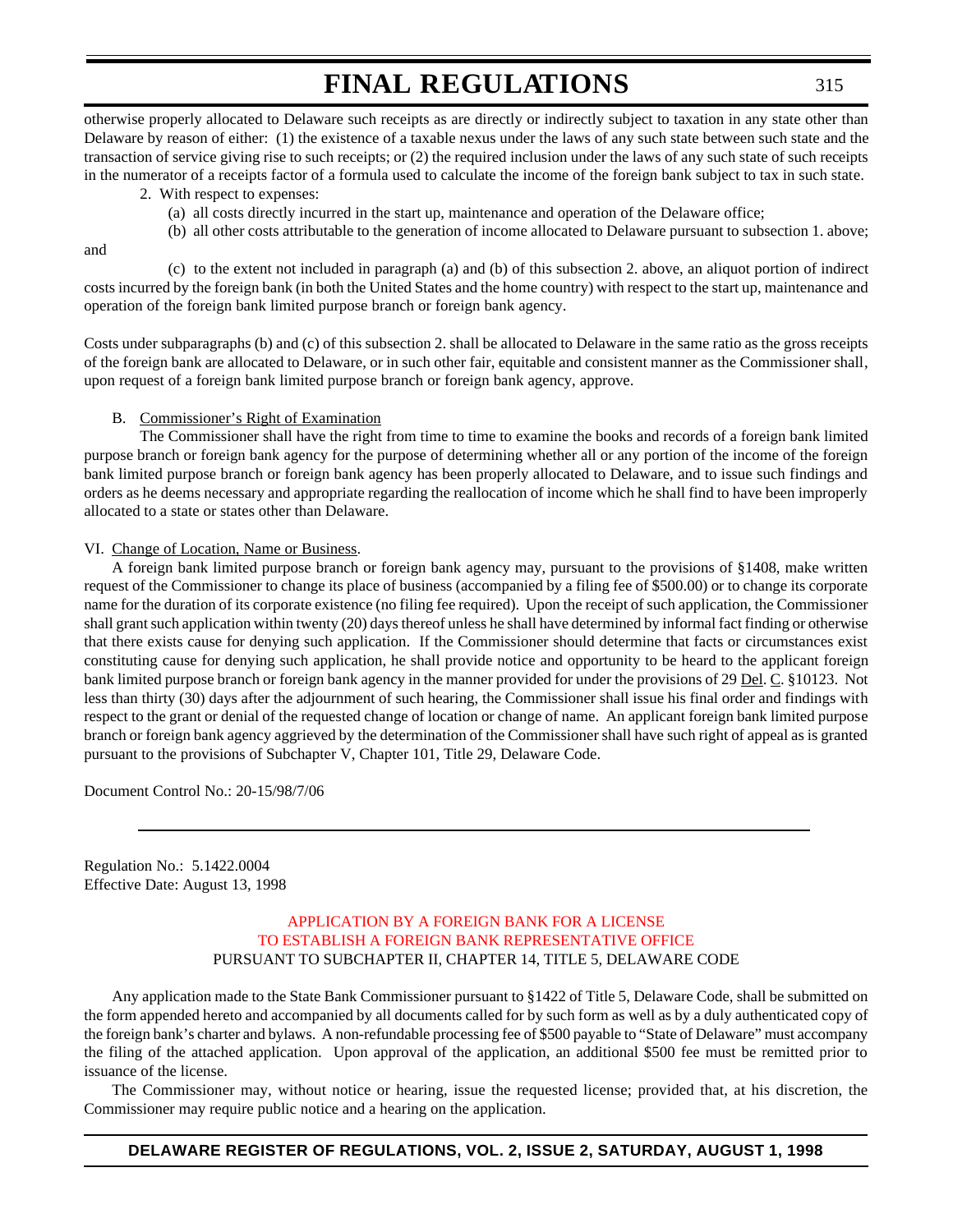otherwise properly allocated to Delaware such receipts as are directly or indirectly subject to taxation in any state other than Delaware by reason of either: (1) the existence of a taxable nexus under the laws of any such state between such state and the transaction of service giving rise to such receipts; or (2) the required inclusion under the laws of any such state of such receipts in the numerator of a receipts factor of a formula used to calculate the income of the foreign bank subject to tax in such state.

2. With respect to expenses:

(a) all costs directly incurred in the start up, maintenance and operation of the Delaware office;

(b) all other costs attributable to the generation of income allocated to Delaware pursuant to subsection 1. above; and

(c) to the extent not included in paragraph (a) and (b) of this subsection 2. above, an aliquot portion of indirect costs incurred by the foreign bank (in both the United States and the home country) with respect to the start up, maintenance and operation of the foreign bank limited purpose branch or foreign bank agency.

Costs under subparagraphs (b) and (c) of this subsection 2. shall be allocated to Delaware in the same ratio as the gross receipts of the foreign bank are allocated to Delaware, or in such other fair, equitable and consistent manner as the Commissioner shall, upon request of a foreign bank limited purpose branch or foreign bank agency, approve.

B. Commissioner's Right of Examination

The Commissioner shall have the right from time to time to examine the books and records of a foreign bank limited purpose branch or foreign bank agency for the purpose of determining whether all or any portion of the income of the foreign bank limited purpose branch or foreign bank agency has been properly allocated to Delaware, and to issue such findings and orders as he deems necessary and appropriate regarding the reallocation of income which he shall find to have been improperly allocated to a state or states other than Delaware.

VI. Change of Location, Name or Business.

A foreign bank limited purpose branch or foreign bank agency may, pursuant to the provisions of §1408, make written request of the Commissioner to change its place of business (accompanied by a filing fee of $500.00) or to change its corporate name for the duration of its corporate existence (no filing fee required). Upon the receipt of such application, the Commissioner shall grant such application within twenty (20) days thereof unless he shall have determined by informal fact finding or otherwise that there exists cause for denying such application. If the Commissioner should determine that facts or circumstances exist constituting cause for denying such application, he shall provide notice and opportunity to be heard to the applicant foreign bank limited purpose branch or foreign bank agency in the manner provided for under the provisions of 29 Del. C. §10123. Not less than thirty (30) days after the adjournment of such hearing, the Commissioner shall issue his final order and findings with respect to the grant or denial of the requested change of location or change of name. An applicant foreign bank limited purpose branch or foreign bank agency aggrieved by the determination of the Commissioner shall have such right of appeal as is granted pursuant to the provisions of Subchapter V, Chapter 101, Title 29, Delaware Code.

Document Control No.: 20-15/98/7/06

---

Regulation No.: 5.1422.0004
Effective Date: August 13, 1998

## APPLICATION BY A FOREIGN BANK FOR A LICENSE TO ESTABLISH A FOREIGN BANK REPRESENTATIVE OFFICE

PURSUANT TO SUBCHAPTER II, CHAPTER 14, TITLE 5, DELAWARE CODE

Any application made to the State Bank Commissioner pursuant to §1422 of Title 5, Delaware Code, shall be submitted on the form appended hereto and accompanied by all documents called for by such form as well as by a duly authenticated copy of the foreign bank's charter and bylaws. A non-refundable processing fee of $500 payable to "State of Delaware" must accompany the filing of the attached application. Upon approval of the application, an additional $500 fee must be remitted prior to issuance of the license.

The Commissioner may, without notice or hearing, issue the requested license; provided that, at his discretion, the Commissioner may require public notice and a hearing on the application.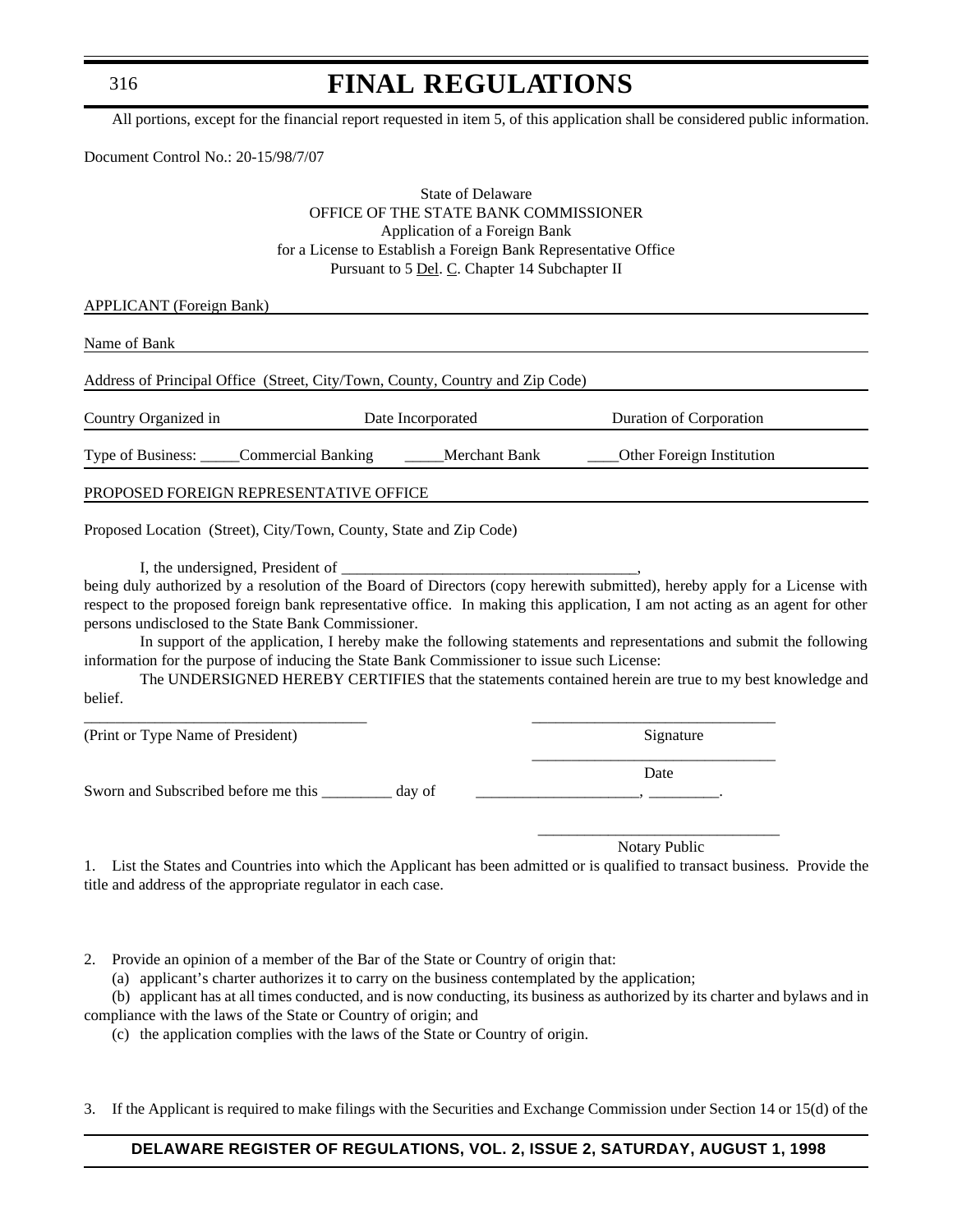All portions, except for the financial report requested in item 5, of this application shall be considered public information.

Document Control No.: 20-15/98/7/07

State of Delaware
OFFICE OF THE STATE BANK COMMISSIONER
Application of a Foreign Bank
for a License to Establish a Foreign Bank Representative Office
Pursuant to 5 Del. C. Chapter 14 Subchapter II

APPLICANT (Foreign Bank)

Name of Bank

Address of Principal Office (Street, City/Town, County, Country and Zip Code)

Country Organized in    Date Incorporated    Duration of Corporation

Type of Business: _____Commercial Banking    _____Merchant Bank    ____Other Foreign Institution

PROPOSED FOREIGN REPRESENTATIVE OFFICE

Proposed Location (Street), City/Town, County, State and Zip Code)

I, the undersigned, President of _____________________________________, being duly authorized by a resolution of the Board of Directors (copy herewith submitted), hereby apply for a License with respect to the proposed foreign bank representative office. In making this application, I am not acting as an agent for other persons undisclosed to the State Bank Commissioner.

In support of the application, I hereby make the following statements and representations and submit the following information for the purpose of inducing the State Bank Commissioner to issue such License:

The UNDERSIGNED HEREBY CERTIFIES that the statements contained herein are true to my best knowledge and belief.

___________________________________    ______________________________
(Print or Type Name of President)    Signature

______________________________
Date

Sworn and Subscribed before me this _________ day of    _____________________, _________.

______________________________
Notary Public

1. List the States and Countries into which the Applicant has been admitted or is qualified to transact business. Provide the title and address of the appropriate regulator in each case.

2. Provide an opinion of a member of the Bar of the State or Country of origin that:

(a) applicant's charter authorizes it to carry on the business contemplated by the application;

(b) applicant has at all times conducted, and is now conducting, its business as authorized by its charter and bylaws and in compliance with the laws of the State or Country of origin; and

(c) the application complies with the laws of the State or Country of origin.

3. If the Applicant is required to make filings with the Securities and Exchange Commission under Section 14 or 15(d) of the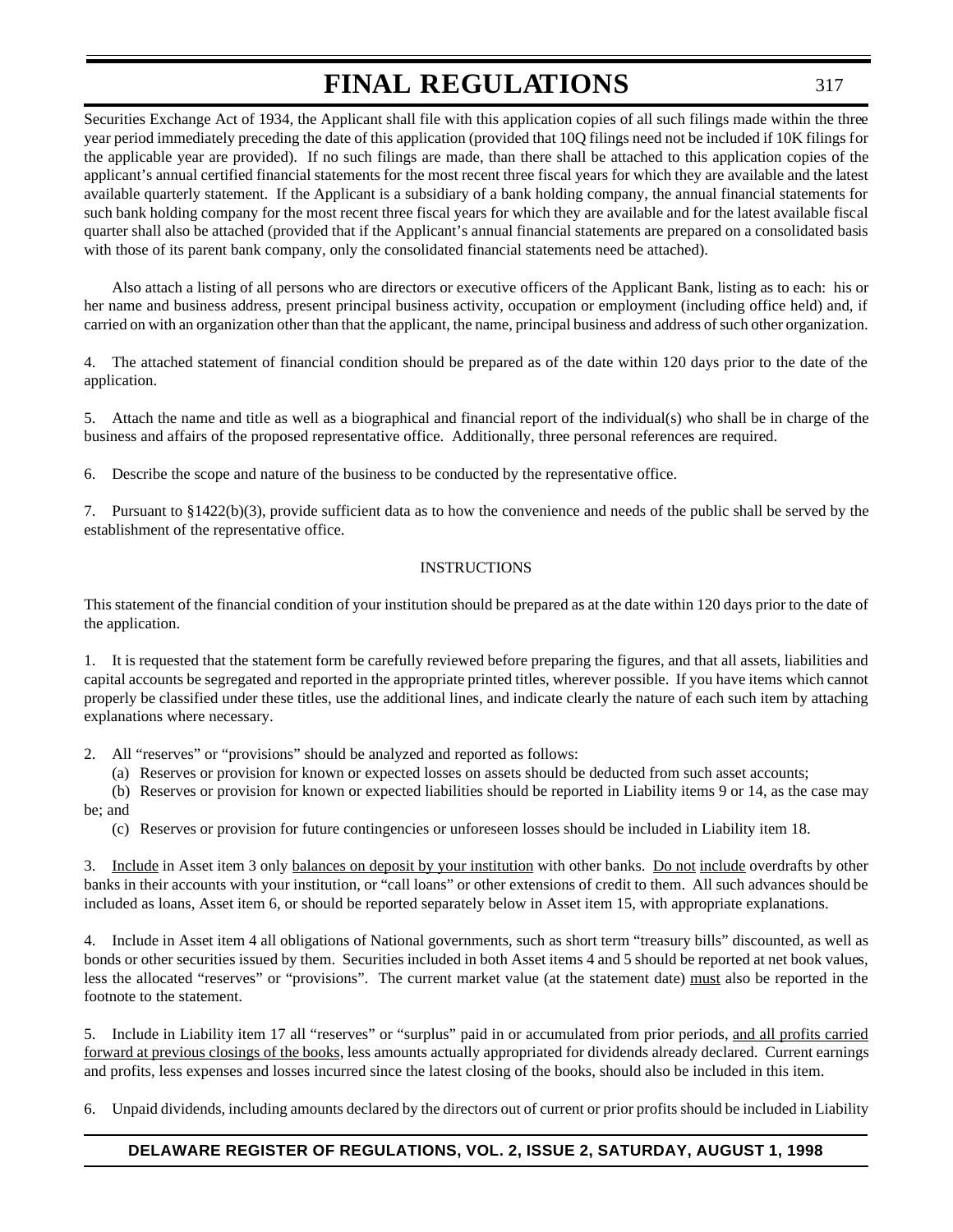Securities Exchange Act of 1934, the Applicant shall file with this application copies of all such filings made within the three year period immediately preceding the date of this application (provided that 10Q filings need not be included if 10K filings for the applicable year are provided). If no such filings are made, than there shall be attached to this application copies of the applicant's annual certified financial statements for the most recent three fiscal years for which they are available and the latest available quarterly statement. If the Applicant is a subsidiary of a bank holding company, the annual financial statements for such bank holding company for the most recent three fiscal years for which they are available and for the latest available fiscal quarter shall also be attached (provided that if the Applicant's annual financial statements are prepared on a consolidated basis with those of its parent bank company, only the consolidated financial statements need be attached).

Also attach a listing of all persons who are directors or executive officers of the Applicant Bank, listing as to each: his or her name and business address, present principal business activity, occupation or employment (including office held) and, if carried on with an organization other than that the applicant, the name, principal business and address of such other organization.

4. The attached statement of financial condition should be prepared as of the date within 120 days prior to the date of the application.

5. Attach the name and title as well as a biographical and financial report of the individual(s) who shall be in charge of the business and affairs of the proposed representative office. Additionally, three personal references are required.

6. Describe the scope and nature of the business to be conducted by the representative office.

7. Pursuant to §1422(b)(3), provide sufficient data as to how the convenience and needs of the public shall be served by the establishment of the representative office.

INSTRUCTIONS

This statement of the financial condition of your institution should be prepared as at the date within 120 days prior to the date of the application.

1. It is requested that the statement form be carefully reviewed before preparing the figures, and that all assets, liabilities and capital accounts be segregated and reported in the appropriate printed titles, wherever possible. If you have items which cannot properly be classified under these titles, use the additional lines, and indicate clearly the nature of each such item by attaching explanations where necessary.

2. All "reserves" or "provisions" should be analyzed and reported as follows:

(a) Reserves or provision for known or expected losses on assets should be deducted from such asset accounts;

(b) Reserves or provision for known or expected liabilities should be reported in Liability items 9 or 14, as the case may be; and

(c) Reserves or provision for future contingencies or unforeseen losses should be included in Liability item 18.

3. Include in Asset item 3 only balances on deposit by your institution with other banks. Do not include overdrafts by other banks in their accounts with your institution, or "call loans" or other extensions of credit to them. All such advances should be included as loans, Asset item 6, or should be reported separately below in Asset item 15, with appropriate explanations.

4. Include in Asset item 4 all obligations of National governments, such as short term "treasury bills" discounted, as well as bonds or other securities issued by them. Securities included in both Asset items 4 and 5 should be reported at net book values, less the allocated "reserves" or "provisions". The current market value (at the statement date) must also be reported in the footnote to the statement.

5. Include in Liability item 17 all "reserves" or "surplus" paid in or accumulated from prior periods, and all profits carried forward at previous closings of the books, less amounts actually appropriated for dividends already declared. Current earnings and profits, less expenses and losses incurred since the latest closing of the books, should also be included in this item.

6. Unpaid dividends, including amounts declared by the directors out of current or prior profits should be included in Liability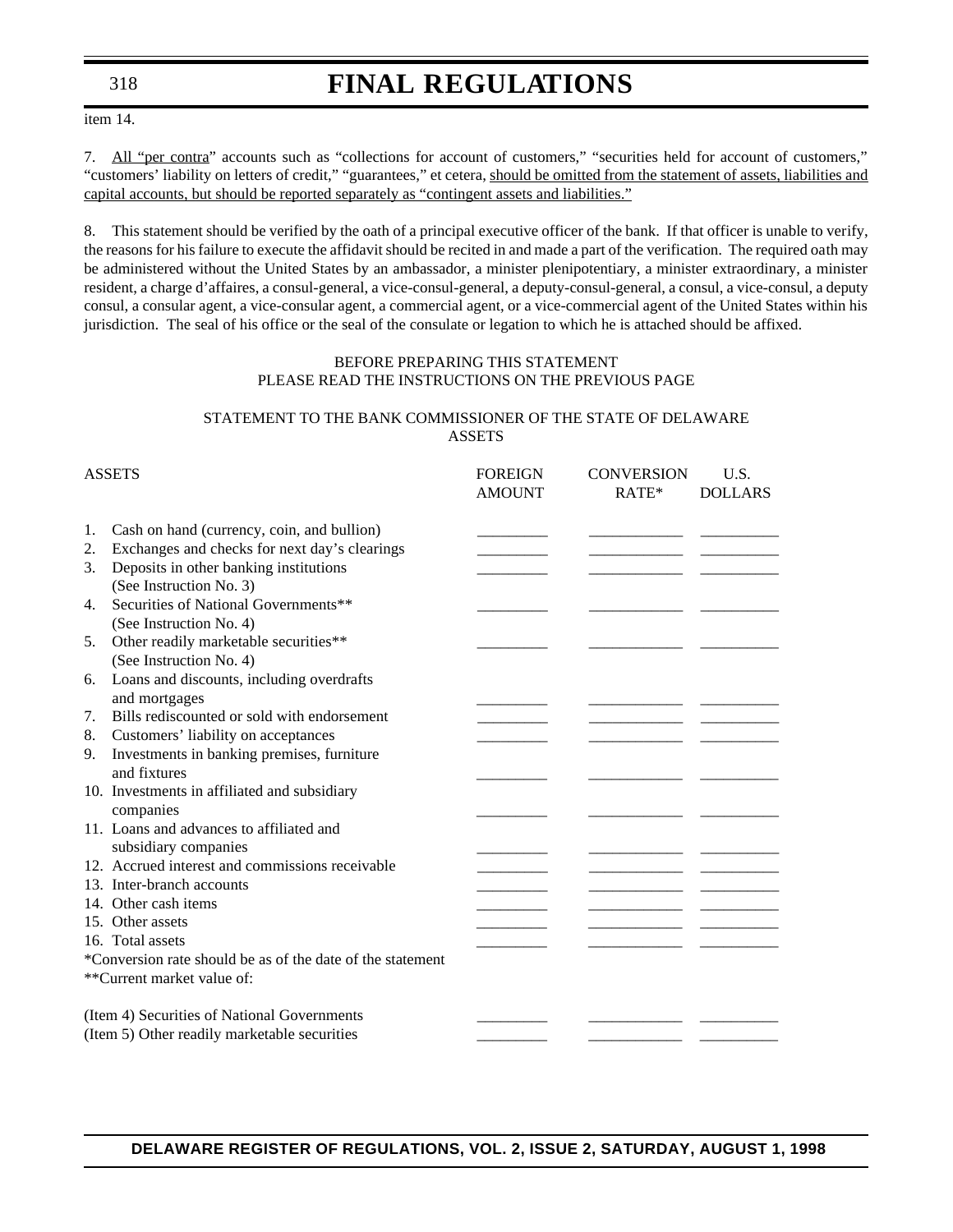item 14.

7. <u>All "per contra</u>" accounts such as "collections for account of customers," "securities held for account of customers," "customers' liability on letters of credit," "guarantees," et cetera, <u>should be omitted from the statement of assets, liabilities and capital accounts, but should be reported separately as "contingent assets and liabilities."</u>

8. This statement should be verified by the oath of a principal executive officer of the bank. If that officer is unable to verify, the reasons for his failure to execute the affidavit should be recited in and made a part of the verification. The required oath may be administered without the United States by an ambassador, a minister plenipotentiary, a minister extraordinary, a minister resident, a charge d'affaires, a consul-general, a vice-consul-general, a deputy-consul-general, a consul, a vice-consul, a deputy consul, a consular agent, a vice-consular agent, a commercial agent, or a vice-commercial agent of the United States within his jurisdiction. The seal of his office or the seal of the consulate or legation to which he is attached should be affixed.

BEFORE PREPARING THIS STATEMENT
PLEASE READ THE INSTRUCTIONS ON THE PREVIOUS PAGE

STATEMENT TO THE BANK COMMISSIONER OF THE STATE OF DELAWARE
ASSETS

| ASSETS | FOREIGN AMOUNT | CONVERSION RATE* | U.S. DOLLARS |
|---|---|---|---|
| 1. Cash on hand (currency, coin, and bullion) | ________ | ________ | ________ |
| 2. Exchanges and checks for next day's clearings | ________ | ________ | ________ |
| 3. Deposits in other banking institutions (See Instruction No. 3) | ________ | ________ | ________ |
| 4. Securities of National Governments** (See Instruction No. 4) | ________ | ________ | ________ |
| 5. Other readily marketable securities** (See Instruction No. 4) | ________ | ________ | ________ |
| 6. Loans and discounts, including overdrafts and mortgages | ________ | ________ | ________ |
| 7. Bills rediscounted or sold with endorsement | ________ | ________ | ________ |
| 8. Customers' liability on acceptances | ________ | ________ | ________ |
| 9. Investments in banking premises, furniture and fixtures | ________ | ________ | ________ |
| 10. Investments in affiliated and subsidiary companies | ________ | ________ | ________ |
| 11. Loans and advances to affiliated and subsidiary companies | ________ | ________ | ________ |
| 12. Accrued interest and commissions receivable | ________ | ________ | ________ |
| 13. Inter-branch accounts | ________ | ________ | ________ |
| 14. Other cash items | ________ | ________ | ________ |
| 15. Other assets | ________ | ________ | ________ |
| 16. Total assets | ________ | ________ | ________ |

*Conversion rate should be as of the date of the statement
**Current market value of:

| | | | |
|---|---|---|---|
| (Item 4) Securities of National Governments | ________ | ________ | ________ |
| (Item 5) Other readily marketable securities | ________ | ________ | ________ |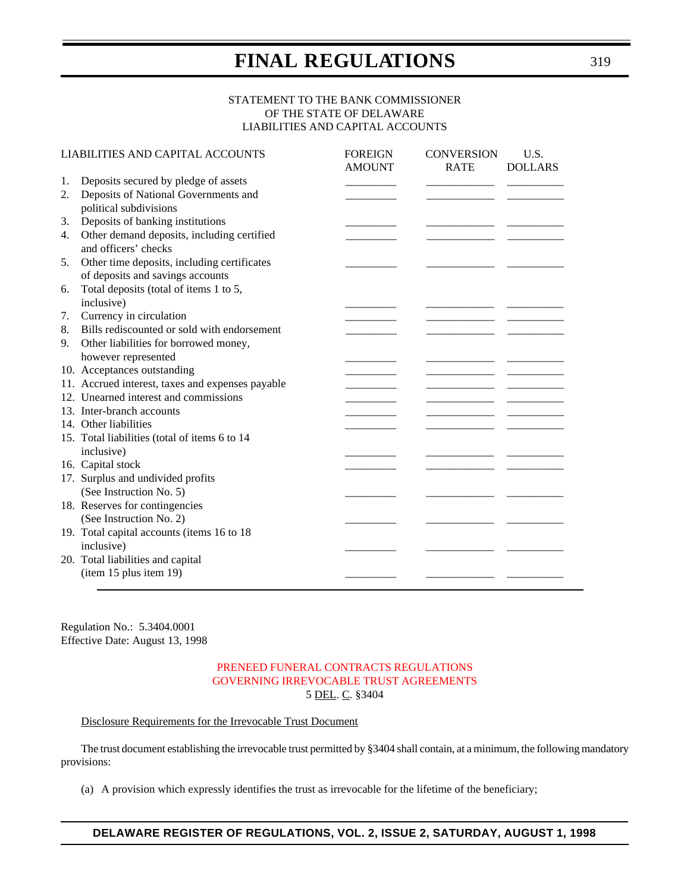STATEMENT TO THE BANK COMMISSIONER
OF THE STATE OF DELAWARE
LIABILITIES AND CAPITAL ACCOUNTS

| LIABILITIES AND CAPITAL ACCOUNTS | FOREIGN AMOUNT | CONVERSION RATE | U.S. DOLLARS |
|---|---|---|---|
| 1. Deposits secured by pledge of assets | ________ | ___________ | _________ |
| 2. Deposits of National Governments and political subdivisions | ________ | ___________ | _________ |
| 3. Deposits of banking institutions | ________ | ___________ | _________ |
| 4. Other demand deposits, including certified and officers' checks | ________ | ___________ | _________ |
| 5. Other time deposits, including certificates of deposits and savings accounts | ________ | ___________ | _________ |
| 6. Total deposits (total of items 1 to 5, inclusive) | ________ | ___________ | _________ |
| 7. Currency in circulation | ________ | ___________ | _________ |
| 8. Bills rediscounted or sold with endorsement | ________ | ___________ | _________ |
| 9. Other liabilities for borrowed money, however represented | ________ | ___________ | _________ |
| 10. Acceptances outstanding | ________ | ___________ | _________ |
| 11. Accrued interest, taxes and expenses payable | ________ | ___________ | _________ |
| 12. Unearned interest and commissions | ________ | ___________ | _________ |
| 13. Inter-branch accounts | ________ | ___________ | _________ |
| 14. Other liabilities | ________ | ___________ | _________ |
| 15. Total liabilities (total of items 6 to 14 inclusive) | ________ | ___________ | _________ |
| 16. Capital stock | ________ | ___________ | _________ |
| 17. Surplus and undivided profits (See Instruction No. 5) | ________ | ___________ | _________ |
| 18. Reserves for contingencies (See Instruction No. 2) | ________ | ___________ | _________ |
| 19. Total capital accounts (items 16 to 18 inclusive) | ________ | ___________ | _________ |
| 20. Total liabilities and capital (item 15 plus item 19) | ________ | ___________ | _________ |

Regulation No.: 5.3404.0001
Effective Date: August 13, 1998

PRENEED FUNERAL CONTRACTS REGULATIONS
GOVERNING IRREVOCABLE TRUST AGREEMENTS
5 DEL. C. §3404

Disclosure Requirements for the Irrevocable Trust Document

The trust document establishing the irrevocable trust permitted by §3404 shall contain, at a minimum, the following mandatory provisions:

(a) A provision which expressly identifies the trust as irrevocable for the lifetime of the beneficiary;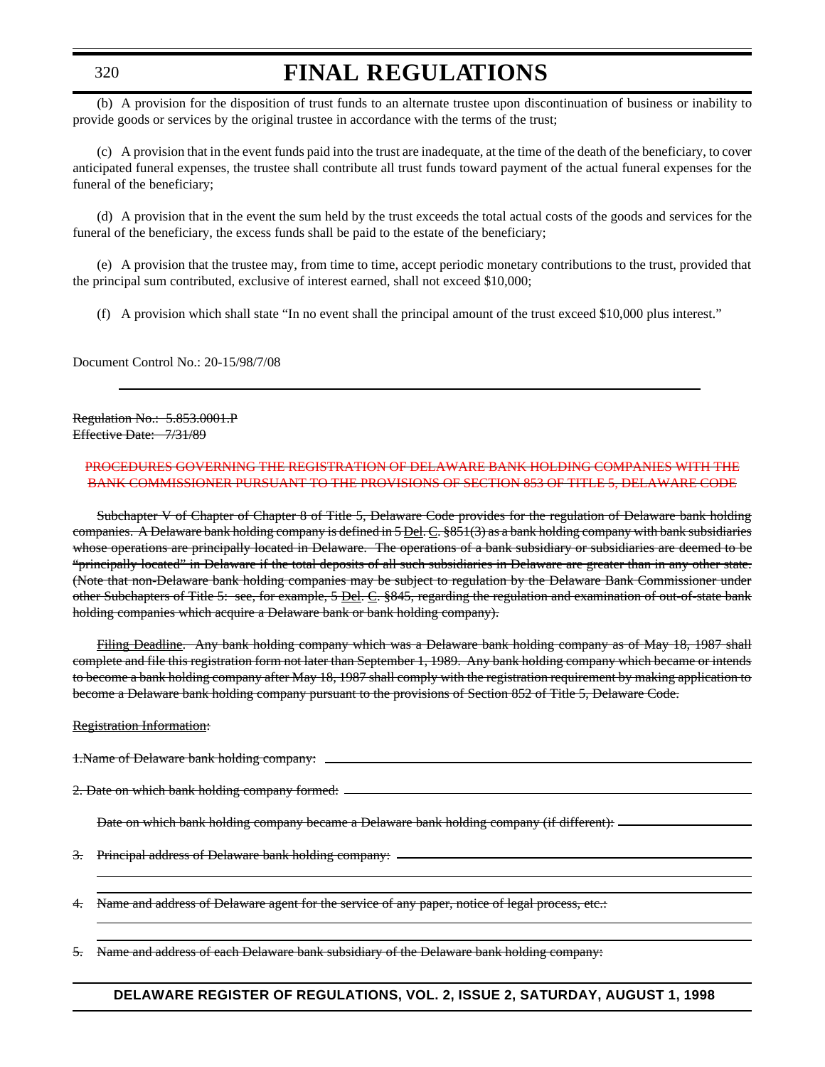(b) A provision for the disposition of trust funds to an alternate trustee upon discontinuation of business or inability to provide goods or services by the original trustee in accordance with the terms of the trust;

(c) A provision that in the event funds paid into the trust are inadequate, at the time of the death of the beneficiary, to cover anticipated funeral expenses, the trustee shall contribute all trust funds toward payment of the actual funeral expenses for the funeral of the beneficiary;

(d) A provision that in the event the sum held by the trust exceeds the total actual costs of the goods and services for the funeral of the beneficiary, the excess funds shall be paid to the estate of the beneficiary;

(e) A provision that the trustee may, from time to time, accept periodic monetary contributions to the trust, provided that the principal sum contributed, exclusive of interest earned, shall not exceed $10,000;

(f) A provision which shall state "In no event shall the principal amount of the trust exceed $10,000 plus interest."

Document Control No.: 20-15/98/7/08

---

~~Regulation No.: 5.853.0001.P~~
~~Effective Date: 7/31/89~~

~~PROCEDURES GOVERNING THE REGISTRATION OF DELAWARE BANK HOLDING COMPANIES WITH THE BANK COMMISSIONER PURSUANT TO THE PROVISIONS OF SECTION 853 OF TITLE 5, DELAWARE CODE~~

~~Subchapter V of Chapter of Chapter 8 of Title 5, Delaware Code provides for the regulation of Delaware bank holding companies. A Delaware bank holding company is defined in 5 Del. C. §851(3) as a bank holding company with bank subsidiaries whose operations are principally located in Delaware. The operations of a bank subsidiary or subsidiaries are deemed to be "principally located" in Delaware if the total deposits of all such subsidiaries in Delaware are greater than in any other state. (Note that non-Delaware bank holding companies may be subject to regulation by the Delaware Bank Commissioner under other Subchapters of Title 5: see, for example, 5 Del. C. §845, regarding the regulation and examination of out-of-state bank holding companies which acquire a Delaware bank or bank holding company).~~

~~Filing Deadline. Any bank holding company which was a Delaware bank holding company as of May 18, 1987 shall complete and file this registration form not later than September 1, 1989. Any bank holding company which became or intends to become a bank holding company after May 18, 1987 shall comply with the registration requirement by making application to become a Delaware bank holding company pursuant to the provisions of Section 852 of Title 5, Delaware Code.~~

~~Registration Information:~~

~~1.Name of Delaware bank holding company:~~ ______________________________

~~2. Date on which bank holding company formed:~~ ______________________________

~~Date on which bank holding company became a Delaware bank holding company (if different):~~ ______________

~~3. Principal address of Delaware bank holding company:~~ ______________________________

______________________________

______________________________

~~4. Name and address of Delaware agent for the service of any paper, notice of legal process, etc.:~~

______________________________

______________________________

~~5. Name and address of each Delaware bank subsidiary of the Delaware bank holding company:~~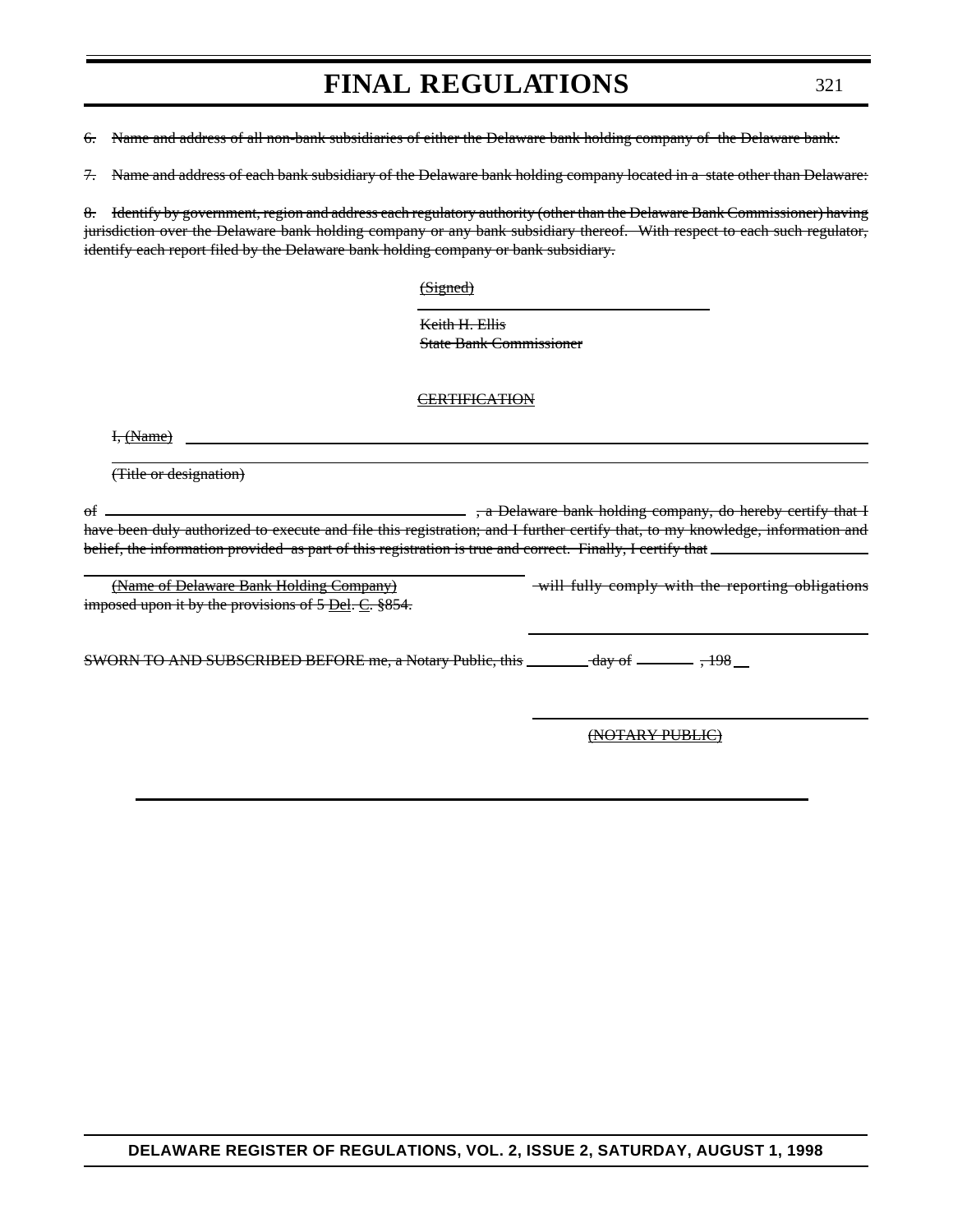~~6. Name and address of all non-bank subsidiaries of either the Delaware bank holding company of the Delaware bank:~~

~~7. Name and address of each bank subsidiary of the Delaware bank holding company located in a state other than Delaware:~~

~~8. Identify by government, region and address each regulatory authority (other than the Delaware Bank Commissioner) having jurisdiction over the Delaware bank holding company or any bank subsidiary thereof. With respect to each such regulator, identify each report filed by the Delaware bank holding company or bank subsidiary.~~

~~(Signed)~~

______________________________

~~Keith H. Ellis~~
~~State Bank Commissioner~~

~~CERTIFICATION~~

~~I, (Name)~~ ______________________________________________

______________________________________________
~~(Title or designation)~~

~~of~~ ______________________________ ~~, a Delaware bank holding company, do hereby certify that I have been duly authorized to execute and file this registration; and I further certify that, to my knowledge, information and belief, the information provided as part of this registration is true and correct. Finally, I certify that~~ ____________________

______________________________
~~(Name of Delaware Bank Holding Company)~~ ~~will fully comply with the reporting obligations imposed upon it by the provisions of 5 Del. C. §854.~~

______________________________

~~SWORN TO AND SUBSCRIBED BEFORE me, a Notary Public, this~~ ________ ~~day of~~ ________ ~~, 198~~ __

______________________________
~~(NOTARY PUBLIC)~~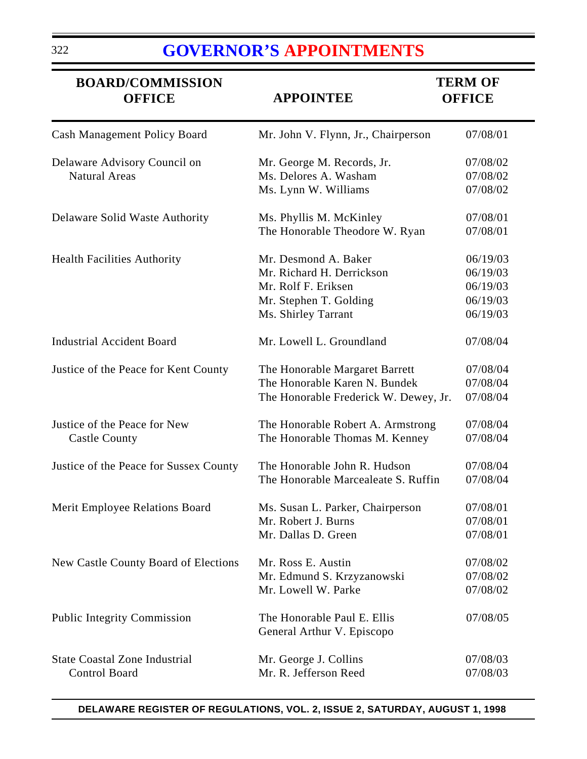# GOVERNOR'S APPOINTMENTS

| BOARD/COMMISSION OFFICE | APPOINTEE | TERM OF OFFICE |
|---|---|---|
| Cash Management Policy Board | Mr. John V. Flynn, Jr., Chairperson | 07/08/01 |
| Delaware Advisory Council on Natural Areas | Mr. George M. Records, Jr. | 07/08/02 |
| | Ms. Delores A. Washam | 07/08/02 |
| | Ms. Lynn W. Williams | 07/08/02 |
| Delaware Solid Waste Authority | Ms. Phyllis M. McKinley | 07/08/01 |
| | The Honorable Theodore W. Ryan | 07/08/01 |
| Health Facilities Authority | Mr. Desmond A. Baker | 06/19/03 |
| | Mr. Richard H. Derrickson | 06/19/03 |
| | Mr. Rolf F. Eriksen | 06/19/03 |
| | Mr. Stephen T. Golding | 06/19/03 |
| | Ms. Shirley Tarrant | 06/19/03 |
| Industrial Accident Board | Mr. Lowell L. Groundland | 07/08/04 |
| Justice of the Peace for Kent County | The Honorable Margaret Barrett | 07/08/04 |
| | The Honorable Karen N. Bundek | 07/08/04 |
| | The Honorable Frederick W. Dewey, Jr. | 07/08/04 |
| Justice of the Peace for New Castle County | The Honorable Robert A. Armstrong | 07/08/04 |
| | The Honorable Thomas M. Kenney | 07/08/04 |
| Justice of the Peace for Sussex County | The Honorable John R. Hudson | 07/08/04 |
| | The Honorable Marcealeate S. Ruffin | 07/08/04 |
| Merit Employee Relations Board | Ms. Susan L. Parker, Chairperson | 07/08/01 |
| | Mr. Robert J. Burns | 07/08/01 |
| | Mr. Dallas D. Green | 07/08/01 |
| New Castle County Board of Elections | Mr. Ross E. Austin | 07/08/02 |
| | Mr. Edmund S. Krzyzanowski | 07/08/02 |
| | Mr. Lowell W. Parke | 07/08/02 |
| Public Integrity Commission | The Honorable Paul E. Ellis | 07/08/05 |
| | General Arthur V. Episcopo | |
| State Coastal Zone Industrial Control Board | Mr. George J. Collins | 07/08/03 |
| | Mr. R. Jefferson Reed | 07/08/03 |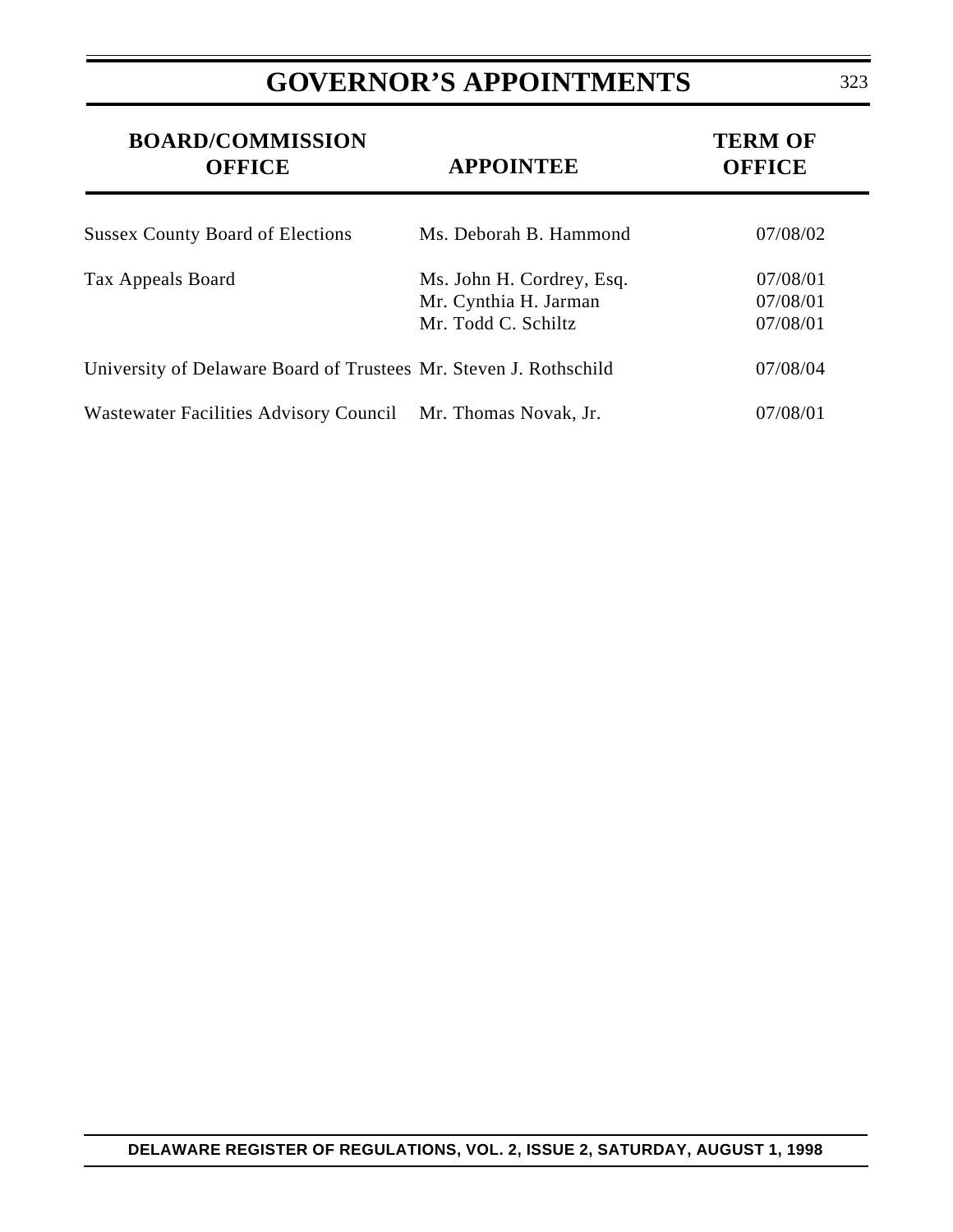# GOVERNOR'S APPOINTMENTS

| BOARD/COMMISSION OFFICE | APPOINTEE | TERM OF OFFICE |
|---|---|---|
| Sussex County Board of Elections | Ms. Deborah B. Hammond | 07/08/02 |
| Tax Appeals Board | Ms. John H. Cordrey, Esq. | 07/08/01 |
| | Mr. Cynthia H. Jarman | 07/08/01 |
| | Mr. Todd C. Schiltz | 07/08/01 |
| University of Delaware Board of Trustees | Mr. Steven J. Rothschild | 07/08/04 |
| Wastewater Facilities Advisory Council | Mr. Thomas Novak, Jr. | 07/08/01 |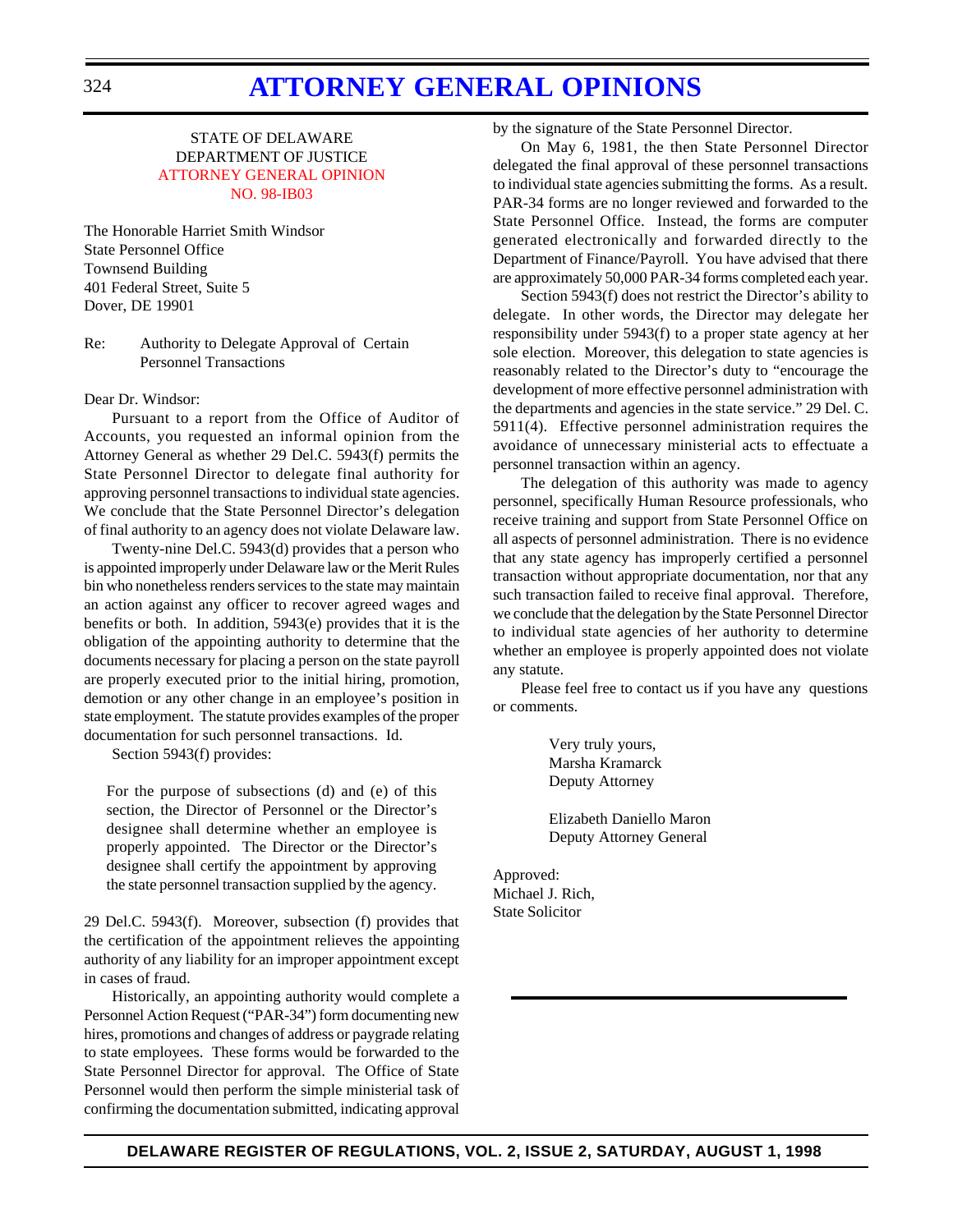# ATTORNEY GENERAL OPINIONS

STATE OF DELAWARE
DEPARTMENT OF JUSTICE
ATTORNEY GENERAL OPINION
NO. 98-IB03

The Honorable Harriet Smith Windsor
State Personnel Office
Townsend Building
401 Federal Street, Suite 5
Dover, DE 19901

Re: Authority to Delegate Approval of Certain Personnel Transactions

Dear Dr. Windsor:

Pursuant to a report from the Office of Auditor of Accounts, you requested an informal opinion from the Attorney General as whether 29 Del.C. 5943(f) permits the State Personnel Director to delegate final authority for approving personnel transactions to individual state agencies. We conclude that the State Personnel Director's delegation of final authority to an agency does not violate Delaware law.

Twenty-nine Del.C. 5943(d) provides that a person who is appointed improperly under Delaware law or the Merit Rules bin who nonetheless renders services to the state may maintain an action against any officer to recover agreed wages and benefits or both. In addition, 5943(e) provides that it is the obligation of the appointing authority to determine that the documents necessary for placing a person on the state payroll are properly executed prior to the initial hiring, promotion, demotion or any other change in an employee's position in state employment. The statute provides examples of the proper documentation for such personnel transactions. Id.

Section 5943(f) provides:

> For the purpose of subsections (d) and (e) of this section, the Director of Personnel or the Director's designee shall determine whether an employee is properly appointed. The Director or the Director's designee shall certify the appointment by approving the state personnel transaction supplied by the agency.

29 Del.C. 5943(f). Moreover, subsection (f) provides that the certification of the appointment relieves the appointing authority of any liability for an improper appointment except in cases of fraud.

Historically, an appointing authority would complete a Personnel Action Request ("PAR-34") form documenting new hires, promotions and changes of address or paygrade relating to state employees. These forms would be forwarded to the State Personnel Director for approval. The Office of State Personnel would then perform the simple ministerial task of confirming the documentation submitted, indicating approval by the signature of the State Personnel Director.

On May 6, 1981, the then State Personnel Director delegated the final approval of these personnel transactions to individual state agencies submitting the forms. As a result. PAR-34 forms are no longer reviewed and forwarded to the State Personnel Office. Instead, the forms are computer generated electronically and forwarded directly to the Department of Finance/Payroll. You have advised that there are approximately 50,000 PAR-34 forms completed each year.

Section 5943(f) does not restrict the Director's ability to delegate. In other words, the Director may delegate her responsibility under 5943(f) to a proper state agency at her sole election. Moreover, this delegation to state agencies is reasonably related to the Director's duty to "encourage the development of more effective personnel administration with the departments and agencies in the state service." 29 Del. C. 5911(4). Effective personnel administration requires the avoidance of unnecessary ministerial acts to effectuate a personnel transaction within an agency.

The delegation of this authority was made to agency personnel, specifically Human Resource professionals, who receive training and support from State Personnel Office on all aspects of personnel administration. There is no evidence that any state agency has improperly certified a personnel transaction without appropriate documentation, nor that any such transaction failed to receive final approval. Therefore, we conclude that the delegation by the State Personnel Director to individual state agencies of her authority to determine whether an employee is properly appointed does not violate any statute.

Please feel free to contact us if you have any questions or comments.

Very truly yours,
Marsha Kramarck
Deputy Attorney

Elizabeth Daniello Maron
Deputy Attorney General

Approved:
Michael J. Rich,
State Solicitor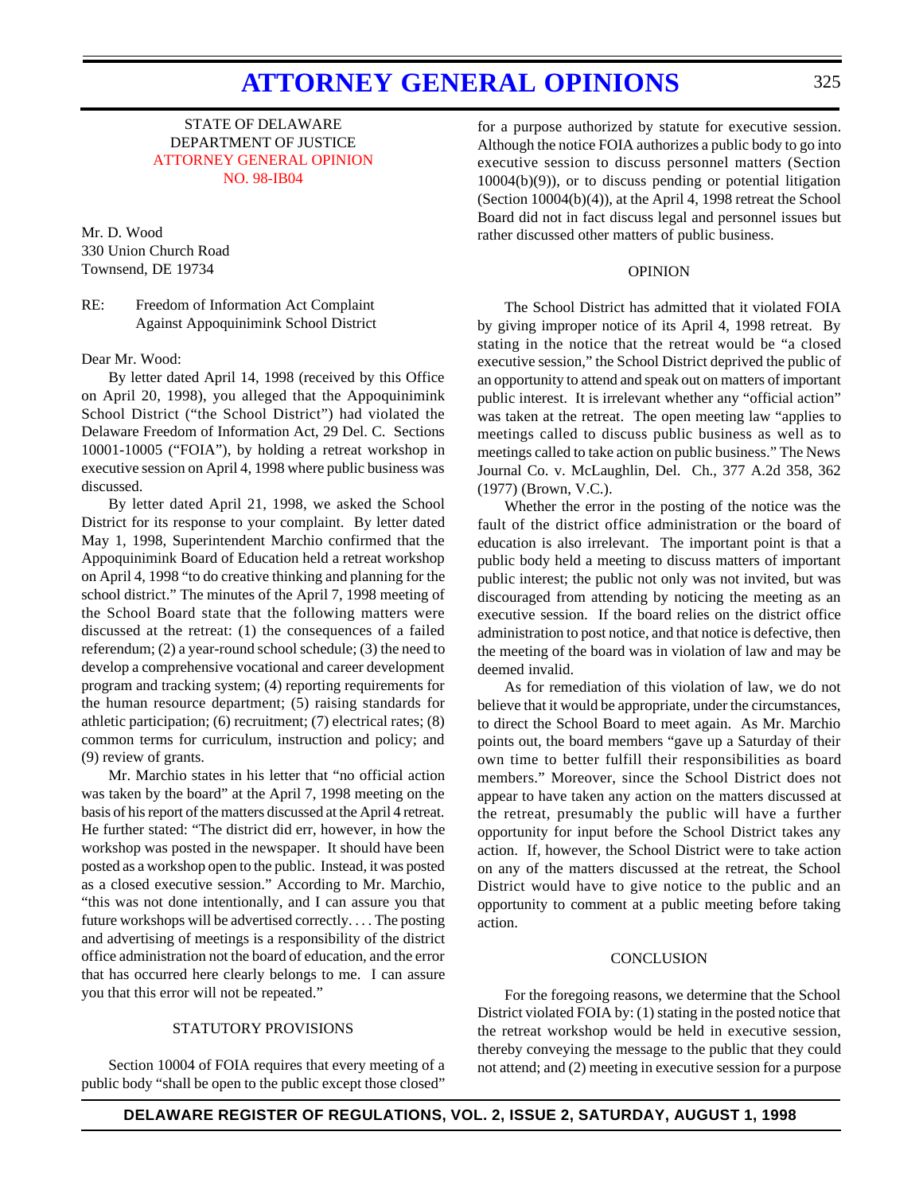# ATTORNEY GENERAL OPINIONS

STATE OF DELAWARE
DEPARTMENT OF JUSTICE
ATTORNEY GENERAL OPINION
NO. 98-IB04

Mr. D. Wood
330 Union Church Road
Townsend, DE 19734

RE: Freedom of Information Act Complaint Against Appoquinimink School District

Dear Mr. Wood:

By letter dated April 14, 1998 (received by this Office on April 20, 1998), you alleged that the Appoquinimink School District ("the School District") had violated the Delaware Freedom of Information Act, 29 Del. C. Sections 10001-10005 ("FOIA"), by holding a retreat workshop in executive session on April 4, 1998 where public business was discussed.

By letter dated April 21, 1998, we asked the School District for its response to your complaint. By letter dated May 1, 1998, Superintendent Marchio confirmed that the Appoquinimink Board of Education held a retreat workshop on April 4, 1998 "to do creative thinking and planning for the school district." The minutes of the April 7, 1998 meeting of the School Board state that the following matters were discussed at the retreat: (1) the consequences of a failed referendum; (2) a year-round school schedule; (3) the need to develop a comprehensive vocational and career development program and tracking system; (4) reporting requirements for the human resource department; (5) raising standards for athletic participation; (6) recruitment; (7) electrical rates; (8) common terms for curriculum, instruction and policy; and (9) review of grants.

Mr. Marchio states in his letter that "no official action was taken by the board" at the April 7, 1998 meeting on the basis of his report of the matters discussed at the April 4 retreat. He further stated: "The district did err, however, in how the workshop was posted in the newspaper. It should have been posted as a workshop open to the public. Instead, it was posted as a closed executive session." According to Mr. Marchio, "this was not done intentionally, and I can assure you that future workshops will be advertised correctly. . . . The posting and advertising of meetings is a responsibility of the district office administration not the board of education, and the error that has occurred here clearly belongs to me. I can assure you that this error will not be repeated."

## STATUTORY PROVISIONS

Section 10004 of FOIA requires that every meeting of a public body "shall be open to the public except those closed" for a purpose authorized by statute for executive session. Although the notice FOIA authorizes a public body to go into executive session to discuss personnel matters (Section 10004(b)(9)), or to discuss pending or potential litigation (Section 10004(b)(4)), at the April 4, 1998 retreat the School Board did not in fact discuss legal and personnel issues but rather discussed other matters of public business.

## OPINION

The School District has admitted that it violated FOIA by giving improper notice of its April 4, 1998 retreat. By stating in the notice that the retreat would be "a closed executive session," the School District deprived the public of an opportunity to attend and speak out on matters of important public interest. It is irrelevant whether any "official action" was taken at the retreat. The open meeting law "applies to meetings called to discuss public business as well as to meetings called to take action on public business." The News Journal Co. v. McLaughlin, Del. Ch., 377 A.2d 358, 362 (1977) (Brown, V.C.).

Whether the error in the posting of the notice was the fault of the district office administration or the board of education is also irrelevant. The important point is that a public body held a meeting to discuss matters of important public interest; the public not only was not invited, but was discouraged from attending by noticing the meeting as an executive session. If the board relies on the district office administration to post notice, and that notice is defective, then the meeting of the board was in violation of law and may be deemed invalid.

As for remediation of this violation of law, we do not believe that it would be appropriate, under the circumstances, to direct the School Board to meet again. As Mr. Marchio points out, the board members "gave up a Saturday of their own time to better fulfill their responsibilities as board members." Moreover, since the School District does not appear to have taken any action on the matters discussed at the retreat, presumably the public will have a further opportunity for input before the School District takes any action. If, however, the School District were to take action on any of the matters discussed at the retreat, the School District would have to give notice to the public and an opportunity to comment at a public meeting before taking action.

## CONCLUSION

For the foregoing reasons, we determine that the School District violated FOIA by: (1) stating in the posted notice that the retreat workshop would be held in executive session, thereby conveying the message to the public that they could not attend; and (2) meeting in executive session for a purpose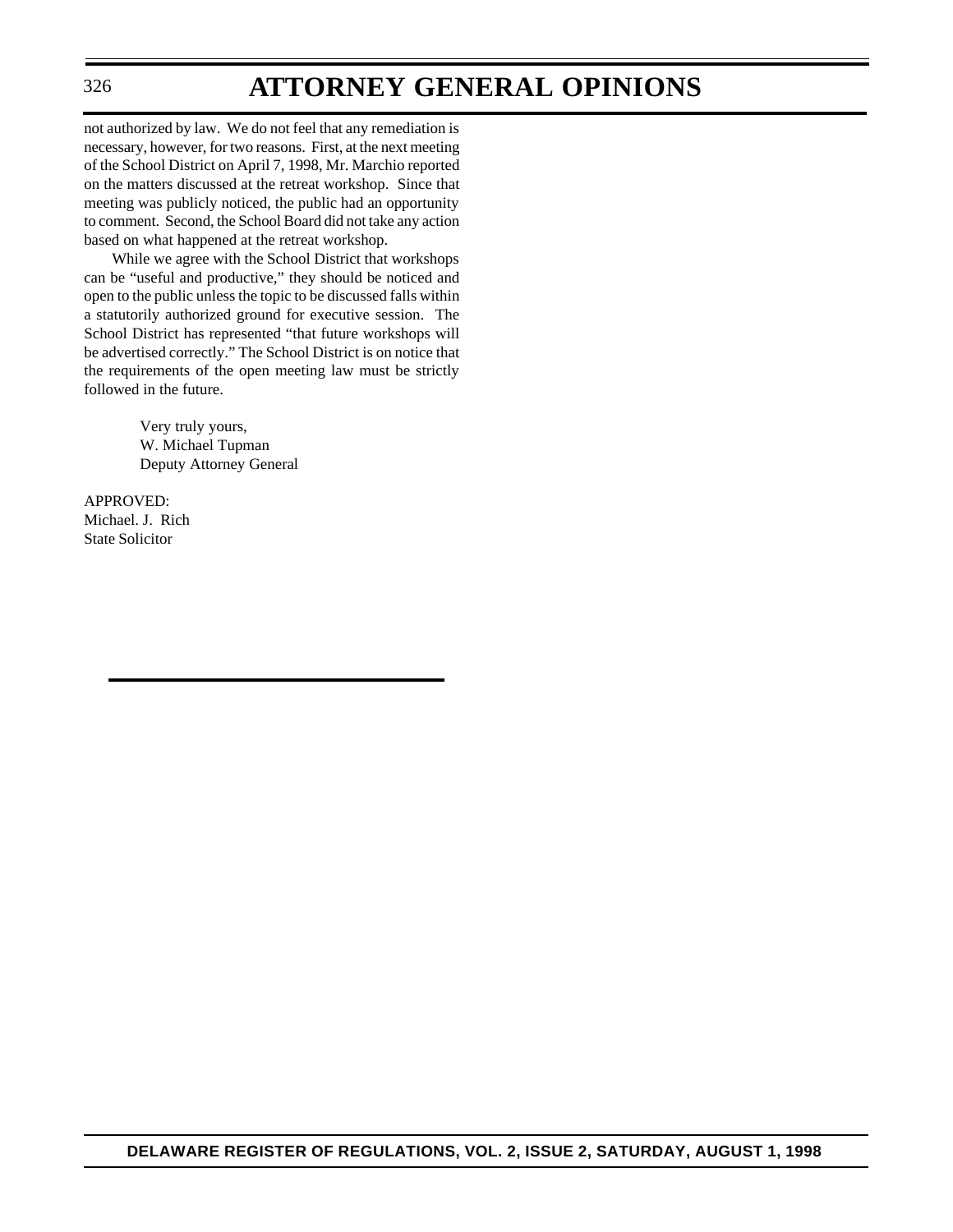not authorized by law. We do not feel that any remediation is necessary, however, for two reasons. First, at the next meeting of the School District on April 7, 1998, Mr. Marchio reported on the matters discussed at the retreat workshop. Since that meeting was publicly noticed, the public had an opportunity to comment. Second, the School Board did not take any action based on what happened at the retreat workshop.

While we agree with the School District that workshops can be "useful and productive," they should be noticed and open to the public unless the topic to be discussed falls within a statutorily authorized ground for executive session. The School District has represented "that future workshops will be advertised correctly." The School District is on notice that the requirements of the open meeting law must be strictly followed in the future.

Very truly yours,
W. Michael Tupman
Deputy Attorney General

APPROVED:
Michael. J. Rich
State Solicitor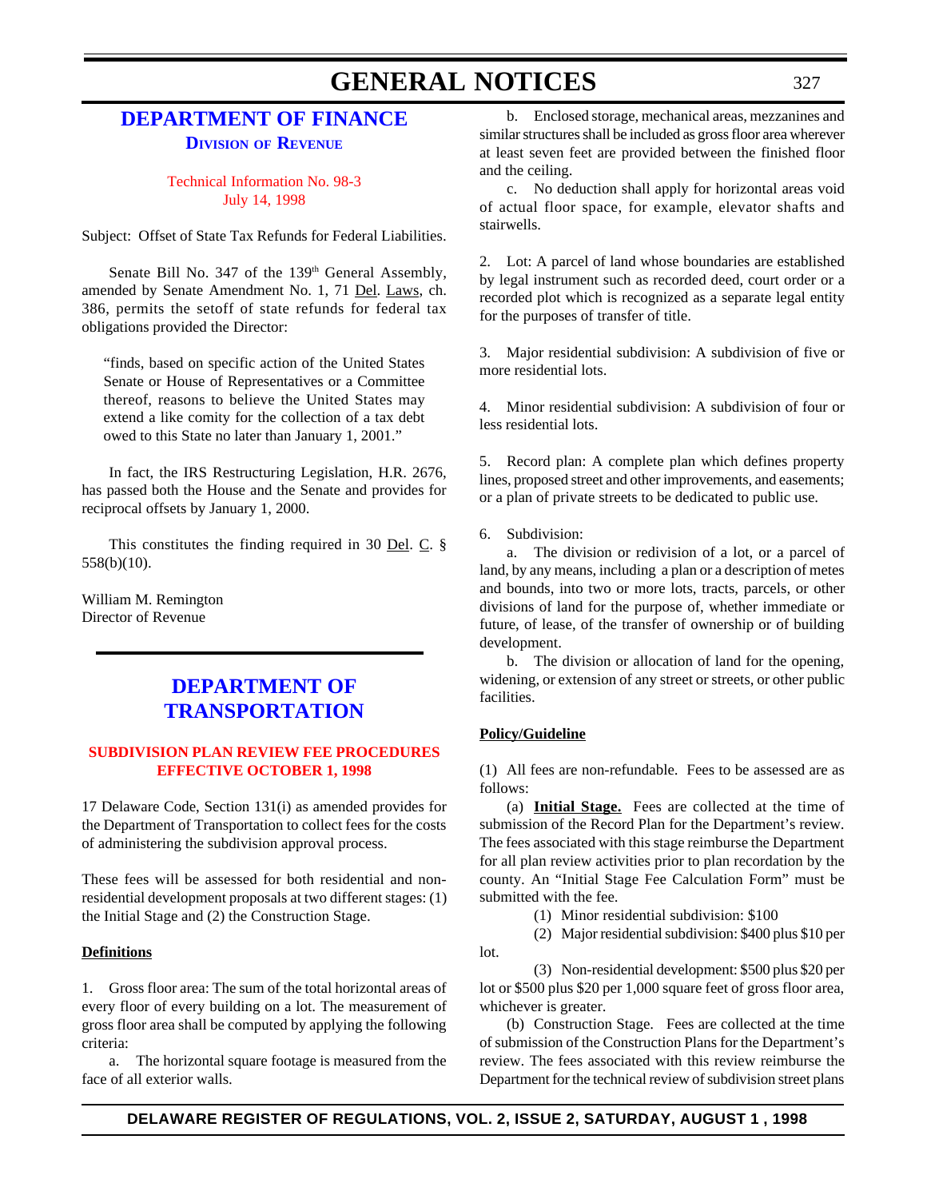# GENERAL NOTICES

## DEPARTMENT OF FINANCE

### Division of Revenue

Technical Information No. 98-3
July 14, 1998

Subject: Offset of State Tax Refunds for Federal Liabilities.

Senate Bill No. 347 of the 139th General Assembly, amended by Senate Amendment No. 1, 71 Del. Laws, ch. 386, permits the setoff of state refunds for federal tax obligations provided the Director:

> "finds, based on specific action of the United States Senate or House of Representatives or a Committee thereof, reasons to believe the United States may extend a like comity for the collection of a tax debt owed to this State no later than January 1, 2001."

In fact, the IRS Restructuring Legislation, H.R. 2676, has passed both the House and the Senate and provides for reciprocal offsets by January 1, 2000.

This constitutes the finding required in 30 Del. C. § 558(b)(10).

William M. Remington
Director of Revenue

## DEPARTMENT OF TRANSPORTATION

### SUBDIVISION PLAN REVIEW FEE PROCEDURES EFFECTIVE OCTOBER 1, 1998

17 Delaware Code, Section 131(i) as amended provides for the Department of Transportation to collect fees for the costs of administering the subdivision approval process.

These fees will be assessed for both residential and non-residential development proposals at two different stages: (1) the Initial Stage and (2) the Construction Stage.

**Definitions**

1. Gross floor area: The sum of the total horizontal areas of every floor of every building on a lot. The measurement of gross floor area shall be computed by applying the following criteria:

a. The horizontal square footage is measured from the face of all exterior walls.

b. Enclosed storage, mechanical areas, mezzanines and similar structures shall be included as gross floor area wherever at least seven feet are provided between the finished floor and the ceiling.

c. No deduction shall apply for horizontal areas void of actual floor space, for example, elevator shafts and stairwells.

2. Lot: A parcel of land whose boundaries are established by legal instrument such as recorded deed, court order or a recorded plot which is recognized as a separate legal entity for the purposes of transfer of title.

3. Major residential subdivision: A subdivision of five or more residential lots.

4. Minor residential subdivision: A subdivision of four or less residential lots.

5. Record plan: A complete plan which defines property lines, proposed street and other improvements, and easements; or a plan of private streets to be dedicated to public use.

6. Subdivision:

a. The division or redivision of a lot, or a parcel of land, by any means, including a plan or a description of metes and bounds, into two or more lots, tracts, parcels, or other divisions of land for the purpose of, whether immediate or future, of lease, of the transfer of ownership or of building development.

b. The division or allocation of land for the opening, widening, or extension of any street or streets, or other public facilities.

**Policy/Guideline**

(1) All fees are non-refundable. Fees to be assessed are as follows:

(a) **Initial Stage.** Fees are collected at the time of submission of the Record Plan for the Department's review. The fees associated with this stage reimburse the Department for all plan review activities prior to plan recordation by the county. An "Initial Stage Fee Calculation Form" must be submitted with the fee.

(1) Minor residential subdivision: $100

(2) Major residential subdivision: $400 plus $10 per lot.

(3) Non-residential development: $500 plus $20 per lot or $500 plus $20 per 1,000 square feet of gross floor area, whichever is greater.

(b) Construction Stage. Fees are collected at the time of submission of the Construction Plans for the Department's review. The fees associated with this review reimburse the Department for the technical review of subdivision street plans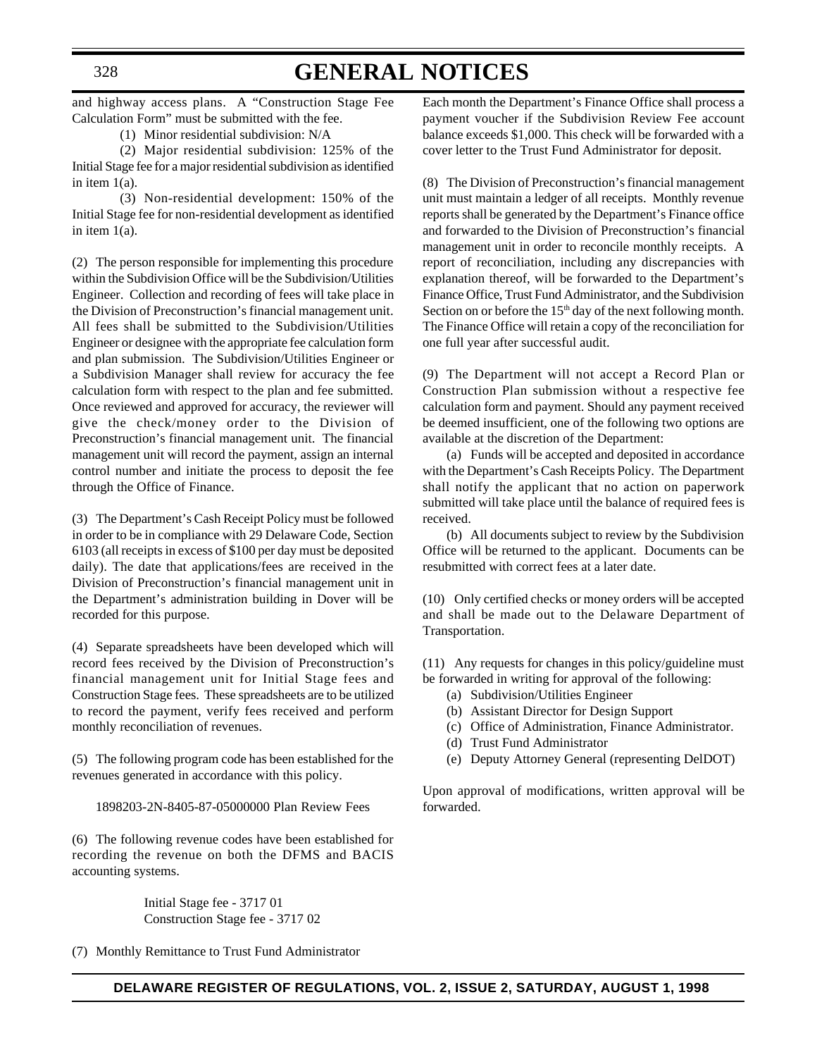and highway access plans. A "Construction Stage Fee Calculation Form" must be submitted with the fee.

(1) Minor residential subdivision: N/A

(2) Major residential subdivision: 125% of the Initial Stage fee for a major residential subdivision as identified in item 1(a).

(3) Non-residential development: 150% of the Initial Stage fee for non-residential development as identified in item 1(a).

(2) The person responsible for implementing this procedure within the Subdivision Office will be the Subdivision/Utilities Engineer. Collection and recording of fees will take place in the Division of Preconstruction's financial management unit. All fees shall be submitted to the Subdivision/Utilities Engineer or designee with the appropriate fee calculation form and plan submission. The Subdivision/Utilities Engineer or a Subdivision Manager shall review for accuracy the fee calculation form with respect to the plan and fee submitted. Once reviewed and approved for accuracy, the reviewer will give the check/money order to the Division of Preconstruction's financial management unit. The financial management unit will record the payment, assign an internal control number and initiate the process to deposit the fee through the Office of Finance.

(3) The Department's Cash Receipt Policy must be followed in order to be in compliance with 29 Delaware Code, Section 6103 (all receipts in excess of $100 per day must be deposited daily). The date that applications/fees are received in the Division of Preconstruction's financial management unit in the Department's administration building in Dover will be recorded for this purpose.

(4) Separate spreadsheets have been developed which will record fees received by the Division of Preconstruction's financial management unit for Initial Stage fees and Construction Stage fees. These spreadsheets are to be utilized to record the payment, verify fees received and perform monthly reconciliation of revenues.

(5) The following program code has been established for the revenues generated in accordance with this policy.

1898203-2N-8405-87-05000000 Plan Review Fees

(6) The following revenue codes have been established for recording the revenue on both the DFMS and BACIS accounting systems.

Initial Stage fee - 3717 01
Construction Stage fee - 3717 02

(7) Monthly Remittance to Trust Fund Administrator

Each month the Department's Finance Office shall process a payment voucher if the Subdivision Review Fee account balance exceeds $1,000. This check will be forwarded with a cover letter to the Trust Fund Administrator for deposit.

(8) The Division of Preconstruction's financial management unit must maintain a ledger of all receipts. Monthly revenue reports shall be generated by the Department's Finance office and forwarded to the Division of Preconstruction's financial management unit in order to reconcile monthly receipts. A report of reconciliation, including any discrepancies with explanation thereof, will be forwarded to the Department's Finance Office, Trust Fund Administrator, and the Subdivision Section on or before the 15th day of the next following month. The Finance Office will retain a copy of the reconciliation for one full year after successful audit.

(9) The Department will not accept a Record Plan or Construction Plan submission without a respective fee calculation form and payment. Should any payment received be deemed insufficient, one of the following two options are available at the discretion of the Department:

(a) Funds will be accepted and deposited in accordance with the Department's Cash Receipts Policy. The Department shall notify the applicant that no action on paperwork submitted will take place until the balance of required fees is received.

(b) All documents subject to review by the Subdivision Office will be returned to the applicant. Documents can be resubmitted with correct fees at a later date.

(10) Only certified checks or money orders will be accepted and shall be made out to the Delaware Department of Transportation.

(11) Any requests for changes in this policy/guideline must be forwarded in writing for approval of the following:

(a) Subdivision/Utilities Engineer
(b) Assistant Director for Design Support
(c) Office of Administration, Finance Administrator.
(d) Trust Fund Administrator
(e) Deputy Attorney General (representing DelDOT)

Upon approval of modifications, written approval will be forwarded.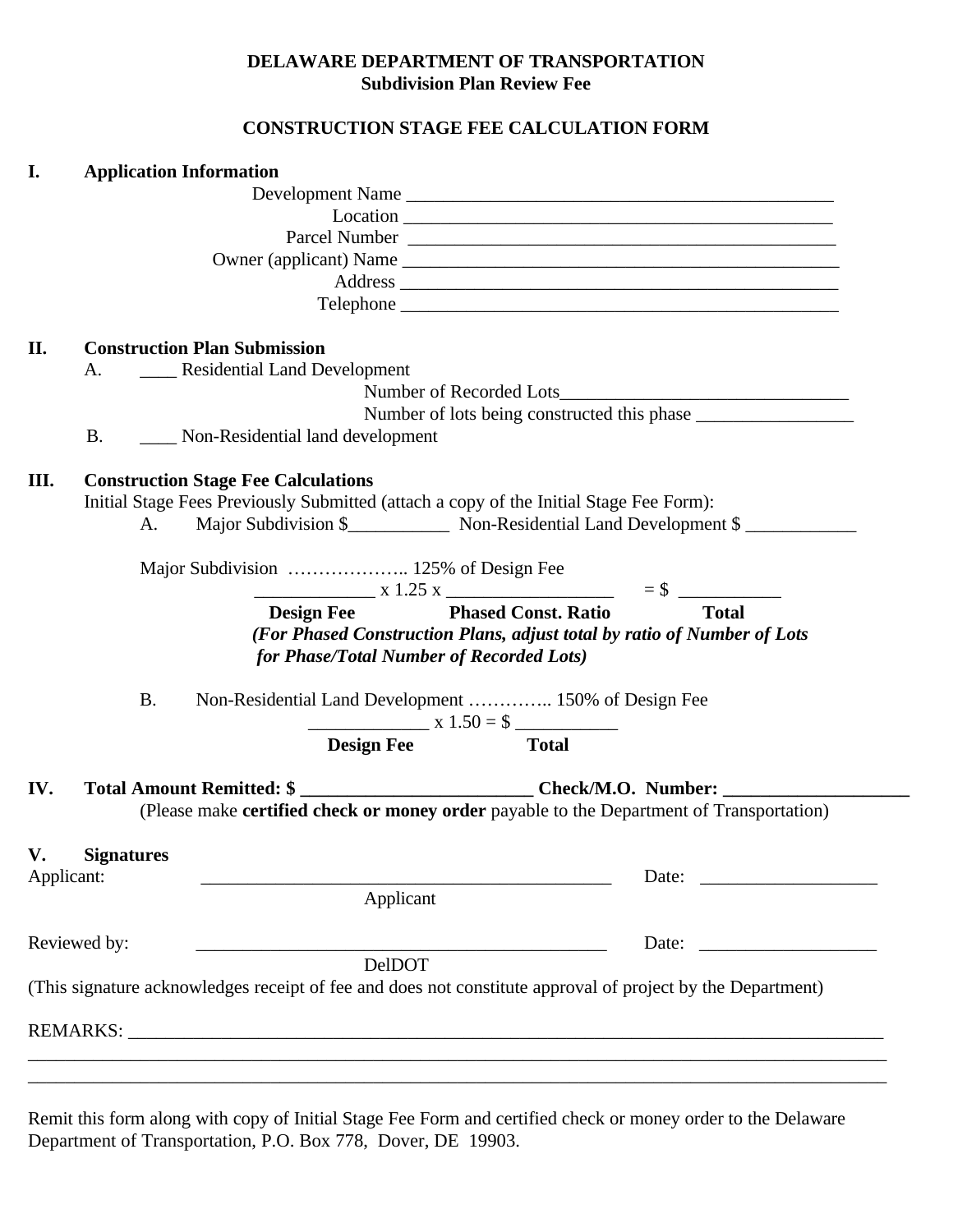**DELAWARE DEPARTMENT OF TRANSPORTATION**
**Subdivision Plan Review Fee**

**CONSTRUCTION STAGE FEE CALCULATION FORM**

**I. Application Information**

Development Name ______________________________________________

Location ______________________________________________

Parcel Number ______________________________________________

Owner (applicant) Name ______________________________________________

Address ______________________________________________

Telephone ______________________________________________

**II. Construction Plan Submission**

A. ____ Residential Land Development

Number of Recorded Lots________________________________

Number of lots being constructed this phase _________________

B. ____ Non-Residential land development

**III. Construction Stage Fee Calculations**

Initial Stage Fees Previously Submitted (attach a copy of the Initial Stage Fee Form):

A. Major Subdivision $___________ Non-Residential Land Development $ ____________

Major Subdivision ……………….. 125% of Design Fee

_____________ x 1.25 x __________________ = $ ___________

**Design Fee** **Phased Const. Ratio** **Total**

***(For Phased Construction Plans, adjust total by ratio of Number of Lots for Phase/Total Number of Recorded Lots)***

B. Non-Residential Land Development ………….. 150% of Design Fee

_____________ x 1.50 = $ ___________

**Design Fee** **Total**

**IV. Total Amount Remitted: $ _________________________ Check/M.O. Number: ____________________**

(Please make **certified check or money order** payable to the Department of Transportation)

**V. Signatures**

Applicant: ______________________________________________ Date: ___________________

Applicant

Reviewed by: ______________________________________________ Date: ___________________

DelDOT

(This signature acknowledges receipt of fee and does not constitute approval of project by the Department)

REMARKS: ______________________________________________________________________________

_______________________________________________________________________________________

_______________________________________________________________________________________

Remit this form along with copy of Initial Stage Fee Form and certified check or money order to the Delaware Department of Transportation, P.O. Box 778, Dover, DE 19903.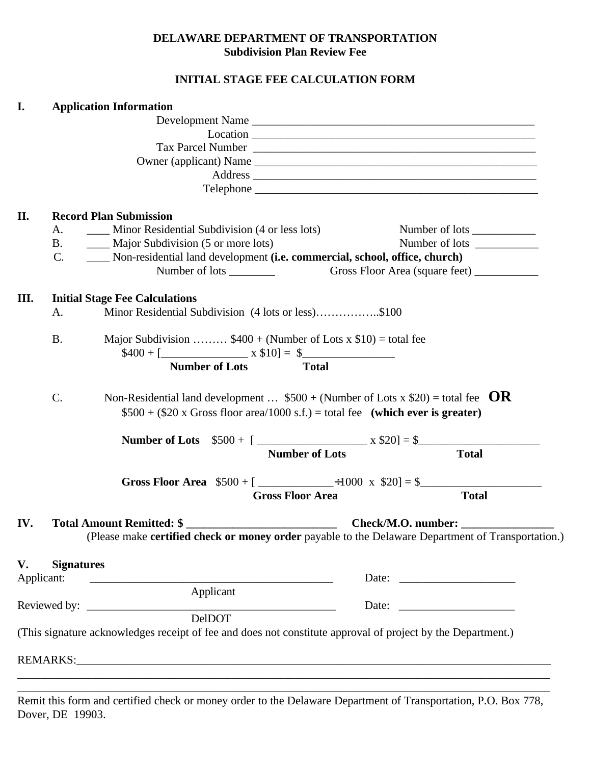# DELAWARE DEPARTMENT OF TRANSPORTATION
## Subdivision Plan Review Fee

## INITIAL STAGE FEE CALCULATION FORM

**I. Application Information**

Development Name ___________________________________________________

Location ___________________________________________________

Tax Parcel Number ___________________________________________________

Owner (applicant) Name ___________________________________________________

Address ___________________________________________________

Telephone ___________________________________________________

**II. Record Plan Submission**

A. ____ Minor Residential Subdivision (4 or less lots) Number of lots ___________

B. ____ Major Subdivision (5 or more lots) Number of lots ___________

C. ____ Non-residential land development **(i.e. commercial, school, office, church)**

Number of lots ________ Gross Floor Area (square feet) ___________

**III. Initial Stage Fee Calculations**

A. Minor Residential Subdivision (4 lots or less)……………..$100

B. Major Subdivision ……… $400 + (Number of Lots x $10) = total fee

$400 + [_______________ x $10] = $________________

**Number of Lots** **Total**

C. Non-Residential land development … $500 + (Number of Lots x $20) = total fee **OR**

$500 + ($20 x Gross floor area/1000 s.f.) = total fee **(which ever is greater)**

**Number of Lots** $500 + [ ___________________ x $20] = $_____________________

**Number of Lots** **Total**

**Gross Floor Area** $500 + [ _____________÷1000 x $20] = $_____________________

**Gross Floor Area** **Total**

**IV. Total Amount Remitted: $ __________________________ Check/M.O. number: ________________**

(Please make **certified check or money order** payable to the Delaware Department of Transportation.)

**V. Signatures**

Applicant: ____________________________________________ Date: ____________________

Applicant

Reviewed by: ____________________________________________ Date: ____________________

DelDOT

(This signature acknowledges receipt of fee and does not constitute approval of project by the Department.)

REMARKS:______________________________________________________________________________

_______________________________________________________________________________________

_______________________________________________________________________________________

Remit this form and certified check or money order to the Delaware Department of Transportation, P.O. Box 778, Dover, DE 19903.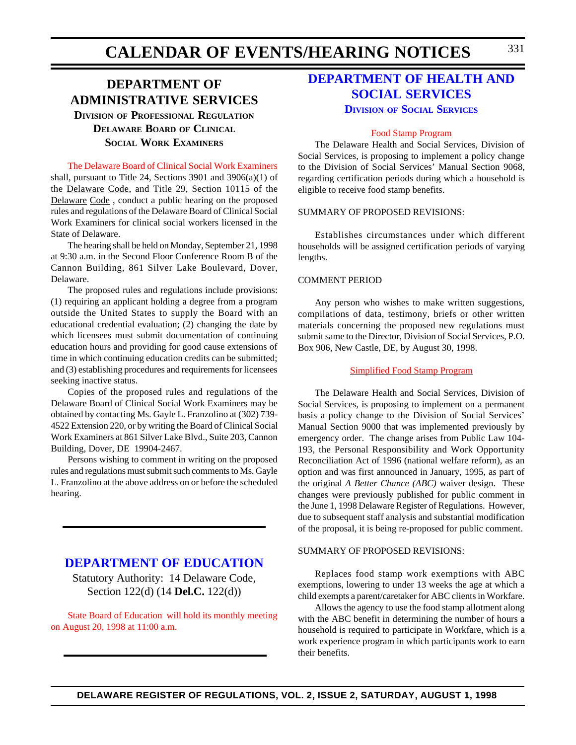# CALENDAR OF EVENTS/HEARING NOTICES

## DEPARTMENT OF ADMINISTRATIVE SERVICES

### Division of Professional Regulation

### Delaware Board of Clinical Social Work Examiners

The Delaware Board of Clinical Social Work Examiners shall, pursuant to Title 24, Sections 3901 and 3906(a)(1) of the Delaware Code, and Title 29, Section 10115 of the Delaware Code , conduct a public hearing on the proposed rules and regulations of the Delaware Board of Clinical Social Work Examiners for clinical social workers licensed in the State of Delaware.

The hearing shall be held on Monday, September 21, 1998 at 9:30 a.m. in the Second Floor Conference Room B of the Cannon Building, 861 Silver Lake Boulevard, Dover, Delaware.

The proposed rules and regulations include provisions: (1) requiring an applicant holding a degree from a program outside the United States to supply the Board with an educational credential evaluation; (2) changing the date by which licensees must submit documentation of continuing education hours and providing for good cause extensions of time in which continuing education credits can be submitted; and (3) establishing procedures and requirements for licensees seeking inactive status.

Copies of the proposed rules and regulations of the Delaware Board of Clinical Social Work Examiners may be obtained by contacting Ms. Gayle L. Franzolino at (302) 739-4522 Extension 220, or by writing the Board of Clinical Social Work Examiners at 861 Silver Lake Blvd., Suite 203, Cannon Building, Dover, DE 19904-2467.

Persons wishing to comment in writing on the proposed rules and regulations must submit such comments to Ms. Gayle L. Franzolino at the above address on or before the scheduled hearing.

---

## DEPARTMENT OF EDUCATION

Statutory Authority: 14 Delaware Code, Section 122(d) (14 **Del.C.** 122(d))

State Board of Education will hold its monthly meeting on August 20, 1998 at 11:00 a.m.

---

## DEPARTMENT OF HEALTH AND SOCIAL SERVICES

### Division of Social Services

Food Stamp Program

The Delaware Health and Social Services, Division of Social Services, is proposing to implement a policy change to the Division of Social Services' Manual Section 9068, regarding certification periods during which a household is eligible to receive food stamp benefits.

SUMMARY OF PROPOSED REVISIONS:

Establishes circumstances under which different households will be assigned certification periods of varying lengths.

COMMENT PERIOD

Any person who wishes to make written suggestions, compilations of data, testimony, briefs or other written materials concerning the proposed new regulations must submit same to the Director, Division of Social Services, P.O. Box 906, New Castle, DE, by August 30, 1998.

Simplified Food Stamp Program

The Delaware Health and Social Services, Division of Social Services, is proposing to implement on a permanent basis a policy change to the Division of Social Services' Manual Section 9000 that was implemented previously by emergency order. The change arises from Public Law 104-193, the Personal Responsibility and Work Opportunity Reconciliation Act of 1996 (national welfare reform), as an option and was first announced in January, 1995, as part of the original *A Better Chance (ABC)* waiver design. These changes were previously published for public comment in the June 1, 1998 Delaware Register of Regulations. However, due to subsequent staff analysis and substantial modification of the proposal, it is being re-proposed for public comment.

SUMMARY OF PROPOSED REVISIONS:

Replaces food stamp work exemptions with ABC exemptions, lowering to under 13 weeks the age at which a child exempts a parent/caretaker for ABC clients in Workfare.

Allows the agency to use the food stamp allotment along with the ABC benefit in determining the number of hours a household is required to participate in Workfare, which is a work experience program in which participants work to earn their benefits.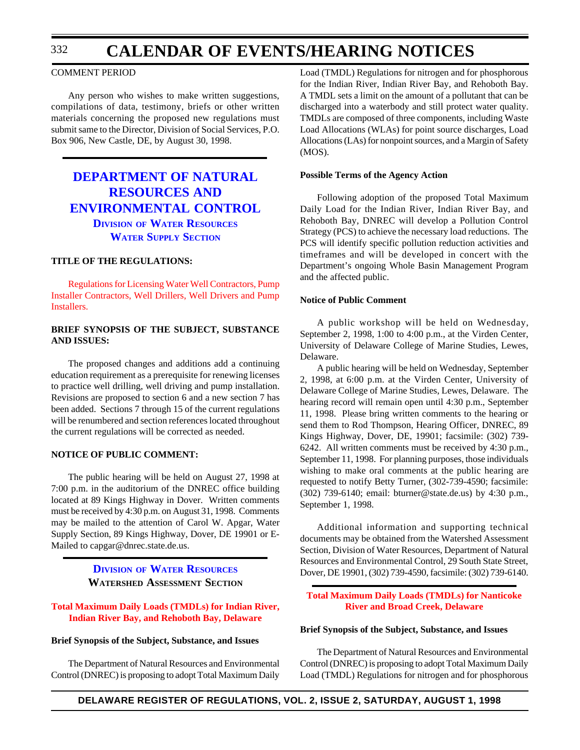COMMENT PERIOD

Any person who wishes to make written suggestions, compilations of data, testimony, briefs or other written materials concerning the proposed new regulations must submit same to the Director, Division of Social Services, P.O. Box 906, New Castle, DE, by August 30, 1998.

## DEPARTMENT OF NATURAL RESOURCES AND ENVIRONMENTAL CONTROL

### Division of Water Resources
### Water Supply Section

**TITLE OF THE REGULATIONS:**

Regulations for Licensing Water Well Contractors, Pump Installer Contractors, Well Drillers, Well Drivers and Pump Installers.

**BRIEF SYNOPSIS OF THE SUBJECT, SUBSTANCE AND ISSUES:**

The proposed changes and additions add a continuing education requirement as a prerequisite for renewing licenses to practice well drilling, well driving and pump installation. Revisions are proposed to section 6 and a new section 7 has been added. Sections 7 through 15 of the current regulations will be renumbered and section references located throughout the current regulations will be corrected as needed.

**NOTICE OF PUBLIC COMMENT:**

The public hearing will be held on August 27, 1998 at 7:00 p.m. in the auditorium of the DNREC office building located at 89 Kings Highway in Dover. Written comments must be received by 4:30 p.m. on August 31, 1998. Comments may be mailed to the attention of Carol W. Apgar, Water Supply Section, 89 Kings Highway, Dover, DE 19901 or E-Mailed to capgar@dnrec.state.de.us.

### Division of Water Resources
### Watershed Assessment Section

**Total Maximum Daily Loads (TMDLs) for Indian River, Indian River Bay, and Rehoboth Bay, Delaware**

**Brief Synopsis of the Subject, Substance, and Issues**

The Department of Natural Resources and Environmental Control (DNREC) is proposing to adopt Total Maximum Daily Load (TMDL) Regulations for nitrogen and for phosphorous for the Indian River, Indian River Bay, and Rehoboth Bay. A TMDL sets a limit on the amount of a pollutant that can be discharged into a waterbody and still protect water quality. TMDLs are composed of three components, including Waste Load Allocations (WLAs) for point source discharges, Load Allocations (LAs) for nonpoint sources, and a Margin of Safety (MOS).

**Possible Terms of the Agency Action**

Following adoption of the proposed Total Maximum Daily Load for the Indian River, Indian River Bay, and Rehoboth Bay, DNREC will develop a Pollution Control Strategy (PCS) to achieve the necessary load reductions. The PCS will identify specific pollution reduction activities and timeframes and will be developed in concert with the Department's ongoing Whole Basin Management Program and the affected public.

**Notice of Public Comment**

A public workshop will be held on Wednesday, September 2, 1998, 1:00 to 4:00 p.m., at the Virden Center, University of Delaware College of Marine Studies, Lewes, Delaware.

A public hearing will be held on Wednesday, September 2, 1998, at 6:00 p.m. at the Virden Center, University of Delaware College of Marine Studies, Lewes, Delaware. The hearing record will remain open until 4:30 p.m., September 11, 1998. Please bring written comments to the hearing or send them to Rod Thompson, Hearing Officer, DNREC, 89 Kings Highway, Dover, DE, 19901; facsimile: (302) 739-6242. All written comments must be received by 4:30 p.m., September 11, 1998. For planning purposes, those individuals wishing to make oral comments at the public hearing are requested to notify Betty Turner, (302-739-4590; facsimile: (302) 739-6140; email: bturner@state.de.us) by 4:30 p.m., September 1, 1998.

Additional information and supporting technical documents may be obtained from the Watershed Assessment Section, Division of Water Resources, Department of Natural Resources and Environmental Control, 29 South State Street, Dover, DE 19901, (302) 739-4590, facsimile: (302) 739-6140.

**Total Maximum Daily Loads (TMDLs) for Nanticoke River and Broad Creek, Delaware**

**Brief Synopsis of the Subject, Substance, and Issues**

The Department of Natural Resources and Environmental Control (DNREC) is proposing to adopt Total Maximum Daily Load (TMDL) Regulations for nitrogen and for phosphorous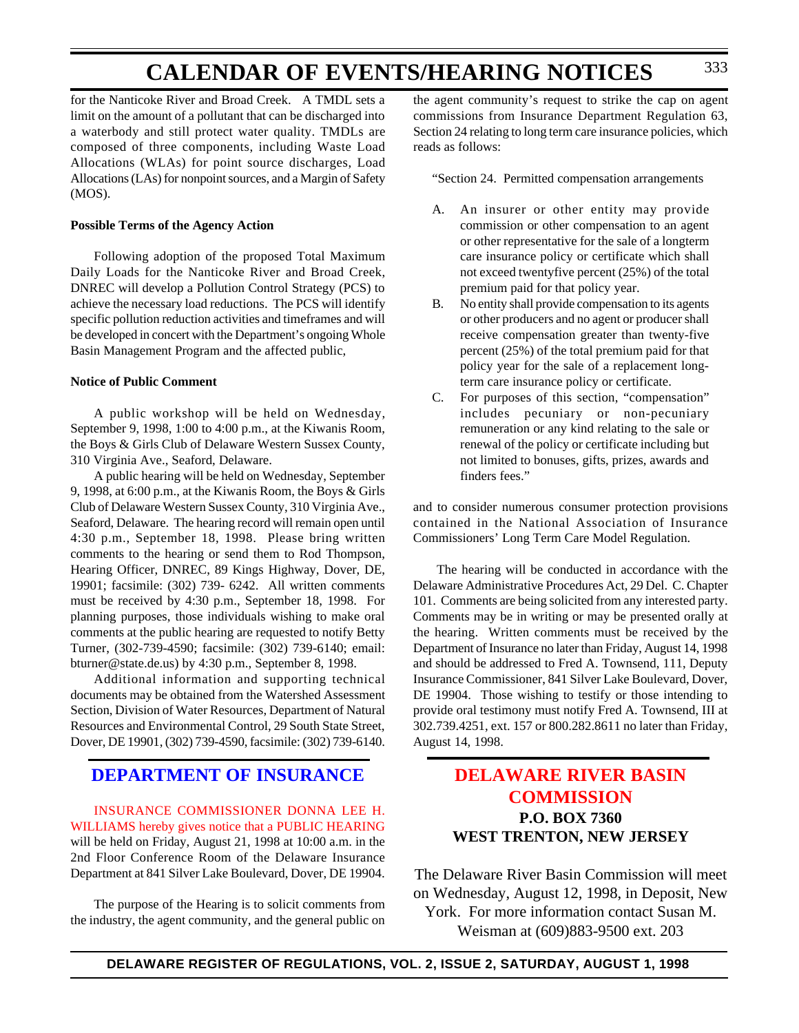for the Nanticoke River and Broad Creek. A TMDL sets a limit on the amount of a pollutant that can be discharged into a waterbody and still protect water quality. TMDLs are composed of three components, including Waste Load Allocations (WLAs) for point source discharges, Load Allocations (LAs) for nonpoint sources, and a Margin of Safety (MOS).

**Possible Terms of the Agency Action**

Following adoption of the proposed Total Maximum Daily Loads for the Nanticoke River and Broad Creek, DNREC will develop a Pollution Control Strategy (PCS) to achieve the necessary load reductions. The PCS will identify specific pollution reduction activities and timeframes and will be developed in concert with the Department's ongoing Whole Basin Management Program and the affected public,

**Notice of Public Comment**

A public workshop will be held on Wednesday, September 9, 1998, 1:00 to 4:00 p.m., at the Kiwanis Room, the Boys & Girls Club of Delaware Western Sussex County, 310 Virginia Ave., Seaford, Delaware.

A public hearing will be held on Wednesday, September 9, 1998, at 6:00 p.m., at the Kiwanis Room, the Boys & Girls Club of Delaware Western Sussex County, 310 Virginia Ave., Seaford, Delaware. The hearing record will remain open until 4:30 p.m., September 18, 1998. Please bring written comments to the hearing or send them to Rod Thompson, Hearing Officer, DNREC, 89 Kings Highway, Dover, DE, 19901; facsimile: (302) 739- 6242. All written comments must be received by 4:30 p.m., September 18, 1998. For planning purposes, those individuals wishing to make oral comments at the public hearing are requested to notify Betty Turner, (302-739-4590; facsimile: (302) 739-6140; email: bturner@state.de.us) by 4:30 p.m., September 8, 1998.

Additional information and supporting technical documents may be obtained from the Watershed Assessment Section, Division of Water Resources, Department of Natural Resources and Environmental Control, 29 South State Street, Dover, DE 19901, (302) 739-4590, facsimile: (302) 739-6140.

## DEPARTMENT OF INSURANCE

INSURANCE COMMISSIONER DONNA LEE H. WILLIAMS hereby gives notice that a PUBLIC HEARING will be held on Friday, August 21, 1998 at 10:00 a.m. in the 2nd Floor Conference Room of the Delaware Insurance Department at 841 Silver Lake Boulevard, Dover, DE 19904.

The purpose of the Hearing is to solicit comments from the industry, the agent community, and the general public on the agent community's request to strike the cap on agent commissions from Insurance Department Regulation 63, Section 24 relating to long term care insurance policies, which reads as follows:

"Section 24. Permitted compensation arrangements

A. An insurer or other entity may provide commission or other compensation to an agent or other representative for the sale of a longterm care insurance policy or certificate which shall not exceed twentyfive percent (25%) of the total premium paid for that policy year.

B. No entity shall provide compensation to its agents or other producers and no agent or producer shall receive compensation greater than twenty-five percent (25%) of the total premium paid for that policy year for the sale of a replacement long-term care insurance policy or certificate.

C. For purposes of this section, "compensation" includes pecuniary or non-pecuniary remuneration or any kind relating to the sale or renewal of the policy or certificate including but not limited to bonuses, gifts, prizes, awards and finders fees."

and to consider numerous consumer protection provisions contained in the National Association of Insurance Commissioners' Long Term Care Model Regulation.

The hearing will be conducted in accordance with the Delaware Administrative Procedures Act, 29 Del. C. Chapter 101. Comments are being solicited from any interested party. Comments may be in writing or may be presented orally at the hearing. Written comments must be received by the Department of Insurance no later than Friday, August 14, 1998 and should be addressed to Fred A. Townsend, 111, Deputy Insurance Commissioner, 841 Silver Lake Boulevard, Dover, DE 19904. Those wishing to testify or those intending to provide oral testimony must notify Fred A. Townsend, III at 302.739.4251, ext. 157 or 800.282.8611 no later than Friday, August 14, 1998.

## DELAWARE RIVER BASIN COMMISSION

**P.O. BOX 7360**
**WEST TRENTON, NEW JERSEY**

The Delaware River Basin Commission will meet on Wednesday, August 12, 1998, in Deposit, New York. For more information contact Susan M. Weisman at (609)883-9500 ext. 203